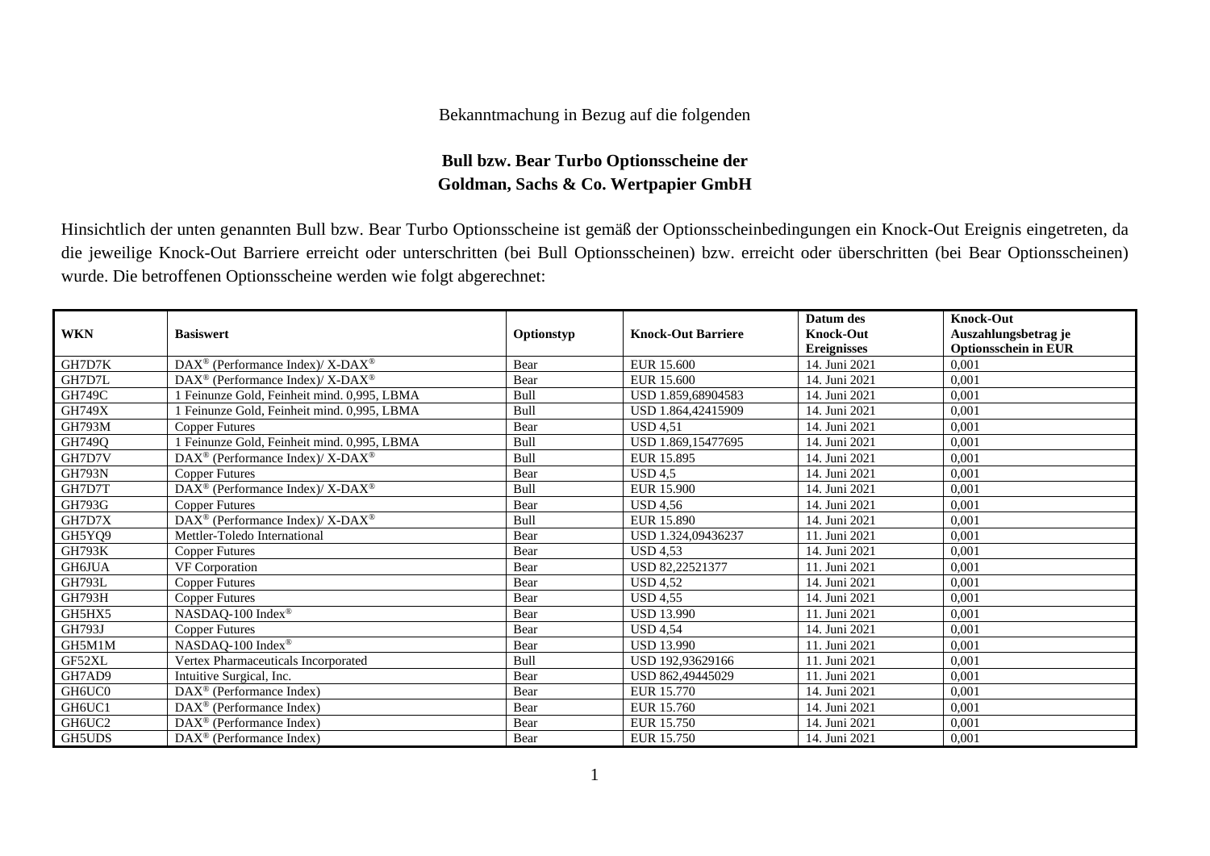Bekanntmachung in Bezug auf die folgenden

**Bull bzw. Bear Turbo Optionsscheine der Goldman, Sachs & Co. Wertpapier GmbH**

Hinsichtlich der unten genannten Bull bzw. Bear Turbo Optionsscheine ist gemäß der Optionsscheinbedingungen ein Knock-Out Ereignis eingetreten, da die jeweilige Knock-Out Barriere erreicht oder unterschritten (bei Bull Optionsscheinen) bzw. erreicht oder überschritten (bei Bear Optionsscheinen) wurde. Die betroffenen Optionsscheine werden wie folgt abgerechnet:

| WKN | Basiswert | Optionstyp | Knock-Out Barriere | Datum des Knock-Out Ereignisses | Knock-Out Auszahlungsbetrag je Optionsschein in EUR |
|---|---|---|---|---|---|
| GH7D7K | DAX® (Performance Index)/ X-DAX® | Bear | EUR 15.600 | 14. Juni 2021 | 0,001 |
| GH7D7L | DAX® (Performance Index)/ X-DAX® | Bear | EUR 15.600 | 14. Juni 2021 | 0,001 |
| GH749C | 1 Feinunze Gold, Feinheit mind. 0,995, LBMA | Bull | USD 1.859,68904583 | 14. Juni 2021 | 0,001 |
| GH749X | 1 Feinunze Gold, Feinheit mind. 0,995, LBMA | Bull | USD 1.864,42415909 | 14. Juni 2021 | 0,001 |
| GH793M | Copper Futures | Bear | USD 4,51 | 14. Juni 2021 | 0,001 |
| GH749Q | 1 Feinunze Gold, Feinheit mind. 0,995, LBMA | Bull | USD 1.869,15477695 | 14. Juni 2021 | 0,001 |
| GH7D7V | DAX® (Performance Index)/ X-DAX® | Bull | EUR 15.895 | 14. Juni 2021 | 0,001 |
| GH793N | Copper Futures | Bear | USD 4,5 | 14. Juni 2021 | 0,001 |
| GH7D7T | DAX® (Performance Index)/ X-DAX® | Bull | EUR 15.900 | 14. Juni 2021 | 0,001 |
| GH793G | Copper Futures | Bear | USD 4,56 | 14. Juni 2021 | 0,001 |
| GH7D7X | DAX® (Performance Index)/ X-DAX® | Bull | EUR 15.890 | 14. Juni 2021 | 0,001 |
| GH5YQ9 | Mettler-Toledo International | Bear | USD 1.324,09436237 | 11. Juni 2021 | 0,001 |
| GH793K | Copper Futures | Bear | USD 4,53 | 14. Juni 2021 | 0,001 |
| GH6JUA | VF Corporation | Bear | USD 82,22521377 | 11. Juni 2021 | 0,001 |
| GH793L | Copper Futures | Bear | USD 4,52 | 14. Juni 2021 | 0,001 |
| GH793H | Copper Futures | Bear | USD 4,55 | 14. Juni 2021 | 0,001 |
| GH5HX5 | NASDAQ-100 Index® | Bear | USD 13.990 | 11. Juni 2021 | 0,001 |
| GH793J | Copper Futures | Bear | USD 4,54 | 14. Juni 2021 | 0,001 |
| GH5M1M | NASDAQ-100 Index® | Bear | USD 13.990 | 11. Juni 2021 | 0,001 |
| GF52XL | Vertex Pharmaceuticals Incorporated | Bull | USD 192,93629166 | 11. Juni 2021 | 0,001 |
| GH7AD9 | Intuitive Surgical, Inc. | Bear | USD 862,49445029 | 11. Juni 2021 | 0,001 |
| GH6UC0 | DAX® (Performance Index) | Bear | EUR 15.770 | 14. Juni 2021 | 0,001 |
| GH6UC1 | DAX® (Performance Index) | Bear | EUR 15.760 | 14. Juni 2021 | 0,001 |
| GH6UC2 | DAX® (Performance Index) | Bear | EUR 15.750 | 14. Juni 2021 | 0,001 |
| GH5UDS | DAX® (Performance Index) | Bear | EUR 15.750 | 14. Juni 2021 | 0,001 |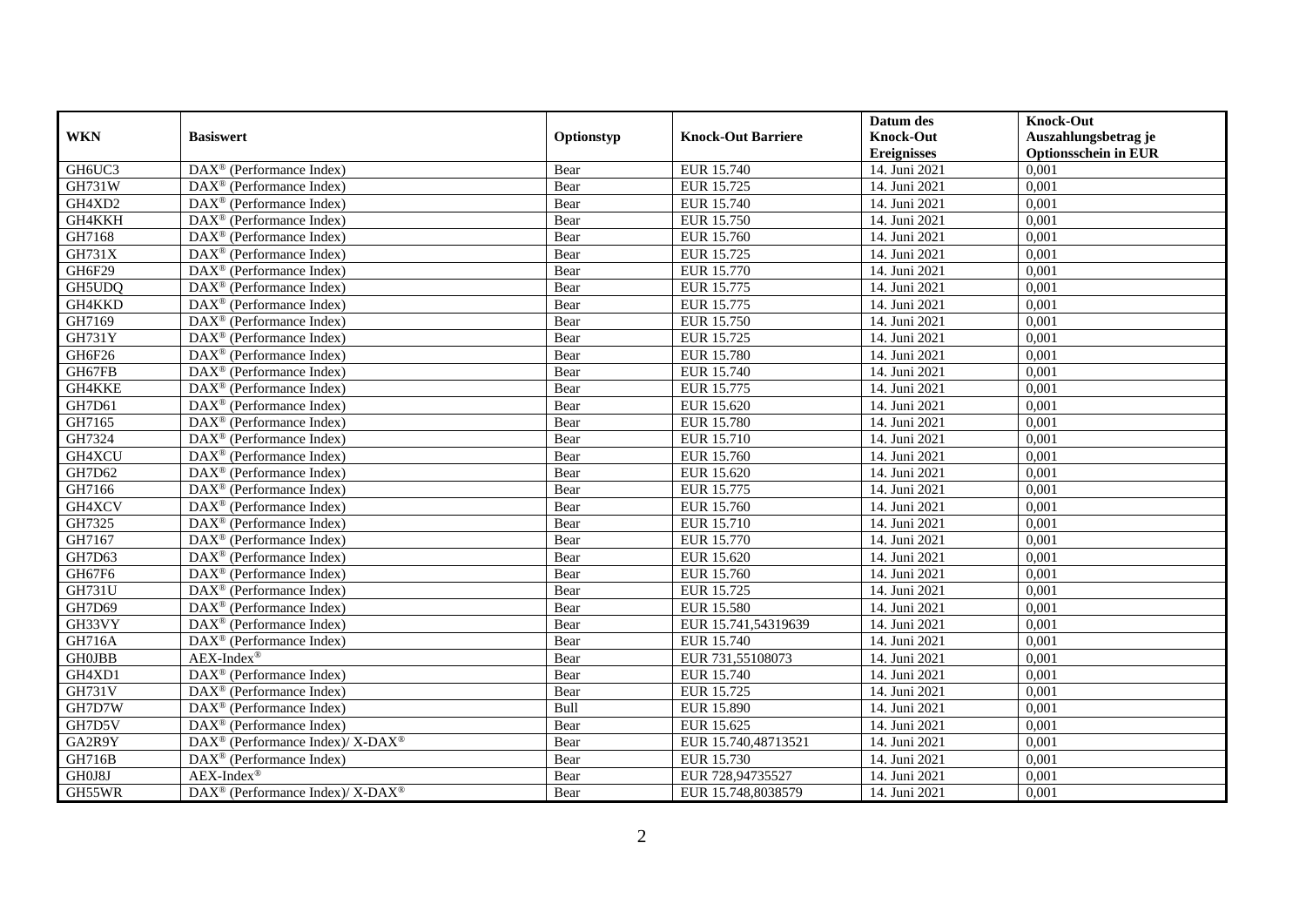| WKN | Basiswert | Optionstyp | Knock-Out Barriere | Datum des Knock-Out Ereignisses | Knock-Out Auszahlungsbetrag je Optionsschein in EUR |
|---|---|---|---|---|---|
| GH6UC3 | DAX® (Performance Index) | Bear | EUR 15.740 | 14. Juni 2021 | 0,001 |
| GH731W | DAX® (Performance Index) | Bear | EUR 15.725 | 14. Juni 2021 | 0,001 |
| GH4XD2 | DAX® (Performance Index) | Bear | EUR 15.740 | 14. Juni 2021 | 0,001 |
| GH4KKH | DAX® (Performance Index) | Bear | EUR 15.750 | 14. Juni 2021 | 0,001 |
| GH7168 | DAX® (Performance Index) | Bear | EUR 15.760 | 14. Juni 2021 | 0,001 |
| GH731X | DAX® (Performance Index) | Bear | EUR 15.725 | 14. Juni 2021 | 0,001 |
| GH6F29 | DAX® (Performance Index) | Bear | EUR 15.770 | 14. Juni 2021 | 0,001 |
| GH5UDQ | DAX® (Performance Index) | Bear | EUR 15.775 | 14. Juni 2021 | 0,001 |
| GH4KKD | DAX® (Performance Index) | Bear | EUR 15.775 | 14. Juni 2021 | 0,001 |
| GH7169 | DAX® (Performance Index) | Bear | EUR 15.750 | 14. Juni 2021 | 0,001 |
| GH731Y | DAX® (Performance Index) | Bear | EUR 15.725 | 14. Juni 2021 | 0,001 |
| GH6F26 | DAX® (Performance Index) | Bear | EUR 15.780 | 14. Juni 2021 | 0,001 |
| GH67FB | DAX® (Performance Index) | Bear | EUR 15.740 | 14. Juni 2021 | 0,001 |
| GH4KKE | DAX® (Performance Index) | Bear | EUR 15.775 | 14. Juni 2021 | 0,001 |
| GH7D61 | DAX® (Performance Index) | Bear | EUR 15.620 | 14. Juni 2021 | 0,001 |
| GH7165 | DAX® (Performance Index) | Bear | EUR 15.780 | 14. Juni 2021 | 0,001 |
| GH7324 | DAX® (Performance Index) | Bear | EUR 15.710 | 14. Juni 2021 | 0,001 |
| GH4XCU | DAX® (Performance Index) | Bear | EUR 15.760 | 14. Juni 2021 | 0,001 |
| GH7D62 | DAX® (Performance Index) | Bear | EUR 15.620 | 14. Juni 2021 | 0,001 |
| GH7166 | DAX® (Performance Index) | Bear | EUR 15.775 | 14. Juni 2021 | 0,001 |
| GH4XCV | DAX® (Performance Index) | Bear | EUR 15.760 | 14. Juni 2021 | 0,001 |
| GH7325 | DAX® (Performance Index) | Bear | EUR 15.710 | 14. Juni 2021 | 0,001 |
| GH7167 | DAX® (Performance Index) | Bear | EUR 15.770 | 14. Juni 2021 | 0,001 |
| GH7D63 | DAX® (Performance Index) | Bear | EUR 15.620 | 14. Juni 2021 | 0,001 |
| GH67F6 | DAX® (Performance Index) | Bear | EUR 15.760 | 14. Juni 2021 | 0,001 |
| GH731U | DAX® (Performance Index) | Bear | EUR 15.725 | 14. Juni 2021 | 0,001 |
| GH7D69 | DAX® (Performance Index) | Bear | EUR 15.580 | 14. Juni 2021 | 0,001 |
| GH33VY | DAX® (Performance Index) | Bear | EUR 15.741,54319639 | 14. Juni 2021 | 0,001 |
| GH716A | DAX® (Performance Index) | Bear | EUR 15.740 | 14. Juni 2021 | 0,001 |
| GH0JBB | AEX-Index® | Bear | EUR 731,55108073 | 14. Juni 2021 | 0,001 |
| GH4XD1 | DAX® (Performance Index) | Bear | EUR 15.740 | 14. Juni 2021 | 0,001 |
| GH731V | DAX® (Performance Index) | Bear | EUR 15.725 | 14. Juni 2021 | 0,001 |
| GH7D7W | DAX® (Performance Index) | Bull | EUR 15.890 | 14. Juni 2021 | 0,001 |
| GH7D5V | DAX® (Performance Index) | Bear | EUR 15.625 | 14. Juni 2021 | 0,001 |
| GA2R9Y | DAX® (Performance Index)/ X-DAX® | Bear | EUR 15.740,48713521 | 14. Juni 2021 | 0,001 |
| GH716B | DAX® (Performance Index) | Bear | EUR 15.730 | 14. Juni 2021 | 0,001 |
| GH0J8J | AEX-Index® | Bear | EUR 728,94735527 | 14. Juni 2021 | 0,001 |
| GH55WR | DAX® (Performance Index)/ X-DAX® | Bear | EUR 15.748,8038579 | 14. Juni 2021 | 0,001 |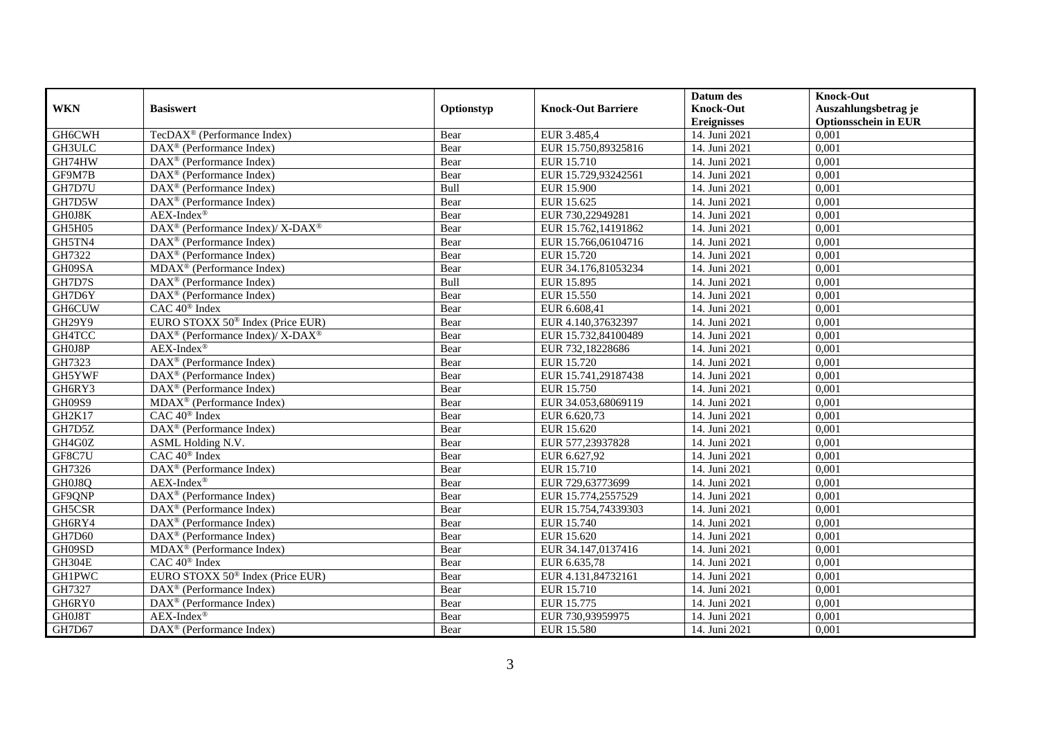| WKN | Basiswert | Optionstyp | Knock-Out Barriere | Datum des Knock-Out Ereignisses | Knock-Out Auszahlungsbetrag je Optionsschein in EUR |
|---|---|---|---|---|---|
| GH6CWH | TecDAX® (Performance Index) | Bear | EUR 3.485,4 | 14. Juni 2021 | 0,001 |
| GH3ULC | DAX® (Performance Index) | Bear | EUR 15.750,89325816 | 14. Juni 2021 | 0,001 |
| GH74HW | DAX® (Performance Index) | Bear | EUR 15.710 | 14. Juni 2021 | 0,001 |
| GF9M7B | DAX® (Performance Index) | Bear | EUR 15.729,93242561 | 14. Juni 2021 | 0,001 |
| GH7D7U | DAX® (Performance Index) | Bull | EUR 15.900 | 14. Juni 2021 | 0,001 |
| GH7D5W | DAX® (Performance Index) | Bear | EUR 15.625 | 14. Juni 2021 | 0,001 |
| GH0J8K | AEX-Index® | Bear | EUR 730,22949281 | 14. Juni 2021 | 0,001 |
| GH5H05 | DAX® (Performance Index)/ X-DAX® | Bear | EUR 15.762,14191862 | 14. Juni 2021 | 0,001 |
| GH5TN4 | DAX® (Performance Index) | Bear | EUR 15.766,06104716 | 14. Juni 2021 | 0,001 |
| GH7322 | DAX® (Performance Index) | Bear | EUR 15.720 | 14. Juni 2021 | 0,001 |
| GH09SA | MDAX® (Performance Index) | Bear | EUR 34.176,81053234 | 14. Juni 2021 | 0,001 |
| GH7D7S | DAX® (Performance Index) | Bull | EUR 15.895 | 14. Juni 2021 | 0,001 |
| GH7D6Y | DAX® (Performance Index) | Bear | EUR 15.550 | 14. Juni 2021 | 0,001 |
| GH6CUW | CAC 40® Index | Bear | EUR 6.608,41 | 14. Juni 2021 | 0,001 |
| GH29Y9 | EURO STOXX 50® Index (Price EUR) | Bear | EUR 4.140,37632397 | 14. Juni 2021 | 0,001 |
| GH4TCC | DAX® (Performance Index)/ X-DAX® | Bear | EUR 15.732,84100489 | 14. Juni 2021 | 0,001 |
| GH0J8P | AEX-Index® | Bear | EUR 732,18228686 | 14. Juni 2021 | 0,001 |
| GH7323 | DAX® (Performance Index) | Bear | EUR 15.720 | 14. Juni 2021 | 0,001 |
| GH5YWF | DAX® (Performance Index) | Bear | EUR 15.741,29187438 | 14. Juni 2021 | 0,001 |
| GH6RY3 | DAX® (Performance Index) | Bear | EUR 15.750 | 14. Juni 2021 | 0,001 |
| GH09S9 | MDAX® (Performance Index) | Bear | EUR 34.053,68069119 | 14. Juni 2021 | 0,001 |
| GH2K17 | CAC 40® Index | Bear | EUR 6.620,73 | 14. Juni 2021 | 0,001 |
| GH7D5Z | DAX® (Performance Index) | Bear | EUR 15.620 | 14. Juni 2021 | 0,001 |
| GH4G0Z | ASML Holding N.V. | Bear | EUR 577,23937828 | 14. Juni 2021 | 0,001 |
| GF8C7U | CAC 40® Index | Bear | EUR 6.627,92 | 14. Juni 2021 | 0,001 |
| GH7326 | DAX® (Performance Index) | Bear | EUR 15.710 | 14. Juni 2021 | 0,001 |
| GH0J8Q | AEX-Index® | Bear | EUR 729,63773699 | 14. Juni 2021 | 0,001 |
| GF9QNP | DAX® (Performance Index) | Bear | EUR 15.774,2557529 | 14. Juni 2021 | 0,001 |
| GH5CSR | DAX® (Performance Index) | Bear | EUR 15.754,74339303 | 14. Juni 2021 | 0,001 |
| GH6RY4 | DAX® (Performance Index) | Bear | EUR 15.740 | 14. Juni 2021 | 0,001 |
| GH7D60 | DAX® (Performance Index) | Bear | EUR 15.620 | 14. Juni 2021 | 0,001 |
| GH09SD | MDAX® (Performance Index) | Bear | EUR 34.147,0137416 | 14. Juni 2021 | 0,001 |
| GH304E | CAC 40® Index | Bear | EUR 6.635,78 | 14. Juni 2021 | 0,001 |
| GH1PWC | EURO STOXX 50® Index (Price EUR) | Bear | EUR 4.131,84732161 | 14. Juni 2021 | 0,001 |
| GH7327 | DAX® (Performance Index) | Bear | EUR 15.710 | 14. Juni 2021 | 0,001 |
| GH6RY0 | DAX® (Performance Index) | Bear | EUR 15.775 | 14. Juni 2021 | 0,001 |
| GH0J8T | AEX-Index® | Bear | EUR 730,93959975 | 14. Juni 2021 | 0,001 |
| GH7D67 | DAX® (Performance Index) | Bear | EUR 15.580 | 14. Juni 2021 | 0,001 |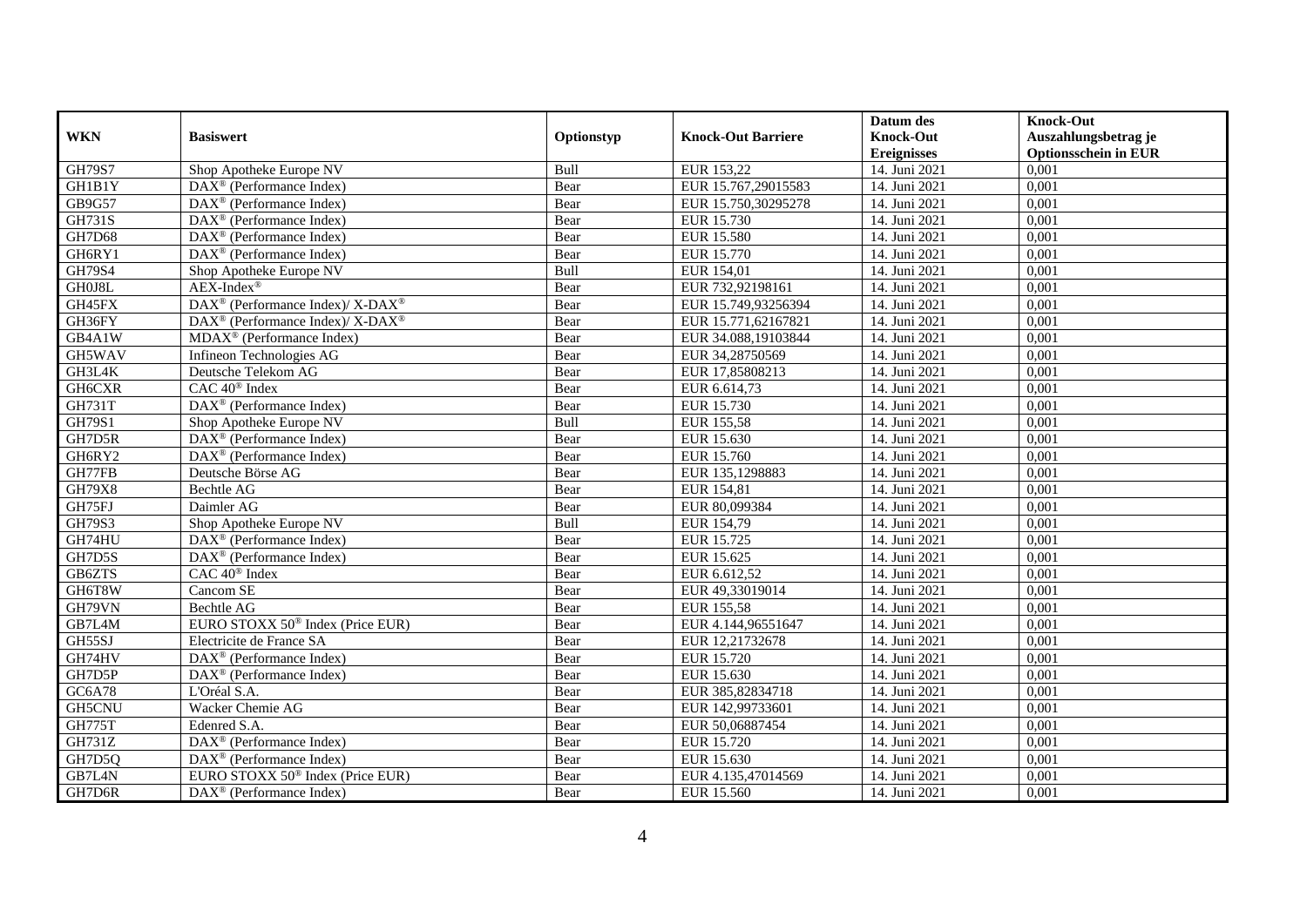| WKN | Basiswert | Optionstyp | Knock-Out Barriere | Datum des Knock-Out Ereignisses | Knock-Out Auszahlungsbetrag je Optionsschein in EUR |
|---|---|---|---|---|---|
| GH79S7 | Shop Apotheke Europe NV | Bull | EUR 153,22 | 14. Juni 2021 | 0,001 |
| GH1B1Y | DAX® (Performance Index) | Bear | EUR 15.767,29015583 | 14. Juni 2021 | 0,001 |
| GB9G57 | DAX® (Performance Index) | Bear | EUR 15.750,30295278 | 14. Juni 2021 | 0,001 |
| GH731S | DAX® (Performance Index) | Bear | EUR 15.730 | 14. Juni 2021 | 0,001 |
| GH7D68 | DAX® (Performance Index) | Bear | EUR 15.580 | 14. Juni 2021 | 0,001 |
| GH6RY1 | DAX® (Performance Index) | Bear | EUR 15.770 | 14. Juni 2021 | 0,001 |
| GH79S4 | Shop Apotheke Europe NV | Bull | EUR 154,01 | 14. Juni 2021 | 0,001 |
| GH0J8L | AEX-Index® | Bear | EUR 732,92198161 | 14. Juni 2021 | 0,001 |
| GH45FX | DAX® (Performance Index)/ X-DAX® | Bear | EUR 15.749,93256394 | 14. Juni 2021 | 0,001 |
| GH36FY | DAX® (Performance Index)/ X-DAX® | Bear | EUR 15.771,62167821 | 14. Juni 2021 | 0,001 |
| GB4A1W | MDAX® (Performance Index) | Bear | EUR 34.088,19103844 | 14. Juni 2021 | 0,001 |
| GH5WAV | Infineon Technologies AG | Bear | EUR 34,28750569 | 14. Juni 2021 | 0,001 |
| GH3L4K | Deutsche Telekom AG | Bear | EUR 17,85808213 | 14. Juni 2021 | 0,001 |
| GH6CXR | CAC 40® Index | Bear | EUR 6.614,73 | 14. Juni 2021 | 0,001 |
| GH731T | DAX® (Performance Index) | Bear | EUR 15.730 | 14. Juni 2021 | 0,001 |
| GH79S1 | Shop Apotheke Europe NV | Bull | EUR 155,58 | 14. Juni 2021 | 0,001 |
| GH7D5R | DAX® (Performance Index) | Bear | EUR 15.630 | 14. Juni 2021 | 0,001 |
| GH6RY2 | DAX® (Performance Index) | Bear | EUR 15.760 | 14. Juni 2021 | 0,001 |
| GH77FB | Deutsche Börse AG | Bear | EUR 135,1298883 | 14. Juni 2021 | 0,001 |
| GH79X8 | Bechtle AG | Bear | EUR 154,81 | 14. Juni 2021 | 0,001 |
| GH75FJ | Daimler AG | Bear | EUR 80,099384 | 14. Juni 2021 | 0,001 |
| GH79S3 | Shop Apotheke Europe NV | Bull | EUR 154,79 | 14. Juni 2021 | 0,001 |
| GH74HU | DAX® (Performance Index) | Bear | EUR 15.725 | 14. Juni 2021 | 0,001 |
| GH7D5S | DAX® (Performance Index) | Bear | EUR 15.625 | 14. Juni 2021 | 0,001 |
| GB6ZTS | CAC 40® Index | Bear | EUR 6.612,52 | 14. Juni 2021 | 0,001 |
| GH6T8W | Cancom SE | Bear | EUR 49,33019014 | 14. Juni 2021 | 0,001 |
| GH79VN | Bechtle AG | Bear | EUR 155,58 | 14. Juni 2021 | 0,001 |
| GB7L4M | EURO STOXX 50® Index (Price EUR) | Bear | EUR 4.144,96551647 | 14. Juni 2021 | 0,001 |
| GH55SJ | Electricite de France SA | Bear | EUR 12,21732678 | 14. Juni 2021 | 0,001 |
| GH74HV | DAX® (Performance Index) | Bear | EUR 15.720 | 14. Juni 2021 | 0,001 |
| GH7D5P | DAX® (Performance Index) | Bear | EUR 15.630 | 14. Juni 2021 | 0,001 |
| GC6A78 | L'Oréal S.A. | Bear | EUR 385,82834718 | 14. Juni 2021 | 0,001 |
| GH5CNU | Wacker Chemie AG | Bear | EUR 142,99733601 | 14. Juni 2021 | 0,001 |
| GH775T | Edenred S.A. | Bear | EUR 50,06887454 | 14. Juni 2021 | 0,001 |
| GH731Z | DAX® (Performance Index) | Bear | EUR 15.720 | 14. Juni 2021 | 0,001 |
| GH7D5Q | DAX® (Performance Index) | Bear | EUR 15.630 | 14. Juni 2021 | 0,001 |
| GB7L4N | EURO STOXX 50® Index (Price EUR) | Bear | EUR 4.135,47014569 | 14. Juni 2021 | 0,001 |
| GH7D6R | DAX® (Performance Index) | Bear | EUR 15.560 | 14. Juni 2021 | 0,001 |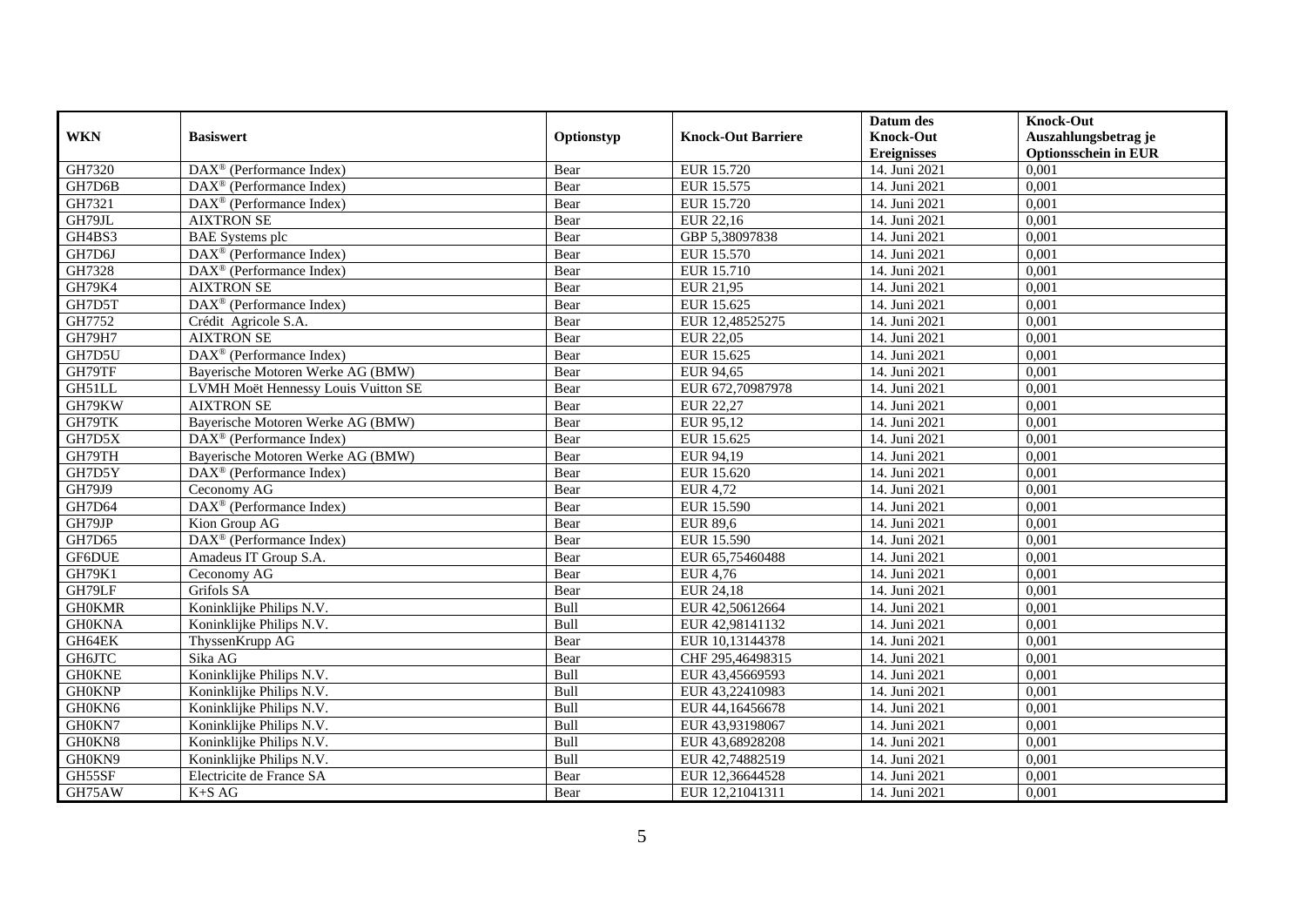| WKN | Basiswert | Optionstyp | Knock-Out Barriere | Datum des Knock-Out Ereignisses | Knock-Out Auszahlungsbetrag je Optionsschein in EUR |
|---|---|---|---|---|---|
| GH7320 | DAX® (Performance Index) | Bear | EUR 15.720 | 14. Juni 2021 | 0,001 |
| GH7D6B | DAX® (Performance Index) | Bear | EUR 15.575 | 14. Juni 2021 | 0,001 |
| GH7321 | DAX® (Performance Index) | Bear | EUR 15.720 | 14. Juni 2021 | 0,001 |
| GH79JL | AIXTRON SE | Bear | EUR 22,16 | 14. Juni 2021 | 0,001 |
| GH4BS3 | BAE Systems plc | Bear | GBP 5,38097838 | 14. Juni 2021 | 0,001 |
| GH7D6J | DAX® (Performance Index) | Bear | EUR 15.570 | 14. Juni 2021 | 0,001 |
| GH7328 | DAX® (Performance Index) | Bear | EUR 15.710 | 14. Juni 2021 | 0,001 |
| GH79K4 | AIXTRON SE | Bear | EUR 21,95 | 14. Juni 2021 | 0,001 |
| GH7D5T | DAX® (Performance Index) | Bear | EUR 15.625 | 14. Juni 2021 | 0,001 |
| GH7752 | Crédit Agricole S.A. | Bear | EUR 12,48525275 | 14. Juni 2021 | 0,001 |
| GH79H7 | AIXTRON SE | Bear | EUR 22,05 | 14. Juni 2021 | 0,001 |
| GH7D5U | DAX® (Performance Index) | Bear | EUR 15.625 | 14. Juni 2021 | 0,001 |
| GH79TF | Bayerische Motoren Werke AG (BMW) | Bear | EUR 94,65 | 14. Juni 2021 | 0,001 |
| GH51LL | LVMH Moët Hennessy Louis Vuitton SE | Bear | EUR 672,70987978 | 14. Juni 2021 | 0,001 |
| GH79KW | AIXTRON SE | Bear | EUR 22,27 | 14. Juni 2021 | 0,001 |
| GH79TK | Bayerische Motoren Werke AG (BMW) | Bear | EUR 95,12 | 14. Juni 2021 | 0,001 |
| GH7D5X | DAX® (Performance Index) | Bear | EUR 15.625 | 14. Juni 2021 | 0,001 |
| GH79TH | Bayerische Motoren Werke AG (BMW) | Bear | EUR 94,19 | 14. Juni 2021 | 0,001 |
| GH7D5Y | DAX® (Performance Index) | Bear | EUR 15.620 | 14. Juni 2021 | 0,001 |
| GH79J9 | Ceconomy AG | Bear | EUR 4,72 | 14. Juni 2021 | 0,001 |
| GH7D64 | DAX® (Performance Index) | Bear | EUR 15.590 | 14. Juni 2021 | 0,001 |
| GH79JP | Kion Group AG | Bear | EUR 89,6 | 14. Juni 2021 | 0,001 |
| GH7D65 | DAX® (Performance Index) | Bear | EUR 15.590 | 14. Juni 2021 | 0,001 |
| GF6DUE | Amadeus IT Group S.A. | Bear | EUR 65,75460488 | 14. Juni 2021 | 0,001 |
| GH79K1 | Ceconomy AG | Bear | EUR 4,76 | 14. Juni 2021 | 0,001 |
| GH79LF | Grifols SA | Bear | EUR 24,18 | 14. Juni 2021 | 0,001 |
| GH0KMR | Koninklijke Philips N.V. | Bull | EUR 42,50612664 | 14. Juni 2021 | 0,001 |
| GH0KNA | Koninklijke Philips N.V. | Bull | EUR 42,98141132 | 14. Juni 2021 | 0,001 |
| GH64EK | ThyssenKrupp AG | Bear | EUR 10,13144378 | 14. Juni 2021 | 0,001 |
| GH6JTC | Sika AG | Bear | CHF 295,46498315 | 14. Juni 2021 | 0,001 |
| GH0KNE | Koninklijke Philips N.V. | Bull | EUR 43,45669593 | 14. Juni 2021 | 0,001 |
| GH0KNP | Koninklijke Philips N.V. | Bull | EUR 43,22410983 | 14. Juni 2021 | 0,001 |
| GH0KN6 | Koninklijke Philips N.V. | Bull | EUR 44,16456678 | 14. Juni 2021 | 0,001 |
| GH0KN7 | Koninklijke Philips N.V. | Bull | EUR 43,93198067 | 14. Juni 2021 | 0,001 |
| GH0KN8 | Koninklijke Philips N.V. | Bull | EUR 43,68928208 | 14. Juni 2021 | 0,001 |
| GH0KN9 | Koninklijke Philips N.V. | Bull | EUR 42,74882519 | 14. Juni 2021 | 0,001 |
| GH55SF | Electricite de France SA | Bear | EUR 12,36644528 | 14. Juni 2021 | 0,001 |
| GH75AW | K+S AG | Bear | EUR 12,21041311 | 14. Juni 2021 | 0,001 |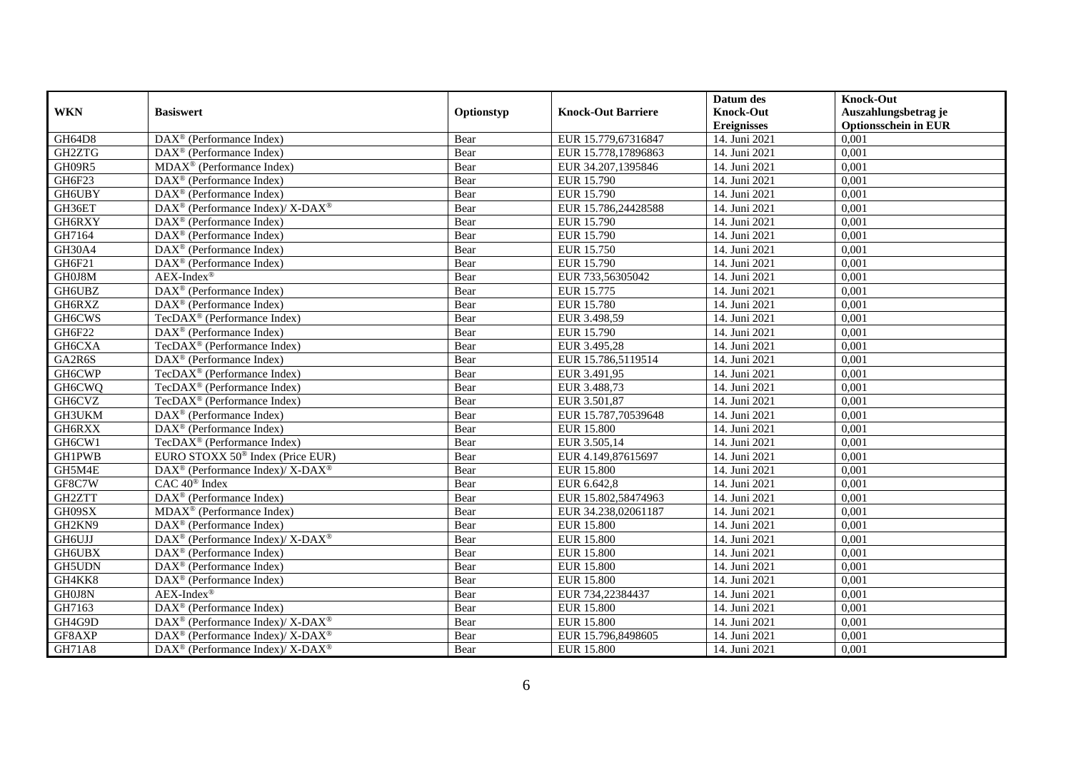| WKN | Basiswert | Optionstyp | Knock-Out Barriere | Datum des Knock-Out Ereignisses | Knock-Out Auszahlungsbetrag je Optionsschein in EUR |
|---|---|---|---|---|---|
| GH64D8 | DAX® (Performance Index) | Bear | EUR 15.779,67316847 | 14. Juni 2021 | 0,001 |
| GH2ZTG | DAX® (Performance Index) | Bear | EUR 15.778,17896863 | 14. Juni 2021 | 0,001 |
| GH09R5 | MDAX® (Performance Index) | Bear | EUR 34.207,1395846 | 14. Juni 2021 | 0,001 |
| GH6F23 | DAX® (Performance Index) | Bear | EUR 15.790 | 14. Juni 2021 | 0,001 |
| GH6UBY | DAX® (Performance Index) | Bear | EUR 15.790 | 14. Juni 2021 | 0,001 |
| GH36ET | DAX® (Performance Index)/ X-DAX® | Bear | EUR 15.786,24428588 | 14. Juni 2021 | 0,001 |
| GH6RXY | DAX® (Performance Index) | Bear | EUR 15.790 | 14. Juni 2021 | 0,001 |
| GH7164 | DAX® (Performance Index) | Bear | EUR 15.790 | 14. Juni 2021 | 0,001 |
| GH30A4 | DAX® (Performance Index) | Bear | EUR 15.750 | 14. Juni 2021 | 0,001 |
| GH6F21 | DAX® (Performance Index) | Bear | EUR 15.790 | 14. Juni 2021 | 0,001 |
| GH0J8M | AEX-Index® | Bear | EUR 733,56305042 | 14. Juni 2021 | 0,001 |
| GH6UBZ | DAX® (Performance Index) | Bear | EUR 15.775 | 14. Juni 2021 | 0,001 |
| GH6RXZ | DAX® (Performance Index) | Bear | EUR 15.780 | 14. Juni 2021 | 0,001 |
| GH6CWS | TecDAX® (Performance Index) | Bear | EUR 3.498,59 | 14. Juni 2021 | 0,001 |
| GH6F22 | DAX® (Performance Index) | Bear | EUR 15.790 | 14. Juni 2021 | 0,001 |
| GH6CXA | TecDAX® (Performance Index) | Bear | EUR 3.495,28 | 14. Juni 2021 | 0,001 |
| GA2R6S | DAX® (Performance Index) | Bear | EUR 15.786,5119514 | 14. Juni 2021 | 0,001 |
| GH6CWP | TecDAX® (Performance Index) | Bear | EUR 3.491,95 | 14. Juni 2021 | 0,001 |
| GH6CWQ | TecDAX® (Performance Index) | Bear | EUR 3.488,73 | 14. Juni 2021 | 0,001 |
| GH6CVZ | TecDAX® (Performance Index) | Bear | EUR 3.501,87 | 14. Juni 2021 | 0,001 |
| GH3UKM | DAX® (Performance Index) | Bear | EUR 15.787,70539648 | 14. Juni 2021 | 0,001 |
| GH6RXX | DAX® (Performance Index) | Bear | EUR 15.800 | 14. Juni 2021 | 0,001 |
| GH6CW1 | TecDAX® (Performance Index) | Bear | EUR 3.505,14 | 14. Juni 2021 | 0,001 |
| GH1PWB | EURO STOXX 50® Index (Price EUR) | Bear | EUR 4.149,87615697 | 14. Juni 2021 | 0,001 |
| GH5M4E | DAX® (Performance Index)/ X-DAX® | Bear | EUR 15.800 | 14. Juni 2021 | 0,001 |
| GF8C7W | CAC 40® Index | Bear | EUR 6.642,8 | 14. Juni 2021 | 0,001 |
| GH2ZTT | DAX® (Performance Index) | Bear | EUR 15.802,58474963 | 14. Juni 2021 | 0,001 |
| GH09SX | MDAX® (Performance Index) | Bear | EUR 34.238,02061187 | 14. Juni 2021 | 0,001 |
| GH2KN9 | DAX® (Performance Index) | Bear | EUR 15.800 | 14. Juni 2021 | 0,001 |
| GH6UJJ | DAX® (Performance Index)/ X-DAX® | Bear | EUR 15.800 | 14. Juni 2021 | 0,001 |
| GH6UBX | DAX® (Performance Index) | Bear | EUR 15.800 | 14. Juni 2021 | 0,001 |
| GH5UDN | DAX® (Performance Index) | Bear | EUR 15.800 | 14. Juni 2021 | 0,001 |
| GH4KK8 | DAX® (Performance Index) | Bear | EUR 15.800 | 14. Juni 2021 | 0,001 |
| GH0J8N | AEX-Index® | Bear | EUR 734,22384437 | 14. Juni 2021 | 0,001 |
| GH7163 | DAX® (Performance Index) | Bear | EUR 15.800 | 14. Juni 2021 | 0,001 |
| GH4G9D | DAX® (Performance Index)/ X-DAX® | Bear | EUR 15.800 | 14. Juni 2021 | 0,001 |
| GF8AXP | DAX® (Performance Index)/ X-DAX® | Bear | EUR 15.796,8498605 | 14. Juni 2021 | 0,001 |
| GH71A8 | DAX® (Performance Index)/ X-DAX® | Bear | EUR 15.800 | 14. Juni 2021 | 0,001 |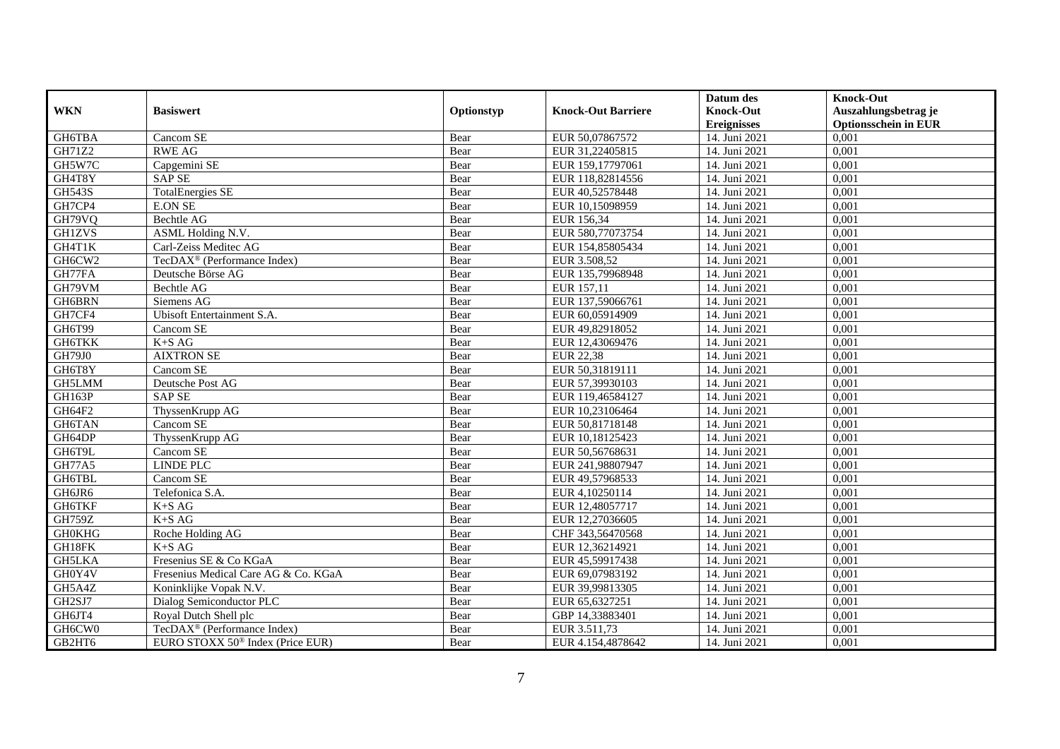| WKN | Basiswert | Optionstyp | Knock-Out Barriere | Datum des Knock-Out Ereignisses | Knock-Out Auszahlungsbetrag je Optionsschein in EUR |
|---|---|---|---|---|---|
| GH6TBA | Cancom SE | Bear | EUR 50,07867572 | 14. Juni 2021 | 0,001 |
| GH71Z2 | RWE AG | Bear | EUR 31,22405815 | 14. Juni 2021 | 0,001 |
| GH5W7C | Capgemini SE | Bear | EUR 159,17797061 | 14. Juni 2021 | 0,001 |
| GH4T8Y | SAP SE | Bear | EUR 118,82814556 | 14. Juni 2021 | 0,001 |
| GH543S | TotalEnergies SE | Bear | EUR 40,52578448 | 14. Juni 2021 | 0,001 |
| GH7CP4 | E.ON SE | Bear | EUR 10,15098959 | 14. Juni 2021 | 0,001 |
| GH79VQ | Bechtle AG | Bear | EUR 156,34 | 14. Juni 2021 | 0,001 |
| GH1ZVS | ASML Holding N.V. | Bear | EUR 580,77073754 | 14. Juni 2021 | 0,001 |
| GH4T1K | Carl-Zeiss Meditec AG | Bear | EUR 154,85805434 | 14. Juni 2021 | 0,001 |
| GH6CW2 | TecDAX® (Performance Index) | Bear | EUR 3.508,52 | 14. Juni 2021 | 0,001 |
| GH77FA | Deutsche Börse AG | Bear | EUR 135,79968948 | 14. Juni 2021 | 0,001 |
| GH79VM | Bechtle AG | Bear | EUR 157,11 | 14. Juni 2021 | 0,001 |
| GH6BRN | Siemens AG | Bear | EUR 137,59066761 | 14. Juni 2021 | 0,001 |
| GH7CF4 | Ubisoft Entertainment S.A. | Bear | EUR 60,05914909 | 14. Juni 2021 | 0,001 |
| GH6T99 | Cancom SE | Bear | EUR 49,82918052 | 14. Juni 2021 | 0,001 |
| GH6TKK | K+S AG | Bear | EUR 12,43069476 | 14. Juni 2021 | 0,001 |
| GH79J0 | AIXTRON SE | Bear | EUR 22,38 | 14. Juni 2021 | 0,001 |
| GH6T8Y | Cancom SE | Bear | EUR 50,31819111 | 14. Juni 2021 | 0,001 |
| GH5LMM | Deutsche Post AG | Bear | EUR 57,39930103 | 14. Juni 2021 | 0,001 |
| GH163P | SAP SE | Bear | EUR 119,46584127 | 14. Juni 2021 | 0,001 |
| GH64F2 | ThyssenKrupp AG | Bear | EUR 10,23106464 | 14. Juni 2021 | 0,001 |
| GH6TAN | Cancom SE | Bear | EUR 50,81718148 | 14. Juni 2021 | 0,001 |
| GH64DP | ThyssenKrupp AG | Bear | EUR 10,18125423 | 14. Juni 2021 | 0,001 |
| GH6T9L | Cancom SE | Bear | EUR 50,56768631 | 14. Juni 2021 | 0,001 |
| GH77A5 | LINDE PLC | Bear | EUR 241,98807947 | 14. Juni 2021 | 0,001 |
| GH6TBL | Cancom SE | Bear | EUR 49,57968533 | 14. Juni 2021 | 0,001 |
| GH6JR6 | Telefonica S.A. | Bear | EUR 4,10250114 | 14. Juni 2021 | 0,001 |
| GH6TKF | K+S AG | Bear | EUR 12,48057717 | 14. Juni 2021 | 0,001 |
| GH759Z | K+S AG | Bear | EUR 12,27036605 | 14. Juni 2021 | 0,001 |
| GH0KHG | Roche Holding AG | Bear | CHF 343,56470568 | 14. Juni 2021 | 0,001 |
| GH18FK | K+S AG | Bear | EUR 12,36214921 | 14. Juni 2021 | 0,001 |
| GH5LKA | Fresenius SE & Co KGaA | Bear | EUR 45,59917438 | 14. Juni 2021 | 0,001 |
| GH0Y4V | Fresenius Medical Care AG & Co. KGaA | Bear | EUR 69,07983192 | 14. Juni 2021 | 0,001 |
| GH5A4Z | Koninklijke Vopak N.V. | Bear | EUR 39,99813305 | 14. Juni 2021 | 0,001 |
| GH2SJ7 | Dialog Semiconductor PLC | Bear | EUR 65,6327251 | 14. Juni 2021 | 0,001 |
| GH6JT4 | Royal Dutch Shell plc | Bear | GBP 14,33883401 | 14. Juni 2021 | 0,001 |
| GH6CW0 | TecDAX® (Performance Index) | Bear | EUR 3.511,73 | 14. Juni 2021 | 0,001 |
| GB2HT6 | EURO STOXX 50® Index (Price EUR) | Bear | EUR 4.154,4878642 | 14. Juni 2021 | 0,001 |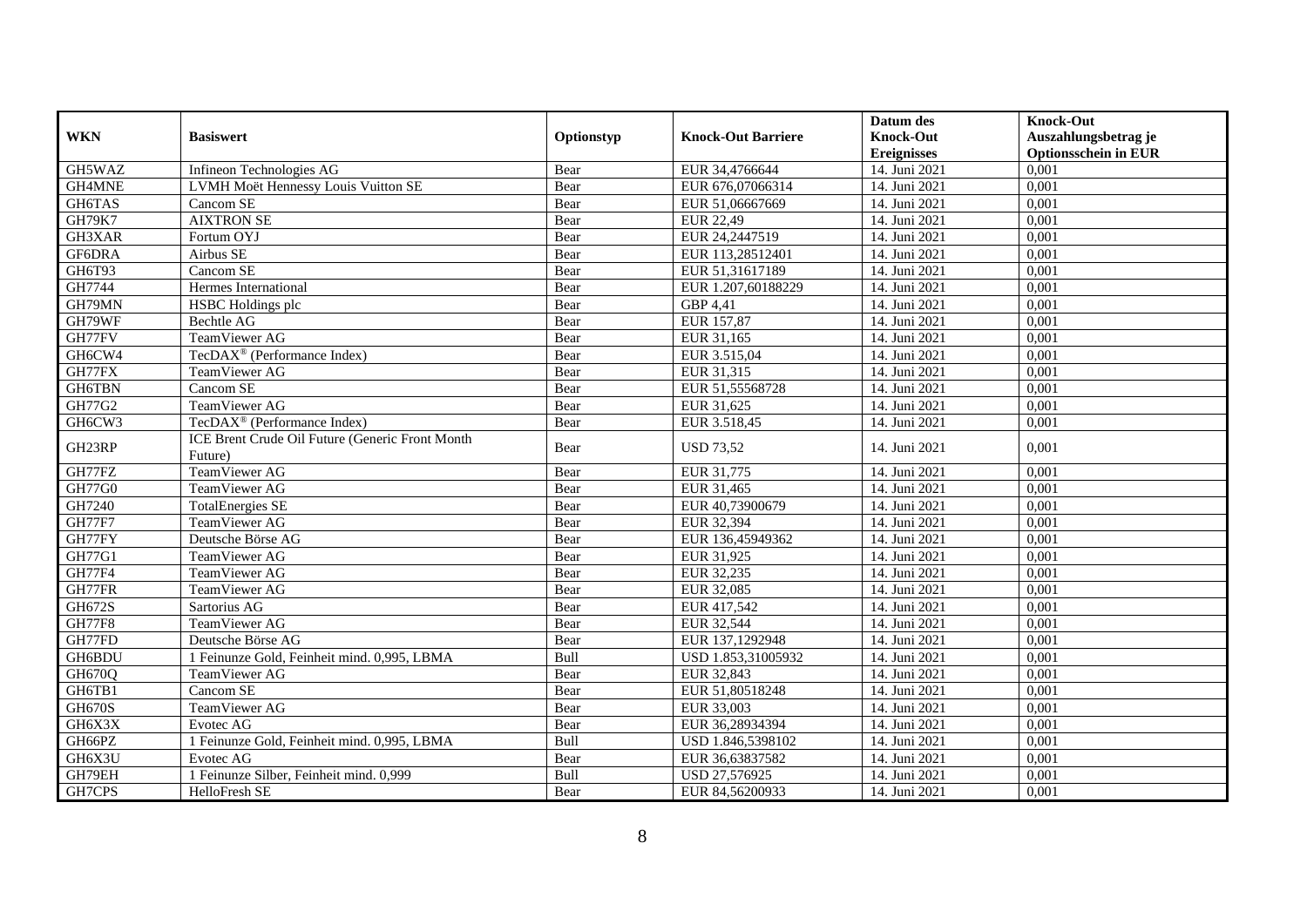| WKN | Basiswert | Optionstyp | Knock-Out Barriere | Datum des Knock-Out Ereignisses | Knock-Out Auszahlungsbetrag je Optionsschein in EUR |
|---|---|---|---|---|---|
| GH5WAZ | Infineon Technologies AG | Bear | EUR 34,4766644 | 14. Juni 2021 | 0,001 |
| GH4MNE | LVMH Moët Hennessy Louis Vuitton SE | Bear | EUR 676,07066314 | 14. Juni 2021 | 0,001 |
| GH6TAS | Cancom SE | Bear | EUR 51,06667669 | 14. Juni 2021 | 0,001 |
| GH79K7 | AIXTRON SE | Bear | EUR 22,49 | 14. Juni 2021 | 0,001 |
| GH3XAR | Fortum OYJ | Bear | EUR 24,2447519 | 14. Juni 2021 | 0,001 |
| GF6DRA | Airbus SE | Bear | EUR 113,28512401 | 14. Juni 2021 | 0,001 |
| GH6T93 | Cancom SE | Bear | EUR 51,31617189 | 14. Juni 2021 | 0,001 |
| GH7744 | Hermes International | Bear | EUR 1.207,60188229 | 14. Juni 2021 | 0,001 |
| GH79MN | HSBC Holdings plc | Bear | GBP 4,41 | 14. Juni 2021 | 0,001 |
| GH79WF | Bechtle AG | Bear | EUR 157,87 | 14. Juni 2021 | 0,001 |
| GH77FV | TeamViewer AG | Bear | EUR 31,165 | 14. Juni 2021 | 0,001 |
| GH6CW4 | TecDAX® (Performance Index) | Bear | EUR 3.515,04 | 14. Juni 2021 | 0,001 |
| GH77FX | TeamViewer AG | Bear | EUR 31,315 | 14. Juni 2021 | 0,001 |
| GH6TBN | Cancom SE | Bear | EUR 51,55568728 | 14. Juni 2021 | 0,001 |
| GH77G2 | TeamViewer AG | Bear | EUR 31,625 | 14. Juni 2021 | 0,001 |
| GH6CW3 | TecDAX® (Performance Index) | Bear | EUR 3.518,45 | 14. Juni 2021 | 0,001 |
| GH23RP | ICE Brent Crude Oil Future (Generic Front Month Future) | Bear | USD 73,52 | 14. Juni 2021 | 0,001 |
| GH77FZ | TeamViewer AG | Bear | EUR 31,775 | 14. Juni 2021 | 0,001 |
| GH77G0 | TeamViewer AG | Bear | EUR 31,465 | 14. Juni 2021 | 0,001 |
| GH7240 | TotalEnergies SE | Bear | EUR 40,73900679 | 14. Juni 2021 | 0,001 |
| GH77F7 | TeamViewer AG | Bear | EUR 32,394 | 14. Juni 2021 | 0,001 |
| GH77FY | Deutsche Börse AG | Bear | EUR 136,45949362 | 14. Juni 2021 | 0,001 |
| GH77G1 | TeamViewer AG | Bear | EUR 31,925 | 14. Juni 2021 | 0,001 |
| GH77F4 | TeamViewer AG | Bear | EUR 32,235 | 14. Juni 2021 | 0,001 |
| GH77FR | TeamViewer AG | Bear | EUR 32,085 | 14. Juni 2021 | 0,001 |
| GH672S | Sartorius AG | Bear | EUR 417,542 | 14. Juni 2021 | 0,001 |
| GH77F8 | TeamViewer AG | Bear | EUR 32,544 | 14. Juni 2021 | 0,001 |
| GH77FD | Deutsche Börse AG | Bear | EUR 137,1292948 | 14. Juni 2021 | 0,001 |
| GH6BDU | 1 Feinunze Gold, Feinheit mind. 0,995, LBMA | Bull | USD 1.853,31005932 | 14. Juni 2021 | 0,001 |
| GH670Q | TeamViewer AG | Bear | EUR 32,843 | 14. Juni 2021 | 0,001 |
| GH6TB1 | Cancom SE | Bear | EUR 51,80518248 | 14. Juni 2021 | 0,001 |
| GH670S | TeamViewer AG | Bear | EUR 33,003 | 14. Juni 2021 | 0,001 |
| GH6X3X | Evotec AG | Bear | EUR 36,28934394 | 14. Juni 2021 | 0,001 |
| GH66PZ | 1 Feinunze Gold, Feinheit mind. 0,995, LBMA | Bull | USD 1.846,5398102 | 14. Juni 2021 | 0,001 |
| GH6X3U | Evotec AG | Bear | EUR 36,63837582 | 14. Juni 2021 | 0,001 |
| GH79EH | 1 Feinunze Silber, Feinheit mind. 0,999 | Bull | USD 27,576925 | 14. Juni 2021 | 0,001 |
| GH7CPS | HelloFresh SE | Bear | EUR 84,56200933 | 14. Juni 2021 | 0,001 |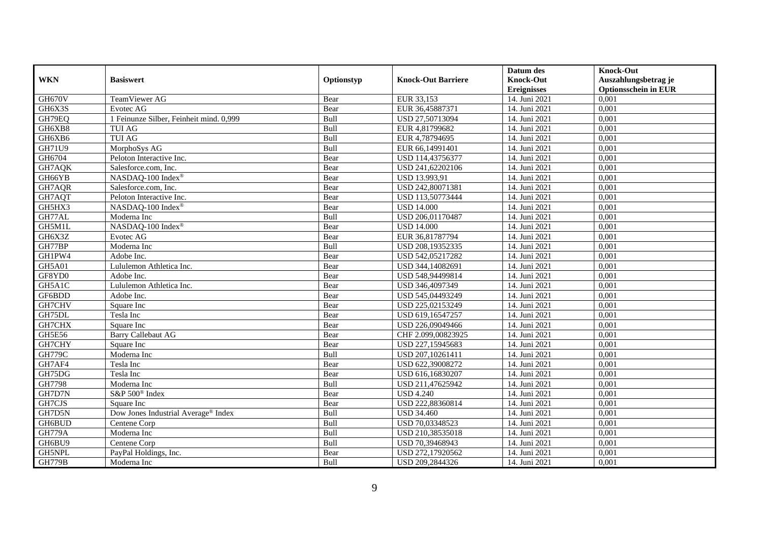| WKN | Basiswert | Optionstyp | Knock-Out Barriere | Datum des Knock-Out Ereignisses | Knock-Out Auszahlungsbetrag je Optionsschein in EUR |
|---|---|---|---|---|---|
| GH670V | TeamViewer AG | Bear | EUR 33,153 | 14. Juni 2021 | 0,001 |
| GH6X3S | Evotec AG | Bear | EUR 36,45887371 | 14. Juni 2021 | 0,001 |
| GH79EQ | 1 Feinunze Silber, Feinheit mind. 0,999 | Bull | USD 27,50713094 | 14. Juni 2021 | 0,001 |
| GH6XB8 | TUI AG | Bull | EUR 4,81799682 | 14. Juni 2021 | 0,001 |
| GH6XB6 | TUI AG | Bull | EUR 4,78794695 | 14. Juni 2021 | 0,001 |
| GH71U9 | MorphoSys AG | Bull | EUR 66,14991401 | 14. Juni 2021 | 0,001 |
| GH6704 | Peloton Interactive Inc. | Bear | USD 114,43756377 | 14. Juni 2021 | 0,001 |
| GH7AQK | Salesforce.com, Inc. | Bear | USD 241,62202106 | 14. Juni 2021 | 0,001 |
| GH66YB | NASDAQ-100 Index® | Bear | USD 13.993,91 | 14. Juni 2021 | 0,001 |
| GH7AQR | Salesforce.com, Inc. | Bear | USD 242,80071381 | 14. Juni 2021 | 0,001 |
| GH7AQT | Peloton Interactive Inc. | Bear | USD 113,50773444 | 14. Juni 2021 | 0,001 |
| GH5HX3 | NASDAQ-100 Index® | Bear | USD 14.000 | 14. Juni 2021 | 0,001 |
| GH77AL | Moderna Inc | Bull | USD 206,01170487 | 14. Juni 2021 | 0,001 |
| GH5M1L | NASDAQ-100 Index® | Bear | USD 14.000 | 14. Juni 2021 | 0,001 |
| GH6X3Z | Evotec AG | Bear | EUR 36,81787794 | 14. Juni 2021 | 0,001 |
| GH77BP | Moderna Inc | Bull | USD 208,19352335 | 14. Juni 2021 | 0,001 |
| GH1PW4 | Adobe Inc. | Bear | USD 542,05217282 | 14. Juni 2021 | 0,001 |
| GH5A01 | Lululemon Athletica Inc. | Bear | USD 344,14082691 | 14. Juni 2021 | 0,001 |
| GF8YD0 | Adobe Inc. | Bear | USD 548,94499814 | 14. Juni 2021 | 0,001 |
| GH5A1C | Lululemon Athletica Inc. | Bear | USD 346,4097349 | 14. Juni 2021 | 0,001 |
| GF6BDD | Adobe Inc. | Bear | USD 545,04493249 | 14. Juni 2021 | 0,001 |
| GH7CHV | Square Inc | Bear | USD 225,02153249 | 14. Juni 2021 | 0,001 |
| GH75DL | Tesla Inc | Bear | USD 619,16547257 | 14. Juni 2021 | 0,001 |
| GH7CHX | Square Inc | Bear | USD 226,09049466 | 14. Juni 2021 | 0,001 |
| GH5E56 | Barry Callebaut AG | Bear | CHF 2.099,00823925 | 14. Juni 2021 | 0,001 |
| GH7CHY | Square Inc | Bear | USD 227,15945683 | 14. Juni 2021 | 0,001 |
| GH779C | Moderna Inc | Bull | USD 207,10261411 | 14. Juni 2021 | 0,001 |
| GH7AF4 | Tesla Inc | Bear | USD 622,39008272 | 14. Juni 2021 | 0,001 |
| GH75DG | Tesla Inc | Bear | USD 616,16830207 | 14. Juni 2021 | 0,001 |
| GH7798 | Moderna Inc | Bull | USD 211,47625942 | 14. Juni 2021 | 0,001 |
| GH7D7N | S&P 500® Index | Bear | USD 4.240 | 14. Juni 2021 | 0,001 |
| GH7CJS | Square Inc | Bear | USD 222,88360814 | 14. Juni 2021 | 0,001 |
| GH7D5N | Dow Jones Industrial Average® Index | Bull | USD 34.460 | 14. Juni 2021 | 0,001 |
| GH6BUD | Centene Corp | Bull | USD 70,03348523 | 14. Juni 2021 | 0,001 |
| GH779A | Moderna Inc | Bull | USD 210,38535018 | 14. Juni 2021 | 0,001 |
| GH6BU9 | Centene Corp | Bull | USD 70,39468943 | 14. Juni 2021 | 0,001 |
| GH5NPL | PayPal Holdings, Inc. | Bear | USD 272,17920562 | 14. Juni 2021 | 0,001 |
| GH779B | Moderna Inc | Bull | USD 209,2844326 | 14. Juni 2021 | 0,001 |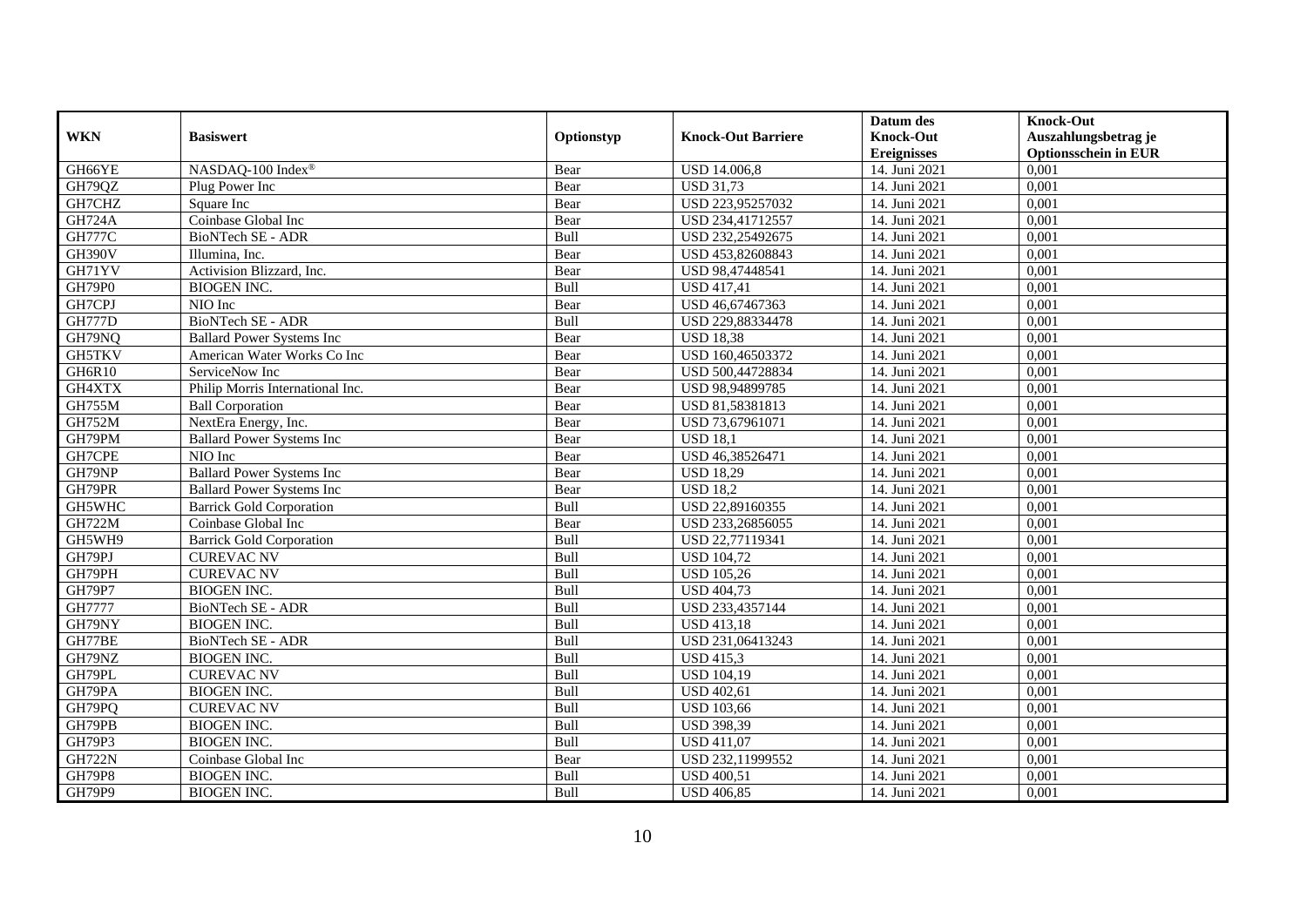| WKN | Basiswert | Optionstyp | Knock-Out Barriere | Datum des Knock-Out Ereignisses | Knock-Out Auszahlungsbetrag je Optionsschein in EUR |
|---|---|---|---|---|---|
| GH66YE | NASDAQ-100 Index® | Bear | USD 14.006,8 | 14. Juni 2021 | 0,001 |
| GH79QZ | Plug Power Inc | Bear | USD 31,73 | 14. Juni 2021 | 0,001 |
| GH7CHZ | Square Inc | Bear | USD 223,95257032 | 14. Juni 2021 | 0,001 |
| GH724A | Coinbase Global Inc | Bear | USD 234,41712557 | 14. Juni 2021 | 0,001 |
| GH777C | BioNTech SE - ADR | Bull | USD 232,25492675 | 14. Juni 2021 | 0,001 |
| GH390V | Illumina, Inc. | Bear | USD 453,82608843 | 14. Juni 2021 | 0,001 |
| GH71YV | Activision Blizzard, Inc. | Bear | USD 98,47448541 | 14. Juni 2021 | 0,001 |
| GH79P0 | BIOGEN INC. | Bull | USD 417,41 | 14. Juni 2021 | 0,001 |
| GH7CPJ | NIO Inc | Bear | USD 46,67467363 | 14. Juni 2021 | 0,001 |
| GH777D | BioNTech SE - ADR | Bull | USD 229,88334478 | 14. Juni 2021 | 0,001 |
| GH79NQ | Ballard Power Systems Inc | Bear | USD 18,38 | 14. Juni 2021 | 0,001 |
| GH5TKV | American Water Works Co Inc | Bear | USD 160,46503372 | 14. Juni 2021 | 0,001 |
| GH6R10 | ServiceNow Inc | Bear | USD 500,44728834 | 14. Juni 2021 | 0,001 |
| GH4XTX | Philip Morris International Inc. | Bear | USD 98,94899785 | 14. Juni 2021 | 0,001 |
| GH755M | Ball Corporation | Bear | USD 81,58381813 | 14. Juni 2021 | 0,001 |
| GH752M | NextEra Energy, Inc. | Bear | USD 73,67961071 | 14. Juni 2021 | 0,001 |
| GH79PM | Ballard Power Systems Inc | Bear | USD 18,1 | 14. Juni 2021 | 0,001 |
| GH7CPE | NIO Inc | Bear | USD 46,38526471 | 14. Juni 2021 | 0,001 |
| GH79NP | Ballard Power Systems Inc | Bear | USD 18,29 | 14. Juni 2021 | 0,001 |
| GH79PR | Ballard Power Systems Inc | Bear | USD 18,2 | 14. Juni 2021 | 0,001 |
| GH5WHC | Barrick Gold Corporation | Bull | USD 22,89160355 | 14. Juni 2021 | 0,001 |
| GH722M | Coinbase Global Inc | Bear | USD 233,26856055 | 14. Juni 2021 | 0,001 |
| GH5WH9 | Barrick Gold Corporation | Bull | USD 22,77119341 | 14. Juni 2021 | 0,001 |
| GH79PJ | CUREVAC NV | Bull | USD 104,72 | 14. Juni 2021 | 0,001 |
| GH79PH | CUREVAC NV | Bull | USD 105,26 | 14. Juni 2021 | 0,001 |
| GH79P7 | BIOGEN INC. | Bull | USD 404,73 | 14. Juni 2021 | 0,001 |
| GH7777 | BioNTech SE - ADR | Bull | USD 233,4357144 | 14. Juni 2021 | 0,001 |
| GH79NY | BIOGEN INC. | Bull | USD 413,18 | 14. Juni 2021 | 0,001 |
| GH77BE | BioNTech SE - ADR | Bull | USD 231,06413243 | 14. Juni 2021 | 0,001 |
| GH79NZ | BIOGEN INC. | Bull | USD 415,3 | 14. Juni 2021 | 0,001 |
| GH79PL | CUREVAC NV | Bull | USD 104,19 | 14. Juni 2021 | 0,001 |
| GH79PA | BIOGEN INC. | Bull | USD 402,61 | 14. Juni 2021 | 0,001 |
| GH79PQ | CUREVAC NV | Bull | USD 103,66 | 14. Juni 2021 | 0,001 |
| GH79PB | BIOGEN INC. | Bull | USD 398,39 | 14. Juni 2021 | 0,001 |
| GH79P3 | BIOGEN INC. | Bull | USD 411,07 | 14. Juni 2021 | 0,001 |
| GH722N | Coinbase Global Inc | Bear | USD 232,11999552 | 14. Juni 2021 | 0,001 |
| GH79P8 | BIOGEN INC. | Bull | USD 400,51 | 14. Juni 2021 | 0,001 |
| GH79P9 | BIOGEN INC. | Bull | USD 406,85 | 14. Juni 2021 | 0,001 |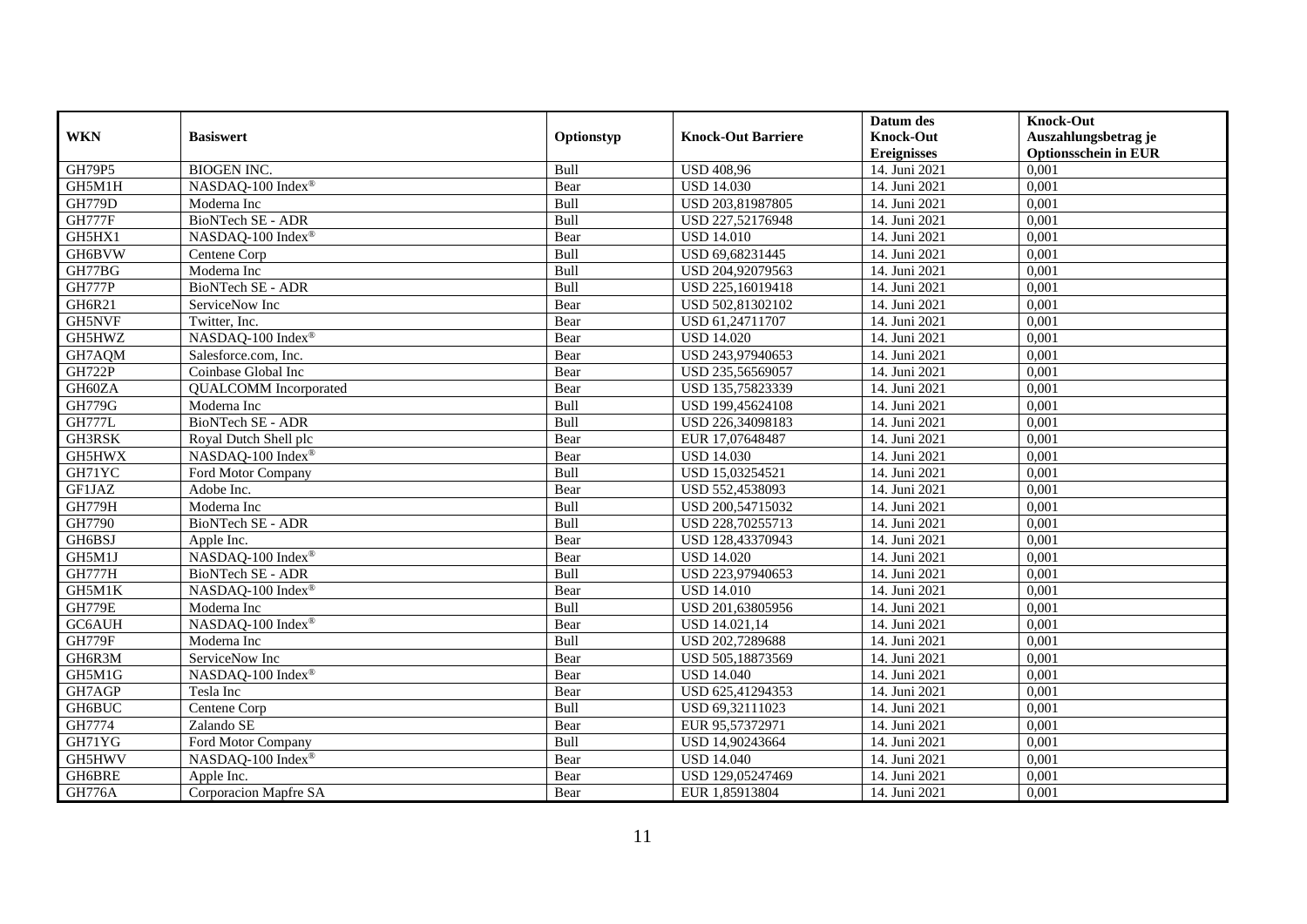| WKN | Basiswert | Optionstyp | Knock-Out Barriere | Datum des Knock-Out Ereignisses | Knock-Out Auszahlungsbetrag je Optionsschein in EUR |
|---|---|---|---|---|---|
| GH79P5 | BIOGEN INC. | Bull | USD 408,96 | 14. Juni 2021 | 0,001 |
| GH5M1H | NASDAQ-100 Index® | Bear | USD 14.030 | 14. Juni 2021 | 0,001 |
| GH779D | Moderna Inc | Bull | USD 203,81987805 | 14. Juni 2021 | 0,001 |
| GH777F | BioNTech SE - ADR | Bull | USD 227,52176948 | 14. Juni 2021 | 0,001 |
| GH5HX1 | NASDAQ-100 Index® | Bear | USD 14.010 | 14. Juni 2021 | 0,001 |
| GH6BVW | Centene Corp | Bull | USD 69,68231445 | 14. Juni 2021 | 0,001 |
| GH77BG | Moderna Inc | Bull | USD 204,92079563 | 14. Juni 2021 | 0,001 |
| GH777P | BioNTech SE - ADR | Bull | USD 225,16019418 | 14. Juni 2021 | 0,001 |
| GH6R21 | ServiceNow Inc | Bear | USD 502,81302102 | 14. Juni 2021 | 0,001 |
| GH5NVF | Twitter, Inc. | Bear | USD 61,24711707 | 14. Juni 2021 | 0,001 |
| GH5HWZ | NASDAQ-100 Index® | Bear | USD 14.020 | 14. Juni 2021 | 0,001 |
| GH7AQM | Salesforce.com, Inc. | Bear | USD 243,97940653 | 14. Juni 2021 | 0,001 |
| GH722P | Coinbase Global Inc | Bear | USD 235,56569057 | 14. Juni 2021 | 0,001 |
| GH60ZA | QUALCOMM Incorporated | Bear | USD 135,75823339 | 14. Juni 2021 | 0,001 |
| GH779G | Moderna Inc | Bull | USD 199,45624108 | 14. Juni 2021 | 0,001 |
| GH777L | BioNTech SE - ADR | Bull | USD 226,34098183 | 14. Juni 2021 | 0,001 |
| GH3RSK | Royal Dutch Shell plc | Bear | EUR 17,07648487 | 14. Juni 2021 | 0,001 |
| GH5HWX | NASDAQ-100 Index® | Bear | USD 14.030 | 14. Juni 2021 | 0,001 |
| GH71YC | Ford Motor Company | Bull | USD 15,03254521 | 14. Juni 2021 | 0,001 |
| GF1JAZ | Adobe Inc. | Bear | USD 552,4538093 | 14. Juni 2021 | 0,001 |
| GH779H | Moderna Inc | Bull | USD 200,54715032 | 14. Juni 2021 | 0,001 |
| GH7790 | BioNTech SE - ADR | Bull | USD 228,70255713 | 14. Juni 2021 | 0,001 |
| GH6BSJ | Apple Inc. | Bear | USD 128,43370943 | 14. Juni 2021 | 0,001 |
| GH5M1J | NASDAQ-100 Index® | Bear | USD 14.020 | 14. Juni 2021 | 0,001 |
| GH777H | BioNTech SE - ADR | Bull | USD 223,97940653 | 14. Juni 2021 | 0,001 |
| GH5M1K | NASDAQ-100 Index® | Bear | USD 14.010 | 14. Juni 2021 | 0,001 |
| GH779E | Moderna Inc | Bull | USD 201,63805956 | 14. Juni 2021 | 0,001 |
| GC6AUH | NASDAQ-100 Index® | Bear | USD 14.021,14 | 14. Juni 2021 | 0,001 |
| GH779F | Moderna Inc | Bull | USD 202,7289688 | 14. Juni 2021 | 0,001 |
| GH6R3M | ServiceNow Inc | Bear | USD 505,18873569 | 14. Juni 2021 | 0,001 |
| GH5M1G | NASDAQ-100 Index® | Bear | USD 14.040 | 14. Juni 2021 | 0,001 |
| GH7AGP | Tesla Inc | Bear | USD 625,41294353 | 14. Juni 2021 | 0,001 |
| GH6BUC | Centene Corp | Bull | USD 69,32111023 | 14. Juni 2021 | 0,001 |
| GH7774 | Zalando SE | Bear | EUR 95,57372971 | 14. Juni 2021 | 0,001 |
| GH71YG | Ford Motor Company | Bull | USD 14,90243664 | 14. Juni 2021 | 0,001 |
| GH5HWV | NASDAQ-100 Index® | Bear | USD 14.040 | 14. Juni 2021 | 0,001 |
| GH6BRE | Apple Inc. | Bear | USD 129,05247469 | 14. Juni 2021 | 0,001 |
| GH776A | Corporacion Mapfre SA | Bear | EUR 1,85913804 | 14. Juni 2021 | 0,001 |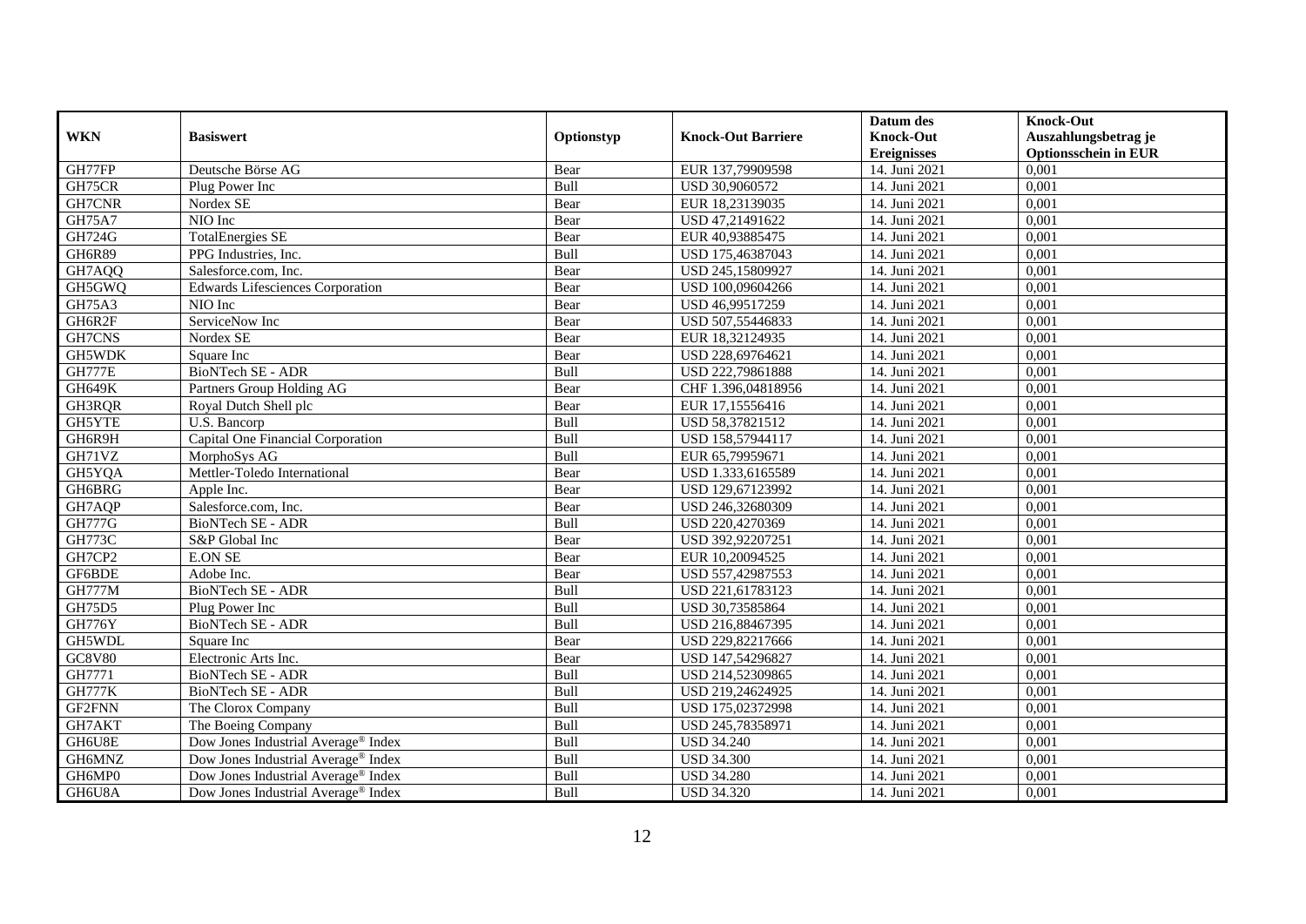| WKN | Basiswert | Optionstyp | Knock-Out Barriere | Datum des Knock-Out Ereignisses | Knock-Out Auszahlungsbetrag je Optionsschein in EUR |
|---|---|---|---|---|---|
| GH77FP | Deutsche Börse AG | Bear | EUR 137,79909598 | 14. Juni 2021 | 0,001 |
| GH75CR | Plug Power Inc | Bull | USD 30,9060572 | 14. Juni 2021 | 0,001 |
| GH7CNR | Nordex SE | Bear | EUR 18,23139035 | 14. Juni 2021 | 0,001 |
| GH75A7 | NIO Inc | Bear | USD 47,21491622 | 14. Juni 2021 | 0,001 |
| GH724G | TotalEnergies SE | Bear | EUR 40,93885475 | 14. Juni 2021 | 0,001 |
| GH6R89 | PPG Industries, Inc. | Bull | USD 175,46387043 | 14. Juni 2021 | 0,001 |
| GH7AQQ | Salesforce.com, Inc. | Bear | USD 245,15809927 | 14. Juni 2021 | 0,001 |
| GH5GWQ | Edwards Lifesciences Corporation | Bear | USD 100,09604266 | 14. Juni 2021 | 0,001 |
| GH75A3 | NIO Inc | Bear | USD 46,99517259 | 14. Juni 2021 | 0,001 |
| GH6R2F | ServiceNow Inc | Bear | USD 507,55446833 | 14. Juni 2021 | 0,001 |
| GH7CNS | Nordex SE | Bear | EUR 18,32124935 | 14. Juni 2021 | 0,001 |
| GH5WDK | Square Inc | Bear | USD 228,69764621 | 14. Juni 2021 | 0,001 |
| GH777E | BioNTech SE - ADR | Bull | USD 222,79861888 | 14. Juni 2021 | 0,001 |
| GH649K | Partners Group Holding AG | Bear | CHF 1.396,04818956 | 14. Juni 2021 | 0,001 |
| GH3RQR | Royal Dutch Shell plc | Bear | EUR 17,15556416 | 14. Juni 2021 | 0,001 |
| GH5YTE | U.S. Bancorp | Bull | USD 58,37821512 | 14. Juni 2021 | 0,001 |
| GH6R9H | Capital One Financial Corporation | Bull | USD 158,57944117 | 14. Juni 2021 | 0,001 |
| GH71VZ | MorphoSys AG | Bull | EUR 65,79959671 | 14. Juni 2021 | 0,001 |
| GH5YQA | Mettler-Toledo International | Bear | USD 1.333,6165589 | 14. Juni 2021 | 0,001 |
| GH6BRG | Apple Inc. | Bear | USD 129,67123992 | 14. Juni 2021 | 0,001 |
| GH7AQP | Salesforce.com, Inc. | Bear | USD 246,32680309 | 14. Juni 2021 | 0,001 |
| GH777G | BioNTech SE - ADR | Bull | USD 220,4270369 | 14. Juni 2021 | 0,001 |
| GH773C | S&P Global Inc | Bear | USD 392,92207251 | 14. Juni 2021 | 0,001 |
| GH7CP2 | E.ON SE | Bear | EUR 10,20094525 | 14. Juni 2021 | 0,001 |
| GF6BDE | Adobe Inc. | Bear | USD 557,42987553 | 14. Juni 2021 | 0,001 |
| GH777M | BioNTech SE - ADR | Bull | USD 221,61783123 | 14. Juni 2021 | 0,001 |
| GH75D5 | Plug Power Inc | Bull | USD 30,73585864 | 14. Juni 2021 | 0,001 |
| GH776Y | BioNTech SE - ADR | Bull | USD 216,88467395 | 14. Juni 2021 | 0,001 |
| GH5WDL | Square Inc | Bear | USD 229,82217666 | 14. Juni 2021 | 0,001 |
| GC8V80 | Electronic Arts Inc. | Bear | USD 147,54296827 | 14. Juni 2021 | 0,001 |
| GH7771 | BioNTech SE - ADR | Bull | USD 214,52309865 | 14. Juni 2021 | 0,001 |
| GH777K | BioNTech SE - ADR | Bull | USD 219,24624925 | 14. Juni 2021 | 0,001 |
| GF2FNN | The Clorox Company | Bull | USD 175,02372998 | 14. Juni 2021 | 0,001 |
| GH7AKT | The Boeing Company | Bull | USD 245,78358971 | 14. Juni 2021 | 0,001 |
| GH6U8E | Dow Jones Industrial Average® Index | Bull | USD 34.240 | 14. Juni 2021 | 0,001 |
| GH6MNZ | Dow Jones Industrial Average® Index | Bull | USD 34.300 | 14. Juni 2021 | 0,001 |
| GH6MP0 | Dow Jones Industrial Average® Index | Bull | USD 34.280 | 14. Juni 2021 | 0,001 |
| GH6U8A | Dow Jones Industrial Average® Index | Bull | USD 34.320 | 14. Juni 2021 | 0,001 |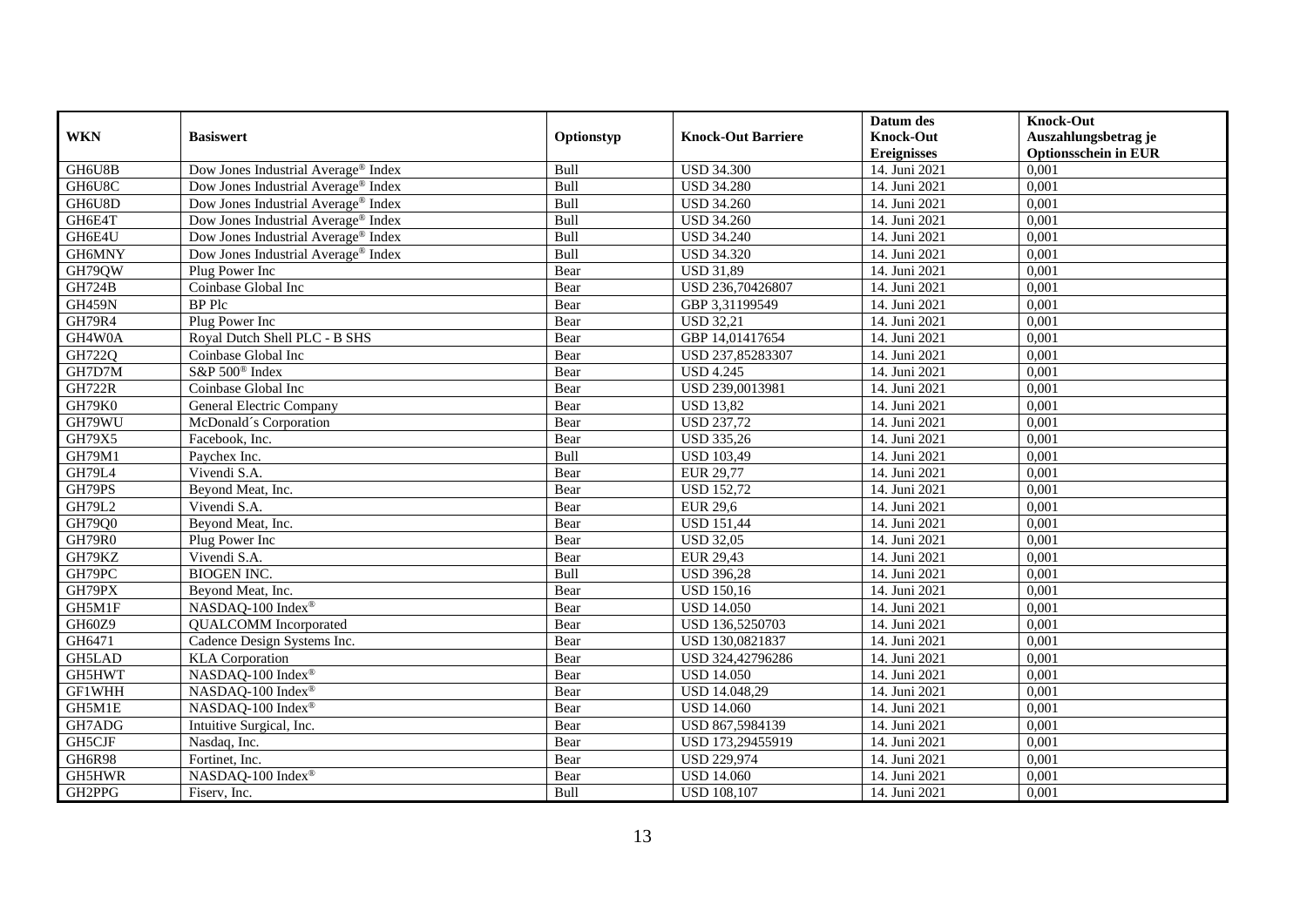| WKN | Basiswert | Optionstyp | Knock-Out Barriere | Datum des Knock-Out Ereignisses | Knock-Out Auszahlungsbetrag je Optionsschein in EUR |
|---|---|---|---|---|---|
| GH6U8B | Dow Jones Industrial Average® Index | Bull | USD 34.300 | 14. Juni 2021 | 0,001 |
| GH6U8C | Dow Jones Industrial Average® Index | Bull | USD 34.280 | 14. Juni 2021 | 0,001 |
| GH6U8D | Dow Jones Industrial Average® Index | Bull | USD 34.260 | 14. Juni 2021 | 0,001 |
| GH6E4T | Dow Jones Industrial Average® Index | Bull | USD 34.260 | 14. Juni 2021 | 0,001 |
| GH6E4U | Dow Jones Industrial Average® Index | Bull | USD 34.240 | 14. Juni 2021 | 0,001 |
| GH6MNY | Dow Jones Industrial Average® Index | Bull | USD 34.320 | 14. Juni 2021 | 0,001 |
| GH79QW | Plug Power Inc | Bear | USD 31,89 | 14. Juni 2021 | 0,001 |
| GH724B | Coinbase Global Inc | Bear | USD 236,70426807 | 14. Juni 2021 | 0,001 |
| GH459N | BP Plc | Bear | GBP 3,31199549 | 14. Juni 2021 | 0,001 |
| GH79R4 | Plug Power Inc | Bear | USD 32,21 | 14. Juni 2021 | 0,001 |
| GH4W0A | Royal Dutch Shell PLC - B SHS | Bear | GBP 14,01417654 | 14. Juni 2021 | 0,001 |
| GH722Q | Coinbase Global Inc | Bear | USD 237,85283307 | 14. Juni 2021 | 0,001 |
| GH7D7M | S&P 500® Index | Bear | USD 4.245 | 14. Juni 2021 | 0,001 |
| GH722R | Coinbase Global Inc | Bear | USD 239,0013981 | 14. Juni 2021 | 0,001 |
| GH79K0 | General Electric Company | Bear | USD 13,82 | 14. Juni 2021 | 0,001 |
| GH79WU | McDonald´s Corporation | Bear | USD 237,72 | 14. Juni 2021 | 0,001 |
| GH79X5 | Facebook, Inc. | Bear | USD 335,26 | 14. Juni 2021 | 0,001 |
| GH79M1 | Paychex Inc. | Bull | USD 103,49 | 14. Juni 2021 | 0,001 |
| GH79L4 | Vivendi S.A. | Bear | EUR 29,77 | 14. Juni 2021 | 0,001 |
| GH79PS | Beyond Meat, Inc. | Bear | USD 152,72 | 14. Juni 2021 | 0,001 |
| GH79L2 | Vivendi S.A. | Bear | EUR 29,6 | 14. Juni 2021 | 0,001 |
| GH79Q0 | Beyond Meat, Inc. | Bear | USD 151,44 | 14. Juni 2021 | 0,001 |
| GH79R0 | Plug Power Inc | Bear | USD 32,05 | 14. Juni 2021 | 0,001 |
| GH79KZ | Vivendi S.A. | Bear | EUR 29,43 | 14. Juni 2021 | 0,001 |
| GH79PC | BIOGEN INC. | Bull | USD 396,28 | 14. Juni 2021 | 0,001 |
| GH79PX | Beyond Meat, Inc. | Bear | USD 150,16 | 14. Juni 2021 | 0,001 |
| GH5M1F | NASDAQ-100 Index® | Bear | USD 14.050 | 14. Juni 2021 | 0,001 |
| GH60Z9 | QUALCOMM Incorporated | Bear | USD 136,5250703 | 14. Juni 2021 | 0,001 |
| GH6471 | Cadence Design Systems Inc. | Bear | USD 130,0821837 | 14. Juni 2021 | 0,001 |
| GH5LAD | KLA Corporation | Bear | USD 324,42796286 | 14. Juni 2021 | 0,001 |
| GH5HWT | NASDAQ-100 Index® | Bear | USD 14.050 | 14. Juni 2021 | 0,001 |
| GF1WHH | NASDAQ-100 Index® | Bear | USD 14.048,29 | 14. Juni 2021 | 0,001 |
| GH5M1E | NASDAQ-100 Index® | Bear | USD 14.060 | 14. Juni 2021 | 0,001 |
| GH7ADG | Intuitive Surgical, Inc. | Bear | USD 867,5984139 | 14. Juni 2021 | 0,001 |
| GH5CJF | Nasdaq, Inc. | Bear | USD 173,29455919 | 14. Juni 2021 | 0,001 |
| GH6R98 | Fortinet, Inc. | Bear | USD 229,974 | 14. Juni 2021 | 0,001 |
| GH5HWR | NASDAQ-100 Index® | Bear | USD 14.060 | 14. Juni 2021 | 0,001 |
| GH2PPG | Fiserv, Inc. | Bull | USD 108,107 | 14. Juni 2021 | 0,001 |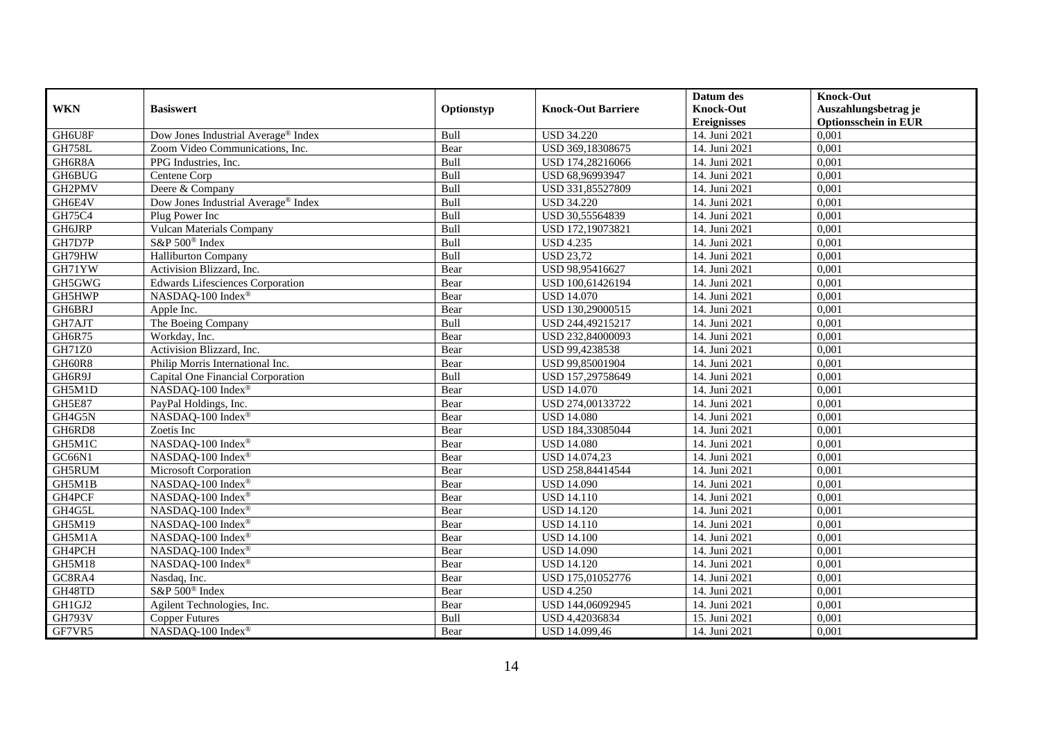| WKN | Basiswert | Optionstyp | Knock-Out Barriere | Datum des Knock-Out Ereignisses | Knock-Out Auszahlungsbetrag je Optionsschein in EUR |
|---|---|---|---|---|---|
| GH6U8F | Dow Jones Industrial Average® Index | Bull | USD 34.220 | 14. Juni 2021 | 0,001 |
| GH758L | Zoom Video Communications, Inc. | Bear | USD 369,18308675 | 14. Juni 2021 | 0,001 |
| GH6R8A | PPG Industries, Inc. | Bull | USD 174,28216066 | 14. Juni 2021 | 0,001 |
| GH6BUG | Centene Corp | Bull | USD 68,96993947 | 14. Juni 2021 | 0,001 |
| GH2PMV | Deere & Company | Bull | USD 331,85527809 | 14. Juni 2021 | 0,001 |
| GH6E4V | Dow Jones Industrial Average® Index | Bull | USD 34.220 | 14. Juni 2021 | 0,001 |
| GH75C4 | Plug Power Inc | Bull | USD 30,55564839 | 14. Juni 2021 | 0,001 |
| GH6JRP | Vulcan Materials Company | Bull | USD 172,19073821 | 14. Juni 2021 | 0,001 |
| GH7D7P | S&P 500® Index | Bull | USD 4.235 | 14. Juni 2021 | 0,001 |
| GH79HW | Halliburton Company | Bull | USD 23,72 | 14. Juni 2021 | 0,001 |
| GH71YW | Activision Blizzard, Inc. | Bear | USD 98,95416627 | 14. Juni 2021 | 0,001 |
| GH5GWG | Edwards Lifesciences Corporation | Bear | USD 100,61426194 | 14. Juni 2021 | 0,001 |
| GH5HWP | NASDAQ-100 Index® | Bear | USD 14.070 | 14. Juni 2021 | 0,001 |
| GH6BRJ | Apple Inc. | Bear | USD 130,29000515 | 14. Juni 2021 | 0,001 |
| GH7AJT | The Boeing Company | Bull | USD 244,49215217 | 14. Juni 2021 | 0,001 |
| GH6R75 | Workday, Inc. | Bear | USD 232,84000093 | 14. Juni 2021 | 0,001 |
| GH71Z0 | Activision Blizzard, Inc. | Bear | USD 99,4238538 | 14. Juni 2021 | 0,001 |
| GH60R8 | Philip Morris International Inc. | Bear | USD 99,85001904 | 14. Juni 2021 | 0,001 |
| GH6R9J | Capital One Financial Corporation | Bull | USD 157,29758649 | 14. Juni 2021 | 0,001 |
| GH5M1D | NASDAQ-100 Index® | Bear | USD 14.070 | 14. Juni 2021 | 0,001 |
| GH5E87 | PayPal Holdings, Inc. | Bear | USD 274,00133722 | 14. Juni 2021 | 0,001 |
| GH4G5N | NASDAQ-100 Index® | Bear | USD 14.080 | 14. Juni 2021 | 0,001 |
| GH6RD8 | Zoetis Inc | Bear | USD 184,33085044 | 14. Juni 2021 | 0,001 |
| GH5M1C | NASDAQ-100 Index® | Bear | USD 14.080 | 14. Juni 2021 | 0,001 |
| GC66N1 | NASDAQ-100 Index® | Bear | USD 14.074,23 | 14. Juni 2021 | 0,001 |
| GH5RUM | Microsoft Corporation | Bear | USD 258,84414544 | 14. Juni 2021 | 0,001 |
| GH5M1B | NASDAQ-100 Index® | Bear | USD 14.090 | 14. Juni 2021 | 0,001 |
| GH4PCF | NASDAQ-100 Index® | Bear | USD 14.110 | 14. Juni 2021 | 0,001 |
| GH4G5L | NASDAQ-100 Index® | Bear | USD 14.120 | 14. Juni 2021 | 0,001 |
| GH5M19 | NASDAQ-100 Index® | Bear | USD 14.110 | 14. Juni 2021 | 0,001 |
| GH5M1A | NASDAQ-100 Index® | Bear | USD 14.100 | 14. Juni 2021 | 0,001 |
| GH4PCH | NASDAQ-100 Index® | Bear | USD 14.090 | 14. Juni 2021 | 0,001 |
| GH5M18 | NASDAQ-100 Index® | Bear | USD 14.120 | 14. Juni 2021 | 0,001 |
| GC8RA4 | Nasdaq, Inc. | Bear | USD 175,01052776 | 14. Juni 2021 | 0,001 |
| GH48TD | S&P 500® Index | Bear | USD 4.250 | 14. Juni 2021 | 0,001 |
| GH1GJ2 | Agilent Technologies, Inc. | Bear | USD 144,06092945 | 14. Juni 2021 | 0,001 |
| GH793V | Copper Futures | Bull | USD 4,42036834 | 15. Juni 2021 | 0,001 |
| GF7VR5 | NASDAQ-100 Index® | Bear | USD 14.099,46 | 14. Juni 2021 | 0,001 |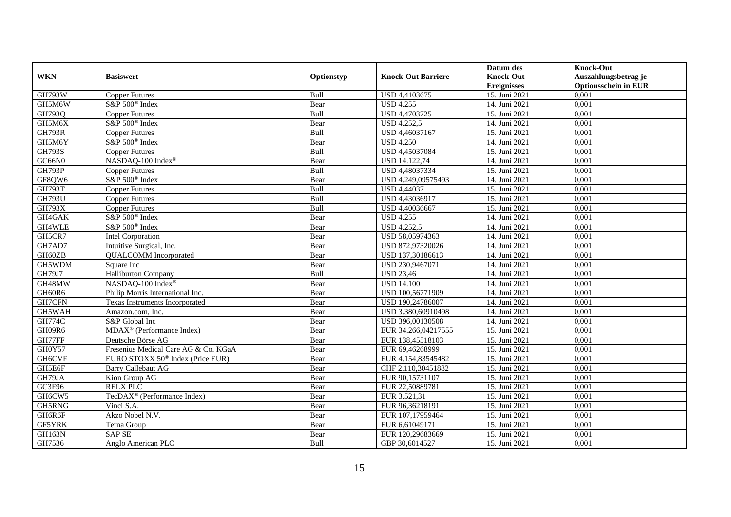| WKN | Basiswert | Optionstyp | Knock-Out Barriere | Datum des Knock-Out Ereignisses | Knock-Out Auszahlungsbetrag je Optionsschein in EUR |
|---|---|---|---|---|---|
| GH793W | Copper Futures | Bull | USD 4,4103675 | 15. Juni 2021 | 0,001 |
| GH5M6W | S&P 500® Index | Bear | USD 4.255 | 14. Juni 2021 | 0,001 |
| GH793Q | Copper Futures | Bull | USD 4,4703725 | 15. Juni 2021 | 0,001 |
| GH5M6X | S&P 500® Index | Bear | USD 4.252,5 | 14. Juni 2021 | 0,001 |
| GH793R | Copper Futures | Bull | USD 4,46037167 | 15. Juni 2021 | 0,001 |
| GH5M6Y | S&P 500® Index | Bear | USD 4.250 | 14. Juni 2021 | 0,001 |
| GH793S | Copper Futures | Bull | USD 4,45037084 | 15. Juni 2021 | 0,001 |
| GC66N0 | NASDAQ-100 Index® | Bear | USD 14.122,74 | 14. Juni 2021 | 0,001 |
| GH793P | Copper Futures | Bull | USD 4,48037334 | 15. Juni 2021 | 0,001 |
| GF8QW6 | S&P 500® Index | Bear | USD 4.249,09575493 | 14. Juni 2021 | 0,001 |
| GH793T | Copper Futures | Bull | USD 4,44037 | 15. Juni 2021 | 0,001 |
| GH793U | Copper Futures | Bull | USD 4,43036917 | 15. Juni 2021 | 0,001 |
| GH793X | Copper Futures | Bull | USD 4,40036667 | 15. Juni 2021 | 0,001 |
| GH4GAK | S&P 500® Index | Bear | USD 4.255 | 14. Juni 2021 | 0,001 |
| GH4WLE | S&P 500® Index | Bear | USD 4.252,5 | 14. Juni 2021 | 0,001 |
| GH5CR7 | Intel Corporation | Bear | USD 58,05974363 | 14. Juni 2021 | 0,001 |
| GH7AD7 | Intuitive Surgical, Inc. | Bear | USD 872,97320026 | 14. Juni 2021 | 0,001 |
| GH60ZB | QUALCOMM Incorporated | Bear | USD 137,30186613 | 14. Juni 2021 | 0,001 |
| GH5WDM | Square Inc | Bear | USD 230,9467071 | 14. Juni 2021 | 0,001 |
| GH79J7 | Halliburton Company | Bull | USD 23,46 | 14. Juni 2021 | 0,001 |
| GH48MW | NASDAQ-100 Index® | Bear | USD 14.100 | 14. Juni 2021 | 0,001 |
| GH60R6 | Philip Morris International Inc. | Bear | USD 100,56771909 | 14. Juni 2021 | 0,001 |
| GH7CFN | Texas Instruments Incorporated | Bear | USD 190,24786007 | 14. Juni 2021 | 0,001 |
| GH5WAH | Amazon.com, Inc. | Bear | USD 3.380,60910498 | 14. Juni 2021 | 0,001 |
| GH774C | S&P Global Inc | Bear | USD 396,00130508 | 14. Juni 2021 | 0,001 |
| GH09R6 | MDAX® (Performance Index) | Bear | EUR 34.266,04217555 | 15. Juni 2021 | 0,001 |
| GH77FF | Deutsche Börse AG | Bear | EUR 138,45518103 | 15. Juni 2021 | 0,001 |
| GH0Y57 | Fresenius Medical Care AG & Co. KGaA | Bear | EUR 69,46268999 | 15. Juni 2021 | 0,001 |
| GH6CVF | EURO STOXX 50® Index (Price EUR) | Bear | EUR 4.154,83545482 | 15. Juni 2021 | 0,001 |
| GH5E6F | Barry Callebaut AG | Bear | CHF 2.110,30451882 | 15. Juni 2021 | 0,001 |
| GH79JA | Kion Group AG | Bear | EUR 90,15731107 | 15. Juni 2021 | 0,001 |
| GC3F96 | RELX PLC | Bear | EUR 22,50889781 | 15. Juni 2021 | 0,001 |
| GH6CW5 | TecDAX® (Performance Index) | Bear | EUR 3.521,31 | 15. Juni 2021 | 0,001 |
| GH5RNG | Vinci S.A. | Bear | EUR 96,36218191 | 15. Juni 2021 | 0,001 |
| GH6R6F | Akzo Nobel N.V. | Bear | EUR 107,17959464 | 15. Juni 2021 | 0,001 |
| GF5YRK | Terna Group | Bear | EUR 6,61049171 | 15. Juni 2021 | 0,001 |
| GH163N | SAP SE | Bear | EUR 120,29683669 | 15. Juni 2021 | 0,001 |
| GH7536 | Anglo American PLC | Bull | GBP 30,6014527 | 15. Juni 2021 | 0,001 |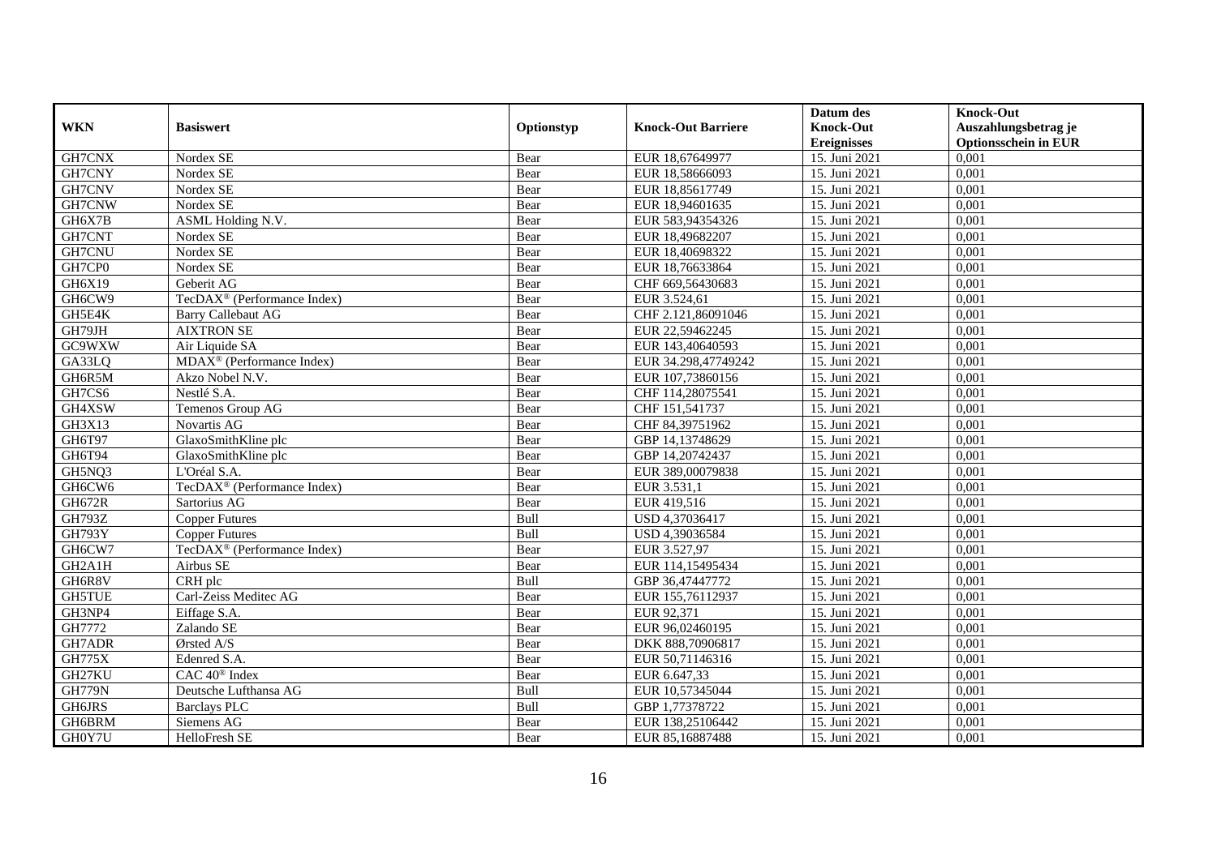| WKN | Basiswert | Optionstyp | Knock-Out Barriere | Datum des Knock-Out Ereignisses | Knock-Out Auszahlungsbetrag je Optionsschein in EUR |
|---|---|---|---|---|---|
| GH7CNX | Nordex SE | Bear | EUR 18,67649977 | 15. Juni 2021 | 0,001 |
| GH7CNY | Nordex SE | Bear | EUR 18,58666093 | 15. Juni 2021 | 0,001 |
| GH7CNV | Nordex SE | Bear | EUR 18,85617749 | 15. Juni 2021 | 0,001 |
| GH7CNW | Nordex SE | Bear | EUR 18,94601635 | 15. Juni 2021 | 0,001 |
| GH6X7B | ASML Holding N.V. | Bear | EUR 583,94354326 | 15. Juni 2021 | 0,001 |
| GH7CNT | Nordex SE | Bear | EUR 18,49682207 | 15. Juni 2021 | 0,001 |
| GH7CNU | Nordex SE | Bear | EUR 18,40698322 | 15. Juni 2021 | 0,001 |
| GH7CP0 | Nordex SE | Bear | EUR 18,76633864 | 15. Juni 2021 | 0,001 |
| GH6X19 | Geberit AG | Bear | CHF 669,56430683 | 15. Juni 2021 | 0,001 |
| GH6CW9 | TecDAX® (Performance Index) | Bear | EUR 3.524,61 | 15. Juni 2021 | 0,001 |
| GH5E4K | Barry Callebaut AG | Bear | CHF 2.121,86091046 | 15. Juni 2021 | 0,001 |
| GH79JH | AIXTRON SE | Bear | EUR 22,59462245 | 15. Juni 2021 | 0,001 |
| GC9WXW | Air Liquide SA | Bear | EUR 143,40640593 | 15. Juni 2021 | 0,001 |
| GA33LQ | MDAX® (Performance Index) | Bear | EUR 34.298,47749242 | 15. Juni 2021 | 0,001 |
| GH6R5M | Akzo Nobel N.V. | Bear | EUR 107,73860156 | 15. Juni 2021 | 0,001 |
| GH7CS6 | Nestlé S.A. | Bear | CHF 114,28075541 | 15. Juni 2021 | 0,001 |
| GH4XSW | Temenos Group AG | Bear | CHF 151,541737 | 15. Juni 2021 | 0,001 |
| GH3X13 | Novartis AG | Bear | CHF 84,39751962 | 15. Juni 2021 | 0,001 |
| GH6T97 | GlaxoSmithKline plc | Bear | GBP 14,13748629 | 15. Juni 2021 | 0,001 |
| GH6T94 | GlaxoSmithKline plc | Bear | GBP 14,20742437 | 15. Juni 2021 | 0,001 |
| GH5NQ3 | L'Oréal S.A. | Bear | EUR 389,00079838 | 15. Juni 2021 | 0,001 |
| GH6CW6 | TecDAX® (Performance Index) | Bear | EUR 3.531,1 | 15. Juni 2021 | 0,001 |
| GH672R | Sartorius AG | Bear | EUR 419,516 | 15. Juni 2021 | 0,001 |
| GH793Z | Copper Futures | Bull | USD 4,37036417 | 15. Juni 2021 | 0,001 |
| GH793Y | Copper Futures | Bull | USD 4,39036584 | 15. Juni 2021 | 0,001 |
| GH6CW7 | TecDAX® (Performance Index) | Bear | EUR 3.527,97 | 15. Juni 2021 | 0,001 |
| GH2A1H | Airbus SE | Bear | EUR 114,15495434 | 15. Juni 2021 | 0,001 |
| GH6R8V | CRH plc | Bull | GBP 36,47447772 | 15. Juni 2021 | 0,001 |
| GH5TUE | Carl-Zeiss Meditec AG | Bear | EUR 155,76112937 | 15. Juni 2021 | 0,001 |
| GH3NP4 | Eiffage S.A. | Bear | EUR 92,371 | 15. Juni 2021 | 0,001 |
| GH7772 | Zalando SE | Bear | EUR 96,02460195 | 15. Juni 2021 | 0,001 |
| GH7ADR | Ørsted A/S | Bear | DKK 888,70906817 | 15. Juni 2021 | 0,001 |
| GH775X | Edenred S.A. | Bear | EUR 50,71146316 | 15. Juni 2021 | 0,001 |
| GH27KU | CAC 40® Index | Bear | EUR 6.647,33 | 15. Juni 2021 | 0,001 |
| GH779N | Deutsche Lufthansa AG | Bull | EUR 10,57345044 | 15. Juni 2021 | 0,001 |
| GH6JRS | Barclays PLC | Bull | GBP 1,77378722 | 15. Juni 2021 | 0,001 |
| GH6BRM | Siemens AG | Bear | EUR 138,25106442 | 15. Juni 2021 | 0,001 |
| GH0Y7U | HelloFresh SE | Bear | EUR 85,16887488 | 15. Juni 2021 | 0,001 |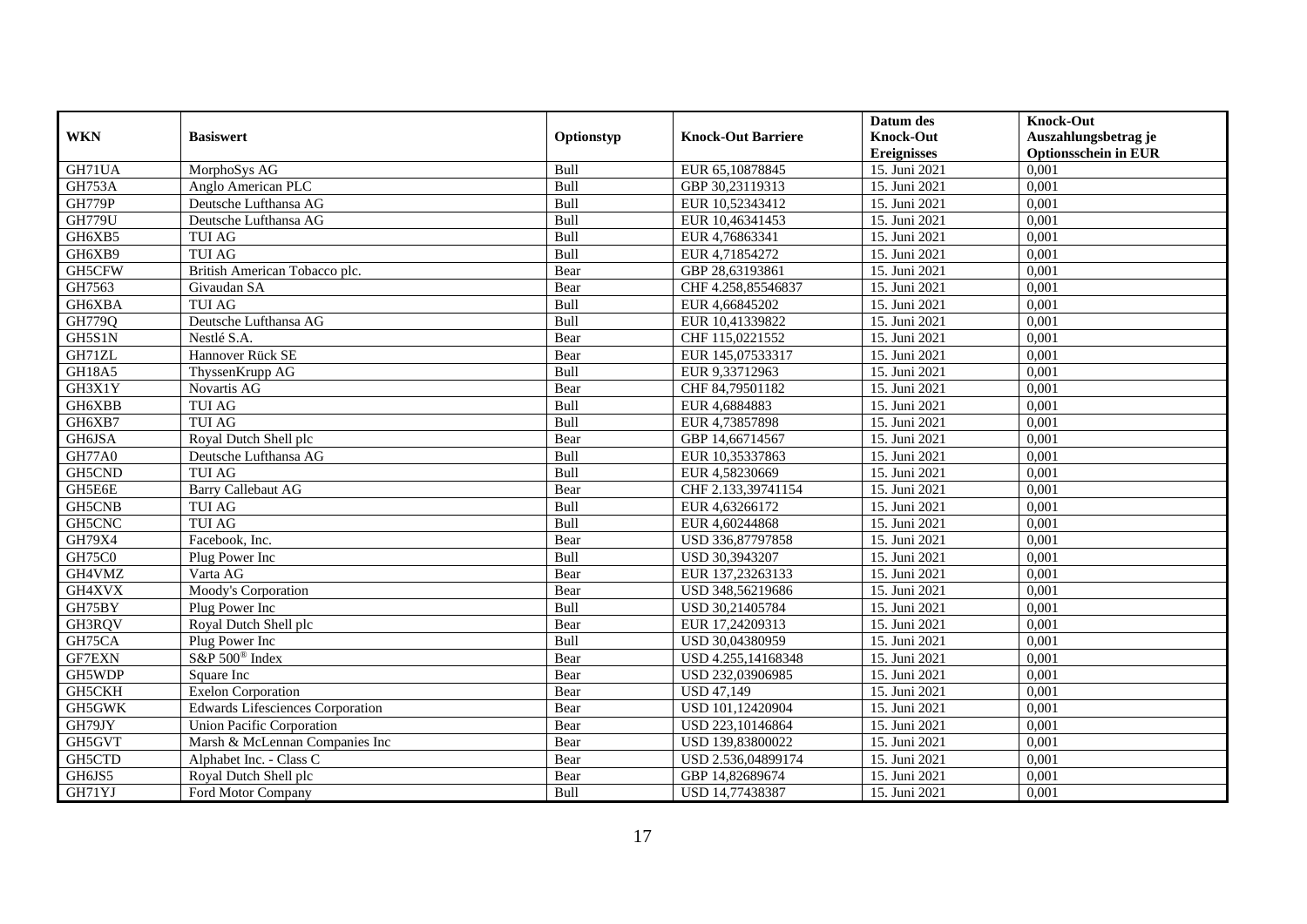| WKN | Basiswert | Optionstyp | Knock-Out Barriere | Datum des Knock-Out Ereignisses | Knock-Out Auszahlungsbetrag je Optionsschein in EUR |
|---|---|---|---|---|---|
| GH71UA | MorphoSys AG | Bull | EUR 65,10878845 | 15. Juni 2021 | 0,001 |
| GH753A | Anglo American PLC | Bull | GBP 30,23119313 | 15. Juni 2021 | 0,001 |
| GH779P | Deutsche Lufthansa AG | Bull | EUR 10,52343412 | 15. Juni 2021 | 0,001 |
| GH779U | Deutsche Lufthansa AG | Bull | EUR 10,46341453 | 15. Juni 2021 | 0,001 |
| GH6XB5 | TUI AG | Bull | EUR 4,76863341 | 15. Juni 2021 | 0,001 |
| GH6XB9 | TUI AG | Bull | EUR 4,71854272 | 15. Juni 2021 | 0,001 |
| GH5CFW | British American Tobacco plc. | Bear | GBP 28,63193861 | 15. Juni 2021 | 0,001 |
| GH7563 | Givaudan SA | Bear | CHF 4.258,85546837 | 15. Juni 2021 | 0,001 |
| GH6XBA | TUI AG | Bull | EUR 4,66845202 | 15. Juni 2021 | 0,001 |
| GH779Q | Deutsche Lufthansa AG | Bull | EUR 10,41339822 | 15. Juni 2021 | 0,001 |
| GH5S1N | Nestlé S.A. | Bear | CHF 115,0221552 | 15. Juni 2021 | 0,001 |
| GH71ZL | Hannover Rück SE | Bear | EUR 145,07533317 | 15. Juni 2021 | 0,001 |
| GH18A5 | ThyssenKrupp AG | Bull | EUR 9,33712963 | 15. Juni 2021 | 0,001 |
| GH3X1Y | Novartis AG | Bear | CHF 84,79501182 | 15. Juni 2021 | 0,001 |
| GH6XBB | TUI AG | Bull | EUR 4,6884883 | 15. Juni 2021 | 0,001 |
| GH6XB7 | TUI AG | Bull | EUR 4,73857898 | 15. Juni 2021 | 0,001 |
| GH6JSA | Royal Dutch Shell plc | Bear | GBP 14,66714567 | 15. Juni 2021 | 0,001 |
| GH77A0 | Deutsche Lufthansa AG | Bull | EUR 10,35337863 | 15. Juni 2021 | 0,001 |
| GH5CND | TUI AG | Bull | EUR 4,58230669 | 15. Juni 2021 | 0,001 |
| GH5E6E | Barry Callebaut AG | Bear | CHF 2.133,39741154 | 15. Juni 2021 | 0,001 |
| GH5CNB | TUI AG | Bull | EUR 4,63266172 | 15. Juni 2021 | 0,001 |
| GH5CNC | TUI AG | Bull | EUR 4,60244868 | 15. Juni 2021 | 0,001 |
| GH79X4 | Facebook, Inc. | Bear | USD 336,87797858 | 15. Juni 2021 | 0,001 |
| GH75C0 | Plug Power Inc | Bull | USD 30,3943207 | 15. Juni 2021 | 0,001 |
| GH4VMZ | Varta AG | Bear | EUR 137,23263133 | 15. Juni 2021 | 0,001 |
| GH4XVX | Moody's Corporation | Bear | USD 348,56219686 | 15. Juni 2021 | 0,001 |
| GH75BY | Plug Power Inc | Bull | USD 30,21405784 | 15. Juni 2021 | 0,001 |
| GH3RQV | Royal Dutch Shell plc | Bear | EUR 17,24209313 | 15. Juni 2021 | 0,001 |
| GH75CA | Plug Power Inc | Bull | USD 30,04380959 | 15. Juni 2021 | 0,001 |
| GF7EXN | S&P 500® Index | Bear | USD 4.255,14168348 | 15. Juni 2021 | 0,001 |
| GH5WDP | Square Inc | Bear | USD 232,03906985 | 15. Juni 2021 | 0,001 |
| GH5CKH | Exelon Corporation | Bear | USD 47,149 | 15. Juni 2021 | 0,001 |
| GH5GWK | Edwards Lifesciences Corporation | Bear | USD 101,12420904 | 15. Juni 2021 | 0,001 |
| GH79JY | Union Pacific Corporation | Bear | USD 223,10146864 | 15. Juni 2021 | 0,001 |
| GH5GVT | Marsh & McLennan Companies Inc | Bear | USD 139,83800022 | 15. Juni 2021 | 0,001 |
| GH5CTD | Alphabet Inc. - Class C | Bear | USD 2.536,04899174 | 15. Juni 2021 | 0,001 |
| GH6JS5 | Royal Dutch Shell plc | Bear | GBP 14,82689674 | 15. Juni 2021 | 0,001 |
| GH71YJ | Ford Motor Company | Bull | USD 14,77438387 | 15. Juni 2021 | 0,001 |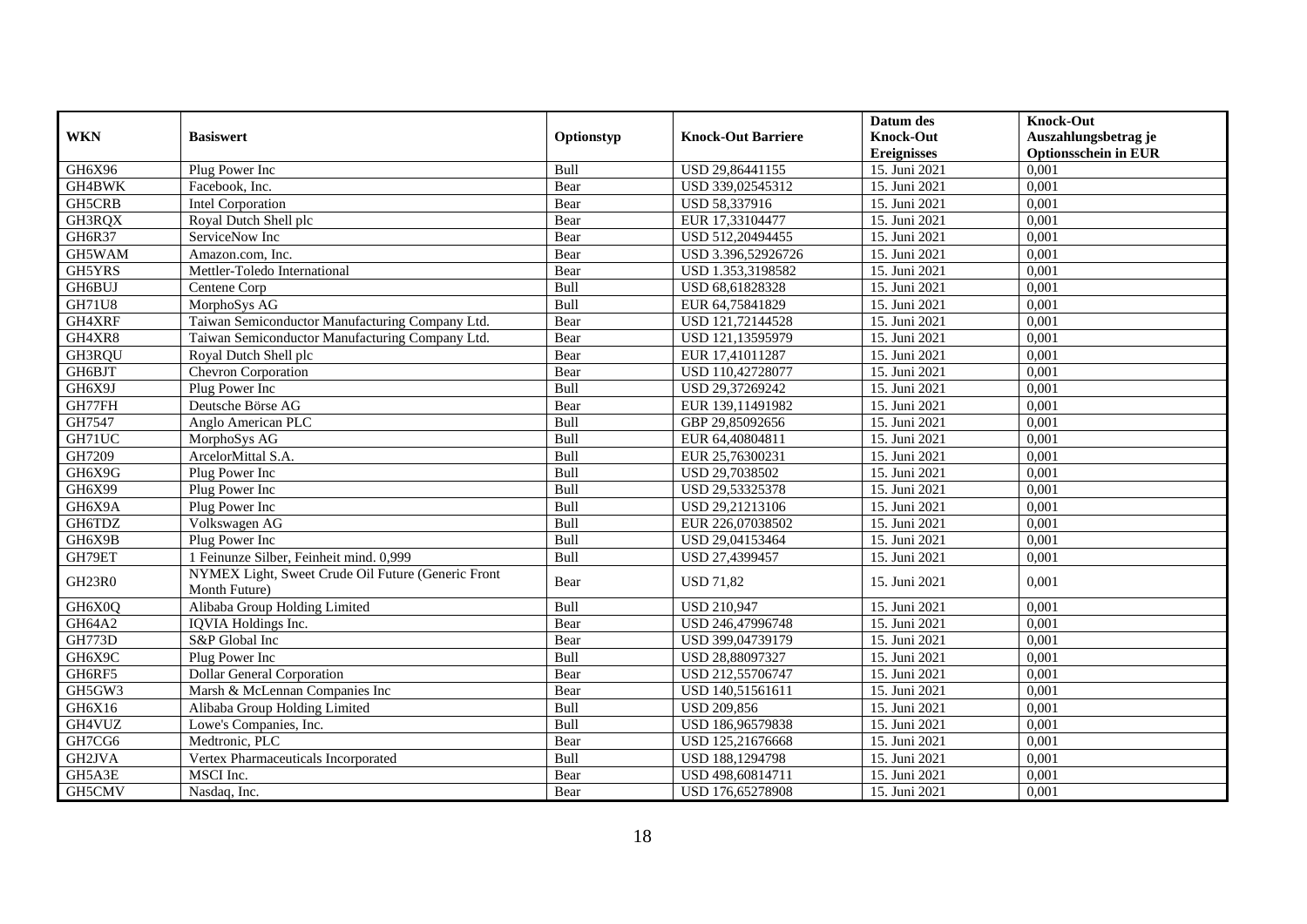| WKN | Basiswert | Optionstyp | Knock-Out Barriere | Datum des Knock-Out Ereignisses | Knock-Out Auszahlungsbetrag je Optionsschein in EUR |
|---|---|---|---|---|---|
| GH6X96 | Plug Power Inc | Bull | USD 29,86441155 | 15. Juni 2021 | 0,001 |
| GH4BWK | Facebook, Inc. | Bear | USD 339,02545312 | 15. Juni 2021 | 0,001 |
| GH5CRB | Intel Corporation | Bear | USD 58,337916 | 15. Juni 2021 | 0,001 |
| GH3RQX | Royal Dutch Shell plc | Bear | EUR 17,33104477 | 15. Juni 2021 | 0,001 |
| GH6R37 | ServiceNow Inc | Bear | USD 512,20494455 | 15. Juni 2021 | 0,001 |
| GH5WAM | Amazon.com, Inc. | Bear | USD 3.396,52926726 | 15. Juni 2021 | 0,001 |
| GH5YRS | Mettler-Toledo International | Bear | USD 1.353,3198582 | 15. Juni 2021 | 0,001 |
| GH6BUJ | Centene Corp | Bull | USD 68,61828328 | 15. Juni 2021 | 0,001 |
| GH71U8 | MorphoSys AG | Bull | EUR 64,75841829 | 15. Juni 2021 | 0,001 |
| GH4XRF | Taiwan Semiconductor Manufacturing Company Ltd. | Bear | USD 121,72144528 | 15. Juni 2021 | 0,001 |
| GH4XR8 | Taiwan Semiconductor Manufacturing Company Ltd. | Bear | USD 121,13595979 | 15. Juni 2021 | 0,001 |
| GH3RQU | Royal Dutch Shell plc | Bear | EUR 17,41011287 | 15. Juni 2021 | 0,001 |
| GH6BJT | Chevron Corporation | Bear | USD 110,42728077 | 15. Juni 2021 | 0,001 |
| GH6X9J | Plug Power Inc | Bull | USD 29,37269242 | 15. Juni 2021 | 0,001 |
| GH77FH | Deutsche Börse AG | Bear | EUR 139,11491982 | 15. Juni 2021 | 0,001 |
| GH7547 | Anglo American PLC | Bull | GBP 29,85092656 | 15. Juni 2021 | 0,001 |
| GH71UC | MorphoSys AG | Bull | EUR 64,40804811 | 15. Juni 2021 | 0,001 |
| GH7209 | ArcelorMittal S.A. | Bull | EUR 25,76300231 | 15. Juni 2021 | 0,001 |
| GH6X9G | Plug Power Inc | Bull | USD 29,7038502 | 15. Juni 2021 | 0,001 |
| GH6X99 | Plug Power Inc | Bull | USD 29,53325378 | 15. Juni 2021 | 0,001 |
| GH6X9A | Plug Power Inc | Bull | USD 29,21213106 | 15. Juni 2021 | 0,001 |
| GH6TDZ | Volkswagen AG | Bull | EUR 226,07038502 | 15. Juni 2021 | 0,001 |
| GH6X9B | Plug Power Inc | Bull | USD 29,04153464 | 15. Juni 2021 | 0,001 |
| GH79ET | 1 Feinunze Silber, Feinheit mind. 0,999 | Bull | USD 27,4399457 | 15. Juni 2021 | 0,001 |
| GH23R0 | NYMEX Light, Sweet Crude Oil Future (Generic Front Month Future) | Bear | USD 71,82 | 15. Juni 2021 | 0,001 |
| GH6X0Q | Alibaba Group Holding Limited | Bull | USD 210,947 | 15. Juni 2021 | 0,001 |
| GH64A2 | IQVIA Holdings Inc. | Bear | USD 246,47996748 | 15. Juni 2021 | 0,001 |
| GH773D | S&P Global Inc | Bear | USD 399,04739179 | 15. Juni 2021 | 0,001 |
| GH6X9C | Plug Power Inc | Bull | USD 28,88097327 | 15. Juni 2021 | 0,001 |
| GH6RF5 | Dollar General Corporation | Bear | USD 212,55706747 | 15. Juni 2021 | 0,001 |
| GH5GW3 | Marsh & McLennan Companies Inc | Bear | USD 140,51561611 | 15. Juni 2021 | 0,001 |
| GH6X16 | Alibaba Group Holding Limited | Bull | USD 209,856 | 15. Juni 2021 | 0,001 |
| GH4VUZ | Lowe's Companies, Inc. | Bull | USD 186,96579838 | 15. Juni 2021 | 0,001 |
| GH7CG6 | Medtronic, PLC | Bear | USD 125,21676668 | 15. Juni 2021 | 0,001 |
| GH2JVA | Vertex Pharmaceuticals Incorporated | Bull | USD 188,1294798 | 15. Juni 2021 | 0,001 |
| GH5A3E | MSCI Inc. | Bear | USD 498,60814711 | 15. Juni 2021 | 0,001 |
| GH5CMV | Nasdaq, Inc. | Bear | USD 176,65278908 | 15. Juni 2021 | 0,001 |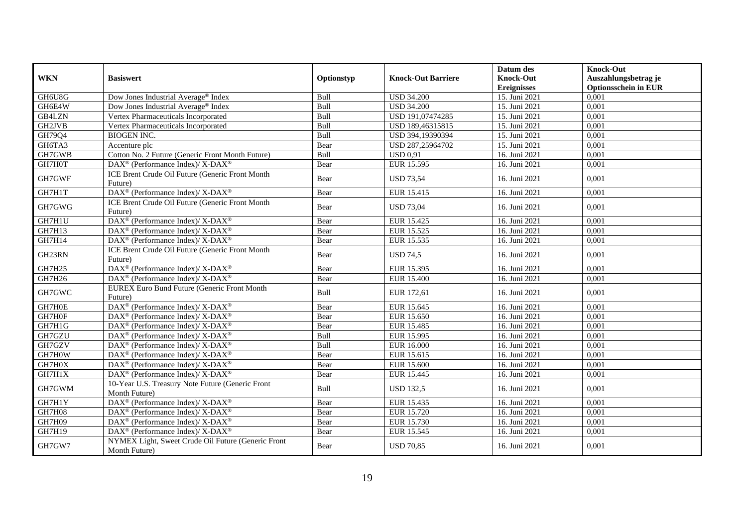| WKN | Basiswert | Optionstyp | Knock-Out Barriere | Datum des Knock-Out Ereignisses | Knock-Out Auszahlungsbetrag je Optionsschein in EUR |
|---|---|---|---|---|---|
| GH6U8G | Dow Jones Industrial Average® Index | Bull | USD 34.200 | 15. Juni 2021 | 0,001 |
| GH6E4W | Dow Jones Industrial Average® Index | Bull | USD 34.200 | 15. Juni 2021 | 0,001 |
| GB4LZN | Vertex Pharmaceuticals Incorporated | Bull | USD 191,07474285 | 15. Juni 2021 | 0,001 |
| GH2JVB | Vertex Pharmaceuticals Incorporated | Bull | USD 189,46315815 | 15. Juni 2021 | 0,001 |
| GH79Q4 | BIOGEN INC. | Bull | USD 394,19390394 | 15. Juni 2021 | 0,001 |
| GH6TA3 | Accenture plc | Bear | USD 287,25964702 | 15. Juni 2021 | 0,001 |
| GH7GWB | Cotton No. 2 Future (Generic Front Month Future) | Bull | USD 0,91 | 16. Juni 2021 | 0,001 |
| GH7H0T | DAX® (Performance Index)/ X-DAX® | Bear | EUR 15.595 | 16. Juni 2021 | 0,001 |
| GH7GWF | ICE Brent Crude Oil Future (Generic Front Month Future) | Bear | USD 73,54 | 16. Juni 2021 | 0,001 |
| GH7H1T | DAX® (Performance Index)/ X-DAX® | Bear | EUR 15.415 | 16. Juni 2021 | 0,001 |
| GH7GWG | ICE Brent Crude Oil Future (Generic Front Month Future) | Bear | USD 73,04 | 16. Juni 2021 | 0,001 |
| GH7H1U | DAX® (Performance Index)/ X-DAX® | Bear | EUR 15.425 | 16. Juni 2021 | 0,001 |
| GH7H13 | DAX® (Performance Index)/ X-DAX® | Bear | EUR 15.525 | 16. Juni 2021 | 0,001 |
| GH7H14 | DAX® (Performance Index)/ X-DAX® | Bear | EUR 15.535 | 16. Juni 2021 | 0,001 |
| GH23RN | ICE Brent Crude Oil Future (Generic Front Month Future) | Bear | USD 74,5 | 16. Juni 2021 | 0,001 |
| GH7H25 | DAX® (Performance Index)/ X-DAX® | Bear | EUR 15.395 | 16. Juni 2021 | 0,001 |
| GH7H26 | DAX® (Performance Index)/ X-DAX® | Bear | EUR 15.400 | 16. Juni 2021 | 0,001 |
| GH7GWC | EUREX Euro Bund Future (Generic Front Month Future) | Bull | EUR 172,61 | 16. Juni 2021 | 0,001 |
| GH7H0E | DAX® (Performance Index)/ X-DAX® | Bear | EUR 15.645 | 16. Juni 2021 | 0,001 |
| GH7H0F | DAX® (Performance Index)/ X-DAX® | Bear | EUR 15.650 | 16. Juni 2021 | 0,001 |
| GH7H1G | DAX® (Performance Index)/ X-DAX® | Bear | EUR 15.485 | 16. Juni 2021 | 0,001 |
| GH7GZU | DAX® (Performance Index)/ X-DAX® | Bull | EUR 15.995 | 16. Juni 2021 | 0,001 |
| GH7GZV | DAX® (Performance Index)/ X-DAX® | Bull | EUR 16.000 | 16. Juni 2021 | 0,001 |
| GH7H0W | DAX® (Performance Index)/ X-DAX® | Bear | EUR 15.615 | 16. Juni 2021 | 0,001 |
| GH7H0X | DAX® (Performance Index)/ X-DAX® | Bear | EUR 15.600 | 16. Juni 2021 | 0,001 |
| GH7H1X | DAX® (Performance Index)/ X-DAX® | Bear | EUR 15.445 | 16. Juni 2021 | 0,001 |
| GH7GWM | 10-Year U.S. Treasury Note Future (Generic Front Month Future) | Bull | USD 132,5 | 16. Juni 2021 | 0,001 |
| GH7H1Y | DAX® (Performance Index)/ X-DAX® | Bear | EUR 15.435 | 16. Juni 2021 | 0,001 |
| GH7H08 | DAX® (Performance Index)/ X-DAX® | Bear | EUR 15.720 | 16. Juni 2021 | 0,001 |
| GH7H09 | DAX® (Performance Index)/ X-DAX® | Bear | EUR 15.730 | 16. Juni 2021 | 0,001 |
| GH7H19 | DAX® (Performance Index)/ X-DAX® | Bear | EUR 15.545 | 16. Juni 2021 | 0,001 |
| GH7GW7 | NYMEX Light, Sweet Crude Oil Future (Generic Front Month Future) | Bear | USD 70,85 | 16. Juni 2021 | 0,001 |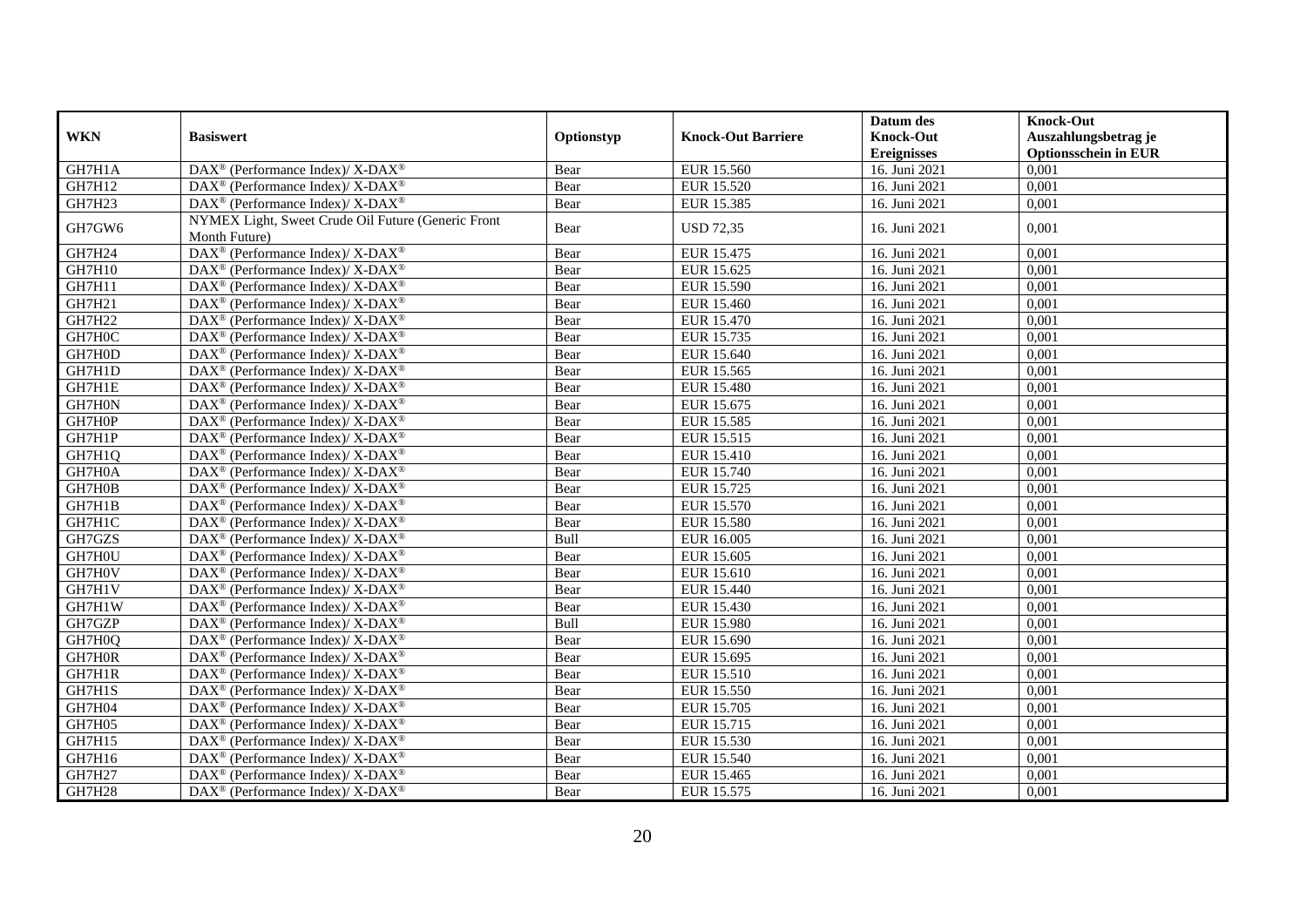| WKN | Basiswert | Optionstyp | Knock-Out Barriere | Datum des Knock-Out Ereignisses | Knock-Out Auszahlungsbetrag je Optionsschein in EUR |
|---|---|---|---|---|---|
| GH7H1A | DAX® (Performance Index)/ X-DAX® | Bear | EUR 15.560 | 16. Juni 2021 | 0,001 |
| GH7H12 | DAX® (Performance Index)/ X-DAX® | Bear | EUR 15.520 | 16. Juni 2021 | 0,001 |
| GH7H23 | DAX® (Performance Index)/ X-DAX® | Bear | EUR 15.385 | 16. Juni 2021 | 0,001 |
| GH7GW6 | NYMEX Light, Sweet Crude Oil Future (Generic Front Month Future) | Bear | USD 72,35 | 16. Juni 2021 | 0,001 |
| GH7H24 | DAX® (Performance Index)/ X-DAX® | Bear | EUR 15.475 | 16. Juni 2021 | 0,001 |
| GH7H10 | DAX® (Performance Index)/ X-DAX® | Bear | EUR 15.625 | 16. Juni 2021 | 0,001 |
| GH7H11 | DAX® (Performance Index)/ X-DAX® | Bear | EUR 15.590 | 16. Juni 2021 | 0,001 |
| GH7H21 | DAX® (Performance Index)/ X-DAX® | Bear | EUR 15.460 | 16. Juni 2021 | 0,001 |
| GH7H22 | DAX® (Performance Index)/ X-DAX® | Bear | EUR 15.470 | 16. Juni 2021 | 0,001 |
| GH7H0C | DAX® (Performance Index)/ X-DAX® | Bear | EUR 15.735 | 16. Juni 2021 | 0,001 |
| GH7H0D | DAX® (Performance Index)/ X-DAX® | Bear | EUR 15.640 | 16. Juni 2021 | 0,001 |
| GH7H1D | DAX® (Performance Index)/ X-DAX® | Bear | EUR 15.565 | 16. Juni 2021 | 0,001 |
| GH7H1E | DAX® (Performance Index)/ X-DAX® | Bear | EUR 15.480 | 16. Juni 2021 | 0,001 |
| GH7H0N | DAX® (Performance Index)/ X-DAX® | Bear | EUR 15.675 | 16. Juni 2021 | 0,001 |
| GH7H0P | DAX® (Performance Index)/ X-DAX® | Bear | EUR 15.585 | 16. Juni 2021 | 0,001 |
| GH7H1P | DAX® (Performance Index)/ X-DAX® | Bear | EUR 15.515 | 16. Juni 2021 | 0,001 |
| GH7H1Q | DAX® (Performance Index)/ X-DAX® | Bear | EUR 15.410 | 16. Juni 2021 | 0,001 |
| GH7H0A | DAX® (Performance Index)/ X-DAX® | Bear | EUR 15.740 | 16. Juni 2021 | 0,001 |
| GH7H0B | DAX® (Performance Index)/ X-DAX® | Bear | EUR 15.725 | 16. Juni 2021 | 0,001 |
| GH7H1B | DAX® (Performance Index)/ X-DAX® | Bear | EUR 15.570 | 16. Juni 2021 | 0,001 |
| GH7H1C | DAX® (Performance Index)/ X-DAX® | Bear | EUR 15.580 | 16. Juni 2021 | 0,001 |
| GH7GZS | DAX® (Performance Index)/ X-DAX® | Bull | EUR 16.005 | 16. Juni 2021 | 0,001 |
| GH7H0U | DAX® (Performance Index)/ X-DAX® | Bear | EUR 15.605 | 16. Juni 2021 | 0,001 |
| GH7H0V | DAX® (Performance Index)/ X-DAX® | Bear | EUR 15.610 | 16. Juni 2021 | 0,001 |
| GH7H1V | DAX® (Performance Index)/ X-DAX® | Bear | EUR 15.440 | 16. Juni 2021 | 0,001 |
| GH7H1W | DAX® (Performance Index)/ X-DAX® | Bear | EUR 15.430 | 16. Juni 2021 | 0,001 |
| GH7GZP | DAX® (Performance Index)/ X-DAX® | Bull | EUR 15.980 | 16. Juni 2021 | 0,001 |
| GH7H0Q | DAX® (Performance Index)/ X-DAX® | Bear | EUR 15.690 | 16. Juni 2021 | 0,001 |
| GH7H0R | DAX® (Performance Index)/ X-DAX® | Bear | EUR 15.695 | 16. Juni 2021 | 0,001 |
| GH7H1R | DAX® (Performance Index)/ X-DAX® | Bear | EUR 15.510 | 16. Juni 2021 | 0,001 |
| GH7H1S | DAX® (Performance Index)/ X-DAX® | Bear | EUR 15.550 | 16. Juni 2021 | 0,001 |
| GH7H04 | DAX® (Performance Index)/ X-DAX® | Bear | EUR 15.705 | 16. Juni 2021 | 0,001 |
| GH7H05 | DAX® (Performance Index)/ X-DAX® | Bear | EUR 15.715 | 16. Juni 2021 | 0,001 |
| GH7H15 | DAX® (Performance Index)/ X-DAX® | Bear | EUR 15.530 | 16. Juni 2021 | 0,001 |
| GH7H16 | DAX® (Performance Index)/ X-DAX® | Bear | EUR 15.540 | 16. Juni 2021 | 0,001 |
| GH7H27 | DAX® (Performance Index)/ X-DAX® | Bear | EUR 15.465 | 16. Juni 2021 | 0,001 |
| GH7H28 | DAX® (Performance Index)/ X-DAX® | Bear | EUR 15.575 | 16. Juni 2021 | 0,001 |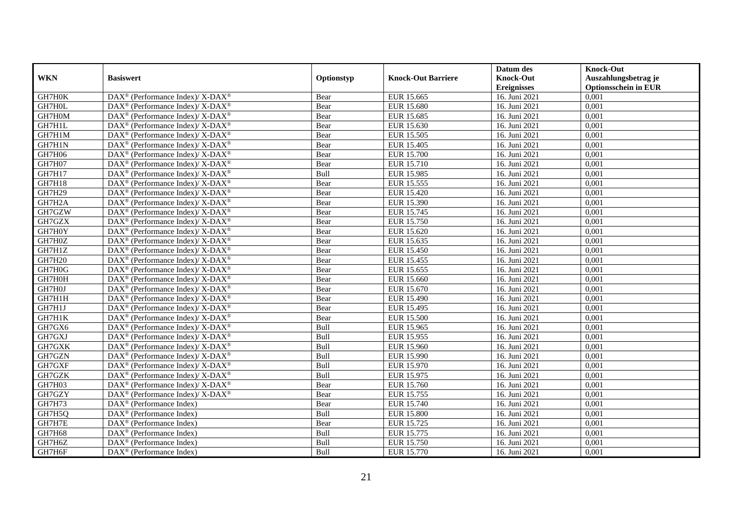| WKN | Basiswert | Optionstyp | Knock-Out Barriere | Datum des Knock-Out Ereignisses | Knock-Out Auszahlungsbetrag je Optionsschein in EUR |
|---|---|---|---|---|---|
| GH7H0K | DAX® (Performance Index)/ X-DAX® | Bear | EUR 15.665 | 16. Juni 2021 | 0,001 |
| GH7H0L | DAX® (Performance Index)/ X-DAX® | Bear | EUR 15.680 | 16. Juni 2021 | 0,001 |
| GH7H0M | DAX® (Performance Index)/ X-DAX® | Bear | EUR 15.685 | 16. Juni 2021 | 0,001 |
| GH7H1L | DAX® (Performance Index)/ X-DAX® | Bear | EUR 15.630 | 16. Juni 2021 | 0,001 |
| GH7H1M | DAX® (Performance Index)/ X-DAX® | Bear | EUR 15.505 | 16. Juni 2021 | 0,001 |
| GH7H1N | DAX® (Performance Index)/ X-DAX® | Bear | EUR 15.405 | 16. Juni 2021 | 0,001 |
| GH7H06 | DAX® (Performance Index)/ X-DAX® | Bear | EUR 15.700 | 16. Juni 2021 | 0,001 |
| GH7H07 | DAX® (Performance Index)/ X-DAX® | Bear | EUR 15.710 | 16. Juni 2021 | 0,001 |
| GH7H17 | DAX® (Performance Index)/ X-DAX® | Bull | EUR 15.985 | 16. Juni 2021 | 0,001 |
| GH7H18 | DAX® (Performance Index)/ X-DAX® | Bear | EUR 15.555 | 16. Juni 2021 | 0,001 |
| GH7H29 | DAX® (Performance Index)/ X-DAX® | Bear | EUR 15.420 | 16. Juni 2021 | 0,001 |
| GH7H2A | DAX® (Performance Index)/ X-DAX® | Bear | EUR 15.390 | 16. Juni 2021 | 0,001 |
| GH7GZW | DAX® (Performance Index)/ X-DAX® | Bear | EUR 15.745 | 16. Juni 2021 | 0,001 |
| GH7GZX | DAX® (Performance Index)/ X-DAX® | Bear | EUR 15.750 | 16. Juni 2021 | 0,001 |
| GH7H0Y | DAX® (Performance Index)/ X-DAX® | Bear | EUR 15.620 | 16. Juni 2021 | 0,001 |
| GH7H0Z | DAX® (Performance Index)/ X-DAX® | Bear | EUR 15.635 | 16. Juni 2021 | 0,001 |
| GH7H1Z | DAX® (Performance Index)/ X-DAX® | Bear | EUR 15.450 | 16. Juni 2021 | 0,001 |
| GH7H20 | DAX® (Performance Index)/ X-DAX® | Bear | EUR 15.455 | 16. Juni 2021 | 0,001 |
| GH7H0G | DAX® (Performance Index)/ X-DAX® | Bear | EUR 15.655 | 16. Juni 2021 | 0,001 |
| GH7H0H | DAX® (Performance Index)/ X-DAX® | Bear | EUR 15.660 | 16. Juni 2021 | 0,001 |
| GH7H0J | DAX® (Performance Index)/ X-DAX® | Bear | EUR 15.670 | 16. Juni 2021 | 0,001 |
| GH7H1H | DAX® (Performance Index)/ X-DAX® | Bear | EUR 15.490 | 16. Juni 2021 | 0,001 |
| GH7H1J | DAX® (Performance Index)/ X-DAX® | Bear | EUR 15.495 | 16. Juni 2021 | 0,001 |
| GH7H1K | DAX® (Performance Index)/ X-DAX® | Bear | EUR 15.500 | 16. Juni 2021 | 0,001 |
| GH7GX6 | DAX® (Performance Index)/ X-DAX® | Bull | EUR 15.965 | 16. Juni 2021 | 0,001 |
| GH7GXJ | DAX® (Performance Index)/ X-DAX® | Bull | EUR 15.955 | 16. Juni 2021 | 0,001 |
| GH7GXK | DAX® (Performance Index)/ X-DAX® | Bull | EUR 15.960 | 16. Juni 2021 | 0,001 |
| GH7GZN | DAX® (Performance Index)/ X-DAX® | Bull | EUR 15.990 | 16. Juni 2021 | 0,001 |
| GH7GXF | DAX® (Performance Index)/ X-DAX® | Bull | EUR 15.970 | 16. Juni 2021 | 0,001 |
| GH7GZK | DAX® (Performance Index)/ X-DAX® | Bull | EUR 15.975 | 16. Juni 2021 | 0,001 |
| GH7H03 | DAX® (Performance Index)/ X-DAX® | Bear | EUR 15.760 | 16. Juni 2021 | 0,001 |
| GH7GZY | DAX® (Performance Index)/ X-DAX® | Bear | EUR 15.755 | 16. Juni 2021 | 0,001 |
| GH7H73 | DAX® (Performance Index) | Bear | EUR 15.740 | 16. Juni 2021 | 0,001 |
| GH7H5Q | DAX® (Performance Index) | Bull | EUR 15.800 | 16. Juni 2021 | 0,001 |
| GH7H7E | DAX® (Performance Index) | Bear | EUR 15.725 | 16. Juni 2021 | 0,001 |
| GH7H68 | DAX® (Performance Index) | Bull | EUR 15.775 | 16. Juni 2021 | 0,001 |
| GH7H6Z | DAX® (Performance Index) | Bull | EUR 15.750 | 16. Juni 2021 | 0,001 |
| GH7H6F | DAX® (Performance Index) | Bull | EUR 15.770 | 16. Juni 2021 | 0,001 |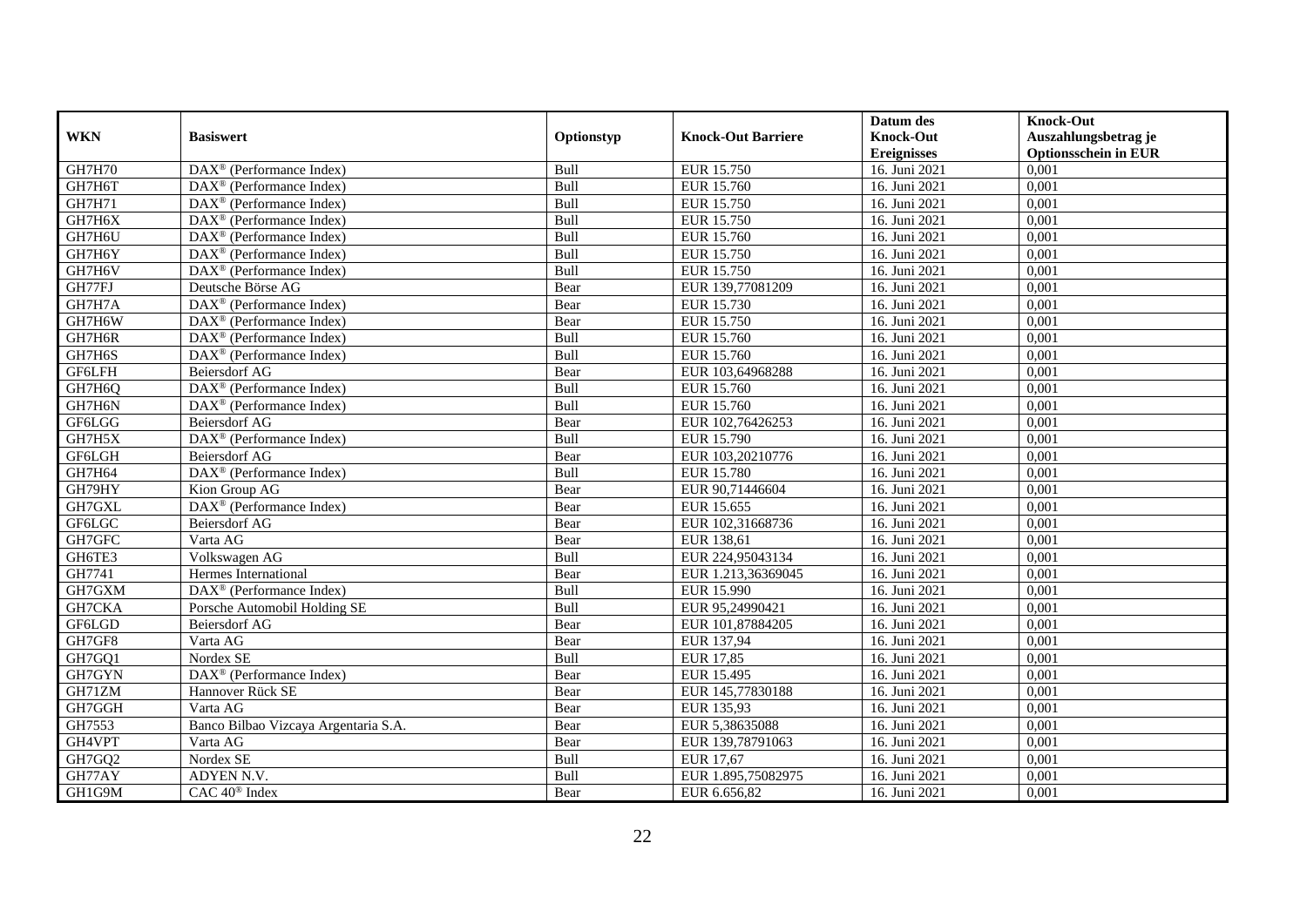| WKN | Basiswert | Optionstyp | Knock-Out Barriere | Datum des Knock-Out Ereignisses | Knock-Out Auszahlungsbetrag je Optionsschein in EUR |
|---|---|---|---|---|---|
| GH7H70 | DAX® (Performance Index) | Bull | EUR 15.750 | 16. Juni 2021 | 0,001 |
| GH7H6T | DAX® (Performance Index) | Bull | EUR 15.760 | 16. Juni 2021 | 0,001 |
| GH7H71 | DAX® (Performance Index) | Bull | EUR 15.750 | 16. Juni 2021 | 0,001 |
| GH7H6X | DAX® (Performance Index) | Bull | EUR 15.750 | 16. Juni 2021 | 0,001 |
| GH7H6U | DAX® (Performance Index) | Bull | EUR 15.760 | 16. Juni 2021 | 0,001 |
| GH7H6Y | DAX® (Performance Index) | Bull | EUR 15.750 | 16. Juni 2021 | 0,001 |
| GH7H6V | DAX® (Performance Index) | Bull | EUR 15.750 | 16. Juni 2021 | 0,001 |
| GH77FJ | Deutsche Börse AG | Bear | EUR 139,77081209 | 16. Juni 2021 | 0,001 |
| GH7H7A | DAX® (Performance Index) | Bear | EUR 15.730 | 16. Juni 2021 | 0,001 |
| GH7H6W | DAX® (Performance Index) | Bear | EUR 15.750 | 16. Juni 2021 | 0,001 |
| GH7H6R | DAX® (Performance Index) | Bull | EUR 15.760 | 16. Juni 2021 | 0,001 |
| GH7H6S | DAX® (Performance Index) | Bull | EUR 15.760 | 16. Juni 2021 | 0,001 |
| GF6LFH | Beiersdorf AG | Bear | EUR 103,64968288 | 16. Juni 2021 | 0,001 |
| GH7H6Q | DAX® (Performance Index) | Bull | EUR 15.760 | 16. Juni 2021 | 0,001 |
| GH7H6N | DAX® (Performance Index) | Bull | EUR 15.760 | 16. Juni 2021 | 0,001 |
| GF6LGG | Beiersdorf AG | Bear | EUR 102,76426253 | 16. Juni 2021 | 0,001 |
| GH7H5X | DAX® (Performance Index) | Bull | EUR 15.790 | 16. Juni 2021 | 0,001 |
| GF6LGH | Beiersdorf AG | Bear | EUR 103,20210776 | 16. Juni 2021 | 0,001 |
| GH7H64 | DAX® (Performance Index) | Bull | EUR 15.780 | 16. Juni 2021 | 0,001 |
| GH79HY | Kion Group AG | Bear | EUR 90,71446604 | 16. Juni 2021 | 0,001 |
| GH7GXL | DAX® (Performance Index) | Bear | EUR 15.655 | 16. Juni 2021 | 0,001 |
| GF6LGC | Beiersdorf AG | Bear | EUR 102,31668736 | 16. Juni 2021 | 0,001 |
| GH7GFC | Varta AG | Bear | EUR 138,61 | 16. Juni 2021 | 0,001 |
| GH6TE3 | Volkswagen AG | Bull | EUR 224,95043134 | 16. Juni 2021 | 0,001 |
| GH7741 | Hermes International | Bear | EUR 1.213,36369045 | 16. Juni 2021 | 0,001 |
| GH7GXM | DAX® (Performance Index) | Bull | EUR 15.990 | 16. Juni 2021 | 0,001 |
| GH7CKA | Porsche Automobil Holding SE | Bull | EUR 95,24990421 | 16. Juni 2021 | 0,001 |
| GF6LGD | Beiersdorf AG | Bear | EUR 101,87884205 | 16. Juni 2021 | 0,001 |
| GH7GF8 | Varta AG | Bear | EUR 137,94 | 16. Juni 2021 | 0,001 |
| GH7GQ1 | Nordex SE | Bull | EUR 17,85 | 16. Juni 2021 | 0,001 |
| GH7GYN | DAX® (Performance Index) | Bear | EUR 15.495 | 16. Juni 2021 | 0,001 |
| GH71ZM | Hannover Rück SE | Bear | EUR 145,77830188 | 16. Juni 2021 | 0,001 |
| GH7GGH | Varta AG | Bear | EUR 135,93 | 16. Juni 2021 | 0,001 |
| GH7553 | Banco Bilbao Vizcaya Argentaria S.A. | Bear | EUR 5,38635088 | 16. Juni 2021 | 0,001 |
| GH4VPT | Varta AG | Bear | EUR 139,78791063 | 16. Juni 2021 | 0,001 |
| GH7GQ2 | Nordex SE | Bull | EUR 17,67 | 16. Juni 2021 | 0,001 |
| GH77AY | ADYEN N.V. | Bull | EUR 1.895,75082975 | 16. Juni 2021 | 0,001 |
| GH1G9M | CAC 40® Index | Bear | EUR 6.656,82 | 16. Juni 2021 | 0,001 |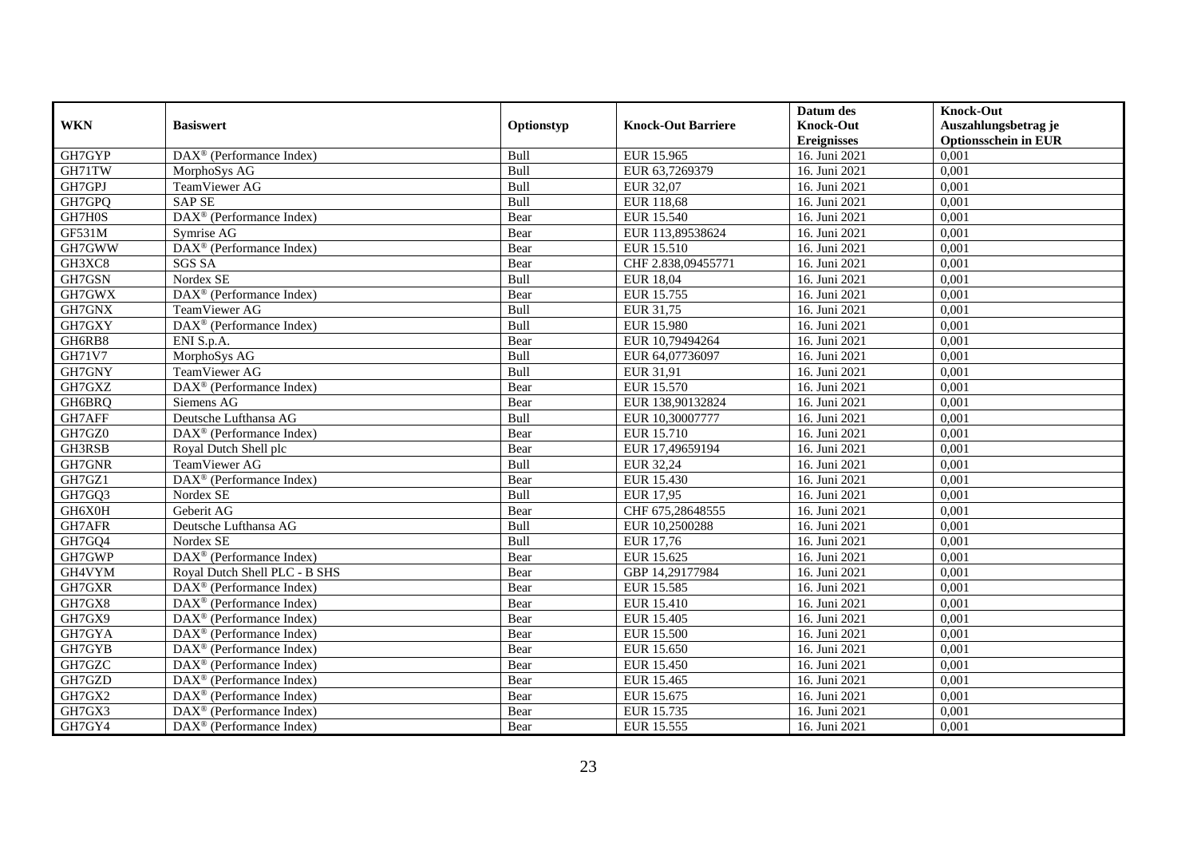| WKN | Basiswert | Optionstyp | Knock-Out Barriere | Datum des Knock-Out Ereignisses | Knock-Out Auszahlungsbetrag je Optionsschein in EUR |
|---|---|---|---|---|---|
| GH7GYP | DAX® (Performance Index) | Bull | EUR 15.965 | 16. Juni 2021 | 0,001 |
| GH71TW | MorphoSys AG | Bull | EUR 63,7269379 | 16. Juni 2021 | 0,001 |
| GH7GPJ | TeamViewer AG | Bull | EUR 32,07 | 16. Juni 2021 | 0,001 |
| GH7GPQ | SAP SE | Bull | EUR 118,68 | 16. Juni 2021 | 0,001 |
| GH7H0S | DAX® (Performance Index) | Bear | EUR 15.540 | 16. Juni 2021 | 0,001 |
| GF531M | Symrise AG | Bear | EUR 113,89538624 | 16. Juni 2021 | 0,001 |
| GH7GWW | DAX® (Performance Index) | Bear | EUR 15.510 | 16. Juni 2021 | 0,001 |
| GH3XC8 | SGS SA | Bear | CHF 2.838,09455771 | 16. Juni 2021 | 0,001 |
| GH7GSN | Nordex SE | Bull | EUR 18,04 | 16. Juni 2021 | 0,001 |
| GH7GWX | DAX® (Performance Index) | Bear | EUR 15.755 | 16. Juni 2021 | 0,001 |
| GH7GNX | TeamViewer AG | Bull | EUR 31,75 | 16. Juni 2021 | 0,001 |
| GH7GXY | DAX® (Performance Index) | Bull | EUR 15.980 | 16. Juni 2021 | 0,001 |
| GH6RB8 | ENI S.p.A. | Bear | EUR 10,79494264 | 16. Juni 2021 | 0,001 |
| GH71V7 | MorphoSys AG | Bull | EUR 64,07736097 | 16. Juni 2021 | 0,001 |
| GH7GNY | TeamViewer AG | Bull | EUR 31,91 | 16. Juni 2021 | 0,001 |
| GH7GXZ | DAX® (Performance Index) | Bear | EUR 15.570 | 16. Juni 2021 | 0,001 |
| GH6BRQ | Siemens AG | Bear | EUR 138,90132824 | 16. Juni 2021 | 0,001 |
| GH7AFF | Deutsche Lufthansa AG | Bull | EUR 10,30007777 | 16. Juni 2021 | 0,001 |
| GH7GZ0 | DAX® (Performance Index) | Bear | EUR 15.710 | 16. Juni 2021 | 0,001 |
| GH3RSB | Royal Dutch Shell plc | Bear | EUR 17,49659194 | 16. Juni 2021 | 0,001 |
| GH7GNR | TeamViewer AG | Bull | EUR 32,24 | 16. Juni 2021 | 0,001 |
| GH7GZ1 | DAX® (Performance Index) | Bear | EUR 15.430 | 16. Juni 2021 | 0,001 |
| GH7GQ3 | Nordex SE | Bull | EUR 17,95 | 16. Juni 2021 | 0,001 |
| GH6X0H | Geberit AG | Bear | CHF 675,28648555 | 16. Juni 2021 | 0,001 |
| GH7AFR | Deutsche Lufthansa AG | Bull | EUR 10,2500288 | 16. Juni 2021 | 0,001 |
| GH7GQ4 | Nordex SE | Bull | EUR 17,76 | 16. Juni 2021 | 0,001 |
| GH7GWP | DAX® (Performance Index) | Bear | EUR 15.625 | 16. Juni 2021 | 0,001 |
| GH4VYM | Royal Dutch Shell PLC - B SHS | Bear | GBP 14,29177984 | 16. Juni 2021 | 0,001 |
| GH7GXR | DAX® (Performance Index) | Bear | EUR 15.585 | 16. Juni 2021 | 0,001 |
| GH7GX8 | DAX® (Performance Index) | Bear | EUR 15.410 | 16. Juni 2021 | 0,001 |
| GH7GX9 | DAX® (Performance Index) | Bear | EUR 15.405 | 16. Juni 2021 | 0,001 |
| GH7GYA | DAX® (Performance Index) | Bear | EUR 15.500 | 16. Juni 2021 | 0,001 |
| GH7GYB | DAX® (Performance Index) | Bear | EUR 15.650 | 16. Juni 2021 | 0,001 |
| GH7GZC | DAX® (Performance Index) | Bear | EUR 15.450 | 16. Juni 2021 | 0,001 |
| GH7GZD | DAX® (Performance Index) | Bear | EUR 15.465 | 16. Juni 2021 | 0,001 |
| GH7GX2 | DAX® (Performance Index) | Bear | EUR 15.675 | 16. Juni 2021 | 0,001 |
| GH7GX3 | DAX® (Performance Index) | Bear | EUR 15.735 | 16. Juni 2021 | 0,001 |
| GH7GY4 | DAX® (Performance Index) | Bear | EUR 15.555 | 16. Juni 2021 | 0,001 |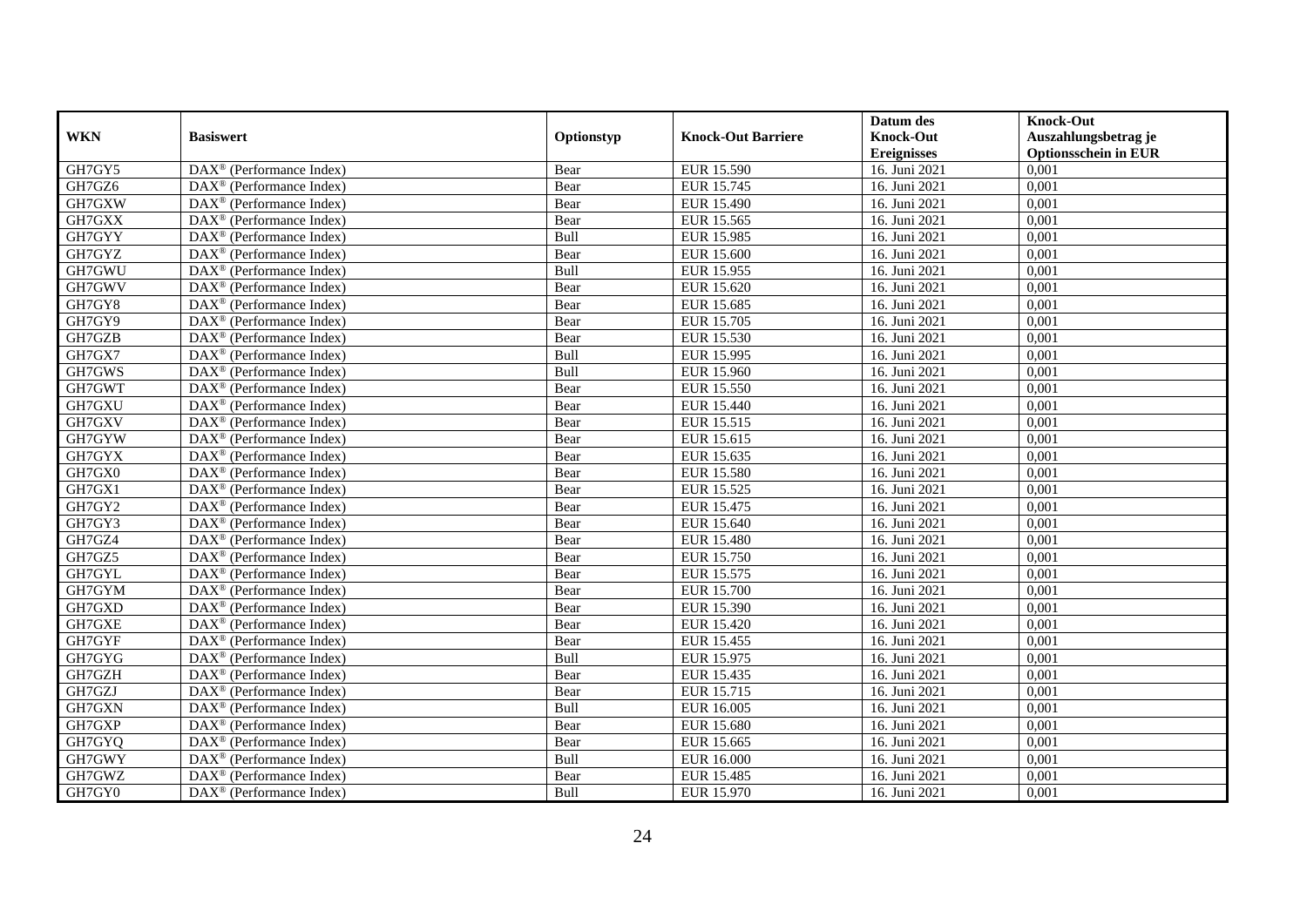| WKN | Basiswert | Optionstyp | Knock-Out Barriere | Datum des Knock-Out Ereignisses | Knock-Out Auszahlungsbetrag je Optionsschein in EUR |
|---|---|---|---|---|---|
| GH7GY5 | DAX® (Performance Index) | Bear | EUR 15.590 | 16. Juni 2021 | 0,001 |
| GH7GZ6 | DAX® (Performance Index) | Bear | EUR 15.745 | 16. Juni 2021 | 0,001 |
| GH7GXW | DAX® (Performance Index) | Bear | EUR 15.490 | 16. Juni 2021 | 0,001 |
| GH7GXX | DAX® (Performance Index) | Bear | EUR 15.565 | 16. Juni 2021 | 0,001 |
| GH7GYY | DAX® (Performance Index) | Bull | EUR 15.985 | 16. Juni 2021 | 0,001 |
| GH7GYZ | DAX® (Performance Index) | Bear | EUR 15.600 | 16. Juni 2021 | 0,001 |
| GH7GWU | DAX® (Performance Index) | Bull | EUR 15.955 | 16. Juni 2021 | 0,001 |
| GH7GWV | DAX® (Performance Index) | Bear | EUR 15.620 | 16. Juni 2021 | 0,001 |
| GH7GY8 | DAX® (Performance Index) | Bear | EUR 15.685 | 16. Juni 2021 | 0,001 |
| GH7GY9 | DAX® (Performance Index) | Bear | EUR 15.705 | 16. Juni 2021 | 0,001 |
| GH7GZB | DAX® (Performance Index) | Bear | EUR 15.530 | 16. Juni 2021 | 0,001 |
| GH7GX7 | DAX® (Performance Index) | Bull | EUR 15.995 | 16. Juni 2021 | 0,001 |
| GH7GWS | DAX® (Performance Index) | Bull | EUR 15.960 | 16. Juni 2021 | 0,001 |
| GH7GWT | DAX® (Performance Index) | Bear | EUR 15.550 | 16. Juni 2021 | 0,001 |
| GH7GXU | DAX® (Performance Index) | Bear | EUR 15.440 | 16. Juni 2021 | 0,001 |
| GH7GXV | DAX® (Performance Index) | Bear | EUR 15.515 | 16. Juni 2021 | 0,001 |
| GH7GYW | DAX® (Performance Index) | Bear | EUR 15.615 | 16. Juni 2021 | 0,001 |
| GH7GYX | DAX® (Performance Index) | Bear | EUR 15.635 | 16. Juni 2021 | 0,001 |
| GH7GX0 | DAX® (Performance Index) | Bear | EUR 15.580 | 16. Juni 2021 | 0,001 |
| GH7GX1 | DAX® (Performance Index) | Bear | EUR 15.525 | 16. Juni 2021 | 0,001 |
| GH7GY2 | DAX® (Performance Index) | Bear | EUR 15.475 | 16. Juni 2021 | 0,001 |
| GH7GY3 | DAX® (Performance Index) | Bear | EUR 15.640 | 16. Juni 2021 | 0,001 |
| GH7GZ4 | DAX® (Performance Index) | Bear | EUR 15.480 | 16. Juni 2021 | 0,001 |
| GH7GZ5 | DAX® (Performance Index) | Bear | EUR 15.750 | 16. Juni 2021 | 0,001 |
| GH7GYL | DAX® (Performance Index) | Bear | EUR 15.575 | 16. Juni 2021 | 0,001 |
| GH7GYM | DAX® (Performance Index) | Bear | EUR 15.700 | 16. Juni 2021 | 0,001 |
| GH7GXD | DAX® (Performance Index) | Bear | EUR 15.390 | 16. Juni 2021 | 0,001 |
| GH7GXE | DAX® (Performance Index) | Bear | EUR 15.420 | 16. Juni 2021 | 0,001 |
| GH7GYF | DAX® (Performance Index) | Bear | EUR 15.455 | 16. Juni 2021 | 0,001 |
| GH7GYG | DAX® (Performance Index) | Bull | EUR 15.975 | 16. Juni 2021 | 0,001 |
| GH7GZH | DAX® (Performance Index) | Bear | EUR 15.435 | 16. Juni 2021 | 0,001 |
| GH7GZJ | DAX® (Performance Index) | Bear | EUR 15.715 | 16. Juni 2021 | 0,001 |
| GH7GXN | DAX® (Performance Index) | Bull | EUR 16.005 | 16. Juni 2021 | 0,001 |
| GH7GXP | DAX® (Performance Index) | Bear | EUR 15.680 | 16. Juni 2021 | 0,001 |
| GH7GYQ | DAX® (Performance Index) | Bear | EUR 15.665 | 16. Juni 2021 | 0,001 |
| GH7GWY | DAX® (Performance Index) | Bull | EUR 16.000 | 16. Juni 2021 | 0,001 |
| GH7GWZ | DAX® (Performance Index) | Bear | EUR 15.485 | 16. Juni 2021 | 0,001 |
| GH7GY0 | DAX® (Performance Index) | Bull | EUR 15.970 | 16. Juni 2021 | 0,001 |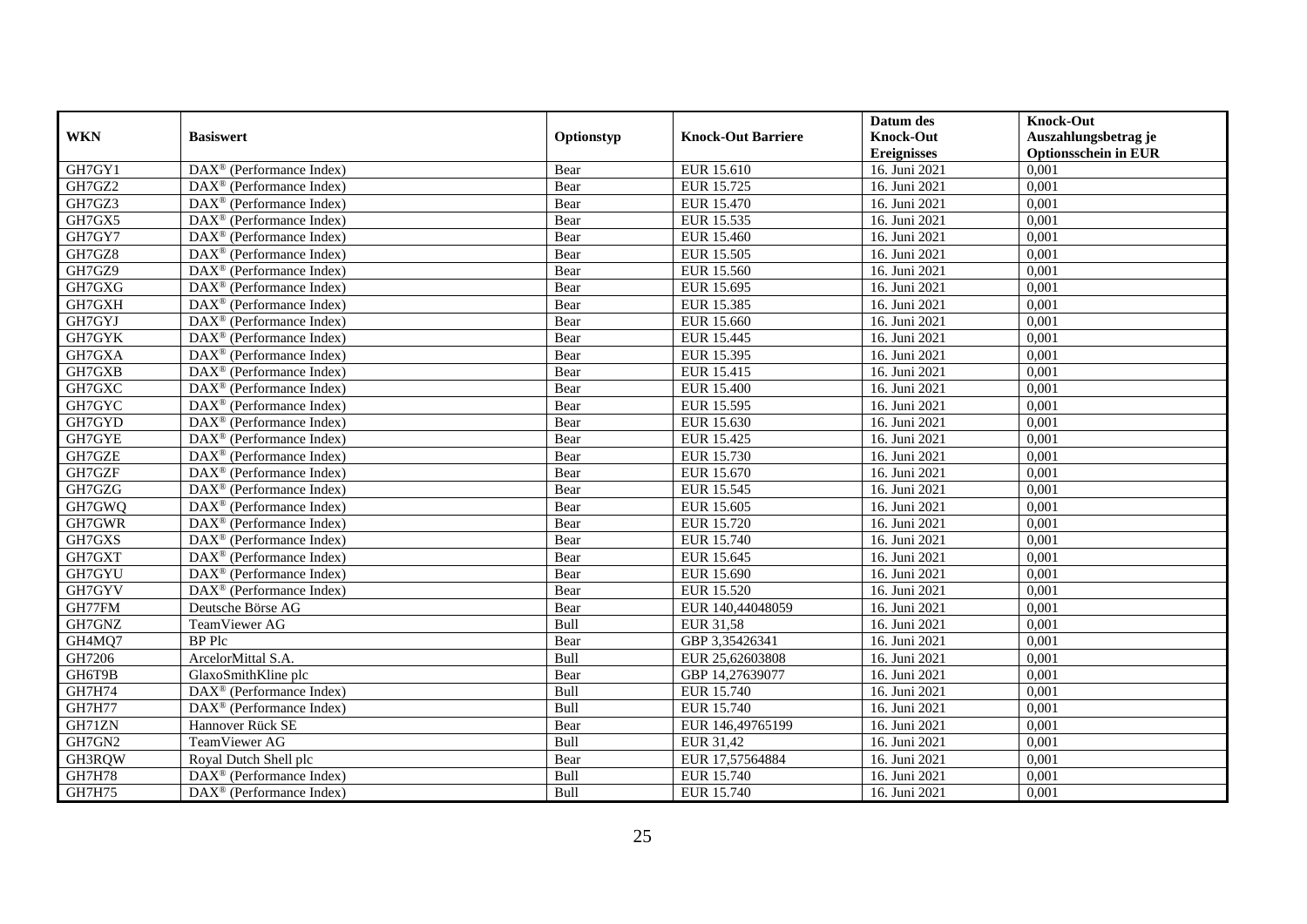| WKN | Basiswert | Optionstyp | Knock-Out Barriere | Datum des Knock-Out Ereignisses | Knock-Out Auszahlungsbetrag je Optionsschein in EUR |
|---|---|---|---|---|---|
| GH7GY1 | DAX® (Performance Index) | Bear | EUR 15.610 | 16. Juni 2021 | 0,001 |
| GH7GZ2 | DAX® (Performance Index) | Bear | EUR 15.725 | 16. Juni 2021 | 0,001 |
| GH7GZ3 | DAX® (Performance Index) | Bear | EUR 15.470 | 16. Juni 2021 | 0,001 |
| GH7GX5 | DAX® (Performance Index) | Bear | EUR 15.535 | 16. Juni 2021 | 0,001 |
| GH7GY7 | DAX® (Performance Index) | Bear | EUR 15.460 | 16. Juni 2021 | 0,001 |
| GH7GZ8 | DAX® (Performance Index) | Bear | EUR 15.505 | 16. Juni 2021 | 0,001 |
| GH7GZ9 | DAX® (Performance Index) | Bear | EUR 15.560 | 16. Juni 2021 | 0,001 |
| GH7GXG | DAX® (Performance Index) | Bear | EUR 15.695 | 16. Juni 2021 | 0,001 |
| GH7GXH | DAX® (Performance Index) | Bear | EUR 15.385 | 16. Juni 2021 | 0,001 |
| GH7GYJ | DAX® (Performance Index) | Bear | EUR 15.660 | 16. Juni 2021 | 0,001 |
| GH7GYK | DAX® (Performance Index) | Bear | EUR 15.445 | 16. Juni 2021 | 0,001 |
| GH7GXA | DAX® (Performance Index) | Bear | EUR 15.395 | 16. Juni 2021 | 0,001 |
| GH7GXB | DAX® (Performance Index) | Bear | EUR 15.415 | 16. Juni 2021 | 0,001 |
| GH7GXC | DAX® (Performance Index) | Bear | EUR 15.400 | 16. Juni 2021 | 0,001 |
| GH7GYC | DAX® (Performance Index) | Bear | EUR 15.595 | 16. Juni 2021 | 0,001 |
| GH7GYD | DAX® (Performance Index) | Bear | EUR 15.630 | 16. Juni 2021 | 0,001 |
| GH7GYE | DAX® (Performance Index) | Bear | EUR 15.425 | 16. Juni 2021 | 0,001 |
| GH7GZE | DAX® (Performance Index) | Bear | EUR 15.730 | 16. Juni 2021 | 0,001 |
| GH7GZF | DAX® (Performance Index) | Bear | EUR 15.670 | 16. Juni 2021 | 0,001 |
| GH7GZG | DAX® (Performance Index) | Bear | EUR 15.545 | 16. Juni 2021 | 0,001 |
| GH7GWQ | DAX® (Performance Index) | Bear | EUR 15.605 | 16. Juni 2021 | 0,001 |
| GH7GWR | DAX® (Performance Index) | Bear | EUR 15.720 | 16. Juni 2021 | 0,001 |
| GH7GXS | DAX® (Performance Index) | Bear | EUR 15.740 | 16. Juni 2021 | 0,001 |
| GH7GXT | DAX® (Performance Index) | Bear | EUR 15.645 | 16. Juni 2021 | 0,001 |
| GH7GYU | DAX® (Performance Index) | Bear | EUR 15.690 | 16. Juni 2021 | 0,001 |
| GH7GYV | DAX® (Performance Index) | Bear | EUR 15.520 | 16. Juni 2021 | 0,001 |
| GH77FM | Deutsche Börse AG | Bear | EUR 140,44048059 | 16. Juni 2021 | 0,001 |
| GH7GNZ | TeamViewer AG | Bull | EUR 31,58 | 16. Juni 2021 | 0,001 |
| GH4MQ7 | BP Plc | Bear | GBP 3,35426341 | 16. Juni 2021 | 0,001 |
| GH7206 | ArcelorMittal S.A. | Bull | EUR 25,62603808 | 16. Juni 2021 | 0,001 |
| GH6T9B | GlaxoSmithKline plc | Bear | GBP 14,27639077 | 16. Juni 2021 | 0,001 |
| GH7H74 | DAX® (Performance Index) | Bull | EUR 15.740 | 16. Juni 2021 | 0,001 |
| GH7H77 | DAX® (Performance Index) | Bull | EUR 15.740 | 16. Juni 2021 | 0,001 |
| GH71ZN | Hannover Rück SE | Bear | EUR 146,49765199 | 16. Juni 2021 | 0,001 |
| GH7GN2 | TeamViewer AG | Bull | EUR 31,42 | 16. Juni 2021 | 0,001 |
| GH3RQW | Royal Dutch Shell plc | Bear | EUR 17,57564884 | 16. Juni 2021 | 0,001 |
| GH7H78 | DAX® (Performance Index) | Bull | EUR 15.740 | 16. Juni 2021 | 0,001 |
| GH7H75 | DAX® (Performance Index) | Bull | EUR 15.740 | 16. Juni 2021 | 0,001 |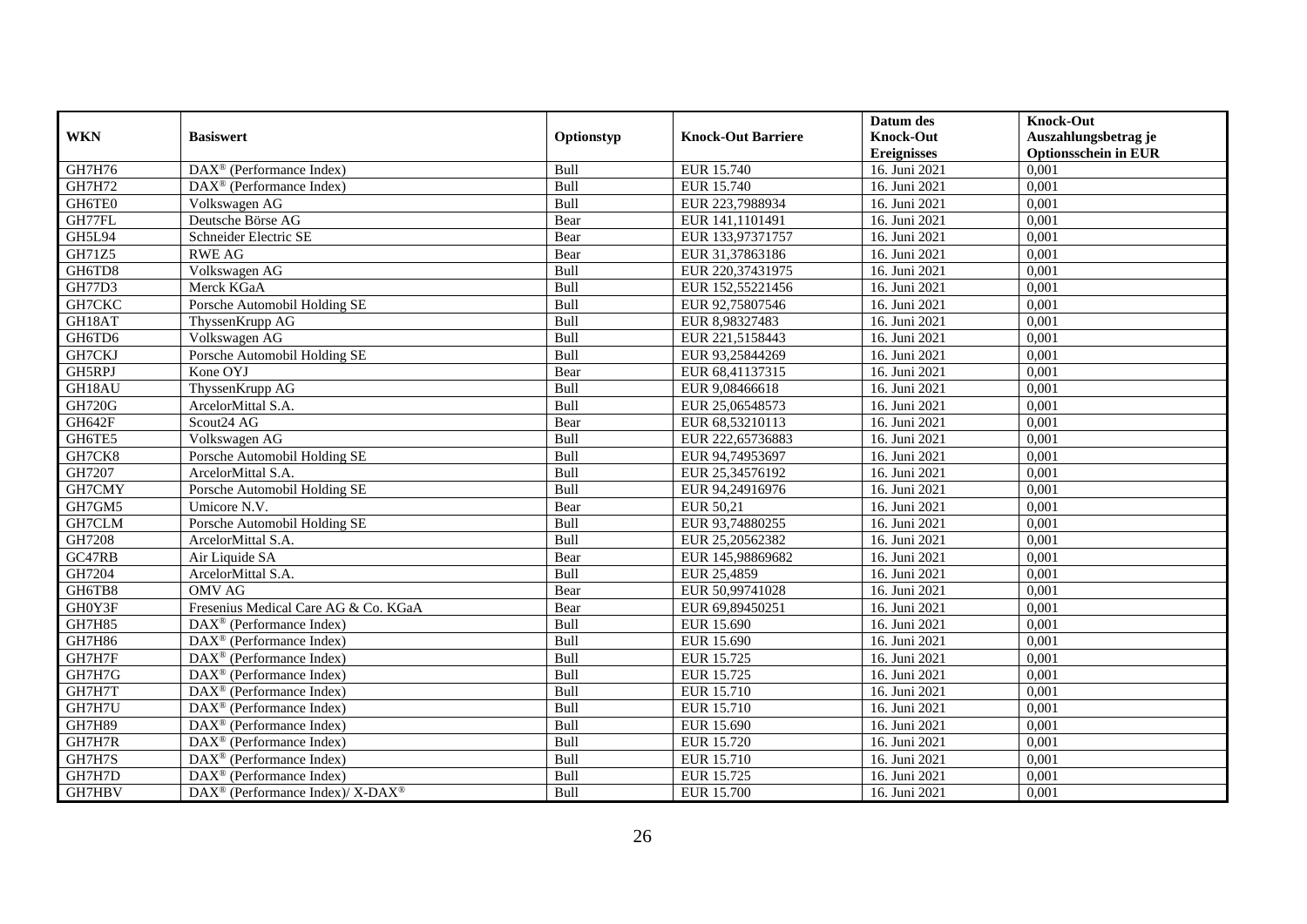| WKN | Basiswert | Optionstyp | Knock-Out Barriere | Datum des Knock-Out Ereignisses | Knock-Out Auszahlungsbetrag je Optionsschein in EUR |
|---|---|---|---|---|---|
| GH7H76 | DAX® (Performance Index) | Bull | EUR 15.740 | 16. Juni 2021 | 0,001 |
| GH7H72 | DAX® (Performance Index) | Bull | EUR 15.740 | 16. Juni 2021 | 0,001 |
| GH6TE0 | Volkswagen AG | Bull | EUR 223,7988934 | 16. Juni 2021 | 0,001 |
| GH77FL | Deutsche Börse AG | Bear | EUR 141,1101491 | 16. Juni 2021 | 0,001 |
| GH5L94 | Schneider Electric SE | Bear | EUR 133,97371757 | 16. Juni 2021 | 0,001 |
| GH71Z5 | RWE AG | Bear | EUR 31,37863186 | 16. Juni 2021 | 0,001 |
| GH6TD8 | Volkswagen AG | Bull | EUR 220,37431975 | 16. Juni 2021 | 0,001 |
| GH77D3 | Merck KGaA | Bull | EUR 152,55221456 | 16. Juni 2021 | 0,001 |
| GH7CKC | Porsche Automobil Holding SE | Bull | EUR 92,75807546 | 16. Juni 2021 | 0,001 |
| GH18AT | ThyssenKrupp AG | Bull | EUR 8,98327483 | 16. Juni 2021 | 0,001 |
| GH6TD6 | Volkswagen AG | Bull | EUR 221,5158443 | 16. Juni 2021 | 0,001 |
| GH7CKJ | Porsche Automobil Holding SE | Bull | EUR 93,25844269 | 16. Juni 2021 | 0,001 |
| GH5RPJ | Kone OYJ | Bear | EUR 68,41137315 | 16. Juni 2021 | 0,001 |
| GH18AU | ThyssenKrupp AG | Bull | EUR 9,08466618 | 16. Juni 2021 | 0,001 |
| GH720G | ArcelorMittal S.A. | Bull | EUR 25,06548573 | 16. Juni 2021 | 0,001 |
| GH642F | Scout24 AG | Bear | EUR 68,53210113 | 16. Juni 2021 | 0,001 |
| GH6TE5 | Volkswagen AG | Bull | EUR 222,65736883 | 16. Juni 2021 | 0,001 |
| GH7CK8 | Porsche Automobil Holding SE | Bull | EUR 94,74953697 | 16. Juni 2021 | 0,001 |
| GH7207 | ArcelorMittal S.A. | Bull | EUR 25,34576192 | 16. Juni 2021 | 0,001 |
| GH7CMY | Porsche Automobil Holding SE | Bull | EUR 94,24916976 | 16. Juni 2021 | 0,001 |
| GH7GM5 | Umicore N.V. | Bear | EUR 50,21 | 16. Juni 2021 | 0,001 |
| GH7CLM | Porsche Automobil Holding SE | Bull | EUR 93,74880255 | 16. Juni 2021 | 0,001 |
| GH7208 | ArcelorMittal S.A. | Bull | EUR 25,20562382 | 16. Juni 2021 | 0,001 |
| GC47RB | Air Liquide SA | Bear | EUR 145,98869682 | 16. Juni 2021 | 0,001 |
| GH7204 | ArcelorMittal S.A. | Bull | EUR 25,4859 | 16. Juni 2021 | 0,001 |
| GH6TB8 | OMV AG | Bear | EUR 50,99741028 | 16. Juni 2021 | 0,001 |
| GH0Y3F | Fresenius Medical Care AG & Co. KGaA | Bear | EUR 69,89450251 | 16. Juni 2021 | 0,001 |
| GH7H85 | DAX® (Performance Index) | Bull | EUR 15.690 | 16. Juni 2021 | 0,001 |
| GH7H86 | DAX® (Performance Index) | Bull | EUR 15.690 | 16. Juni 2021 | 0,001 |
| GH7H7F | DAX® (Performance Index) | Bull | EUR 15.725 | 16. Juni 2021 | 0,001 |
| GH7H7G | DAX® (Performance Index) | Bull | EUR 15.725 | 16. Juni 2021 | 0,001 |
| GH7H7T | DAX® (Performance Index) | Bull | EUR 15.710 | 16. Juni 2021 | 0,001 |
| GH7H7U | DAX® (Performance Index) | Bull | EUR 15.710 | 16. Juni 2021 | 0,001 |
| GH7H89 | DAX® (Performance Index) | Bull | EUR 15.690 | 16. Juni 2021 | 0,001 |
| GH7H7R | DAX® (Performance Index) | Bull | EUR 15.720 | 16. Juni 2021 | 0,001 |
| GH7H7S | DAX® (Performance Index) | Bull | EUR 15.710 | 16. Juni 2021 | 0,001 |
| GH7H7D | DAX® (Performance Index) | Bull | EUR 15.725 | 16. Juni 2021 | 0,001 |
| GH7HBV | DAX® (Performance Index)/ X-DAX® | Bull | EUR 15.700 | 16. Juni 2021 | 0,001 |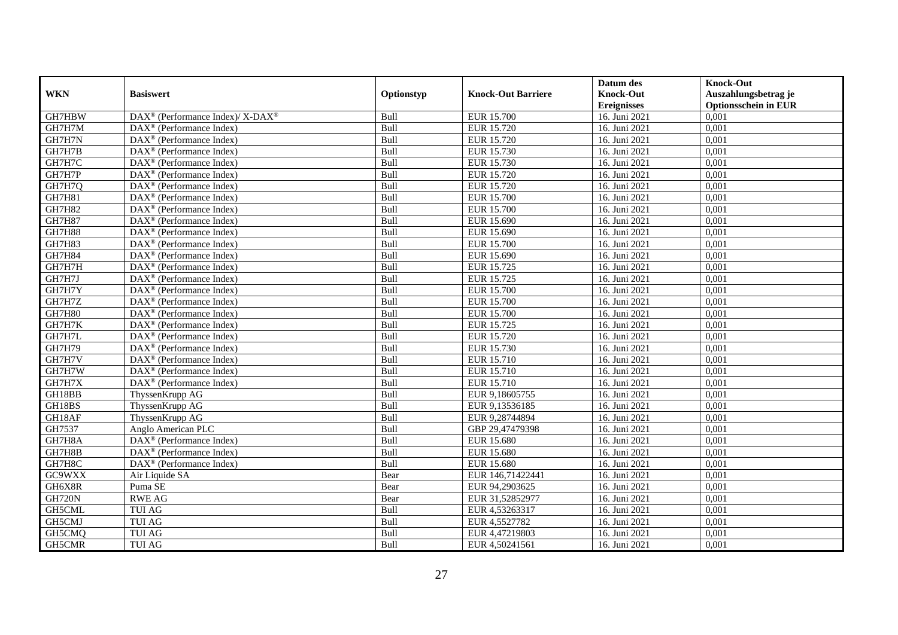| WKN | Basiswert | Optionstyp | Knock-Out Barriere | Datum des Knock-Out Ereignisses | Knock-Out Auszahlungsbetrag je Optionsschein in EUR |
|---|---|---|---|---|---|
| GH7HBW | DAX® (Performance Index)/ X-DAX® | Bull | EUR 15.700 | 16. Juni 2021 | 0,001 |
| GH7H7M | DAX® (Performance Index) | Bull | EUR 15.720 | 16. Juni 2021 | 0,001 |
| GH7H7N | DAX® (Performance Index) | Bull | EUR 15.720 | 16. Juni 2021 | 0,001 |
| GH7H7B | DAX® (Performance Index) | Bull | EUR 15.730 | 16. Juni 2021 | 0,001 |
| GH7H7C | DAX® (Performance Index) | Bull | EUR 15.730 | 16. Juni 2021 | 0,001 |
| GH7H7P | DAX® (Performance Index) | Bull | EUR 15.720 | 16. Juni 2021 | 0,001 |
| GH7H7Q | DAX® (Performance Index) | Bull | EUR 15.720 | 16. Juni 2021 | 0,001 |
| GH7H81 | DAX® (Performance Index) | Bull | EUR 15.700 | 16. Juni 2021 | 0,001 |
| GH7H82 | DAX® (Performance Index) | Bull | EUR 15.700 | 16. Juni 2021 | 0,001 |
| GH7H87 | DAX® (Performance Index) | Bull | EUR 15.690 | 16. Juni 2021 | 0,001 |
| GH7H88 | DAX® (Performance Index) | Bull | EUR 15.690 | 16. Juni 2021 | 0,001 |
| GH7H83 | DAX® (Performance Index) | Bull | EUR 15.700 | 16. Juni 2021 | 0,001 |
| GH7H84 | DAX® (Performance Index) | Bull | EUR 15.690 | 16. Juni 2021 | 0,001 |
| GH7H7H | DAX® (Performance Index) | Bull | EUR 15.725 | 16. Juni 2021 | 0,001 |
| GH7H7J | DAX® (Performance Index) | Bull | EUR 15.725 | 16. Juni 2021 | 0,001 |
| GH7H7Y | DAX® (Performance Index) | Bull | EUR 15.700 | 16. Juni 2021 | 0,001 |
| GH7H7Z | DAX® (Performance Index) | Bull | EUR 15.700 | 16. Juni 2021 | 0,001 |
| GH7H80 | DAX® (Performance Index) | Bull | EUR 15.700 | 16. Juni 2021 | 0,001 |
| GH7H7K | DAX® (Performance Index) | Bull | EUR 15.725 | 16. Juni 2021 | 0,001 |
| GH7H7L | DAX® (Performance Index) | Bull | EUR 15.720 | 16. Juni 2021 | 0,001 |
| GH7H79 | DAX® (Performance Index) | Bull | EUR 15.730 | 16. Juni 2021 | 0,001 |
| GH7H7V | DAX® (Performance Index) | Bull | EUR 15.710 | 16. Juni 2021 | 0,001 |
| GH7H7W | DAX® (Performance Index) | Bull | EUR 15.710 | 16. Juni 2021 | 0,001 |
| GH7H7X | DAX® (Performance Index) | Bull | EUR 15.710 | 16. Juni 2021 | 0,001 |
| GH18BB | ThyssenKrupp AG | Bull | EUR 9,18605755 | 16. Juni 2021 | 0,001 |
| GH18BS | ThyssenKrupp AG | Bull | EUR 9,13536185 | 16. Juni 2021 | 0,001 |
| GH18AF | ThyssenKrupp AG | Bull | EUR 9,28744894 | 16. Juni 2021 | 0,001 |
| GH7537 | Anglo American PLC | Bull | GBP 29,47479398 | 16. Juni 2021 | 0,001 |
| GH7H8A | DAX® (Performance Index) | Bull | EUR 15.680 | 16. Juni 2021 | 0,001 |
| GH7H8B | DAX® (Performance Index) | Bull | EUR 15.680 | 16. Juni 2021 | 0,001 |
| GH7H8C | DAX® (Performance Index) | Bull | EUR 15.680 | 16. Juni 2021 | 0,001 |
| GC9WXX | Air Liquide SA | Bear | EUR 146,71422441 | 16. Juni 2021 | 0,001 |
| GH6X8R | Puma SE | Bear | EUR 94,2903625 | 16. Juni 2021 | 0,001 |
| GH720N | RWE AG | Bear | EUR 31,52852977 | 16. Juni 2021 | 0,001 |
| GH5CML | TUI AG | Bull | EUR 4,53263317 | 16. Juni 2021 | 0,001 |
| GH5CMJ | TUI AG | Bull | EUR 4,5527782 | 16. Juni 2021 | 0,001 |
| GH5CMQ | TUI AG | Bull | EUR 4,47219803 | 16. Juni 2021 | 0,001 |
| GH5CMR | TUI AG | Bull | EUR 4,50241561 | 16. Juni 2021 | 0,001 |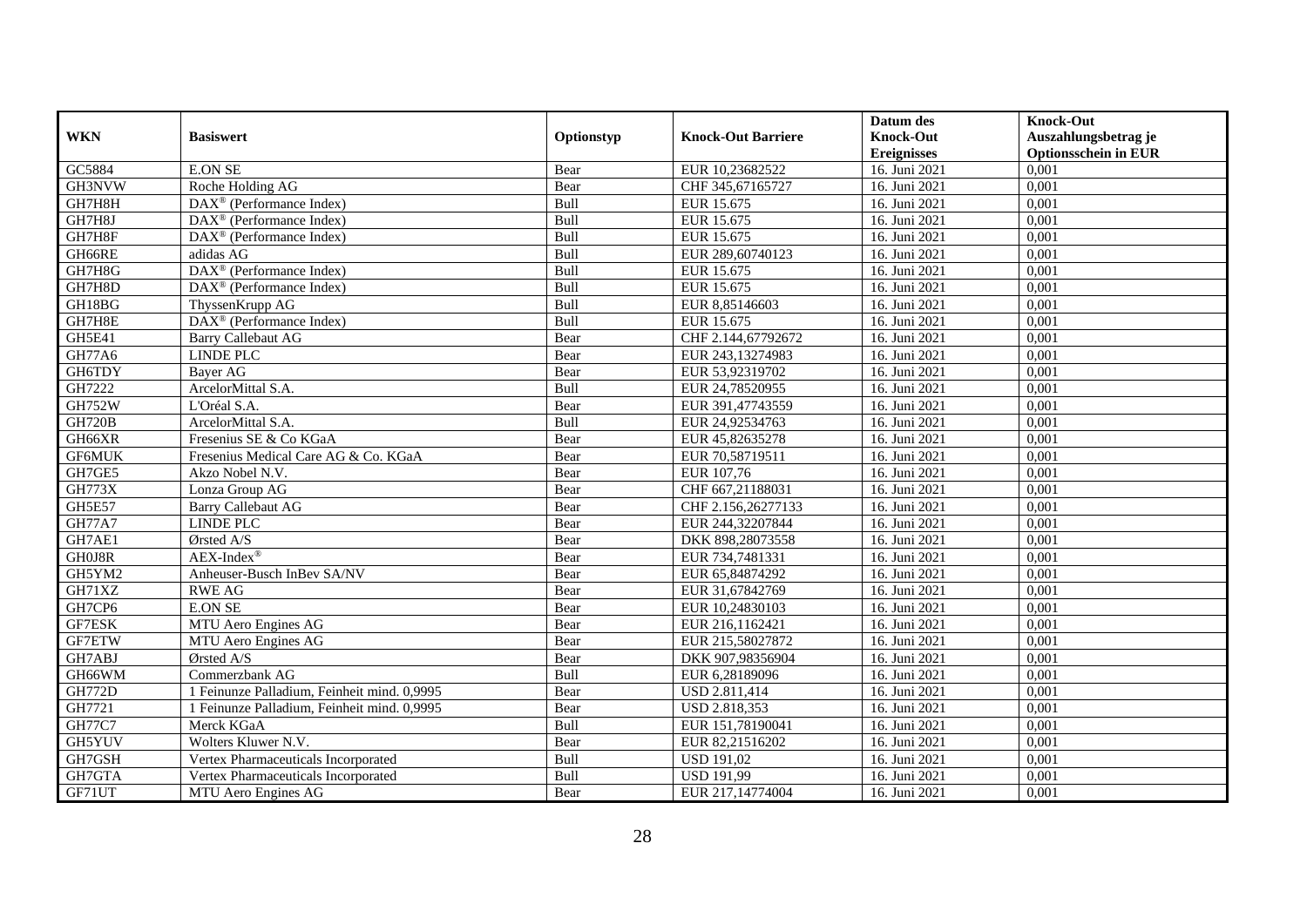| WKN | Basiswert | Optionstyp | Knock-Out Barriere | Datum des Knock-Out Ereignisses | Knock-Out Auszahlungsbetrag je Optionsschein in EUR |
|---|---|---|---|---|---|
| GC5884 | E.ON SE | Bear | EUR 10,23682522 | 16. Juni 2021 | 0,001 |
| GH3NVW | Roche Holding AG | Bear | CHF 345,67165727 | 16. Juni 2021 | 0,001 |
| GH7H8H | DAX® (Performance Index) | Bull | EUR 15.675 | 16. Juni 2021 | 0,001 |
| GH7H8J | DAX® (Performance Index) | Bull | EUR 15.675 | 16. Juni 2021 | 0,001 |
| GH7H8F | DAX® (Performance Index) | Bull | EUR 15.675 | 16. Juni 2021 | 0,001 |
| GH66RE | adidas AG | Bull | EUR 289,60740123 | 16. Juni 2021 | 0,001 |
| GH7H8G | DAX® (Performance Index) | Bull | EUR 15.675 | 16. Juni 2021 | 0,001 |
| GH7H8D | DAX® (Performance Index) | Bull | EUR 15.675 | 16. Juni 2021 | 0,001 |
| GH18BG | ThyssenKrupp AG | Bull | EUR 8,85146603 | 16. Juni 2021 | 0,001 |
| GH7H8E | DAX® (Performance Index) | Bull | EUR 15.675 | 16. Juni 2021 | 0,001 |
| GH5E41 | Barry Callebaut AG | Bear | CHF 2.144,67792672 | 16. Juni 2021 | 0,001 |
| GH77A6 | LINDE PLC | Bear | EUR 243,13274983 | 16. Juni 2021 | 0,001 |
| GH6TDY | Bayer AG | Bear | EUR 53,92319702 | 16. Juni 2021 | 0,001 |
| GH7222 | ArcelorMittal S.A. | Bull | EUR 24,78520955 | 16. Juni 2021 | 0,001 |
| GH752W | L'Oréal S.A. | Bear | EUR 391,47743559 | 16. Juni 2021 | 0,001 |
| GH720B | ArcelorMittal S.A. | Bull | EUR 24,92534763 | 16. Juni 2021 | 0,001 |
| GH66XR | Fresenius SE & Co KGaA | Bear | EUR 45,82635278 | 16. Juni 2021 | 0,001 |
| GF6MUK | Fresenius Medical Care AG & Co. KGaA | Bear | EUR 70,58719511 | 16. Juni 2021 | 0,001 |
| GH7GE5 | Akzo Nobel N.V. | Bear | EUR 107,76 | 16. Juni 2021 | 0,001 |
| GH773X | Lonza Group AG | Bear | CHF 667,21188031 | 16. Juni 2021 | 0,001 |
| GH5E57 | Barry Callebaut AG | Bear | CHF 2.156,26277133 | 16. Juni 2021 | 0,001 |
| GH77A7 | LINDE PLC | Bear | EUR 244,32207844 | 16. Juni 2021 | 0,001 |
| GH7AE1 | Ørsted A/S | Bear | DKK 898,28073558 | 16. Juni 2021 | 0,001 |
| GH0J8R | AEX-Index® | Bear | EUR 734,7481331 | 16. Juni 2021 | 0,001 |
| GH5YM2 | Anheuser-Busch InBev SA/NV | Bear | EUR 65,84874292 | 16. Juni 2021 | 0,001 |
| GH71XZ | RWE AG | Bear | EUR 31,67842769 | 16. Juni 2021 | 0,001 |
| GH7CP6 | E.ON SE | Bear | EUR 10,24830103 | 16. Juni 2021 | 0,001 |
| GF7ESK | MTU Aero Engines AG | Bear | EUR 216,1162421 | 16. Juni 2021 | 0,001 |
| GF7ETW | MTU Aero Engines AG | Bear | EUR 215,58027872 | 16. Juni 2021 | 0,001 |
| GH7ABJ | Ørsted A/S | Bear | DKK 907,98356904 | 16. Juni 2021 | 0,001 |
| GH66WM | Commerzbank AG | Bull | EUR 6,28189096 | 16. Juni 2021 | 0,001 |
| GH772D | 1 Feinunze Palladium, Feinheit mind. 0,9995 | Bear | USD 2.811,414 | 16. Juni 2021 | 0,001 |
| GH7721 | 1 Feinunze Palladium, Feinheit mind. 0,9995 | Bear | USD 2.818,353 | 16. Juni 2021 | 0,001 |
| GH77C7 | Merck KGaA | Bull | EUR 151,78190041 | 16. Juni 2021 | 0,001 |
| GH5YUV | Wolters Kluwer N.V. | Bear | EUR 82,21516202 | 16. Juni 2021 | 0,001 |
| GH7GSH | Vertex Pharmaceuticals Incorporated | Bull | USD 191,02 | 16. Juni 2021 | 0,001 |
| GH7GTA | Vertex Pharmaceuticals Incorporated | Bull | USD 191,99 | 16. Juni 2021 | 0,001 |
| GF71UT | MTU Aero Engines AG | Bear | EUR 217,14774004 | 16. Juni 2021 | 0,001 |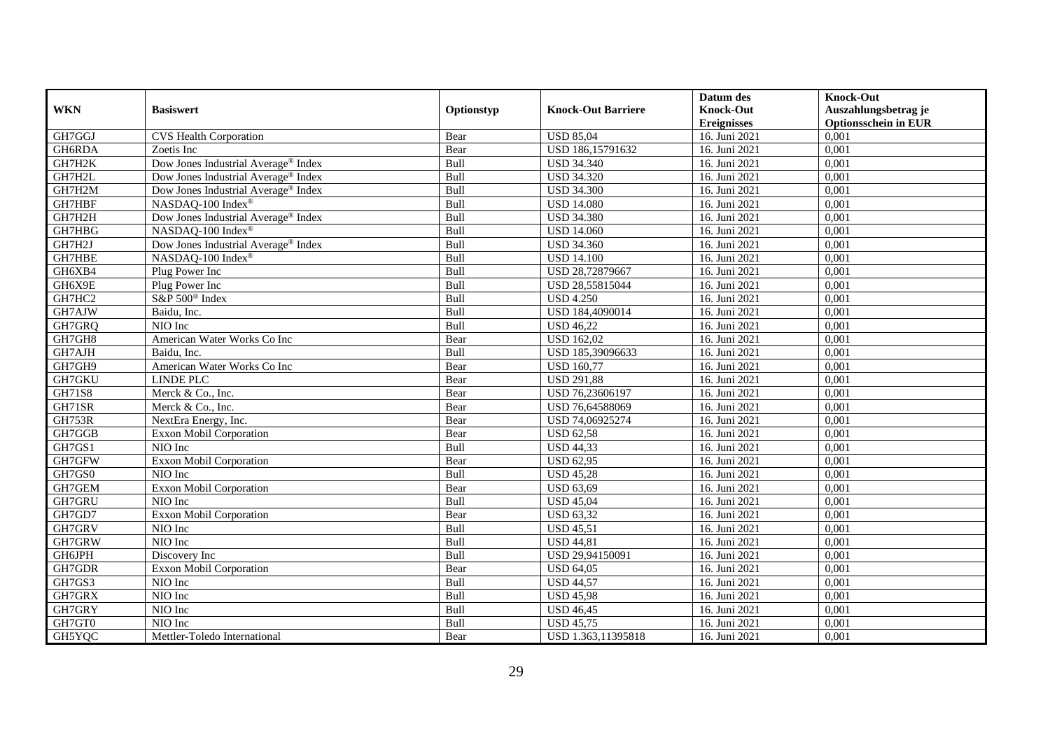| WKN | Basiswert | Optionstyp | Knock-Out Barriere | Datum des Knock-Out Ereignisses | Knock-Out Auszahlungsbetrag je Optionsschein in EUR |
|---|---|---|---|---|---|
| GH7GGJ | CVS Health Corporation | Bear | USD 85,04 | 16. Juni 2021 | 0,001 |
| GH6RDA | Zoetis Inc | Bear | USD 186,15791632 | 16. Juni 2021 | 0,001 |
| GH7H2K | Dow Jones Industrial Average® Index | Bull | USD 34.340 | 16. Juni 2021 | 0,001 |
| GH7H2L | Dow Jones Industrial Average® Index | Bull | USD 34.320 | 16. Juni 2021 | 0,001 |
| GH7H2M | Dow Jones Industrial Average® Index | Bull | USD 34.300 | 16. Juni 2021 | 0,001 |
| GH7HBF | NASDAQ-100 Index® | Bull | USD 14.080 | 16. Juni 2021 | 0,001 |
| GH7H2H | Dow Jones Industrial Average® Index | Bull | USD 34.380 | 16. Juni 2021 | 0,001 |
| GH7HBG | NASDAQ-100 Index® | Bull | USD 14.060 | 16. Juni 2021 | 0,001 |
| GH7H2J | Dow Jones Industrial Average® Index | Bull | USD 34.360 | 16. Juni 2021 | 0,001 |
| GH7HBE | NASDAQ-100 Index® | Bull | USD 14.100 | 16. Juni 2021 | 0,001 |
| GH6XB4 | Plug Power Inc | Bull | USD 28,72879667 | 16. Juni 2021 | 0,001 |
| GH6X9E | Plug Power Inc | Bull | USD 28,55815044 | 16. Juni 2021 | 0,001 |
| GH7HC2 | S&P 500® Index | Bull | USD 4.250 | 16. Juni 2021 | 0,001 |
| GH7AJW | Baidu, Inc. | Bull | USD 184,4090014 | 16. Juni 2021 | 0,001 |
| GH7GRQ | NIO Inc | Bull | USD 46,22 | 16. Juni 2021 | 0,001 |
| GH7GH8 | American Water Works Co Inc | Bear | USD 162,02 | 16. Juni 2021 | 0,001 |
| GH7AJH | Baidu, Inc. | Bull | USD 185,39096633 | 16. Juni 2021 | 0,001 |
| GH7GH9 | American Water Works Co Inc | Bear | USD 160,77 | 16. Juni 2021 | 0,001 |
| GH7GKU | LINDE PLC | Bear | USD 291,88 | 16. Juni 2021 | 0,001 |
| GH71S8 | Merck & Co., Inc. | Bear | USD 76,23606197 | 16. Juni 2021 | 0,001 |
| GH71SR | Merck & Co., Inc. | Bear | USD 76,64588069 | 16. Juni 2021 | 0,001 |
| GH753R | NextEra Energy, Inc. | Bear | USD 74,06925274 | 16. Juni 2021 | 0,001 |
| GH7GGB | Exxon Mobil Corporation | Bear | USD 62,58 | 16. Juni 2021 | 0,001 |
| GH7GS1 | NIO Inc | Bull | USD 44,33 | 16. Juni 2021 | 0,001 |
| GH7GFW | Exxon Mobil Corporation | Bear | USD 62,95 | 16. Juni 2021 | 0,001 |
| GH7GS0 | NIO Inc | Bull | USD 45,28 | 16. Juni 2021 | 0,001 |
| GH7GEM | Exxon Mobil Corporation | Bear | USD 63,69 | 16. Juni 2021 | 0,001 |
| GH7GRU | NIO Inc | Bull | USD 45,04 | 16. Juni 2021 | 0,001 |
| GH7GD7 | Exxon Mobil Corporation | Bear | USD 63,32 | 16. Juni 2021 | 0,001 |
| GH7GRV | NIO Inc | Bull | USD 45,51 | 16. Juni 2021 | 0,001 |
| GH7GRW | NIO Inc | Bull | USD 44,81 | 16. Juni 2021 | 0,001 |
| GH6JPH | Discovery Inc | Bull | USD 29,94150091 | 16. Juni 2021 | 0,001 |
| GH7GDR | Exxon Mobil Corporation | Bear | USD 64,05 | 16. Juni 2021 | 0,001 |
| GH7GS3 | NIO Inc | Bull | USD 44,57 | 16. Juni 2021 | 0,001 |
| GH7GRX | NIO Inc | Bull | USD 45,98 | 16. Juni 2021 | 0,001 |
| GH7GRY | NIO Inc | Bull | USD 46,45 | 16. Juni 2021 | 0,001 |
| GH7GT0 | NIO Inc | Bull | USD 45,75 | 16. Juni 2021 | 0,001 |
| GH5YQC | Mettler-Toledo International | Bear | USD 1.363,11395818 | 16. Juni 2021 | 0,001 |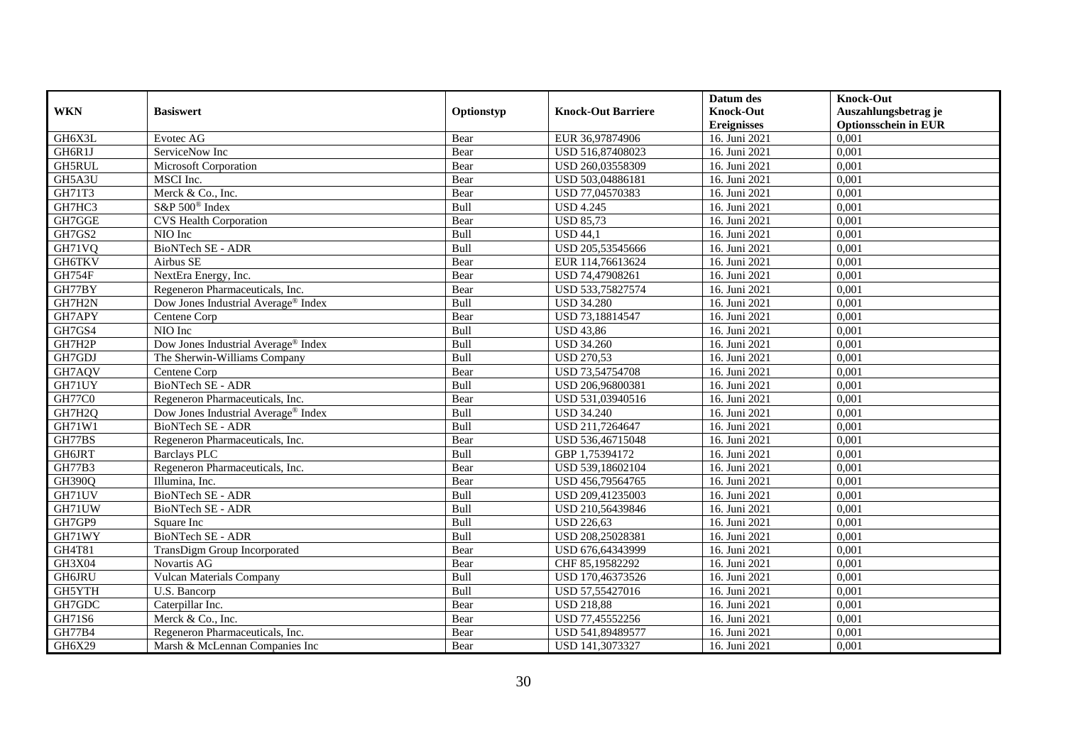| WKN | Basiswert | Optionstyp | Knock-Out Barriere | Datum des Knock-Out Ereignisses | Knock-Out Auszahlungsbetrag je Optionsschein in EUR |
|---|---|---|---|---|---|
| GH6X3L | Evotec AG | Bear | EUR 36,97874906 | 16. Juni 2021 | 0,001 |
| GH6R1J | ServiceNow Inc | Bear | USD 516,87408023 | 16. Juni 2021 | 0,001 |
| GH5RUL | Microsoft Corporation | Bear | USD 260,03558309 | 16. Juni 2021 | 0,001 |
| GH5A3U | MSCI Inc. | Bear | USD 503,04886181 | 16. Juni 2021 | 0,001 |
| GH71T3 | Merck & Co., Inc. | Bear | USD 77,04570383 | 16. Juni 2021 | 0,001 |
| GH7HC3 | S&P 500® Index | Bull | USD 4.245 | 16. Juni 2021 | 0,001 |
| GH7GGE | CVS Health Corporation | Bear | USD 85,73 | 16. Juni 2021 | 0,001 |
| GH7GS2 | NIO Inc | Bull | USD 44,1 | 16. Juni 2021 | 0,001 |
| GH71VQ | BioNTech SE - ADR | Bull | USD 205,53545666 | 16. Juni 2021 | 0,001 |
| GH6TKV | Airbus SE | Bear | EUR 114,76613624 | 16. Juni 2021 | 0,001 |
| GH754F | NextEra Energy, Inc. | Bear | USD 74,47908261 | 16. Juni 2021 | 0,001 |
| GH77BY | Regeneron Pharmaceuticals, Inc. | Bear | USD 533,75827574 | 16. Juni 2021 | 0,001 |
| GH7H2N | Dow Jones Industrial Average® Index | Bull | USD 34.280 | 16. Juni 2021 | 0,001 |
| GH7APY | Centene Corp | Bear | USD 73,18814547 | 16. Juni 2021 | 0,001 |
| GH7GS4 | NIO Inc | Bull | USD 43,86 | 16. Juni 2021 | 0,001 |
| GH7H2P | Dow Jones Industrial Average® Index | Bull | USD 34.260 | 16. Juni 2021 | 0,001 |
| GH7GDJ | The Sherwin-Williams Company | Bull | USD 270,53 | 16. Juni 2021 | 0,001 |
| GH7AQV | Centene Corp | Bear | USD 73,54754708 | 16. Juni 2021 | 0,001 |
| GH71UY | BioNTech SE - ADR | Bull | USD 206,96800381 | 16. Juni 2021 | 0,001 |
| GH77C0 | Regeneron Pharmaceuticals, Inc. | Bear | USD 531,03940516 | 16. Juni 2021 | 0,001 |
| GH7H2Q | Dow Jones Industrial Average® Index | Bull | USD 34.240 | 16. Juni 2021 | 0,001 |
| GH71W1 | BioNTech SE - ADR | Bull | USD 211,7264647 | 16. Juni 2021 | 0,001 |
| GH77BS | Regeneron Pharmaceuticals, Inc. | Bear | USD 536,46715048 | 16. Juni 2021 | 0,001 |
| GH6JRT | Barclays PLC | Bull | GBP 1,75394172 | 16. Juni 2021 | 0,001 |
| GH77B3 | Regeneron Pharmaceuticals, Inc. | Bear | USD 539,18602104 | 16. Juni 2021 | 0,001 |
| GH390Q | Illumina, Inc. | Bear | USD 456,79564765 | 16. Juni 2021 | 0,001 |
| GH71UV | BioNTech SE - ADR | Bull | USD 209,41235003 | 16. Juni 2021 | 0,001 |
| GH71UW | BioNTech SE - ADR | Bull | USD 210,56439846 | 16. Juni 2021 | 0,001 |
| GH7GP9 | Square Inc | Bull | USD 226,63 | 16. Juni 2021 | 0,001 |
| GH71WY | BioNTech SE - ADR | Bull | USD 208,25028381 | 16. Juni 2021 | 0,001 |
| GH4T81 | TransDigm Group Incorporated | Bear | USD 676,64343999 | 16. Juni 2021 | 0,001 |
| GH3X04 | Novartis AG | Bear | CHF 85,19582292 | 16. Juni 2021 | 0,001 |
| GH6JRU | Vulcan Materials Company | Bull | USD 170,46373526 | 16. Juni 2021 | 0,001 |
| GH5YTH | U.S. Bancorp | Bull | USD 57,55427016 | 16. Juni 2021 | 0,001 |
| GH7GDC | Caterpillar Inc. | Bear | USD 218,88 | 16. Juni 2021 | 0,001 |
| GH71S6 | Merck & Co., Inc. | Bear | USD 77,45552256 | 16. Juni 2021 | 0,001 |
| GH77B4 | Regeneron Pharmaceuticals, Inc. | Bear | USD 541,89489577 | 16. Juni 2021 | 0,001 |
| GH6X29 | Marsh & McLennan Companies Inc | Bear | USD 141,3073327 | 16. Juni 2021 | 0,001 |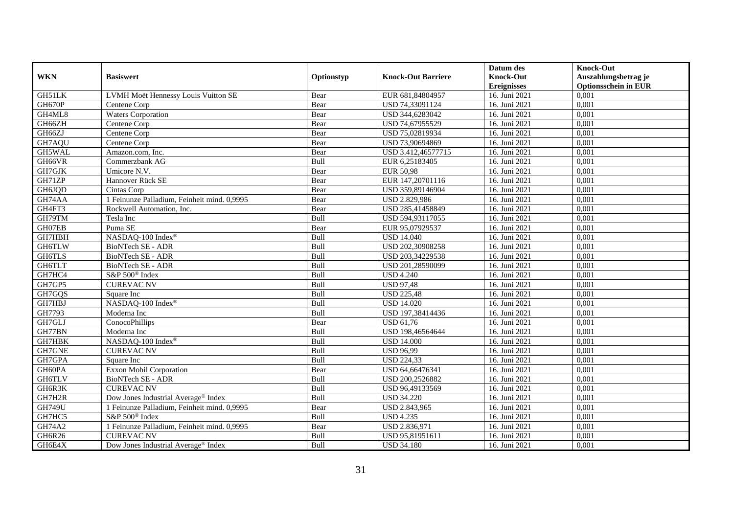| WKN | Basiswert | Optionstyp | Knock-Out Barriere | Datum des Knock-Out Ereignisses | Knock-Out Auszahlungsbetrag je Optionsschein in EUR |
|---|---|---|---|---|---|
| GH51LK | LVMH Moët Hennessy Louis Vuitton SE | Bear | EUR 681,84804957 | 16. Juni 2021 | 0,001 |
| GH670P | Centene Corp | Bear | USD 74,33091124 | 16. Juni 2021 | 0,001 |
| GH4ML8 | Waters Corporation | Bear | USD 344,6283042 | 16. Juni 2021 | 0,001 |
| GH66ZH | Centene Corp | Bear | USD 74,67955529 | 16. Juni 2021 | 0,001 |
| GH66ZJ | Centene Corp | Bear | USD 75,02819934 | 16. Juni 2021 | 0,001 |
| GH7AQU | Centene Corp | Bear | USD 73,90694869 | 16. Juni 2021 | 0,001 |
| GH5WAL | Amazon.com, Inc. | Bear | USD 3.412,46577715 | 16. Juni 2021 | 0,001 |
| GH66VR | Commerzbank AG | Bull | EUR 6,25183405 | 16. Juni 2021 | 0,001 |
| GH7GJK | Umicore N.V. | Bear | EUR 50,98 | 16. Juni 2021 | 0,001 |
| GH71ZP | Hannover Rück SE | Bear | EUR 147,20701116 | 16. Juni 2021 | 0,001 |
| GH6JQD | Cintas Corp | Bear | USD 359,89146904 | 16. Juni 2021 | 0,001 |
| GH74AA | 1 Feinunze Palladium, Feinheit mind. 0,9995 | Bear | USD 2.829,986 | 16. Juni 2021 | 0,001 |
| GH4FT3 | Rockwell Automation, Inc. | Bear | USD 285,41458849 | 16. Juni 2021 | 0,001 |
| GH79TM | Tesla Inc | Bull | USD 594,93117055 | 16. Juni 2021 | 0,001 |
| GH07EB | Puma SE | Bear | EUR 95,07929537 | 16. Juni 2021 | 0,001 |
| GH7HBH | NASDAQ-100 Index® | Bull | USD 14.040 | 16. Juni 2021 | 0,001 |
| GH6TLW | BioNTech SE - ADR | Bull | USD 202,30908258 | 16. Juni 2021 | 0,001 |
| GH6TLS | BioNTech SE - ADR | Bull | USD 203,34229538 | 16. Juni 2021 | 0,001 |
| GH6TLT | BioNTech SE - ADR | Bull | USD 201,28590099 | 16. Juni 2021 | 0,001 |
| GH7HC4 | S&P 500® Index | Bull | USD 4.240 | 16. Juni 2021 | 0,001 |
| GH7GP5 | CUREVAC NV | Bull | USD 97,48 | 16. Juni 2021 | 0,001 |
| GH7GQS | Square Inc | Bull | USD 225,48 | 16. Juni 2021 | 0,001 |
| GH7HBJ | NASDAQ-100 Index® | Bull | USD 14.020 | 16. Juni 2021 | 0,001 |
| GH7793 | Moderna Inc | Bull | USD 197,38414436 | 16. Juni 2021 | 0,001 |
| GH7GLJ | ConocoPhillips | Bear | USD 61,76 | 16. Juni 2021 | 0,001 |
| GH77BN | Moderna Inc | Bull | USD 198,46564644 | 16. Juni 2021 | 0,001 |
| GH7HBK | NASDAQ-100 Index® | Bull | USD 14.000 | 16. Juni 2021 | 0,001 |
| GH7GNE | CUREVAC NV | Bull | USD 96,99 | 16. Juni 2021 | 0,001 |
| GH7GPA | Square Inc | Bull | USD 224,33 | 16. Juni 2021 | 0,001 |
| GH60PA | Exxon Mobil Corporation | Bear | USD 64,66476341 | 16. Juni 2021 | 0,001 |
| GH6TLV | BioNTech SE - ADR | Bull | USD 200,2526882 | 16. Juni 2021 | 0,001 |
| GH6R3K | CUREVAC NV | Bull | USD 96,49133569 | 16. Juni 2021 | 0,001 |
| GH7H2R | Dow Jones Industrial Average® Index | Bull | USD 34.220 | 16. Juni 2021 | 0,001 |
| GH749U | 1 Feinunze Palladium, Feinheit mind. 0,9995 | Bear | USD 2.843,965 | 16. Juni 2021 | 0,001 |
| GH7HC5 | S&P 500® Index | Bull | USD 4.235 | 16. Juni 2021 | 0,001 |
| GH74A2 | 1 Feinunze Palladium, Feinheit mind. 0,9995 | Bear | USD 2.836,971 | 16. Juni 2021 | 0,001 |
| GH6R26 | CUREVAC NV | Bull | USD 95,81951611 | 16. Juni 2021 | 0,001 |
| GH6E4X | Dow Jones Industrial Average® Index | Bull | USD 34.180 | 16. Juni 2021 | 0,001 |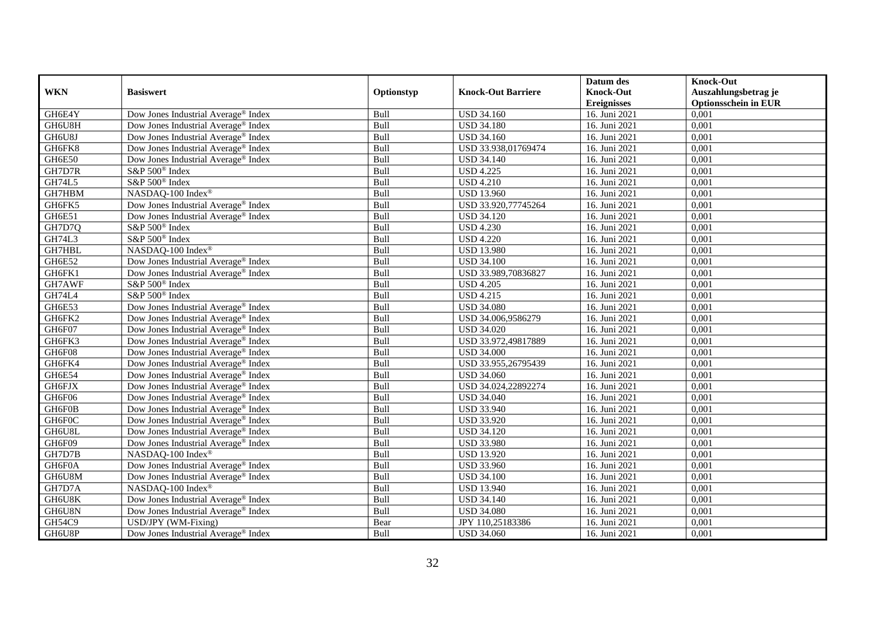| WKN | Basiswert | Optionstyp | Knock-Out Barriere | Datum des Knock-Out Ereignisses | Knock-Out Auszahlungsbetrag je Optionsschein in EUR |
|---|---|---|---|---|---|
| GH6E4Y | Dow Jones Industrial Average® Index | Bull | USD 34.160 | 16. Juni 2021 | 0,001 |
| GH6U8H | Dow Jones Industrial Average® Index | Bull | USD 34.180 | 16. Juni 2021 | 0,001 |
| GH6U8J | Dow Jones Industrial Average® Index | Bull | USD 34.160 | 16. Juni 2021 | 0,001 |
| GH6FK8 | Dow Jones Industrial Average® Index | Bull | USD 33.938,01769474 | 16. Juni 2021 | 0,001 |
| GH6E50 | Dow Jones Industrial Average® Index | Bull | USD 34.140 | 16. Juni 2021 | 0,001 |
| GH7D7R | S&P 500® Index | Bull | USD 4.225 | 16. Juni 2021 | 0,001 |
| GH74L5 | S&P 500® Index | Bull | USD 4.210 | 16. Juni 2021 | 0,001 |
| GH7HBM | NASDAQ-100 Index® | Bull | USD 13.960 | 16. Juni 2021 | 0,001 |
| GH6FK5 | Dow Jones Industrial Average® Index | Bull | USD 33.920,77745264 | 16. Juni 2021 | 0,001 |
| GH6E51 | Dow Jones Industrial Average® Index | Bull | USD 34.120 | 16. Juni 2021 | 0,001 |
| GH7D7Q | S&P 500® Index | Bull | USD 4.230 | 16. Juni 2021 | 0,001 |
| GH74L3 | S&P 500® Index | Bull | USD 4.220 | 16. Juni 2021 | 0,001 |
| GH7HBL | NASDAQ-100 Index® | Bull | USD 13.980 | 16. Juni 2021 | 0,001 |
| GH6E52 | Dow Jones Industrial Average® Index | Bull | USD 34.100 | 16. Juni 2021 | 0,001 |
| GH6FK1 | Dow Jones Industrial Average® Index | Bull | USD 33.989,70836827 | 16. Juni 2021 | 0,001 |
| GH7AWF | S&P 500® Index | Bull | USD 4.205 | 16. Juni 2021 | 0,001 |
| GH74L4 | S&P 500® Index | Bull | USD 4.215 | 16. Juni 2021 | 0,001 |
| GH6E53 | Dow Jones Industrial Average® Index | Bull | USD 34.080 | 16. Juni 2021 | 0,001 |
| GH6FK2 | Dow Jones Industrial Average® Index | Bull | USD 34.006,9586279 | 16. Juni 2021 | 0,001 |
| GH6F07 | Dow Jones Industrial Average® Index | Bull | USD 34.020 | 16. Juni 2021 | 0,001 |
| GH6FK3 | Dow Jones Industrial Average® Index | Bull | USD 33.972,49817889 | 16. Juni 2021 | 0,001 |
| GH6F08 | Dow Jones Industrial Average® Index | Bull | USD 34.000 | 16. Juni 2021 | 0,001 |
| GH6FK4 | Dow Jones Industrial Average® Index | Bull | USD 33.955,26795439 | 16. Juni 2021 | 0,001 |
| GH6E54 | Dow Jones Industrial Average® Index | Bull | USD 34.060 | 16. Juni 2021 | 0,001 |
| GH6FJX | Dow Jones Industrial Average® Index | Bull | USD 34.024,22892274 | 16. Juni 2021 | 0,001 |
| GH6F06 | Dow Jones Industrial Average® Index | Bull | USD 34.040 | 16. Juni 2021 | 0,001 |
| GH6F0B | Dow Jones Industrial Average® Index | Bull | USD 33.940 | 16. Juni 2021 | 0,001 |
| GH6F0C | Dow Jones Industrial Average® Index | Bull | USD 33.920 | 16. Juni 2021 | 0,001 |
| GH6U8L | Dow Jones Industrial Average® Index | Bull | USD 34.120 | 16. Juni 2021 | 0,001 |
| GH6F09 | Dow Jones Industrial Average® Index | Bull | USD 33.980 | 16. Juni 2021 | 0,001 |
| GH7D7B | NASDAQ-100 Index® | Bull | USD 13.920 | 16. Juni 2021 | 0,001 |
| GH6F0A | Dow Jones Industrial Average® Index | Bull | USD 33.960 | 16. Juni 2021 | 0,001 |
| GH6U8M | Dow Jones Industrial Average® Index | Bull | USD 34.100 | 16. Juni 2021 | 0,001 |
| GH7D7A | NASDAQ-100 Index® | Bull | USD 13.940 | 16. Juni 2021 | 0,001 |
| GH6U8K | Dow Jones Industrial Average® Index | Bull | USD 34.140 | 16. Juni 2021 | 0,001 |
| GH6U8N | Dow Jones Industrial Average® Index | Bull | USD 34.080 | 16. Juni 2021 | 0,001 |
| GH54C9 | USD/JPY (WM-Fixing) | Bear | JPY 110,25183386 | 16. Juni 2021 | 0,001 |
| GH6U8P | Dow Jones Industrial Average® Index | Bull | USD 34.060 | 16. Juni 2021 | 0,001 |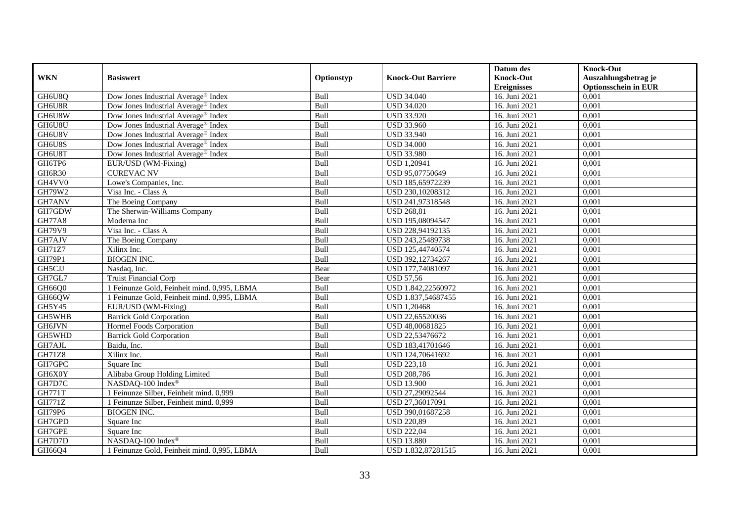| WKN | Basiswert | Optionstyp | Knock-Out Barriere | Datum des Knock-Out Ereignisses | Knock-Out Auszahlungsbetrag je Optionsschein in EUR |
|---|---|---|---|---|---|
| GH6U8Q | Dow Jones Industrial Average® Index | Bull | USD 34.040 | 16. Juni 2021 | 0,001 |
| GH6U8R | Dow Jones Industrial Average® Index | Bull | USD 34.020 | 16. Juni 2021 | 0,001 |
| GH6U8W | Dow Jones Industrial Average® Index | Bull | USD 33.920 | 16. Juni 2021 | 0,001 |
| GH6U8U | Dow Jones Industrial Average® Index | Bull | USD 33.960 | 16. Juni 2021 | 0,001 |
| GH6U8V | Dow Jones Industrial Average® Index | Bull | USD 33.940 | 16. Juni 2021 | 0,001 |
| GH6U8S | Dow Jones Industrial Average® Index | Bull | USD 34.000 | 16. Juni 2021 | 0,001 |
| GH6U8T | Dow Jones Industrial Average® Index | Bull | USD 33.980 | 16. Juni 2021 | 0,001 |
| GH6TP6 | EUR/USD (WM-Fixing) | Bull | USD 1,20941 | 16. Juni 2021 | 0,001 |
| GH6R30 | CUREVAC NV | Bull | USD 95,07750649 | 16. Juni 2021 | 0,001 |
| GH4VV0 | Lowe's Companies, Inc. | Bull | USD 185,65972239 | 16. Juni 2021 | 0,001 |
| GH79W2 | Visa Inc. - Class A | Bull | USD 230,10208312 | 16. Juni 2021 | 0,001 |
| GH7ANV | The Boeing Company | Bull | USD 241,97318548 | 16. Juni 2021 | 0,001 |
| GH7GDW | The Sherwin-Williams Company | Bull | USD 268,81 | 16. Juni 2021 | 0,001 |
| GH77A8 | Moderna Inc | Bull | USD 195,08094547 | 16. Juni 2021 | 0,001 |
| GH79V9 | Visa Inc. - Class A | Bull | USD 228,94192135 | 16. Juni 2021 | 0,001 |
| GH7AJV | The Boeing Company | Bull | USD 243,25489738 | 16. Juni 2021 | 0,001 |
| GH71Z7 | Xilinx Inc. | Bull | USD 125,44740574 | 16. Juni 2021 | 0,001 |
| GH79P1 | BIOGEN INC. | Bull | USD 392,12734267 | 16. Juni 2021 | 0,001 |
| GH5CJJ | Nasdaq, Inc. | Bear | USD 177,74081097 | 16. Juni 2021 | 0,001 |
| GH7GL7 | Truist Financial Corp | Bear | USD 57,56 | 16. Juni 2021 | 0,001 |
| GH66Q0 | 1 Feinunze Gold, Feinheit mind. 0,995, LBMA | Bull | USD 1.842,22560972 | 16. Juni 2021 | 0,001 |
| GH66QW | 1 Feinunze Gold, Feinheit mind. 0,995, LBMA | Bull | USD 1.837,54687455 | 16. Juni 2021 | 0,001 |
| GH5Y45 | EUR/USD (WM-Fixing) | Bull | USD 1,20468 | 16. Juni 2021 | 0,001 |
| GH5WHB | Barrick Gold Corporation | Bull | USD 22,65520036 | 16. Juni 2021 | 0,001 |
| GH6JVN | Hormel Foods Corporation | Bull | USD 48,00681825 | 16. Juni 2021 | 0,001 |
| GH5WHD | Barrick Gold Corporation | Bull | USD 22,53476672 | 16. Juni 2021 | 0,001 |
| GH7AJL | Baidu, Inc. | Bull | USD 183,41701646 | 16. Juni 2021 | 0,001 |
| GH71Z8 | Xilinx Inc. | Bull | USD 124,70641692 | 16. Juni 2021 | 0,001 |
| GH7GPC | Square Inc | Bull | USD 223,18 | 16. Juni 2021 | 0,001 |
| GH6X0Y | Alibaba Group Holding Limited | Bull | USD 208,786 | 16. Juni 2021 | 0,001 |
| GH7D7C | NASDAQ-100 Index® | Bull | USD 13.900 | 16. Juni 2021 | 0,001 |
| GH771T | 1 Feinunze Silber, Feinheit mind. 0,999 | Bull | USD 27,29092544 | 16. Juni 2021 | 0,001 |
| GH771Z | 1 Feinunze Silber, Feinheit mind. 0,999 | Bull | USD 27,36017091 | 16. Juni 2021 | 0,001 |
| GH79P6 | BIOGEN INC. | Bull | USD 390,01687258 | 16. Juni 2021 | 0,001 |
| GH7GPD | Square Inc | Bull | USD 220,89 | 16. Juni 2021 | 0,001 |
| GH7GPE | Square Inc | Bull | USD 222,04 | 16. Juni 2021 | 0,001 |
| GH7D7D | NASDAQ-100 Index® | Bull | USD 13.880 | 16. Juni 2021 | 0,001 |
| GH66Q4 | 1 Feinunze Gold, Feinheit mind. 0,995, LBMA | Bull | USD 1.832,87281515 | 16. Juni 2021 | 0,001 |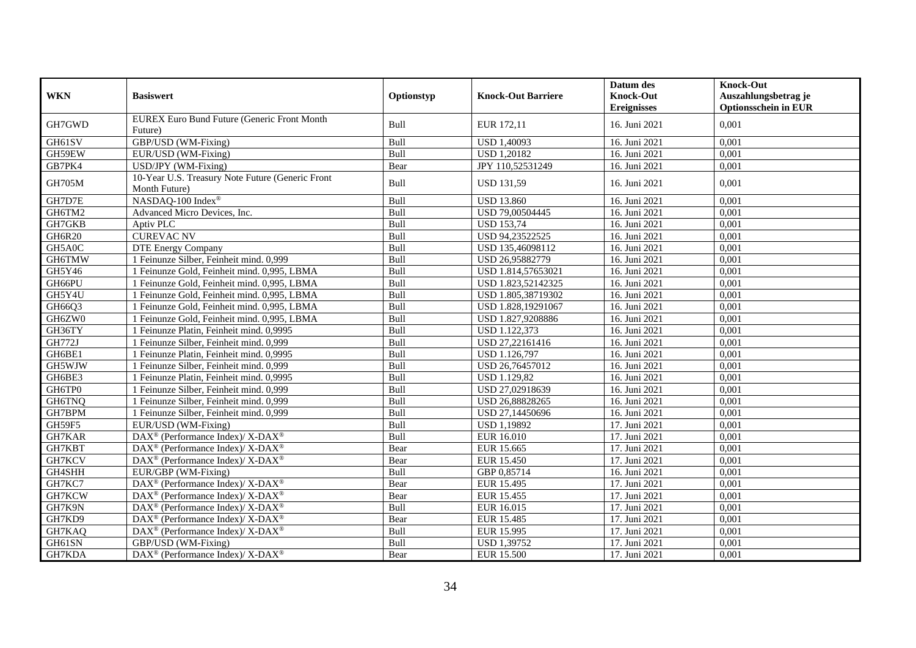| WKN | Basiswert | Optionstyp | Knock-Out Barriere | Datum des Knock-Out Ereignisses | Knock-Out Auszahlungsbetrag je Optionsschein in EUR |
|---|---|---|---|---|---|
| GH7GWD | EUREX Euro Bund Future (Generic Front Month Future) | Bull | EUR 172,11 | 16. Juni 2021 | 0,001 |
| GH61SV | GBP/USD (WM-Fixing) | Bull | USD 1,40093 | 16. Juni 2021 | 0,001 |
| GH59EW | EUR/USD (WM-Fixing) | Bull | USD 1,20182 | 16. Juni 2021 | 0,001 |
| GB7PK4 | USD/JPY (WM-Fixing) | Bear | JPY 110,52531249 | 16. Juni 2021 | 0,001 |
| GH705M | 10-Year U.S. Treasury Note Future (Generic Front Month Future) | Bull | USD 131,59 | 16. Juni 2021 | 0,001 |
| GH7D7E | NASDAQ-100 Index® | Bull | USD 13.860 | 16. Juni 2021 | 0,001 |
| GH6TM2 | Advanced Micro Devices, Inc. | Bull | USD 79,00504445 | 16. Juni 2021 | 0,001 |
| GH7GKB | Aptiv PLC | Bull | USD 153,74 | 16. Juni 2021 | 0,001 |
| GH6R20 | CUREVAC NV | Bull | USD 94,23522525 | 16. Juni 2021 | 0,001 |
| GH5A0C | DTE Energy Company | Bull | USD 135,46098112 | 16. Juni 2021 | 0,001 |
| GH6TMW | 1 Feinunze Silber, Feinheit mind. 0,999 | Bull | USD 26,95882779 | 16. Juni 2021 | 0,001 |
| GH5Y46 | 1 Feinunze Gold, Feinheit mind. 0,995, LBMA | Bull | USD 1.814,57653021 | 16. Juni 2021 | 0,001 |
| GH66PU | 1 Feinunze Gold, Feinheit mind. 0,995, LBMA | Bull | USD 1.823,52142325 | 16. Juni 2021 | 0,001 |
| GH5Y4U | 1 Feinunze Gold, Feinheit mind. 0,995, LBMA | Bull | USD 1.805,38719302 | 16. Juni 2021 | 0,001 |
| GH66Q3 | 1 Feinunze Gold, Feinheit mind. 0,995, LBMA | Bull | USD 1.828,19291067 | 16. Juni 2021 | 0,001 |
| GH6ZW0 | 1 Feinunze Gold, Feinheit mind. 0,995, LBMA | Bull | USD 1.827,9208886 | 16. Juni 2021 | 0,001 |
| GH36TY | 1 Feinunze Platin, Feinheit mind. 0,9995 | Bull | USD 1.122,373 | 16. Juni 2021 | 0,001 |
| GH772J | 1 Feinunze Silber, Feinheit mind. 0,999 | Bull | USD 27,22161416 | 16. Juni 2021 | 0,001 |
| GH6BE1 | 1 Feinunze Platin, Feinheit mind. 0,9995 | Bull | USD 1.126,797 | 16. Juni 2021 | 0,001 |
| GH5WJW | 1 Feinunze Silber, Feinheit mind. 0,999 | Bull | USD 26,76457012 | 16. Juni 2021 | 0,001 |
| GH6BE3 | 1 Feinunze Platin, Feinheit mind. 0,9995 | Bull | USD 1.129,82 | 16. Juni 2021 | 0,001 |
| GH6TP0 | 1 Feinunze Silber, Feinheit mind. 0,999 | Bull | USD 27,02918639 | 16. Juni 2021 | 0,001 |
| GH6TNQ | 1 Feinunze Silber, Feinheit mind. 0,999 | Bull | USD 26,88828265 | 16. Juni 2021 | 0,001 |
| GH7BPM | 1 Feinunze Silber, Feinheit mind. 0,999 | Bull | USD 27,14450696 | 16. Juni 2021 | 0,001 |
| GH59F5 | EUR/USD (WM-Fixing) | Bull | USD 1,19892 | 17. Juni 2021 | 0,001 |
| GH7KAR | DAX® (Performance Index)/ X-DAX® | Bull | EUR 16.010 | 17. Juni 2021 | 0,001 |
| GH7KBT | DAX® (Performance Index)/ X-DAX® | Bear | EUR 15.665 | 17. Juni 2021 | 0,001 |
| GH7KCV | DAX® (Performance Index)/ X-DAX® | Bear | EUR 15.450 | 17. Juni 2021 | 0,001 |
| GH4SHH | EUR/GBP (WM-Fixing) | Bull | GBP 0,85714 | 16. Juni 2021 | 0,001 |
| GH7KC7 | DAX® (Performance Index)/ X-DAX® | Bear | EUR 15.495 | 17. Juni 2021 | 0,001 |
| GH7KCW | DAX® (Performance Index)/ X-DAX® | Bear | EUR 15.455 | 17. Juni 2021 | 0,001 |
| GH7K9N | DAX® (Performance Index)/ X-DAX® | Bull | EUR 16.015 | 17. Juni 2021 | 0,001 |
| GH7KD9 | DAX® (Performance Index)/ X-DAX® | Bear | EUR 15.485 | 17. Juni 2021 | 0,001 |
| GH7KAQ | DAX® (Performance Index)/ X-DAX® | Bull | EUR 15.995 | 17. Juni 2021 | 0,001 |
| GH61SN | GBP/USD (WM-Fixing) | Bull | USD 1,39752 | 17. Juni 2021 | 0,001 |
| GH7KDA | DAX® (Performance Index)/ X-DAX® | Bear | EUR 15.500 | 17. Juni 2021 | 0,001 |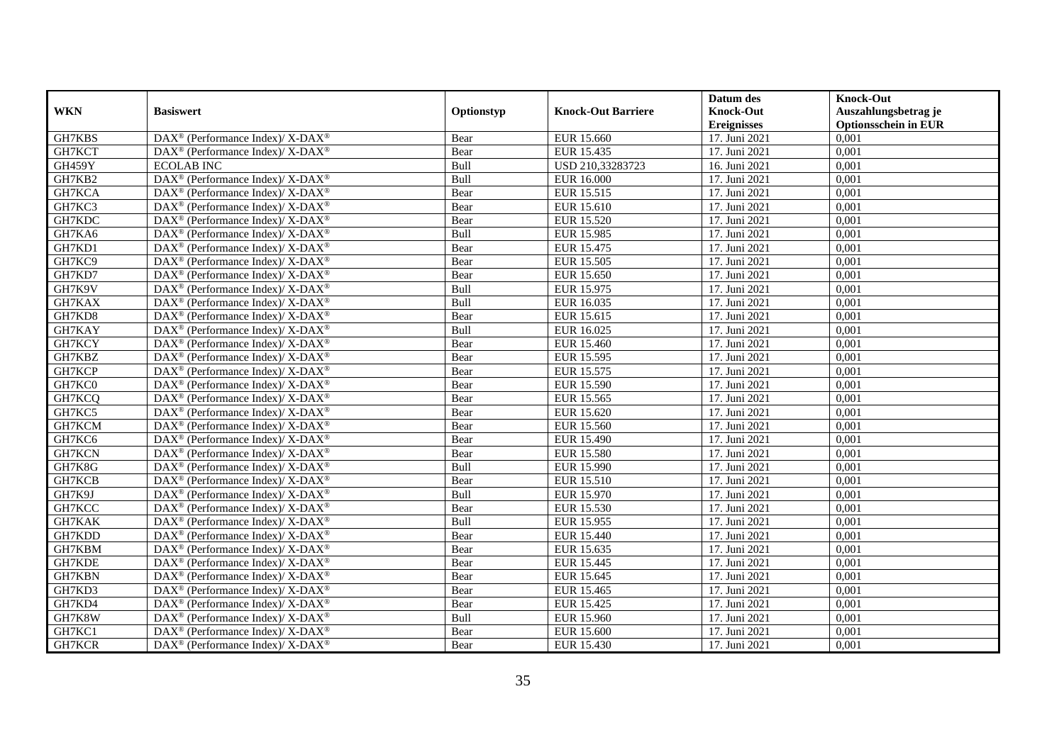| WKN | Basiswert | Optionstyp | Knock-Out Barriere | Datum des Knock-Out Ereignisses | Knock-Out Auszahlungsbetrag je Optionsschein in EUR |
|---|---|---|---|---|---|
| GH7KBS | DAX® (Performance Index)/ X-DAX® | Bear | EUR 15.660 | 17. Juni 2021 | 0,001 |
| GH7KCT | DAX® (Performance Index)/ X-DAX® | Bear | EUR 15.435 | 17. Juni 2021 | 0,001 |
| GH459Y | ECOLAB INC | Bull | USD 210,33283723 | 16. Juni 2021 | 0,001 |
| GH7KB2 | DAX® (Performance Index)/ X-DAX® | Bull | EUR 16.000 | 17. Juni 2021 | 0,001 |
| GH7KCA | DAX® (Performance Index)/ X-DAX® | Bear | EUR 15.515 | 17. Juni 2021 | 0,001 |
| GH7KC3 | DAX® (Performance Index)/ X-DAX® | Bear | EUR 15.610 | 17. Juni 2021 | 0,001 |
| GH7KDC | DAX® (Performance Index)/ X-DAX® | Bear | EUR 15.520 | 17. Juni 2021 | 0,001 |
| GH7KA6 | DAX® (Performance Index)/ X-DAX® | Bull | EUR 15.985 | 17. Juni 2021 | 0,001 |
| GH7KD1 | DAX® (Performance Index)/ X-DAX® | Bear | EUR 15.475 | 17. Juni 2021 | 0,001 |
| GH7KC9 | DAX® (Performance Index)/ X-DAX® | Bear | EUR 15.505 | 17. Juni 2021 | 0,001 |
| GH7KD7 | DAX® (Performance Index)/ X-DAX® | Bear | EUR 15.650 | 17. Juni 2021 | 0,001 |
| GH7K9V | DAX® (Performance Index)/ X-DAX® | Bull | EUR 15.975 | 17. Juni 2021 | 0,001 |
| GH7KAX | DAX® (Performance Index)/ X-DAX® | Bull | EUR 16.035 | 17. Juni 2021 | 0,001 |
| GH7KD8 | DAX® (Performance Index)/ X-DAX® | Bear | EUR 15.615 | 17. Juni 2021 | 0,001 |
| GH7KAY | DAX® (Performance Index)/ X-DAX® | Bull | EUR 16.025 | 17. Juni 2021 | 0,001 |
| GH7KCY | DAX® (Performance Index)/ X-DAX® | Bear | EUR 15.460 | 17. Juni 2021 | 0,001 |
| GH7KBZ | DAX® (Performance Index)/ X-DAX® | Bear | EUR 15.595 | 17. Juni 2021 | 0,001 |
| GH7KCP | DAX® (Performance Index)/ X-DAX® | Bear | EUR 15.575 | 17. Juni 2021 | 0,001 |
| GH7KC0 | DAX® (Performance Index)/ X-DAX® | Bear | EUR 15.590 | 17. Juni 2021 | 0,001 |
| GH7KCQ | DAX® (Performance Index)/ X-DAX® | Bear | EUR 15.565 | 17. Juni 2021 | 0,001 |
| GH7KC5 | DAX® (Performance Index)/ X-DAX® | Bear | EUR 15.620 | 17. Juni 2021 | 0,001 |
| GH7KCM | DAX® (Performance Index)/ X-DAX® | Bear | EUR 15.560 | 17. Juni 2021 | 0,001 |
| GH7KC6 | DAX® (Performance Index)/ X-DAX® | Bear | EUR 15.490 | 17. Juni 2021 | 0,001 |
| GH7KCN | DAX® (Performance Index)/ X-DAX® | Bear | EUR 15.580 | 17. Juni 2021 | 0,001 |
| GH7K8G | DAX® (Performance Index)/ X-DAX® | Bull | EUR 15.990 | 17. Juni 2021 | 0,001 |
| GH7KCB | DAX® (Performance Index)/ X-DAX® | Bear | EUR 15.510 | 17. Juni 2021 | 0,001 |
| GH7K9J | DAX® (Performance Index)/ X-DAX® | Bull | EUR 15.970 | 17. Juni 2021 | 0,001 |
| GH7KCC | DAX® (Performance Index)/ X-DAX® | Bear | EUR 15.530 | 17. Juni 2021 | 0,001 |
| GH7KAK | DAX® (Performance Index)/ X-DAX® | Bull | EUR 15.955 | 17. Juni 2021 | 0,001 |
| GH7KDD | DAX® (Performance Index)/ X-DAX® | Bear | EUR 15.440 | 17. Juni 2021 | 0,001 |
| GH7KBM | DAX® (Performance Index)/ X-DAX® | Bear | EUR 15.635 | 17. Juni 2021 | 0,001 |
| GH7KDE | DAX® (Performance Index)/ X-DAX® | Bear | EUR 15.445 | 17. Juni 2021 | 0,001 |
| GH7KBN | DAX® (Performance Index)/ X-DAX® | Bear | EUR 15.645 | 17. Juni 2021 | 0,001 |
| GH7KD3 | DAX® (Performance Index)/ X-DAX® | Bear | EUR 15.465 | 17. Juni 2021 | 0,001 |
| GH7KD4 | DAX® (Performance Index)/ X-DAX® | Bear | EUR 15.425 | 17. Juni 2021 | 0,001 |
| GH7K8W | DAX® (Performance Index)/ X-DAX® | Bull | EUR 15.960 | 17. Juni 2021 | 0,001 |
| GH7KC1 | DAX® (Performance Index)/ X-DAX® | Bear | EUR 15.600 | 17. Juni 2021 | 0,001 |
| GH7KCR | DAX® (Performance Index)/ X-DAX® | Bear | EUR 15.430 | 17. Juni 2021 | 0,001 |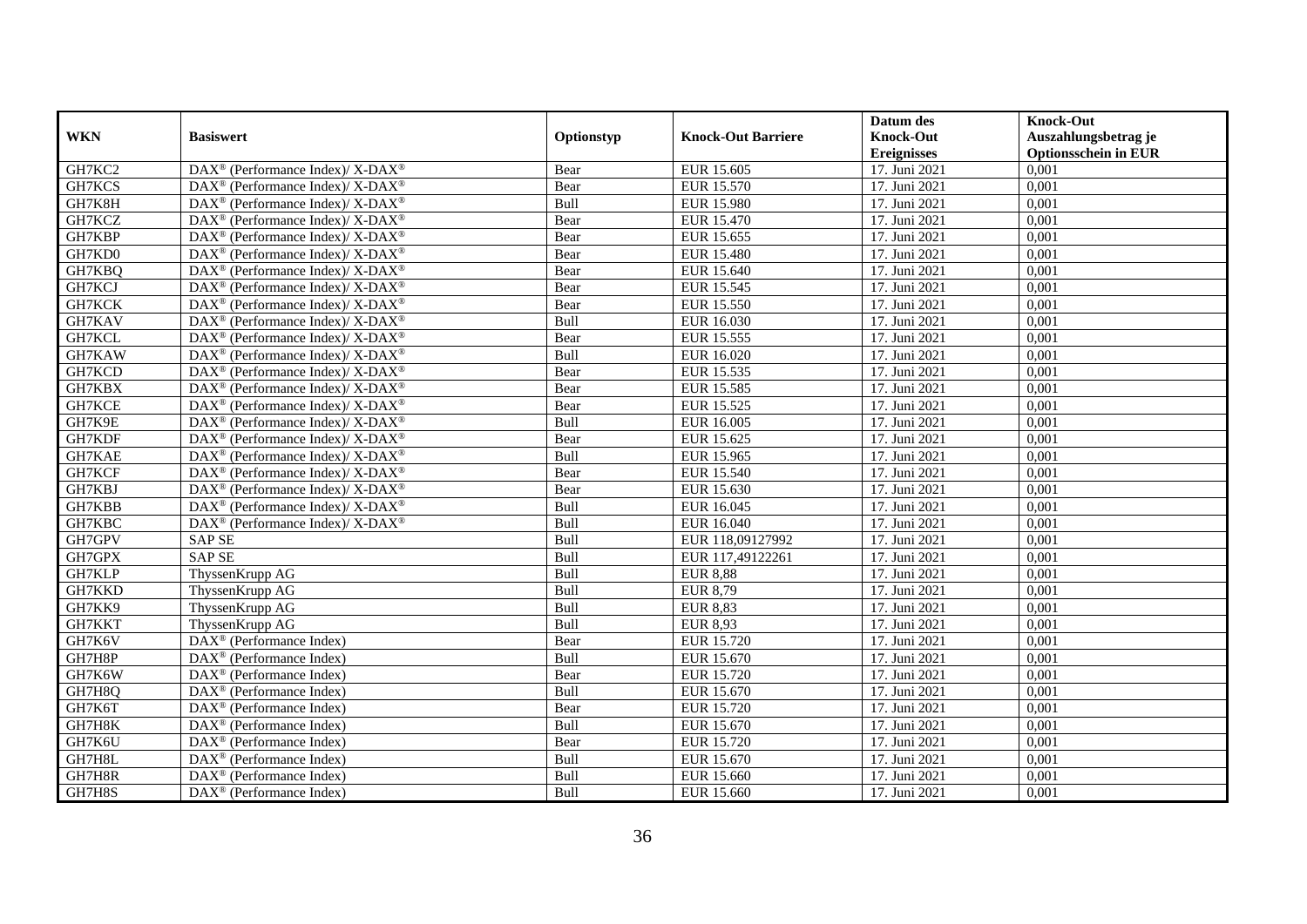| WKN | Basiswert | Optionstyp | Knock-Out Barriere | Datum des Knock-Out Ereignisses | Knock-Out Auszahlungsbetrag je Optionsschein in EUR |
|---|---|---|---|---|---|
| GH7KC2 | DAX® (Performance Index)/ X-DAX® | Bear | EUR 15.605 | 17. Juni 2021 | 0,001 |
| GH7KCS | DAX® (Performance Index)/ X-DAX® | Bear | EUR 15.570 | 17. Juni 2021 | 0,001 |
| GH7K8H | DAX® (Performance Index)/ X-DAX® | Bull | EUR 15.980 | 17. Juni 2021 | 0,001 |
| GH7KCZ | DAX® (Performance Index)/ X-DAX® | Bear | EUR 15.470 | 17. Juni 2021 | 0,001 |
| GH7KBP | DAX® (Performance Index)/ X-DAX® | Bear | EUR 15.655 | 17. Juni 2021 | 0,001 |
| GH7KD0 | DAX® (Performance Index)/ X-DAX® | Bear | EUR 15.480 | 17. Juni 2021 | 0,001 |
| GH7KBQ | DAX® (Performance Index)/ X-DAX® | Bear | EUR 15.640 | 17. Juni 2021 | 0,001 |
| GH7KCJ | DAX® (Performance Index)/ X-DAX® | Bear | EUR 15.545 | 17. Juni 2021 | 0,001 |
| GH7KCK | DAX® (Performance Index)/ X-DAX® | Bear | EUR 15.550 | 17. Juni 2021 | 0,001 |
| GH7KAV | DAX® (Performance Index)/ X-DAX® | Bull | EUR 16.030 | 17. Juni 2021 | 0,001 |
| GH7KCL | DAX® (Performance Index)/ X-DAX® | Bear | EUR 15.555 | 17. Juni 2021 | 0,001 |
| GH7KAW | DAX® (Performance Index)/ X-DAX® | Bull | EUR 16.020 | 17. Juni 2021 | 0,001 |
| GH7KCD | DAX® (Performance Index)/ X-DAX® | Bear | EUR 15.535 | 17. Juni 2021 | 0,001 |
| GH7KBX | DAX® (Performance Index)/ X-DAX® | Bear | EUR 15.585 | 17. Juni 2021 | 0,001 |
| GH7KCE | DAX® (Performance Index)/ X-DAX® | Bear | EUR 15.525 | 17. Juni 2021 | 0,001 |
| GH7K9E | DAX® (Performance Index)/ X-DAX® | Bull | EUR 16.005 | 17. Juni 2021 | 0,001 |
| GH7KDF | DAX® (Performance Index)/ X-DAX® | Bear | EUR 15.625 | 17. Juni 2021 | 0,001 |
| GH7KAE | DAX® (Performance Index)/ X-DAX® | Bull | EUR 15.965 | 17. Juni 2021 | 0,001 |
| GH7KCF | DAX® (Performance Index)/ X-DAX® | Bear | EUR 15.540 | 17. Juni 2021 | 0,001 |
| GH7KBJ | DAX® (Performance Index)/ X-DAX® | Bear | EUR 15.630 | 17. Juni 2021 | 0,001 |
| GH7KBB | DAX® (Performance Index)/ X-DAX® | Bull | EUR 16.045 | 17. Juni 2021 | 0,001 |
| GH7KBC | DAX® (Performance Index)/ X-DAX® | Bull | EUR 16.040 | 17. Juni 2021 | 0,001 |
| GH7GPV | SAP SE | Bull | EUR 118,09127992 | 17. Juni 2021 | 0,001 |
| GH7GPX | SAP SE | Bull | EUR 117,49122261 | 17. Juni 2021 | 0,001 |
| GH7KLP | ThyssenKrupp AG | Bull | EUR 8,88 | 17. Juni 2021 | 0,001 |
| GH7KKD | ThyssenKrupp AG | Bull | EUR 8,79 | 17. Juni 2021 | 0,001 |
| GH7KK9 | ThyssenKrupp AG | Bull | EUR 8,83 | 17. Juni 2021 | 0,001 |
| GH7KKT | ThyssenKrupp AG | Bull | EUR 8,93 | 17. Juni 2021 | 0,001 |
| GH7K6V | DAX® (Performance Index) | Bear | EUR 15.720 | 17. Juni 2021 | 0,001 |
| GH7H8P | DAX® (Performance Index) | Bull | EUR 15.670 | 17. Juni 2021 | 0,001 |
| GH7K6W | DAX® (Performance Index) | Bear | EUR 15.720 | 17. Juni 2021 | 0,001 |
| GH7H8Q | DAX® (Performance Index) | Bull | EUR 15.670 | 17. Juni 2021 | 0,001 |
| GH7K6T | DAX® (Performance Index) | Bear | EUR 15.720 | 17. Juni 2021 | 0,001 |
| GH7H8K | DAX® (Performance Index) | Bull | EUR 15.670 | 17. Juni 2021 | 0,001 |
| GH7K6U | DAX® (Performance Index) | Bear | EUR 15.720 | 17. Juni 2021 | 0,001 |
| GH7H8L | DAX® (Performance Index) | Bull | EUR 15.670 | 17. Juni 2021 | 0,001 |
| GH7H8R | DAX® (Performance Index) | Bull | EUR 15.660 | 17. Juni 2021 | 0,001 |
| GH7H8S | DAX® (Performance Index) | Bull | EUR 15.660 | 17. Juni 2021 | 0,001 |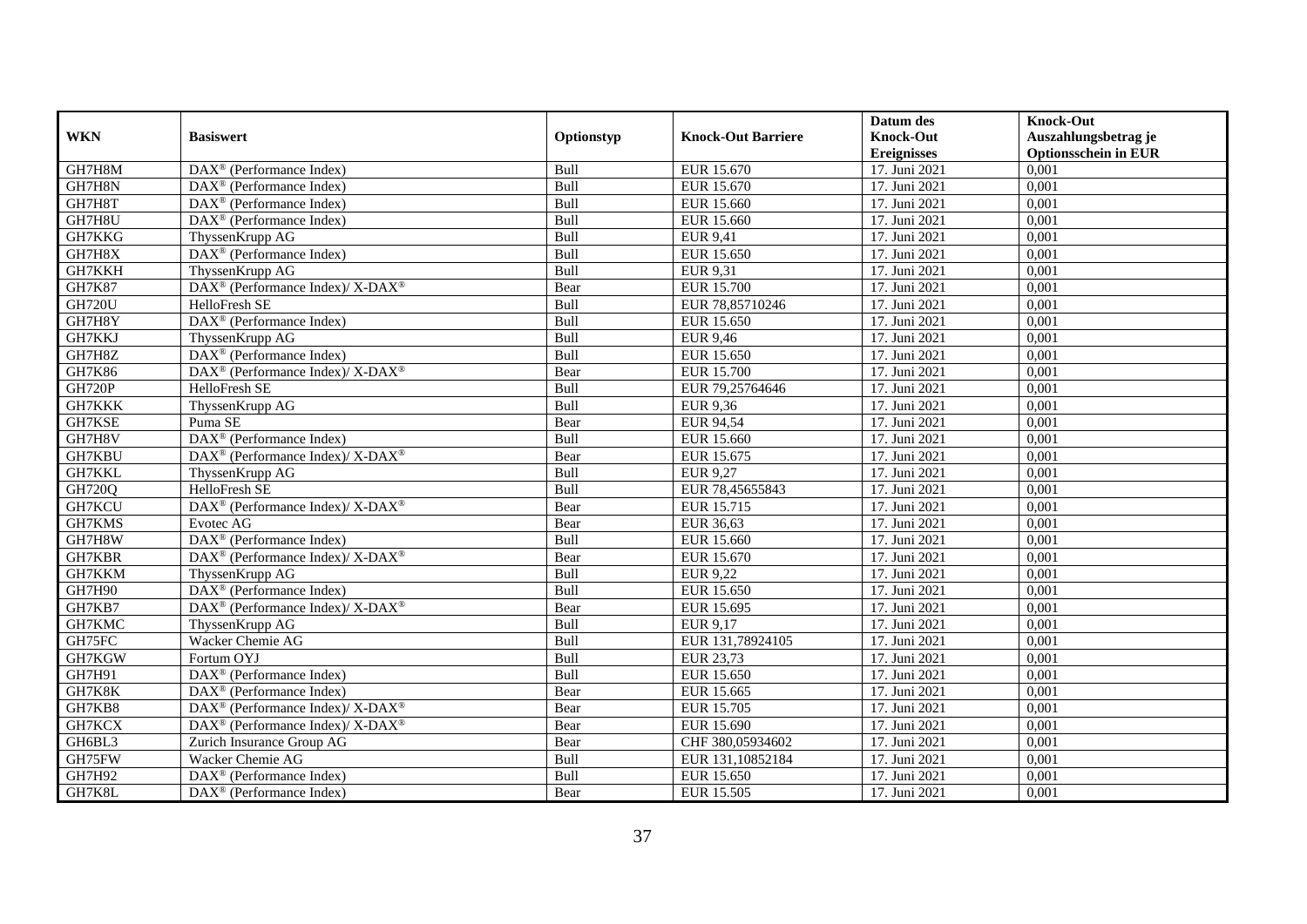| WKN | Basiswert | Optionstyp | Knock-Out Barriere | Datum des Knock-Out Ereignisses | Knock-Out Auszahlungsbetrag je Optionsschein in EUR |
|---|---|---|---|---|---|
| GH7H8M | DAX® (Performance Index) | Bull | EUR 15.670 | 17. Juni 2021 | 0,001 |
| GH7H8N | DAX® (Performance Index) | Bull | EUR 15.670 | 17. Juni 2021 | 0,001 |
| GH7H8T | DAX® (Performance Index) | Bull | EUR 15.660 | 17. Juni 2021 | 0,001 |
| GH7H8U | DAX® (Performance Index) | Bull | EUR 15.660 | 17. Juni 2021 | 0,001 |
| GH7KKG | ThyssenKrupp AG | Bull | EUR 9,41 | 17. Juni 2021 | 0,001 |
| GH7H8X | DAX® (Performance Index) | Bull | EUR 15.650 | 17. Juni 2021 | 0,001 |
| GH7KKH | ThyssenKrupp AG | Bull | EUR 9,31 | 17. Juni 2021 | 0,001 |
| GH7K87 | DAX® (Performance Index)/ X-DAX® | Bear | EUR 15.700 | 17. Juni 2021 | 0,001 |
| GH720U | HelloFresh SE | Bull | EUR 78,85710246 | 17. Juni 2021 | 0,001 |
| GH7H8Y | DAX® (Performance Index) | Bull | EUR 15.650 | 17. Juni 2021 | 0,001 |
| GH7KKJ | ThyssenKrupp AG | Bull | EUR 9,46 | 17. Juni 2021 | 0,001 |
| GH7H8Z | DAX® (Performance Index) | Bull | EUR 15.650 | 17. Juni 2021 | 0,001 |
| GH7K86 | DAX® (Performance Index)/ X-DAX® | Bear | EUR 15.700 | 17. Juni 2021 | 0,001 |
| GH720P | HelloFresh SE | Bull | EUR 79,25764646 | 17. Juni 2021 | 0,001 |
| GH7KKK | ThyssenKrupp AG | Bull | EUR 9,36 | 17. Juni 2021 | 0,001 |
| GH7KSE | Puma SE | Bear | EUR 94,54 | 17. Juni 2021 | 0,001 |
| GH7H8V | DAX® (Performance Index) | Bull | EUR 15.660 | 17. Juni 2021 | 0,001 |
| GH7KBU | DAX® (Performance Index)/ X-DAX® | Bear | EUR 15.675 | 17. Juni 2021 | 0,001 |
| GH7KKL | ThyssenKrupp AG | Bull | EUR 9,27 | 17. Juni 2021 | 0,001 |
| GH720Q | HelloFresh SE | Bull | EUR 78,45655843 | 17. Juni 2021 | 0,001 |
| GH7KCU | DAX® (Performance Index)/ X-DAX® | Bear | EUR 15.715 | 17. Juni 2021 | 0,001 |
| GH7KMS | Evotec AG | Bear | EUR 36,63 | 17. Juni 2021 | 0,001 |
| GH7H8W | DAX® (Performance Index) | Bull | EUR 15.660 | 17. Juni 2021 | 0,001 |
| GH7KBR | DAX® (Performance Index)/ X-DAX® | Bear | EUR 15.670 | 17. Juni 2021 | 0,001 |
| GH7KKM | ThyssenKrupp AG | Bull | EUR 9,22 | 17. Juni 2021 | 0,001 |
| GH7H90 | DAX® (Performance Index) | Bull | EUR 15.650 | 17. Juni 2021 | 0,001 |
| GH7KB7 | DAX® (Performance Index)/ X-DAX® | Bear | EUR 15.695 | 17. Juni 2021 | 0,001 |
| GH7KMC | ThyssenKrupp AG | Bull | EUR 9,17 | 17. Juni 2021 | 0,001 |
| GH75FC | Wacker Chemie AG | Bull | EUR 131,78924105 | 17. Juni 2021 | 0,001 |
| GH7KGW | Fortum OYJ | Bull | EUR 23,73 | 17. Juni 2021 | 0,001 |
| GH7H91 | DAX® (Performance Index) | Bull | EUR 15.650 | 17. Juni 2021 | 0,001 |
| GH7K8K | DAX® (Performance Index) | Bear | EUR 15.665 | 17. Juni 2021 | 0,001 |
| GH7KB8 | DAX® (Performance Index)/ X-DAX® | Bear | EUR 15.705 | 17. Juni 2021 | 0,001 |
| GH7KCX | DAX® (Performance Index)/ X-DAX® | Bear | EUR 15.690 | 17. Juni 2021 | 0,001 |
| GH6BL3 | Zurich Insurance Group AG | Bear | CHF 380,05934602 | 17. Juni 2021 | 0,001 |
| GH75FW | Wacker Chemie AG | Bull | EUR 131,10852184 | 17. Juni 2021 | 0,001 |
| GH7H92 | DAX® (Performance Index) | Bull | EUR 15.650 | 17. Juni 2021 | 0,001 |
| GH7K8L | DAX® (Performance Index) | Bear | EUR 15.505 | 17. Juni 2021 | 0,001 |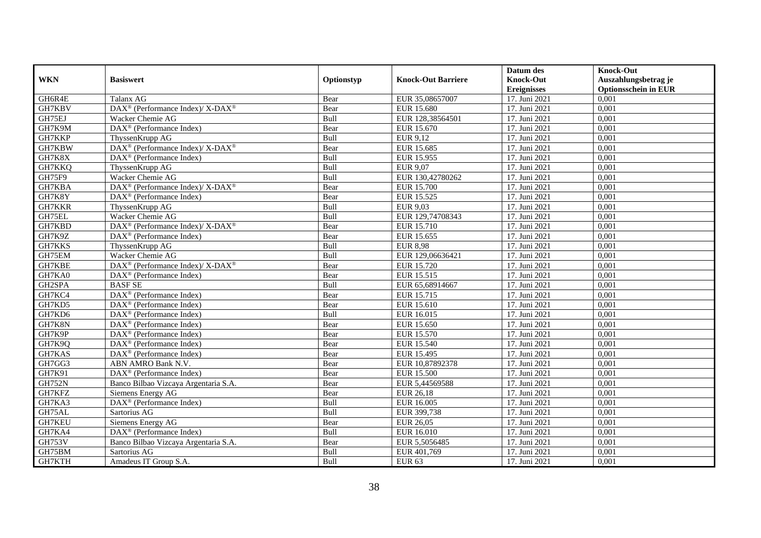| WKN | Basiswert | Optionstyp | Knock-Out Barriere | Datum des Knock-Out Ereignisses | Knock-Out Auszahlungsbetrag je Optionsschein in EUR |
|---|---|---|---|---|---|
| GH6R4E | Talanx AG | Bear | EUR 35,08657007 | 17. Juni 2021 | 0,001 |
| GH7KBV | DAX® (Performance Index)/ X-DAX® | Bear | EUR 15.680 | 17. Juni 2021 | 0,001 |
| GH75EJ | Wacker Chemie AG | Bull | EUR 128,38564501 | 17. Juni 2021 | 0,001 |
| GH7K9M | DAX® (Performance Index) | Bear | EUR 15.670 | 17. Juni 2021 | 0,001 |
| GH7KKP | ThyssenKrupp AG | Bull | EUR 9,12 | 17. Juni 2021 | 0,001 |
| GH7KBW | DAX® (Performance Index)/ X-DAX® | Bear | EUR 15.685 | 17. Juni 2021 | 0,001 |
| GH7K8X | DAX® (Performance Index) | Bull | EUR 15.955 | 17. Juni 2021 | 0,001 |
| GH7KKQ | ThyssenKrupp AG | Bull | EUR 9,07 | 17. Juni 2021 | 0,001 |
| GH75F9 | Wacker Chemie AG | Bull | EUR 130,42780262 | 17. Juni 2021 | 0,001 |
| GH7KBA | DAX® (Performance Index)/ X-DAX® | Bear | EUR 15.700 | 17. Juni 2021 | 0,001 |
| GH7K8Y | DAX® (Performance Index) | Bear | EUR 15.525 | 17. Juni 2021 | 0,001 |
| GH7KKR | ThyssenKrupp AG | Bull | EUR 9,03 | 17. Juni 2021 | 0,001 |
| GH75EL | Wacker Chemie AG | Bull | EUR 129,74708343 | 17. Juni 2021 | 0,001 |
| GH7KBD | DAX® (Performance Index)/ X-DAX® | Bear | EUR 15.710 | 17. Juni 2021 | 0,001 |
| GH7K9Z | DAX® (Performance Index) | Bear | EUR 15.655 | 17. Juni 2021 | 0,001 |
| GH7KKS | ThyssenKrupp AG | Bull | EUR 8,98 | 17. Juni 2021 | 0,001 |
| GH75EM | Wacker Chemie AG | Bull | EUR 129,06636421 | 17. Juni 2021 | 0,001 |
| GH7KBE | DAX® (Performance Index)/ X-DAX® | Bear | EUR 15.720 | 17. Juni 2021 | 0,001 |
| GH7KA0 | DAX® (Performance Index) | Bear | EUR 15.515 | 17. Juni 2021 | 0,001 |
| GH2SPA | BASF SE | Bull | EUR 65,68914667 | 17. Juni 2021 | 0,001 |
| GH7KC4 | DAX® (Performance Index) | Bear | EUR 15.715 | 17. Juni 2021 | 0,001 |
| GH7KD5 | DAX® (Performance Index) | Bear | EUR 15.610 | 17. Juni 2021 | 0,001 |
| GH7KD6 | DAX® (Performance Index) | Bull | EUR 16.015 | 17. Juni 2021 | 0,001 |
| GH7K8N | DAX® (Performance Index) | Bear | EUR 15.650 | 17. Juni 2021 | 0,001 |
| GH7K9P | DAX® (Performance Index) | Bear | EUR 15.570 | 17. Juni 2021 | 0,001 |
| GH7K9Q | DAX® (Performance Index) | Bear | EUR 15.540 | 17. Juni 2021 | 0,001 |
| GH7KAS | DAX® (Performance Index) | Bear | EUR 15.495 | 17. Juni 2021 | 0,001 |
| GH7GG3 | ABN AMRO Bank N.V. | Bear | EUR 10,87892378 | 17. Juni 2021 | 0,001 |
| GH7K91 | DAX® (Performance Index) | Bear | EUR 15.500 | 17. Juni 2021 | 0,001 |
| GH752N | Banco Bilbao Vizcaya Argentaria S.A. | Bear | EUR 5,44569588 | 17. Juni 2021 | 0,001 |
| GH7KFZ | Siemens Energy AG | Bear | EUR 26,18 | 17. Juni 2021 | 0,001 |
| GH7KA3 | DAX® (Performance Index) | Bull | EUR 16.005 | 17. Juni 2021 | 0,001 |
| GH75AL | Sartorius AG | Bull | EUR 399,738 | 17. Juni 2021 | 0,001 |
| GH7KEU | Siemens Energy AG | Bear | EUR 26,05 | 17. Juni 2021 | 0,001 |
| GH7KA4 | DAX® (Performance Index) | Bull | EUR 16.010 | 17. Juni 2021 | 0,001 |
| GH753V | Banco Bilbao Vizcaya Argentaria S.A. | Bear | EUR 5,5056485 | 17. Juni 2021 | 0,001 |
| GH75BM | Sartorius AG | Bull | EUR 401,769 | 17. Juni 2021 | 0,001 |
| GH7KTH | Amadeus IT Group S.A. | Bull | EUR 63 | 17. Juni 2021 | 0,001 |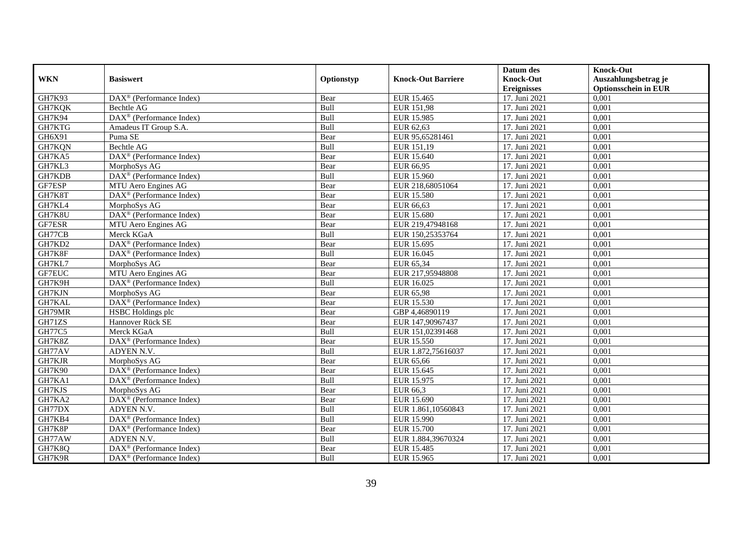| WKN | Basiswert | Optionstyp | Knock-Out Barriere | Datum des Knock-Out Ereignisses | Knock-Out Auszahlungsbetrag je Optionsschein in EUR |
|---|---|---|---|---|---|
| GH7K93 | DAX® (Performance Index) | Bear | EUR 15.465 | 17. Juni 2021 | 0,001 |
| GH7KQK | Bechtle AG | Bull | EUR 151,98 | 17. Juni 2021 | 0,001 |
| GH7K94 | DAX® (Performance Index) | Bull | EUR 15.985 | 17. Juni 2021 | 0,001 |
| GH7KTG | Amadeus IT Group S.A. | Bull | EUR 62,63 | 17. Juni 2021 | 0,001 |
| GH6X91 | Puma SE | Bear | EUR 95,65281461 | 17. Juni 2021 | 0,001 |
| GH7KQN | Bechtle AG | Bull | EUR 151,19 | 17. Juni 2021 | 0,001 |
| GH7KA5 | DAX® (Performance Index) | Bear | EUR 15.640 | 17. Juni 2021 | 0,001 |
| GH7KL3 | MorphoSys AG | Bear | EUR 66,95 | 17. Juni 2021 | 0,001 |
| GH7KDB | DAX® (Performance Index) | Bull | EUR 15.960 | 17. Juni 2021 | 0,001 |
| GF7ESP | MTU Aero Engines AG | Bear | EUR 218,68051064 | 17. Juni 2021 | 0,001 |
| GH7K8T | DAX® (Performance Index) | Bear | EUR 15.580 | 17. Juni 2021 | 0,001 |
| GH7KL4 | MorphoSys AG | Bear | EUR 66,63 | 17. Juni 2021 | 0,001 |
| GH7K8U | DAX® (Performance Index) | Bear | EUR 15.680 | 17. Juni 2021 | 0,001 |
| GF7ESR | MTU Aero Engines AG | Bear | EUR 219,47948168 | 17. Juni 2021 | 0,001 |
| GH77CB | Merck KGaA | Bull | EUR 150,25353764 | 17. Juni 2021 | 0,001 |
| GH7KD2 | DAX® (Performance Index) | Bear | EUR 15.695 | 17. Juni 2021 | 0,001 |
| GH7K8F | DAX® (Performance Index) | Bull | EUR 16.045 | 17. Juni 2021 | 0,001 |
| GH7KL7 | MorphoSys AG | Bear | EUR 65,34 | 17. Juni 2021 | 0,001 |
| GF7EUC | MTU Aero Engines AG | Bear | EUR 217,95948808 | 17. Juni 2021 | 0,001 |
| GH7K9H | DAX® (Performance Index) | Bull | EUR 16.025 | 17. Juni 2021 | 0,001 |
| GH7KJN | MorphoSys AG | Bear | EUR 65,98 | 17. Juni 2021 | 0,001 |
| GH7KAL | DAX® (Performance Index) | Bear | EUR 15.530 | 17. Juni 2021 | 0,001 |
| GH79MR | HSBC Holdings plc | Bear | GBP 4,46890119 | 17. Juni 2021 | 0,001 |
| GH71ZS | Hannover Rück SE | Bear | EUR 147,90967437 | 17. Juni 2021 | 0,001 |
| GH77C5 | Merck KGaA | Bull | EUR 151,02391468 | 17. Juni 2021 | 0,001 |
| GH7K8Z | DAX® (Performance Index) | Bear | EUR 15.550 | 17. Juni 2021 | 0,001 |
| GH77AV | ADYEN N.V. | Bull | EUR 1.872,75616037 | 17. Juni 2021 | 0,001 |
| GH7KJR | MorphoSys AG | Bear | EUR 65,66 | 17. Juni 2021 | 0,001 |
| GH7K90 | DAX® (Performance Index) | Bear | EUR 15.645 | 17. Juni 2021 | 0,001 |
| GH7KA1 | DAX® (Performance Index) | Bull | EUR 15.975 | 17. Juni 2021 | 0,001 |
| GH7KJS | MorphoSys AG | Bear | EUR 66,3 | 17. Juni 2021 | 0,001 |
| GH7KA2 | DAX® (Performance Index) | Bear | EUR 15.690 | 17. Juni 2021 | 0,001 |
| GH77DX | ADYEN N.V. | Bull | EUR 1.861,10560843 | 17. Juni 2021 | 0,001 |
| GH7KB4 | DAX® (Performance Index) | Bull | EUR 15.990 | 17. Juni 2021 | 0,001 |
| GH7K8P | DAX® (Performance Index) | Bear | EUR 15.700 | 17. Juni 2021 | 0,001 |
| GH77AW | ADYEN N.V. | Bull | EUR 1.884,39670324 | 17. Juni 2021 | 0,001 |
| GH7K8Q | DAX® (Performance Index) | Bear | EUR 15.485 | 17. Juni 2021 | 0,001 |
| GH7K9R | DAX® (Performance Index) | Bull | EUR 15.965 | 17. Juni 2021 | 0,001 |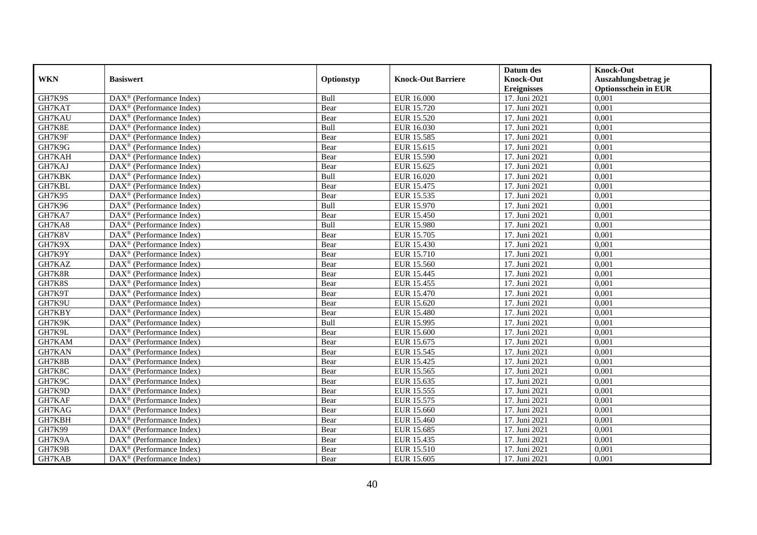| WKN | Basiswert | Optionstyp | Knock-Out Barriere | Datum des Knock-Out Ereignisses | Knock-Out Auszahlungsbetrag je Optionsschein in EUR |
|---|---|---|---|---|---|
| GH7K9S | DAX® (Performance Index) | Bull | EUR 16.000 | 17. Juni 2021 | 0,001 |
| GH7KAT | DAX® (Performance Index) | Bear | EUR 15.720 | 17. Juni 2021 | 0,001 |
| GH7KAU | DAX® (Performance Index) | Bear | EUR 15.520 | 17. Juni 2021 | 0,001 |
| GH7K8E | DAX® (Performance Index) | Bull | EUR 16.030 | 17. Juni 2021 | 0,001 |
| GH7K9F | DAX® (Performance Index) | Bear | EUR 15.585 | 17. Juni 2021 | 0,001 |
| GH7K9G | DAX® (Performance Index) | Bear | EUR 15.615 | 17. Juni 2021 | 0,001 |
| GH7KAH | DAX® (Performance Index) | Bear | EUR 15.590 | 17. Juni 2021 | 0,001 |
| GH7KAJ | DAX® (Performance Index) | Bear | EUR 15.625 | 17. Juni 2021 | 0,001 |
| GH7KBK | DAX® (Performance Index) | Bull | EUR 16.020 | 17. Juni 2021 | 0,001 |
| GH7KBL | DAX® (Performance Index) | Bear | EUR 15.475 | 17. Juni 2021 | 0,001 |
| GH7K95 | DAX® (Performance Index) | Bear | EUR 15.535 | 17. Juni 2021 | 0,001 |
| GH7K96 | DAX® (Performance Index) | Bull | EUR 15.970 | 17. Juni 2021 | 0,001 |
| GH7KA7 | DAX® (Performance Index) | Bear | EUR 15.450 | 17. Juni 2021 | 0,001 |
| GH7KA8 | DAX® (Performance Index) | Bull | EUR 15.980 | 17. Juni 2021 | 0,001 |
| GH7K8V | DAX® (Performance Index) | Bear | EUR 15.705 | 17. Juni 2021 | 0,001 |
| GH7K9X | DAX® (Performance Index) | Bear | EUR 15.430 | 17. Juni 2021 | 0,001 |
| GH7K9Y | DAX® (Performance Index) | Bear | EUR 15.710 | 17. Juni 2021 | 0,001 |
| GH7KAZ | DAX® (Performance Index) | Bear | EUR 15.560 | 17. Juni 2021 | 0,001 |
| GH7K8R | DAX® (Performance Index) | Bear | EUR 15.445 | 17. Juni 2021 | 0,001 |
| GH7K8S | DAX® (Performance Index) | Bear | EUR 15.455 | 17. Juni 2021 | 0,001 |
| GH7K9T | DAX® (Performance Index) | Bear | EUR 15.470 | 17. Juni 2021 | 0,001 |
| GH7K9U | DAX® (Performance Index) | Bear | EUR 15.620 | 17. Juni 2021 | 0,001 |
| GH7KBY | DAX® (Performance Index) | Bear | EUR 15.480 | 17. Juni 2021 | 0,001 |
| GH7K9K | DAX® (Performance Index) | Bull | EUR 15.995 | 17. Juni 2021 | 0,001 |
| GH7K9L | DAX® (Performance Index) | Bear | EUR 15.600 | 17. Juni 2021 | 0,001 |
| GH7KAM | DAX® (Performance Index) | Bear | EUR 15.675 | 17. Juni 2021 | 0,001 |
| GH7KAN | DAX® (Performance Index) | Bear | EUR 15.545 | 17. Juni 2021 | 0,001 |
| GH7K8B | DAX® (Performance Index) | Bear | EUR 15.425 | 17. Juni 2021 | 0,001 |
| GH7K8C | DAX® (Performance Index) | Bear | EUR 15.565 | 17. Juni 2021 | 0,001 |
| GH7K9C | DAX® (Performance Index) | Bear | EUR 15.635 | 17. Juni 2021 | 0,001 |
| GH7K9D | DAX® (Performance Index) | Bear | EUR 15.555 | 17. Juni 2021 | 0,001 |
| GH7KAF | DAX® (Performance Index) | Bear | EUR 15.575 | 17. Juni 2021 | 0,001 |
| GH7KAG | DAX® (Performance Index) | Bear | EUR 15.660 | 17. Juni 2021 | 0,001 |
| GH7KBH | DAX® (Performance Index) | Bear | EUR 15.460 | 17. Juni 2021 | 0,001 |
| GH7K99 | DAX® (Performance Index) | Bear | EUR 15.685 | 17. Juni 2021 | 0,001 |
| GH7K9A | DAX® (Performance Index) | Bear | EUR 15.435 | 17. Juni 2021 | 0,001 |
| GH7K9B | DAX® (Performance Index) | Bear | EUR 15.510 | 17. Juni 2021 | 0,001 |
| GH7KAB | DAX® (Performance Index) | Bear | EUR 15.605 | 17. Juni 2021 | 0,001 |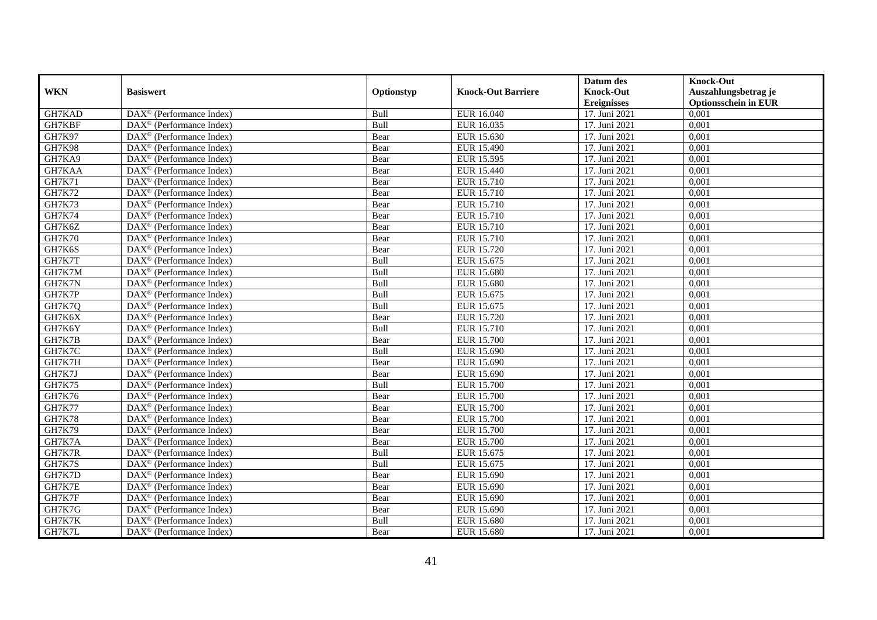| WKN | Basiswert | Optionstyp | Knock-Out Barriere | Datum des Knock-Out Ereignisses | Knock-Out Auszahlungsbetrag je Optionsschein in EUR |
|---|---|---|---|---|---|
| GH7KAD | DAX® (Performance Index) | Bull | EUR 16.040 | 17. Juni 2021 | 0,001 |
| GH7KBF | DAX® (Performance Index) | Bull | EUR 16.035 | 17. Juni 2021 | 0,001 |
| GH7K97 | DAX® (Performance Index) | Bear | EUR 15.630 | 17. Juni 2021 | 0,001 |
| GH7K98 | DAX® (Performance Index) | Bear | EUR 15.490 | 17. Juni 2021 | 0,001 |
| GH7KA9 | DAX® (Performance Index) | Bear | EUR 15.595 | 17. Juni 2021 | 0,001 |
| GH7KAA | DAX® (Performance Index) | Bear | EUR 15.440 | 17. Juni 2021 | 0,001 |
| GH7K71 | DAX® (Performance Index) | Bear | EUR 15.710 | 17. Juni 2021 | 0,001 |
| GH7K72 | DAX® (Performance Index) | Bear | EUR 15.710 | 17. Juni 2021 | 0,001 |
| GH7K73 | DAX® (Performance Index) | Bear | EUR 15.710 | 17. Juni 2021 | 0,001 |
| GH7K74 | DAX® (Performance Index) | Bear | EUR 15.710 | 17. Juni 2021 | 0,001 |
| GH7K6Z | DAX® (Performance Index) | Bear | EUR 15.710 | 17. Juni 2021 | 0,001 |
| GH7K70 | DAX® (Performance Index) | Bear | EUR 15.710 | 17. Juni 2021 | 0,001 |
| GH7K6S | DAX® (Performance Index) | Bear | EUR 15.720 | 17. Juni 2021 | 0,001 |
| GH7K7T | DAX® (Performance Index) | Bull | EUR 15.675 | 17. Juni 2021 | 0,001 |
| GH7K7M | DAX® (Performance Index) | Bull | EUR 15.680 | 17. Juni 2021 | 0,001 |
| GH7K7N | DAX® (Performance Index) | Bull | EUR 15.680 | 17. Juni 2021 | 0,001 |
| GH7K7P | DAX® (Performance Index) | Bull | EUR 15.675 | 17. Juni 2021 | 0,001 |
| GH7K7Q | DAX® (Performance Index) | Bull | EUR 15.675 | 17. Juni 2021 | 0,001 |
| GH7K6X | DAX® (Performance Index) | Bear | EUR 15.720 | 17. Juni 2021 | 0,001 |
| GH7K6Y | DAX® (Performance Index) | Bull | EUR 15.710 | 17. Juni 2021 | 0,001 |
| GH7K7B | DAX® (Performance Index) | Bear | EUR 15.700 | 17. Juni 2021 | 0,001 |
| GH7K7C | DAX® (Performance Index) | Bull | EUR 15.690 | 17. Juni 2021 | 0,001 |
| GH7K7H | DAX® (Performance Index) | Bear | EUR 15.690 | 17. Juni 2021 | 0,001 |
| GH7K7J | DAX® (Performance Index) | Bear | EUR 15.690 | 17. Juni 2021 | 0,001 |
| GH7K75 | DAX® (Performance Index) | Bull | EUR 15.700 | 17. Juni 2021 | 0,001 |
| GH7K76 | DAX® (Performance Index) | Bear | EUR 15.700 | 17. Juni 2021 | 0,001 |
| GH7K77 | DAX® (Performance Index) | Bear | EUR 15.700 | 17. Juni 2021 | 0,001 |
| GH7K78 | DAX® (Performance Index) | Bear | EUR 15.700 | 17. Juni 2021 | 0,001 |
| GH7K79 | DAX® (Performance Index) | Bear | EUR 15.700 | 17. Juni 2021 | 0,001 |
| GH7K7A | DAX® (Performance Index) | Bear | EUR 15.700 | 17. Juni 2021 | 0,001 |
| GH7K7R | DAX® (Performance Index) | Bull | EUR 15.675 | 17. Juni 2021 | 0,001 |
| GH7K7S | DAX® (Performance Index) | Bull | EUR 15.675 | 17. Juni 2021 | 0,001 |
| GH7K7D | DAX® (Performance Index) | Bear | EUR 15.690 | 17. Juni 2021 | 0,001 |
| GH7K7E | DAX® (Performance Index) | Bear | EUR 15.690 | 17. Juni 2021 | 0,001 |
| GH7K7F | DAX® (Performance Index) | Bear | EUR 15.690 | 17. Juni 2021 | 0,001 |
| GH7K7G | DAX® (Performance Index) | Bear | EUR 15.690 | 17. Juni 2021 | 0,001 |
| GH7K7K | DAX® (Performance Index) | Bull | EUR 15.680 | 17. Juni 2021 | 0,001 |
| GH7K7L | DAX® (Performance Index) | Bear | EUR 15.680 | 17. Juni 2021 | 0,001 |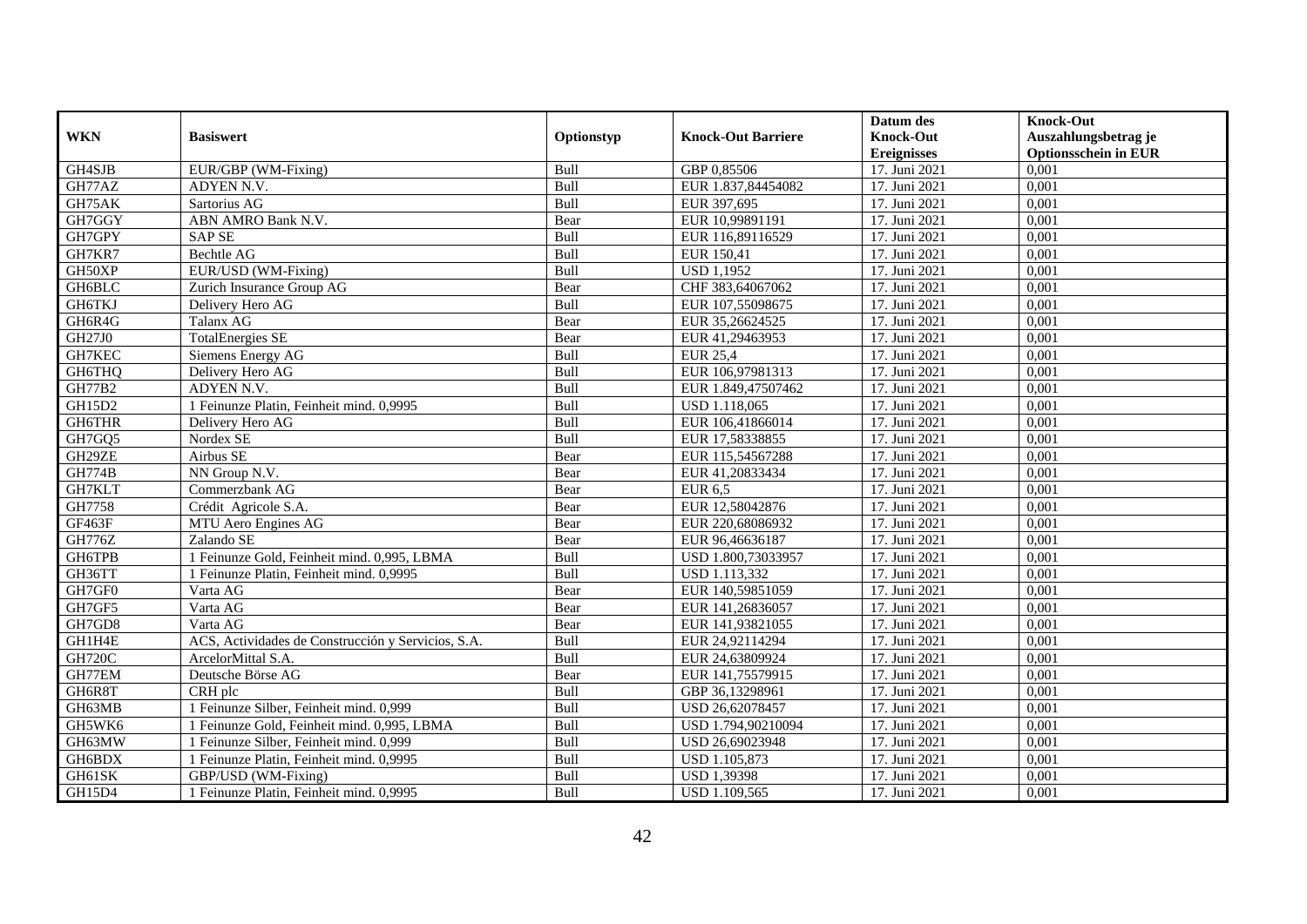| WKN | Basiswert | Optionstyp | Knock-Out Barriere | Datum des Knock-Out Ereignisses | Knock-Out Auszahlungsbetrag je Optionsschein in EUR |
|---|---|---|---|---|---|
| GH4SJB | EUR/GBP (WM-Fixing) | Bull | GBP 0,85506 | 17. Juni 2021 | 0,001 |
| GH77AZ | ADYEN N.V. | Bull | EUR 1.837,84454082 | 17. Juni 2021 | 0,001 |
| GH75AK | Sartorius AG | Bull | EUR 397,695 | 17. Juni 2021 | 0,001 |
| GH7GGY | ABN AMRO Bank N.V. | Bear | EUR 10,99891191 | 17. Juni 2021 | 0,001 |
| GH7GPY | SAP SE | Bull | EUR 116,89116529 | 17. Juni 2021 | 0,001 |
| GH7KR7 | Bechtle AG | Bull | EUR 150,41 | 17. Juni 2021 | 0,001 |
| GH50XP | EUR/USD (WM-Fixing) | Bull | USD 1,1952 | 17. Juni 2021 | 0,001 |
| GH6BLC | Zurich Insurance Group AG | Bear | CHF 383,64067062 | 17. Juni 2021 | 0,001 |
| GH6TKJ | Delivery Hero AG | Bull | EUR 107,55098675 | 17. Juni 2021 | 0,001 |
| GH6R4G | Talanx AG | Bear | EUR 35,26624525 | 17. Juni 2021 | 0,001 |
| GH27J0 | TotalEnergies SE | Bear | EUR 41,29463953 | 17. Juni 2021 | 0,001 |
| GH7KEC | Siemens Energy AG | Bull | EUR 25,4 | 17. Juni 2021 | 0,001 |
| GH6THQ | Delivery Hero AG | Bull | EUR 106,97981313 | 17. Juni 2021 | 0,001 |
| GH77B2 | ADYEN N.V. | Bull | EUR 1.849,47507462 | 17. Juni 2021 | 0,001 |
| GH15D2 | 1 Feinunze Platin, Feinheit mind. 0,9995 | Bull | USD 1.118,065 | 17. Juni 2021 | 0,001 |
| GH6THR | Delivery Hero AG | Bull | EUR 106,41866014 | 17. Juni 2021 | 0,001 |
| GH7GQ5 | Nordex SE | Bull | EUR 17,58338855 | 17. Juni 2021 | 0,001 |
| GH29ZE | Airbus SE | Bear | EUR 115,54567288 | 17. Juni 2021 | 0,001 |
| GH774B | NN Group N.V. | Bear | EUR 41,20833434 | 17. Juni 2021 | 0,001 |
| GH7KLT | Commerzbank AG | Bear | EUR 6,5 | 17. Juni 2021 | 0,001 |
| GH7758 | Crédit Agricole S.A. | Bear | EUR 12,58042876 | 17. Juni 2021 | 0,001 |
| GF463F | MTU Aero Engines AG | Bear | EUR 220,68086932 | 17. Juni 2021 | 0,001 |
| GH776Z | Zalando SE | Bear | EUR 96,46636187 | 17. Juni 2021 | 0,001 |
| GH6TPB | 1 Feinunze Gold, Feinheit mind. 0,995, LBMA | Bull | USD 1.800,73033957 | 17. Juni 2021 | 0,001 |
| GH36TT | 1 Feinunze Platin, Feinheit mind. 0,9995 | Bull | USD 1.113,332 | 17. Juni 2021 | 0,001 |
| GH7GF0 | Varta AG | Bear | EUR 140,59851059 | 17. Juni 2021 | 0,001 |
| GH7GF5 | Varta AG | Bear | EUR 141,26836057 | 17. Juni 2021 | 0,001 |
| GH7GD8 | Varta AG | Bear | EUR 141,93821055 | 17. Juni 2021 | 0,001 |
| GH1H4E | ACS, Actividades de Construcción y Servicios, S.A. | Bull | EUR 24,92114294 | 17. Juni 2021 | 0,001 |
| GH720C | ArcelorMittal S.A. | Bull | EUR 24,63809924 | 17. Juni 2021 | 0,001 |
| GH77EM | Deutsche Börse AG | Bear | EUR 141,75579915 | 17. Juni 2021 | 0,001 |
| GH6R8T | CRH plc | Bull | GBP 36,13298961 | 17. Juni 2021 | 0,001 |
| GH63MB | 1 Feinunze Silber, Feinheit mind. 0,999 | Bull | USD 26,62078457 | 17. Juni 2021 | 0,001 |
| GH5WK6 | 1 Feinunze Gold, Feinheit mind. 0,995, LBMA | Bull | USD 1.794,90210094 | 17. Juni 2021 | 0,001 |
| GH63MW | 1 Feinunze Silber, Feinheit mind. 0,999 | Bull | USD 26,69023948 | 17. Juni 2021 | 0,001 |
| GH6BDX | 1 Feinunze Platin, Feinheit mind. 0,9995 | Bull | USD 1.105,873 | 17. Juni 2021 | 0,001 |
| GH61SK | GBP/USD (WM-Fixing) | Bull | USD 1,39398 | 17. Juni 2021 | 0,001 |
| GH15D4 | 1 Feinunze Platin, Feinheit mind. 0,9995 | Bull | USD 1.109,565 | 17. Juni 2021 | 0,001 |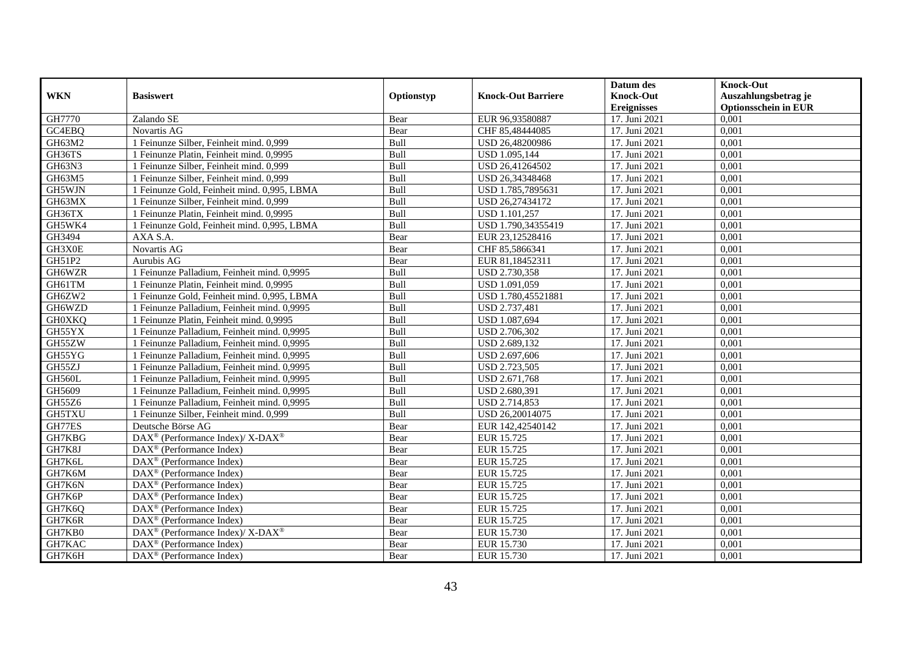| WKN | Basiswert | Optionstyp | Knock-Out Barriere | Datum des Knock-Out Ereignisses | Knock-Out Auszahlungsbetrag je Optionsschein in EUR |
|---|---|---|---|---|---|
| GH7770 | Zalando SE | Bear | EUR 96,93580887 | 17. Juni 2021 | 0,001 |
| GC4EBQ | Novartis AG | Bear | CHF 85,48444085 | 17. Juni 2021 | 0,001 |
| GH63M2 | 1 Feinunze Silber, Feinheit mind. 0,999 | Bull | USD 26,48200986 | 17. Juni 2021 | 0,001 |
| GH36TS | 1 Feinunze Platin, Feinheit mind. 0,9995 | Bull | USD 1.095,144 | 17. Juni 2021 | 0,001 |
| GH63N3 | 1 Feinunze Silber, Feinheit mind. 0,999 | Bull | USD 26,41264502 | 17. Juni 2021 | 0,001 |
| GH63M5 | 1 Feinunze Silber, Feinheit mind. 0,999 | Bull | USD 26,34348468 | 17. Juni 2021 | 0,001 |
| GH5WJN | 1 Feinunze Gold, Feinheit mind. 0,995, LBMA | Bull | USD 1.785,7895631 | 17. Juni 2021 | 0,001 |
| GH63MX | 1 Feinunze Silber, Feinheit mind. 0,999 | Bull | USD 26,27434172 | 17. Juni 2021 | 0,001 |
| GH36TX | 1 Feinunze Platin, Feinheit mind. 0,9995 | Bull | USD 1.101,257 | 17. Juni 2021 | 0,001 |
| GH5WK4 | 1 Feinunze Gold, Feinheit mind. 0,995, LBMA | Bull | USD 1.790,34355419 | 17. Juni 2021 | 0,001 |
| GH3494 | AXA S.A. | Bear | EUR 23,12528416 | 17. Juni 2021 | 0,001 |
| GH3X0E | Novartis AG | Bear | CHF 85,5866341 | 17. Juni 2021 | 0,001 |
| GH51P2 | Aurubis AG | Bear | EUR 81,18452311 | 17. Juni 2021 | 0,001 |
| GH6WZR | 1 Feinunze Palladium, Feinheit mind. 0,9995 | Bull | USD 2.730,358 | 17. Juni 2021 | 0,001 |
| GH61TM | 1 Feinunze Platin, Feinheit mind. 0,9995 | Bull | USD 1.091,059 | 17. Juni 2021 | 0,001 |
| GH6ZW2 | 1 Feinunze Gold, Feinheit mind. 0,995, LBMA | Bull | USD 1.780,45521881 | 17. Juni 2021 | 0,001 |
| GH6WZD | 1 Feinunze Palladium, Feinheit mind. 0,9995 | Bull | USD 2.737,481 | 17. Juni 2021 | 0,001 |
| GH0XKQ | 1 Feinunze Platin, Feinheit mind. 0,9995 | Bull | USD 1.087,694 | 17. Juni 2021 | 0,001 |
| GH55YX | 1 Feinunze Palladium, Feinheit mind. 0,9995 | Bull | USD 2.706,302 | 17. Juni 2021 | 0,001 |
| GH55ZW | 1 Feinunze Palladium, Feinheit mind. 0,9995 | Bull | USD 2.689,132 | 17. Juni 2021 | 0,001 |
| GH55YG | 1 Feinunze Palladium, Feinheit mind. 0,9995 | Bull | USD 2.697,606 | 17. Juni 2021 | 0,001 |
| GH55ZJ | 1 Feinunze Palladium, Feinheit mind. 0,9995 | Bull | USD 2.723,505 | 17. Juni 2021 | 0,001 |
| GH560L | 1 Feinunze Palladium, Feinheit mind. 0,9995 | Bull | USD 2.671,768 | 17. Juni 2021 | 0,001 |
| GH5609 | 1 Feinunze Palladium, Feinheit mind. 0,9995 | Bull | USD 2.680,391 | 17. Juni 2021 | 0,001 |
| GH55Z6 | 1 Feinunze Palladium, Feinheit mind. 0,9995 | Bull | USD 2.714,853 | 17. Juni 2021 | 0,001 |
| GH5TXU | 1 Feinunze Silber, Feinheit mind. 0,999 | Bull | USD 26,20014075 | 17. Juni 2021 | 0,001 |
| GH77ES | Deutsche Börse AG | Bear | EUR 142,42540142 | 17. Juni 2021 | 0,001 |
| GH7KBG | DAX® (Performance Index)/ X-DAX® | Bear | EUR 15.725 | 17. Juni 2021 | 0,001 |
| GH7K8J | DAX® (Performance Index) | Bear | EUR 15.725 | 17. Juni 2021 | 0,001 |
| GH7K6L | DAX® (Performance Index) | Bear | EUR 15.725 | 17. Juni 2021 | 0,001 |
| GH7K6M | DAX® (Performance Index) | Bear | EUR 15.725 | 17. Juni 2021 | 0,001 |
| GH7K6N | DAX® (Performance Index) | Bear | EUR 15.725 | 17. Juni 2021 | 0,001 |
| GH7K6P | DAX® (Performance Index) | Bear | EUR 15.725 | 17. Juni 2021 | 0,001 |
| GH7K6Q | DAX® (Performance Index) | Bear | EUR 15.725 | 17. Juni 2021 | 0,001 |
| GH7K6R | DAX® (Performance Index) | Bear | EUR 15.725 | 17. Juni 2021 | 0,001 |
| GH7KB0 | DAX® (Performance Index)/ X-DAX® | Bear | EUR 15.730 | 17. Juni 2021 | 0,001 |
| GH7KAC | DAX® (Performance Index) | Bear | EUR 15.730 | 17. Juni 2021 | 0,001 |
| GH7K6H | DAX® (Performance Index) | Bear | EUR 15.730 | 17. Juni 2021 | 0,001 |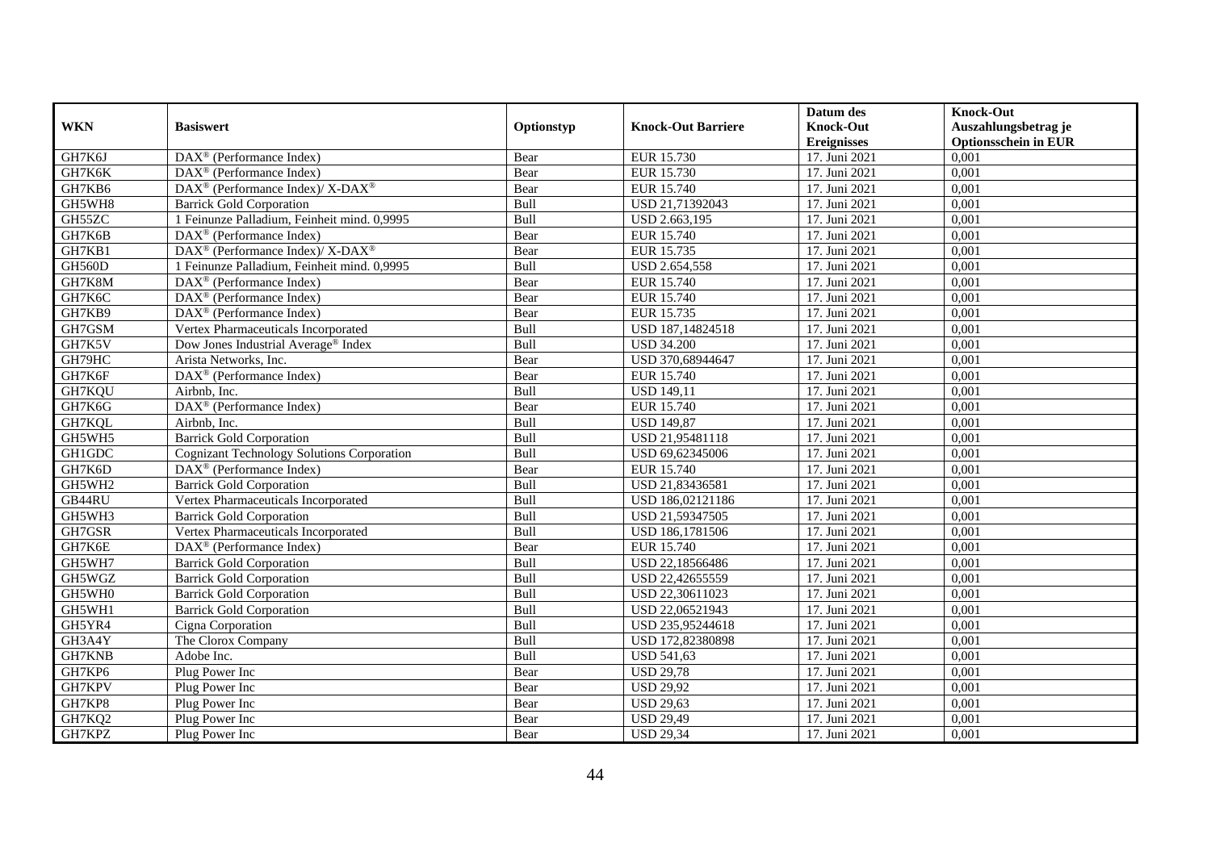| WKN | Basiswert | Optionstyp | Knock-Out Barriere | Datum des Knock-Out Ereignisses | Knock-Out Auszahlungsbetrag je Optionsschein in EUR |
|---|---|---|---|---|---|
| GH7K6J | DAX® (Performance Index) | Bear | EUR 15.730 | 17. Juni 2021 | 0,001 |
| GH7K6K | DAX® (Performance Index) | Bear | EUR 15.730 | 17. Juni 2021 | 0,001 |
| GH7KB6 | DAX® (Performance Index)/ X-DAX® | Bear | EUR 15.740 | 17. Juni 2021 | 0,001 |
| GH5WH8 | Barrick Gold Corporation | Bull | USD 21,71392043 | 17. Juni 2021 | 0,001 |
| GH55ZC | 1 Feinunze Palladium, Feinheit mind. 0,9995 | Bull | USD 2.663,195 | 17. Juni 2021 | 0,001 |
| GH7K6B | DAX® (Performance Index) | Bear | EUR 15.740 | 17. Juni 2021 | 0,001 |
| GH7KB1 | DAX® (Performance Index)/ X-DAX® | Bear | EUR 15.735 | 17. Juni 2021 | 0,001 |
| GH560D | 1 Feinunze Palladium, Feinheit mind. 0,9995 | Bull | USD 2.654,558 | 17. Juni 2021 | 0,001 |
| GH7K8M | DAX® (Performance Index) | Bear | EUR 15.740 | 17. Juni 2021 | 0,001 |
| GH7K6C | DAX® (Performance Index) | Bear | EUR 15.740 | 17. Juni 2021 | 0,001 |
| GH7KB9 | DAX® (Performance Index) | Bear | EUR 15.735 | 17. Juni 2021 | 0,001 |
| GH7GSM | Vertex Pharmaceuticals Incorporated | Bull | USD 187,14824518 | 17. Juni 2021 | 0,001 |
| GH7K5V | Dow Jones Industrial Average® Index | Bull | USD 34.200 | 17. Juni 2021 | 0,001 |
| GH79HC | Arista Networks, Inc. | Bear | USD 370,68944647 | 17. Juni 2021 | 0,001 |
| GH7K6F | DAX® (Performance Index) | Bear | EUR 15.740 | 17. Juni 2021 | 0,001 |
| GH7KQU | Airbnb, Inc. | Bull | USD 149,11 | 17. Juni 2021 | 0,001 |
| GH7K6G | DAX® (Performance Index) | Bear | EUR 15.740 | 17. Juni 2021 | 0,001 |
| GH7KQL | Airbnb, Inc. | Bull | USD 149,87 | 17. Juni 2021 | 0,001 |
| GH5WH5 | Barrick Gold Corporation | Bull | USD 21,95481118 | 17. Juni 2021 | 0,001 |
| GH1GDC | Cognizant Technology Solutions Corporation | Bull | USD 69,62345006 | 17. Juni 2021 | 0,001 |
| GH7K6D | DAX® (Performance Index) | Bear | EUR 15.740 | 17. Juni 2021 | 0,001 |
| GH5WH2 | Barrick Gold Corporation | Bull | USD 21,83436581 | 17. Juni 2021 | 0,001 |
| GB44RU | Vertex Pharmaceuticals Incorporated | Bull | USD 186,02121186 | 17. Juni 2021 | 0,001 |
| GH5WH3 | Barrick Gold Corporation | Bull | USD 21,59347505 | 17. Juni 2021 | 0,001 |
| GH7GSR | Vertex Pharmaceuticals Incorporated | Bull | USD 186,1781506 | 17. Juni 2021 | 0,001 |
| GH7K6E | DAX® (Performance Index) | Bear | EUR 15.740 | 17. Juni 2021 | 0,001 |
| GH5WH7 | Barrick Gold Corporation | Bull | USD 22,18566486 | 17. Juni 2021 | 0,001 |
| GH5WGZ | Barrick Gold Corporation | Bull | USD 22,42655559 | 17. Juni 2021 | 0,001 |
| GH5WH0 | Barrick Gold Corporation | Bull | USD 22,30611023 | 17. Juni 2021 | 0,001 |
| GH5WH1 | Barrick Gold Corporation | Bull | USD 22,06521943 | 17. Juni 2021 | 0,001 |
| GH5YR4 | Cigna Corporation | Bull | USD 235,95244618 | 17. Juni 2021 | 0,001 |
| GH3A4Y | The Clorox Company | Bull | USD 172,82380898 | 17. Juni 2021 | 0,001 |
| GH7KNB | Adobe Inc. | Bull | USD 541,63 | 17. Juni 2021 | 0,001 |
| GH7KP6 | Plug Power Inc | Bear | USD 29,78 | 17. Juni 2021 | 0,001 |
| GH7KPV | Plug Power Inc | Bear | USD 29,92 | 17. Juni 2021 | 0,001 |
| GH7KP8 | Plug Power Inc | Bear | USD 29,63 | 17. Juni 2021 | 0,001 |
| GH7KQ2 | Plug Power Inc | Bear | USD 29,49 | 17. Juni 2021 | 0,001 |
| GH7KPZ | Plug Power Inc | Bear | USD 29,34 | 17. Juni 2021 | 0,001 |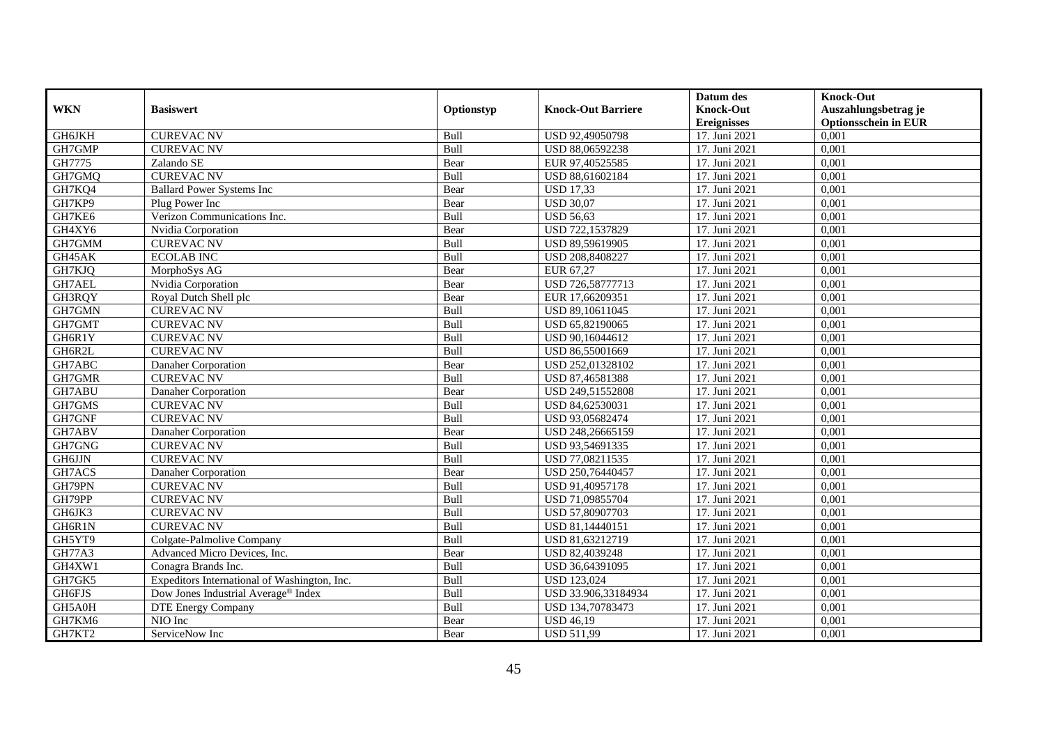| WKN | Basiswert | Optionstyp | Knock-Out Barriere | Datum des Knock-Out Ereignisses | Knock-Out Auszahlungsbetrag je Optionsschein in EUR |
|---|---|---|---|---|---|
| GH6JKH | CUREVAC NV | Bull | USD 92,49050798 | 17. Juni 2021 | 0,001 |
| GH7GMP | CUREVAC NV | Bull | USD 88,06592238 | 17. Juni 2021 | 0,001 |
| GH7775 | Zalando SE | Bear | EUR 97,40525585 | 17. Juni 2021 | 0,001 |
| GH7GMQ | CUREVAC NV | Bull | USD 88,61602184 | 17. Juni 2021 | 0,001 |
| GH7KQ4 | Ballard Power Systems Inc | Bear | USD 17,33 | 17. Juni 2021 | 0,001 |
| GH7KP9 | Plug Power Inc | Bear | USD 30,07 | 17. Juni 2021 | 0,001 |
| GH7KE6 | Verizon Communications Inc. | Bull | USD 56,63 | 17. Juni 2021 | 0,001 |
| GH4XY6 | Nvidia Corporation | Bear | USD 722,1537829 | 17. Juni 2021 | 0,001 |
| GH7GMM | CUREVAC NV | Bull | USD 89,59619905 | 17. Juni 2021 | 0,001 |
| GH45AK | ECOLAB INC | Bull | USD 208,8408227 | 17. Juni 2021 | 0,001 |
| GH7KJQ | MorphoSys AG | Bear | EUR 67,27 | 17. Juni 2021 | 0,001 |
| GH7AEL | Nvidia Corporation | Bear | USD 726,58777713 | 17. Juni 2021 | 0,001 |
| GH3RQY | Royal Dutch Shell plc | Bear | EUR 17,66209351 | 17. Juni 2021 | 0,001 |
| GH7GMN | CUREVAC NV | Bull | USD 89,10611045 | 17. Juni 2021 | 0,001 |
| GH7GMT | CUREVAC NV | Bull | USD 65,82190065 | 17. Juni 2021 | 0,001 |
| GH6R1Y | CUREVAC NV | Bull | USD 90,16044612 | 17. Juni 2021 | 0,001 |
| GH6R2L | CUREVAC NV | Bull | USD 86,55001669 | 17. Juni 2021 | 0,001 |
| GH7ABC | Danaher Corporation | Bear | USD 252,01328102 | 17. Juni 2021 | 0,001 |
| GH7GMR | CUREVAC NV | Bull | USD 87,46581388 | 17. Juni 2021 | 0,001 |
| GH7ABU | Danaher Corporation | Bear | USD 249,51552808 | 17. Juni 2021 | 0,001 |
| GH7GMS | CUREVAC NV | Bull | USD 84,62530031 | 17. Juni 2021 | 0,001 |
| GH7GNF | CUREVAC NV | Bull | USD 93,05682474 | 17. Juni 2021 | 0,001 |
| GH7ABV | Danaher Corporation | Bear | USD 248,26665159 | 17. Juni 2021 | 0,001 |
| GH7GNG | CUREVAC NV | Bull | USD 93,54691335 | 17. Juni 2021 | 0,001 |
| GH6JJN | CUREVAC NV | Bull | USD 77,08211535 | 17. Juni 2021 | 0,001 |
| GH7ACS | Danaher Corporation | Bear | USD 250,76440457 | 17. Juni 2021 | 0,001 |
| GH79PN | CUREVAC NV | Bull | USD 91,40957178 | 17. Juni 2021 | 0,001 |
| GH79PP | CUREVAC NV | Bull | USD 71,09855704 | 17. Juni 2021 | 0,001 |
| GH6JK3 | CUREVAC NV | Bull | USD 57,80907703 | 17. Juni 2021 | 0,001 |
| GH6R1N | CUREVAC NV | Bull | USD 81,14440151 | 17. Juni 2021 | 0,001 |
| GH5YT9 | Colgate-Palmolive Company | Bull | USD 81,63212719 | 17. Juni 2021 | 0,001 |
| GH77A3 | Advanced Micro Devices, Inc. | Bear | USD 82,4039248 | 17. Juni 2021 | 0,001 |
| GH4XW1 | Conagra Brands Inc. | Bull | USD 36,64391095 | 17. Juni 2021 | 0,001 |
| GH7GK5 | Expeditors International of Washington, Inc. | Bull | USD 123,024 | 17. Juni 2021 | 0,001 |
| GH6FJS | Dow Jones Industrial Average® Index | Bull | USD 33.906,33184934 | 17. Juni 2021 | 0,001 |
| GH5A0H | DTE Energy Company | Bull | USD 134,70783473 | 17. Juni 2021 | 0,001 |
| GH7KM6 | NIO Inc | Bear | USD 46,19 | 17. Juni 2021 | 0,001 |
| GH7KT2 | ServiceNow Inc | Bear | USD 511,99 | 17. Juni 2021 | 0,001 |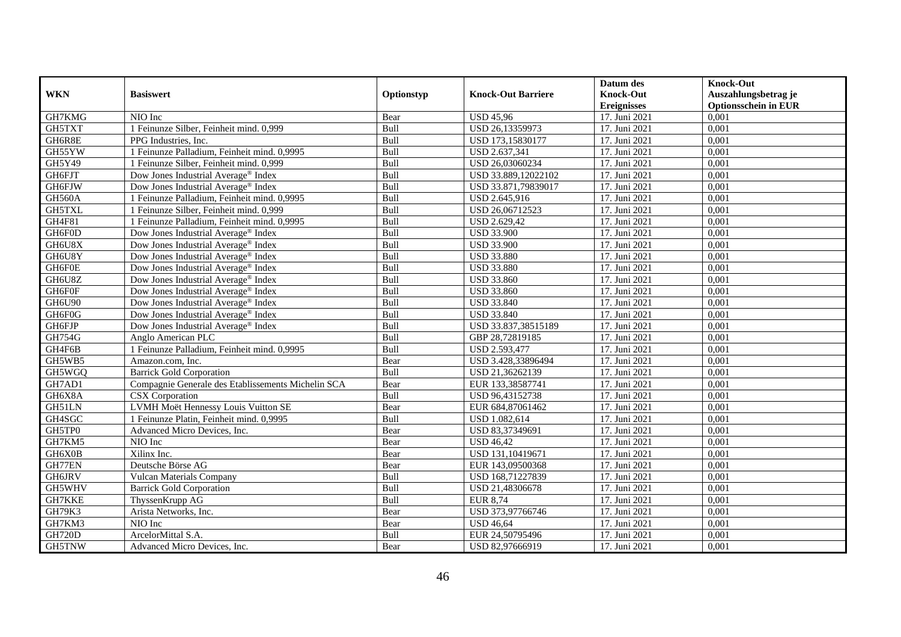| WKN | Basiswert | Optionstyp | Knock-Out Barriere | Datum des Knock-Out Ereignisses | Knock-Out Auszahlungsbetrag je Optionsschein in EUR |
|---|---|---|---|---|---|
| GH7KMG | NIO Inc | Bear | USD 45,96 | 17. Juni 2021 | 0,001 |
| GH5TXT | 1 Feinunze Silber, Feinheit mind. 0,999 | Bull | USD 26,13359973 | 17. Juni 2021 | 0,001 |
| GH6R8E | PPG Industries, Inc. | Bull | USD 173,15830177 | 17. Juni 2021 | 0,001 |
| GH55YW | 1 Feinunze Palladium, Feinheit mind. 0,9995 | Bull | USD 2.637,341 | 17. Juni 2021 | 0,001 |
| GH5Y49 | 1 Feinunze Silber, Feinheit mind. 0,999 | Bull | USD 26,03060234 | 17. Juni 2021 | 0,001 |
| GH6FJT | Dow Jones Industrial Average® Index | Bull | USD 33.889,12022102 | 17. Juni 2021 | 0,001 |
| GH6FJW | Dow Jones Industrial Average® Index | Bull | USD 33.871,79839017 | 17. Juni 2021 | 0,001 |
| GH560A | 1 Feinunze Palladium, Feinheit mind. 0,9995 | Bull | USD 2.645,916 | 17. Juni 2021 | 0,001 |
| GH5TXL | 1 Feinunze Silber, Feinheit mind. 0,999 | Bull | USD 26,06712523 | 17. Juni 2021 | 0,001 |
| GH4F81 | 1 Feinunze Palladium, Feinheit mind. 0,9995 | Bull | USD 2.629,42 | 17. Juni 2021 | 0,001 |
| GH6F0D | Dow Jones Industrial Average® Index | Bull | USD 33.900 | 17. Juni 2021 | 0,001 |
| GH6U8X | Dow Jones Industrial Average® Index | Bull | USD 33.900 | 17. Juni 2021 | 0,001 |
| GH6U8Y | Dow Jones Industrial Average® Index | Bull | USD 33.880 | 17. Juni 2021 | 0,001 |
| GH6F0E | Dow Jones Industrial Average® Index | Bull | USD 33.880 | 17. Juni 2021 | 0,001 |
| GH6U8Z | Dow Jones Industrial Average® Index | Bull | USD 33.860 | 17. Juni 2021 | 0,001 |
| GH6F0F | Dow Jones Industrial Average® Index | Bull | USD 33.860 | 17. Juni 2021 | 0,001 |
| GH6U90 | Dow Jones Industrial Average® Index | Bull | USD 33.840 | 17. Juni 2021 | 0,001 |
| GH6F0G | Dow Jones Industrial Average® Index | Bull | USD 33.840 | 17. Juni 2021 | 0,001 |
| GH6FJP | Dow Jones Industrial Average® Index | Bull | USD 33.837,38515189 | 17. Juni 2021 | 0,001 |
| GH754G | Anglo American PLC | Bull | GBP 28,72819185 | 17. Juni 2021 | 0,001 |
| GH4F6B | 1 Feinunze Palladium, Feinheit mind. 0,9995 | Bull | USD 2.593,477 | 17. Juni 2021 | 0,001 |
| GH5WB5 | Amazon.com, Inc. | Bear | USD 3.428,33896494 | 17. Juni 2021 | 0,001 |
| GH5WGQ | Barrick Gold Corporation | Bull | USD 21,36262139 | 17. Juni 2021 | 0,001 |
| GH7AD1 | Compagnie Generale des Etablissements Michelin SCA | Bear | EUR 133,38587741 | 17. Juni 2021 | 0,001 |
| GH6X8A | CSX Corporation | Bull | USD 96,43152738 | 17. Juni 2021 | 0,001 |
| GH51LN | LVMH Moët Hennessy Louis Vuitton SE | Bear | EUR 684,87061462 | 17. Juni 2021 | 0,001 |
| GH4SGC | 1 Feinunze Platin, Feinheit mind. 0,9995 | Bull | USD 1.082,614 | 17. Juni 2021 | 0,001 |
| GH5TP0 | Advanced Micro Devices, Inc. | Bear | USD 83,37349691 | 17. Juni 2021 | 0,001 |
| GH7KM5 | NIO Inc | Bear | USD 46,42 | 17. Juni 2021 | 0,001 |
| GH6X0B | Xilinx Inc. | Bear | USD 131,10419671 | 17. Juni 2021 | 0,001 |
| GH77EN | Deutsche Börse AG | Bear | EUR 143,09500368 | 17. Juni 2021 | 0,001 |
| GH6JRV | Vulcan Materials Company | Bull | USD 168,71227839 | 17. Juni 2021 | 0,001 |
| GH5WHV | Barrick Gold Corporation | Bull | USD 21,48306678 | 17. Juni 2021 | 0,001 |
| GH7KKE | ThyssenKrupp AG | Bull | EUR 8,74 | 17. Juni 2021 | 0,001 |
| GH79K3 | Arista Networks, Inc. | Bear | USD 373,97766746 | 17. Juni 2021 | 0,001 |
| GH7KM3 | NIO Inc | Bear | USD 46,64 | 17. Juni 2021 | 0,001 |
| GH720D | ArcelorMittal S.A. | Bull | EUR 24,50795496 | 17. Juni 2021 | 0,001 |
| GH5TNW | Advanced Micro Devices, Inc. | Bear | USD 82,97666919 | 17. Juni 2021 | 0,001 |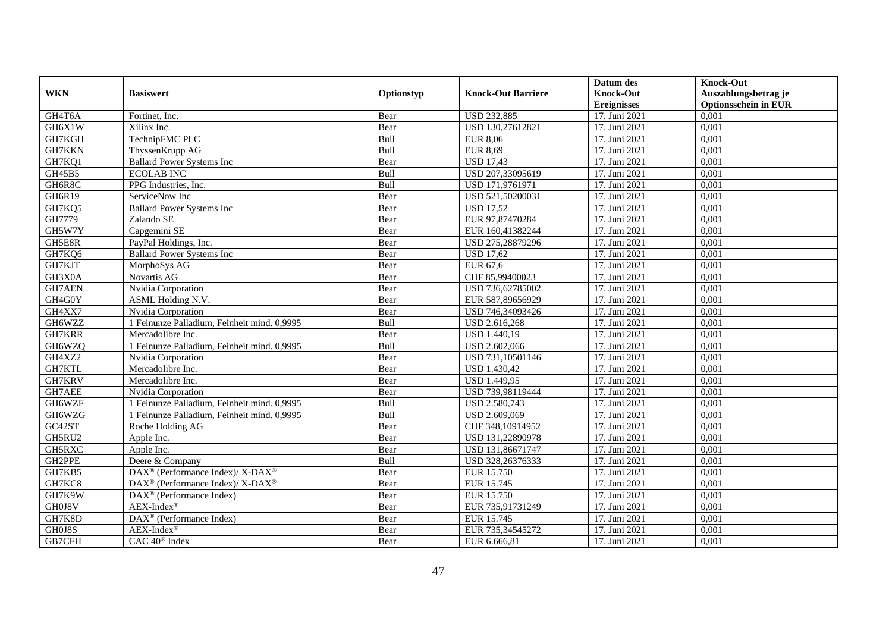| WKN | Basiswert | Optionstyp | Knock-Out Barriere | Datum des Knock-Out Ereignisses | Knock-Out Auszahlungsbetrag je Optionsschein in EUR |
|---|---|---|---|---|---|
| GH4T6A | Fortinet, Inc. | Bear | USD 232,885 | 17. Juni 2021 | 0,001 |
| GH6X1W | Xilinx Inc. | Bear | USD 130,27612821 | 17. Juni 2021 | 0,001 |
| GH7KGH | TechnipFMC PLC | Bull | EUR 8,06 | 17. Juni 2021 | 0,001 |
| GH7KKN | ThyssenKrupp AG | Bull | EUR 8,69 | 17. Juni 2021 | 0,001 |
| GH7KQ1 | Ballard Power Systems Inc | Bear | USD 17,43 | 17. Juni 2021 | 0,001 |
| GH45B5 | ECOLAB INC | Bull | USD 207,33095619 | 17. Juni 2021 | 0,001 |
| GH6R8C | PPG Industries, Inc. | Bull | USD 171,9761971 | 17. Juni 2021 | 0,001 |
| GH6R19 | ServiceNow Inc | Bear | USD 521,50200031 | 17. Juni 2021 | 0,001 |
| GH7KQ5 | Ballard Power Systems Inc | Bear | USD 17,52 | 17. Juni 2021 | 0,001 |
| GH7779 | Zalando SE | Bear | EUR 97,87470284 | 17. Juni 2021 | 0,001 |
| GH5W7Y | Capgemini SE | Bear | EUR 160,41382244 | 17. Juni 2021 | 0,001 |
| GH5E8R | PayPal Holdings, Inc. | Bear | USD 275,28879296 | 17. Juni 2021 | 0,001 |
| GH7KQ6 | Ballard Power Systems Inc | Bear | USD 17,62 | 17. Juni 2021 | 0,001 |
| GH7KJT | MorphoSys AG | Bear | EUR 67,6 | 17. Juni 2021 | 0,001 |
| GH3X0A | Novartis AG | Bear | CHF 85,99400023 | 17. Juni 2021 | 0,001 |
| GH7AEN | Nvidia Corporation | Bear | USD 736,62785002 | 17. Juni 2021 | 0,001 |
| GH4G0Y | ASML Holding N.V. | Bear | EUR 587,89656929 | 17. Juni 2021 | 0,001 |
| GH4XX7 | Nvidia Corporation | Bear | USD 746,34093426 | 17. Juni 2021 | 0,001 |
| GH6WZZ | 1 Feinunze Palladium, Feinheit mind. 0,9995 | Bull | USD 2.616,268 | 17. Juni 2021 | 0,001 |
| GH7KRR | Mercadolibre Inc. | Bear | USD 1.440,19 | 17. Juni 2021 | 0,001 |
| GH6WZQ | 1 Feinunze Palladium, Feinheit mind. 0,9995 | Bull | USD 2.602,066 | 17. Juni 2021 | 0,001 |
| GH4XZ2 | Nvidia Corporation | Bear | USD 731,10501146 | 17. Juni 2021 | 0,001 |
| GH7KTL | Mercadolibre Inc. | Bear | USD 1.430,42 | 17. Juni 2021 | 0,001 |
| GH7KRV | Mercadolibre Inc. | Bear | USD 1.449,95 | 17. Juni 2021 | 0,001 |
| GH7AEE | Nvidia Corporation | Bear | USD 739,98119444 | 17. Juni 2021 | 0,001 |
| GH6WZF | 1 Feinunze Palladium, Feinheit mind. 0,9995 | Bull | USD 2.580,743 | 17. Juni 2021 | 0,001 |
| GH6WZG | 1 Feinunze Palladium, Feinheit mind. 0,9995 | Bull | USD 2.609,069 | 17. Juni 2021 | 0,001 |
| GC42ST | Roche Holding AG | Bear | CHF 348,10914952 | 17. Juni 2021 | 0,001 |
| GH5RU2 | Apple Inc. | Bear | USD 131,22890978 | 17. Juni 2021 | 0,001 |
| GH5RXC | Apple Inc. | Bear | USD 131,86671747 | 17. Juni 2021 | 0,001 |
| GH2PPE | Deere & Company | Bull | USD 328,26376333 | 17. Juni 2021 | 0,001 |
| GH7KB5 | DAX® (Performance Index)/ X-DAX® | Bear | EUR 15.750 | 17. Juni 2021 | 0,001 |
| GH7KC8 | DAX® (Performance Index)/ X-DAX® | Bear | EUR 15.745 | 17. Juni 2021 | 0,001 |
| GH7K9W | DAX® (Performance Index) | Bear | EUR 15.750 | 17. Juni 2021 | 0,001 |
| GH0J8V | AEX-Index® | Bear | EUR 735,91731249 | 17. Juni 2021 | 0,001 |
| GH7K8D | DAX® (Performance Index) | Bear | EUR 15.745 | 17. Juni 2021 | 0,001 |
| GH0J8S | AEX-Index® | Bear | EUR 735,34545272 | 17. Juni 2021 | 0,001 |
| GB7CFH | CAC 40® Index | Bear | EUR 6.666,81 | 17. Juni 2021 | 0,001 |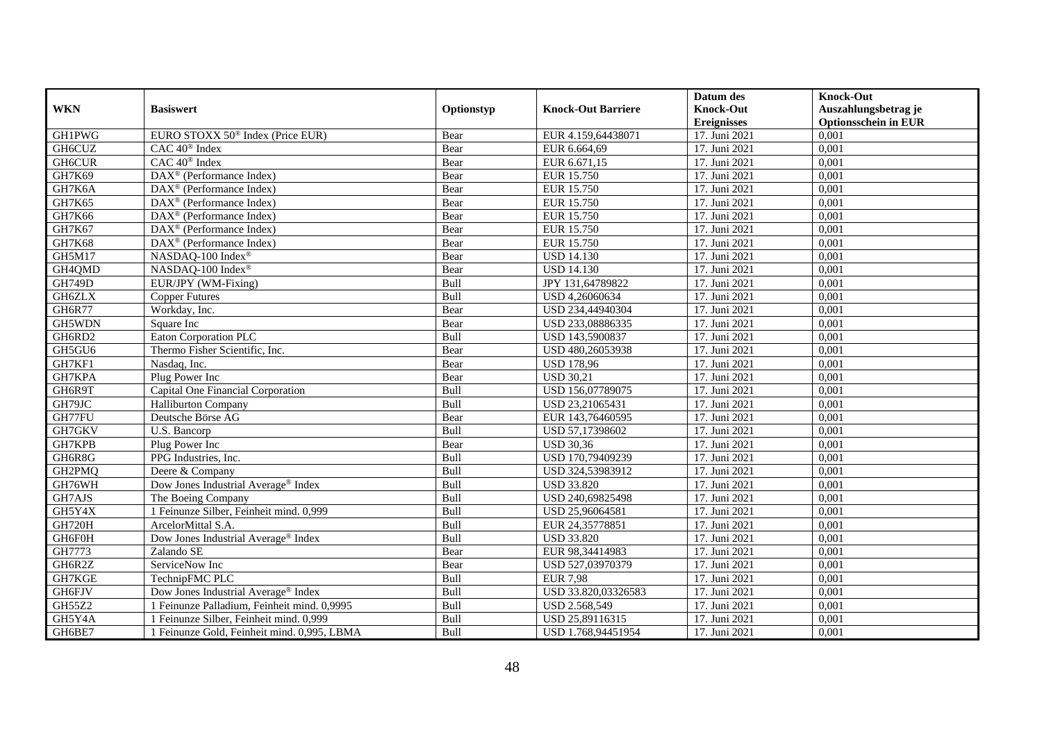| WKN | Basiswert | Optionstyp | Knock-Out Barriere | Datum des Knock-Out Ereignisses | Knock-Out Auszahlungsbetrag je Optionsschein in EUR |
|---|---|---|---|---|---|
| GH1PWG | EURO STOXX 50® Index (Price EUR) | Bear | EUR 4.159,64438071 | 17. Juni 2021 | 0,001 |
| GH6CUZ | CAC 40® Index | Bear | EUR 6.664,69 | 17. Juni 2021 | 0,001 |
| GH6CUR | CAC 40® Index | Bear | EUR 6.671,15 | 17. Juni 2021 | 0,001 |
| GH7K69 | DAX® (Performance Index) | Bear | EUR 15.750 | 17. Juni 2021 | 0,001 |
| GH7K6A | DAX® (Performance Index) | Bear | EUR 15.750 | 17. Juni 2021 | 0,001 |
| GH7K65 | DAX® (Performance Index) | Bear | EUR 15.750 | 17. Juni 2021 | 0,001 |
| GH7K66 | DAX® (Performance Index) | Bear | EUR 15.750 | 17. Juni 2021 | 0,001 |
| GH7K67 | DAX® (Performance Index) | Bear | EUR 15.750 | 17. Juni 2021 | 0,001 |
| GH7K68 | DAX® (Performance Index) | Bear | EUR 15.750 | 17. Juni 2021 | 0,001 |
| GH5M17 | NASDAQ-100 Index® | Bear | USD 14.130 | 17. Juni 2021 | 0,001 |
| GH4QMD | NASDAQ-100 Index® | Bear | USD 14.130 | 17. Juni 2021 | 0,001 |
| GH749D | EUR/JPY (WM-Fixing) | Bull | JPY 131,64789822 | 17. Juni 2021 | 0,001 |
| GH6ZLX | Copper Futures | Bull | USD 4,26060634 | 17. Juni 2021 | 0,001 |
| GH6R77 | Workday, Inc. | Bear | USD 234,44940304 | 17. Juni 2021 | 0,001 |
| GH5WDN | Square Inc | Bear | USD 233,08886335 | 17. Juni 2021 | 0,001 |
| GH6RD2 | Eaton Corporation PLC | Bull | USD 143,5900837 | 17. Juni 2021 | 0,001 |
| GH5GU6 | Thermo Fisher Scientific, Inc. | Bear | USD 480,26053938 | 17. Juni 2021 | 0,001 |
| GH7KF1 | Nasdaq, Inc. | Bear | USD 178,96 | 17. Juni 2021 | 0,001 |
| GH7KPA | Plug Power Inc | Bear | USD 30,21 | 17. Juni 2021 | 0,001 |
| GH6R9T | Capital One Financial Corporation | Bull | USD 156,07789075 | 17. Juni 2021 | 0,001 |
| GH79JC | Halliburton Company | Bull | USD 23,21065431 | 17. Juni 2021 | 0,001 |
| GH77FU | Deutsche Börse AG | Bear | EUR 143,76460595 | 17. Juni 2021 | 0,001 |
| GH7GKV | U.S. Bancorp | Bull | USD 57,17398602 | 17. Juni 2021 | 0,001 |
| GH7KPB | Plug Power Inc | Bear | USD 30,36 | 17. Juni 2021 | 0,001 |
| GH6R8G | PPG Industries, Inc. | Bull | USD 170,79409239 | 17. Juni 2021 | 0,001 |
| GH2PMQ | Deere & Company | Bull | USD 324,53983912 | 17. Juni 2021 | 0,001 |
| GH76WH | Dow Jones Industrial Average® Index | Bull | USD 33.820 | 17. Juni 2021 | 0,001 |
| GH7AJS | The Boeing Company | Bull | USD 240,69825498 | 17. Juni 2021 | 0,001 |
| GH5Y4X | 1 Feinunze Silber, Feinheit mind. 0,999 | Bull | USD 25,96064581 | 17. Juni 2021 | 0,001 |
| GH720H | ArcelorMittal S.A. | Bull | EUR 24,35778851 | 17. Juni 2021 | 0,001 |
| GH6F0H | Dow Jones Industrial Average® Index | Bull | USD 33.820 | 17. Juni 2021 | 0,001 |
| GH7773 | Zalando SE | Bear | EUR 98,34414983 | 17. Juni 2021 | 0,001 |
| GH6R2Z | ServiceNow Inc | Bear | USD 527,03970379 | 17. Juni 2021 | 0,001 |
| GH7KGE | TechnipFMC PLC | Bull | EUR 7,98 | 17. Juni 2021 | 0,001 |
| GH6FJV | Dow Jones Industrial Average® Index | Bull | USD 33.820,03326583 | 17. Juni 2021 | 0,001 |
| GH55Z2 | 1 Feinunze Palladium, Feinheit mind. 0,9995 | Bull | USD 2.568,549 | 17. Juni 2021 | 0,001 |
| GH5Y4A | 1 Feinunze Silber, Feinheit mind. 0,999 | Bull | USD 25,89116315 | 17. Juni 2021 | 0,001 |
| GH6BE7 | 1 Feinunze Gold, Feinheit mind. 0,995, LBMA | Bull | USD 1.768,94451954 | 17. Juni 2021 | 0,001 |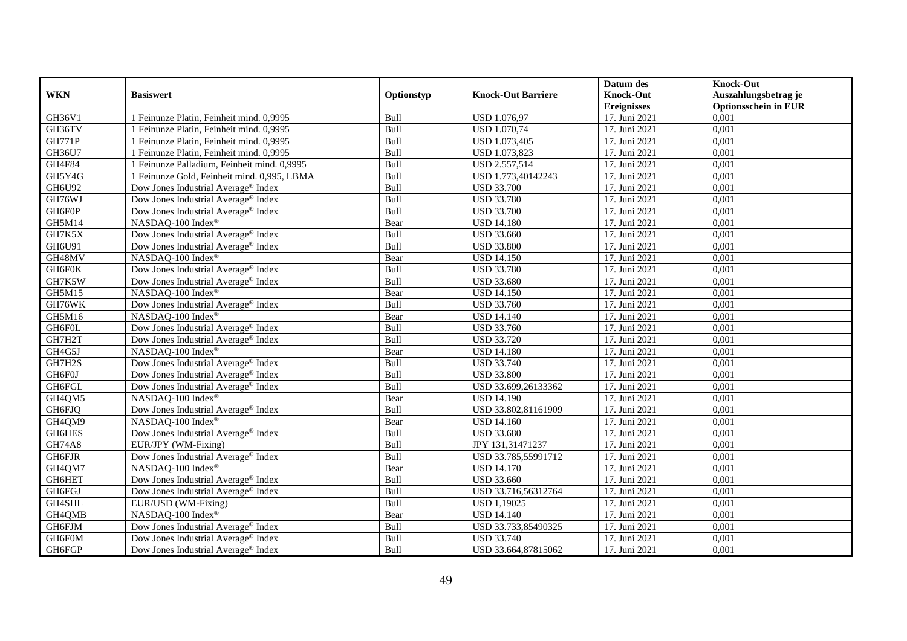| WKN | Basiswert | Optionstyp | Knock-Out Barriere | Datum des Knock-Out Ereignisses | Knock-Out Auszahlungsbetrag je Optionsschein in EUR |
|---|---|---|---|---|---|
| GH36V1 | 1 Feinunze Platin, Feinheit mind. 0,9995 | Bull | USD 1.076,97 | 17. Juni 2021 | 0,001 |
| GH36TV | 1 Feinunze Platin, Feinheit mind. 0,9995 | Bull | USD 1.070,74 | 17. Juni 2021 | 0,001 |
| GH771P | 1 Feinunze Platin, Feinheit mind. 0,9995 | Bull | USD 1.073,405 | 17. Juni 2021 | 0,001 |
| GH36U7 | 1 Feinunze Platin, Feinheit mind. 0,9995 | Bull | USD 1.073,823 | 17. Juni 2021 | 0,001 |
| GH4F84 | 1 Feinunze Palladium, Feinheit mind. 0,9995 | Bull | USD 2.557,514 | 17. Juni 2021 | 0,001 |
| GH5Y4G | 1 Feinunze Gold, Feinheit mind. 0,995, LBMA | Bull | USD 1.773,40142243 | 17. Juni 2021 | 0,001 |
| GH6U92 | Dow Jones Industrial Average® Index | Bull | USD 33.700 | 17. Juni 2021 | 0,001 |
| GH76WJ | Dow Jones Industrial Average® Index | Bull | USD 33.780 | 17. Juni 2021 | 0,001 |
| GH6F0P | Dow Jones Industrial Average® Index | Bull | USD 33.700 | 17. Juni 2021 | 0,001 |
| GH5M14 | NASDAQ-100 Index® | Bear | USD 14.180 | 17. Juni 2021 | 0,001 |
| GH7K5X | Dow Jones Industrial Average® Index | Bull | USD 33.660 | 17. Juni 2021 | 0,001 |
| GH6U91 | Dow Jones Industrial Average® Index | Bull | USD 33.800 | 17. Juni 2021 | 0,001 |
| GH48MV | NASDAQ-100 Index® | Bear | USD 14.150 | 17. Juni 2021 | 0,001 |
| GH6F0K | Dow Jones Industrial Average® Index | Bull | USD 33.780 | 17. Juni 2021 | 0,001 |
| GH7K5W | Dow Jones Industrial Average® Index | Bull | USD 33.680 | 17. Juni 2021 | 0,001 |
| GH5M15 | NASDAQ-100 Index® | Bear | USD 14.150 | 17. Juni 2021 | 0,001 |
| GH76WK | Dow Jones Industrial Average® Index | Bull | USD 33.760 | 17. Juni 2021 | 0,001 |
| GH5M16 | NASDAQ-100 Index® | Bear | USD 14.140 | 17. Juni 2021 | 0,001 |
| GH6F0L | Dow Jones Industrial Average® Index | Bull | USD 33.760 | 17. Juni 2021 | 0,001 |
| GH7H2T | Dow Jones Industrial Average® Index | Bull | USD 33.720 | 17. Juni 2021 | 0,001 |
| GH4G5J | NASDAQ-100 Index® | Bear | USD 14.180 | 17. Juni 2021 | 0,001 |
| GH7H2S | Dow Jones Industrial Average® Index | Bull | USD 33.740 | 17. Juni 2021 | 0,001 |
| GH6F0J | Dow Jones Industrial Average® Index | Bull | USD 33.800 | 17. Juni 2021 | 0,001 |
| GH6FGL | Dow Jones Industrial Average® Index | Bull | USD 33.699,26133362 | 17. Juni 2021 | 0,001 |
| GH4QM5 | NASDAQ-100 Index® | Bear | USD 14.190 | 17. Juni 2021 | 0,001 |
| GH6FJQ | Dow Jones Industrial Average® Index | Bull | USD 33.802,81161909 | 17. Juni 2021 | 0,001 |
| GH4QM9 | NASDAQ-100 Index® | Bear | USD 14.160 | 17. Juni 2021 | 0,001 |
| GH6HES | Dow Jones Industrial Average® Index | Bull | USD 33.680 | 17. Juni 2021 | 0,001 |
| GH74A8 | EUR/JPY (WM-Fixing) | Bull | JPY 131,31471237 | 17. Juni 2021 | 0,001 |
| GH6FJR | Dow Jones Industrial Average® Index | Bull | USD 33.785,55991712 | 17. Juni 2021 | 0,001 |
| GH4QM7 | NASDAQ-100 Index® | Bear | USD 14.170 | 17. Juni 2021 | 0,001 |
| GH6HET | Dow Jones Industrial Average® Index | Bull | USD 33.660 | 17. Juni 2021 | 0,001 |
| GH6FGJ | Dow Jones Industrial Average® Index | Bull | USD 33.716,56312764 | 17. Juni 2021 | 0,001 |
| GH4SHL | EUR/USD (WM-Fixing) | Bull | USD 1,19025 | 17. Juni 2021 | 0,001 |
| GH4QMB | NASDAQ-100 Index® | Bear | USD 14.140 | 17. Juni 2021 | 0,001 |
| GH6FJM | Dow Jones Industrial Average® Index | Bull | USD 33.733,85490325 | 17. Juni 2021 | 0,001 |
| GH6F0M | Dow Jones Industrial Average® Index | Bull | USD 33.740 | 17. Juni 2021 | 0,001 |
| GH6FGP | Dow Jones Industrial Average® Index | Bull | USD 33.664,87815062 | 17. Juni 2021 | 0,001 |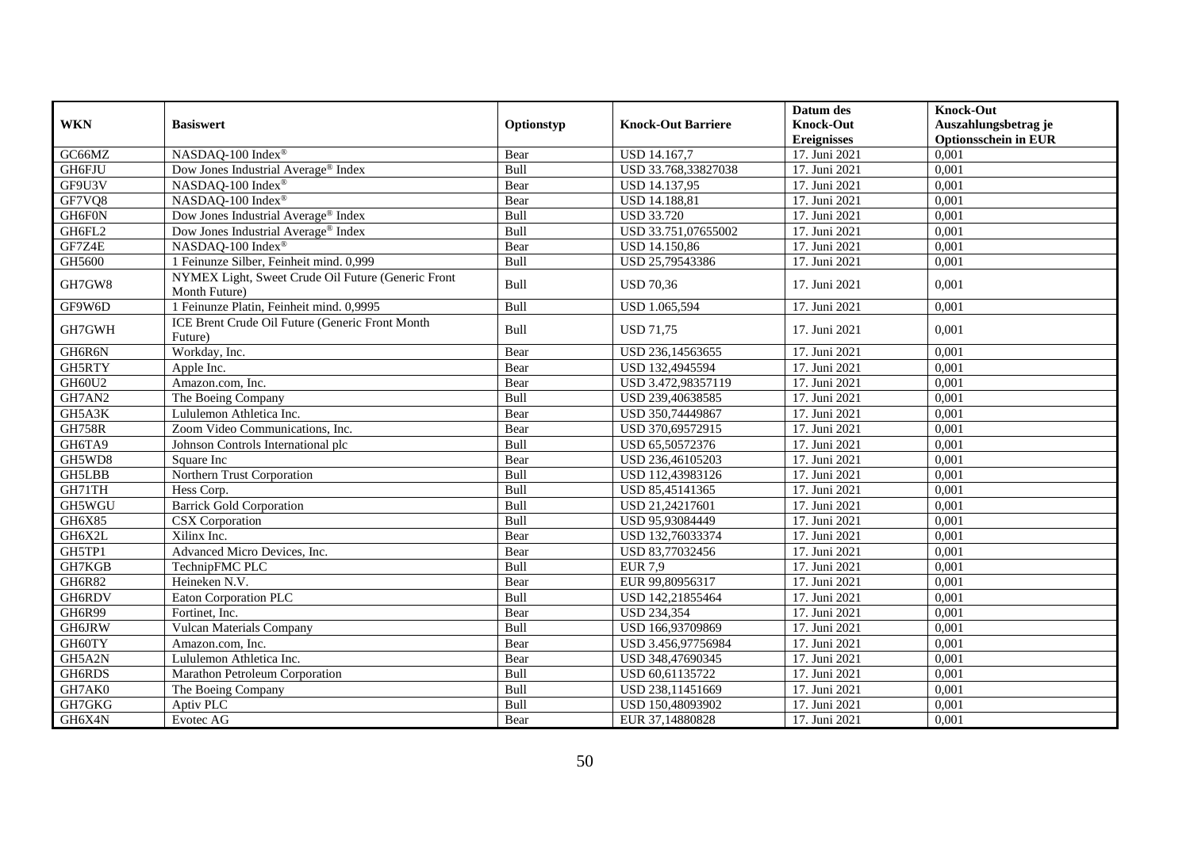| WKN | Basiswert | Optionstyp | Knock-Out Barriere | Datum des Knock-Out Ereignisses | Knock-Out Auszahlungsbetrag je Optionsschein in EUR |
|---|---|---|---|---|---|
| GC66MZ | NASDAQ-100 Index® | Bear | USD 14.167,7 | 17. Juni 2021 | 0,001 |
| GH6FJU | Dow Jones Industrial Average® Index | Bull | USD 33.768,33827038 | 17. Juni 2021 | 0,001 |
| GF9U3V | NASDAQ-100 Index® | Bear | USD 14.137,95 | 17. Juni 2021 | 0,001 |
| GF7VQ8 | NASDAQ-100 Index® | Bear | USD 14.188,81 | 17. Juni 2021 | 0,001 |
| GH6F0N | Dow Jones Industrial Average® Index | Bull | USD 33.720 | 17. Juni 2021 | 0,001 |
| GH6FL2 | Dow Jones Industrial Average® Index | Bull | USD 33.751,07655002 | 17. Juni 2021 | 0,001 |
| GF7Z4E | NASDAQ-100 Index® | Bear | USD 14.150,86 | 17. Juni 2021 | 0,001 |
| GH5600 | 1 Feinunze Silber, Feinheit mind. 0,999 | Bull | USD 25,79543386 | 17. Juni 2021 | 0,001 |
| GH7GW8 | NYMEX Light, Sweet Crude Oil Future (Generic Front Month Future) | Bull | USD 70,36 | 17. Juni 2021 | 0,001 |
| GF9W6D | 1 Feinunze Platin, Feinheit mind. 0,9995 | Bull | USD 1.065,594 | 17. Juni 2021 | 0,001 |
| GH7GWH | ICE Brent Crude Oil Future (Generic Front Month Future) | Bull | USD 71,75 | 17. Juni 2021 | 0,001 |
| GH6R6N | Workday, Inc. | Bear | USD 236,14563655 | 17. Juni 2021 | 0,001 |
| GH5RTY | Apple Inc. | Bear | USD 132,4945594 | 17. Juni 2021 | 0,001 |
| GH60U2 | Amazon.com, Inc. | Bear | USD 3.472,98357119 | 17. Juni 2021 | 0,001 |
| GH7AN2 | The Boeing Company | Bull | USD 239,40638585 | 17. Juni 2021 | 0,001 |
| GH5A3K | Lululemon Athletica Inc. | Bear | USD 350,74449867 | 17. Juni 2021 | 0,001 |
| GH758R | Zoom Video Communications, Inc. | Bear | USD 370,69572915 | 17. Juni 2021 | 0,001 |
| GH6TA9 | Johnson Controls International plc | Bull | USD 65,50572376 | 17. Juni 2021 | 0,001 |
| GH5WD8 | Square Inc | Bear | USD 236,46105203 | 17. Juni 2021 | 0,001 |
| GH5LBB | Northern Trust Corporation | Bull | USD 112,43983126 | 17. Juni 2021 | 0,001 |
| GH71TH | Hess Corp. | Bull | USD 85,45141365 | 17. Juni 2021 | 0,001 |
| GH5WGU | Barrick Gold Corporation | Bull | USD 21,24217601 | 17. Juni 2021 | 0,001 |
| GH6X85 | CSX Corporation | Bull | USD 95,93084449 | 17. Juni 2021 | 0,001 |
| GH6X2L | Xilinx Inc. | Bear | USD 132,76033374 | 17. Juni 2021 | 0,001 |
| GH5TP1 | Advanced Micro Devices, Inc. | Bear | USD 83,77032456 | 17. Juni 2021 | 0,001 |
| GH7KGB | TechnipFMC PLC | Bull | EUR 7,9 | 17. Juni 2021 | 0,001 |
| GH6R82 | Heineken N.V. | Bear | EUR 99,80956317 | 17. Juni 2021 | 0,001 |
| GH6RDV | Eaton Corporation PLC | Bull | USD 142,21855464 | 17. Juni 2021 | 0,001 |
| GH6R99 | Fortinet, Inc. | Bear | USD 234,354 | 17. Juni 2021 | 0,001 |
| GH6JRW | Vulcan Materials Company | Bull | USD 166,93709869 | 17. Juni 2021 | 0,001 |
| GH60TY | Amazon.com, Inc. | Bear | USD 3.456,97756984 | 17. Juni 2021 | 0,001 |
| GH5A2N | Lululemon Athletica Inc. | Bear | USD 348,47690345 | 17. Juni 2021 | 0,001 |
| GH6RDS | Marathon Petroleum Corporation | Bull | USD 60,61135722 | 17. Juni 2021 | 0,001 |
| GH7AK0 | The Boeing Company | Bull | USD 238,11451669 | 17. Juni 2021 | 0,001 |
| GH7GKG | Aptiv PLC | Bull | USD 150,48093902 | 17. Juni 2021 | 0,001 |
| GH6X4N | Evotec AG | Bear | EUR 37,14880828 | 17. Juni 2021 | 0,001 |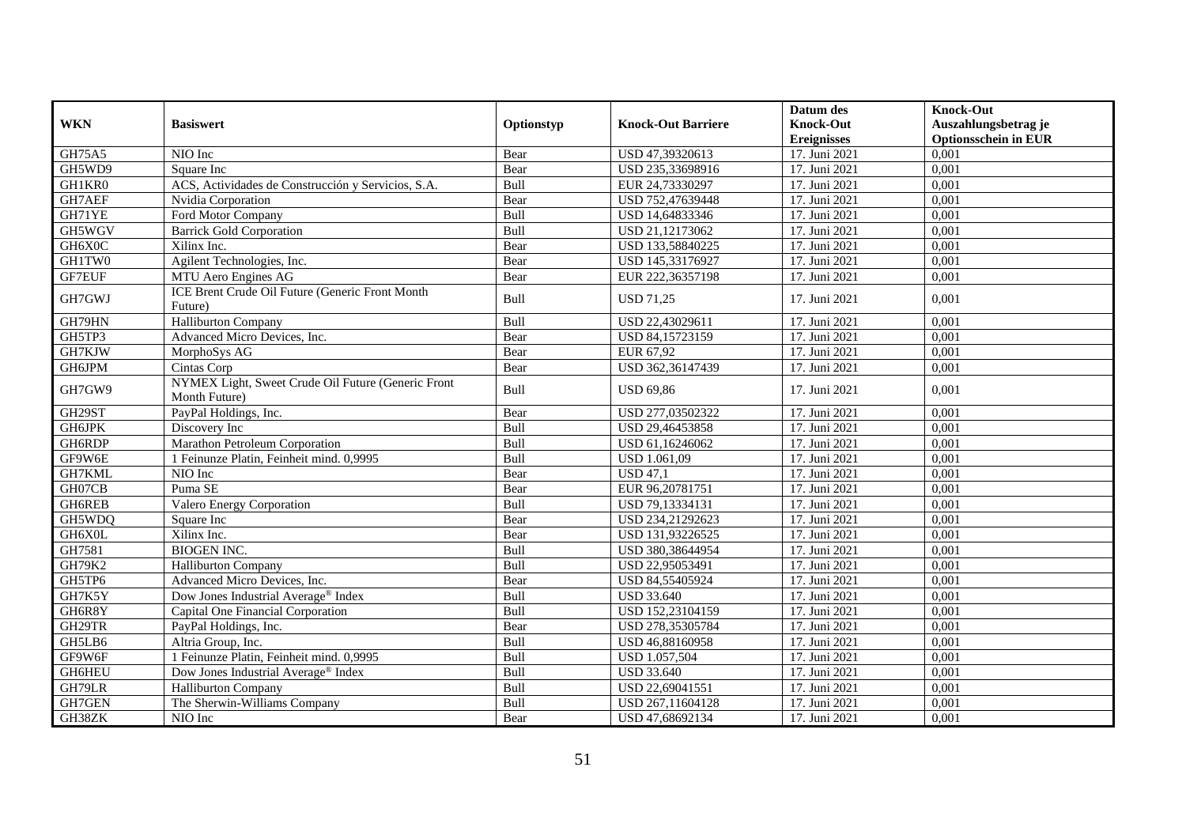| WKN | Basiswert | Optionstyp | Knock-Out Barriere | Datum des Knock-Out Ereignisses | Knock-Out Auszahlungsbetrag je Optionsschein in EUR |
|---|---|---|---|---|---|
| GH75A5 | NIO Inc | Bear | USD 47,39320613 | 17. Juni 2021 | 0,001 |
| GH5WD9 | Square Inc | Bear | USD 235,33698916 | 17. Juni 2021 | 0,001 |
| GH1KR0 | ACS, Actividades de Construcción y Servicios, S.A. | Bull | EUR 24,73330297 | 17. Juni 2021 | 0,001 |
| GH7AEF | Nvidia Corporation | Bear | USD 752,47639448 | 17. Juni 2021 | 0,001 |
| GH71YE | Ford Motor Company | Bull | USD 14,64833346 | 17. Juni 2021 | 0,001 |
| GH5WGV | Barrick Gold Corporation | Bull | USD 21,12173062 | 17. Juni 2021 | 0,001 |
| GH6X0C | Xilinx Inc. | Bear | USD 133,58840225 | 17. Juni 2021 | 0,001 |
| GH1TW0 | Agilent Technologies, Inc. | Bear | USD 145,33176927 | 17. Juni 2021 | 0,001 |
| GF7EUF | MTU Aero Engines AG | Bear | EUR 222,36357198 | 17. Juni 2021 | 0,001 |
| GH7GWJ | ICE Brent Crude Oil Future (Generic Front Month Future) | Bull | USD 71,25 | 17. Juni 2021 | 0,001 |
| GH79HN | Halliburton Company | Bull | USD 22,43029611 | 17. Juni 2021 | 0,001 |
| GH5TP3 | Advanced Micro Devices, Inc. | Bear | USD 84,15723159 | 17. Juni 2021 | 0,001 |
| GH7KJW | MorphoSys AG | Bear | EUR 67,92 | 17. Juni 2021 | 0,001 |
| GH6JPM | Cintas Corp | Bear | USD 362,36147439 | 17. Juni 2021 | 0,001 |
| GH7GW9 | NYMEX Light, Sweet Crude Oil Future (Generic Front Month Future) | Bull | USD 69,86 | 17. Juni 2021 | 0,001 |
| GH29ST | PayPal Holdings, Inc. | Bear | USD 277,03502322 | 17. Juni 2021 | 0,001 |
| GH6JPK | Discovery Inc | Bull | USD 29,46453858 | 17. Juni 2021 | 0,001 |
| GH6RDP | Marathon Petroleum Corporation | Bull | USD 61,16246062 | 17. Juni 2021 | 0,001 |
| GF9W6E | 1 Feinunze Platin, Feinheit mind. 0,9995 | Bull | USD 1.061,09 | 17. Juni 2021 | 0,001 |
| GH7KML | NIO Inc | Bear | USD 47,1 | 17. Juni 2021 | 0,001 |
| GH07CB | Puma SE | Bear | EUR 96,20781751 | 17. Juni 2021 | 0,001 |
| GH6REB | Valero Energy Corporation | Bull | USD 79,13334131 | 17. Juni 2021 | 0,001 |
| GH5WDQ | Square Inc | Bear | USD 234,21292623 | 17. Juni 2021 | 0,001 |
| GH6X0L | Xilinx Inc. | Bear | USD 131,93226525 | 17. Juni 2021 | 0,001 |
| GH7581 | BIOGEN INC. | Bull | USD 380,38644954 | 17. Juni 2021 | 0,001 |
| GH79K2 | Halliburton Company | Bull | USD 22,95053491 | 17. Juni 2021 | 0,001 |
| GH5TP6 | Advanced Micro Devices, Inc. | Bear | USD 84,55405924 | 17. Juni 2021 | 0,001 |
| GH7K5Y | Dow Jones Industrial Average® Index | Bull | USD 33.640 | 17. Juni 2021 | 0,001 |
| GH6R8Y | Capital One Financial Corporation | Bull | USD 152,23104159 | 17. Juni 2021 | 0,001 |
| GH29TR | PayPal Holdings, Inc. | Bear | USD 278,35305784 | 17. Juni 2021 | 0,001 |
| GH5LB6 | Altria Group, Inc. | Bull | USD 46,88160958 | 17. Juni 2021 | 0,001 |
| GF9W6F | 1 Feinunze Platin, Feinheit mind. 0,9995 | Bull | USD 1.057,504 | 17. Juni 2021 | 0,001 |
| GH6HEU | Dow Jones Industrial Average® Index | Bull | USD 33.640 | 17. Juni 2021 | 0,001 |
| GH79LR | Halliburton Company | Bull | USD 22,69041551 | 17. Juni 2021 | 0,001 |
| GH7GEN | The Sherwin-Williams Company | Bull | USD 267,11604128 | 17. Juni 2021 | 0,001 |
| GH38ZK | NIO Inc | Bear | USD 47,68692134 | 17. Juni 2021 | 0,001 |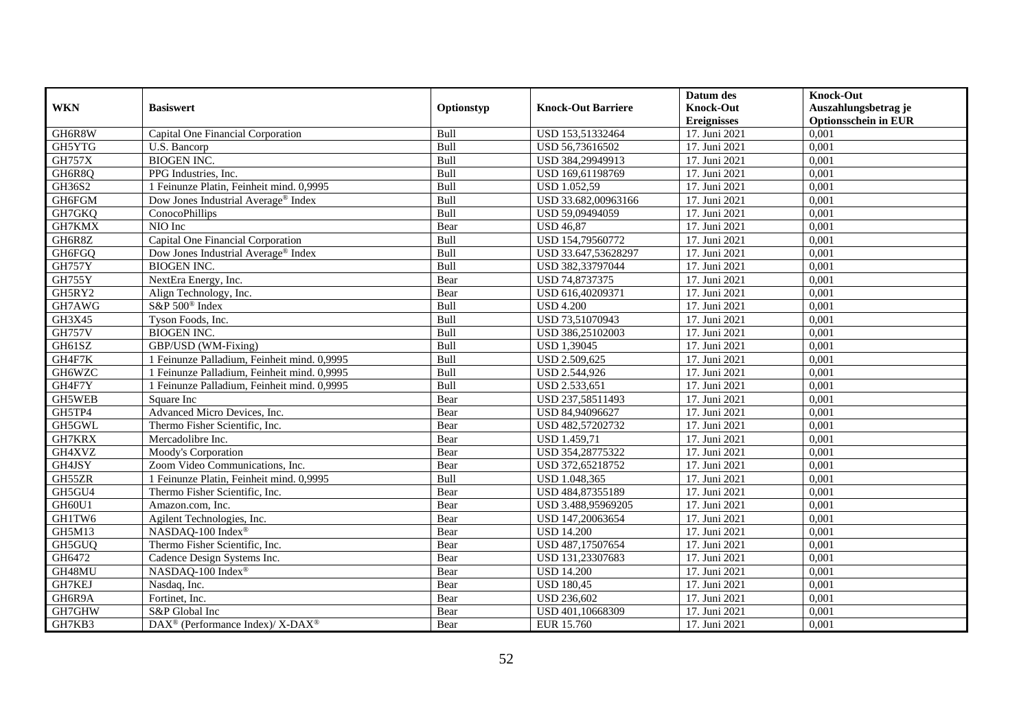| WKN | Basiswert | Optionstyp | Knock-Out Barriere | Datum des Knock-Out Ereignisses | Knock-Out Auszahlungsbetrag je Optionsschein in EUR |
|---|---|---|---|---|---|
| GH6R8W | Capital One Financial Corporation | Bull | USD 153,51332464 | 17. Juni 2021 | 0,001 |
| GH5YTG | U.S. Bancorp | Bull | USD 56,73616502 | 17. Juni 2021 | 0,001 |
| GH757X | BIOGEN INC. | Bull | USD 384,29949913 | 17. Juni 2021 | 0,001 |
| GH6R8Q | PPG Industries, Inc. | Bull | USD 169,61198769 | 17. Juni 2021 | 0,001 |
| GH36S2 | 1 Feinunze Platin, Feinheit mind. 0,9995 | Bull | USD 1.052,59 | 17. Juni 2021 | 0,001 |
| GH6FGM | Dow Jones Industrial Average® Index | Bull | USD 33.682,00963166 | 17. Juni 2021 | 0,001 |
| GH7GKQ | ConocoPhillips | Bull | USD 59,09494059 | 17. Juni 2021 | 0,001 |
| GH7KMX | NIO Inc | Bear | USD 46,87 | 17. Juni 2021 | 0,001 |
| GH6R8Z | Capital One Financial Corporation | Bull | USD 154,79560772 | 17. Juni 2021 | 0,001 |
| GH6FGQ | Dow Jones Industrial Average® Index | Bull | USD 33.647,53628297 | 17. Juni 2021 | 0,001 |
| GH757Y | BIOGEN INC. | Bull | USD 382,33797044 | 17. Juni 2021 | 0,001 |
| GH755Y | NextEra Energy, Inc. | Bear | USD 74,8737375 | 17. Juni 2021 | 0,001 |
| GH5RY2 | Align Technology, Inc. | Bear | USD 616,40209371 | 17. Juni 2021 | 0,001 |
| GH7AWG | S&P 500® Index | Bull | USD 4.200 | 17. Juni 2021 | 0,001 |
| GH3X45 | Tyson Foods, Inc. | Bull | USD 73,51070943 | 17. Juni 2021 | 0,001 |
| GH757V | BIOGEN INC. | Bull | USD 386,25102003 | 17. Juni 2021 | 0,001 |
| GH61SZ | GBP/USD (WM-Fixing) | Bull | USD 1,39045 | 17. Juni 2021 | 0,001 |
| GH4F7K | 1 Feinunze Palladium, Feinheit mind. 0,9995 | Bull | USD 2.509,625 | 17. Juni 2021 | 0,001 |
| GH6WZC | 1 Feinunze Palladium, Feinheit mind. 0,9995 | Bull | USD 2.544,926 | 17. Juni 2021 | 0,001 |
| GH4F7Y | 1 Feinunze Palladium, Feinheit mind. 0,9995 | Bull | USD 2.533,651 | 17. Juni 2021 | 0,001 |
| GH5WEB | Square Inc | Bear | USD 237,58511493 | 17. Juni 2021 | 0,001 |
| GH5TP4 | Advanced Micro Devices, Inc. | Bear | USD 84,94096627 | 17. Juni 2021 | 0,001 |
| GH5GWL | Thermo Fisher Scientific, Inc. | Bear | USD 482,57202732 | 17. Juni 2021 | 0,001 |
| GH7KRX | Mercadolibre Inc. | Bear | USD 1.459,71 | 17. Juni 2021 | 0,001 |
| GH4XVZ | Moody's Corporation | Bear | USD 354,28775322 | 17. Juni 2021 | 0,001 |
| GH4JSY | Zoom Video Communications, Inc. | Bear | USD 372,65218752 | 17. Juni 2021 | 0,001 |
| GH55ZR | 1 Feinunze Platin, Feinheit mind. 0,9995 | Bull | USD 1.048,365 | 17. Juni 2021 | 0,001 |
| GH5GU4 | Thermo Fisher Scientific, Inc. | Bear | USD 484,87355189 | 17. Juni 2021 | 0,001 |
| GH60U1 | Amazon.com, Inc. | Bear | USD 3.488,95969205 | 17. Juni 2021 | 0,001 |
| GH1TW6 | Agilent Technologies, Inc. | Bear | USD 147,20063654 | 17. Juni 2021 | 0,001 |
| GH5M13 | NASDAQ-100 Index® | Bear | USD 14.200 | 17. Juni 2021 | 0,001 |
| GH5GUQ | Thermo Fisher Scientific, Inc. | Bear | USD 487,17507654 | 17. Juni 2021 | 0,001 |
| GH6472 | Cadence Design Systems Inc. | Bear | USD 131,23307683 | 17. Juni 2021 | 0,001 |
| GH48MU | NASDAQ-100 Index® | Bear | USD 14.200 | 17. Juni 2021 | 0,001 |
| GH7KEJ | Nasdaq, Inc. | Bear | USD 180,45 | 17. Juni 2021 | 0,001 |
| GH6R9A | Fortinet, Inc. | Bear | USD 236,602 | 17. Juni 2021 | 0,001 |
| GH7GHW | S&P Global Inc | Bear | USD 401,10668309 | 17. Juni 2021 | 0,001 |
| GH7KB3 | DAX® (Performance Index)/ X-DAX® | Bear | EUR 15.760 | 17. Juni 2021 | 0,001 |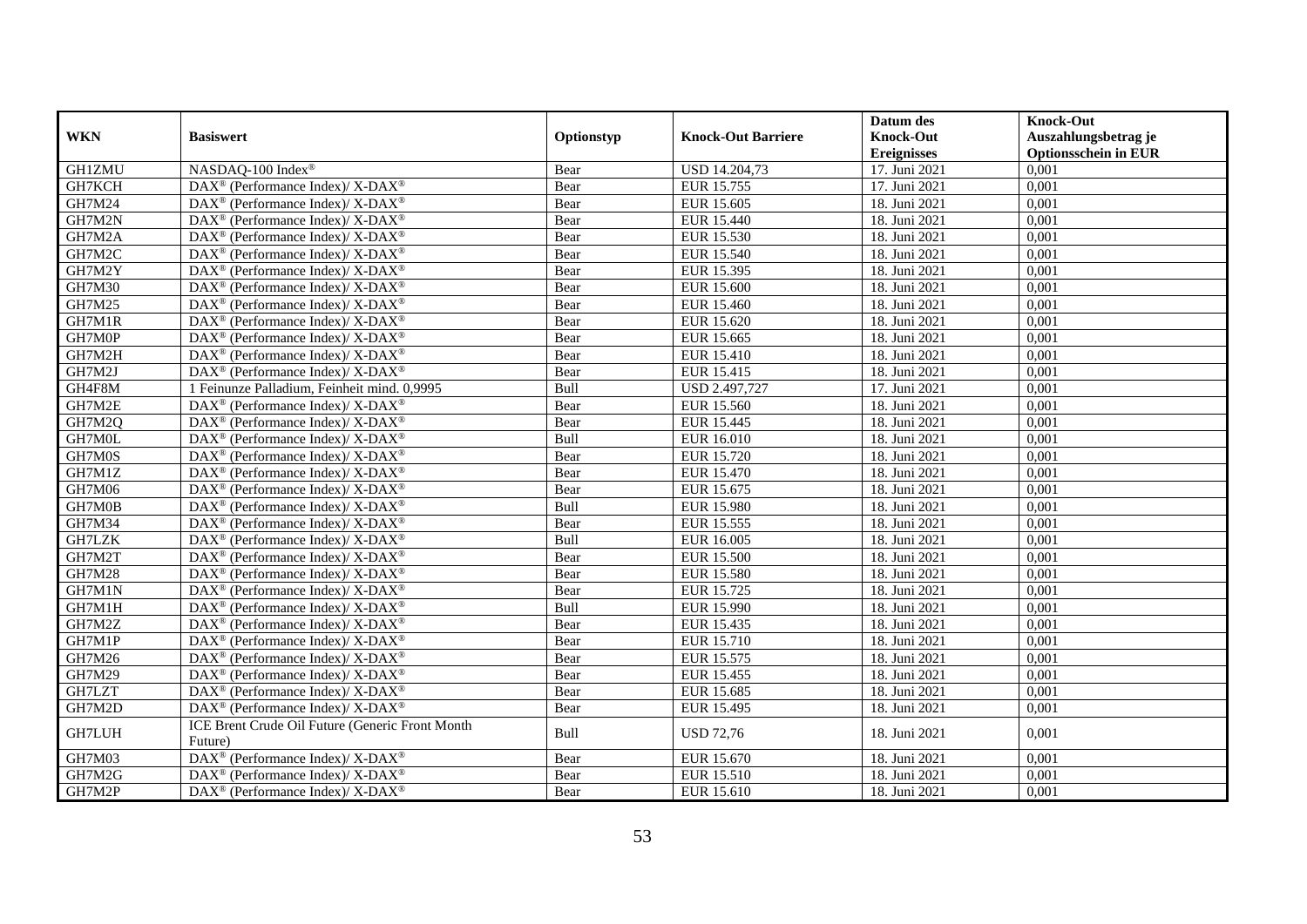| WKN | Basiswert | Optionstyp | Knock-Out Barriere | Datum des Knock-Out Ereignisses | Knock-Out Auszahlungsbetrag je Optionsschein in EUR |
|---|---|---|---|---|---|
| GH1ZMU | NASDAQ-100 Index® | Bear | USD 14.204,73 | 17. Juni 2021 | 0,001 |
| GH7KCH | DAX® (Performance Index)/ X-DAX® | Bear | EUR 15.755 | 17. Juni 2021 | 0,001 |
| GH7M24 | DAX® (Performance Index)/ X-DAX® | Bear | EUR 15.605 | 18. Juni 2021 | 0,001 |
| GH7M2N | DAX® (Performance Index)/ X-DAX® | Bear | EUR 15.440 | 18. Juni 2021 | 0,001 |
| GH7M2A | DAX® (Performance Index)/ X-DAX® | Bear | EUR 15.530 | 18. Juni 2021 | 0,001 |
| GH7M2C | DAX® (Performance Index)/ X-DAX® | Bear | EUR 15.540 | 18. Juni 2021 | 0,001 |
| GH7M2Y | DAX® (Performance Index)/ X-DAX® | Bear | EUR 15.395 | 18. Juni 2021 | 0,001 |
| GH7M30 | DAX® (Performance Index)/ X-DAX® | Bear | EUR 15.600 | 18. Juni 2021 | 0,001 |
| GH7M25 | DAX® (Performance Index)/ X-DAX® | Bear | EUR 15.460 | 18. Juni 2021 | 0,001 |
| GH7M1R | DAX® (Performance Index)/ X-DAX® | Bear | EUR 15.620 | 18. Juni 2021 | 0,001 |
| GH7M0P | DAX® (Performance Index)/ X-DAX® | Bear | EUR 15.665 | 18. Juni 2021 | 0,001 |
| GH7M2H | DAX® (Performance Index)/ X-DAX® | Bear | EUR 15.410 | 18. Juni 2021 | 0,001 |
| GH7M2J | DAX® (Performance Index)/ X-DAX® | Bear | EUR 15.415 | 18. Juni 2021 | 0,001 |
| GH4F8M | 1 Feinunze Palladium, Feinheit mind. 0,9995 | Bull | USD 2.497,727 | 17. Juni 2021 | 0,001 |
| GH7M2E | DAX® (Performance Index)/ X-DAX® | Bear | EUR 15.560 | 18. Juni 2021 | 0,001 |
| GH7M2Q | DAX® (Performance Index)/ X-DAX® | Bear | EUR 15.445 | 18. Juni 2021 | 0,001 |
| GH7M0L | DAX® (Performance Index)/ X-DAX® | Bull | EUR 16.010 | 18. Juni 2021 | 0,001 |
| GH7M0S | DAX® (Performance Index)/ X-DAX® | Bear | EUR 15.720 | 18. Juni 2021 | 0,001 |
| GH7M1Z | DAX® (Performance Index)/ X-DAX® | Bear | EUR 15.470 | 18. Juni 2021 | 0,001 |
| GH7M06 | DAX® (Performance Index)/ X-DAX® | Bear | EUR 15.675 | 18. Juni 2021 | 0,001 |
| GH7M0B | DAX® (Performance Index)/ X-DAX® | Bull | EUR 15.980 | 18. Juni 2021 | 0,001 |
| GH7M34 | DAX® (Performance Index)/ X-DAX® | Bear | EUR 15.555 | 18. Juni 2021 | 0,001 |
| GH7LZK | DAX® (Performance Index)/ X-DAX® | Bull | EUR 16.005 | 18. Juni 2021 | 0,001 |
| GH7M2T | DAX® (Performance Index)/ X-DAX® | Bear | EUR 15.500 | 18. Juni 2021 | 0,001 |
| GH7M28 | DAX® (Performance Index)/ X-DAX® | Bear | EUR 15.580 | 18. Juni 2021 | 0,001 |
| GH7M1N | DAX® (Performance Index)/ X-DAX® | Bear | EUR 15.725 | 18. Juni 2021 | 0,001 |
| GH7M1H | DAX® (Performance Index)/ X-DAX® | Bull | EUR 15.990 | 18. Juni 2021 | 0,001 |
| GH7M2Z | DAX® (Performance Index)/ X-DAX® | Bear | EUR 15.435 | 18. Juni 2021 | 0,001 |
| GH7M1P | DAX® (Performance Index)/ X-DAX® | Bear | EUR 15.710 | 18. Juni 2021 | 0,001 |
| GH7M26 | DAX® (Performance Index)/ X-DAX® | Bear | EUR 15.575 | 18. Juni 2021 | 0,001 |
| GH7M29 | DAX® (Performance Index)/ X-DAX® | Bear | EUR 15.455 | 18. Juni 2021 | 0,001 |
| GH7LZT | DAX® (Performance Index)/ X-DAX® | Bear | EUR 15.685 | 18. Juni 2021 | 0,001 |
| GH7M2D | DAX® (Performance Index)/ X-DAX® | Bear | EUR 15.495 | 18. Juni 2021 | 0,001 |
| GH7LUH | ICE Brent Crude Oil Future (Generic Front Month Future) | Bull | USD 72,76 | 18. Juni 2021 | 0,001 |
| GH7M03 | DAX® (Performance Index)/ X-DAX® | Bear | EUR 15.670 | 18. Juni 2021 | 0,001 |
| GH7M2G | DAX® (Performance Index)/ X-DAX® | Bear | EUR 15.510 | 18. Juni 2021 | 0,001 |
| GH7M2P | DAX® (Performance Index)/ X-DAX® | Bear | EUR 15.610 | 18. Juni 2021 | 0,001 |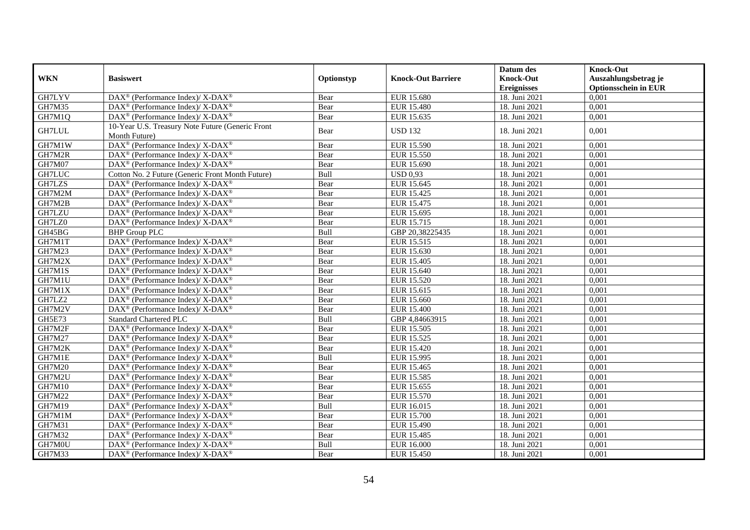| WKN | Basiswert | Optionstyp | Knock-Out Barriere | Datum des Knock-Out Ereignisses | Knock-Out Auszahlungsbetrag je Optionsschein in EUR |
|---|---|---|---|---|---|
| GH7LYV | DAX® (Performance Index)/ X-DAX® | Bear | EUR 15.680 | 18. Juni 2021 | 0,001 |
| GH7M35 | DAX® (Performance Index)/ X-DAX® | Bear | EUR 15.480 | 18. Juni 2021 | 0,001 |
| GH7M1Q | DAX® (Performance Index)/ X-DAX® | Bear | EUR 15.635 | 18. Juni 2021 | 0,001 |
| GH7LUL | 10-Year U.S. Treasury Note Future (Generic Front Month Future) | Bear | USD 132 | 18. Juni 2021 | 0,001 |
| GH7M1W | DAX® (Performance Index)/ X-DAX® | Bear | EUR 15.590 | 18. Juni 2021 | 0,001 |
| GH7M2R | DAX® (Performance Index)/ X-DAX® | Bear | EUR 15.550 | 18. Juni 2021 | 0,001 |
| GH7M07 | DAX® (Performance Index)/ X-DAX® | Bear | EUR 15.690 | 18. Juni 2021 | 0,001 |
| GH7LUC | Cotton No. 2 Future (Generic Front Month Future) | Bull | USD 0,93 | 18. Juni 2021 | 0,001 |
| GH7LZS | DAX® (Performance Index)/ X-DAX® | Bear | EUR 15.645 | 18. Juni 2021 | 0,001 |
| GH7M2M | DAX® (Performance Index)/ X-DAX® | Bear | EUR 15.425 | 18. Juni 2021 | 0,001 |
| GH7M2B | DAX® (Performance Index)/ X-DAX® | Bear | EUR 15.475 | 18. Juni 2021 | 0,001 |
| GH7LZU | DAX® (Performance Index)/ X-DAX® | Bear | EUR 15.695 | 18. Juni 2021 | 0,001 |
| GH7LZ0 | DAX® (Performance Index)/ X-DAX® | Bear | EUR 15.715 | 18. Juni 2021 | 0,001 |
| GH45BG | BHP Group PLC | Bull | GBP 20,38225435 | 18. Juni 2021 | 0,001 |
| GH7M1T | DAX® (Performance Index)/ X-DAX® | Bear | EUR 15.515 | 18. Juni 2021 | 0,001 |
| GH7M23 | DAX® (Performance Index)/ X-DAX® | Bear | EUR 15.630 | 18. Juni 2021 | 0,001 |
| GH7M2X | DAX® (Performance Index)/ X-DAX® | Bear | EUR 15.405 | 18. Juni 2021 | 0,001 |
| GH7M1S | DAX® (Performance Index)/ X-DAX® | Bear | EUR 15.640 | 18. Juni 2021 | 0,001 |
| GH7M1U | DAX® (Performance Index)/ X-DAX® | Bear | EUR 15.520 | 18. Juni 2021 | 0,001 |
| GH7M1X | DAX® (Performance Index)/ X-DAX® | Bear | EUR 15.615 | 18. Juni 2021 | 0,001 |
| GH7LZ2 | DAX® (Performance Index)/ X-DAX® | Bear | EUR 15.660 | 18. Juni 2021 | 0,001 |
| GH7M2V | DAX® (Performance Index)/ X-DAX® | Bear | EUR 15.400 | 18. Juni 2021 | 0,001 |
| GH5E73 | Standard Chartered PLC | Bull | GBP 4,84663915 | 18. Juni 2021 | 0,001 |
| GH7M2F | DAX® (Performance Index)/ X-DAX® | Bear | EUR 15.505 | 18. Juni 2021 | 0,001 |
| GH7M27 | DAX® (Performance Index)/ X-DAX® | Bear | EUR 15.525 | 18. Juni 2021 | 0,001 |
| GH7M2K | DAX® (Performance Index)/ X-DAX® | Bear | EUR 15.420 | 18. Juni 2021 | 0,001 |
| GH7M1E | DAX® (Performance Index)/ X-DAX® | Bull | EUR 15.995 | 18. Juni 2021 | 0,001 |
| GH7M20 | DAX® (Performance Index)/ X-DAX® | Bear | EUR 15.465 | 18. Juni 2021 | 0,001 |
| GH7M2U | DAX® (Performance Index)/ X-DAX® | Bear | EUR 15.585 | 18. Juni 2021 | 0,001 |
| GH7M10 | DAX® (Performance Index)/ X-DAX® | Bear | EUR 15.655 | 18. Juni 2021 | 0,001 |
| GH7M22 | DAX® (Performance Index)/ X-DAX® | Bear | EUR 15.570 | 18. Juni 2021 | 0,001 |
| GH7M19 | DAX® (Performance Index)/ X-DAX® | Bull | EUR 16.015 | 18. Juni 2021 | 0,001 |
| GH7M1M | DAX® (Performance Index)/ X-DAX® | Bear | EUR 15.700 | 18. Juni 2021 | 0,001 |
| GH7M31 | DAX® (Performance Index)/ X-DAX® | Bear | EUR 15.490 | 18. Juni 2021 | 0,001 |
| GH7M32 | DAX® (Performance Index)/ X-DAX® | Bear | EUR 15.485 | 18. Juni 2021 | 0,001 |
| GH7M0U | DAX® (Performance Index)/ X-DAX® | Bull | EUR 16.000 | 18. Juni 2021 | 0,001 |
| GH7M33 | DAX® (Performance Index)/ X-DAX® | Bear | EUR 15.450 | 18. Juni 2021 | 0,001 |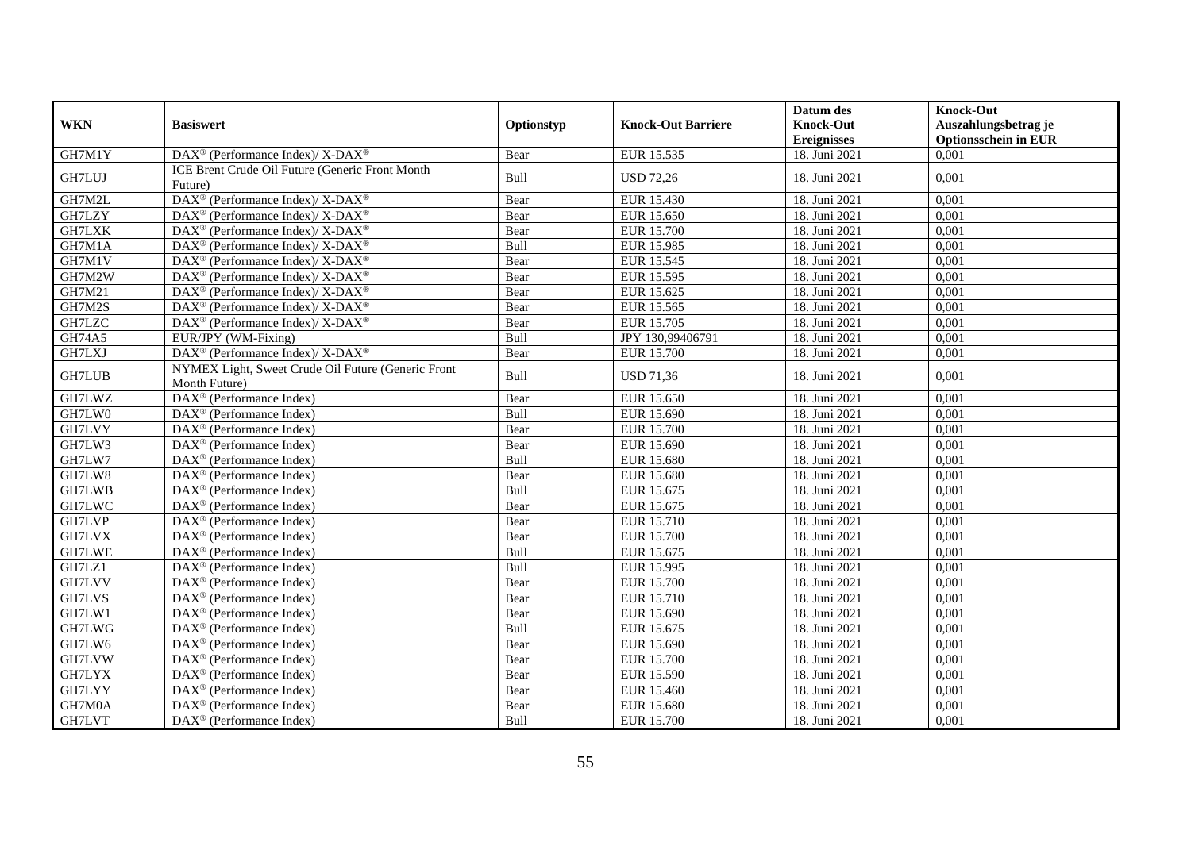| WKN | Basiswert | Optionstyp | Knock-Out Barriere | Datum des Knock-Out Ereignisses | Knock-Out Auszahlungsbetrag je Optionsschein in EUR |
|---|---|---|---|---|---|
| GH7M1Y | DAX® (Performance Index)/ X-DAX® | Bear | EUR 15.535 | 18. Juni 2021 | 0,001 |
| GH7LUJ | ICE Brent Crude Oil Future (Generic Front Month Future) | Bull | USD 72,26 | 18. Juni 2021 | 0,001 |
| GH7M2L | DAX® (Performance Index)/ X-DAX® | Bear | EUR 15.430 | 18. Juni 2021 | 0,001 |
| GH7LZY | DAX® (Performance Index)/ X-DAX® | Bear | EUR 15.650 | 18. Juni 2021 | 0,001 |
| GH7LXK | DAX® (Performance Index)/ X-DAX® | Bear | EUR 15.700 | 18. Juni 2021 | 0,001 |
| GH7M1A | DAX® (Performance Index)/ X-DAX® | Bull | EUR 15.985 | 18. Juni 2021 | 0,001 |
| GH7M1V | DAX® (Performance Index)/ X-DAX® | Bear | EUR 15.545 | 18. Juni 2021 | 0,001 |
| GH7M2W | DAX® (Performance Index)/ X-DAX® | Bear | EUR 15.595 | 18. Juni 2021 | 0,001 |
| GH7M21 | DAX® (Performance Index)/ X-DAX® | Bear | EUR 15.625 | 18. Juni 2021 | 0,001 |
| GH7M2S | DAX® (Performance Index)/ X-DAX® | Bear | EUR 15.565 | 18. Juni 2021 | 0,001 |
| GH7LZC | DAX® (Performance Index)/ X-DAX® | Bear | EUR 15.705 | 18. Juni 2021 | 0,001 |
| GH74A5 | EUR/JPY (WM-Fixing) | Bull | JPY 130,99406791 | 18. Juni 2021 | 0,001 |
| GH7LXJ | DAX® (Performance Index)/ X-DAX® | Bear | EUR 15.700 | 18. Juni 2021 | 0,001 |
| GH7LUB | NYMEX Light, Sweet Crude Oil Future (Generic Front Month Future) | Bull | USD 71,36 | 18. Juni 2021 | 0,001 |
| GH7LWZ | DAX® (Performance Index) | Bear | EUR 15.650 | 18. Juni 2021 | 0,001 |
| GH7LW0 | DAX® (Performance Index) | Bull | EUR 15.690 | 18. Juni 2021 | 0,001 |
| GH7LVY | DAX® (Performance Index) | Bear | EUR 15.700 | 18. Juni 2021 | 0,001 |
| GH7LW3 | DAX® (Performance Index) | Bear | EUR 15.690 | 18. Juni 2021 | 0,001 |
| GH7LW7 | DAX® (Performance Index) | Bull | EUR 15.680 | 18. Juni 2021 | 0,001 |
| GH7LW8 | DAX® (Performance Index) | Bear | EUR 15.680 | 18. Juni 2021 | 0,001 |
| GH7LWB | DAX® (Performance Index) | Bull | EUR 15.675 | 18. Juni 2021 | 0,001 |
| GH7LWC | DAX® (Performance Index) | Bear | EUR 15.675 | 18. Juni 2021 | 0,001 |
| GH7LVP | DAX® (Performance Index) | Bear | EUR 15.710 | 18. Juni 2021 | 0,001 |
| GH7LVX | DAX® (Performance Index) | Bear | EUR 15.700 | 18. Juni 2021 | 0,001 |
| GH7LWE | DAX® (Performance Index) | Bull | EUR 15.675 | 18. Juni 2021 | 0,001 |
| GH7LZ1 | DAX® (Performance Index) | Bull | EUR 15.995 | 18. Juni 2021 | 0,001 |
| GH7LVV | DAX® (Performance Index) | Bear | EUR 15.700 | 18. Juni 2021 | 0,001 |
| GH7LVS | DAX® (Performance Index) | Bear | EUR 15.710 | 18. Juni 2021 | 0,001 |
| GH7LW1 | DAX® (Performance Index) | Bear | EUR 15.690 | 18. Juni 2021 | 0,001 |
| GH7LWG | DAX® (Performance Index) | Bull | EUR 15.675 | 18. Juni 2021 | 0,001 |
| GH7LW6 | DAX® (Performance Index) | Bear | EUR 15.690 | 18. Juni 2021 | 0,001 |
| GH7LVW | DAX® (Performance Index) | Bear | EUR 15.700 | 18. Juni 2021 | 0,001 |
| GH7LYX | DAX® (Performance Index) | Bear | EUR 15.590 | 18. Juni 2021 | 0,001 |
| GH7LYY | DAX® (Performance Index) | Bear | EUR 15.460 | 18. Juni 2021 | 0,001 |
| GH7M0A | DAX® (Performance Index) | Bear | EUR 15.680 | 18. Juni 2021 | 0,001 |
| GH7LVT | DAX® (Performance Index) | Bull | EUR 15.700 | 18. Juni 2021 | 0,001 |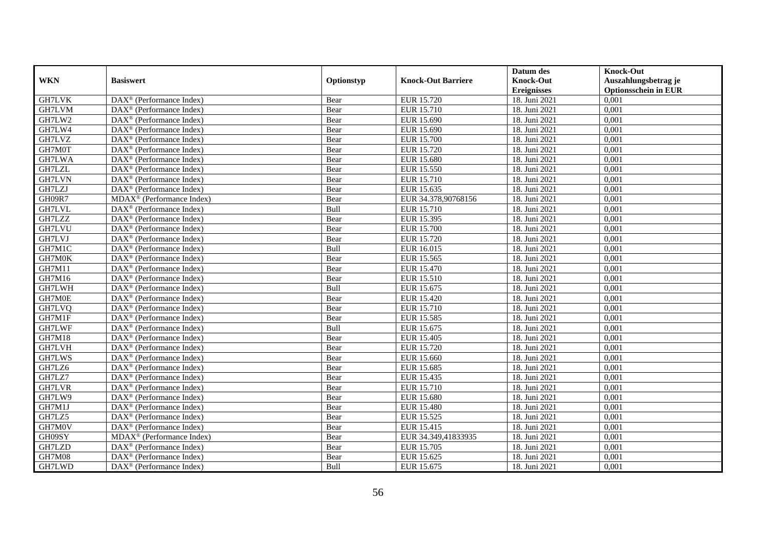| WKN | Basiswert | Optionstyp | Knock-Out Barriere | Datum des Knock-Out Ereignisses | Knock-Out Auszahlungsbetrag je Optionsschein in EUR |
|---|---|---|---|---|---|
| GH7LVK | DAX® (Performance Index) | Bear | EUR 15.720 | 18. Juni 2021 | 0,001 |
| GH7LVM | DAX® (Performance Index) | Bear | EUR 15.710 | 18. Juni 2021 | 0,001 |
| GH7LW2 | DAX® (Performance Index) | Bear | EUR 15.690 | 18. Juni 2021 | 0,001 |
| GH7LW4 | DAX® (Performance Index) | Bear | EUR 15.690 | 18. Juni 2021 | 0,001 |
| GH7LVZ | DAX® (Performance Index) | Bear | EUR 15.700 | 18. Juni 2021 | 0,001 |
| GH7M0T | DAX® (Performance Index) | Bear | EUR 15.720 | 18. Juni 2021 | 0,001 |
| GH7LWA | DAX® (Performance Index) | Bear | EUR 15.680 | 18. Juni 2021 | 0,001 |
| GH7LZL | DAX® (Performance Index) | Bear | EUR 15.550 | 18. Juni 2021 | 0,001 |
| GH7LVN | DAX® (Performance Index) | Bear | EUR 15.710 | 18. Juni 2021 | 0,001 |
| GH7LZJ | DAX® (Performance Index) | Bear | EUR 15.635 | 18. Juni 2021 | 0,001 |
| GH09R7 | MDAX® (Performance Index) | Bear | EUR 34.378,90768156 | 18. Juni 2021 | 0,001 |
| GH7LVL | DAX® (Performance Index) | Bull | EUR 15.710 | 18. Juni 2021 | 0,001 |
| GH7LZZ | DAX® (Performance Index) | Bear | EUR 15.395 | 18. Juni 2021 | 0,001 |
| GH7LVU | DAX® (Performance Index) | Bear | EUR 15.700 | 18. Juni 2021 | 0,001 |
| GH7LVJ | DAX® (Performance Index) | Bear | EUR 15.720 | 18. Juni 2021 | 0,001 |
| GH7M1C | DAX® (Performance Index) | Bull | EUR 16.015 | 18. Juni 2021 | 0,001 |
| GH7M0K | DAX® (Performance Index) | Bear | EUR 15.565 | 18. Juni 2021 | 0,001 |
| GH7M11 | DAX® (Performance Index) | Bear | EUR 15.470 | 18. Juni 2021 | 0,001 |
| GH7M16 | DAX® (Performance Index) | Bear | EUR 15.510 | 18. Juni 2021 | 0,001 |
| GH7LWH | DAX® (Performance Index) | Bull | EUR 15.675 | 18. Juni 2021 | 0,001 |
| GH7M0E | DAX® (Performance Index) | Bear | EUR 15.420 | 18. Juni 2021 | 0,001 |
| GH7LVQ | DAX® (Performance Index) | Bear | EUR 15.710 | 18. Juni 2021 | 0,001 |
| GH7M1F | DAX® (Performance Index) | Bear | EUR 15.585 | 18. Juni 2021 | 0,001 |
| GH7LWF | DAX® (Performance Index) | Bull | EUR 15.675 | 18. Juni 2021 | 0,001 |
| GH7M18 | DAX® (Performance Index) | Bear | EUR 15.405 | 18. Juni 2021 | 0,001 |
| GH7LVH | DAX® (Performance Index) | Bear | EUR 15.720 | 18. Juni 2021 | 0,001 |
| GH7LWS | DAX® (Performance Index) | Bear | EUR 15.660 | 18. Juni 2021 | 0,001 |
| GH7LZ6 | DAX® (Performance Index) | Bear | EUR 15.685 | 18. Juni 2021 | 0,001 |
| GH7LZ7 | DAX® (Performance Index) | Bear | EUR 15.435 | 18. Juni 2021 | 0,001 |
| GH7LVR | DAX® (Performance Index) | Bear | EUR 15.710 | 18. Juni 2021 | 0,001 |
| GH7LW9 | DAX® (Performance Index) | Bear | EUR 15.680 | 18. Juni 2021 | 0,001 |
| GH7M1J | DAX® (Performance Index) | Bear | EUR 15.480 | 18. Juni 2021 | 0,001 |
| GH7LZ5 | DAX® (Performance Index) | Bear | EUR 15.525 | 18. Juni 2021 | 0,001 |
| GH7M0V | DAX® (Performance Index) | Bear | EUR 15.415 | 18. Juni 2021 | 0,001 |
| GH09SY | MDAX® (Performance Index) | Bear | EUR 34.349,41833935 | 18. Juni 2021 | 0,001 |
| GH7LZD | DAX® (Performance Index) | Bear | EUR 15.705 | 18. Juni 2021 | 0,001 |
| GH7M08 | DAX® (Performance Index) | Bear | EUR 15.625 | 18. Juni 2021 | 0,001 |
| GH7LWD | DAX® (Performance Index) | Bull | EUR 15.675 | 18. Juni 2021 | 0,001 |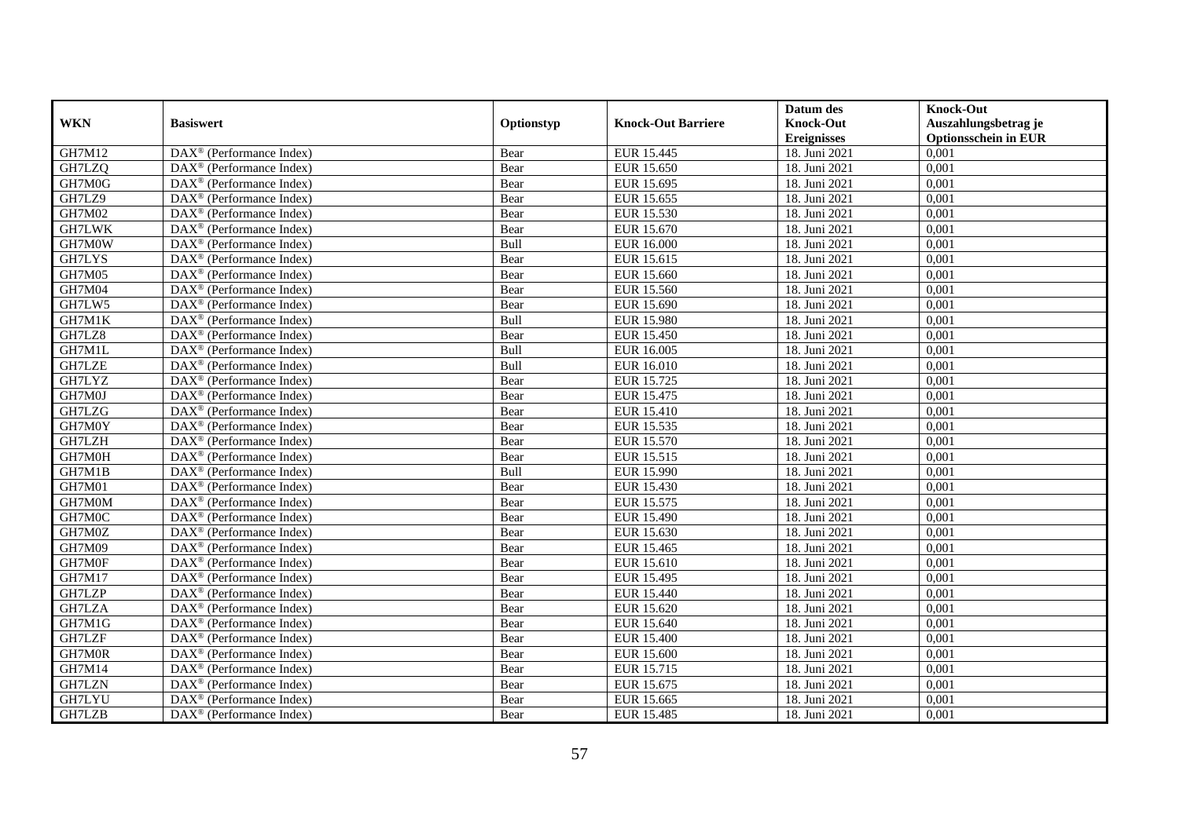| WKN | Basiswert | Optionstyp | Knock-Out Barriere | Datum des Knock-Out Ereignisses | Knock-Out Auszahlungsbetrag je Optionsschein in EUR |
|---|---|---|---|---|---|
| GH7M12 | DAX® (Performance Index) | Bear | EUR 15.445 | 18. Juni 2021 | 0,001 |
| GH7LZQ | DAX® (Performance Index) | Bear | EUR 15.650 | 18. Juni 2021 | 0,001 |
| GH7M0G | DAX® (Performance Index) | Bear | EUR 15.695 | 18. Juni 2021 | 0,001 |
| GH7LZ9 | DAX® (Performance Index) | Bear | EUR 15.655 | 18. Juni 2021 | 0,001 |
| GH7M02 | DAX® (Performance Index) | Bear | EUR 15.530 | 18. Juni 2021 | 0,001 |
| GH7LWK | DAX® (Performance Index) | Bear | EUR 15.670 | 18. Juni 2021 | 0,001 |
| GH7M0W | DAX® (Performance Index) | Bull | EUR 16.000 | 18. Juni 2021 | 0,001 |
| GH7LYS | DAX® (Performance Index) | Bear | EUR 15.615 | 18. Juni 2021 | 0,001 |
| GH7M05 | DAX® (Performance Index) | Bear | EUR 15.660 | 18. Juni 2021 | 0,001 |
| GH7M04 | DAX® (Performance Index) | Bear | EUR 15.560 | 18. Juni 2021 | 0,001 |
| GH7LW5 | DAX® (Performance Index) | Bear | EUR 15.690 | 18. Juni 2021 | 0,001 |
| GH7M1K | DAX® (Performance Index) | Bull | EUR 15.980 | 18. Juni 2021 | 0,001 |
| GH7LZ8 | DAX® (Performance Index) | Bear | EUR 15.450 | 18. Juni 2021 | 0,001 |
| GH7M1L | DAX® (Performance Index) | Bull | EUR 16.005 | 18. Juni 2021 | 0,001 |
| GH7LZE | DAX® (Performance Index) | Bull | EUR 16.010 | 18. Juni 2021 | 0,001 |
| GH7LYZ | DAX® (Performance Index) | Bear | EUR 15.725 | 18. Juni 2021 | 0,001 |
| GH7M0J | DAX® (Performance Index) | Bear | EUR 15.475 | 18. Juni 2021 | 0,001 |
| GH7LZG | DAX® (Performance Index) | Bear | EUR 15.410 | 18. Juni 2021 | 0,001 |
| GH7M0Y | DAX® (Performance Index) | Bear | EUR 15.535 | 18. Juni 2021 | 0,001 |
| GH7LZH | DAX® (Performance Index) | Bear | EUR 15.570 | 18. Juni 2021 | 0,001 |
| GH7M0H | DAX® (Performance Index) | Bear | EUR 15.515 | 18. Juni 2021 | 0,001 |
| GH7M1B | DAX® (Performance Index) | Bull | EUR 15.990 | 18. Juni 2021 | 0,001 |
| GH7M01 | DAX® (Performance Index) | Bear | EUR 15.430 | 18. Juni 2021 | 0,001 |
| GH7M0M | DAX® (Performance Index) | Bear | EUR 15.575 | 18. Juni 2021 | 0,001 |
| GH7M0C | DAX® (Performance Index) | Bear | EUR 15.490 | 18. Juni 2021 | 0,001 |
| GH7M0Z | DAX® (Performance Index) | Bear | EUR 15.630 | 18. Juni 2021 | 0,001 |
| GH7M09 | DAX® (Performance Index) | Bear | EUR 15.465 | 18. Juni 2021 | 0,001 |
| GH7M0F | DAX® (Performance Index) | Bear | EUR 15.610 | 18. Juni 2021 | 0,001 |
| GH7M17 | DAX® (Performance Index) | Bear | EUR 15.495 | 18. Juni 2021 | 0,001 |
| GH7LZP | DAX® (Performance Index) | Bear | EUR 15.440 | 18. Juni 2021 | 0,001 |
| GH7LZA | DAX® (Performance Index) | Bear | EUR 15.620 | 18. Juni 2021 | 0,001 |
| GH7M1G | DAX® (Performance Index) | Bear | EUR 15.640 | 18. Juni 2021 | 0,001 |
| GH7LZF | DAX® (Performance Index) | Bear | EUR 15.400 | 18. Juni 2021 | 0,001 |
| GH7M0R | DAX® (Performance Index) | Bear | EUR 15.600 | 18. Juni 2021 | 0,001 |
| GH7M14 | DAX® (Performance Index) | Bear | EUR 15.715 | 18. Juni 2021 | 0,001 |
| GH7LZN | DAX® (Performance Index) | Bear | EUR 15.675 | 18. Juni 2021 | 0,001 |
| GH7LYU | DAX® (Performance Index) | Bear | EUR 15.665 | 18. Juni 2021 | 0,001 |
| GH7LZB | DAX® (Performance Index) | Bear | EUR 15.485 | 18. Juni 2021 | 0,001 |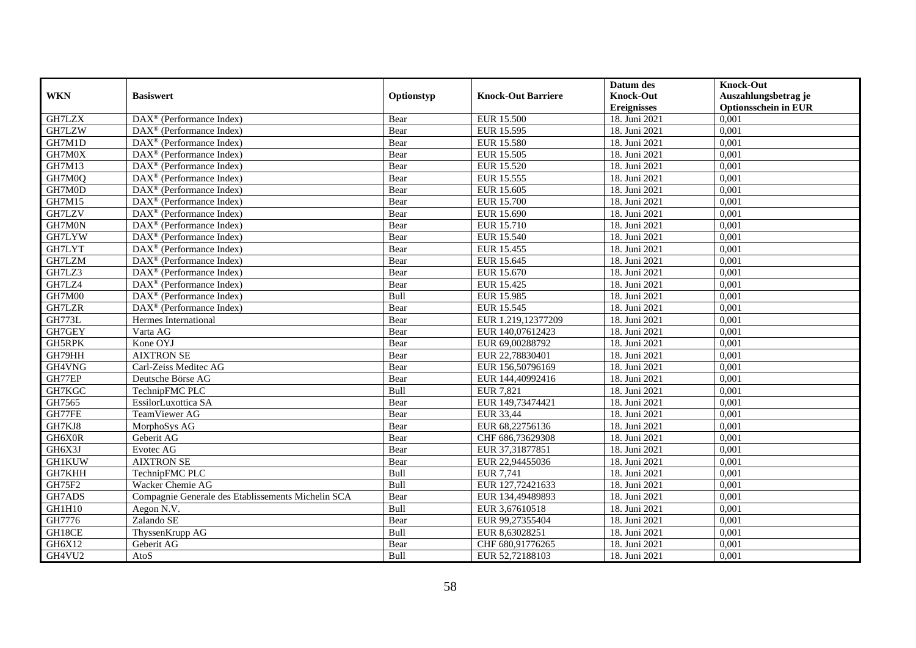| WKN | Basiswert | Optionstyp | Knock-Out Barriere | Datum des Knock-Out Ereignisses | Knock-Out Auszahlungsbetrag je Optionsschein in EUR |
|---|---|---|---|---|---|
| GH7LZX | DAX® (Performance Index) | Bear | EUR 15.500 | 18. Juni 2021 | 0,001 |
| GH7LZW | DAX® (Performance Index) | Bear | EUR 15.595 | 18. Juni 2021 | 0,001 |
| GH7M1D | DAX® (Performance Index) | Bear | EUR 15.580 | 18. Juni 2021 | 0,001 |
| GH7M0X | DAX® (Performance Index) | Bear | EUR 15.505 | 18. Juni 2021 | 0,001 |
| GH7M13 | DAX® (Performance Index) | Bear | EUR 15.520 | 18. Juni 2021 | 0,001 |
| GH7M0Q | DAX® (Performance Index) | Bear | EUR 15.555 | 18. Juni 2021 | 0,001 |
| GH7M0D | DAX® (Performance Index) | Bear | EUR 15.605 | 18. Juni 2021 | 0,001 |
| GH7M15 | DAX® (Performance Index) | Bear | EUR 15.700 | 18. Juni 2021 | 0,001 |
| GH7LZV | DAX® (Performance Index) | Bear | EUR 15.690 | 18. Juni 2021 | 0,001 |
| GH7M0N | DAX® (Performance Index) | Bear | EUR 15.710 | 18. Juni 2021 | 0,001 |
| GH7LYW | DAX® (Performance Index) | Bear | EUR 15.540 | 18. Juni 2021 | 0,001 |
| GH7LYT | DAX® (Performance Index) | Bear | EUR 15.455 | 18. Juni 2021 | 0,001 |
| GH7LZM | DAX® (Performance Index) | Bear | EUR 15.645 | 18. Juni 2021 | 0,001 |
| GH7LZ3 | DAX® (Performance Index) | Bear | EUR 15.670 | 18. Juni 2021 | 0,001 |
| GH7LZ4 | DAX® (Performance Index) | Bear | EUR 15.425 | 18. Juni 2021 | 0,001 |
| GH7M00 | DAX® (Performance Index) | Bull | EUR 15.985 | 18. Juni 2021 | 0,001 |
| GH7LZR | DAX® (Performance Index) | Bear | EUR 15.545 | 18. Juni 2021 | 0,001 |
| GH773L | Hermes International | Bear | EUR 1.219,12377209 | 18. Juni 2021 | 0,001 |
| GH7GEY | Varta AG | Bear | EUR 140,07612423 | 18. Juni 2021 | 0,001 |
| GH5RPK | Kone OYJ | Bear | EUR 69,00288792 | 18. Juni 2021 | 0,001 |
| GH79HH | AIXTRON SE | Bear | EUR 22,78830401 | 18. Juni 2021 | 0,001 |
| GH4VNG | Carl-Zeiss Meditec AG | Bear | EUR 156,50796169 | 18. Juni 2021 | 0,001 |
| GH77EP | Deutsche Börse AG | Bear | EUR 144,40992416 | 18. Juni 2021 | 0,001 |
| GH7KGC | TechnipFMC PLC | Bull | EUR 7,821 | 18. Juni 2021 | 0,001 |
| GH7565 | EssilorLuxottica SA | Bear | EUR 149,73474421 | 18. Juni 2021 | 0,001 |
| GH77FE | TeamViewer AG | Bear | EUR 33,44 | 18. Juni 2021 | 0,001 |
| GH7KJ8 | MorphoSys AG | Bear | EUR 68,22756136 | 18. Juni 2021 | 0,001 |
| GH6X0R | Geberit AG | Bear | CHF 686,73629308 | 18. Juni 2021 | 0,001 |
| GH6X3J | Evotec AG | Bear | EUR 37,31877851 | 18. Juni 2021 | 0,001 |
| GH1KUW | AIXTRON SE | Bear | EUR 22,94455036 | 18. Juni 2021 | 0,001 |
| GH7KHH | TechnipFMC PLC | Bull | EUR 7,741 | 18. Juni 2021 | 0,001 |
| GH75F2 | Wacker Chemie AG | Bull | EUR 127,72421633 | 18. Juni 2021 | 0,001 |
| GH7ADS | Compagnie Generale des Etablissements Michelin SCA | Bear | EUR 134,49489893 | 18. Juni 2021 | 0,001 |
| GH1H10 | Aegon N.V. | Bull | EUR 3,67610518 | 18. Juni 2021 | 0,001 |
| GH7776 | Zalando SE | Bear | EUR 99,27355404 | 18. Juni 2021 | 0,001 |
| GH18CE | ThyssenKrupp AG | Bull | EUR 8,63028251 | 18. Juni 2021 | 0,001 |
| GH6X12 | Geberit AG | Bear | CHF 680,91776265 | 18. Juni 2021 | 0,001 |
| GH4VU2 | AtoS | Bull | EUR 52,72188103 | 18. Juni 2021 | 0,001 |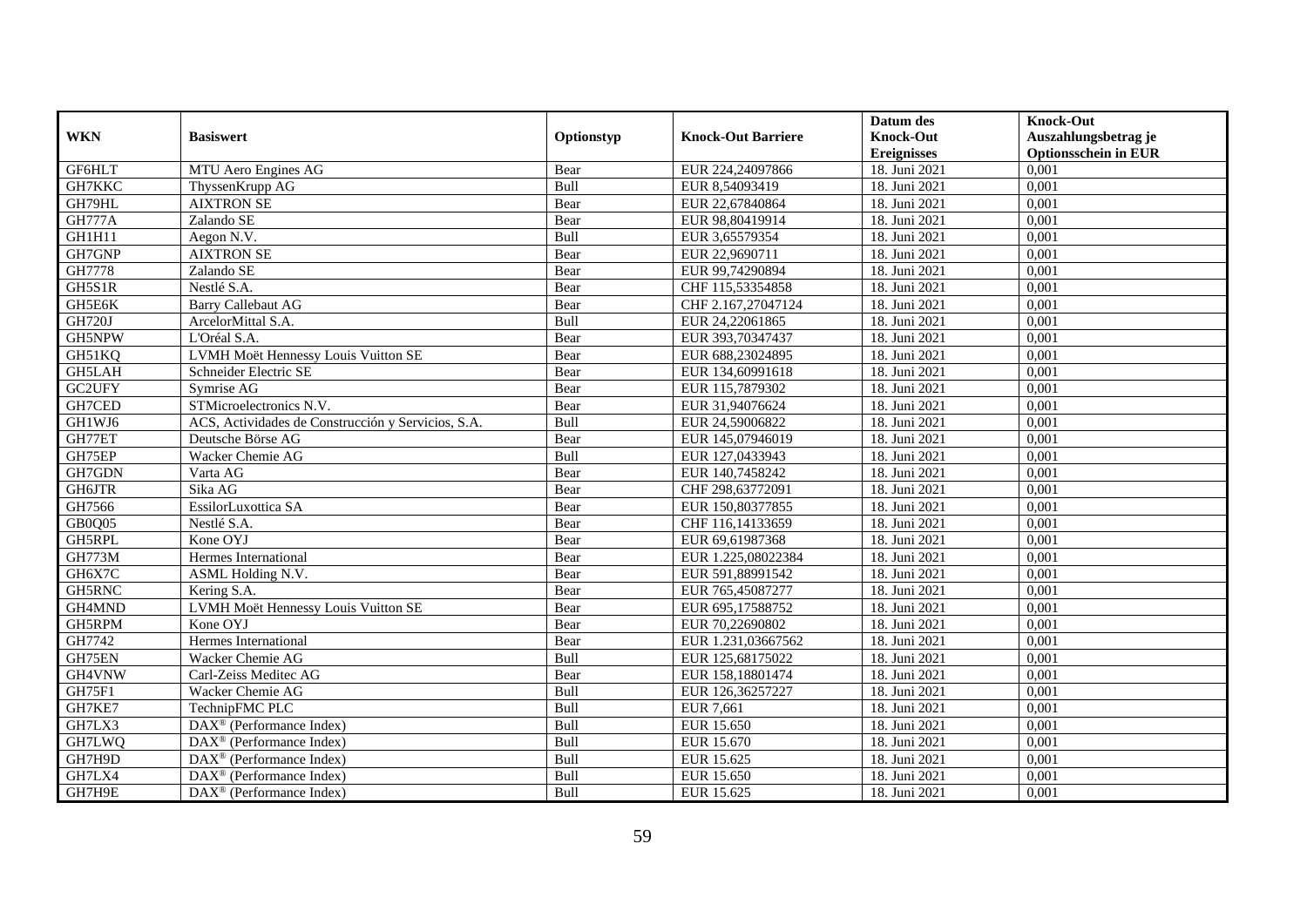| WKN | Basiswert | Optionstyp | Knock-Out Barriere | Datum des Knock-Out Ereignisses | Knock-Out Auszahlungsbetrag je Optionsschein in EUR |
|---|---|---|---|---|---|
| GF6HLT | MTU Aero Engines AG | Bear | EUR 224,24097866 | 18. Juni 2021 | 0,001 |
| GH7KKC | ThyssenKrupp AG | Bull | EUR 8,54093419 | 18. Juni 2021 | 0,001 |
| GH79HL | AIXTRON SE | Bear | EUR 22,67840864 | 18. Juni 2021 | 0,001 |
| GH777A | Zalando SE | Bear | EUR 98,80419914 | 18. Juni 2021 | 0,001 |
| GH1H11 | Aegon N.V. | Bull | EUR 3,65579354 | 18. Juni 2021 | 0,001 |
| GH7GNP | AIXTRON SE | Bear | EUR 22,9690711 | 18. Juni 2021 | 0,001 |
| GH7778 | Zalando SE | Bear | EUR 99,74290894 | 18. Juni 2021 | 0,001 |
| GH5S1R | Nestlé S.A. | Bear | CHF 115,53354858 | 18. Juni 2021 | 0,001 |
| GH5E6K | Barry Callebaut AG | Bear | CHF 2.167,27047124 | 18. Juni 2021 | 0,001 |
| GH720J | ArcelorMittal S.A. | Bull | EUR 24,22061865 | 18. Juni 2021 | 0,001 |
| GH5NPW | L'Oréal S.A. | Bear | EUR 393,70347437 | 18. Juni 2021 | 0,001 |
| GH51KQ | LVMH Moët Hennessy Louis Vuitton SE | Bear | EUR 688,23024895 | 18. Juni 2021 | 0,001 |
| GH5LAH | Schneider Electric SE | Bear | EUR 134,60991618 | 18. Juni 2021 | 0,001 |
| GC2UFY | Symrise AG | Bear | EUR 115,7879302 | 18. Juni 2021 | 0,001 |
| GH7CED | STMicroelectronics N.V. | Bear | EUR 31,94076624 | 18. Juni 2021 | 0,001 |
| GH1WJ6 | ACS, Actividades de Construcción y Servicios, S.A. | Bull | EUR 24,59006822 | 18. Juni 2021 | 0,001 |
| GH77ET | Deutsche Börse AG | Bear | EUR 145,07946019 | 18. Juni 2021 | 0,001 |
| GH75EP | Wacker Chemie AG | Bull | EUR 127,0433943 | 18. Juni 2021 | 0,001 |
| GH7GDN | Varta AG | Bear | EUR 140,7458242 | 18. Juni 2021 | 0,001 |
| GH6JTR | Sika AG | Bear | CHF 298,63772091 | 18. Juni 2021 | 0,001 |
| GH7566 | EssilorLuxottica SA | Bear | EUR 150,80377855 | 18. Juni 2021 | 0,001 |
| GB0Q05 | Nestlé S.A. | Bear | CHF 116,14133659 | 18. Juni 2021 | 0,001 |
| GH5RPL | Kone OYJ | Bear | EUR 69,61987368 | 18. Juni 2021 | 0,001 |
| GH773M | Hermes International | Bear | EUR 1.225,08022384 | 18. Juni 2021 | 0,001 |
| GH6X7C | ASML Holding N.V. | Bear | EUR 591,88991542 | 18. Juni 2021 | 0,001 |
| GH5RNC | Kering S.A. | Bear | EUR 765,45087277 | 18. Juni 2021 | 0,001 |
| GH4MND | LVMH Moët Hennessy Louis Vuitton SE | Bear | EUR 695,17588752 | 18. Juni 2021 | 0,001 |
| GH5RPM | Kone OYJ | Bear | EUR 70,22690802 | 18. Juni 2021 | 0,001 |
| GH7742 | Hermes International | Bear | EUR 1.231,03667562 | 18. Juni 2021 | 0,001 |
| GH75EN | Wacker Chemie AG | Bull | EUR 125,68175022 | 18. Juni 2021 | 0,001 |
| GH4VNW | Carl-Zeiss Meditec AG | Bear | EUR 158,18801474 | 18. Juni 2021 | 0,001 |
| GH75F1 | Wacker Chemie AG | Bull | EUR 126,36257227 | 18. Juni 2021 | 0,001 |
| GH7KE7 | TechnipFMC PLC | Bull | EUR 7,661 | 18. Juni 2021 | 0,001 |
| GH7LX3 | DAX® (Performance Index) | Bull | EUR 15.650 | 18. Juni 2021 | 0,001 |
| GH7LWQ | DAX® (Performance Index) | Bull | EUR 15.670 | 18. Juni 2021 | 0,001 |
| GH7H9D | DAX® (Performance Index) | Bull | EUR 15.625 | 18. Juni 2021 | 0,001 |
| GH7LX4 | DAX® (Performance Index) | Bull | EUR 15.650 | 18. Juni 2021 | 0,001 |
| GH7H9E | DAX® (Performance Index) | Bull | EUR 15.625 | 18. Juni 2021 | 0,001 |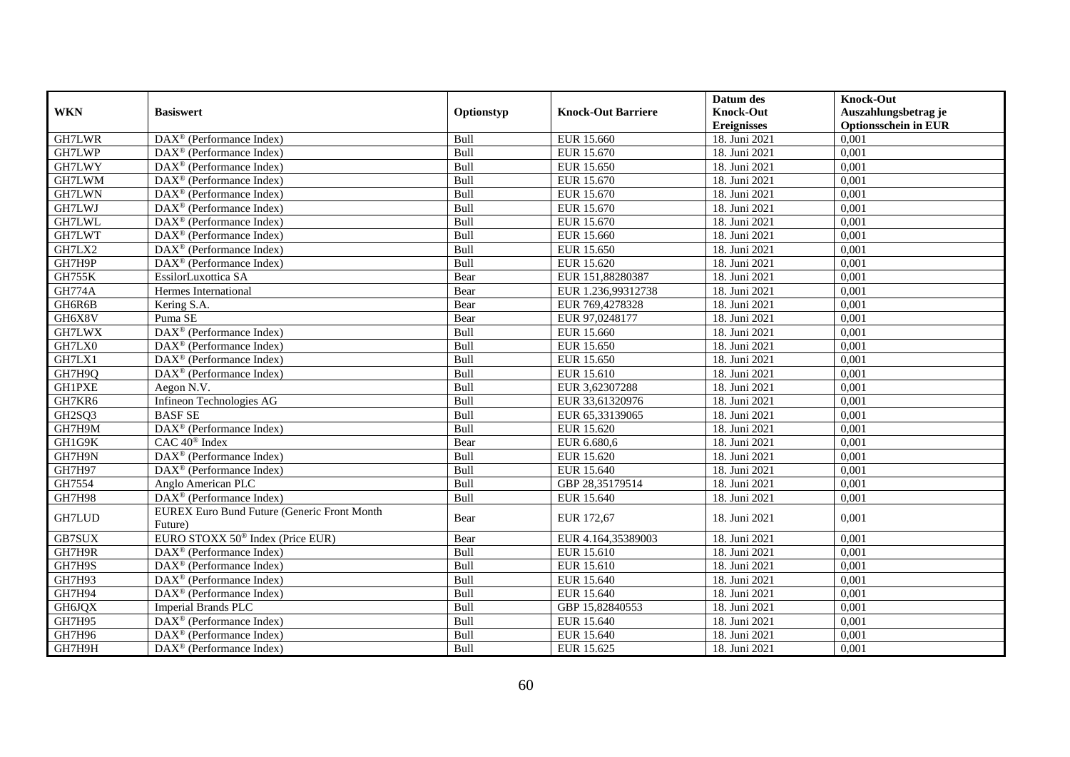| WKN | Basiswert | Optionstyp | Knock-Out Barriere | Datum des Knock-Out Ereignisses | Knock-Out Auszahlungsbetrag je Optionsschein in EUR |
|---|---|---|---|---|---|
| GH7LWR | DAX® (Performance Index) | Bull | EUR 15.660 | 18. Juni 2021 | 0,001 |
| GH7LWP | DAX® (Performance Index) | Bull | EUR 15.670 | 18. Juni 2021 | 0,001 |
| GH7LWY | DAX® (Performance Index) | Bull | EUR 15.650 | 18. Juni 2021 | 0,001 |
| GH7LWM | DAX® (Performance Index) | Bull | EUR 15.670 | 18. Juni 2021 | 0,001 |
| GH7LWN | DAX® (Performance Index) | Bull | EUR 15.670 | 18. Juni 2021 | 0,001 |
| GH7LWJ | DAX® (Performance Index) | Bull | EUR 15.670 | 18. Juni 2021 | 0,001 |
| GH7LWL | DAX® (Performance Index) | Bull | EUR 15.670 | 18. Juni 2021 | 0,001 |
| GH7LWT | DAX® (Performance Index) | Bull | EUR 15.660 | 18. Juni 2021 | 0,001 |
| GH7LX2 | DAX® (Performance Index) | Bull | EUR 15.650 | 18. Juni 2021 | 0,001 |
| GH7H9P | DAX® (Performance Index) | Bull | EUR 15.620 | 18. Juni 2021 | 0,001 |
| GH755K | EssilorLuxottica SA | Bear | EUR 151,88280387 | 18. Juni 2021 | 0,001 |
| GH774A | Hermes International | Bear | EUR 1.236,99312738 | 18. Juni 2021 | 0,001 |
| GH6R6B | Kering S.A. | Bear | EUR 769,4278328 | 18. Juni 2021 | 0,001 |
| GH6X8V | Puma SE | Bear | EUR 97,0248177 | 18. Juni 2021 | 0,001 |
| GH7LWX | DAX® (Performance Index) | Bull | EUR 15.660 | 18. Juni 2021 | 0,001 |
| GH7LX0 | DAX® (Performance Index) | Bull | EUR 15.650 | 18. Juni 2021 | 0,001 |
| GH7LX1 | DAX® (Performance Index) | Bull | EUR 15.650 | 18. Juni 2021 | 0,001 |
| GH7H9Q | DAX® (Performance Index) | Bull | EUR 15.610 | 18. Juni 2021 | 0,001 |
| GH1PXE | Aegon N.V. | Bull | EUR 3,62307288 | 18. Juni 2021 | 0,001 |
| GH7KR6 | Infineon Technologies AG | Bull | EUR 33,61320976 | 18. Juni 2021 | 0,001 |
| GH2SQ3 | BASF SE | Bull | EUR 65,33139065 | 18. Juni 2021 | 0,001 |
| GH7H9M | DAX® (Performance Index) | Bull | EUR 15.620 | 18. Juni 2021 | 0,001 |
| GH1G9K | CAC 40® Index | Bear | EUR 6.680,6 | 18. Juni 2021 | 0,001 |
| GH7H9N | DAX® (Performance Index) | Bull | EUR 15.620 | 18. Juni 2021 | 0,001 |
| GH7H97 | DAX® (Performance Index) | Bull | EUR 15.640 | 18. Juni 2021 | 0,001 |
| GH7554 | Anglo American PLC | Bull | GBP 28,35179514 | 18. Juni 2021 | 0,001 |
| GH7H98 | DAX® (Performance Index) | Bull | EUR 15.640 | 18. Juni 2021 | 0,001 |
| GH7LUD | EUREX Euro Bund Future (Generic Front Month Future) | Bear | EUR 172,67 | 18. Juni 2021 | 0,001 |
| GB7SUX | EURO STOXX 50® Index (Price EUR) | Bear | EUR 4.164,35389003 | 18. Juni 2021 | 0,001 |
| GH7H9R | DAX® (Performance Index) | Bull | EUR 15.610 | 18. Juni 2021 | 0,001 |
| GH7H9S | DAX® (Performance Index) | Bull | EUR 15.610 | 18. Juni 2021 | 0,001 |
| GH7H93 | DAX® (Performance Index) | Bull | EUR 15.640 | 18. Juni 2021 | 0,001 |
| GH7H94 | DAX® (Performance Index) | Bull | EUR 15.640 | 18. Juni 2021 | 0,001 |
| GH6JQX | Imperial Brands PLC | Bull | GBP 15,82840553 | 18. Juni 2021 | 0,001 |
| GH7H95 | DAX® (Performance Index) | Bull | EUR 15.640 | 18. Juni 2021 | 0,001 |
| GH7H96 | DAX® (Performance Index) | Bull | EUR 15.640 | 18. Juni 2021 | 0,001 |
| GH7H9H | DAX® (Performance Index) | Bull | EUR 15.625 | 18. Juni 2021 | 0,001 |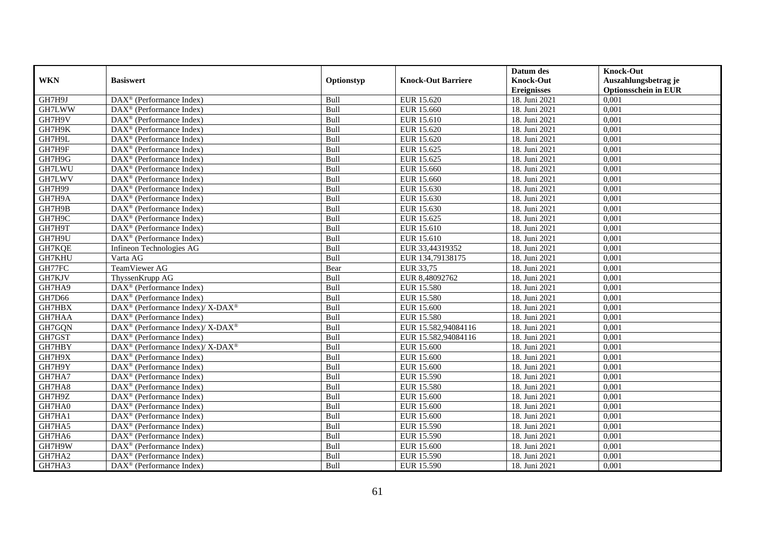| WKN | Basiswert | Optionstyp | Knock-Out Barriere | Datum des Knock-Out Ereignisses | Knock-Out Auszahlungsbetrag je Optionsschein in EUR |
|---|---|---|---|---|---|
| GH7H9J | DAX® (Performance Index) | Bull | EUR 15.620 | 18. Juni 2021 | 0,001 |
| GH7LWW | DAX® (Performance Index) | Bull | EUR 15.660 | 18. Juni 2021 | 0,001 |
| GH7H9V | DAX® (Performance Index) | Bull | EUR 15.610 | 18. Juni 2021 | 0,001 |
| GH7H9K | DAX® (Performance Index) | Bull | EUR 15.620 | 18. Juni 2021 | 0,001 |
| GH7H9L | DAX® (Performance Index) | Bull | EUR 15.620 | 18. Juni 2021 | 0,001 |
| GH7H9F | DAX® (Performance Index) | Bull | EUR 15.625 | 18. Juni 2021 | 0,001 |
| GH7H9G | DAX® (Performance Index) | Bull | EUR 15.625 | 18. Juni 2021 | 0,001 |
| GH7LWU | DAX® (Performance Index) | Bull | EUR 15.660 | 18. Juni 2021 | 0,001 |
| GH7LWV | DAX® (Performance Index) | Bull | EUR 15.660 | 18. Juni 2021 | 0,001 |
| GH7H99 | DAX® (Performance Index) | Bull | EUR 15.630 | 18. Juni 2021 | 0,001 |
| GH7H9A | DAX® (Performance Index) | Bull | EUR 15.630 | 18. Juni 2021 | 0,001 |
| GH7H9B | DAX® (Performance Index) | Bull | EUR 15.630 | 18. Juni 2021 | 0,001 |
| GH7H9C | DAX® (Performance Index) | Bull | EUR 15.625 | 18. Juni 2021 | 0,001 |
| GH7H9T | DAX® (Performance Index) | Bull | EUR 15.610 | 18. Juni 2021 | 0,001 |
| GH7H9U | DAX® (Performance Index) | Bull | EUR 15.610 | 18. Juni 2021 | 0,001 |
| GH7KQE | Infineon Technologies AG | Bull | EUR 33,44319352 | 18. Juni 2021 | 0,001 |
| GH7KHU | Varta AG | Bull | EUR 134,79138175 | 18. Juni 2021 | 0,001 |
| GH77FC | TeamViewer AG | Bear | EUR 33,75 | 18. Juni 2021 | 0,001 |
| GH7KJV | ThyssenKrupp AG | Bull | EUR 8,48092762 | 18. Juni 2021 | 0,001 |
| GH7HA9 | DAX® (Performance Index) | Bull | EUR 15.580 | 18. Juni 2021 | 0,001 |
| GH7D66 | DAX® (Performance Index) | Bull | EUR 15.580 | 18. Juni 2021 | 0,001 |
| GH7HBX | DAX® (Performance Index)/ X-DAX® | Bull | EUR 15.600 | 18. Juni 2021 | 0,001 |
| GH7HAA | DAX® (Performance Index) | Bull | EUR 15.580 | 18. Juni 2021 | 0,001 |
| GH7GQN | DAX® (Performance Index)/ X-DAX® | Bull | EUR 15.582,94084116 | 18. Juni 2021 | 0,001 |
| GH7GST | DAX® (Performance Index) | Bull | EUR 15.582,94084116 | 18. Juni 2021 | 0,001 |
| GH7HBY | DAX® (Performance Index)/ X-DAX® | Bull | EUR 15.600 | 18. Juni 2021 | 0,001 |
| GH7H9X | DAX® (Performance Index) | Bull | EUR 15.600 | 18. Juni 2021 | 0,001 |
| GH7H9Y | DAX® (Performance Index) | Bull | EUR 15.600 | 18. Juni 2021 | 0,001 |
| GH7HA7 | DAX® (Performance Index) | Bull | EUR 15.590 | 18. Juni 2021 | 0,001 |
| GH7HA8 | DAX® (Performance Index) | Bull | EUR 15.580 | 18. Juni 2021 | 0,001 |
| GH7H9Z | DAX® (Performance Index) | Bull | EUR 15.600 | 18. Juni 2021 | 0,001 |
| GH7HA0 | DAX® (Performance Index) | Bull | EUR 15.600 | 18. Juni 2021 | 0,001 |
| GH7HA1 | DAX® (Performance Index) | Bull | EUR 15.600 | 18. Juni 2021 | 0,001 |
| GH7HA5 | DAX® (Performance Index) | Bull | EUR 15.590 | 18. Juni 2021 | 0,001 |
| GH7HA6 | DAX® (Performance Index) | Bull | EUR 15.590 | 18. Juni 2021 | 0,001 |
| GH7H9W | DAX® (Performance Index) | Bull | EUR 15.600 | 18. Juni 2021 | 0,001 |
| GH7HA2 | DAX® (Performance Index) | Bull | EUR 15.590 | 18. Juni 2021 | 0,001 |
| GH7HA3 | DAX® (Performance Index) | Bull | EUR 15.590 | 18. Juni 2021 | 0,001 |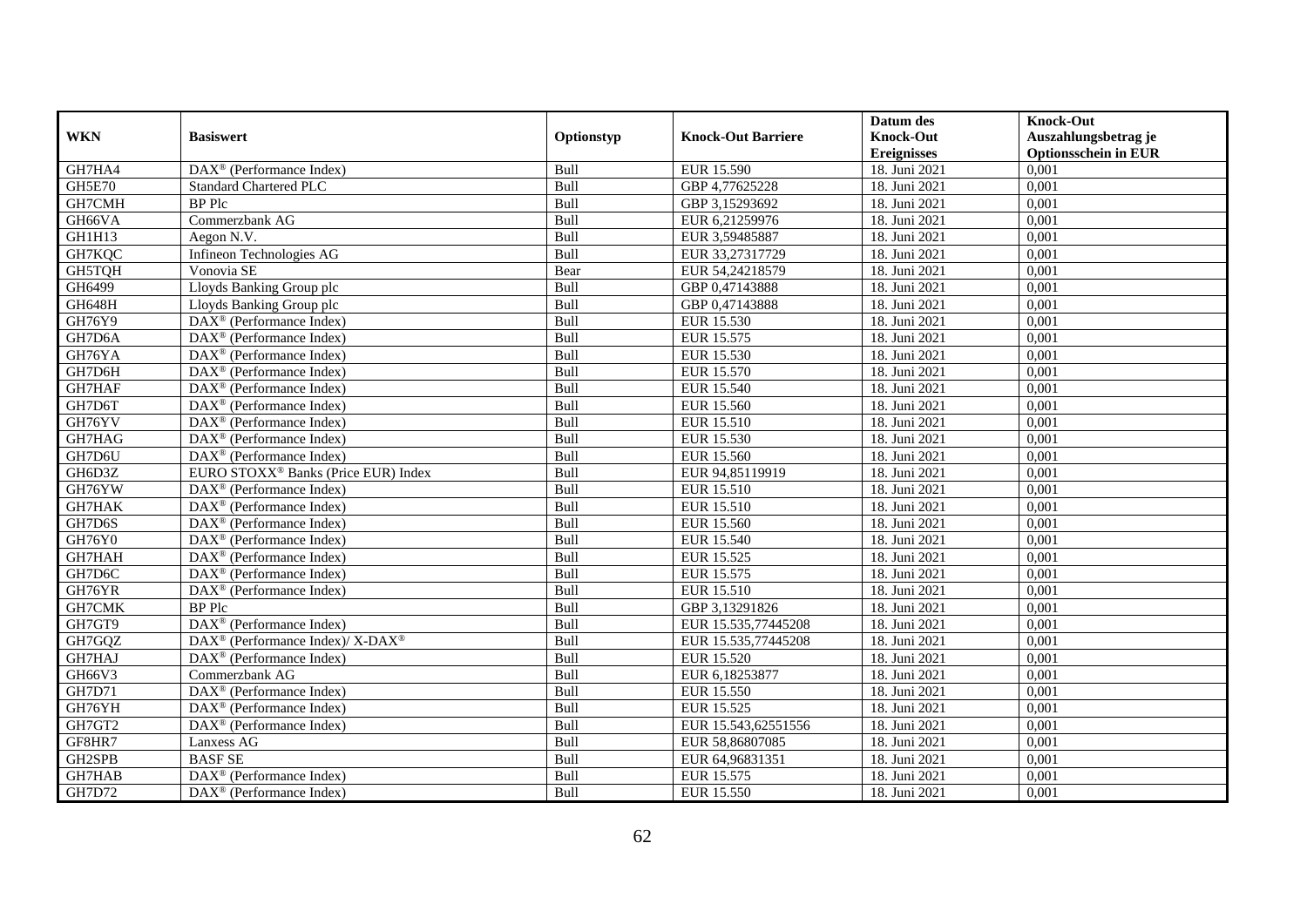| WKN | Basiswert | Optionstyp | Knock-Out Barriere | Datum des Knock-Out Ereignisses | Knock-Out Auszahlungsbetrag je Optionsschein in EUR |
|---|---|---|---|---|---|
| GH7HA4 | DAX® (Performance Index) | Bull | EUR 15.590 | 18. Juni 2021 | 0,001 |
| GH5E70 | Standard Chartered PLC | Bull | GBP 4,77625228 | 18. Juni 2021 | 0,001 |
| GH7CMH | BP Plc | Bull | GBP 3,15293692 | 18. Juni 2021 | 0,001 |
| GH66VA | Commerzbank AG | Bull | EUR 6,21259976 | 18. Juni 2021 | 0,001 |
| GH1H13 | Aegon N.V. | Bull | EUR 3,59485887 | 18. Juni 2021 | 0,001 |
| GH7KQC | Infineon Technologies AG | Bull | EUR 33,27317729 | 18. Juni 2021 | 0,001 |
| GH5TQH | Vonovia SE | Bear | EUR 54,24218579 | 18. Juni 2021 | 0,001 |
| GH6499 | Lloyds Banking Group plc | Bull | GBP 0,47143888 | 18. Juni 2021 | 0,001 |
| GH648H | Lloyds Banking Group plc | Bull | GBP 0,47143888 | 18. Juni 2021 | 0,001 |
| GH76Y9 | DAX® (Performance Index) | Bull | EUR 15.530 | 18. Juni 2021 | 0,001 |
| GH7D6A | DAX® (Performance Index) | Bull | EUR 15.575 | 18. Juni 2021 | 0,001 |
| GH76YA | DAX® (Performance Index) | Bull | EUR 15.530 | 18. Juni 2021 | 0,001 |
| GH7D6H | DAX® (Performance Index) | Bull | EUR 15.570 | 18. Juni 2021 | 0,001 |
| GH7HAF | DAX® (Performance Index) | Bull | EUR 15.540 | 18. Juni 2021 | 0,001 |
| GH7D6T | DAX® (Performance Index) | Bull | EUR 15.560 | 18. Juni 2021 | 0,001 |
| GH76YV | DAX® (Performance Index) | Bull | EUR 15.510 | 18. Juni 2021 | 0,001 |
| GH7HAG | DAX® (Performance Index) | Bull | EUR 15.530 | 18. Juni 2021 | 0,001 |
| GH7D6U | DAX® (Performance Index) | Bull | EUR 15.560 | 18. Juni 2021 | 0,001 |
| GH6D3Z | EURO STOXX® Banks (Price EUR) Index | Bull | EUR 94,85119919 | 18. Juni 2021 | 0,001 |
| GH76YW | DAX® (Performance Index) | Bull | EUR 15.510 | 18. Juni 2021 | 0,001 |
| GH7HAK | DAX® (Performance Index) | Bull | EUR 15.510 | 18. Juni 2021 | 0,001 |
| GH7D6S | DAX® (Performance Index) | Bull | EUR 15.560 | 18. Juni 2021 | 0,001 |
| GH76Y0 | DAX® (Performance Index) | Bull | EUR 15.540 | 18. Juni 2021 | 0,001 |
| GH7HAH | DAX® (Performance Index) | Bull | EUR 15.525 | 18. Juni 2021 | 0,001 |
| GH7D6C | DAX® (Performance Index) | Bull | EUR 15.575 | 18. Juni 2021 | 0,001 |
| GH76YR | DAX® (Performance Index) | Bull | EUR 15.510 | 18. Juni 2021 | 0,001 |
| GH7CMK | BP Plc | Bull | GBP 3,13291826 | 18. Juni 2021 | 0,001 |
| GH7GT9 | DAX® (Performance Index) | Bull | EUR 15.535,77445208 | 18. Juni 2021 | 0,001 |
| GH7GQZ | DAX® (Performance Index)/ X-DAX® | Bull | EUR 15.535,77445208 | 18. Juni 2021 | 0,001 |
| GH7HAJ | DAX® (Performance Index) | Bull | EUR 15.520 | 18. Juni 2021 | 0,001 |
| GH66V3 | Commerzbank AG | Bull | EUR 6,18253877 | 18. Juni 2021 | 0,001 |
| GH7D71 | DAX® (Performance Index) | Bull | EUR 15.550 | 18. Juni 2021 | 0,001 |
| GH76YH | DAX® (Performance Index) | Bull | EUR 15.525 | 18. Juni 2021 | 0,001 |
| GH7GT2 | DAX® (Performance Index) | Bull | EUR 15.543,62551556 | 18. Juni 2021 | 0,001 |
| GF8HR7 | Lanxess AG | Bull | EUR 58,86807085 | 18. Juni 2021 | 0,001 |
| GH2SPB | BASF SE | Bull | EUR 64,96831351 | 18. Juni 2021 | 0,001 |
| GH7HAB | DAX® (Performance Index) | Bull | EUR 15.575 | 18. Juni 2021 | 0,001 |
| GH7D72 | DAX® (Performance Index) | Bull | EUR 15.550 | 18. Juni 2021 | 0,001 |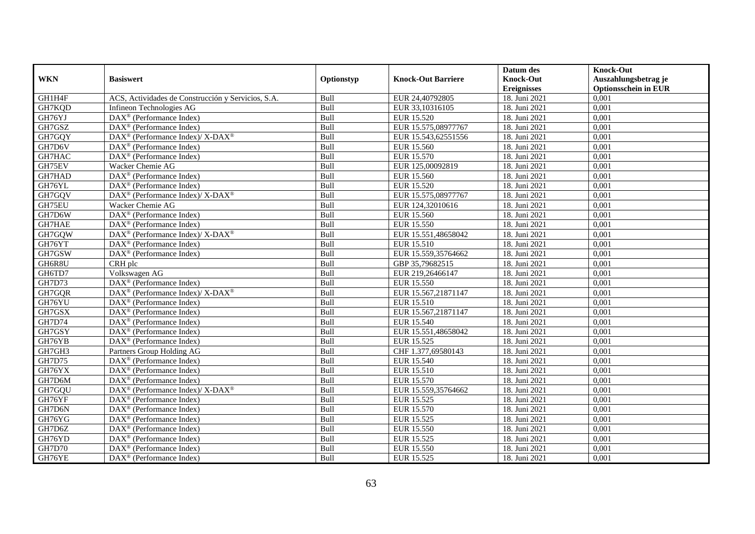| WKN | Basiswert | Optionstyp | Knock-Out Barriere | Datum des Knock-Out Ereignisses | Knock-Out Auszahlungsbetrag je Optionsschein in EUR |
|---|---|---|---|---|---|
| GH1H4F | ACS, Actividades de Construcción y Servicios, S.A. | Bull | EUR 24,40792805 | 18. Juni 2021 | 0,001 |
| GH7KQD | Infineon Technologies AG | Bull | EUR 33,10316105 | 18. Juni 2021 | 0,001 |
| GH76YJ | DAX® (Performance Index) | Bull | EUR 15.520 | 18. Juni 2021 | 0,001 |
| GH7GSZ | DAX® (Performance Index) | Bull | EUR 15.575,08977767 | 18. Juni 2021 | 0,001 |
| GH7GQY | DAX® (Performance Index)/ X-DAX® | Bull | EUR 15.543,62551556 | 18. Juni 2021 | 0,001 |
| GH7D6V | DAX® (Performance Index) | Bull | EUR 15.560 | 18. Juni 2021 | 0,001 |
| GH7HAC | DAX® (Performance Index) | Bull | EUR 15.570 | 18. Juni 2021 | 0,001 |
| GH75EV | Wacker Chemie AG | Bull | EUR 125,00092819 | 18. Juni 2021 | 0,001 |
| GH7HAD | DAX® (Performance Index) | Bull | EUR 15.560 | 18. Juni 2021 | 0,001 |
| GH76YL | DAX® (Performance Index) | Bull | EUR 15.520 | 18. Juni 2021 | 0,001 |
| GH7GQV | DAX® (Performance Index)/ X-DAX® | Bull | EUR 15.575,08977767 | 18. Juni 2021 | 0,001 |
| GH75EU | Wacker Chemie AG | Bull | EUR 124,32010616 | 18. Juni 2021 | 0,001 |
| GH7D6W | DAX® (Performance Index) | Bull | EUR 15.560 | 18. Juni 2021 | 0,001 |
| GH7HAE | DAX® (Performance Index) | Bull | EUR 15.550 | 18. Juni 2021 | 0,001 |
| GH7GQW | DAX® (Performance Index)/ X-DAX® | Bull | EUR 15.551,48658042 | 18. Juni 2021 | 0,001 |
| GH76YT | DAX® (Performance Index) | Bull | EUR 15.510 | 18. Juni 2021 | 0,001 |
| GH7GSW | DAX® (Performance Index) | Bull | EUR 15.559,35764662 | 18. Juni 2021 | 0,001 |
| GH6R8U | CRH plc | Bull | GBP 35,79682515 | 18. Juni 2021 | 0,001 |
| GH6TD7 | Volkswagen AG | Bull | EUR 219,26466147 | 18. Juni 2021 | 0,001 |
| GH7D73 | DAX® (Performance Index) | Bull | EUR 15.550 | 18. Juni 2021 | 0,001 |
| GH7GQR | DAX® (Performance Index)/ X-DAX® | Bull | EUR 15.567,21871147 | 18. Juni 2021 | 0,001 |
| GH76YU | DAX® (Performance Index) | Bull | EUR 15.510 | 18. Juni 2021 | 0,001 |
| GH7GSX | DAX® (Performance Index) | Bull | EUR 15.567,21871147 | 18. Juni 2021 | 0,001 |
| GH7D74 | DAX® (Performance Index) | Bull | EUR 15.540 | 18. Juni 2021 | 0,001 |
| GH7GSY | DAX® (Performance Index) | Bull | EUR 15.551,48658042 | 18. Juni 2021 | 0,001 |
| GH76YB | DAX® (Performance Index) | Bull | EUR 15.525 | 18. Juni 2021 | 0,001 |
| GH7GH3 | Partners Group Holding AG | Bull | CHF 1.377,69580143 | 18. Juni 2021 | 0,001 |
| GH7D75 | DAX® (Performance Index) | Bull | EUR 15.540 | 18. Juni 2021 | 0,001 |
| GH76YX | DAX® (Performance Index) | Bull | EUR 15.510 | 18. Juni 2021 | 0,001 |
| GH7D6M | DAX® (Performance Index) | Bull | EUR 15.570 | 18. Juni 2021 | 0,001 |
| GH7GQU | DAX® (Performance Index)/ X-DAX® | Bull | EUR 15.559,35764662 | 18. Juni 2021 | 0,001 |
| GH76YF | DAX® (Performance Index) | Bull | EUR 15.525 | 18. Juni 2021 | 0,001 |
| GH7D6N | DAX® (Performance Index) | Bull | EUR 15.570 | 18. Juni 2021 | 0,001 |
| GH76YG | DAX® (Performance Index) | Bull | EUR 15.525 | 18. Juni 2021 | 0,001 |
| GH7D6Z | DAX® (Performance Index) | Bull | EUR 15.550 | 18. Juni 2021 | 0,001 |
| GH76YD | DAX® (Performance Index) | Bull | EUR 15.525 | 18. Juni 2021 | 0,001 |
| GH7D70 | DAX® (Performance Index) | Bull | EUR 15.550 | 18. Juni 2021 | 0,001 |
| GH76YE | DAX® (Performance Index) | Bull | EUR 15.525 | 18. Juni 2021 | 0,001 |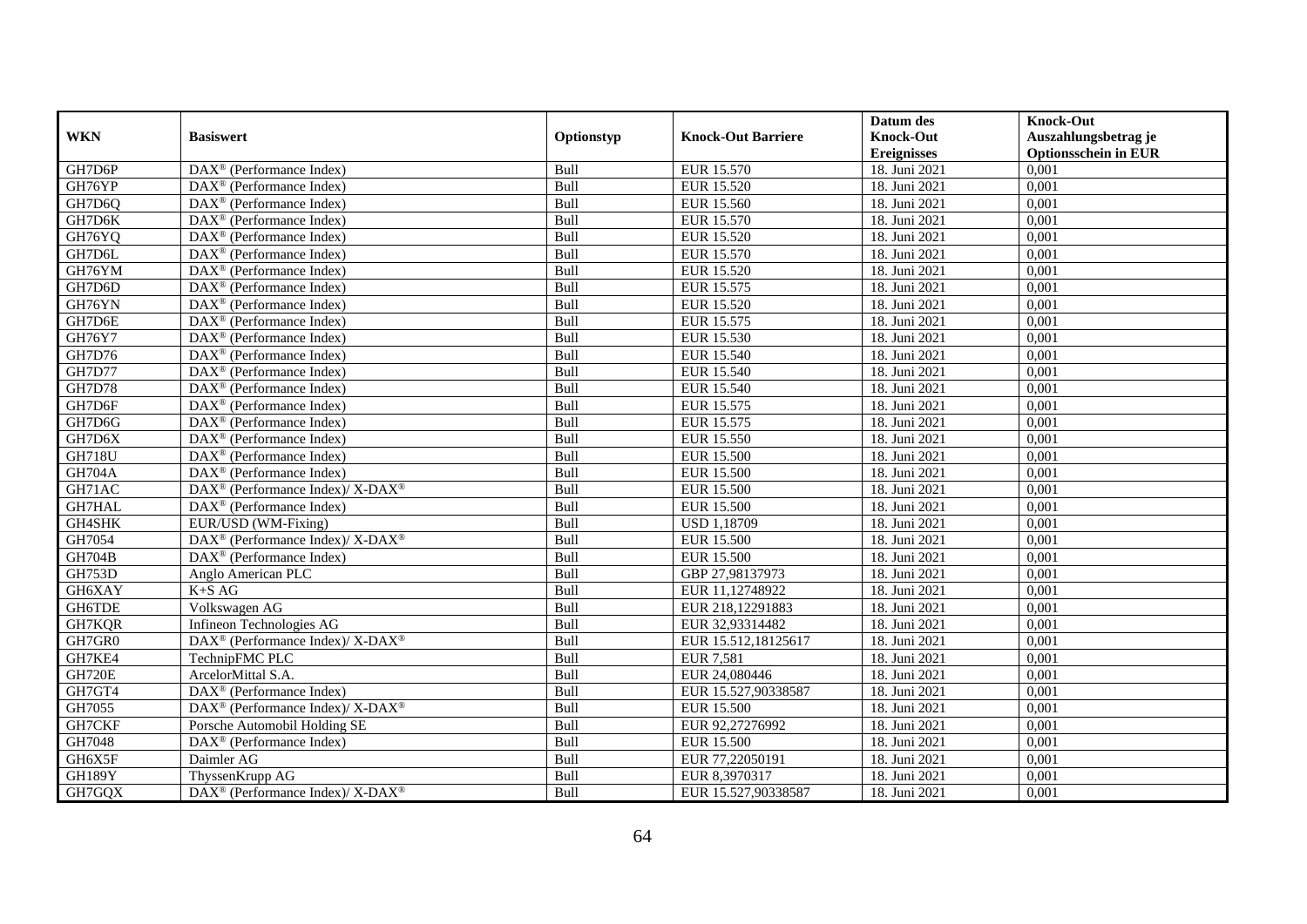| WKN | Basiswert | Optionstyp | Knock-Out Barriere | Datum des Knock-Out Ereignisses | Knock-Out Auszahlungsbetrag je Optionsschein in EUR |
|---|---|---|---|---|---|
| GH7D6P | DAX® (Performance Index) | Bull | EUR 15.570 | 18. Juni 2021 | 0,001 |
| GH76YP | DAX® (Performance Index) | Bull | EUR 15.520 | 18. Juni 2021 | 0,001 |
| GH7D6Q | DAX® (Performance Index) | Bull | EUR 15.560 | 18. Juni 2021 | 0,001 |
| GH7D6K | DAX® (Performance Index) | Bull | EUR 15.570 | 18. Juni 2021 | 0,001 |
| GH76YQ | DAX® (Performance Index) | Bull | EUR 15.520 | 18. Juni 2021 | 0,001 |
| GH7D6L | DAX® (Performance Index) | Bull | EUR 15.570 | 18. Juni 2021 | 0,001 |
| GH76YM | DAX® (Performance Index) | Bull | EUR 15.520 | 18. Juni 2021 | 0,001 |
| GH7D6D | DAX® (Performance Index) | Bull | EUR 15.575 | 18. Juni 2021 | 0,001 |
| GH76YN | DAX® (Performance Index) | Bull | EUR 15.520 | 18. Juni 2021 | 0,001 |
| GH7D6E | DAX® (Performance Index) | Bull | EUR 15.575 | 18. Juni 2021 | 0,001 |
| GH76Y7 | DAX® (Performance Index) | Bull | EUR 15.530 | 18. Juni 2021 | 0,001 |
| GH7D76 | DAX® (Performance Index) | Bull | EUR 15.540 | 18. Juni 2021 | 0,001 |
| GH7D77 | DAX® (Performance Index) | Bull | EUR 15.540 | 18. Juni 2021 | 0,001 |
| GH7D78 | DAX® (Performance Index) | Bull | EUR 15.540 | 18. Juni 2021 | 0,001 |
| GH7D6F | DAX® (Performance Index) | Bull | EUR 15.575 | 18. Juni 2021 | 0,001 |
| GH7D6G | DAX® (Performance Index) | Bull | EUR 15.575 | 18. Juni 2021 | 0,001 |
| GH7D6X | DAX® (Performance Index) | Bull | EUR 15.550 | 18. Juni 2021 | 0,001 |
| GH718U | DAX® (Performance Index) | Bull | EUR 15.500 | 18. Juni 2021 | 0,001 |
| GH704A | DAX® (Performance Index) | Bull | EUR 15.500 | 18. Juni 2021 | 0,001 |
| GH71AC | DAX® (Performance Index)/ X-DAX® | Bull | EUR 15.500 | 18. Juni 2021 | 0,001 |
| GH7HAL | DAX® (Performance Index) | Bull | EUR 15.500 | 18. Juni 2021 | 0,001 |
| GH4SHK | EUR/USD (WM-Fixing) | Bull | USD 1,18709 | 18. Juni 2021 | 0,001 |
| GH7054 | DAX® (Performance Index)/ X-DAX® | Bull | EUR 15.500 | 18. Juni 2021 | 0,001 |
| GH704B | DAX® (Performance Index) | Bull | EUR 15.500 | 18. Juni 2021 | 0,001 |
| GH753D | Anglo American PLC | Bull | GBP 27,98137973 | 18. Juni 2021 | 0,001 |
| GH6XAY | K+S AG | Bull | EUR 11,12748922 | 18. Juni 2021 | 0,001 |
| GH6TDE | Volkswagen AG | Bull | EUR 218,12291883 | 18. Juni 2021 | 0,001 |
| GH7KQR | Infineon Technologies AG | Bull | EUR 32,93314482 | 18. Juni 2021 | 0,001 |
| GH7GR0 | DAX® (Performance Index)/ X-DAX® | Bull | EUR 15.512,18125617 | 18. Juni 2021 | 0,001 |
| GH7KE4 | TechnipFMC PLC | Bull | EUR 7,581 | 18. Juni 2021 | 0,001 |
| GH720E | ArcelorMittal S.A. | Bull | EUR 24,080446 | 18. Juni 2021 | 0,001 |
| GH7GT4 | DAX® (Performance Index) | Bull | EUR 15.527,90338587 | 18. Juni 2021 | 0,001 |
| GH7055 | DAX® (Performance Index)/ X-DAX® | Bull | EUR 15.500 | 18. Juni 2021 | 0,001 |
| GH7CKF | Porsche Automobil Holding SE | Bull | EUR 92,27276992 | 18. Juni 2021 | 0,001 |
| GH7048 | DAX® (Performance Index) | Bull | EUR 15.500 | 18. Juni 2021 | 0,001 |
| GH6X5F | Daimler AG | Bull | EUR 77,22050191 | 18. Juni 2021 | 0,001 |
| GH189Y | ThyssenKrupp AG | Bull | EUR 8,3970317 | 18. Juni 2021 | 0,001 |
| GH7GQX | DAX® (Performance Index)/ X-DAX® | Bull | EUR 15.527,90338587 | 18. Juni 2021 | 0,001 |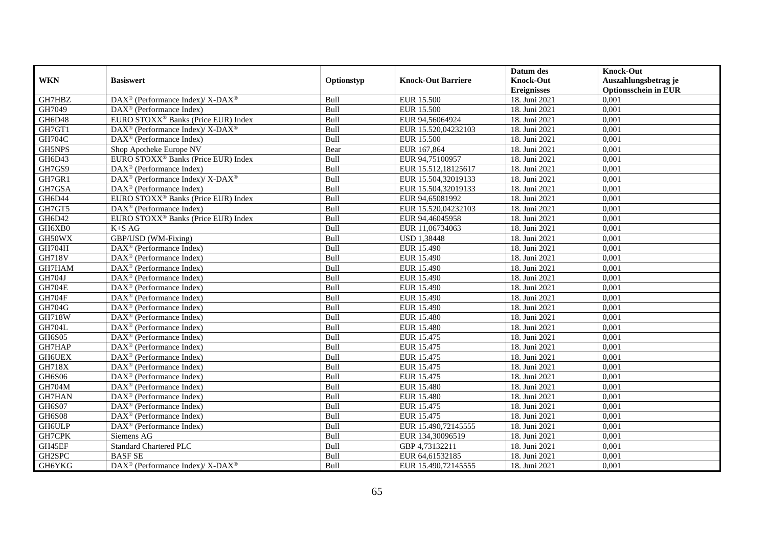| WKN | Basiswert | Optionstyp | Knock-Out Barriere | Datum des Knock-Out Ereignisses | Knock-Out Auszahlungsbetrag je Optionsschein in EUR |
|---|---|---|---|---|---|
| GH7HBZ | DAX® (Performance Index)/ X-DAX® | Bull | EUR 15.500 | 18. Juni 2021 | 0,001 |
| GH7049 | DAX® (Performance Index) | Bull | EUR 15.500 | 18. Juni 2021 | 0,001 |
| GH6D48 | EURO STOXX® Banks (Price EUR) Index | Bull | EUR 94,56064924 | 18. Juni 2021 | 0,001 |
| GH7GT1 | DAX® (Performance Index)/ X-DAX® | Bull | EUR 15.520,04232103 | 18. Juni 2021 | 0,001 |
| GH704C | DAX® (Performance Index) | Bull | EUR 15.500 | 18. Juni 2021 | 0,001 |
| GH5NPS | Shop Apotheke Europe NV | Bear | EUR 167,864 | 18. Juni 2021 | 0,001 |
| GH6D43 | EURO STOXX® Banks (Price EUR) Index | Bull | EUR 94,75100957 | 18. Juni 2021 | 0,001 |
| GH7GS9 | DAX® (Performance Index) | Bull | EUR 15.512,18125617 | 18. Juni 2021 | 0,001 |
| GH7GR1 | DAX® (Performance Index)/ X-DAX® | Bull | EUR 15.504,32019133 | 18. Juni 2021 | 0,001 |
| GH7GSA | DAX® (Performance Index) | Bull | EUR 15.504,32019133 | 18. Juni 2021 | 0,001 |
| GH6D44 | EURO STOXX® Banks (Price EUR) Index | Bull | EUR 94,65081992 | 18. Juni 2021 | 0,001 |
| GH7GT5 | DAX® (Performance Index) | Bull | EUR 15.520,04232103 | 18. Juni 2021 | 0,001 |
| GH6D42 | EURO STOXX® Banks (Price EUR) Index | Bull | EUR 94,46045958 | 18. Juni 2021 | 0,001 |
| GH6XB0 | K+S AG | Bull | EUR 11,06734063 | 18. Juni 2021 | 0,001 |
| GH50WX | GBP/USD (WM-Fixing) | Bull | USD 1,38448 | 18. Juni 2021 | 0,001 |
| GH704H | DAX® (Performance Index) | Bull | EUR 15.490 | 18. Juni 2021 | 0,001 |
| GH718V | DAX® (Performance Index) | Bull | EUR 15.490 | 18. Juni 2021 | 0,001 |
| GH7HAM | DAX® (Performance Index) | Bull | EUR 15.490 | 18. Juni 2021 | 0,001 |
| GH704J | DAX® (Performance Index) | Bull | EUR 15.490 | 18. Juni 2021 | 0,001 |
| GH704E | DAX® (Performance Index) | Bull | EUR 15.490 | 18. Juni 2021 | 0,001 |
| GH704F | DAX® (Performance Index) | Bull | EUR 15.490 | 18. Juni 2021 | 0,001 |
| GH704G | DAX® (Performance Index) | Bull | EUR 15.490 | 18. Juni 2021 | 0,001 |
| GH718W | DAX® (Performance Index) | Bull | EUR 15.480 | 18. Juni 2021 | 0,001 |
| GH704L | DAX® (Performance Index) | Bull | EUR 15.480 | 18. Juni 2021 | 0,001 |
| GH6S05 | DAX® (Performance Index) | Bull | EUR 15.475 | 18. Juni 2021 | 0,001 |
| GH7HAP | DAX® (Performance Index) | Bull | EUR 15.475 | 18. Juni 2021 | 0,001 |
| GH6UEX | DAX® (Performance Index) | Bull | EUR 15.475 | 18. Juni 2021 | 0,001 |
| GH718X | DAX® (Performance Index) | Bull | EUR 15.475 | 18. Juni 2021 | 0,001 |
| GH6S06 | DAX® (Performance Index) | Bull | EUR 15.475 | 18. Juni 2021 | 0,001 |
| GH704M | DAX® (Performance Index) | Bull | EUR 15.480 | 18. Juni 2021 | 0,001 |
| GH7HAN | DAX® (Performance Index) | Bull | EUR 15.480 | 18. Juni 2021 | 0,001 |
| GH6S07 | DAX® (Performance Index) | Bull | EUR 15.475 | 18. Juni 2021 | 0,001 |
| GH6S08 | DAX® (Performance Index) | Bull | EUR 15.475 | 18. Juni 2021 | 0,001 |
| GH6ULP | DAX® (Performance Index) | Bull | EUR 15.490,72145555 | 18. Juni 2021 | 0,001 |
| GH7CPK | Siemens AG | Bull | EUR 134,30096519 | 18. Juni 2021 | 0,001 |
| GH45EF | Standard Chartered PLC | Bull | GBP 4,73132211 | 18. Juni 2021 | 0,001 |
| GH2SPC | BASF SE | Bull | EUR 64,61532185 | 18. Juni 2021 | 0,001 |
| GH6YKG | DAX® (Performance Index)/ X-DAX® | Bull | EUR 15.490,72145555 | 18. Juni 2021 | 0,001 |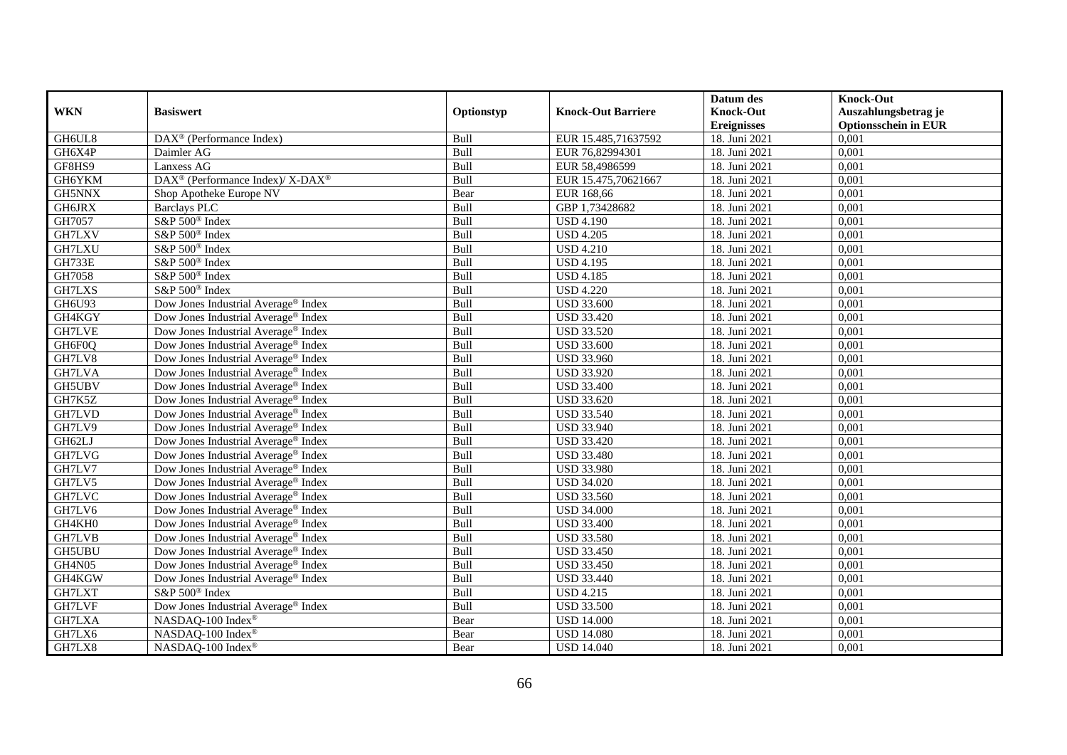| WKN | Basiswert | Optionstyp | Knock-Out Barriere | Datum des Knock-Out Ereignisses | Knock-Out Auszahlungsbetrag je Optionsschein in EUR |
|---|---|---|---|---|---|
| GH6UL8 | DAX® (Performance Index) | Bull | EUR 15.485,71637592 | 18. Juni 2021 | 0,001 |
| GH6X4P | Daimler AG | Bull | EUR 76,82994301 | 18. Juni 2021 | 0,001 |
| GF8HS9 | Lanxess AG | Bull | EUR 58,4986599 | 18. Juni 2021 | 0,001 |
| GH6YKM | DAX® (Performance Index)/ X-DAX® | Bull | EUR 15.475,70621667 | 18. Juni 2021 | 0,001 |
| GH5NNX | Shop Apotheke Europe NV | Bear | EUR 168,66 | 18. Juni 2021 | 0,001 |
| GH6JRX | Barclays PLC | Bull | GBP 1,73428682 | 18. Juni 2021 | 0,001 |
| GH7057 | S&P 500® Index | Bull | USD 4.190 | 18. Juni 2021 | 0,001 |
| GH7LXV | S&P 500® Index | Bull | USD 4.205 | 18. Juni 2021 | 0,001 |
| GH7LXU | S&P 500® Index | Bull | USD 4.210 | 18. Juni 2021 | 0,001 |
| GH733E | S&P 500® Index | Bull | USD 4.195 | 18. Juni 2021 | 0,001 |
| GH7058 | S&P 500® Index | Bull | USD 4.185 | 18. Juni 2021 | 0,001 |
| GH7LXS | S&P 500® Index | Bull | USD 4.220 | 18. Juni 2021 | 0,001 |
| GH6U93 | Dow Jones Industrial Average® Index | Bull | USD 33.600 | 18. Juni 2021 | 0,001 |
| GH4KGY | Dow Jones Industrial Average® Index | Bull | USD 33.420 | 18. Juni 2021 | 0,001 |
| GH7LVE | Dow Jones Industrial Average® Index | Bull | USD 33.520 | 18. Juni 2021 | 0,001 |
| GH6F0Q | Dow Jones Industrial Average® Index | Bull | USD 33.600 | 18. Juni 2021 | 0,001 |
| GH7LV8 | Dow Jones Industrial Average® Index | Bull | USD 33.960 | 18. Juni 2021 | 0,001 |
| GH7LVA | Dow Jones Industrial Average® Index | Bull | USD 33.920 | 18. Juni 2021 | 0,001 |
| GH5UBV | Dow Jones Industrial Average® Index | Bull | USD 33.400 | 18. Juni 2021 | 0,001 |
| GH7K5Z | Dow Jones Industrial Average® Index | Bull | USD 33.620 | 18. Juni 2021 | 0,001 |
| GH7LVD | Dow Jones Industrial Average® Index | Bull | USD 33.540 | 18. Juni 2021 | 0,001 |
| GH7LV9 | Dow Jones Industrial Average® Index | Bull | USD 33.940 | 18. Juni 2021 | 0,001 |
| GH62LJ | Dow Jones Industrial Average® Index | Bull | USD 33.420 | 18. Juni 2021 | 0,001 |
| GH7LVG | Dow Jones Industrial Average® Index | Bull | USD 33.480 | 18. Juni 2021 | 0,001 |
| GH7LV7 | Dow Jones Industrial Average® Index | Bull | USD 33.980 | 18. Juni 2021 | 0,001 |
| GH7LV5 | Dow Jones Industrial Average® Index | Bull | USD 34.020 | 18. Juni 2021 | 0,001 |
| GH7LVC | Dow Jones Industrial Average® Index | Bull | USD 33.560 | 18. Juni 2021 | 0,001 |
| GH7LV6 | Dow Jones Industrial Average® Index | Bull | USD 34.000 | 18. Juni 2021 | 0,001 |
| GH4KH0 | Dow Jones Industrial Average® Index | Bull | USD 33.400 | 18. Juni 2021 | 0,001 |
| GH7LVB | Dow Jones Industrial Average® Index | Bull | USD 33.580 | 18. Juni 2021 | 0,001 |
| GH5UBU | Dow Jones Industrial Average® Index | Bull | USD 33.450 | 18. Juni 2021 | 0,001 |
| GH4N05 | Dow Jones Industrial Average® Index | Bull | USD 33.450 | 18. Juni 2021 | 0,001 |
| GH4KGW | Dow Jones Industrial Average® Index | Bull | USD 33.440 | 18. Juni 2021 | 0,001 |
| GH7LXT | S&P 500® Index | Bull | USD 4.215 | 18. Juni 2021 | 0,001 |
| GH7LVF | Dow Jones Industrial Average® Index | Bull | USD 33.500 | 18. Juni 2021 | 0,001 |
| GH7LXA | NASDAQ-100 Index® | Bear | USD 14.000 | 18. Juni 2021 | 0,001 |
| GH7LX6 | NASDAQ-100 Index® | Bear | USD 14.080 | 18. Juni 2021 | 0,001 |
| GH7LX8 | NASDAQ-100 Index® | Bear | USD 14.040 | 18. Juni 2021 | 0,001 |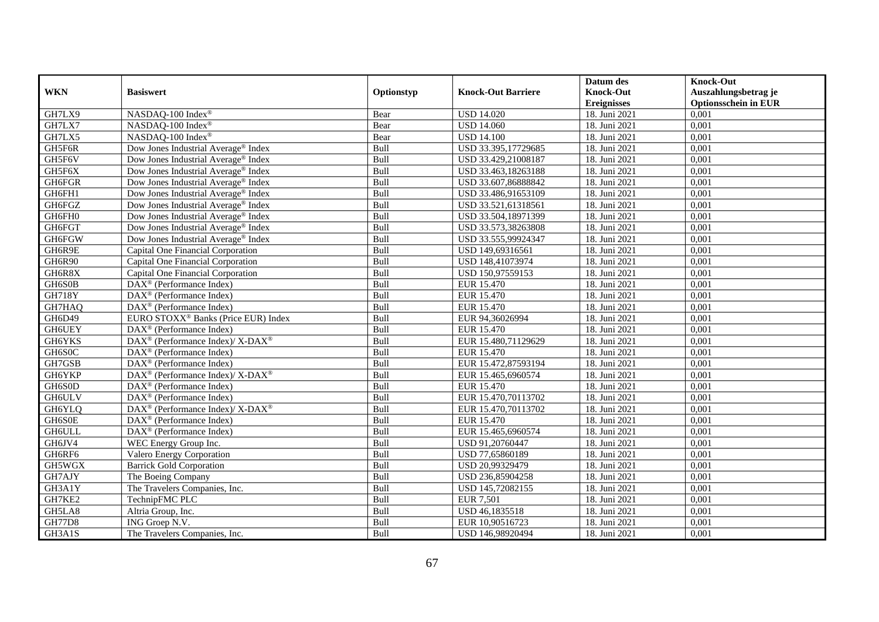| WKN | Basiswert | Optionstyp | Knock-Out Barriere | Datum des Knock-Out Ereignisses | Knock-Out Auszahlungsbetrag je Optionsschein in EUR |
|---|---|---|---|---|---|
| GH7LX9 | NASDAQ-100 Index® | Bear | USD 14.020 | 18. Juni 2021 | 0,001 |
| GH7LX7 | NASDAQ-100 Index® | Bear | USD 14.060 | 18. Juni 2021 | 0,001 |
| GH7LX5 | NASDAQ-100 Index® | Bear | USD 14.100 | 18. Juni 2021 | 0,001 |
| GH5F6R | Dow Jones Industrial Average® Index | Bull | USD 33.395,17729685 | 18. Juni 2021 | 0,001 |
| GH5F6V | Dow Jones Industrial Average® Index | Bull | USD 33.429,21008187 | 18. Juni 2021 | 0,001 |
| GH5F6X | Dow Jones Industrial Average® Index | Bull | USD 33.463,18263188 | 18. Juni 2021 | 0,001 |
| GH6FGR | Dow Jones Industrial Average® Index | Bull | USD 33.607,86888842 | 18. Juni 2021 | 0,001 |
| GH6FH1 | Dow Jones Industrial Average® Index | Bull | USD 33.486,91653109 | 18. Juni 2021 | 0,001 |
| GH6FGZ | Dow Jones Industrial Average® Index | Bull | USD 33.521,61318561 | 18. Juni 2021 | 0,001 |
| GH6FH0 | Dow Jones Industrial Average® Index | Bull | USD 33.504,18971399 | 18. Juni 2021 | 0,001 |
| GH6FGT | Dow Jones Industrial Average® Index | Bull | USD 33.573,38263808 | 18. Juni 2021 | 0,001 |
| GH6FGW | Dow Jones Industrial Average® Index | Bull | USD 33.555,99924347 | 18. Juni 2021 | 0,001 |
| GH6R9E | Capital One Financial Corporation | Bull | USD 149,69316561 | 18. Juni 2021 | 0,001 |
| GH6R90 | Capital One Financial Corporation | Bull | USD 148,41073974 | 18. Juni 2021 | 0,001 |
| GH6R8X | Capital One Financial Corporation | Bull | USD 150,97559153 | 18. Juni 2021 | 0,001 |
| GH6S0B | DAX® (Performance Index) | Bull | EUR 15.470 | 18. Juni 2021 | 0,001 |
| GH718Y | DAX® (Performance Index) | Bull | EUR 15.470 | 18. Juni 2021 | 0,001 |
| GH7HAQ | DAX® (Performance Index) | Bull | EUR 15.470 | 18. Juni 2021 | 0,001 |
| GH6D49 | EURO STOXX® Banks (Price EUR) Index | Bull | EUR 94,36026994 | 18. Juni 2021 | 0,001 |
| GH6UEY | DAX® (Performance Index) | Bull | EUR 15.470 | 18. Juni 2021 | 0,001 |
| GH6YKS | DAX® (Performance Index)/ X-DAX® | Bull | EUR 15.480,71129629 | 18. Juni 2021 | 0,001 |
| GH6S0C | DAX® (Performance Index) | Bull | EUR 15.470 | 18. Juni 2021 | 0,001 |
| GH7GSB | DAX® (Performance Index) | Bull | EUR 15.472,87593194 | 18. Juni 2021 | 0,001 |
| GH6YKP | DAX® (Performance Index)/ X-DAX® | Bull | EUR 15.465,6960574 | 18. Juni 2021 | 0,001 |
| GH6S0D | DAX® (Performance Index) | Bull | EUR 15.470 | 18. Juni 2021 | 0,001 |
| GH6ULV | DAX® (Performance Index) | Bull | EUR 15.470,70113702 | 18. Juni 2021 | 0,001 |
| GH6YLQ | DAX® (Performance Index)/ X-DAX® | Bull | EUR 15.470,70113702 | 18. Juni 2021 | 0,001 |
| GH6S0E | DAX® (Performance Index) | Bull | EUR 15.470 | 18. Juni 2021 | 0,001 |
| GH6ULL | DAX® (Performance Index) | Bull | EUR 15.465,6960574 | 18. Juni 2021 | 0,001 |
| GH6JV4 | WEC Energy Group Inc. | Bull | USD 91,20760447 | 18. Juni 2021 | 0,001 |
| GH6RF6 | Valero Energy Corporation | Bull | USD 77,65860189 | 18. Juni 2021 | 0,001 |
| GH5WGX | Barrick Gold Corporation | Bull | USD 20,99329479 | 18. Juni 2021 | 0,001 |
| GH7AJY | The Boeing Company | Bull | USD 236,85904258 | 18. Juni 2021 | 0,001 |
| GH3A1Y | The Travelers Companies, Inc. | Bull | USD 145,72082155 | 18. Juni 2021 | 0,001 |
| GH7KE2 | TechnipFMC PLC | Bull | EUR 7,501 | 18. Juni 2021 | 0,001 |
| GH5LA8 | Altria Group, Inc. | Bull | USD 46,1835518 | 18. Juni 2021 | 0,001 |
| GH77D8 | ING Groep N.V. | Bull | EUR 10,90516723 | 18. Juni 2021 | 0,001 |
| GH3A1S | The Travelers Companies, Inc. | Bull | USD 146,98920494 | 18. Juni 2021 | 0,001 |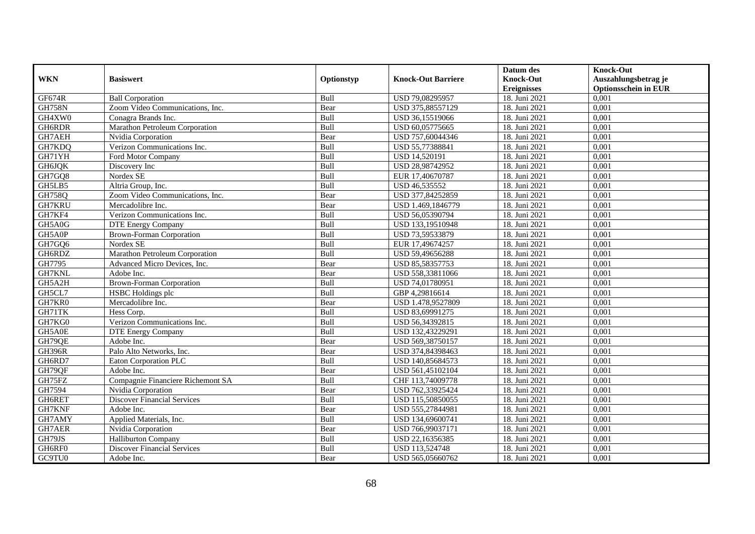| WKN | Basiswert | Optionstyp | Knock-Out Barriere | Datum des Knock-Out Ereignisses | Knock-Out Auszahlungsbetrag je Optionsschein in EUR |
|---|---|---|---|---|---|
| GF674R | Ball Corporation | Bull | USD 79,08295957 | 18. Juni 2021 | 0,001 |
| GH758N | Zoom Video Communications, Inc. | Bear | USD 375,88557129 | 18. Juni 2021 | 0,001 |
| GH4XW0 | Conagra Brands Inc. | Bull | USD 36,15519066 | 18. Juni 2021 | 0,001 |
| GH6RDR | Marathon Petroleum Corporation | Bull | USD 60,05775665 | 18. Juni 2021 | 0,001 |
| GH7AEH | Nvidia Corporation | Bear | USD 757,60044346 | 18. Juni 2021 | 0,001 |
| GH7KDQ | Verizon Communications Inc. | Bull | USD 55,77388841 | 18. Juni 2021 | 0,001 |
| GH71YH | Ford Motor Company | Bull | USD 14,520191 | 18. Juni 2021 | 0,001 |
| GH6JQK | Discovery Inc | Bull | USD 28,98742952 | 18. Juni 2021 | 0,001 |
| GH7GQ8 | Nordex SE | Bull | EUR 17,40670787 | 18. Juni 2021 | 0,001 |
| GH5LB5 | Altria Group, Inc. | Bull | USD 46,535552 | 18. Juni 2021 | 0,001 |
| GH758Q | Zoom Video Communications, Inc. | Bear | USD 377,84252859 | 18. Juni 2021 | 0,001 |
| GH7KRU | Mercadolibre Inc. | Bear | USD 1.469,1846779 | 18. Juni 2021 | 0,001 |
| GH7KF4 | Verizon Communications Inc. | Bull | USD 56,05390794 | 18. Juni 2021 | 0,001 |
| GH5A0G | DTE Energy Company | Bull | USD 133,19510948 | 18. Juni 2021 | 0,001 |
| GH5A0P | Brown-Forman Corporation | Bull | USD 73,59533879 | 18. Juni 2021 | 0,001 |
| GH7GQ6 | Nordex SE | Bull | EUR 17,49674257 | 18. Juni 2021 | 0,001 |
| GH6RDZ | Marathon Petroleum Corporation | Bull | USD 59,49656288 | 18. Juni 2021 | 0,001 |
| GH7795 | Advanced Micro Devices, Inc. | Bear | USD 85,58357753 | 18. Juni 2021 | 0,001 |
| GH7KNL | Adobe Inc. | Bear | USD 558,33811066 | 18. Juni 2021 | 0,001 |
| GH5A2H | Brown-Forman Corporation | Bull | USD 74,01780951 | 18. Juni 2021 | 0,001 |
| GH5CL7 | HSBC Holdings plc | Bull | GBP 4,29816614 | 18. Juni 2021 | 0,001 |
| GH7KR0 | Mercadolibre Inc. | Bear | USD 1.478,9527809 | 18. Juni 2021 | 0,001 |
| GH71TK | Hess Corp. | Bull | USD 83,69991275 | 18. Juni 2021 | 0,001 |
| GH7KG0 | Verizon Communications Inc. | Bull | USD 56,34392815 | 18. Juni 2021 | 0,001 |
| GH5A0E | DTE Energy Company | Bull | USD 132,43229291 | 18. Juni 2021 | 0,001 |
| GH79QE | Adobe Inc. | Bear | USD 569,38750157 | 18. Juni 2021 | 0,001 |
| GH396R | Palo Alto Networks, Inc. | Bear | USD 374,84398463 | 18. Juni 2021 | 0,001 |
| GH6RD7 | Eaton Corporation PLC | Bull | USD 140,85684573 | 18. Juni 2021 | 0,001 |
| GH79QF | Adobe Inc. | Bear | USD 561,45102104 | 18. Juni 2021 | 0,001 |
| GH75FZ | Compagnie Financiere Richemont SA | Bull | CHF 113,74009778 | 18. Juni 2021 | 0,001 |
| GH7594 | Nvidia Corporation | Bear | USD 762,33925424 | 18. Juni 2021 | 0,001 |
| GH6RET | Discover Financial Services | Bull | USD 115,50850055 | 18. Juni 2021 | 0,001 |
| GH7KNF | Adobe Inc. | Bear | USD 555,27844981 | 18. Juni 2021 | 0,001 |
| GH7AMY | Applied Materials, Inc. | Bull | USD 134,69600741 | 18. Juni 2021 | 0,001 |
| GH7AER | Nvidia Corporation | Bear | USD 766,99037171 | 18. Juni 2021 | 0,001 |
| GH79JS | Halliburton Company | Bull | USD 22,16356385 | 18. Juni 2021 | 0,001 |
| GH6RF0 | Discover Financial Services | Bull | USD 113,524748 | 18. Juni 2021 | 0,001 |
| GC9TU0 | Adobe Inc. | Bear | USD 565,05660762 | 18. Juni 2021 | 0,001 |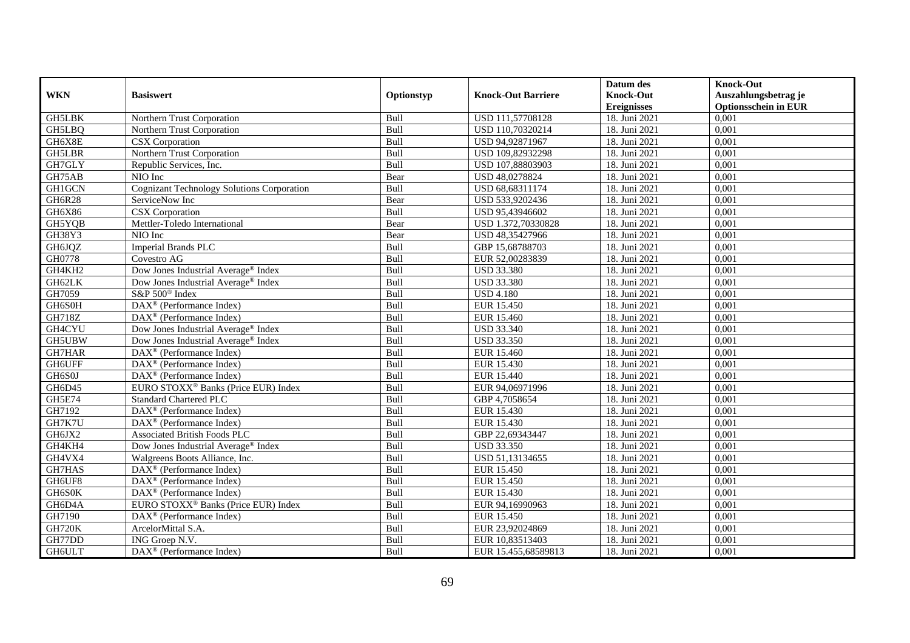| WKN | Basiswert | Optionstyp | Knock-Out Barriere | Datum des Knock-Out Ereignisses | Knock-Out Auszahlungsbetrag je Optionsschein in EUR |
|---|---|---|---|---|---|
| GH5LBK | Northern Trust Corporation | Bull | USD 111,57708128 | 18. Juni 2021 | 0,001 |
| GH5LBQ | Northern Trust Corporation | Bull | USD 110,70320214 | 18. Juni 2021 | 0,001 |
| GH6X8E | CSX Corporation | Bull | USD 94,92871967 | 18. Juni 2021 | 0,001 |
| GH5LBR | Northern Trust Corporation | Bull | USD 109,82932298 | 18. Juni 2021 | 0,001 |
| GH7GLY | Republic Services, Inc. | Bull | USD 107,88803903 | 18. Juni 2021 | 0,001 |
| GH75AB | NIO Inc | Bear | USD 48,0278824 | 18. Juni 2021 | 0,001 |
| GH1GCN | Cognizant Technology Solutions Corporation | Bull | USD 68,68311174 | 18. Juni 2021 | 0,001 |
| GH6R28 | ServiceNow Inc | Bear | USD 533,9202436 | 18. Juni 2021 | 0,001 |
| GH6X86 | CSX Corporation | Bull | USD 95,43946602 | 18. Juni 2021 | 0,001 |
| GH5YQB | Mettler-Toledo International | Bear | USD 1.372,70330828 | 18. Juni 2021 | 0,001 |
| GH38Y3 | NIO Inc | Bear | USD 48,35427966 | 18. Juni 2021 | 0,001 |
| GH6JQZ | Imperial Brands PLC | Bull | GBP 15,68788703 | 18. Juni 2021 | 0,001 |
| GH0778 | Covestro AG | Bull | EUR 52,00283839 | 18. Juni 2021 | 0,001 |
| GH4KH2 | Dow Jones Industrial Average® Index | Bull | USD 33.380 | 18. Juni 2021 | 0,001 |
| GH62LK | Dow Jones Industrial Average® Index | Bull | USD 33.380 | 18. Juni 2021 | 0,001 |
| GH7059 | S&P 500® Index | Bull | USD 4.180 | 18. Juni 2021 | 0,001 |
| GH6S0H | DAX® (Performance Index) | Bull | EUR 15.450 | 18. Juni 2021 | 0,001 |
| GH718Z | DAX® (Performance Index) | Bull | EUR 15.460 | 18. Juni 2021 | 0,001 |
| GH4CYU | Dow Jones Industrial Average® Index | Bull | USD 33.340 | 18. Juni 2021 | 0,001 |
| GH5UBW | Dow Jones Industrial Average® Index | Bull | USD 33.350 | 18. Juni 2021 | 0,001 |
| GH7HAR | DAX® (Performance Index) | Bull | EUR 15.460 | 18. Juni 2021 | 0,001 |
| GH6UFF | DAX® (Performance Index) | Bull | EUR 15.430 | 18. Juni 2021 | 0,001 |
| GH6S0J | DAX® (Performance Index) | Bull | EUR 15.440 | 18. Juni 2021 | 0,001 |
| GH6D45 | EURO STOXX® Banks (Price EUR) Index | Bull | EUR 94,06971996 | 18. Juni 2021 | 0,001 |
| GH5E74 | Standard Chartered PLC | Bull | GBP 4,7058654 | 18. Juni 2021 | 0,001 |
| GH7192 | DAX® (Performance Index) | Bull | EUR 15.430 | 18. Juni 2021 | 0,001 |
| GH7K7U | DAX® (Performance Index) | Bull | EUR 15.430 | 18. Juni 2021 | 0,001 |
| GH6JX2 | Associated British Foods PLC | Bull | GBP 22,69343447 | 18. Juni 2021 | 0,001 |
| GH4KH4 | Dow Jones Industrial Average® Index | Bull | USD 33.350 | 18. Juni 2021 | 0,001 |
| GH4VX4 | Walgreens Boots Alliance, Inc. | Bull | USD 51,13134655 | 18. Juni 2021 | 0,001 |
| GH7HAS | DAX® (Performance Index) | Bull | EUR 15.450 | 18. Juni 2021 | 0,001 |
| GH6UF8 | DAX® (Performance Index) | Bull | EUR 15.450 | 18. Juni 2021 | 0,001 |
| GH6S0K | DAX® (Performance Index) | Bull | EUR 15.430 | 18. Juni 2021 | 0,001 |
| GH6D4A | EURO STOXX® Banks (Price EUR) Index | Bull | EUR 94,16990963 | 18. Juni 2021 | 0,001 |
| GH7190 | DAX® (Performance Index) | Bull | EUR 15.450 | 18. Juni 2021 | 0,001 |
| GH720K | ArcelorMittal S.A. | Bull | EUR 23,92024869 | 18. Juni 2021 | 0,001 |
| GH77DD | ING Groep N.V. | Bull | EUR 10,83513403 | 18. Juni 2021 | 0,001 |
| GH6ULT | DAX® (Performance Index) | Bull | EUR 15.455,68589813 | 18. Juni 2021 | 0,001 |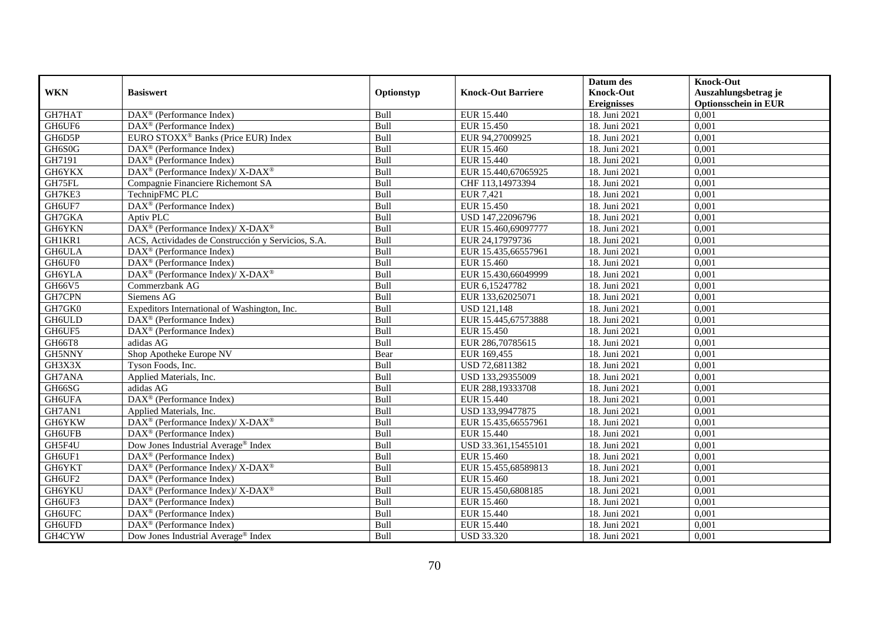| WKN | Basiswert | Optionstyp | Knock-Out Barriere | Datum des Knock-Out Ereignisses | Knock-Out Auszahlungsbetrag je Optionsschein in EUR |
|---|---|---|---|---|---|
| GH7HAT | DAX® (Performance Index) | Bull | EUR 15.440 | 18. Juni 2021 | 0,001 |
| GH6UF6 | DAX® (Performance Index) | Bull | EUR 15.450 | 18. Juni 2021 | 0,001 |
| GH6D5P | EURO STOXX® Banks (Price EUR) Index | Bull | EUR 94,27009925 | 18. Juni 2021 | 0,001 |
| GH6S0G | DAX® (Performance Index) | Bull | EUR 15.460 | 18. Juni 2021 | 0,001 |
| GH7191 | DAX® (Performance Index) | Bull | EUR 15.440 | 18. Juni 2021 | 0,001 |
| GH6YKX | DAX® (Performance Index)/ X-DAX® | Bull | EUR 15.440,67065925 | 18. Juni 2021 | 0,001 |
| GH75FL | Compagnie Financiere Richemont SA | Bull | CHF 113,14973394 | 18. Juni 2021 | 0,001 |
| GH7KE3 | TechnipFMC PLC | Bull | EUR 7,421 | 18. Juni 2021 | 0,001 |
| GH6UF7 | DAX® (Performance Index) | Bull | EUR 15.450 | 18. Juni 2021 | 0,001 |
| GH7GKA | Aptiv PLC | Bull | USD 147,22096796 | 18. Juni 2021 | 0,001 |
| GH6YKN | DAX® (Performance Index)/ X-DAX® | Bull | EUR 15.460,69097777 | 18. Juni 2021 | 0,001 |
| GH1KR1 | ACS, Actividades de Construcción y Servicios, S.A. | Bull | EUR 24,17979736 | 18. Juni 2021 | 0,001 |
| GH6ULA | DAX® (Performance Index) | Bull | EUR 15.435,66557961 | 18. Juni 2021 | 0,001 |
| GH6UF0 | DAX® (Performance Index) | Bull | EUR 15.460 | 18. Juni 2021 | 0,001 |
| GH6YLA | DAX® (Performance Index)/ X-DAX® | Bull | EUR 15.430,66049999 | 18. Juni 2021 | 0,001 |
| GH66V5 | Commerzbank AG | Bull | EUR 6,15247782 | 18. Juni 2021 | 0,001 |
| GH7CPN | Siemens AG | Bull | EUR 133,62025071 | 18. Juni 2021 | 0,001 |
| GH7GK0 | Expeditors International of Washington, Inc. | Bull | USD 121,148 | 18. Juni 2021 | 0,001 |
| GH6ULD | DAX® (Performance Index) | Bull | EUR 15.445,67573888 | 18. Juni 2021 | 0,001 |
| GH6UF5 | DAX® (Performance Index) | Bull | EUR 15.450 | 18. Juni 2021 | 0,001 |
| GH66T8 | adidas AG | Bull | EUR 286,70785615 | 18. Juni 2021 | 0,001 |
| GH5NNY | Shop Apotheke Europe NV | Bear | EUR 169,455 | 18. Juni 2021 | 0,001 |
| GH3X3X | Tyson Foods, Inc. | Bull | USD 72,6811382 | 18. Juni 2021 | 0,001 |
| GH7ANA | Applied Materials, Inc. | Bull | USD 133,29355009 | 18. Juni 2021 | 0,001 |
| GH66SG | adidas AG | Bull | EUR 288,19333708 | 18. Juni 2021 | 0,001 |
| GH6UFA | DAX® (Performance Index) | Bull | EUR 15.440 | 18. Juni 2021 | 0,001 |
| GH7AN1 | Applied Materials, Inc. | Bull | USD 133,99477875 | 18. Juni 2021 | 0,001 |
| GH6YKW | DAX® (Performance Index)/ X-DAX® | Bull | EUR 15.435,66557961 | 18. Juni 2021 | 0,001 |
| GH6UFB | DAX® (Performance Index) | Bull | EUR 15.440 | 18. Juni 2021 | 0,001 |
| GH5F4U | Dow Jones Industrial Average® Index | Bull | USD 33.361,15455101 | 18. Juni 2021 | 0,001 |
| GH6UF1 | DAX® (Performance Index) | Bull | EUR 15.460 | 18. Juni 2021 | 0,001 |
| GH6YKT | DAX® (Performance Index)/ X-DAX® | Bull | EUR 15.455,68589813 | 18. Juni 2021 | 0,001 |
| GH6UF2 | DAX® (Performance Index) | Bull | EUR 15.460 | 18. Juni 2021 | 0,001 |
| GH6YKU | DAX® (Performance Index)/ X-DAX® | Bull | EUR 15.450,6808185 | 18. Juni 2021 | 0,001 |
| GH6UF3 | DAX® (Performance Index) | Bull | EUR 15.460 | 18. Juni 2021 | 0,001 |
| GH6UFC | DAX® (Performance Index) | Bull | EUR 15.440 | 18. Juni 2021 | 0,001 |
| GH6UFD | DAX® (Performance Index) | Bull | EUR 15.440 | 18. Juni 2021 | 0,001 |
| GH4CYW | Dow Jones Industrial Average® Index | Bull | USD 33.320 | 18. Juni 2021 | 0,001 |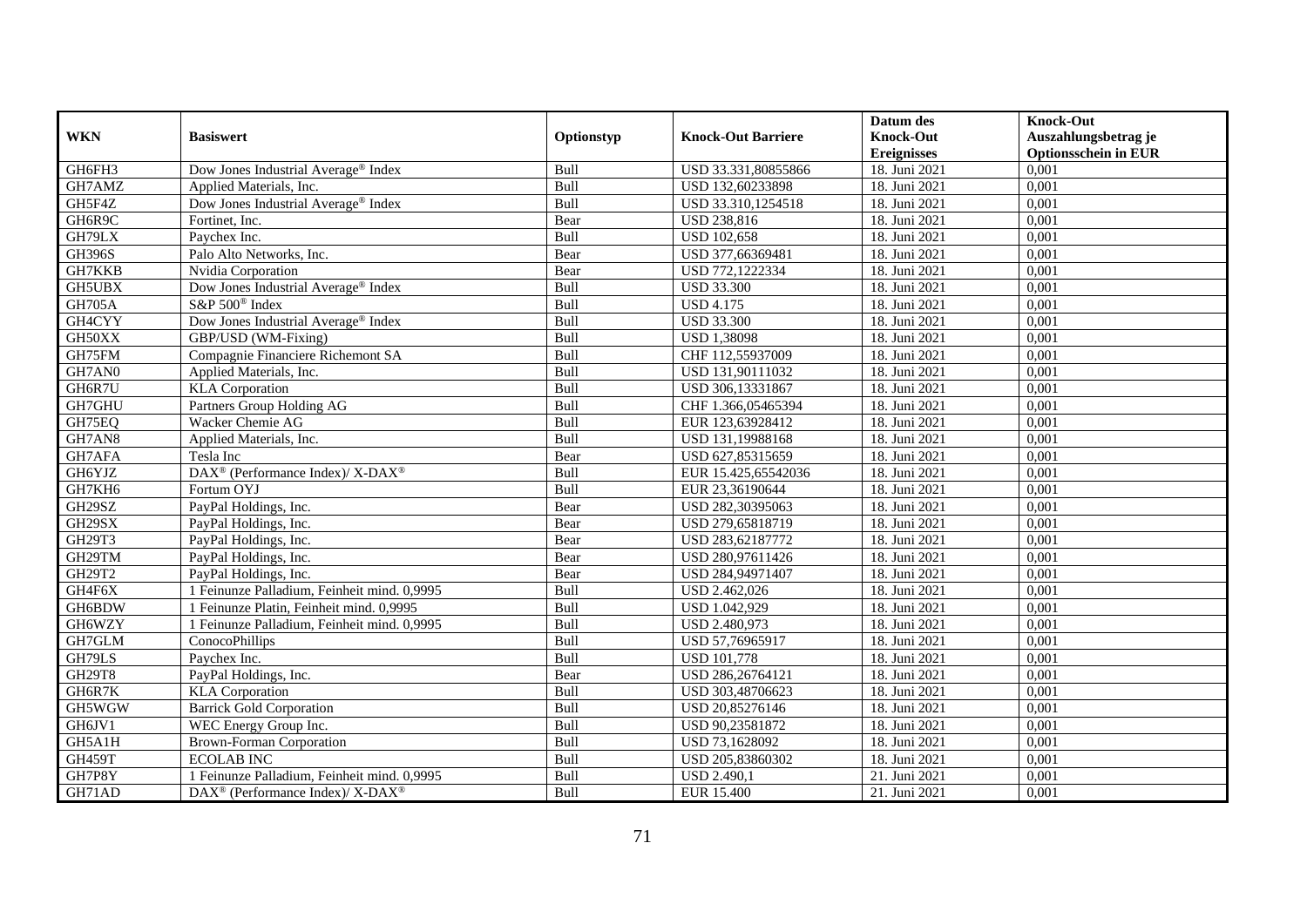| WKN | Basiswert | Optionstyp | Knock-Out Barriere | Datum des Knock-Out Ereignisses | Knock-Out Auszahlungsbetrag je Optionsschein in EUR |
|---|---|---|---|---|---|
| GH6FH3 | Dow Jones Industrial Average® Index | Bull | USD 33.331,80855866 | 18. Juni 2021 | 0,001 |
| GH7AMZ | Applied Materials, Inc. | Bull | USD 132,60233898 | 18. Juni 2021 | 0,001 |
| GH5F4Z | Dow Jones Industrial Average® Index | Bull | USD 33.310,1254518 | 18. Juni 2021 | 0,001 |
| GH6R9C | Fortinet, Inc. | Bear | USD 238,816 | 18. Juni 2021 | 0,001 |
| GH79LX | Paychex Inc. | Bull | USD 102,658 | 18. Juni 2021 | 0,001 |
| GH396S | Palo Alto Networks, Inc. | Bear | USD 377,66369481 | 18. Juni 2021 | 0,001 |
| GH7KKB | Nvidia Corporation | Bear | USD 772,1222334 | 18. Juni 2021 | 0,001 |
| GH5UBX | Dow Jones Industrial Average® Index | Bull | USD 33.300 | 18. Juni 2021 | 0,001 |
| GH705A | S&P 500® Index | Bull | USD 4.175 | 18. Juni 2021 | 0,001 |
| GH4CYY | Dow Jones Industrial Average® Index | Bull | USD 33.300 | 18. Juni 2021 | 0,001 |
| GH50XX | GBP/USD (WM-Fixing) | Bull | USD 1,38098 | 18. Juni 2021 | 0,001 |
| GH75FM | Compagnie Financiere Richemont SA | Bull | CHF 112,55937009 | 18. Juni 2021 | 0,001 |
| GH7AN0 | Applied Materials, Inc. | Bull | USD 131,90111032 | 18. Juni 2021 | 0,001 |
| GH6R7U | KLA Corporation | Bull | USD 306,13331867 | 18. Juni 2021 | 0,001 |
| GH7GHU | Partners Group Holding AG | Bull | CHF 1.366,05465394 | 18. Juni 2021 | 0,001 |
| GH75EQ | Wacker Chemie AG | Bull | EUR 123,63928412 | 18. Juni 2021 | 0,001 |
| GH7AN8 | Applied Materials, Inc. | Bull | USD 131,19988168 | 18. Juni 2021 | 0,001 |
| GH7AFA | Tesla Inc | Bear | USD 627,85315659 | 18. Juni 2021 | 0,001 |
| GH6YJZ | DAX® (Performance Index)/ X-DAX® | Bull | EUR 15.425,65542036 | 18. Juni 2021 | 0,001 |
| GH7KH6 | Fortum OYJ | Bull | EUR 23,36190644 | 18. Juni 2021 | 0,001 |
| GH29SZ | PayPal Holdings, Inc. | Bear | USD 282,30395063 | 18. Juni 2021 | 0,001 |
| GH29SX | PayPal Holdings, Inc. | Bear | USD 279,65818719 | 18. Juni 2021 | 0,001 |
| GH29T3 | PayPal Holdings, Inc. | Bear | USD 283,62187772 | 18. Juni 2021 | 0,001 |
| GH29TM | PayPal Holdings, Inc. | Bear | USD 280,97611426 | 18. Juni 2021 | 0,001 |
| GH29T2 | PayPal Holdings, Inc. | Bear | USD 284,94971407 | 18. Juni 2021 | 0,001 |
| GH4F6X | 1 Feinunze Palladium, Feinheit mind. 0,9995 | Bull | USD 2.462,026 | 18. Juni 2021 | 0,001 |
| GH6BDW | 1 Feinunze Platin, Feinheit mind. 0,9995 | Bull | USD 1.042,929 | 18. Juni 2021 | 0,001 |
| GH6WZY | 1 Feinunze Palladium, Feinheit mind. 0,9995 | Bull | USD 2.480,973 | 18. Juni 2021 | 0,001 |
| GH7GLM | ConocoPhillips | Bull | USD 57,76965917 | 18. Juni 2021 | 0,001 |
| GH79LS | Paychex Inc. | Bull | USD 101,778 | 18. Juni 2021 | 0,001 |
| GH29T8 | PayPal Holdings, Inc. | Bear | USD 286,26764121 | 18. Juni 2021 | 0,001 |
| GH6R7K | KLA Corporation | Bull | USD 303,48706623 | 18. Juni 2021 | 0,001 |
| GH5WGW | Barrick Gold Corporation | Bull | USD 20,85276146 | 18. Juni 2021 | 0,001 |
| GH6JV1 | WEC Energy Group Inc. | Bull | USD 90,23581872 | 18. Juni 2021 | 0,001 |
| GH5A1H | Brown-Forman Corporation | Bull | USD 73,1628092 | 18. Juni 2021 | 0,001 |
| GH459T | ECOLAB INC | Bull | USD 205,83860302 | 18. Juni 2021 | 0,001 |
| GH7P8Y | 1 Feinunze Palladium, Feinheit mind. 0,9995 | Bull | USD 2.490,1 | 21. Juni 2021 | 0,001 |
| GH71AD | DAX® (Performance Index)/ X-DAX® | Bull | EUR 15.400 | 21. Juni 2021 | 0,001 |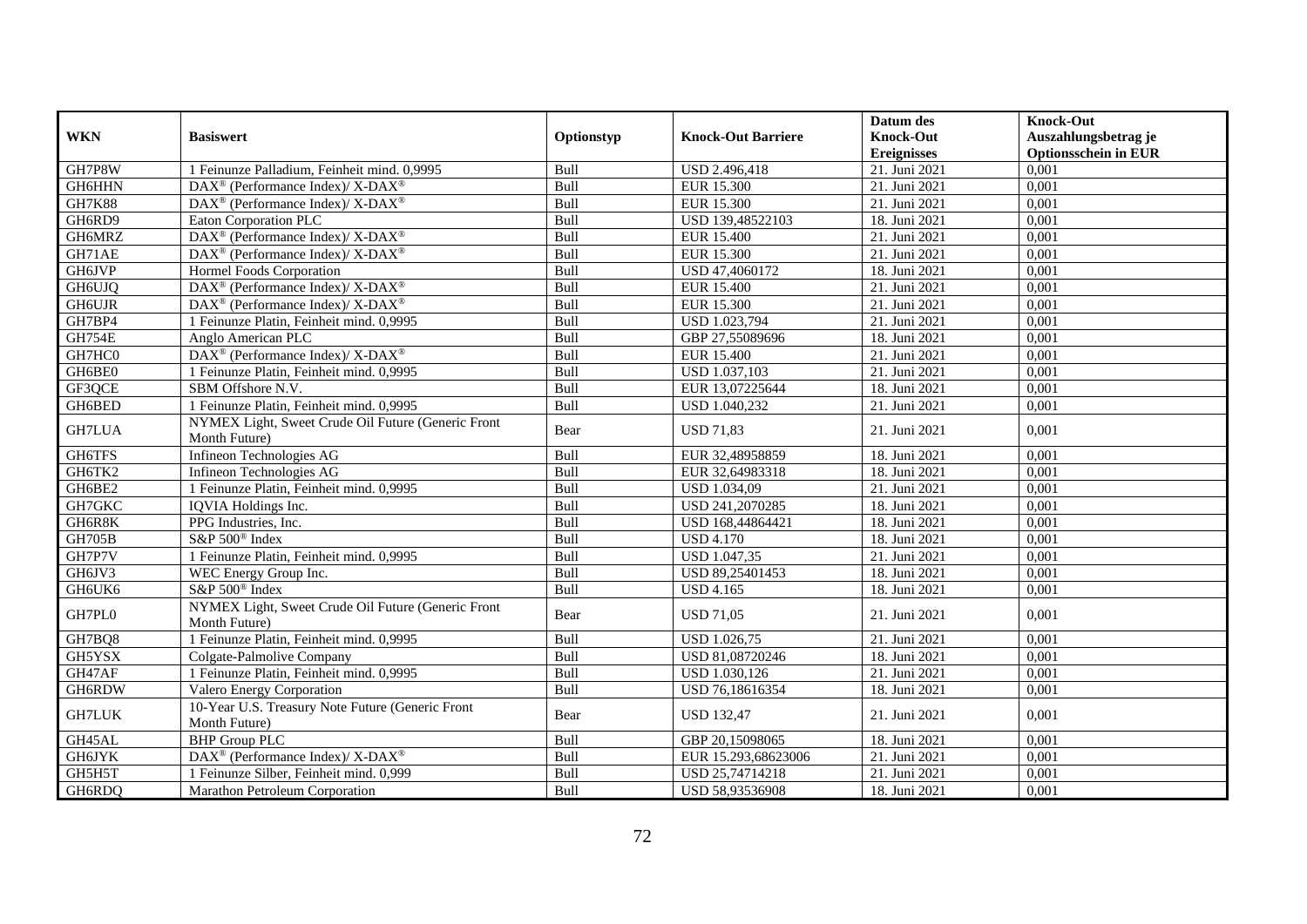| WKN | Basiswert | Optionstyp | Knock-Out Barriere | Datum des Knock-Out Ereignisses | Knock-Out Auszahlungsbetrag je Optionsschein in EUR |
|---|---|---|---|---|---|
| GH7P8W | 1 Feinunze Palladium, Feinheit mind. 0,9995 | Bull | USD 2.496,418 | 21. Juni 2021 | 0,001 |
| GH6HHN | DAX® (Performance Index)/ X-DAX® | Bull | EUR 15.300 | 21. Juni 2021 | 0,001 |
| GH7K88 | DAX® (Performance Index)/ X-DAX® | Bull | EUR 15.300 | 21. Juni 2021 | 0,001 |
| GH6RD9 | Eaton Corporation PLC | Bull | USD 139,48522103 | 18. Juni 2021 | 0,001 |
| GH6MRZ | DAX® (Performance Index)/ X-DAX® | Bull | EUR 15.400 | 21. Juni 2021 | 0,001 |
| GH71AE | DAX® (Performance Index)/ X-DAX® | Bull | EUR 15.300 | 21. Juni 2021 | 0,001 |
| GH6JVP | Hormel Foods Corporation | Bull | USD 47,4060172 | 18. Juni 2021 | 0,001 |
| GH6UJQ | DAX® (Performance Index)/ X-DAX® | Bull | EUR 15.400 | 21. Juni 2021 | 0,001 |
| GH6UJR | DAX® (Performance Index)/ X-DAX® | Bull | EUR 15.300 | 21. Juni 2021 | 0,001 |
| GH7BP4 | 1 Feinunze Platin, Feinheit mind. 0,9995 | Bull | USD 1.023,794 | 21. Juni 2021 | 0,001 |
| GH754E | Anglo American PLC | Bull | GBP 27,55089696 | 18. Juni 2021 | 0,001 |
| GH7HC0 | DAX® (Performance Index)/ X-DAX® | Bull | EUR 15.400 | 21. Juni 2021 | 0,001 |
| GH6BE0 | 1 Feinunze Platin, Feinheit mind. 0,9995 | Bull | USD 1.037,103 | 21. Juni 2021 | 0,001 |
| GF3QCE | SBM Offshore N.V. | Bull | EUR 13,07225644 | 18. Juni 2021 | 0,001 |
| GH6BED | 1 Feinunze Platin, Feinheit mind. 0,9995 | Bull | USD 1.040,232 | 21. Juni 2021 | 0,001 |
| GH7LUA | NYMEX Light, Sweet Crude Oil Future (Generic Front Month Future) | Bear | USD 71,83 | 21. Juni 2021 | 0,001 |
| GH6TFS | Infineon Technologies AG | Bull | EUR 32,48958859 | 18. Juni 2021 | 0,001 |
| GH6TK2 | Infineon Technologies AG | Bull | EUR 32,64983318 | 18. Juni 2021 | 0,001 |
| GH6BE2 | 1 Feinunze Platin, Feinheit mind. 0,9995 | Bull | USD 1.034,09 | 21. Juni 2021 | 0,001 |
| GH7GKC | IQVIA Holdings Inc. | Bull | USD 241,2070285 | 18. Juni 2021 | 0,001 |
| GH6R8K | PPG Industries, Inc. | Bull | USD 168,44864421 | 18. Juni 2021 | 0,001 |
| GH705B | S&P 500® Index | Bull | USD 4.170 | 18. Juni 2021 | 0,001 |
| GH7P7V | 1 Feinunze Platin, Feinheit mind. 0,9995 | Bull | USD 1.047,35 | 21. Juni 2021 | 0,001 |
| GH6JV3 | WEC Energy Group Inc. | Bull | USD 89,25401453 | 18. Juni 2021 | 0,001 |
| GH6UK6 | S&P 500® Index | Bull | USD 4.165 | 18. Juni 2021 | 0,001 |
| GH7PL0 | NYMEX Light, Sweet Crude Oil Future (Generic Front Month Future) | Bear | USD 71,05 | 21. Juni 2021 | 0,001 |
| GH7BQ8 | 1 Feinunze Platin, Feinheit mind. 0,9995 | Bull | USD 1.026,75 | 21. Juni 2021 | 0,001 |
| GH5YSX | Colgate-Palmolive Company | Bull | USD 81,08720246 | 18. Juni 2021 | 0,001 |
| GH47AF | 1 Feinunze Platin, Feinheit mind. 0,9995 | Bull | USD 1.030,126 | 21. Juni 2021 | 0,001 |
| GH6RDW | Valero Energy Corporation | Bull | USD 76,18616354 | 18. Juni 2021 | 0,001 |
| GH7LUK | 10-Year U.S. Treasury Note Future (Generic Front Month Future) | Bear | USD 132,47 | 21. Juni 2021 | 0,001 |
| GH45AL | BHP Group PLC | Bull | GBP 20,15098065 | 18. Juni 2021 | 0,001 |
| GH6JYK | DAX® (Performance Index)/ X-DAX® | Bull | EUR 15.293,68623006 | 21. Juni 2021 | 0,001 |
| GH5H5T | 1 Feinunze Silber, Feinheit mind. 0,999 | Bull | USD 25,74714218 | 21. Juni 2021 | 0,001 |
| GH6RDQ | Marathon Petroleum Corporation | Bull | USD 58,93536908 | 18. Juni 2021 | 0,001 |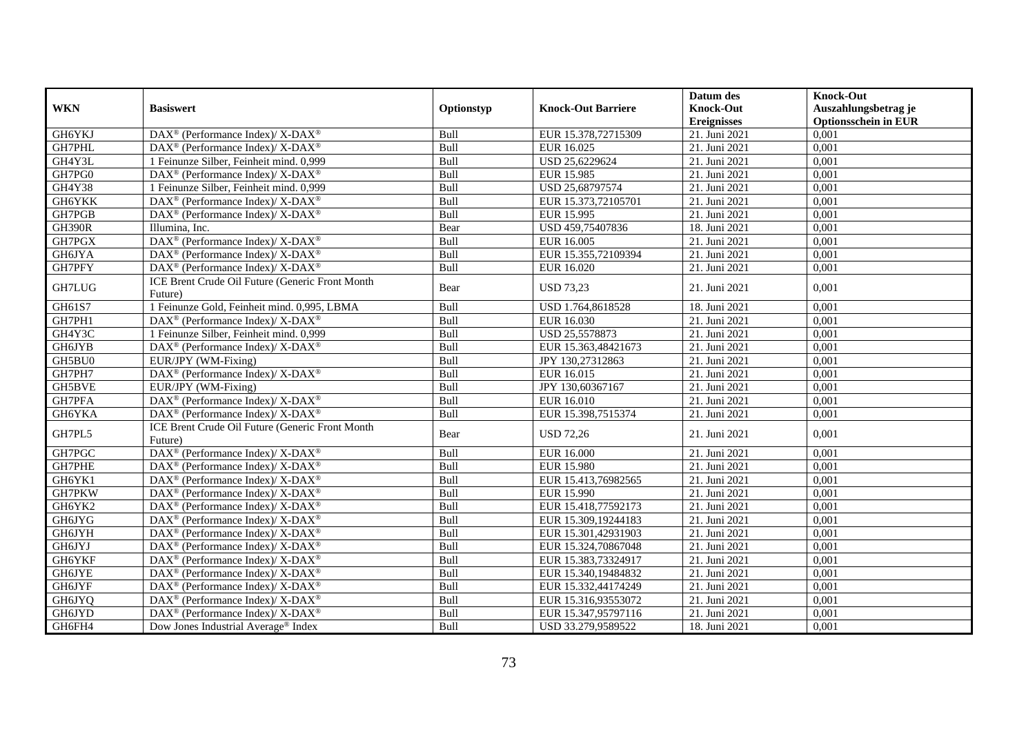| WKN | Basiswert | Optionstyp | Knock-Out Barriere | Datum des Knock-Out Ereignisses | Knock-Out Auszahlungsbetrag je Optionsschein in EUR |
|---|---|---|---|---|---|
| GH6YKJ | DAX® (Performance Index)/ X-DAX® | Bull | EUR 15.378,72715309 | 21. Juni 2021 | 0,001 |
| GH7PHL | DAX® (Performance Index)/ X-DAX® | Bull | EUR 16.025 | 21. Juni 2021 | 0,001 |
| GH4Y3L | 1 Feinunze Silber, Feinheit mind. 0,999 | Bull | USD 25,6229624 | 21. Juni 2021 | 0,001 |
| GH7PG0 | DAX® (Performance Index)/ X-DAX® | Bull | EUR 15.985 | 21. Juni 2021 | 0,001 |
| GH4Y38 | 1 Feinunze Silber, Feinheit mind. 0,999 | Bull | USD 25,68797574 | 21. Juni 2021 | 0,001 |
| GH6YKK | DAX® (Performance Index)/ X-DAX® | Bull | EUR 15.373,72105701 | 21. Juni 2021 | 0,001 |
| GH7PGB | DAX® (Performance Index)/ X-DAX® | Bull | EUR 15.995 | 21. Juni 2021 | 0,001 |
| GH390R | Illumina, Inc. | Bear | USD 459,75407836 | 18. Juni 2021 | 0,001 |
| GH7PGX | DAX® (Performance Index)/ X-DAX® | Bull | EUR 16.005 | 21. Juni 2021 | 0,001 |
| GH6JYA | DAX® (Performance Index)/ X-DAX® | Bull | EUR 15.355,72109394 | 21. Juni 2021 | 0,001 |
| GH7PFY | DAX® (Performance Index)/ X-DAX® | Bull | EUR 16.020 | 21. Juni 2021 | 0,001 |
| GH7LUG | ICE Brent Crude Oil Future (Generic Front Month Future) | Bear | USD 73,23 | 21. Juni 2021 | 0,001 |
| GH61S7 | 1 Feinunze Gold, Feinheit mind. 0,995, LBMA | Bull | USD 1.764,8618528 | 18. Juni 2021 | 0,001 |
| GH7PH1 | DAX® (Performance Index)/ X-DAX® | Bull | EUR 16.030 | 21. Juni 2021 | 0,001 |
| GH4Y3C | 1 Feinunze Silber, Feinheit mind. 0,999 | Bull | USD 25,5578873 | 21. Juni 2021 | 0,001 |
| GH6JYB | DAX® (Performance Index)/ X-DAX® | Bull | EUR 15.363,48421673 | 21. Juni 2021 | 0,001 |
| GH5BU0 | EUR/JPY (WM-Fixing) | Bull | JPY 130,27312863 | 21. Juni 2021 | 0,001 |
| GH7PH7 | DAX® (Performance Index)/ X-DAX® | Bull | EUR 16.015 | 21. Juni 2021 | 0,001 |
| GH5BVE | EUR/JPY (WM-Fixing) | Bull | JPY 130,60367167 | 21. Juni 2021 | 0,001 |
| GH7PFA | DAX® (Performance Index)/ X-DAX® | Bull | EUR 16.010 | 21. Juni 2021 | 0,001 |
| GH6YKA | DAX® (Performance Index)/ X-DAX® | Bull | EUR 15.398,7515374 | 21. Juni 2021 | 0,001 |
| GH7PL5 | ICE Brent Crude Oil Future (Generic Front Month Future) | Bear | USD 72,26 | 21. Juni 2021 | 0,001 |
| GH7PGC | DAX® (Performance Index)/ X-DAX® | Bull | EUR 16.000 | 21. Juni 2021 | 0,001 |
| GH7PHE | DAX® (Performance Index)/ X-DAX® | Bull | EUR 15.980 | 21. Juni 2021 | 0,001 |
| GH6YK1 | DAX® (Performance Index)/ X-DAX® | Bull | EUR 15.413,76982565 | 21. Juni 2021 | 0,001 |
| GH7PKW | DAX® (Performance Index)/ X-DAX® | Bull | EUR 15.990 | 21. Juni 2021 | 0,001 |
| GH6YK2 | DAX® (Performance Index)/ X-DAX® | Bull | EUR 15.418,77592173 | 21. Juni 2021 | 0,001 |
| GH6JYG | DAX® (Performance Index)/ X-DAX® | Bull | EUR 15.309,19244183 | 21. Juni 2021 | 0,001 |
| GH6JYH | DAX® (Performance Index)/ X-DAX® | Bull | EUR 15.301,42931903 | 21. Juni 2021 | 0,001 |
| GH6JYJ | DAX® (Performance Index)/ X-DAX® | Bull | EUR 15.324,70867048 | 21. Juni 2021 | 0,001 |
| GH6YKF | DAX® (Performance Index)/ X-DAX® | Bull | EUR 15.383,73324917 | 21. Juni 2021 | 0,001 |
| GH6JYE | DAX® (Performance Index)/ X-DAX® | Bull | EUR 15.340,19484832 | 21. Juni 2021 | 0,001 |
| GH6JYF | DAX® (Performance Index)/ X-DAX® | Bull | EUR 15.332,44174249 | 21. Juni 2021 | 0,001 |
| GH6JYQ | DAX® (Performance Index)/ X-DAX® | Bull | EUR 15.316,93553072 | 21. Juni 2021 | 0,001 |
| GH6JYD | DAX® (Performance Index)/ X-DAX® | Bull | EUR 15.347,95797116 | 21. Juni 2021 | 0,001 |
| GH6FH4 | Dow Jones Industrial Average® Index | Bull | USD 33.279,9589522 | 18. Juni 2021 | 0,001 |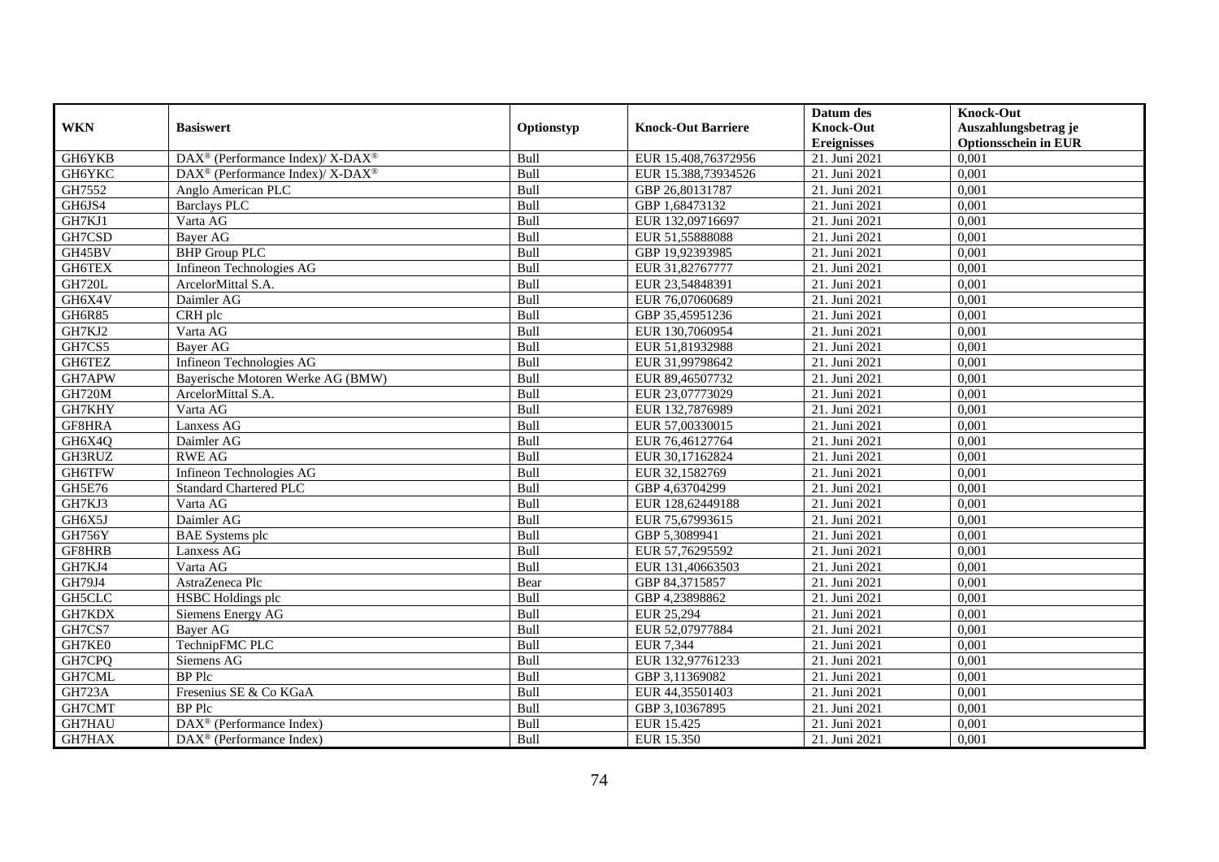| WKN | Basiswert | Optionstyp | Knock-Out Barriere | Datum des Knock-Out Ereignisses | Knock-Out Auszahlungsbetrag je Optionsschein in EUR |
|---|---|---|---|---|---|
| GH6YKB | DAX® (Performance Index)/ X-DAX® | Bull | EUR 15.408,76372956 | 21. Juni 2021 | 0,001 |
| GH6YKC | DAX® (Performance Index)/ X-DAX® | Bull | EUR 15.388,73934526 | 21. Juni 2021 | 0,001 |
| GH7552 | Anglo American PLC | Bull | GBP 26,80131787 | 21. Juni 2021 | 0,001 |
| GH6JS4 | Barclays PLC | Bull | GBP 1,68473132 | 21. Juni 2021 | 0,001 |
| GH7KJ1 | Varta AG | Bull | EUR 132,09716697 | 21. Juni 2021 | 0,001 |
| GH7CSD | Bayer AG | Bull | EUR 51,55888088 | 21. Juni 2021 | 0,001 |
| GH45BV | BHP Group PLC | Bull | GBP 19,92393985 | 21. Juni 2021 | 0,001 |
| GH6TEX | Infineon Technologies AG | Bull | EUR 31,82767777 | 21. Juni 2021 | 0,001 |
| GH720L | ArcelorMittal S.A. | Bull | EUR 23,54848391 | 21. Juni 2021 | 0,001 |
| GH6X4V | Daimler AG | Bull | EUR 76,07060689 | 21. Juni 2021 | 0,001 |
| GH6R85 | CRH plc | Bull | GBP 35,45951236 | 21. Juni 2021 | 0,001 |
| GH7KJ2 | Varta AG | Bull | EUR 130,7060954 | 21. Juni 2021 | 0,001 |
| GH7CS5 | Bayer AG | Bull | EUR 51,81932988 | 21. Juni 2021 | 0,001 |
| GH6TEZ | Infineon Technologies AG | Bull | EUR 31,99798642 | 21. Juni 2021 | 0,001 |
| GH7APW | Bayerische Motoren Werke AG (BMW) | Bull | EUR 89,46507732 | 21. Juni 2021 | 0,001 |
| GH720M | ArcelorMittal S.A. | Bull | EUR 23,07773029 | 21. Juni 2021 | 0,001 |
| GH7KHY | Varta AG | Bull | EUR 132,7876989 | 21. Juni 2021 | 0,001 |
| GF8HRA | Lanxess AG | Bull | EUR 57,00330015 | 21. Juni 2021 | 0,001 |
| GH6X4Q | Daimler AG | Bull | EUR 76,46127764 | 21. Juni 2021 | 0,001 |
| GH3RUZ | RWE AG | Bull | EUR 30,17162824 | 21. Juni 2021 | 0,001 |
| GH6TFW | Infineon Technologies AG | Bull | EUR 32,1582769 | 21. Juni 2021 | 0,001 |
| GH5E76 | Standard Chartered PLC | Bull | GBP 4,63704299 | 21. Juni 2021 | 0,001 |
| GH7KJ3 | Varta AG | Bull | EUR 128,62449188 | 21. Juni 2021 | 0,001 |
| GH6X5J | Daimler AG | Bull | EUR 75,67993615 | 21. Juni 2021 | 0,001 |
| GH756Y | BAE Systems plc | Bull | GBP 5,3089941 | 21. Juni 2021 | 0,001 |
| GF8HRB | Lanxess AG | Bull | EUR 57,76295592 | 21. Juni 2021 | 0,001 |
| GH7KJ4 | Varta AG | Bull | EUR 131,40663503 | 21. Juni 2021 | 0,001 |
| GH79J4 | AstraZeneca Plc | Bear | GBP 84,3715857 | 21. Juni 2021 | 0,001 |
| GH5CLC | HSBC Holdings plc | Bull | GBP 4,23898862 | 21. Juni 2021 | 0,001 |
| GH7KDX | Siemens Energy AG | Bull | EUR 25,294 | 21. Juni 2021 | 0,001 |
| GH7CS7 | Bayer AG | Bull | EUR 52,07977884 | 21. Juni 2021 | 0,001 |
| GH7KE0 | TechnipFMC PLC | Bull | EUR 7,344 | 21. Juni 2021 | 0,001 |
| GH7CPQ | Siemens AG | Bull | EUR 132,97761233 | 21. Juni 2021 | 0,001 |
| GH7CML | BP Plc | Bull | GBP 3,11369082 | 21. Juni 2021 | 0,001 |
| GH723A | Fresenius SE & Co KGaA | Bull | EUR 44,35501403 | 21. Juni 2021 | 0,001 |
| GH7CMT | BP Plc | Bull | GBP 3,10367895 | 21. Juni 2021 | 0,001 |
| GH7HAU | DAX® (Performance Index) | Bull | EUR 15.425 | 21. Juni 2021 | 0,001 |
| GH7HAX | DAX® (Performance Index) | Bull | EUR 15.350 | 21. Juni 2021 | 0,001 |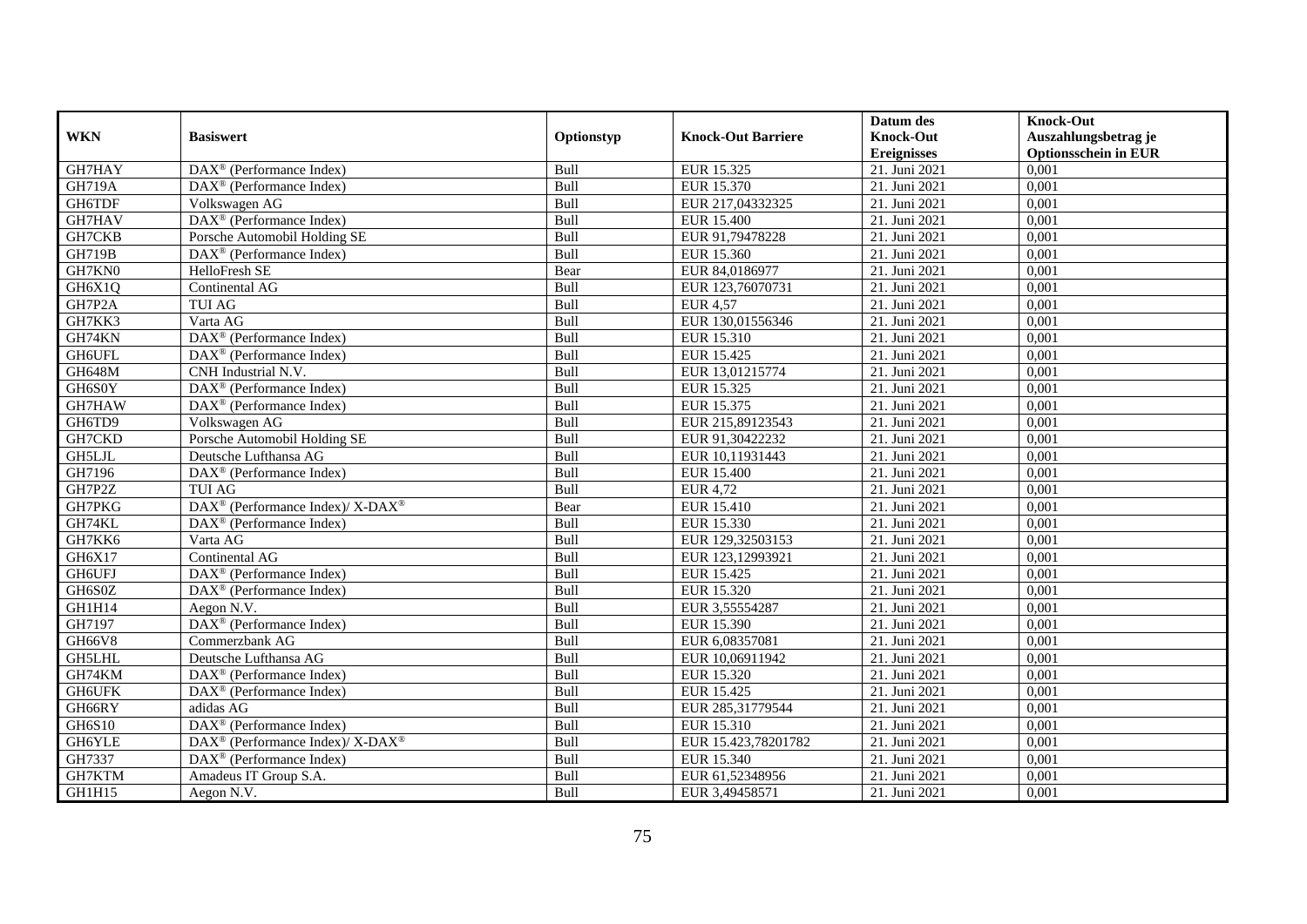| WKN | Basiswert | Optionstyp | Knock-Out Barriere | Datum des Knock-Out Ereignisses | Knock-Out Auszahlungsbetrag je Optionsschein in EUR |
|---|---|---|---|---|---|
| GH7HAY | DAX® (Performance Index) | Bull | EUR 15.325 | 21. Juni 2021 | 0,001 |
| GH719A | DAX® (Performance Index) | Bull | EUR 15.370 | 21. Juni 2021 | 0,001 |
| GH6TDF | Volkswagen AG | Bull | EUR 217,04332325 | 21. Juni 2021 | 0,001 |
| GH7HAV | DAX® (Performance Index) | Bull | EUR 15.400 | 21. Juni 2021 | 0,001 |
| GH7CKB | Porsche Automobil Holding SE | Bull | EUR 91,79478228 | 21. Juni 2021 | 0,001 |
| GH719B | DAX® (Performance Index) | Bull | EUR 15.360 | 21. Juni 2021 | 0,001 |
| GH7KN0 | HelloFresh SE | Bear | EUR 84,0186977 | 21. Juni 2021 | 0,001 |
| GH6X1Q | Continental AG | Bull | EUR 123,76070731 | 21. Juni 2021 | 0,001 |
| GH7P2A | TUI AG | Bull | EUR 4,57 | 21. Juni 2021 | 0,001 |
| GH7KK3 | Varta AG | Bull | EUR 130,01556346 | 21. Juni 2021 | 0,001 |
| GH74KN | DAX® (Performance Index) | Bull | EUR 15.310 | 21. Juni 2021 | 0,001 |
| GH6UFL | DAX® (Performance Index) | Bull | EUR 15.425 | 21. Juni 2021 | 0,001 |
| GH648M | CNH Industrial N.V. | Bull | EUR 13,01215774 | 21. Juni 2021 | 0,001 |
| GH6S0Y | DAX® (Performance Index) | Bull | EUR 15.325 | 21. Juni 2021 | 0,001 |
| GH7HAW | DAX® (Performance Index) | Bull | EUR 15.375 | 21. Juni 2021 | 0,001 |
| GH6TD9 | Volkswagen AG | Bull | EUR 215,89123543 | 21. Juni 2021 | 0,001 |
| GH7CKD | Porsche Automobil Holding SE | Bull | EUR 91,30422232 | 21. Juni 2021 | 0,001 |
| GH5LJL | Deutsche Lufthansa AG | Bull | EUR 10,11931443 | 21. Juni 2021 | 0,001 |
| GH7196 | DAX® (Performance Index) | Bull | EUR 15.400 | 21. Juni 2021 | 0,001 |
| GH7P2Z | TUI AG | Bull | EUR 4,72 | 21. Juni 2021 | 0,001 |
| GH7PKG | DAX® (Performance Index)/ X-DAX® | Bear | EUR 15.410 | 21. Juni 2021 | 0,001 |
| GH74KL | DAX® (Performance Index) | Bull | EUR 15.330 | 21. Juni 2021 | 0,001 |
| GH7KK6 | Varta AG | Bull | EUR 129,32503153 | 21. Juni 2021 | 0,001 |
| GH6X17 | Continental AG | Bull | EUR 123,12993921 | 21. Juni 2021 | 0,001 |
| GH6UFJ | DAX® (Performance Index) | Bull | EUR 15.425 | 21. Juni 2021 | 0,001 |
| GH6S0Z | DAX® (Performance Index) | Bull | EUR 15.320 | 21. Juni 2021 | 0,001 |
| GH1H14 | Aegon N.V. | Bull | EUR 3,55554287 | 21. Juni 2021 | 0,001 |
| GH7197 | DAX® (Performance Index) | Bull | EUR 15.390 | 21. Juni 2021 | 0,001 |
| GH66V8 | Commerzbank AG | Bull | EUR 6,08357081 | 21. Juni 2021 | 0,001 |
| GH5LHL | Deutsche Lufthansa AG | Bull | EUR 10,06911942 | 21. Juni 2021 | 0,001 |
| GH74KM | DAX® (Performance Index) | Bull | EUR 15.320 | 21. Juni 2021 | 0,001 |
| GH6UFK | DAX® (Performance Index) | Bull | EUR 15.425 | 21. Juni 2021 | 0,001 |
| GH66RY | adidas AG | Bull | EUR 285,31779544 | 21. Juni 2021 | 0,001 |
| GH6S10 | DAX® (Performance Index) | Bull | EUR 15.310 | 21. Juni 2021 | 0,001 |
| GH6YLE | DAX® (Performance Index)/ X-DAX® | Bull | EUR 15.423,78201782 | 21. Juni 2021 | 0,001 |
| GH7337 | DAX® (Performance Index) | Bull | EUR 15.340 | 21. Juni 2021 | 0,001 |
| GH7KTM | Amadeus IT Group S.A. | Bull | EUR 61,52348956 | 21. Juni 2021 | 0,001 |
| GH1H15 | Aegon N.V. | Bull | EUR 3,49458571 | 21. Juni 2021 | 0,001 |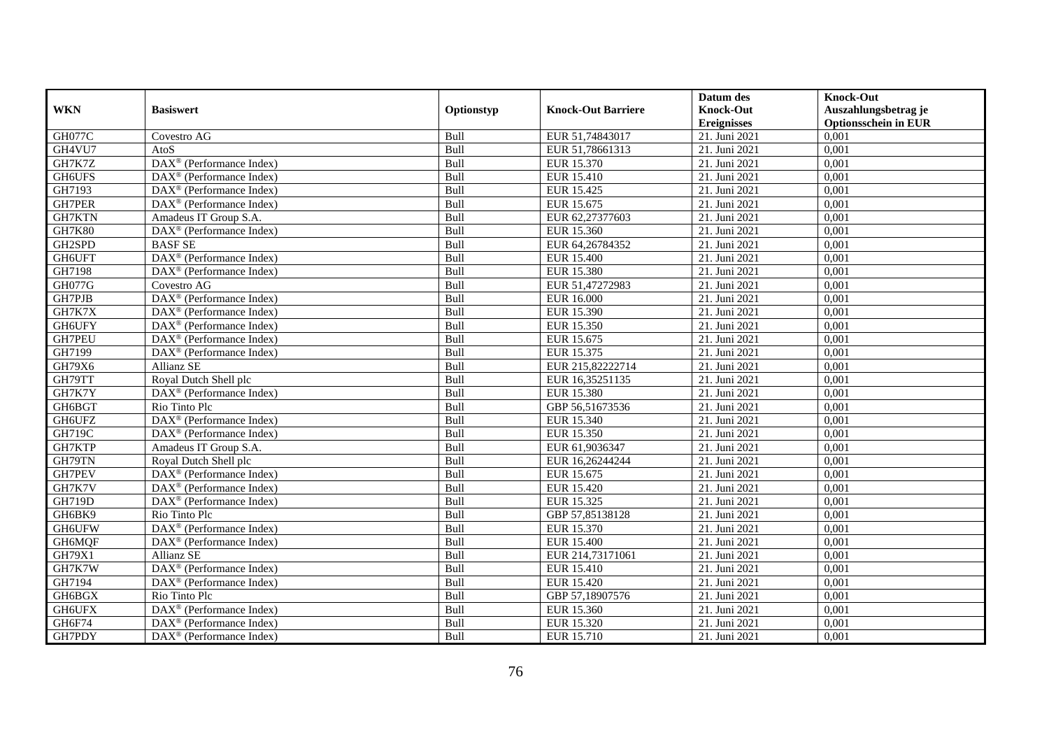| WKN | Basiswert | Optionstyp | Knock-Out Barriere | Datum des Knock-Out Ereignisses | Knock-Out Auszahlungsbetrag je Optionsschein in EUR |
|---|---|---|---|---|---|
| GH077C | Covestro AG | Bull | EUR 51,74843017 | 21. Juni 2021 | 0,001 |
| GH4VU7 | AtoS | Bull | EUR 51,78661313 | 21. Juni 2021 | 0,001 |
| GH7K7Z | DAX® (Performance Index) | Bull | EUR 15.370 | 21. Juni 2021 | 0,001 |
| GH6UFS | DAX® (Performance Index) | Bull | EUR 15.410 | 21. Juni 2021 | 0,001 |
| GH7193 | DAX® (Performance Index) | Bull | EUR 15.425 | 21. Juni 2021 | 0,001 |
| GH7PER | DAX® (Performance Index) | Bull | EUR 15.675 | 21. Juni 2021 | 0,001 |
| GH7KTN | Amadeus IT Group S.A. | Bull | EUR 62,27377603 | 21. Juni 2021 | 0,001 |
| GH7K80 | DAX® (Performance Index) | Bull | EUR 15.360 | 21. Juni 2021 | 0,001 |
| GH2SPD | BASF SE | Bull | EUR 64,26784352 | 21. Juni 2021 | 0,001 |
| GH6UFT | DAX® (Performance Index) | Bull | EUR 15.400 | 21. Juni 2021 | 0,001 |
| GH7198 | DAX® (Performance Index) | Bull | EUR 15.380 | 21. Juni 2021 | 0,001 |
| GH077G | Covestro AG | Bull | EUR 51,47272983 | 21. Juni 2021 | 0,001 |
| GH7PJB | DAX® (Performance Index) | Bull | EUR 16.000 | 21. Juni 2021 | 0,001 |
| GH7K7X | DAX® (Performance Index) | Bull | EUR 15.390 | 21. Juni 2021 | 0,001 |
| GH6UFY | DAX® (Performance Index) | Bull | EUR 15.350 | 21. Juni 2021 | 0,001 |
| GH7PEU | DAX® (Performance Index) | Bull | EUR 15.675 | 21. Juni 2021 | 0,001 |
| GH7199 | DAX® (Performance Index) | Bull | EUR 15.375 | 21. Juni 2021 | 0,001 |
| GH79X6 | Allianz SE | Bull | EUR 215,82222714 | 21. Juni 2021 | 0,001 |
| GH79TT | Royal Dutch Shell plc | Bull | EUR 16,35251135 | 21. Juni 2021 | 0,001 |
| GH7K7Y | DAX® (Performance Index) | Bull | EUR 15.380 | 21. Juni 2021 | 0,001 |
| GH6BGT | Rio Tinto Plc | Bull | GBP 56,51673536 | 21. Juni 2021 | 0,001 |
| GH6UFZ | DAX® (Performance Index) | Bull | EUR 15.340 | 21. Juni 2021 | 0,001 |
| GH719C | DAX® (Performance Index) | Bull | EUR 15.350 | 21. Juni 2021 | 0,001 |
| GH7KTP | Amadeus IT Group S.A. | Bull | EUR 61,9036347 | 21. Juni 2021 | 0,001 |
| GH79TN | Royal Dutch Shell plc | Bull | EUR 16,26244244 | 21. Juni 2021 | 0,001 |
| GH7PEV | DAX® (Performance Index) | Bull | EUR 15.675 | 21. Juni 2021 | 0,001 |
| GH7K7V | DAX® (Performance Index) | Bull | EUR 15.420 | 21. Juni 2021 | 0,001 |
| GH719D | DAX® (Performance Index) | Bull | EUR 15.325 | 21. Juni 2021 | 0,001 |
| GH6BK9 | Rio Tinto Plc | Bull | GBP 57,85138128 | 21. Juni 2021 | 0,001 |
| GH6UFW | DAX® (Performance Index) | Bull | EUR 15.370 | 21. Juni 2021 | 0,001 |
| GH6MQF | DAX® (Performance Index) | Bull | EUR 15.400 | 21. Juni 2021 | 0,001 |
| GH79X1 | Allianz SE | Bull | EUR 214,73171061 | 21. Juni 2021 | 0,001 |
| GH7K7W | DAX® (Performance Index) | Bull | EUR 15.410 | 21. Juni 2021 | 0,001 |
| GH7194 | DAX® (Performance Index) | Bull | EUR 15.420 | 21. Juni 2021 | 0,001 |
| GH6BGX | Rio Tinto Plc | Bull | GBP 57,18907576 | 21. Juni 2021 | 0,001 |
| GH6UFX | DAX® (Performance Index) | Bull | EUR 15.360 | 21. Juni 2021 | 0,001 |
| GH6F74 | DAX® (Performance Index) | Bull | EUR 15.320 | 21. Juni 2021 | 0,001 |
| GH7PDY | DAX® (Performance Index) | Bull | EUR 15.710 | 21. Juni 2021 | 0,001 |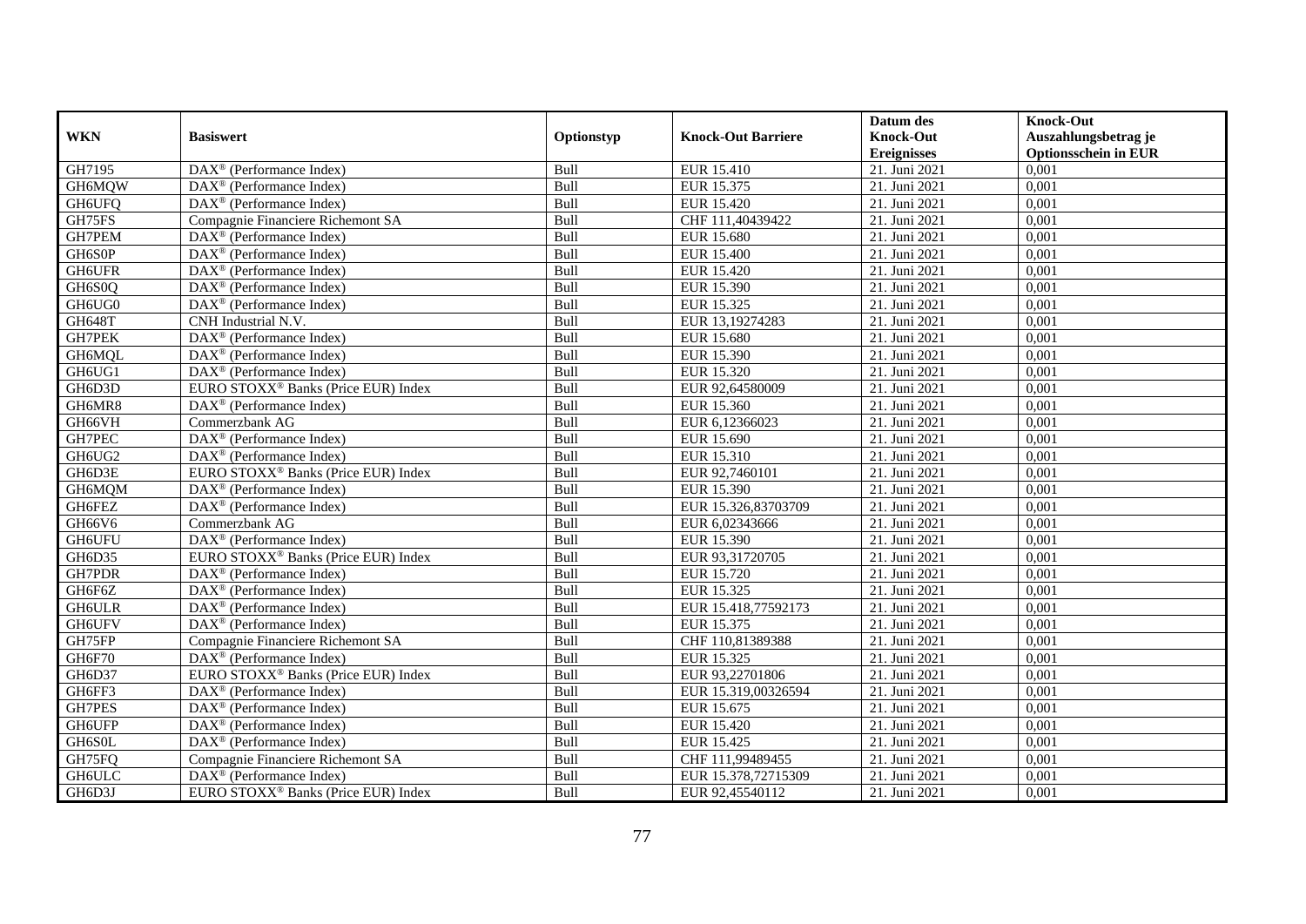| WKN | Basiswert | Optionstyp | Knock-Out Barriere | Datum des Knock-Out Ereignisses | Knock-Out Auszahlungsbetrag je Optionsschein in EUR |
|---|---|---|---|---|---|
| GH7195 | DAX® (Performance Index) | Bull | EUR 15.410 | 21. Juni 2021 | 0,001 |
| GH6MQW | DAX® (Performance Index) | Bull | EUR 15.375 | 21. Juni 2021 | 0,001 |
| GH6UFQ | DAX® (Performance Index) | Bull | EUR 15.420 | 21. Juni 2021 | 0,001 |
| GH75FS | Compagnie Financiere Richemont SA | Bull | CHF 111,40439422 | 21. Juni 2021 | 0,001 |
| GH7PEM | DAX® (Performance Index) | Bull | EUR 15.680 | 21. Juni 2021 | 0,001 |
| GH6S0P | DAX® (Performance Index) | Bull | EUR 15.400 | 21. Juni 2021 | 0,001 |
| GH6UFR | DAX® (Performance Index) | Bull | EUR 15.420 | 21. Juni 2021 | 0,001 |
| GH6S0Q | DAX® (Performance Index) | Bull | EUR 15.390 | 21. Juni 2021 | 0,001 |
| GH6UG0 | DAX® (Performance Index) | Bull | EUR 15.325 | 21. Juni 2021 | 0,001 |
| GH648T | CNH Industrial N.V. | Bull | EUR 13,19274283 | 21. Juni 2021 | 0,001 |
| GH7PEK | DAX® (Performance Index) | Bull | EUR 15.680 | 21. Juni 2021 | 0,001 |
| GH6MQL | DAX® (Performance Index) | Bull | EUR 15.390 | 21. Juni 2021 | 0,001 |
| GH6UG1 | DAX® (Performance Index) | Bull | EUR 15.320 | 21. Juni 2021 | 0,001 |
| GH6D3D | EURO STOXX® Banks (Price EUR) Index | Bull | EUR 92,64580009 | 21. Juni 2021 | 0,001 |
| GH6MR8 | DAX® (Performance Index) | Bull | EUR 15.360 | 21. Juni 2021 | 0,001 |
| GH66VH | Commerzbank AG | Bull | EUR 6,12366023 | 21. Juni 2021 | 0,001 |
| GH7PEC | DAX® (Performance Index) | Bull | EUR 15.690 | 21. Juni 2021 | 0,001 |
| GH6UG2 | DAX® (Performance Index) | Bull | EUR 15.310 | 21. Juni 2021 | 0,001 |
| GH6D3E | EURO STOXX® Banks (Price EUR) Index | Bull | EUR 92,7460101 | 21. Juni 2021 | 0,001 |
| GH6MQM | DAX® (Performance Index) | Bull | EUR 15.390 | 21. Juni 2021 | 0,001 |
| GH6FEZ | DAX® (Performance Index) | Bull | EUR 15.326,83703709 | 21. Juni 2021 | 0,001 |
| GH66V6 | Commerzbank AG | Bull | EUR 6,02343666 | 21. Juni 2021 | 0,001 |
| GH6UFU | DAX® (Performance Index) | Bull | EUR 15.390 | 21. Juni 2021 | 0,001 |
| GH6D35 | EURO STOXX® Banks (Price EUR) Index | Bull | EUR 93,31720705 | 21. Juni 2021 | 0,001 |
| GH7PDR | DAX® (Performance Index) | Bull | EUR 15.720 | 21. Juni 2021 | 0,001 |
| GH6F6Z | DAX® (Performance Index) | Bull | EUR 15.325 | 21. Juni 2021 | 0,001 |
| GH6ULR | DAX® (Performance Index) | Bull | EUR 15.418,77592173 | 21. Juni 2021 | 0,001 |
| GH6UFV | DAX® (Performance Index) | Bull | EUR 15.375 | 21. Juni 2021 | 0,001 |
| GH75FP | Compagnie Financiere Richemont SA | Bull | CHF 110,81389388 | 21. Juni 2021 | 0,001 |
| GH6F70 | DAX® (Performance Index) | Bull | EUR 15.325 | 21. Juni 2021 | 0,001 |
| GH6D37 | EURO STOXX® Banks (Price EUR) Index | Bull | EUR 93,22701806 | 21. Juni 2021 | 0,001 |
| GH6FF3 | DAX® (Performance Index) | Bull | EUR 15.319,00326594 | 21. Juni 2021 | 0,001 |
| GH7PES | DAX® (Performance Index) | Bull | EUR 15.675 | 21. Juni 2021 | 0,001 |
| GH6UFP | DAX® (Performance Index) | Bull | EUR 15.420 | 21. Juni 2021 | 0,001 |
| GH6S0L | DAX® (Performance Index) | Bull | EUR 15.425 | 21. Juni 2021 | 0,001 |
| GH75FQ | Compagnie Financiere Richemont SA | Bull | CHF 111,99489455 | 21. Juni 2021 | 0,001 |
| GH6ULC | DAX® (Performance Index) | Bull | EUR 15.378,72715309 | 21. Juni 2021 | 0,001 |
| GH6D3J | EURO STOXX® Banks (Price EUR) Index | Bull | EUR 92,45540112 | 21. Juni 2021 | 0,001 |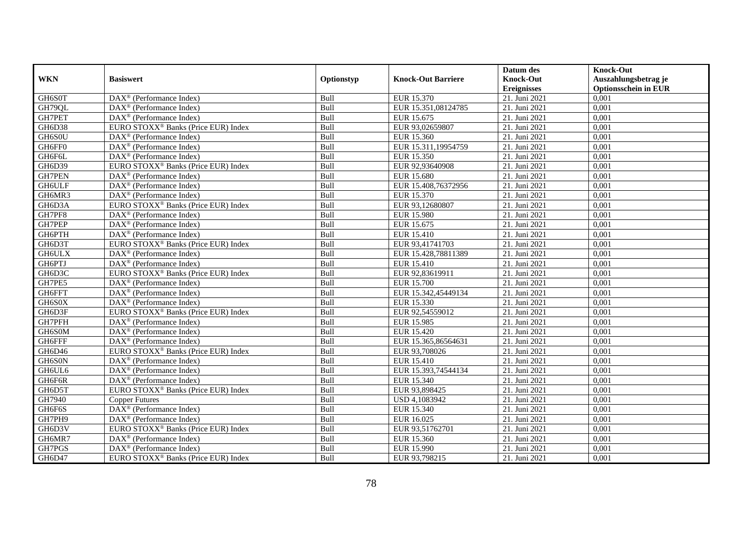| WKN | Basiswert | Optionstyp | Knock-Out Barriere | Datum des Knock-Out Ereignisses | Knock-Out Auszahlungsbetrag je Optionsschein in EUR |
|---|---|---|---|---|---|
| GH6S0T | DAX® (Performance Index) | Bull | EUR 15.370 | 21. Juni 2021 | 0,001 |
| GH79QL | DAX® (Performance Index) | Bull | EUR 15.351,08124785 | 21. Juni 2021 | 0,001 |
| GH7PET | DAX® (Performance Index) | Bull | EUR 15.675 | 21. Juni 2021 | 0,001 |
| GH6D38 | EURO STOXX® Banks (Price EUR) Index | Bull | EUR 93,02659807 | 21. Juni 2021 | 0,001 |
| GH6S0U | DAX® (Performance Index) | Bull | EUR 15.360 | 21. Juni 2021 | 0,001 |
| GH6FF0 | DAX® (Performance Index) | Bull | EUR 15.311,19954759 | 21. Juni 2021 | 0,001 |
| GH6F6L | DAX® (Performance Index) | Bull | EUR 15.350 | 21. Juni 2021 | 0,001 |
| GH6D39 | EURO STOXX® Banks (Price EUR) Index | Bull | EUR 92,93640908 | 21. Juni 2021 | 0,001 |
| GH7PEN | DAX® (Performance Index) | Bull | EUR 15.680 | 21. Juni 2021 | 0,001 |
| GH6ULF | DAX® (Performance Index) | Bull | EUR 15.408,76372956 | 21. Juni 2021 | 0,001 |
| GH6MR3 | DAX® (Performance Index) | Bull | EUR 15.370 | 21. Juni 2021 | 0,001 |
| GH6D3A | EURO STOXX® Banks (Price EUR) Index | Bull | EUR 93,12680807 | 21. Juni 2021 | 0,001 |
| GH7PF8 | DAX® (Performance Index) | Bull | EUR 15.980 | 21. Juni 2021 | 0,001 |
| GH7PEP | DAX® (Performance Index) | Bull | EUR 15.675 | 21. Juni 2021 | 0,001 |
| GH6PTH | DAX® (Performance Index) | Bull | EUR 15.410 | 21. Juni 2021 | 0,001 |
| GH6D3T | EURO STOXX® Banks (Price EUR) Index | Bull | EUR 93,41741703 | 21. Juni 2021 | 0,001 |
| GH6ULX | DAX® (Performance Index) | Bull | EUR 15.428,78811389 | 21. Juni 2021 | 0,001 |
| GH6PTJ | DAX® (Performance Index) | Bull | EUR 15.410 | 21. Juni 2021 | 0,001 |
| GH6D3C | EURO STOXX® Banks (Price EUR) Index | Bull | EUR 92,83619911 | 21. Juni 2021 | 0,001 |
| GH7PE5 | DAX® (Performance Index) | Bull | EUR 15.700 | 21. Juni 2021 | 0,001 |
| GH6FFT | DAX® (Performance Index) | Bull | EUR 15.342,45449134 | 21. Juni 2021 | 0,001 |
| GH6S0X | DAX® (Performance Index) | Bull | EUR 15.330 | 21. Juni 2021 | 0,001 |
| GH6D3F | EURO STOXX® Banks (Price EUR) Index | Bull | EUR 92,54559012 | 21. Juni 2021 | 0,001 |
| GH7PFH | DAX® (Performance Index) | Bull | EUR 15.985 | 21. Juni 2021 | 0,001 |
| GH6S0M | DAX® (Performance Index) | Bull | EUR 15.420 | 21. Juni 2021 | 0,001 |
| GH6FFF | DAX® (Performance Index) | Bull | EUR 15.365,86564631 | 21. Juni 2021 | 0,001 |
| GH6D46 | EURO STOXX® Banks (Price EUR) Index | Bull | EUR 93,708026 | 21. Juni 2021 | 0,001 |
| GH6S0N | DAX® (Performance Index) | Bull | EUR 15.410 | 21. Juni 2021 | 0,001 |
| GH6UL6 | DAX® (Performance Index) | Bull | EUR 15.393,74544134 | 21. Juni 2021 | 0,001 |
| GH6F6R | DAX® (Performance Index) | Bull | EUR 15.340 | 21. Juni 2021 | 0,001 |
| GH6D5T | EURO STOXX® Banks (Price EUR) Index | Bull | EUR 93,898425 | 21. Juni 2021 | 0,001 |
| GH7940 | Copper Futures | Bull | USD 4,1083942 | 21. Juni 2021 | 0,001 |
| GH6F6S | DAX® (Performance Index) | Bull | EUR 15.340 | 21. Juni 2021 | 0,001 |
| GH7PH9 | DAX® (Performance Index) | Bull | EUR 16.025 | 21. Juni 2021 | 0,001 |
| GH6D3V | EURO STOXX® Banks (Price EUR) Index | Bull | EUR 93,51762701 | 21. Juni 2021 | 0,001 |
| GH6MR7 | DAX® (Performance Index) | Bull | EUR 15.360 | 21. Juni 2021 | 0,001 |
| GH7PGS | DAX® (Performance Index) | Bull | EUR 15.990 | 21. Juni 2021 | 0,001 |
| GH6D47 | EURO STOXX® Banks (Price EUR) Index | Bull | EUR 93,798215 | 21. Juni 2021 | 0,001 |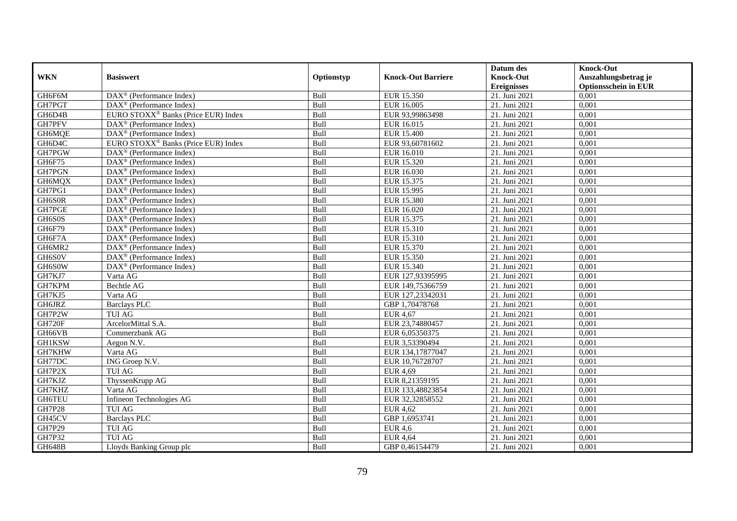| WKN | Basiswert | Optionstyp | Knock-Out Barriere | Datum des Knock-Out Ereignisses | Knock-Out Auszahlungsbetrag je Optionsschein in EUR |
|---|---|---|---|---|---|
| GH6F6M | DAX® (Performance Index) | Bull | EUR 15.350 | 21. Juni 2021 | 0,001 |
| GH7PGT | DAX® (Performance Index) | Bull | EUR 16.005 | 21. Juni 2021 | 0,001 |
| GH6D4B | EURO STOXX® Banks (Price EUR) Index | Bull | EUR 93,99863498 | 21. Juni 2021 | 0,001 |
| GH7PFV | DAX® (Performance Index) | Bull | EUR 16.015 | 21. Juni 2021 | 0,001 |
| GH6MQE | DAX® (Performance Index) | Bull | EUR 15.400 | 21. Juni 2021 | 0,001 |
| GH6D4C | EURO STOXX® Banks (Price EUR) Index | Bull | EUR 93,60781602 | 21. Juni 2021 | 0,001 |
| GH7PGW | DAX® (Performance Index) | Bull | EUR 16.010 | 21. Juni 2021 | 0,001 |
| GH6F75 | DAX® (Performance Index) | Bull | EUR 15.320 | 21. Juni 2021 | 0,001 |
| GH7PGN | DAX® (Performance Index) | Bull | EUR 16.030 | 21. Juni 2021 | 0,001 |
| GH6MQX | DAX® (Performance Index) | Bull | EUR 15.375 | 21. Juni 2021 | 0,001 |
| GH7PG1 | DAX® (Performance Index) | Bull | EUR 15.995 | 21. Juni 2021 | 0,001 |
| GH6S0R | DAX® (Performance Index) | Bull | EUR 15.380 | 21. Juni 2021 | 0,001 |
| GH7PGE | DAX® (Performance Index) | Bull | EUR 16.020 | 21. Juni 2021 | 0,001 |
| GH6S0S | DAX® (Performance Index) | Bull | EUR 15.375 | 21. Juni 2021 | 0,001 |
| GH6F79 | DAX® (Performance Index) | Bull | EUR 15.310 | 21. Juni 2021 | 0,001 |
| GH6F7A | DAX® (Performance Index) | Bull | EUR 15.310 | 21. Juni 2021 | 0,001 |
| GH6MR2 | DAX® (Performance Index) | Bull | EUR 15.370 | 21. Juni 2021 | 0,001 |
| GH6S0V | DAX® (Performance Index) | Bull | EUR 15.350 | 21. Juni 2021 | 0,001 |
| GH6S0W | DAX® (Performance Index) | Bull | EUR 15.340 | 21. Juni 2021 | 0,001 |
| GH7KJ7 | Varta AG | Bull | EUR 127,93395995 | 21. Juni 2021 | 0,001 |
| GH7KPM | Bechtle AG | Bull | EUR 149,75366759 | 21. Juni 2021 | 0,001 |
| GH7KJ5 | Varta AG | Bull | EUR 127,23342031 | 21. Juni 2021 | 0,001 |
| GH6JRZ | Barclays PLC | Bull | GBP 1,70478768 | 21. Juni 2021 | 0,001 |
| GH7P2W | TUI AG | Bull | EUR 4,67 | 21. Juni 2021 | 0,001 |
| GH720F | ArcelorMittal S.A. | Bull | EUR 23,74880457 | 21. Juni 2021 | 0,001 |
| GH66VB | Commerzbank AG | Bull | EUR 6,05350375 | 21. Juni 2021 | 0,001 |
| GH1KSW | Aegon N.V. | Bull | EUR 3,53390494 | 21. Juni 2021 | 0,001 |
| GH7KHW | Varta AG | Bull | EUR 134,17877047 | 21. Juni 2021 | 0,001 |
| GH77DC | ING Groep N.V. | Bull | EUR 10,76728707 | 21. Juni 2021 | 0,001 |
| GH7P2X | TUI AG | Bull | EUR 4,69 | 21. Juni 2021 | 0,001 |
| GH7KJZ | ThyssenKrupp AG | Bull | EUR 8,21359195 | 21. Juni 2021 | 0,001 |
| GH7KHZ | Varta AG | Bull | EUR 133,48823854 | 21. Juni 2021 | 0,001 |
| GH6TEU | Infineon Technologies AG | Bull | EUR 32,32858552 | 21. Juni 2021 | 0,001 |
| GH7P28 | TUI AG | Bull | EUR 4,62 | 21. Juni 2021 | 0,001 |
| GH45CV | Barclays PLC | Bull | GBP 1,6953741 | 21. Juni 2021 | 0,001 |
| GH7P29 | TUI AG | Bull | EUR 4,6 | 21. Juni 2021 | 0,001 |
| GH7P32 | TUI AG | Bull | EUR 4,64 | 21. Juni 2021 | 0,001 |
| GH648B | Lloyds Banking Group plc | Bull | GBP 0,46154479 | 21. Juni 2021 | 0,001 |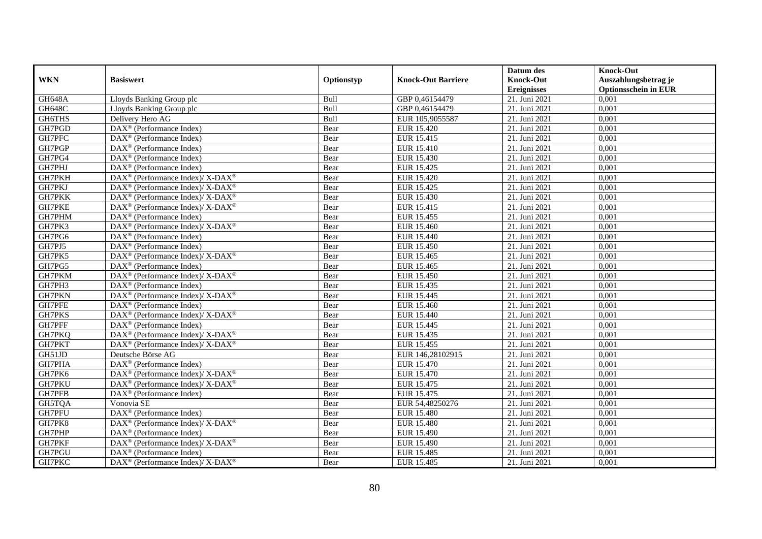| WKN | Basiswert | Optionstyp | Knock-Out Barriere | Datum des Knock-Out Ereignisses | Knock-Out Auszahlungsbetrag je Optionsschein in EUR |
|---|---|---|---|---|---|
| GH648A | Lloyds Banking Group plc | Bull | GBP 0,46154479 | 21. Juni 2021 | 0,001 |
| GH648C | Lloyds Banking Group plc | Bull | GBP 0,46154479 | 21. Juni 2021 | 0,001 |
| GH6THS | Delivery Hero AG | Bull | EUR 105,9055587 | 21. Juni 2021 | 0,001 |
| GH7PGD | DAX® (Performance Index) | Bear | EUR 15.420 | 21. Juni 2021 | 0,001 |
| GH7PFC | DAX® (Performance Index) | Bear | EUR 15.415 | 21. Juni 2021 | 0,001 |
| GH7PGP | DAX® (Performance Index) | Bear | EUR 15.410 | 21. Juni 2021 | 0,001 |
| GH7PG4 | DAX® (Performance Index) | Bear | EUR 15.430 | 21. Juni 2021 | 0,001 |
| GH7PHJ | DAX® (Performance Index) | Bear | EUR 15.425 | 21. Juni 2021 | 0,001 |
| GH7PKH | DAX® (Performance Index)/ X-DAX® | Bear | EUR 15.420 | 21. Juni 2021 | 0,001 |
| GH7PKJ | DAX® (Performance Index)/ X-DAX® | Bear | EUR 15.425 | 21. Juni 2021 | 0,001 |
| GH7PKK | DAX® (Performance Index)/ X-DAX® | Bear | EUR 15.430 | 21. Juni 2021 | 0,001 |
| GH7PKE | DAX® (Performance Index)/ X-DAX® | Bear | EUR 15.415 | 21. Juni 2021 | 0,001 |
| GH7PHM | DAX® (Performance Index) | Bear | EUR 15.455 | 21. Juni 2021 | 0,001 |
| GH7PK3 | DAX® (Performance Index)/ X-DAX® | Bear | EUR 15.460 | 21. Juni 2021 | 0,001 |
| GH7PG6 | DAX® (Performance Index) | Bear | EUR 15.440 | 21. Juni 2021 | 0,001 |
| GH7PJ5 | DAX® (Performance Index) | Bear | EUR 15.450 | 21. Juni 2021 | 0,001 |
| GH7PK5 | DAX® (Performance Index)/ X-DAX® | Bear | EUR 15.465 | 21. Juni 2021 | 0,001 |
| GH7PG5 | DAX® (Performance Index) | Bear | EUR 15.465 | 21. Juni 2021 | 0,001 |
| GH7PKM | DAX® (Performance Index)/ X-DAX® | Bear | EUR 15.450 | 21. Juni 2021 | 0,001 |
| GH7PH3 | DAX® (Performance Index) | Bear | EUR 15.435 | 21. Juni 2021 | 0,001 |
| GH7PKN | DAX® (Performance Index)/ X-DAX® | Bear | EUR 15.445 | 21. Juni 2021 | 0,001 |
| GH7PFE | DAX® (Performance Index) | Bear | EUR 15.460 | 21. Juni 2021 | 0,001 |
| GH7PKS | DAX® (Performance Index)/ X-DAX® | Bear | EUR 15.440 | 21. Juni 2021 | 0,001 |
| GH7PFF | DAX® (Performance Index) | Bear | EUR 15.445 | 21. Juni 2021 | 0,001 |
| GH7PKQ | DAX® (Performance Index)/ X-DAX® | Bear | EUR 15.435 | 21. Juni 2021 | 0,001 |
| GH7PKT | DAX® (Performance Index)/ X-DAX® | Bear | EUR 15.455 | 21. Juni 2021 | 0,001 |
| GH51JD | Deutsche Börse AG | Bear | EUR 146,28102915 | 21. Juni 2021 | 0,001 |
| GH7PHA | DAX® (Performance Index) | Bear | EUR 15.470 | 21. Juni 2021 | 0,001 |
| GH7PK6 | DAX® (Performance Index)/ X-DAX® | Bear | EUR 15.470 | 21. Juni 2021 | 0,001 |
| GH7PKU | DAX® (Performance Index)/ X-DAX® | Bear | EUR 15.475 | 21. Juni 2021 | 0,001 |
| GH7PFB | DAX® (Performance Index) | Bear | EUR 15.475 | 21. Juni 2021 | 0,001 |
| GH5TQA | Vonovia SE | Bear | EUR 54,48250276 | 21. Juni 2021 | 0,001 |
| GH7PFU | DAX® (Performance Index) | Bear | EUR 15.480 | 21. Juni 2021 | 0,001 |
| GH7PK8 | DAX® (Performance Index)/ X-DAX® | Bear | EUR 15.480 | 21. Juni 2021 | 0,001 |
| GH7PHP | DAX® (Performance Index) | Bear | EUR 15.490 | 21. Juni 2021 | 0,001 |
| GH7PKF | DAX® (Performance Index)/ X-DAX® | Bear | EUR 15.490 | 21. Juni 2021 | 0,001 |
| GH7PGU | DAX® (Performance Index) | Bear | EUR 15.485 | 21. Juni 2021 | 0,001 |
| GH7PKC | DAX® (Performance Index)/ X-DAX® | Bear | EUR 15.485 | 21. Juni 2021 | 0,001 |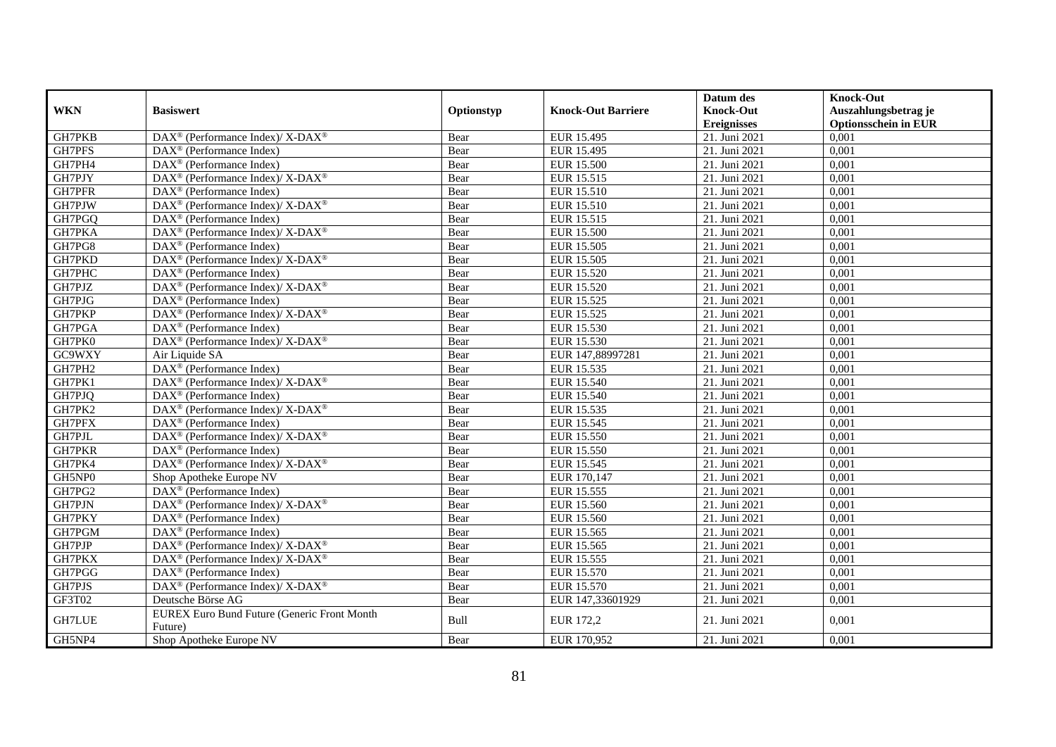| WKN | Basiswert | Optionstyp | Knock-Out Barriere | Datum des Knock-Out Ereignisses | Knock-Out Auszahlungsbetrag je Optionsschein in EUR |
|---|---|---|---|---|---|
| GH7PKB | DAX® (Performance Index)/ X-DAX® | Bear | EUR 15.495 | 21. Juni 2021 | 0,001 |
| GH7PFS | DAX® (Performance Index) | Bear | EUR 15.495 | 21. Juni 2021 | 0,001 |
| GH7PH4 | DAX® (Performance Index) | Bear | EUR 15.500 | 21. Juni 2021 | 0,001 |
| GH7PJY | DAX® (Performance Index)/ X-DAX® | Bear | EUR 15.515 | 21. Juni 2021 | 0,001 |
| GH7PFR | DAX® (Performance Index) | Bear | EUR 15.510 | 21. Juni 2021 | 0,001 |
| GH7PJW | DAX® (Performance Index)/ X-DAX® | Bear | EUR 15.510 | 21. Juni 2021 | 0,001 |
| GH7PGQ | DAX® (Performance Index) | Bear | EUR 15.515 | 21. Juni 2021 | 0,001 |
| GH7PKA | DAX® (Performance Index)/ X-DAX® | Bear | EUR 15.500 | 21. Juni 2021 | 0,001 |
| GH7PG8 | DAX® (Performance Index) | Bear | EUR 15.505 | 21. Juni 2021 | 0,001 |
| GH7PKD | DAX® (Performance Index)/ X-DAX® | Bear | EUR 15.505 | 21. Juni 2021 | 0,001 |
| GH7PHC | DAX® (Performance Index) | Bear | EUR 15.520 | 21. Juni 2021 | 0,001 |
| GH7PJZ | DAX® (Performance Index)/ X-DAX® | Bear | EUR 15.520 | 21. Juni 2021 | 0,001 |
| GH7PJG | DAX® (Performance Index) | Bear | EUR 15.525 | 21. Juni 2021 | 0,001 |
| GH7PKP | DAX® (Performance Index)/ X-DAX® | Bear | EUR 15.525 | 21. Juni 2021 | 0,001 |
| GH7PGA | DAX® (Performance Index) | Bear | EUR 15.530 | 21. Juni 2021 | 0,001 |
| GH7PK0 | DAX® (Performance Index)/ X-DAX® | Bear | EUR 15.530 | 21. Juni 2021 | 0,001 |
| GC9WXY | Air Liquide SA | Bear | EUR 147,88997281 | 21. Juni 2021 | 0,001 |
| GH7PH2 | DAX® (Performance Index) | Bear | EUR 15.535 | 21. Juni 2021 | 0,001 |
| GH7PK1 | DAX® (Performance Index)/ X-DAX® | Bear | EUR 15.540 | 21. Juni 2021 | 0,001 |
| GH7PJQ | DAX® (Performance Index) | Bear | EUR 15.540 | 21. Juni 2021 | 0,001 |
| GH7PK2 | DAX® (Performance Index)/ X-DAX® | Bear | EUR 15.535 | 21. Juni 2021 | 0,001 |
| GH7PFX | DAX® (Performance Index) | Bear | EUR 15.545 | 21. Juni 2021 | 0,001 |
| GH7PJL | DAX® (Performance Index)/ X-DAX® | Bear | EUR 15.550 | 21. Juni 2021 | 0,001 |
| GH7PKR | DAX® (Performance Index) | Bear | EUR 15.550 | 21. Juni 2021 | 0,001 |
| GH7PK4 | DAX® (Performance Index)/ X-DAX® | Bear | EUR 15.545 | 21. Juni 2021 | 0,001 |
| GH5NP0 | Shop Apotheke Europe NV | Bear | EUR 170,147 | 21. Juni 2021 | 0,001 |
| GH7PG2 | DAX® (Performance Index) | Bear | EUR 15.555 | 21. Juni 2021 | 0,001 |
| GH7PJN | DAX® (Performance Index)/ X-DAX® | Bear | EUR 15.560 | 21. Juni 2021 | 0,001 |
| GH7PKY | DAX® (Performance Index) | Bear | EUR 15.560 | 21. Juni 2021 | 0,001 |
| GH7PGM | DAX® (Performance Index) | Bear | EUR 15.565 | 21. Juni 2021 | 0,001 |
| GH7PJP | DAX® (Performance Index)/ X-DAX® | Bear | EUR 15.565 | 21. Juni 2021 | 0,001 |
| GH7PKX | DAX® (Performance Index)/ X-DAX® | Bear | EUR 15.555 | 21. Juni 2021 | 0,001 |
| GH7PGG | DAX® (Performance Index) | Bear | EUR 15.570 | 21. Juni 2021 | 0,001 |
| GH7PJS | DAX® (Performance Index)/ X-DAX® | Bear | EUR 15.570 | 21. Juni 2021 | 0,001 |
| GF3T02 | Deutsche Börse AG | Bear | EUR 147,33601929 | 21. Juni 2021 | 0,001 |
| GH7LUE | EUREX Euro Bund Future (Generic Front Month Future) | Bull | EUR 172,2 | 21. Juni 2021 | 0,001 |
| GH5NP4 | Shop Apotheke Europe NV | Bear | EUR 170,952 | 21. Juni 2021 | 0,001 |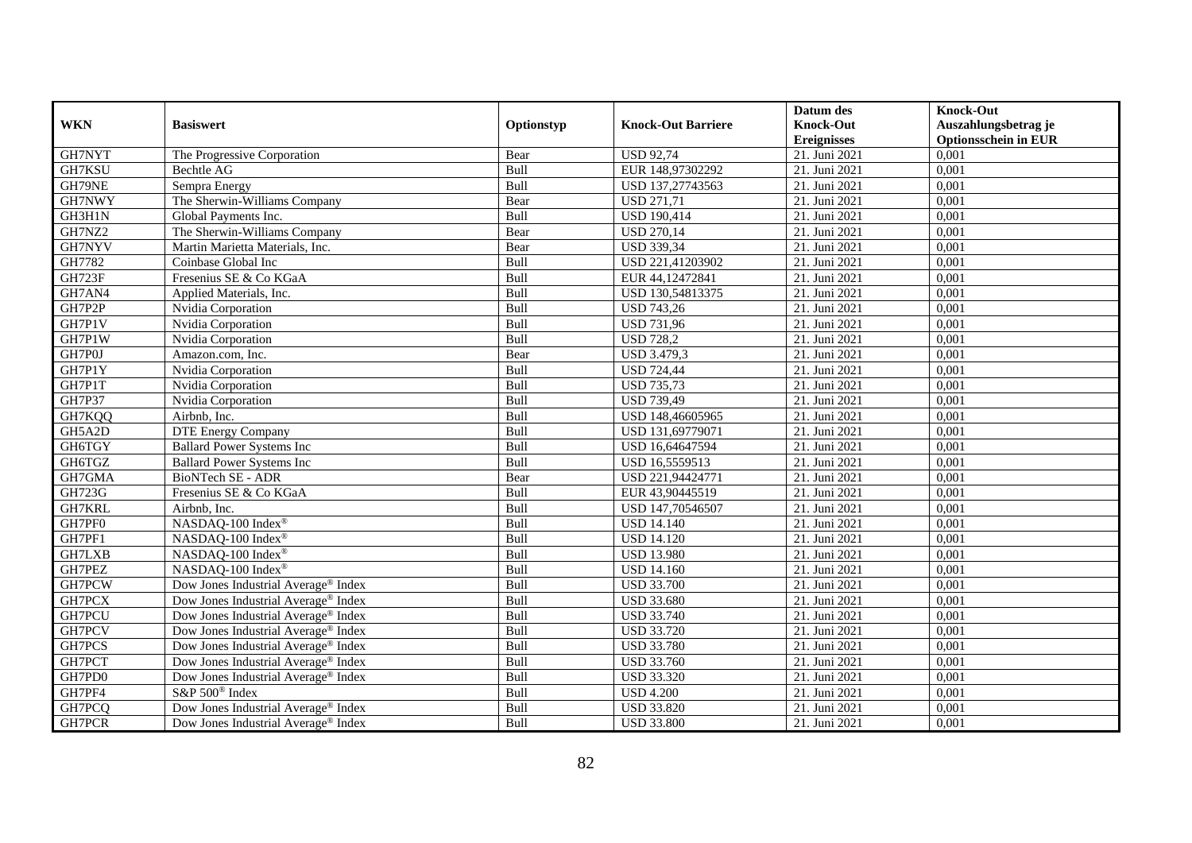| WKN | Basiswert | Optionstyp | Knock-Out Barriere | Datum des Knock-Out Ereignisses | Knock-Out Auszahlungsbetrag je Optionsschein in EUR |
|---|---|---|---|---|---|
| GH7NYT | The Progressive Corporation | Bear | USD 92,74 | 21. Juni 2021 | 0,001 |
| GH7KSU | Bechtle AG | Bull | EUR 148,97302292 | 21. Juni 2021 | 0,001 |
| GH79NE | Sempra Energy | Bull | USD 137,27743563 | 21. Juni 2021 | 0,001 |
| GH7NWY | The Sherwin-Williams Company | Bear | USD 271,71 | 21. Juni 2021 | 0,001 |
| GH3H1N | Global Payments Inc. | Bull | USD 190,414 | 21. Juni 2021 | 0,001 |
| GH7NZ2 | The Sherwin-Williams Company | Bear | USD 270,14 | 21. Juni 2021 | 0,001 |
| GH7NYV | Martin Marietta Materials, Inc. | Bear | USD 339,34 | 21. Juni 2021 | 0,001 |
| GH7782 | Coinbase Global Inc | Bull | USD 221,41203902 | 21. Juni 2021 | 0,001 |
| GH723F | Fresenius SE & Co KGaA | Bull | EUR 44,12472841 | 21. Juni 2021 | 0,001 |
| GH7AN4 | Applied Materials, Inc. | Bull | USD 130,54813375 | 21. Juni 2021 | 0,001 |
| GH7P2P | Nvidia Corporation | Bull | USD 743,26 | 21. Juni 2021 | 0,001 |
| GH7P1V | Nvidia Corporation | Bull | USD 731,96 | 21. Juni 2021 | 0,001 |
| GH7P1W | Nvidia Corporation | Bull | USD 728,2 | 21. Juni 2021 | 0,001 |
| GH7P0J | Amazon.com, Inc. | Bear | USD 3.479,3 | 21. Juni 2021 | 0,001 |
| GH7P1Y | Nvidia Corporation | Bull | USD 724,44 | 21. Juni 2021 | 0,001 |
| GH7P1T | Nvidia Corporation | Bull | USD 735,73 | 21. Juni 2021 | 0,001 |
| GH7P37 | Nvidia Corporation | Bull | USD 739,49 | 21. Juni 2021 | 0,001 |
| GH7KQQ | Airbnb, Inc. | Bull | USD 148,46605965 | 21. Juni 2021 | 0,001 |
| GH5A2D | DTE Energy Company | Bull | USD 131,69779071 | 21. Juni 2021 | 0,001 |
| GH6TGY | Ballard Power Systems Inc | Bull | USD 16,64647594 | 21. Juni 2021 | 0,001 |
| GH6TGZ | Ballard Power Systems Inc | Bull | USD 16,5559513 | 21. Juni 2021 | 0,001 |
| GH7GMA | BioNTech SE - ADR | Bear | USD 221,94424771 | 21. Juni 2021 | 0,001 |
| GH723G | Fresenius SE & Co KGaA | Bull | EUR 43,90445519 | 21. Juni 2021 | 0,001 |
| GH7KRL | Airbnb, Inc. | Bull | USD 147,70546507 | 21. Juni 2021 | 0,001 |
| GH7PF0 | NASDAQ-100 Index® | Bull | USD 14.140 | 21. Juni 2021 | 0,001 |
| GH7PF1 | NASDAQ-100 Index® | Bull | USD 14.120 | 21. Juni 2021 | 0,001 |
| GH7LXB | NASDAQ-100 Index® | Bull | USD 13.980 | 21. Juni 2021 | 0,001 |
| GH7PEZ | NASDAQ-100 Index® | Bull | USD 14.160 | 21. Juni 2021 | 0,001 |
| GH7PCW | Dow Jones Industrial Average® Index | Bull | USD 33.700 | 21. Juni 2021 | 0,001 |
| GH7PCX | Dow Jones Industrial Average® Index | Bull | USD 33.680 | 21. Juni 2021 | 0,001 |
| GH7PCU | Dow Jones Industrial Average® Index | Bull | USD 33.740 | 21. Juni 2021 | 0,001 |
| GH7PCV | Dow Jones Industrial Average® Index | Bull | USD 33.720 | 21. Juni 2021 | 0,001 |
| GH7PCS | Dow Jones Industrial Average® Index | Bull | USD 33.780 | 21. Juni 2021 | 0,001 |
| GH7PCT | Dow Jones Industrial Average® Index | Bull | USD 33.760 | 21. Juni 2021 | 0,001 |
| GH7PD0 | Dow Jones Industrial Average® Index | Bull | USD 33.320 | 21. Juni 2021 | 0,001 |
| GH7PF4 | S&P 500® Index | Bull | USD 4.200 | 21. Juni 2021 | 0,001 |
| GH7PCQ | Dow Jones Industrial Average® Index | Bull | USD 33.820 | 21. Juni 2021 | 0,001 |
| GH7PCR | Dow Jones Industrial Average® Index | Bull | USD 33.800 | 21. Juni 2021 | 0,001 |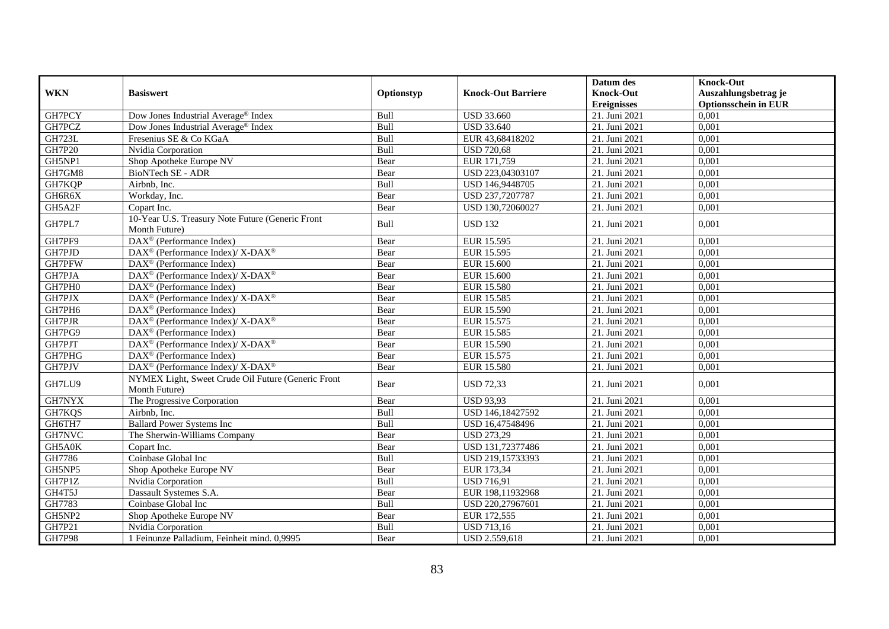| WKN | Basiswert | Optionstyp | Knock-Out Barriere | Datum des Knock-Out Ereignisses | Knock-Out Auszahlungsbetrag je Optionsschein in EUR |
|---|---|---|---|---|---|
| GH7PCY | Dow Jones Industrial Average® Index | Bull | USD 33.660 | 21. Juni 2021 | 0,001 |
| GH7PCZ | Dow Jones Industrial Average® Index | Bull | USD 33.640 | 21. Juni 2021 | 0,001 |
| GH723L | Fresenius SE & Co KGaA | Bull | EUR 43,68418202 | 21. Juni 2021 | 0,001 |
| GH7P20 | Nvidia Corporation | Bull | USD 720,68 | 21. Juni 2021 | 0,001 |
| GH5NP1 | Shop Apotheke Europe NV | Bear | EUR 171,759 | 21. Juni 2021 | 0,001 |
| GH7GM8 | BioNTech SE - ADR | Bear | USD 223,04303107 | 21. Juni 2021 | 0,001 |
| GH7KQP | Airbnb, Inc. | Bull | USD 146,9448705 | 21. Juni 2021 | 0,001 |
| GH6R6X | Workday, Inc. | Bear | USD 237,7207787 | 21. Juni 2021 | 0,001 |
| GH5A2F | Copart Inc. | Bear | USD 130,72060027 | 21. Juni 2021 | 0,001 |
| GH7PL7 | 10-Year U.S. Treasury Note Future (Generic Front Month Future) | Bull | USD 132 | 21. Juni 2021 | 0,001 |
| GH7PF9 | DAX® (Performance Index) | Bear | EUR 15.595 | 21. Juni 2021 | 0,001 |
| GH7PJD | DAX® (Performance Index)/ X-DAX® | Bear | EUR 15.595 | 21. Juni 2021 | 0,001 |
| GH7PFW | DAX® (Performance Index) | Bear | EUR 15.600 | 21. Juni 2021 | 0,001 |
| GH7PJA | DAX® (Performance Index)/ X-DAX® | Bear | EUR 15.600 | 21. Juni 2021 | 0,001 |
| GH7PH0 | DAX® (Performance Index) | Bear | EUR 15.580 | 21. Juni 2021 | 0,001 |
| GH7PJX | DAX® (Performance Index)/ X-DAX® | Bear | EUR 15.585 | 21. Juni 2021 | 0,001 |
| GH7PH6 | DAX® (Performance Index) | Bear | EUR 15.590 | 21. Juni 2021 | 0,001 |
| GH7PJR | DAX® (Performance Index)/ X-DAX® | Bear | EUR 15.575 | 21. Juni 2021 | 0,001 |
| GH7PG9 | DAX® (Performance Index) | Bear | EUR 15.585 | 21. Juni 2021 | 0,001 |
| GH7PJT | DAX® (Performance Index)/ X-DAX® | Bear | EUR 15.590 | 21. Juni 2021 | 0,001 |
| GH7PHG | DAX® (Performance Index) | Bear | EUR 15.575 | 21. Juni 2021 | 0,001 |
| GH7PJV | DAX® (Performance Index)/ X-DAX® | Bear | EUR 15.580 | 21. Juni 2021 | 0,001 |
| GH7LU9 | NYMEX Light, Sweet Crude Oil Future (Generic Front Month Future) | Bear | USD 72,33 | 21. Juni 2021 | 0,001 |
| GH7NYX | The Progressive Corporation | Bear | USD 93,93 | 21. Juni 2021 | 0,001 |
| GH7KQS | Airbnb, Inc. | Bull | USD 146,18427592 | 21. Juni 2021 | 0,001 |
| GH6TH7 | Ballard Power Systems Inc | Bull | USD 16,47548496 | 21. Juni 2021 | 0,001 |
| GH7NVC | The Sherwin-Williams Company | Bear | USD 273,29 | 21. Juni 2021 | 0,001 |
| GH5A0K | Copart Inc. | Bear | USD 131,72377486 | 21. Juni 2021 | 0,001 |
| GH7786 | Coinbase Global Inc | Bull | USD 219,15733393 | 21. Juni 2021 | 0,001 |
| GH5NP5 | Shop Apotheke Europe NV | Bear | EUR 173,34 | 21. Juni 2021 | 0,001 |
| GH7P1Z | Nvidia Corporation | Bull | USD 716,91 | 21. Juni 2021 | 0,001 |
| GH4T5J | Dassault Systemes S.A. | Bear | EUR 198,11932968 | 21. Juni 2021 | 0,001 |
| GH7783 | Coinbase Global Inc | Bull | USD 220,27967601 | 21. Juni 2021 | 0,001 |
| GH5NP2 | Shop Apotheke Europe NV | Bear | EUR 172,555 | 21. Juni 2021 | 0,001 |
| GH7P21 | Nvidia Corporation | Bull | USD 713,16 | 21. Juni 2021 | 0,001 |
| GH7P98 | 1 Feinunze Palladium, Feinheit mind. 0,9995 | Bear | USD 2.559,618 | 21. Juni 2021 | 0,001 |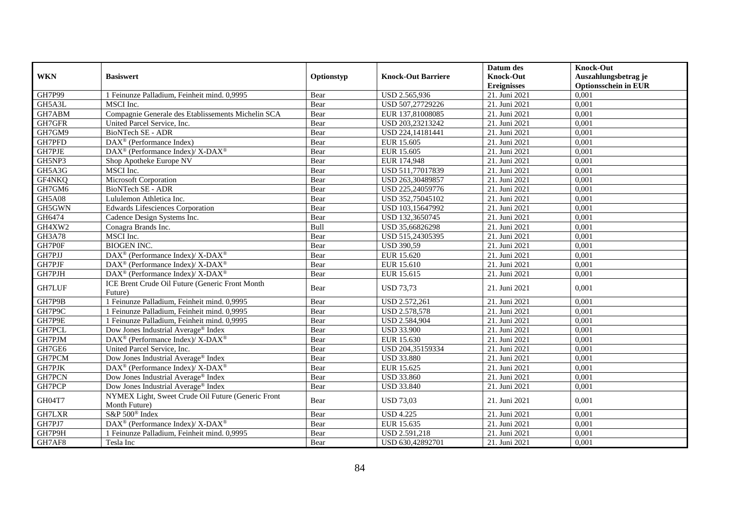| WKN | Basiswert | Optionstyp | Knock-Out Barriere | Datum des Knock-Out Ereignisses | Knock-Out Auszahlungsbetrag je Optionsschein in EUR |
|---|---|---|---|---|---|
| GH7P99 | 1 Feinunze Palladium, Feinheit mind. 0,9995 | Bear | USD 2.565,936 | 21. Juni 2021 | 0,001 |
| GH5A3L | MSCI Inc. | Bear | USD 507,27729226 | 21. Juni 2021 | 0,001 |
| GH7ABM | Compagnie Generale des Etablissements Michelin SCA | Bear | EUR 137,81008085 | 21. Juni 2021 | 0,001 |
| GH7GFR | United Parcel Service, Inc. | Bear | USD 203,23213242 | 21. Juni 2021 | 0,001 |
| GH7GM9 | BioNTech SE - ADR | Bear | USD 224,14181441 | 21. Juni 2021 | 0,001 |
| GH7PFD | DAX® (Performance Index) | Bear | EUR 15.605 | 21. Juni 2021 | 0,001 |
| GH7PJE | DAX® (Performance Index)/ X-DAX® | Bear | EUR 15.605 | 21. Juni 2021 | 0,001 |
| GH5NP3 | Shop Apotheke Europe NV | Bear | EUR 174,948 | 21. Juni 2021 | 0,001 |
| GH5A3G | MSCI Inc. | Bear | USD 511,77017839 | 21. Juni 2021 | 0,001 |
| GF4NKQ | Microsoft Corporation | Bear | USD 263,30489857 | 21. Juni 2021 | 0,001 |
| GH7GM6 | BioNTech SE - ADR | Bear | USD 225,24059776 | 21. Juni 2021 | 0,001 |
| GH5A08 | Lululemon Athletica Inc. | Bear | USD 352,75045102 | 21. Juni 2021 | 0,001 |
| GH5GWN | Edwards Lifesciences Corporation | Bear | USD 103,15647992 | 21. Juni 2021 | 0,001 |
| GH6474 | Cadence Design Systems Inc. | Bear | USD 132,3650745 | 21. Juni 2021 | 0,001 |
| GH4XW2 | Conagra Brands Inc. | Bull | USD 35,66826298 | 21. Juni 2021 | 0,001 |
| GH3A78 | MSCI Inc. | Bear | USD 515,24305395 | 21. Juni 2021 | 0,001 |
| GH7P0F | BIOGEN INC. | Bear | USD 390,59 | 21. Juni 2021 | 0,001 |
| GH7PJJ | DAX® (Performance Index)/ X-DAX® | Bear | EUR 15.620 | 21. Juni 2021 | 0,001 |
| GH7PJF | DAX® (Performance Index)/ X-DAX® | Bear | EUR 15.610 | 21. Juni 2021 | 0,001 |
| GH7PJH | DAX® (Performance Index)/ X-DAX® | Bear | EUR 15.615 | 21. Juni 2021 | 0,001 |
| GH7LUF | ICE Brent Crude Oil Future (Generic Front Month Future) | Bear | USD 73,73 | 21. Juni 2021 | 0,001 |
| GH7P9B | 1 Feinunze Palladium, Feinheit mind. 0,9995 | Bear | USD 2.572,261 | 21. Juni 2021 | 0,001 |
| GH7P9C | 1 Feinunze Palladium, Feinheit mind. 0,9995 | Bear | USD 2.578,578 | 21. Juni 2021 | 0,001 |
| GH7P9E | 1 Feinunze Palladium, Feinheit mind. 0,9995 | Bear | USD 2.584,904 | 21. Juni 2021 | 0,001 |
| GH7PCL | Dow Jones Industrial Average® Index | Bear | USD 33.900 | 21. Juni 2021 | 0,001 |
| GH7PJM | DAX® (Performance Index)/ X-DAX® | Bear | EUR 15.630 | 21. Juni 2021 | 0,001 |
| GH7GE6 | United Parcel Service, Inc. | Bear | USD 204,35159334 | 21. Juni 2021 | 0,001 |
| GH7PCM | Dow Jones Industrial Average® Index | Bear | USD 33.880 | 21. Juni 2021 | 0,001 |
| GH7PJK | DAX® (Performance Index)/ X-DAX® | Bear | EUR 15.625 | 21. Juni 2021 | 0,001 |
| GH7PCN | Dow Jones Industrial Average® Index | Bear | USD 33.860 | 21. Juni 2021 | 0,001 |
| GH7PCP | Dow Jones Industrial Average® Index | Bear | USD 33.840 | 21. Juni 2021 | 0,001 |
| GH04T7 | NYMEX Light, Sweet Crude Oil Future (Generic Front Month Future) | Bear | USD 73,03 | 21. Juni 2021 | 0,001 |
| GH7LXR | S&P 500® Index | Bear | USD 4.225 | 21. Juni 2021 | 0,001 |
| GH7PJ7 | DAX® (Performance Index)/ X-DAX® | Bear | EUR 15.635 | 21. Juni 2021 | 0,001 |
| GH7P9H | 1 Feinunze Palladium, Feinheit mind. 0,9995 | Bear | USD 2.591,218 | 21. Juni 2021 | 0,001 |
| GH7AF8 | Tesla Inc | Bear | USD 630,42892701 | 21. Juni 2021 | 0,001 |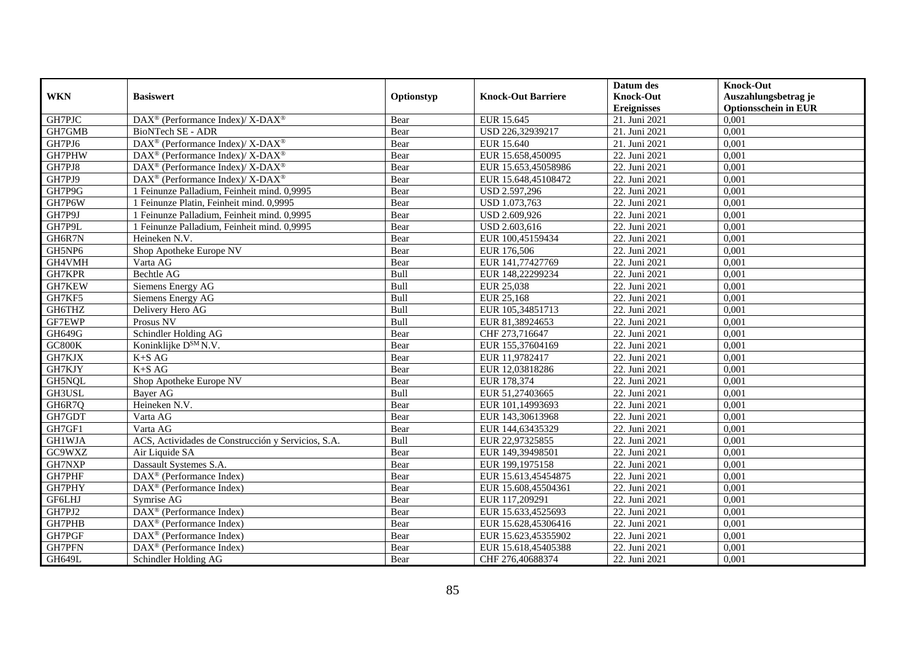| WKN | Basiswert | Optionstyp | Knock-Out Barriere | Datum des Knock-Out Ereignisses | Knock-Out Auszahlungsbetrag je Optionsschein in EUR |
|---|---|---|---|---|---|
| GH7PJC | DAX® (Performance Index)/ X-DAX® | Bear | EUR 15.645 | 21. Juni 2021 | 0,001 |
| GH7GMB | BioNTech SE - ADR | Bear | USD 226,32939217 | 21. Juni 2021 | 0,001 |
| GH7PJ6 | DAX® (Performance Index)/ X-DAX® | Bear | EUR 15.640 | 21. Juni 2021 | 0,001 |
| GH7PHW | DAX® (Performance Index)/ X-DAX® | Bear | EUR 15.658,450095 | 22. Juni 2021 | 0,001 |
| GH7PJ8 | DAX® (Performance Index)/ X-DAX® | Bear | EUR 15.653,45058986 | 22. Juni 2021 | 0,001 |
| GH7PJ9 | DAX® (Performance Index)/ X-DAX® | Bear | EUR 15.648,45108472 | 22. Juni 2021 | 0,001 |
| GH7P9G | 1 Feinunze Palladium, Feinheit mind. 0,9995 | Bear | USD 2.597,296 | 22. Juni 2021 | 0,001 |
| GH7P6W | 1 Feinunze Platin, Feinheit mind. 0,9995 | Bear | USD 1.073,763 | 22. Juni 2021 | 0,001 |
| GH7P9J | 1 Feinunze Palladium, Feinheit mind. 0,9995 | Bear | USD 2.609,926 | 22. Juni 2021 | 0,001 |
| GH7P9L | 1 Feinunze Palladium, Feinheit mind. 0,9995 | Bear | USD 2.603,616 | 22. Juni 2021 | 0,001 |
| GH6R7N | Heineken N.V. | Bear | EUR 100,45159434 | 22. Juni 2021 | 0,001 |
| GH5NP6 | Shop Apotheke Europe NV | Bear | EUR 176,506 | 22. Juni 2021 | 0,001 |
| GH4VMH | Varta AG | Bear | EUR 141,77427769 | 22. Juni 2021 | 0,001 |
| GH7KPR | Bechtle AG | Bull | EUR 148,22299234 | 22. Juni 2021 | 0,001 |
| GH7KEW | Siemens Energy AG | Bull | EUR 25,038 | 22. Juni 2021 | 0,001 |
| GH7KF5 | Siemens Energy AG | Bull | EUR 25,168 | 22. Juni 2021 | 0,001 |
| GH6THZ | Delivery Hero AG | Bull | EUR 105,34851713 | 22. Juni 2021 | 0,001 |
| GF7EWP | Prosus NV | Bull | EUR 81,38924653 | 22. Juni 2021 | 0,001 |
| GH649G | Schindler Holding AG | Bear | CHF 273,716647 | 22. Juni 2021 | 0,001 |
| GC800K | Koninklijke D^SM N.V. | Bear | EUR 155,37604169 | 22. Juni 2021 | 0,001 |
| GH7KJX | K+S AG | Bear | EUR 11,9782417 | 22. Juni 2021 | 0,001 |
| GH7KJY | K+S AG | Bear | EUR 12,03818286 | 22. Juni 2021 | 0,001 |
| GH5NQL | Shop Apotheke Europe NV | Bear | EUR 178,374 | 22. Juni 2021 | 0,001 |
| GH3USL | Bayer AG | Bull | EUR 51,27403665 | 22. Juni 2021 | 0,001 |
| GH6R7Q | Heineken N.V. | Bear | EUR 101,14993693 | 22. Juni 2021 | 0,001 |
| GH7GDT | Varta AG | Bear | EUR 143,30613968 | 22. Juni 2021 | 0,001 |
| GH7GF1 | Varta AG | Bear | EUR 144,63435329 | 22. Juni 2021 | 0,001 |
| GH1WJA | ACS, Actividades de Construcción y Servicios, S.A. | Bull | EUR 22,97325855 | 22. Juni 2021 | 0,001 |
| GC9WXZ | Air Liquide SA | Bear | EUR 149,39498501 | 22. Juni 2021 | 0,001 |
| GH7NXP | Dassault Systemes S.A. | Bear | EUR 199,1975158 | 22. Juni 2021 | 0,001 |
| GH7PHF | DAX® (Performance Index) | Bear | EUR 15.613,45454875 | 22. Juni 2021 | 0,001 |
| GH7PHY | DAX® (Performance Index) | Bear | EUR 15.608,45504361 | 22. Juni 2021 | 0,001 |
| GF6LHJ | Symrise AG | Bear | EUR 117,209291 | 22. Juni 2021 | 0,001 |
| GH7PJ2 | DAX® (Performance Index) | Bear | EUR 15.633,4525693 | 22. Juni 2021 | 0,001 |
| GH7PHB | DAX® (Performance Index) | Bear | EUR 15.628,45306416 | 22. Juni 2021 | 0,001 |
| GH7PGF | DAX® (Performance Index) | Bear | EUR 15.623,45355902 | 22. Juni 2021 | 0,001 |
| GH7PFN | DAX® (Performance Index) | Bear | EUR 15.618,45405388 | 22. Juni 2021 | 0,001 |
| GH649L | Schindler Holding AG | Bear | CHF 276,40688374 | 22. Juni 2021 | 0,001 |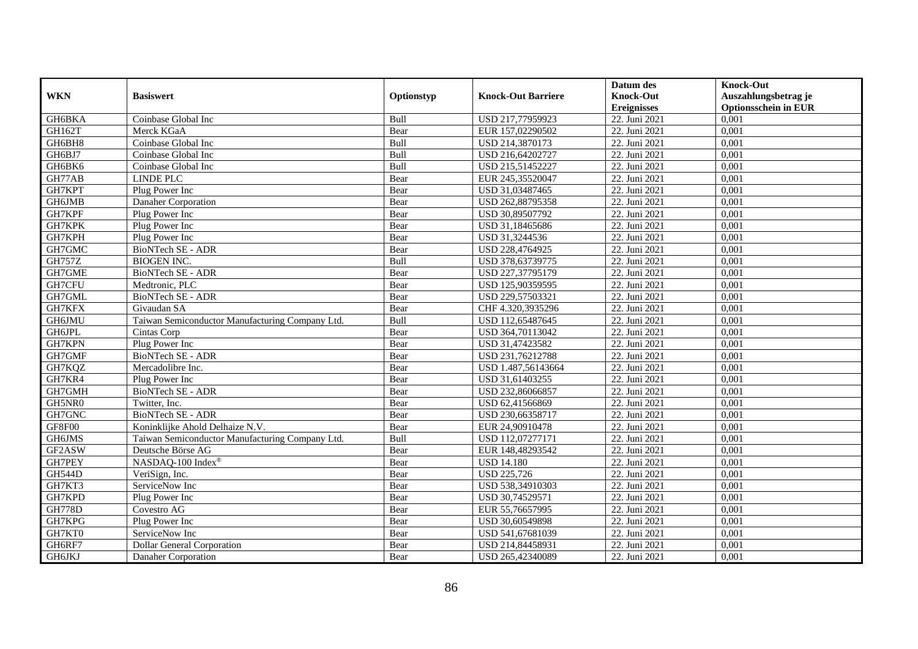| WKN | Basiswert | Optionstyp | Knock-Out Barriere | Datum des Knock-Out Ereignisses | Knock-Out Auszahlungsbetrag je Optionsschein in EUR |
|---|---|---|---|---|---|
| GH6BKA | Coinbase Global Inc | Bull | USD 217,77959923 | 22. Juni 2021 | 0,001 |
| GH162T | Merck KGaA | Bear | EUR 157,02290502 | 22. Juni 2021 | 0,001 |
| GH6BH8 | Coinbase Global Inc | Bull | USD 214,3870173 | 22. Juni 2021 | 0,001 |
| GH6BJ7 | Coinbase Global Inc | Bull | USD 216,64202727 | 22. Juni 2021 | 0,001 |
| GH6BK6 | Coinbase Global Inc | Bull | USD 215,51452227 | 22. Juni 2021 | 0,001 |
| GH77AB | LINDE PLC | Bear | EUR 245,35520047 | 22. Juni 2021 | 0,001 |
| GH7KPT | Plug Power Inc | Bear | USD 31,03487465 | 22. Juni 2021 | 0,001 |
| GH6JMB | Danaher Corporation | Bear | USD 262,88795358 | 22. Juni 2021 | 0,001 |
| GH7KPF | Plug Power Inc | Bear | USD 30,89507792 | 22. Juni 2021 | 0,001 |
| GH7KPK | Plug Power Inc | Bear | USD 31,18465686 | 22. Juni 2021 | 0,001 |
| GH7KPH | Plug Power Inc | Bear | USD 31,3244536 | 22. Juni 2021 | 0,001 |
| GH7GMC | BioNTech SE - ADR | Bear | USD 228,4764925 | 22. Juni 2021 | 0,001 |
| GH757Z | BIOGEN INC. | Bull | USD 378,63739775 | 22. Juni 2021 | 0,001 |
| GH7GME | BioNTech SE - ADR | Bear | USD 227,37795179 | 22. Juni 2021 | 0,001 |
| GH7CFU | Medtronic, PLC | Bear | USD 125,90359595 | 22. Juni 2021 | 0,001 |
| GH7GML | BioNTech SE - ADR | Bear | USD 229,57503321 | 22. Juni 2021 | 0,001 |
| GH7KFX | Givaudan SA | Bear | CHF 4.320,3935296 | 22. Juni 2021 | 0,001 |
| GH6JMU | Taiwan Semiconductor Manufacturing Company Ltd. | Bull | USD 112,65487645 | 22. Juni 2021 | 0,001 |
| GH6JPL | Cintas Corp | Bear | USD 364,70113042 | 22. Juni 2021 | 0,001 |
| GH7KPN | Plug Power Inc | Bear | USD 31,47423582 | 22. Juni 2021 | 0,001 |
| GH7GMF | BioNTech SE - ADR | Bear | USD 231,76212788 | 22. Juni 2021 | 0,001 |
| GH7KQZ | Mercadolibre Inc. | Bear | USD 1.487,56143664 | 22. Juni 2021 | 0,001 |
| GH7KR4 | Plug Power Inc | Bear | USD 31,61403255 | 22. Juni 2021 | 0,001 |
| GH7GMH | BioNTech SE - ADR | Bear | USD 232,86066857 | 22. Juni 2021 | 0,001 |
| GH5NR0 | Twitter, Inc. | Bear | USD 62,41566869 | 22. Juni 2021 | 0,001 |
| GH7GNC | BioNTech SE - ADR | Bear | USD 230,66358717 | 22. Juni 2021 | 0,001 |
| GF8F00 | Koninklijke Ahold Delhaize N.V. | Bear | EUR 24,90910478 | 22. Juni 2021 | 0,001 |
| GH6JMS | Taiwan Semiconductor Manufacturing Company Ltd. | Bull | USD 112,07277171 | 22. Juni 2021 | 0,001 |
| GF2ASW | Deutsche Börse AG | Bear | EUR 148,48293542 | 22. Juni 2021 | 0,001 |
| GH7PEY | NASDAQ-100 Index® | Bear | USD 14.180 | 22. Juni 2021 | 0,001 |
| GH544D | VeriSign, Inc. | Bear | USD 225,726 | 22. Juni 2021 | 0,001 |
| GH7KT3 | ServiceNow Inc | Bear | USD 538,34910303 | 22. Juni 2021 | 0,001 |
| GH7KPD | Plug Power Inc | Bear | USD 30,74529571 | 22. Juni 2021 | 0,001 |
| GH778D | Covestro AG | Bear | EUR 55,76657995 | 22. Juni 2021 | 0,001 |
| GH7KPG | Plug Power Inc | Bear | USD 30,60549898 | 22. Juni 2021 | 0,001 |
| GH7KT0 | ServiceNow Inc | Bear | USD 541,67681039 | 22. Juni 2021 | 0,001 |
| GH6RF7 | Dollar General Corporation | Bear | USD 214,84458931 | 22. Juni 2021 | 0,001 |
| GH6JKJ | Danaher Corporation | Bear | USD 265,42340089 | 22. Juni 2021 | 0,001 |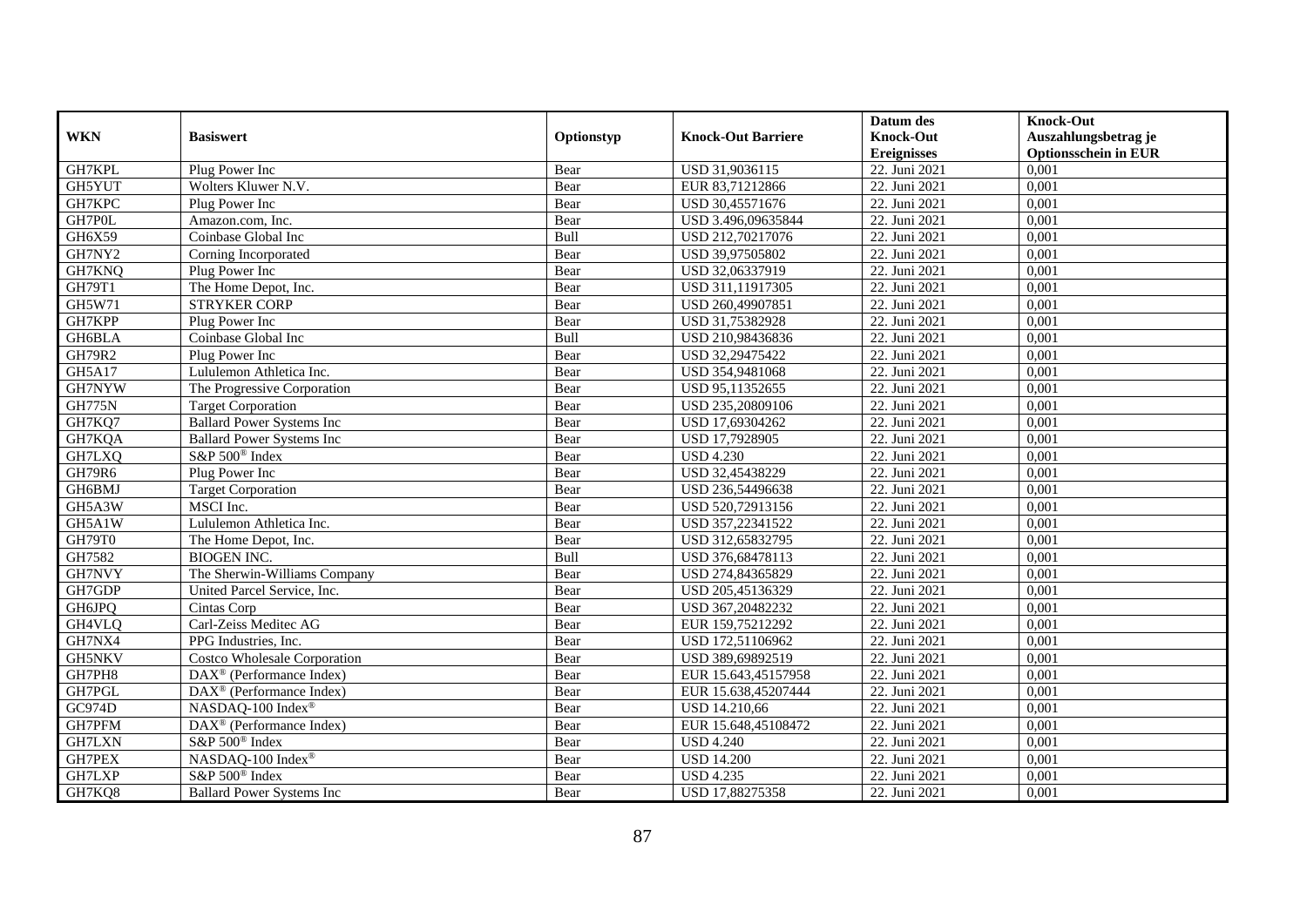| WKN | Basiswert | Optionstyp | Knock-Out Barriere | Datum des Knock-Out Ereignisses | Knock-Out Auszahlungsbetrag je Optionsschein in EUR |
|---|---|---|---|---|---|
| GH7KPL | Plug Power Inc | Bear | USD 31,9036115 | 22. Juni 2021 | 0,001 |
| GH5YUT | Wolters Kluwer N.V. | Bear | EUR 83,71212866 | 22. Juni 2021 | 0,001 |
| GH7KPC | Plug Power Inc | Bear | USD 30,45571676 | 22. Juni 2021 | 0,001 |
| GH7P0L | Amazon.com, Inc. | Bear | USD 3.496,09635844 | 22. Juni 2021 | 0,001 |
| GH6X59 | Coinbase Global Inc | Bull | USD 212,70217076 | 22. Juni 2021 | 0,001 |
| GH7NY2 | Corning Incorporated | Bear | USD 39,97505802 | 22. Juni 2021 | 0,001 |
| GH7KNQ | Plug Power Inc | Bear | USD 32,06337919 | 22. Juni 2021 | 0,001 |
| GH79T1 | The Home Depot, Inc. | Bear | USD 311,11917305 | 22. Juni 2021 | 0,001 |
| GH5W71 | STRYKER CORP | Bear | USD 260,49907851 | 22. Juni 2021 | 0,001 |
| GH7KPP | Plug Power Inc | Bear | USD 31,75382928 | 22. Juni 2021 | 0,001 |
| GH6BLA | Coinbase Global Inc | Bull | USD 210,98436836 | 22. Juni 2021 | 0,001 |
| GH79R2 | Plug Power Inc | Bear | USD 32,29475422 | 22. Juni 2021 | 0,001 |
| GH5A17 | Lululemon Athletica Inc. | Bear | USD 354,9481068 | 22. Juni 2021 | 0,001 |
| GH7NYW | The Progressive Corporation | Bear | USD 95,11352655 | 22. Juni 2021 | 0,001 |
| GH775N | Target Corporation | Bear | USD 235,20809106 | 22. Juni 2021 | 0,001 |
| GH7KQ7 | Ballard Power Systems Inc | Bear | USD 17,69304262 | 22. Juni 2021 | 0,001 |
| GH7KQA | Ballard Power Systems Inc | Bear | USD 17,7928905 | 22. Juni 2021 | 0,001 |
| GH7LXQ | S&P 500® Index | Bear | USD 4.230 | 22. Juni 2021 | 0,001 |
| GH79R6 | Plug Power Inc | Bear | USD 32,45438229 | 22. Juni 2021 | 0,001 |
| GH6BMJ | Target Corporation | Bear | USD 236,54496638 | 22. Juni 2021 | 0,001 |
| GH5A3W | MSCI Inc. | Bear | USD 520,72913156 | 22. Juni 2021 | 0,001 |
| GH5A1W | Lululemon Athletica Inc. | Bear | USD 357,22341522 | 22. Juni 2021 | 0,001 |
| GH79T0 | The Home Depot, Inc. | Bear | USD 312,65832795 | 22. Juni 2021 | 0,001 |
| GH7582 | BIOGEN INC. | Bull | USD 376,68478113 | 22. Juni 2021 | 0,001 |
| GH7NVY | The Sherwin-Williams Company | Bear | USD 274,84365829 | 22. Juni 2021 | 0,001 |
| GH7GDP | United Parcel Service, Inc. | Bear | USD 205,45136329 | 22. Juni 2021 | 0,001 |
| GH6JPQ | Cintas Corp | Bear | USD 367,20482232 | 22. Juni 2021 | 0,001 |
| GH4VLQ | Carl-Zeiss Meditec AG | Bear | EUR 159,75212292 | 22. Juni 2021 | 0,001 |
| GH7NX4 | PPG Industries, Inc. | Bear | USD 172,51106962 | 22. Juni 2021 | 0,001 |
| GH5NKV | Costco Wholesale Corporation | Bear | USD 389,69892519 | 22. Juni 2021 | 0,001 |
| GH7PH8 | DAX® (Performance Index) | Bear | EUR 15.643,45157958 | 22. Juni 2021 | 0,001 |
| GH7PGL | DAX® (Performance Index) | Bear | EUR 15.638,45207444 | 22. Juni 2021 | 0,001 |
| GC974D | NASDAQ-100 Index® | Bear | USD 14.210,66 | 22. Juni 2021 | 0,001 |
| GH7PFM | DAX® (Performance Index) | Bear | EUR 15.648,45108472 | 22. Juni 2021 | 0,001 |
| GH7LXN | S&P 500® Index | Bear | USD 4.240 | 22. Juni 2021 | 0,001 |
| GH7PEX | NASDAQ-100 Index® | Bear | USD 14.200 | 22. Juni 2021 | 0,001 |
| GH7LXP | S&P 500® Index | Bear | USD 4.235 | 22. Juni 2021 | 0,001 |
| GH7KQ8 | Ballard Power Systems Inc | Bear | USD 17,88275358 | 22. Juni 2021 | 0,001 |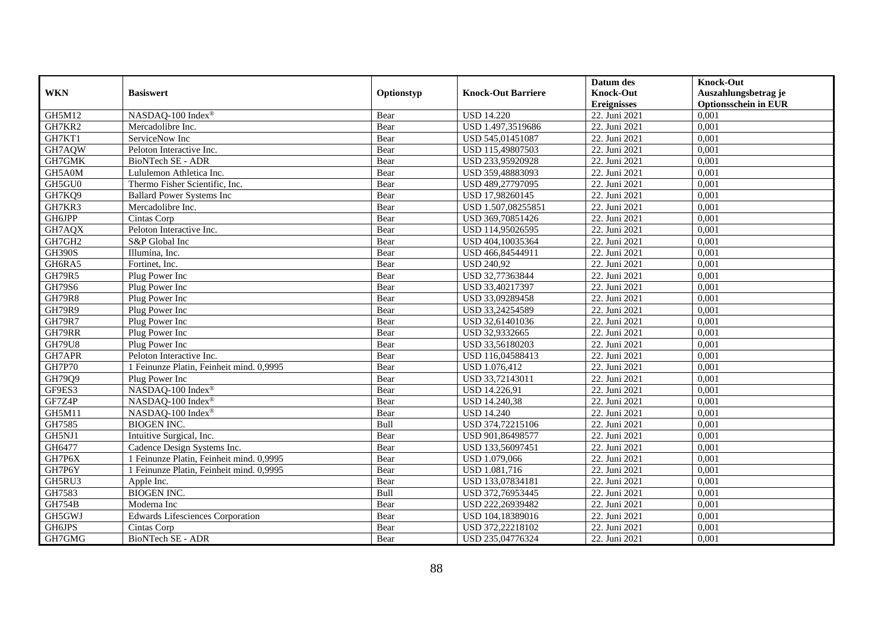| WKN | Basiswert | Optionstyp | Knock-Out Barriere | Datum des Knock-Out Ereignisses | Knock-Out Auszahlungsbetrag je Optionsschein in EUR |
|---|---|---|---|---|---|
| GH5M12 | NASDAQ-100 Index® | Bear | USD 14.220 | 22. Juni 2021 | 0,001 |
| GH7KR2 | Mercadolibre Inc. | Bear | USD 1.497,3519686 | 22. Juni 2021 | 0,001 |
| GH7KT1 | ServiceNow Inc | Bear | USD 545,01451087 | 22. Juni 2021 | 0,001 |
| GH7AQW | Peloton Interactive Inc. | Bear | USD 115,49807503 | 22. Juni 2021 | 0,001 |
| GH7GMK | BioNTech SE - ADR | Bear | USD 233,95920928 | 22. Juni 2021 | 0,001 |
| GH5A0M | Lululemon Athletica Inc. | Bear | USD 359,48883093 | 22. Juni 2021 | 0,001 |
| GH5GU0 | Thermo Fisher Scientific, Inc. | Bear | USD 489,27797095 | 22. Juni 2021 | 0,001 |
| GH7KQ9 | Ballard Power Systems Inc | Bear | USD 17,98260145 | 22. Juni 2021 | 0,001 |
| GH7KR3 | Mercadolibre Inc. | Bear | USD 1.507,08255851 | 22. Juni 2021 | 0,001 |
| GH6JPP | Cintas Corp | Bear | USD 369,70851426 | 22. Juni 2021 | 0,001 |
| GH7AQX | Peloton Interactive Inc. | Bear | USD 114,95026595 | 22. Juni 2021 | 0,001 |
| GH7GH2 | S&P Global Inc | Bear | USD 404,10035364 | 22. Juni 2021 | 0,001 |
| GH390S | Illumina, Inc. | Bear | USD 466,84544911 | 22. Juni 2021 | 0,001 |
| GH6RA5 | Fortinet, Inc. | Bear | USD 240,92 | 22. Juni 2021 | 0,001 |
| GH79R5 | Plug Power Inc | Bear | USD 32,77363844 | 22. Juni 2021 | 0,001 |
| GH79S6 | Plug Power Inc | Bear | USD 33,40217397 | 22. Juni 2021 | 0,001 |
| GH79R8 | Plug Power Inc | Bear | USD 33,09289458 | 22. Juni 2021 | 0,001 |
| GH79R9 | Plug Power Inc | Bear | USD 33,24254589 | 22. Juni 2021 | 0,001 |
| GH79R7 | Plug Power Inc | Bear | USD 32,61401036 | 22. Juni 2021 | 0,001 |
| GH79RR | Plug Power Inc | Bear | USD 32,9332665 | 22. Juni 2021 | 0,001 |
| GH79U8 | Plug Power Inc | Bear | USD 33,56180203 | 22. Juni 2021 | 0,001 |
| GH7APR | Peloton Interactive Inc. | Bear | USD 116,04588413 | 22. Juni 2021 | 0,001 |
| GH7P70 | 1 Feinunze Platin, Feinheit mind. 0,9995 | Bear | USD 1.076,412 | 22. Juni 2021 | 0,001 |
| GH79Q9 | Plug Power Inc | Bear | USD 33,72143011 | 22. Juni 2021 | 0,001 |
| GF9ES3 | NASDAQ-100 Index® | Bear | USD 14.226,91 | 22. Juni 2021 | 0,001 |
| GF7Z4P | NASDAQ-100 Index® | Bear | USD 14.240,38 | 22. Juni 2021 | 0,001 |
| GH5M11 | NASDAQ-100 Index® | Bear | USD 14.240 | 22. Juni 2021 | 0,001 |
| GH7585 | BIOGEN INC. | Bull | USD 374,72215106 | 22. Juni 2021 | 0,001 |
| GH5NJ1 | Intuitive Surgical, Inc. | Bear | USD 901,86498577 | 22. Juni 2021 | 0,001 |
| GH6477 | Cadence Design Systems Inc. | Bear | USD 133,56097451 | 22. Juni 2021 | 0,001 |
| GH7P6X | 1 Feinunze Platin, Feinheit mind. 0,9995 | Bear | USD 1.079,066 | 22. Juni 2021 | 0,001 |
| GH7P6Y | 1 Feinunze Platin, Feinheit mind. 0,9995 | Bear | USD 1.081,716 | 22. Juni 2021 | 0,001 |
| GH5RU3 | Apple Inc. | Bear | USD 133,07834181 | 22. Juni 2021 | 0,001 |
| GH7583 | BIOGEN INC. | Bull | USD 372,76953445 | 22. Juni 2021 | 0,001 |
| GH754B | Moderna Inc | Bear | USD 222,26939482 | 22. Juni 2021 | 0,001 |
| GH5GWJ | Edwards Lifesciences Corporation | Bear | USD 104,18389016 | 22. Juni 2021 | 0,001 |
| GH6JPS | Cintas Corp | Bear | USD 372,22218102 | 22. Juni 2021 | 0,001 |
| GH7GMG | BioNTech SE - ADR | Bear | USD 235,04776324 | 22. Juni 2021 | 0,001 |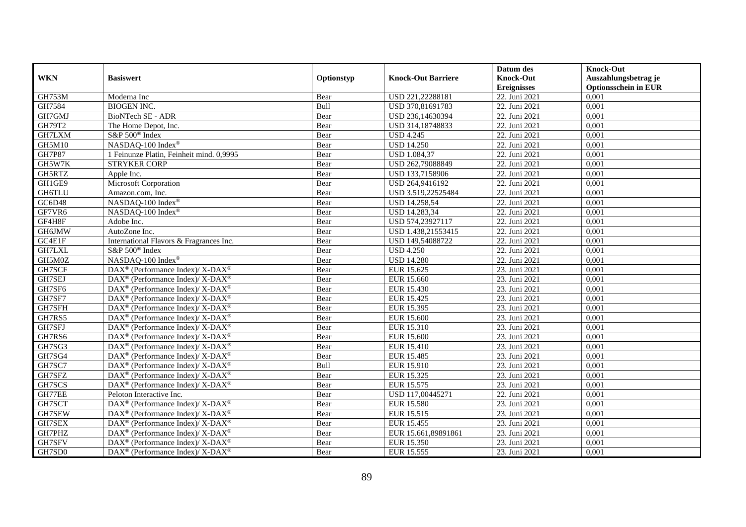| WKN | Basiswert | Optionstyp | Knock-Out Barriere | Datum des Knock-Out Ereignisses | Knock-Out Auszahlungsbetrag je Optionsschein in EUR |
|---|---|---|---|---|---|
| GH753M | Moderna Inc | Bear | USD 221,22288181 | 22. Juni 2021 | 0,001 |
| GH7584 | BIOGEN INC. | Bull | USD 370,81691783 | 22. Juni 2021 | 0,001 |
| GH7GMJ | BioNTech SE - ADR | Bear | USD 236,14630394 | 22. Juni 2021 | 0,001 |
| GH79T2 | The Home Depot, Inc. | Bear | USD 314,18748833 | 22. Juni 2021 | 0,001 |
| GH7LXM | S&P 500® Index | Bear | USD 4.245 | 22. Juni 2021 | 0,001 |
| GH5M10 | NASDAQ-100 Index® | Bear | USD 14.250 | 22. Juni 2021 | 0,001 |
| GH7P87 | 1 Feinunze Platin, Feinheit mind. 0,9995 | Bear | USD 1.084,37 | 22. Juni 2021 | 0,001 |
| GH5W7K | STRYKER CORP | Bear | USD 262,79088849 | 22. Juni 2021 | 0,001 |
| GH5RTZ | Apple Inc. | Bear | USD 133,7158906 | 22. Juni 2021 | 0,001 |
| GH1GE9 | Microsoft Corporation | Bear | USD 264,9416192 | 22. Juni 2021 | 0,001 |
| GH6TLU | Amazon.com, Inc. | Bear | USD 3.519,22525484 | 22. Juni 2021 | 0,001 |
| GC6D48 | NASDAQ-100 Index® | Bear | USD 14.258,54 | 22. Juni 2021 | 0,001 |
| GF7VR6 | NASDAQ-100 Index® | Bear | USD 14.283,34 | 22. Juni 2021 | 0,001 |
| GF4H8F | Adobe Inc. | Bear | USD 574,23927117 | 22. Juni 2021 | 0,001 |
| GH6JMW | AutoZone Inc. | Bear | USD 1.438,21553415 | 22. Juni 2021 | 0,001 |
| GC4E1F | International Flavors & Fragrances Inc. | Bear | USD 149,54088722 | 22. Juni 2021 | 0,001 |
| GH7LXL | S&P 500® Index | Bear | USD 4.250 | 22. Juni 2021 | 0,001 |
| GH5M0Z | NASDAQ-100 Index® | Bear | USD 14.280 | 22. Juni 2021 | 0,001 |
| GH7SCF | DAX® (Performance Index)/ X-DAX® | Bear | EUR 15.625 | 23. Juni 2021 | 0,001 |
| GH7SEJ | DAX® (Performance Index)/ X-DAX® | Bear | EUR 15.660 | 23. Juni 2021 | 0,001 |
| GH7SF6 | DAX® (Performance Index)/ X-DAX® | Bear | EUR 15.430 | 23. Juni 2021 | 0,001 |
| GH7SF7 | DAX® (Performance Index)/ X-DAX® | Bear | EUR 15.425 | 23. Juni 2021 | 0,001 |
| GH7SFH | DAX® (Performance Index)/ X-DAX® | Bear | EUR 15.395 | 23. Juni 2021 | 0,001 |
| GH7RS5 | DAX® (Performance Index)/ X-DAX® | Bear | EUR 15.600 | 23. Juni 2021 | 0,001 |
| GH7SFJ | DAX® (Performance Index)/ X-DAX® | Bear | EUR 15.310 | 23. Juni 2021 | 0,001 |
| GH7RS6 | DAX® (Performance Index)/ X-DAX® | Bear | EUR 15.600 | 23. Juni 2021 | 0,001 |
| GH7SG3 | DAX® (Performance Index)/ X-DAX® | Bear | EUR 15.410 | 23. Juni 2021 | 0,001 |
| GH7SG4 | DAX® (Performance Index)/ X-DAX® | Bear | EUR 15.485 | 23. Juni 2021 | 0,001 |
| GH7SC7 | DAX® (Performance Index)/ X-DAX® | Bull | EUR 15.910 | 23. Juni 2021 | 0,001 |
| GH7SFZ | DAX® (Performance Index)/ X-DAX® | Bear | EUR 15.325 | 23. Juni 2021 | 0,001 |
| GH7SCS | DAX® (Performance Index)/ X-DAX® | Bear | EUR 15.575 | 23. Juni 2021 | 0,001 |
| GH77EE | Peloton Interactive Inc. | Bear | USD 117,00445271 | 22. Juni 2021 | 0,001 |
| GH7SCT | DAX® (Performance Index)/ X-DAX® | Bear | EUR 15.580 | 23. Juni 2021 | 0,001 |
| GH7SEW | DAX® (Performance Index)/ X-DAX® | Bear | EUR 15.515 | 23. Juni 2021 | 0,001 |
| GH7SEX | DAX® (Performance Index)/ X-DAX® | Bear | EUR 15.455 | 23. Juni 2021 | 0,001 |
| GH7PHZ | DAX® (Performance Index)/ X-DAX® | Bear | EUR 15.661,89891861 | 23. Juni 2021 | 0,001 |
| GH7SFV | DAX® (Performance Index)/ X-DAX® | Bear | EUR 15.350 | 23. Juni 2021 | 0,001 |
| GH7SD0 | DAX® (Performance Index)/ X-DAX® | Bear | EUR 15.555 | 23. Juni 2021 | 0,001 |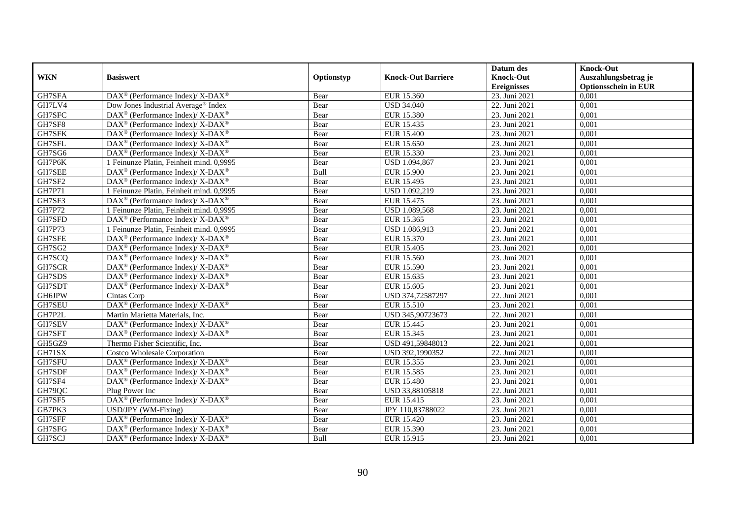| WKN | Basiswert | Optionstyp | Knock-Out Barriere | Datum des Knock-Out Ereignisses | Knock-Out Auszahlungsbetrag je Optionsschein in EUR |
|---|---|---|---|---|---|
| GH7SFA | DAX® (Performance Index)/ X-DAX® | Bear | EUR 15.360 | 23. Juni 2021 | 0,001 |
| GH7LV4 | Dow Jones Industrial Average® Index | Bear | USD 34.040 | 22. Juni 2021 | 0,001 |
| GH7SFC | DAX® (Performance Index)/ X-DAX® | Bear | EUR 15.380 | 23. Juni 2021 | 0,001 |
| GH7SF8 | DAX® (Performance Index)/ X-DAX® | Bear | EUR 15.435 | 23. Juni 2021 | 0,001 |
| GH7SFK | DAX® (Performance Index)/ X-DAX® | Bear | EUR 15.400 | 23. Juni 2021 | 0,001 |
| GH7SFL | DAX® (Performance Index)/ X-DAX® | Bear | EUR 15.650 | 23. Juni 2021 | 0,001 |
| GH7SG6 | DAX® (Performance Index)/ X-DAX® | Bear | EUR 15.330 | 23. Juni 2021 | 0,001 |
| GH7P6K | 1 Feinunze Platin, Feinheit mind. 0,9995 | Bear | USD 1.094,867 | 23. Juni 2021 | 0,001 |
| GH7SEE | DAX® (Performance Index)/ X-DAX® | Bull | EUR 15.900 | 23. Juni 2021 | 0,001 |
| GH7SF2 | DAX® (Performance Index)/ X-DAX® | Bear | EUR 15.495 | 23. Juni 2021 | 0,001 |
| GH7P71 | 1 Feinunze Platin, Feinheit mind. 0,9995 | Bear | USD 1.092,219 | 23. Juni 2021 | 0,001 |
| GH7SF3 | DAX® (Performance Index)/ X-DAX® | Bear | EUR 15.475 | 23. Juni 2021 | 0,001 |
| GH7P72 | 1 Feinunze Platin, Feinheit mind. 0,9995 | Bear | USD 1.089,568 | 23. Juni 2021 | 0,001 |
| GH7SFD | DAX® (Performance Index)/ X-DAX® | Bear | EUR 15.365 | 23. Juni 2021 | 0,001 |
| GH7P73 | 1 Feinunze Platin, Feinheit mind. 0,9995 | Bear | USD 1.086,913 | 23. Juni 2021 | 0,001 |
| GH7SFE | DAX® (Performance Index)/ X-DAX® | Bear | EUR 15.370 | 23. Juni 2021 | 0,001 |
| GH7SG2 | DAX® (Performance Index)/ X-DAX® | Bear | EUR 15.405 | 23. Juni 2021 | 0,001 |
| GH7SCQ | DAX® (Performance Index)/ X-DAX® | Bear | EUR 15.560 | 23. Juni 2021 | 0,001 |
| GH7SCR | DAX® (Performance Index)/ X-DAX® | Bear | EUR 15.590 | 23. Juni 2021 | 0,001 |
| GH7SDS | DAX® (Performance Index)/ X-DAX® | Bear | EUR 15.635 | 23. Juni 2021 | 0,001 |
| GH7SDT | DAX® (Performance Index)/ X-DAX® | Bear | EUR 15.605 | 23. Juni 2021 | 0,001 |
| GH6JPW | Cintas Corp | Bear | USD 374,72587297 | 22. Juni 2021 | 0,001 |
| GH7SEU | DAX® (Performance Index)/ X-DAX® | Bear | EUR 15.510 | 23. Juni 2021 | 0,001 |
| GH7P2L | Martin Marietta Materials, Inc. | Bear | USD 345,90723673 | 22. Juni 2021 | 0,001 |
| GH7SEV | DAX® (Performance Index)/ X-DAX® | Bear | EUR 15.445 | 23. Juni 2021 | 0,001 |
| GH7SFT | DAX® (Performance Index)/ X-DAX® | Bear | EUR 15.345 | 23. Juni 2021 | 0,001 |
| GH5GZ9 | Thermo Fisher Scientific, Inc. | Bear | USD 491,59848013 | 22. Juni 2021 | 0,001 |
| GH71SX | Costco Wholesale Corporation | Bear | USD 392,1990352 | 22. Juni 2021 | 0,001 |
| GH7SFU | DAX® (Performance Index)/ X-DAX® | Bear | EUR 15.355 | 23. Juni 2021 | 0,001 |
| GH7SDF | DAX® (Performance Index)/ X-DAX® | Bear | EUR 15.585 | 23. Juni 2021 | 0,001 |
| GH7SF4 | DAX® (Performance Index)/ X-DAX® | Bear | EUR 15.480 | 23. Juni 2021 | 0,001 |
| GH79QC | Plug Power Inc | Bear | USD 33,88105818 | 22. Juni 2021 | 0,001 |
| GH7SF5 | DAX® (Performance Index)/ X-DAX® | Bear | EUR 15.415 | 23. Juni 2021 | 0,001 |
| GB7PK3 | USD/JPY (WM-Fixing) | Bear | JPY 110,83788022 | 23. Juni 2021 | 0,001 |
| GH7SFF | DAX® (Performance Index)/ X-DAX® | Bear | EUR 15.420 | 23. Juni 2021 | 0,001 |
| GH7SFG | DAX® (Performance Index)/ X-DAX® | Bear | EUR 15.390 | 23. Juni 2021 | 0,001 |
| GH7SCJ | DAX® (Performance Index)/ X-DAX® | Bull | EUR 15.915 | 23. Juni 2021 | 0,001 |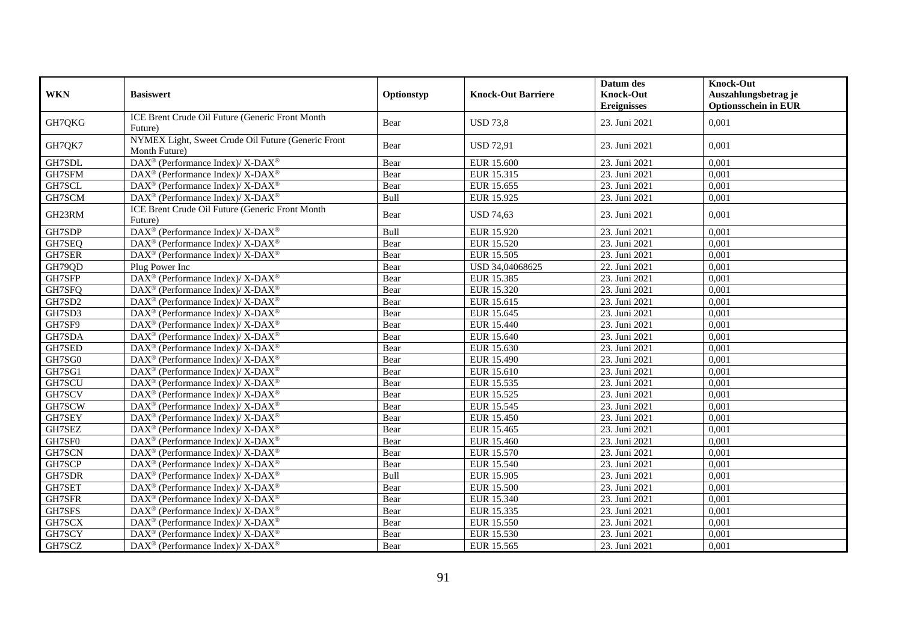| WKN | Basiswert | Optionstyp | Knock-Out Barriere | Datum des Knock-Out Ereignisses | Knock-Out Auszahlungsbetrag je Optionsschein in EUR |
|---|---|---|---|---|---|
| GH7QKG | ICE Brent Crude Oil Future (Generic Front Month Future) | Bear | USD 73,8 | 23. Juni 2021 | 0,001 |
| GH7QK7 | NYMEX Light, Sweet Crude Oil Future (Generic Front Month Future) | Bear | USD 72,91 | 23. Juni 2021 | 0,001 |
| GH7SDL | DAX® (Performance Index)/ X-DAX® | Bear | EUR 15.600 | 23. Juni 2021 | 0,001 |
| GH7SFM | DAX® (Performance Index)/ X-DAX® | Bear | EUR 15.315 | 23. Juni 2021 | 0,001 |
| GH7SCL | DAX® (Performance Index)/ X-DAX® | Bear | EUR 15.655 | 23. Juni 2021 | 0,001 |
| GH7SCM | DAX® (Performance Index)/ X-DAX® | Bull | EUR 15.925 | 23. Juni 2021 | 0,001 |
| GH23RM | ICE Brent Crude Oil Future (Generic Front Month Future) | Bear | USD 74,63 | 23. Juni 2021 | 0,001 |
| GH7SDP | DAX® (Performance Index)/ X-DAX® | Bull | EUR 15.920 | 23. Juni 2021 | 0,001 |
| GH7SEQ | DAX® (Performance Index)/ X-DAX® | Bear | EUR 15.520 | 23. Juni 2021 | 0,001 |
| GH7SER | DAX® (Performance Index)/ X-DAX® | Bear | EUR 15.505 | 23. Juni 2021 | 0,001 |
| GH79QD | Plug Power Inc | Bear | USD 34,04068625 | 22. Juni 2021 | 0,001 |
| GH7SFP | DAX® (Performance Index)/ X-DAX® | Bear | EUR 15.385 | 23. Juni 2021 | 0,001 |
| GH7SFQ | DAX® (Performance Index)/ X-DAX® | Bear | EUR 15.320 | 23. Juni 2021 | 0,001 |
| GH7SD2 | DAX® (Performance Index)/ X-DAX® | Bear | EUR 15.615 | 23. Juni 2021 | 0,001 |
| GH7SD3 | DAX® (Performance Index)/ X-DAX® | Bear | EUR 15.645 | 23. Juni 2021 | 0,001 |
| GH7SF9 | DAX® (Performance Index)/ X-DAX® | Bear | EUR 15.440 | 23. Juni 2021 | 0,001 |
| GH7SDA | DAX® (Performance Index)/ X-DAX® | Bear | EUR 15.640 | 23. Juni 2021 | 0,001 |
| GH7SED | DAX® (Performance Index)/ X-DAX® | Bear | EUR 15.630 | 23. Juni 2021 | 0,001 |
| GH7SG0 | DAX® (Performance Index)/ X-DAX® | Bear | EUR 15.490 | 23. Juni 2021 | 0,001 |
| GH7SG1 | DAX® (Performance Index)/ X-DAX® | Bear | EUR 15.610 | 23. Juni 2021 | 0,001 |
| GH7SCU | DAX® (Performance Index)/ X-DAX® | Bear | EUR 15.535 | 23. Juni 2021 | 0,001 |
| GH7SCV | DAX® (Performance Index)/ X-DAX® | Bear | EUR 15.525 | 23. Juni 2021 | 0,001 |
| GH7SCW | DAX® (Performance Index)/ X-DAX® | Bear | EUR 15.545 | 23. Juni 2021 | 0,001 |
| GH7SEY | DAX® (Performance Index)/ X-DAX® | Bear | EUR 15.450 | 23. Juni 2021 | 0,001 |
| GH7SEZ | DAX® (Performance Index)/ X-DAX® | Bear | EUR 15.465 | 23. Juni 2021 | 0,001 |
| GH7SF0 | DAX® (Performance Index)/ X-DAX® | Bear | EUR 15.460 | 23. Juni 2021 | 0,001 |
| GH7SCN | DAX® (Performance Index)/ X-DAX® | Bear | EUR 15.570 | 23. Juni 2021 | 0,001 |
| GH7SCP | DAX® (Performance Index)/ X-DAX® | Bear | EUR 15.540 | 23. Juni 2021 | 0,001 |
| GH7SDR | DAX® (Performance Index)/ X-DAX® | Bull | EUR 15.905 | 23. Juni 2021 | 0,001 |
| GH7SET | DAX® (Performance Index)/ X-DAX® | Bear | EUR 15.500 | 23. Juni 2021 | 0,001 |
| GH7SFR | DAX® (Performance Index)/ X-DAX® | Bear | EUR 15.340 | 23. Juni 2021 | 0,001 |
| GH7SFS | DAX® (Performance Index)/ X-DAX® | Bear | EUR 15.335 | 23. Juni 2021 | 0,001 |
| GH7SCX | DAX® (Performance Index)/ X-DAX® | Bear | EUR 15.550 | 23. Juni 2021 | 0,001 |
| GH7SCY | DAX® (Performance Index)/ X-DAX® | Bear | EUR 15.530 | 23. Juni 2021 | 0,001 |
| GH7SCZ | DAX® (Performance Index)/ X-DAX® | Bear | EUR 15.565 | 23. Juni 2021 | 0,001 |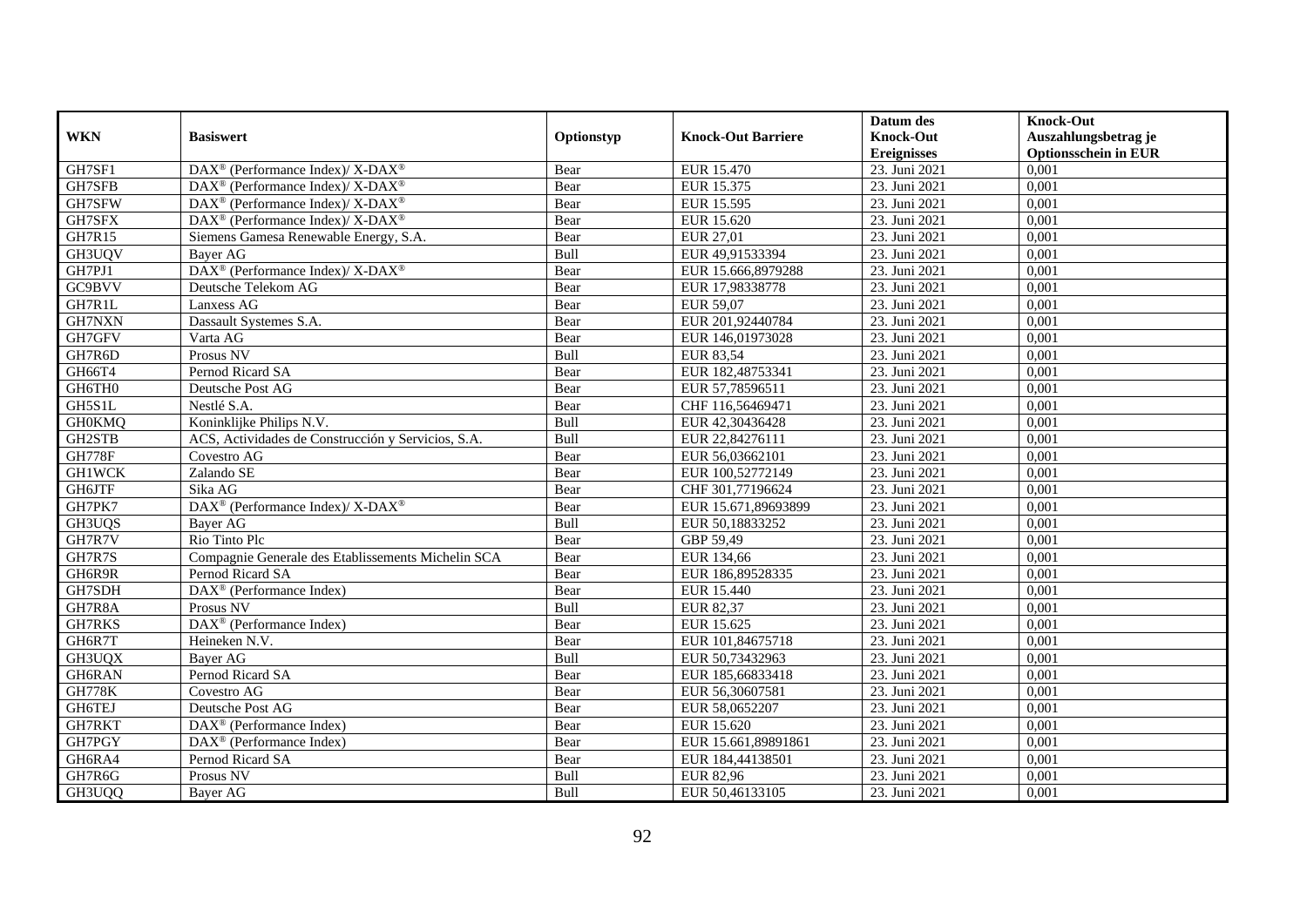| WKN | Basiswert | Optionstyp | Knock-Out Barriere | Datum des Knock-Out Ereignisses | Knock-Out Auszahlungsbetrag je Optionsschein in EUR |
|---|---|---|---|---|---|
| GH7SF1 | DAX® (Performance Index)/ X-DAX® | Bear | EUR 15.470 | 23. Juni 2021 | 0,001 |
| GH7SFB | DAX® (Performance Index)/ X-DAX® | Bear | EUR 15.375 | 23. Juni 2021 | 0,001 |
| GH7SFW | DAX® (Performance Index)/ X-DAX® | Bear | EUR 15.595 | 23. Juni 2021 | 0,001 |
| GH7SFX | DAX® (Performance Index)/ X-DAX® | Bear | EUR 15.620 | 23. Juni 2021 | 0,001 |
| GH7R15 | Siemens Gamesa Renewable Energy, S.A. | Bear | EUR 27,01 | 23. Juni 2021 | 0,001 |
| GH3UQV | Bayer AG | Bull | EUR 49,91533394 | 23. Juni 2021 | 0,001 |
| GH7PJ1 | DAX® (Performance Index)/ X-DAX® | Bear | EUR 15.666,8979288 | 23. Juni 2021 | 0,001 |
| GC9BVV | Deutsche Telekom AG | Bear | EUR 17,98338778 | 23. Juni 2021 | 0,001 |
| GH7R1L | Lanxess AG | Bear | EUR 59,07 | 23. Juni 2021 | 0,001 |
| GH7NXN | Dassault Systemes S.A. | Bear | EUR 201,92440784 | 23. Juni 2021 | 0,001 |
| GH7GFV | Varta AG | Bear | EUR 146,01973028 | 23. Juni 2021 | 0,001 |
| GH7R6D | Prosus NV | Bull | EUR 83,54 | 23. Juni 2021 | 0,001 |
| GH66T4 | Pernod Ricard SA | Bear | EUR 182,48753341 | 23. Juni 2021 | 0,001 |
| GH6TH0 | Deutsche Post AG | Bear | EUR 57,78596511 | 23. Juni 2021 | 0,001 |
| GH5S1L | Nestlé S.A. | Bear | CHF 116,56469471 | 23. Juni 2021 | 0,001 |
| GH0KMQ | Koninklijke Philips N.V. | Bull | EUR 42,30436428 | 23. Juni 2021 | 0,001 |
| GH2STB | ACS, Actividades de Construcción y Servicios, S.A. | Bull | EUR 22,84276111 | 23. Juni 2021 | 0,001 |
| GH778F | Covestro AG | Bear | EUR 56,03662101 | 23. Juni 2021 | 0,001 |
| GH1WCK | Zalando SE | Bear | EUR 100,52772149 | 23. Juni 2021 | 0,001 |
| GH6JTF | Sika AG | Bear | CHF 301,77196624 | 23. Juni 2021 | 0,001 |
| GH7PK7 | DAX® (Performance Index)/ X-DAX® | Bear | EUR 15.671,89693899 | 23. Juni 2021 | 0,001 |
| GH3UQS | Bayer AG | Bull | EUR 50,18833252 | 23. Juni 2021 | 0,001 |
| GH7R7V | Rio Tinto Plc | Bear | GBP 59,49 | 23. Juni 2021 | 0,001 |
| GH7R7S | Compagnie Generale des Etablissements Michelin SCA | Bear | EUR 134,66 | 23. Juni 2021 | 0,001 |
| GH6R9R | Pernod Ricard SA | Bear | EUR 186,89528335 | 23. Juni 2021 | 0,001 |
| GH7SDH | DAX® (Performance Index) | Bear | EUR 15.440 | 23. Juni 2021 | 0,001 |
| GH7R8A | Prosus NV | Bull | EUR 82,37 | 23. Juni 2021 | 0,001 |
| GH7RKS | DAX® (Performance Index) | Bear | EUR 15.625 | 23. Juni 2021 | 0,001 |
| GH6R7T | Heineken N.V. | Bear | EUR 101,84675718 | 23. Juni 2021 | 0,001 |
| GH3UQX | Bayer AG | Bull | EUR 50,73432963 | 23. Juni 2021 | 0,001 |
| GH6RAN | Pernod Ricard SA | Bear | EUR 185,66833418 | 23. Juni 2021 | 0,001 |
| GH778K | Covestro AG | Bear | EUR 56,30607581 | 23. Juni 2021 | 0,001 |
| GH6TEJ | Deutsche Post AG | Bear | EUR 58,0652207 | 23. Juni 2021 | 0,001 |
| GH7RKT | DAX® (Performance Index) | Bear | EUR 15.620 | 23. Juni 2021 | 0,001 |
| GH7PGY | DAX® (Performance Index) | Bear | EUR 15.661,89891861 | 23. Juni 2021 | 0,001 |
| GH6RA4 | Pernod Ricard SA | Bear | EUR 184,44138501 | 23. Juni 2021 | 0,001 |
| GH7R6G | Prosus NV | Bull | EUR 82,96 | 23. Juni 2021 | 0,001 |
| GH3UQQ | Bayer AG | Bull | EUR 50,46133105 | 23. Juni 2021 | 0,001 |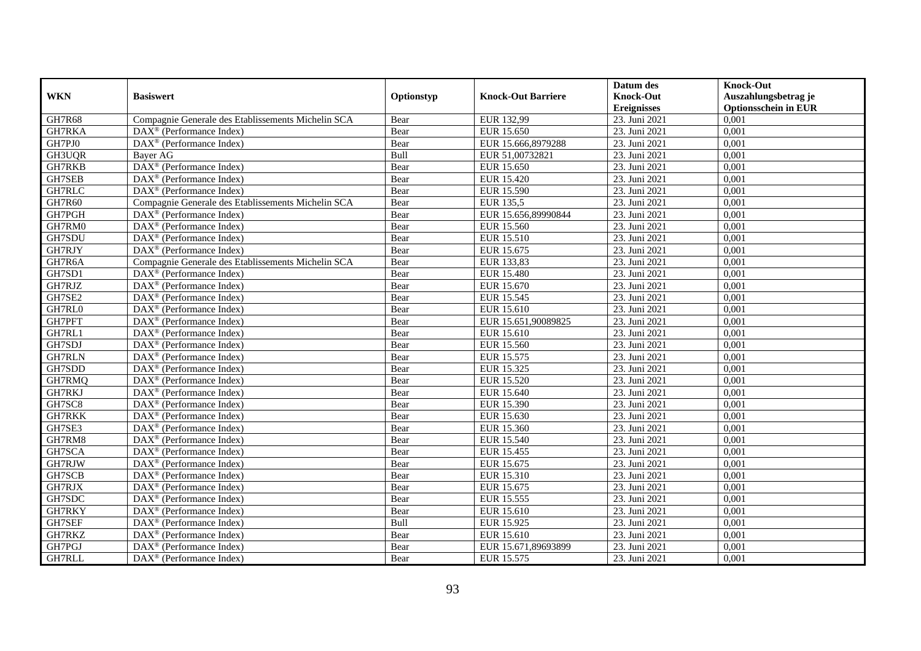| WKN | Basiswert | Optionstyp | Knock-Out Barriere | Datum des Knock-Out Ereignisses | Knock-Out Auszahlungsbetrag je Optionsschein in EUR |
|---|---|---|---|---|---|
| GH7R68 | Compagnie Generale des Etablissements Michelin SCA | Bear | EUR 132,99 | 23. Juni 2021 | 0,001 |
| GH7RKA | DAX® (Performance Index) | Bear | EUR 15.650 | 23. Juni 2021 | 0,001 |
| GH7PJ0 | DAX® (Performance Index) | Bear | EUR 15.666,8979288 | 23. Juni 2021 | 0,001 |
| GH3UQR | Bayer AG | Bull | EUR 51,00732821 | 23. Juni 2021 | 0,001 |
| GH7RKB | DAX® (Performance Index) | Bear | EUR 15.650 | 23. Juni 2021 | 0,001 |
| GH7SEB | DAX® (Performance Index) | Bear | EUR 15.420 | 23. Juni 2021 | 0,001 |
| GH7RLC | DAX® (Performance Index) | Bear | EUR 15.590 | 23. Juni 2021 | 0,001 |
| GH7R60 | Compagnie Generale des Etablissements Michelin SCA | Bear | EUR 135,5 | 23. Juni 2021 | 0,001 |
| GH7PGH | DAX® (Performance Index) | Bear | EUR 15.656,89990844 | 23. Juni 2021 | 0,001 |
| GH7RM0 | DAX® (Performance Index) | Bear | EUR 15.560 | 23. Juni 2021 | 0,001 |
| GH7SDU | DAX® (Performance Index) | Bear | EUR 15.510 | 23. Juni 2021 | 0,001 |
| GH7RJY | DAX® (Performance Index) | Bear | EUR 15.675 | 23. Juni 2021 | 0,001 |
| GH7R6A | Compagnie Generale des Etablissements Michelin SCA | Bear | EUR 133,83 | 23. Juni 2021 | 0,001 |
| GH7SD1 | DAX® (Performance Index) | Bear | EUR 15.480 | 23. Juni 2021 | 0,001 |
| GH7RJZ | DAX® (Performance Index) | Bear | EUR 15.670 | 23. Juni 2021 | 0,001 |
| GH7SE2 | DAX® (Performance Index) | Bear | EUR 15.545 | 23. Juni 2021 | 0,001 |
| GH7RL0 | DAX® (Performance Index) | Bear | EUR 15.610 | 23. Juni 2021 | 0,001 |
| GH7PFT | DAX® (Performance Index) | Bear | EUR 15.651,90089825 | 23. Juni 2021 | 0,001 |
| GH7RL1 | DAX® (Performance Index) | Bear | EUR 15.610 | 23. Juni 2021 | 0,001 |
| GH7SDJ | DAX® (Performance Index) | Bear | EUR 15.560 | 23. Juni 2021 | 0,001 |
| GH7RLN | DAX® (Performance Index) | Bear | EUR 15.575 | 23. Juni 2021 | 0,001 |
| GH7SDD | DAX® (Performance Index) | Bear | EUR 15.325 | 23. Juni 2021 | 0,001 |
| GH7RMQ | DAX® (Performance Index) | Bear | EUR 15.520 | 23. Juni 2021 | 0,001 |
| GH7RKJ | DAX® (Performance Index) | Bear | EUR 15.640 | 23. Juni 2021 | 0,001 |
| GH7SC8 | DAX® (Performance Index) | Bear | EUR 15.390 | 23. Juni 2021 | 0,001 |
| GH7RKK | DAX® (Performance Index) | Bear | EUR 15.630 | 23. Juni 2021 | 0,001 |
| GH7SE3 | DAX® (Performance Index) | Bear | EUR 15.360 | 23. Juni 2021 | 0,001 |
| GH7RM8 | DAX® (Performance Index) | Bear | EUR 15.540 | 23. Juni 2021 | 0,001 |
| GH7SCA | DAX® (Performance Index) | Bear | EUR 15.455 | 23. Juni 2021 | 0,001 |
| GH7RJW | DAX® (Performance Index) | Bear | EUR 15.675 | 23. Juni 2021 | 0,001 |
| GH7SCB | DAX® (Performance Index) | Bear | EUR 15.310 | 23. Juni 2021 | 0,001 |
| GH7RJX | DAX® (Performance Index) | Bear | EUR 15.675 | 23. Juni 2021 | 0,001 |
| GH7SDC | DAX® (Performance Index) | Bear | EUR 15.555 | 23. Juni 2021 | 0,001 |
| GH7RKY | DAX® (Performance Index) | Bear | EUR 15.610 | 23. Juni 2021 | 0,001 |
| GH7SEF | DAX® (Performance Index) | Bull | EUR 15.925 | 23. Juni 2021 | 0,001 |
| GH7RKZ | DAX® (Performance Index) | Bear | EUR 15.610 | 23. Juni 2021 | 0,001 |
| GH7PGJ | DAX® (Performance Index) | Bear | EUR 15.671,89693899 | 23. Juni 2021 | 0,001 |
| GH7RLL | DAX® (Performance Index) | Bear | EUR 15.575 | 23. Juni 2021 | 0,001 |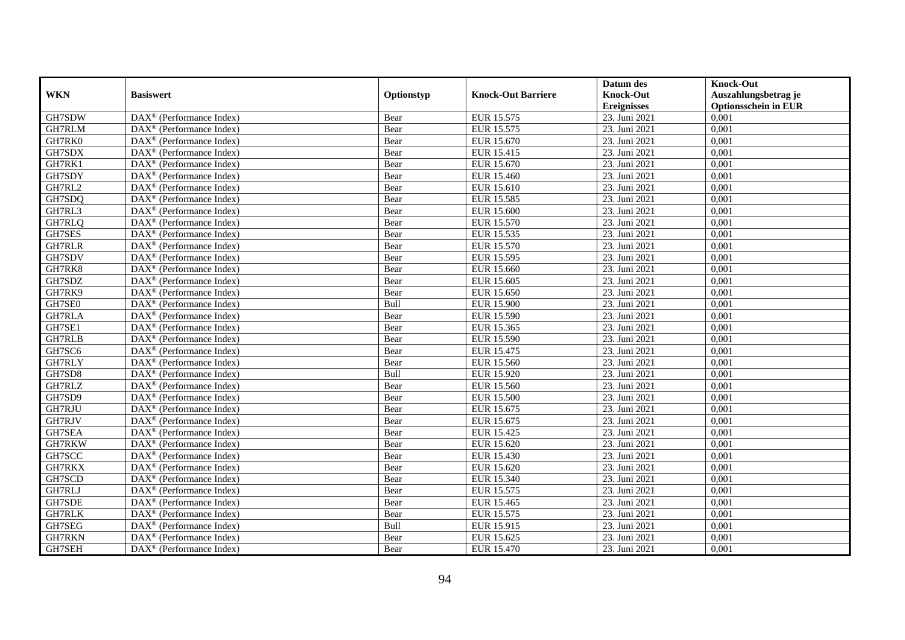| WKN | Basiswert | Optionstyp | Knock-Out Barriere | Datum des Knock-Out Ereignisses | Knock-Out Auszahlungsbetrag je Optionsschein in EUR |
|---|---|---|---|---|---|
| GH7SDW | DAX® (Performance Index) | Bear | EUR 15.575 | 23. Juni 2021 | 0,001 |
| GH7RLM | DAX® (Performance Index) | Bear | EUR 15.575 | 23. Juni 2021 | 0,001 |
| GH7RK0 | DAX® (Performance Index) | Bear | EUR 15.670 | 23. Juni 2021 | 0,001 |
| GH7SDX | DAX® (Performance Index) | Bear | EUR 15.415 | 23. Juni 2021 | 0,001 |
| GH7RK1 | DAX® (Performance Index) | Bear | EUR 15.670 | 23. Juni 2021 | 0,001 |
| GH7SDY | DAX® (Performance Index) | Bear | EUR 15.460 | 23. Juni 2021 | 0,001 |
| GH7RL2 | DAX® (Performance Index) | Bear | EUR 15.610 | 23. Juni 2021 | 0,001 |
| GH7SDQ | DAX® (Performance Index) | Bear | EUR 15.585 | 23. Juni 2021 | 0,001 |
| GH7RL3 | DAX® (Performance Index) | Bear | EUR 15.600 | 23. Juni 2021 | 0,001 |
| GH7RLQ | DAX® (Performance Index) | Bear | EUR 15.570 | 23. Juni 2021 | 0,001 |
| GH7SES | DAX® (Performance Index) | Bear | EUR 15.535 | 23. Juni 2021 | 0,001 |
| GH7RLR | DAX® (Performance Index) | Bear | EUR 15.570 | 23. Juni 2021 | 0,001 |
| GH7SDV | DAX® (Performance Index) | Bear | EUR 15.595 | 23. Juni 2021 | 0,001 |
| GH7RK8 | DAX® (Performance Index) | Bear | EUR 15.660 | 23. Juni 2021 | 0,001 |
| GH7SDZ | DAX® (Performance Index) | Bear | EUR 15.605 | 23. Juni 2021 | 0,001 |
| GH7RK9 | DAX® (Performance Index) | Bear | EUR 15.650 | 23. Juni 2021 | 0,001 |
| GH7SE0 | DAX® (Performance Index) | Bull | EUR 15.900 | 23. Juni 2021 | 0,001 |
| GH7RLA | DAX® (Performance Index) | Bear | EUR 15.590 | 23. Juni 2021 | 0,001 |
| GH7SE1 | DAX® (Performance Index) | Bear | EUR 15.365 | 23. Juni 2021 | 0,001 |
| GH7RLB | DAX® (Performance Index) | Bear | EUR 15.590 | 23. Juni 2021 | 0,001 |
| GH7SC6 | DAX® (Performance Index) | Bear | EUR 15.475 | 23. Juni 2021 | 0,001 |
| GH7RLY | DAX® (Performance Index) | Bear | EUR 15.560 | 23. Juni 2021 | 0,001 |
| GH7SD8 | DAX® (Performance Index) | Bull | EUR 15.920 | 23. Juni 2021 | 0,001 |
| GH7RLZ | DAX® (Performance Index) | Bear | EUR 15.560 | 23. Juni 2021 | 0,001 |
| GH7SD9 | DAX® (Performance Index) | Bear | EUR 15.500 | 23. Juni 2021 | 0,001 |
| GH7RJU | DAX® (Performance Index) | Bear | EUR 15.675 | 23. Juni 2021 | 0,001 |
| GH7RJV | DAX® (Performance Index) | Bear | EUR 15.675 | 23. Juni 2021 | 0,001 |
| GH7SEA | DAX® (Performance Index) | Bear | EUR 15.425 | 23. Juni 2021 | 0,001 |
| GH7RKW | DAX® (Performance Index) | Bear | EUR 15.620 | 23. Juni 2021 | 0,001 |
| GH7SCC | DAX® (Performance Index) | Bear | EUR 15.430 | 23. Juni 2021 | 0,001 |
| GH7RKX | DAX® (Performance Index) | Bear | EUR 15.620 | 23. Juni 2021 | 0,001 |
| GH7SCD | DAX® (Performance Index) | Bear | EUR 15.340 | 23. Juni 2021 | 0,001 |
| GH7RLJ | DAX® (Performance Index) | Bear | EUR 15.575 | 23. Juni 2021 | 0,001 |
| GH7SDE | DAX® (Performance Index) | Bear | EUR 15.465 | 23. Juni 2021 | 0,001 |
| GH7RLK | DAX® (Performance Index) | Bear | EUR 15.575 | 23. Juni 2021 | 0,001 |
| GH7SEG | DAX® (Performance Index) | Bull | EUR 15.915 | 23. Juni 2021 | 0,001 |
| GH7RKN | DAX® (Performance Index) | Bear | EUR 15.625 | 23. Juni 2021 | 0,001 |
| GH7SEH | DAX® (Performance Index) | Bear | EUR 15.470 | 23. Juni 2021 | 0,001 |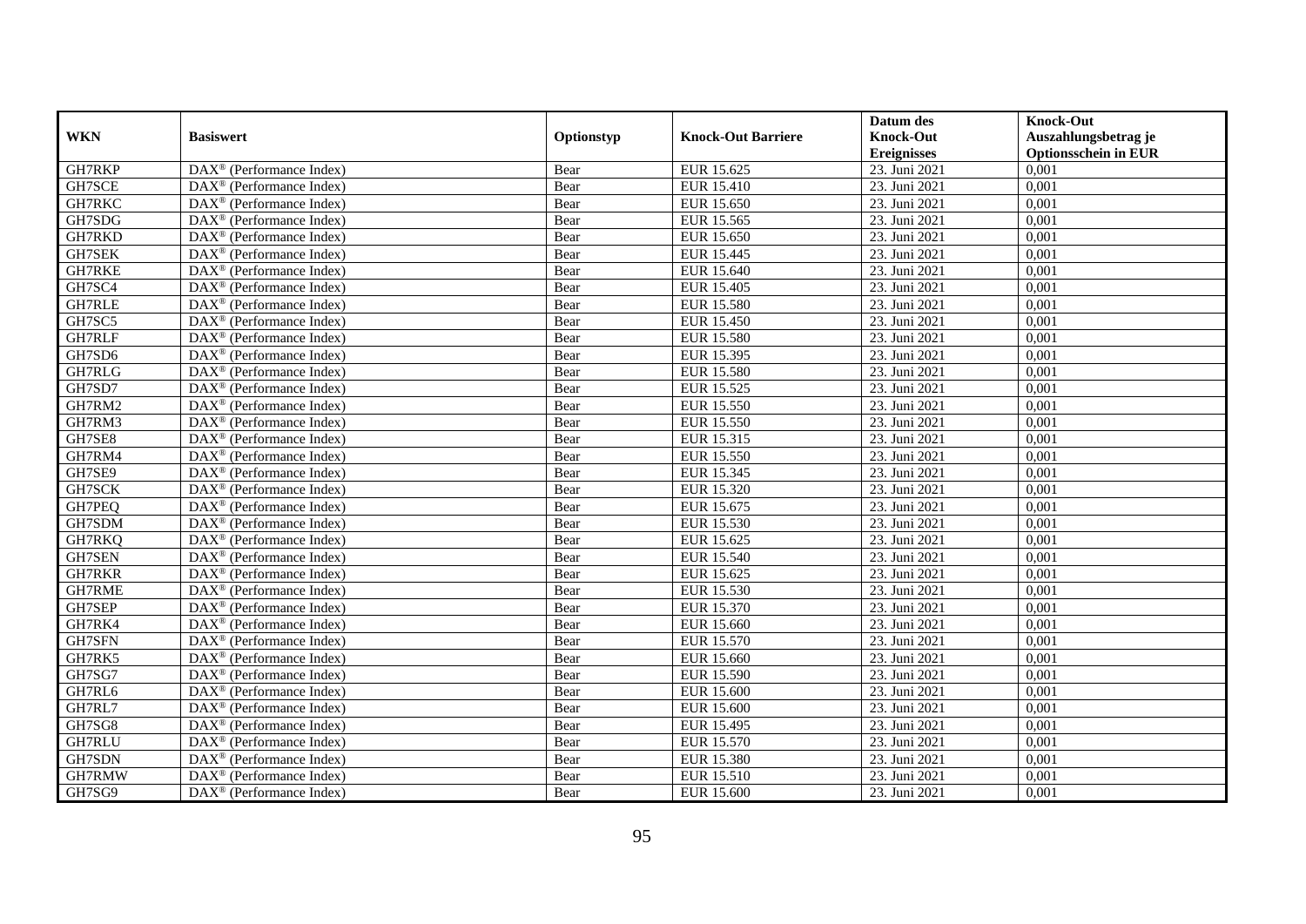| WKN | Basiswert | Optionstyp | Knock-Out Barriere | Datum des Knock-Out Ereignisses | Knock-Out Auszahlungsbetrag je Optionsschein in EUR |
|---|---|---|---|---|---|
| GH7RKP | DAX® (Performance Index) | Bear | EUR 15.625 | 23. Juni 2021 | 0,001 |
| GH7SCE | DAX® (Performance Index) | Bear | EUR 15.410 | 23. Juni 2021 | 0,001 |
| GH7RKC | DAX® (Performance Index) | Bear | EUR 15.650 | 23. Juni 2021 | 0,001 |
| GH7SDG | DAX® (Performance Index) | Bear | EUR 15.565 | 23. Juni 2021 | 0,001 |
| GH7RKD | DAX® (Performance Index) | Bear | EUR 15.650 | 23. Juni 2021 | 0,001 |
| GH7SEK | DAX® (Performance Index) | Bear | EUR 15.445 | 23. Juni 2021 | 0,001 |
| GH7RKE | DAX® (Performance Index) | Bear | EUR 15.640 | 23. Juni 2021 | 0,001 |
| GH7SC4 | DAX® (Performance Index) | Bear | EUR 15.405 | 23. Juni 2021 | 0,001 |
| GH7RLE | DAX® (Performance Index) | Bear | EUR 15.580 | 23. Juni 2021 | 0,001 |
| GH7SC5 | DAX® (Performance Index) | Bear | EUR 15.450 | 23. Juni 2021 | 0,001 |
| GH7RLF | DAX® (Performance Index) | Bear | EUR 15.580 | 23. Juni 2021 | 0,001 |
| GH7SD6 | DAX® (Performance Index) | Bear | EUR 15.395 | 23. Juni 2021 | 0,001 |
| GH7RLG | DAX® (Performance Index) | Bear | EUR 15.580 | 23. Juni 2021 | 0,001 |
| GH7SD7 | DAX® (Performance Index) | Bear | EUR 15.525 | 23. Juni 2021 | 0,001 |
| GH7RM2 | DAX® (Performance Index) | Bear | EUR 15.550 | 23. Juni 2021 | 0,001 |
| GH7RM3 | DAX® (Performance Index) | Bear | EUR 15.550 | 23. Juni 2021 | 0,001 |
| GH7SE8 | DAX® (Performance Index) | Bear | EUR 15.315 | 23. Juni 2021 | 0,001 |
| GH7RM4 | DAX® (Performance Index) | Bear | EUR 15.550 | 23. Juni 2021 | 0,001 |
| GH7SE9 | DAX® (Performance Index) | Bear | EUR 15.345 | 23. Juni 2021 | 0,001 |
| GH7SCK | DAX® (Performance Index) | Bear | EUR 15.320 | 23. Juni 2021 | 0,001 |
| GH7PEQ | DAX® (Performance Index) | Bear | EUR 15.675 | 23. Juni 2021 | 0,001 |
| GH7SDM | DAX® (Performance Index) | Bear | EUR 15.530 | 23. Juni 2021 | 0,001 |
| GH7RKQ | DAX® (Performance Index) | Bear | EUR 15.625 | 23. Juni 2021 | 0,001 |
| GH7SEN | DAX® (Performance Index) | Bear | EUR 15.540 | 23. Juni 2021 | 0,001 |
| GH7RKR | DAX® (Performance Index) | Bear | EUR 15.625 | 23. Juni 2021 | 0,001 |
| GH7RME | DAX® (Performance Index) | Bear | EUR 15.530 | 23. Juni 2021 | 0,001 |
| GH7SEP | DAX® (Performance Index) | Bear | EUR 15.370 | 23. Juni 2021 | 0,001 |
| GH7RK4 | DAX® (Performance Index) | Bear | EUR 15.660 | 23. Juni 2021 | 0,001 |
| GH7SFN | DAX® (Performance Index) | Bear | EUR 15.570 | 23. Juni 2021 | 0,001 |
| GH7RK5 | DAX® (Performance Index) | Bear | EUR 15.660 | 23. Juni 2021 | 0,001 |
| GH7SG7 | DAX® (Performance Index) | Bear | EUR 15.590 | 23. Juni 2021 | 0,001 |
| GH7RL6 | DAX® (Performance Index) | Bear | EUR 15.600 | 23. Juni 2021 | 0,001 |
| GH7RL7 | DAX® (Performance Index) | Bear | EUR 15.600 | 23. Juni 2021 | 0,001 |
| GH7SG8 | DAX® (Performance Index) | Bear | EUR 15.495 | 23. Juni 2021 | 0,001 |
| GH7RLU | DAX® (Performance Index) | Bear | EUR 15.570 | 23. Juni 2021 | 0,001 |
| GH7SDN | DAX® (Performance Index) | Bear | EUR 15.380 | 23. Juni 2021 | 0,001 |
| GH7RMW | DAX® (Performance Index) | Bear | EUR 15.510 | 23. Juni 2021 | 0,001 |
| GH7SG9 | DAX® (Performance Index) | Bear | EUR 15.600 | 23. Juni 2021 | 0,001 |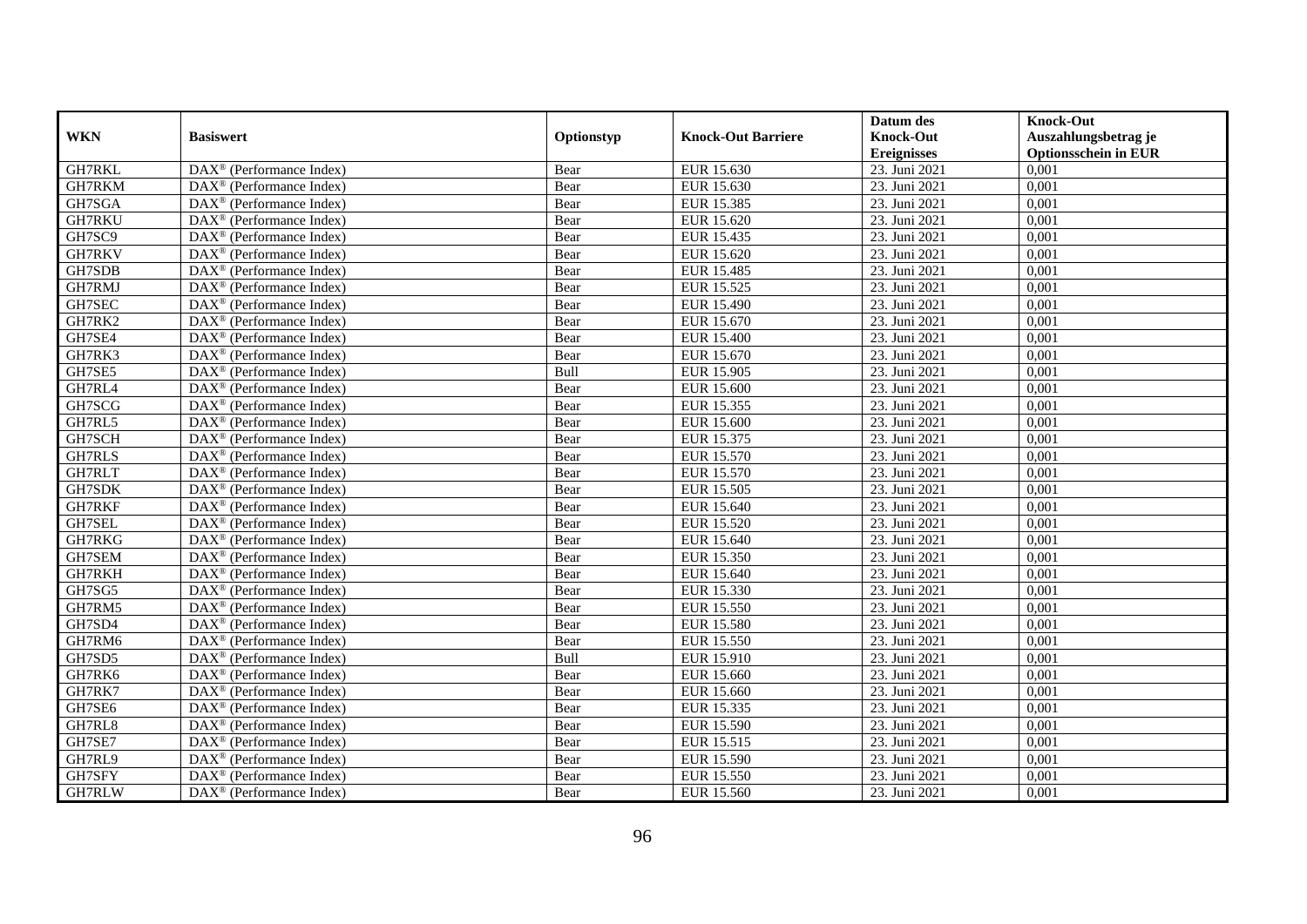| WKN | Basiswert | Optionstyp | Knock-Out Barriere | Datum des Knock-Out Ereignisses | Knock-Out Auszahlungsbetrag je Optionsschein in EUR |
|---|---|---|---|---|---|
| GH7RKL | DAX® (Performance Index) | Bear | EUR 15.630 | 23. Juni 2021 | 0,001 |
| GH7RKM | DAX® (Performance Index) | Bear | EUR 15.630 | 23. Juni 2021 | 0,001 |
| GH7SGA | DAX® (Performance Index) | Bear | EUR 15.385 | 23. Juni 2021 | 0,001 |
| GH7RKU | DAX® (Performance Index) | Bear | EUR 15.620 | 23. Juni 2021 | 0,001 |
| GH7SC9 | DAX® (Performance Index) | Bear | EUR 15.435 | 23. Juni 2021 | 0,001 |
| GH7RKV | DAX® (Performance Index) | Bear | EUR 15.620 | 23. Juni 2021 | 0,001 |
| GH7SDB | DAX® (Performance Index) | Bear | EUR 15.485 | 23. Juni 2021 | 0,001 |
| GH7RMJ | DAX® (Performance Index) | Bear | EUR 15.525 | 23. Juni 2021 | 0,001 |
| GH7SEC | DAX® (Performance Index) | Bear | EUR 15.490 | 23. Juni 2021 | 0,001 |
| GH7RK2 | DAX® (Performance Index) | Bear | EUR 15.670 | 23. Juni 2021 | 0,001 |
| GH7SE4 | DAX® (Performance Index) | Bear | EUR 15.400 | 23. Juni 2021 | 0,001 |
| GH7RK3 | DAX® (Performance Index) | Bear | EUR 15.670 | 23. Juni 2021 | 0,001 |
| GH7SE5 | DAX® (Performance Index) | Bull | EUR 15.905 | 23. Juni 2021 | 0,001 |
| GH7RL4 | DAX® (Performance Index) | Bear | EUR 15.600 | 23. Juni 2021 | 0,001 |
| GH7SCG | DAX® (Performance Index) | Bear | EUR 15.355 | 23. Juni 2021 | 0,001 |
| GH7RL5 | DAX® (Performance Index) | Bear | EUR 15.600 | 23. Juni 2021 | 0,001 |
| GH7SCH | DAX® (Performance Index) | Bear | EUR 15.375 | 23. Juni 2021 | 0,001 |
| GH7RLS | DAX® (Performance Index) | Bear | EUR 15.570 | 23. Juni 2021 | 0,001 |
| GH7RLT | DAX® (Performance Index) | Bear | EUR 15.570 | 23. Juni 2021 | 0,001 |
| GH7SDK | DAX® (Performance Index) | Bear | EUR 15.505 | 23. Juni 2021 | 0,001 |
| GH7RKF | DAX® (Performance Index) | Bear | EUR 15.640 | 23. Juni 2021 | 0,001 |
| GH7SEL | DAX® (Performance Index) | Bear | EUR 15.520 | 23. Juni 2021 | 0,001 |
| GH7RKG | DAX® (Performance Index) | Bear | EUR 15.640 | 23. Juni 2021 | 0,001 |
| GH7SEM | DAX® (Performance Index) | Bear | EUR 15.350 | 23. Juni 2021 | 0,001 |
| GH7RKH | DAX® (Performance Index) | Bear | EUR 15.640 | 23. Juni 2021 | 0,001 |
| GH7SG5 | DAX® (Performance Index) | Bear | EUR 15.330 | 23. Juni 2021 | 0,001 |
| GH7RM5 | DAX® (Performance Index) | Bear | EUR 15.550 | 23. Juni 2021 | 0,001 |
| GH7SD4 | DAX® (Performance Index) | Bear | EUR 15.580 | 23. Juni 2021 | 0,001 |
| GH7RM6 | DAX® (Performance Index) | Bear | EUR 15.550 | 23. Juni 2021 | 0,001 |
| GH7SD5 | DAX® (Performance Index) | Bull | EUR 15.910 | 23. Juni 2021 | 0,001 |
| GH7RK6 | DAX® (Performance Index) | Bear | EUR 15.660 | 23. Juni 2021 | 0,001 |
| GH7RK7 | DAX® (Performance Index) | Bear | EUR 15.660 | 23. Juni 2021 | 0,001 |
| GH7SE6 | DAX® (Performance Index) | Bear | EUR 15.335 | 23. Juni 2021 | 0,001 |
| GH7RL8 | DAX® (Performance Index) | Bear | EUR 15.590 | 23. Juni 2021 | 0,001 |
| GH7SE7 | DAX® (Performance Index) | Bear | EUR 15.515 | 23. Juni 2021 | 0,001 |
| GH7RL9 | DAX® (Performance Index) | Bear | EUR 15.590 | 23. Juni 2021 | 0,001 |
| GH7SFY | DAX® (Performance Index) | Bear | EUR 15.550 | 23. Juni 2021 | 0,001 |
| GH7RLW | DAX® (Performance Index) | Bear | EUR 15.560 | 23. Juni 2021 | 0,001 |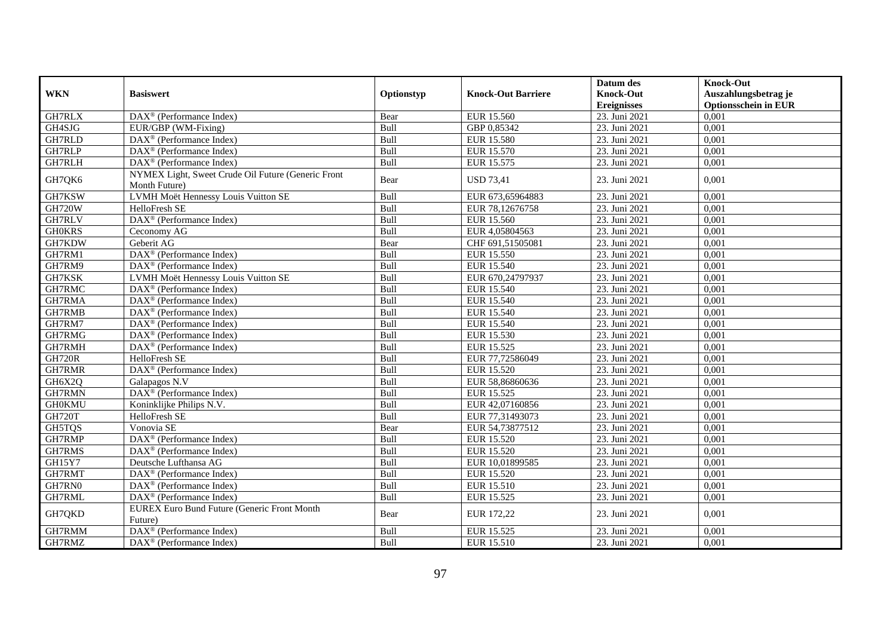| WKN | Basiswert | Optionstyp | Knock-Out Barriere | Datum des Knock-Out Ereignisses | Knock-Out Auszahlungsbetrag je Optionsschein in EUR |
|---|---|---|---|---|---|
| GH7RLX | DAX® (Performance Index) | Bear | EUR 15.560 | 23. Juni 2021 | 0,001 |
| GH4SJG | EUR/GBP (WM-Fixing) | Bull | GBP 0,85342 | 23. Juni 2021 | 0,001 |
| GH7RLD | DAX® (Performance Index) | Bull | EUR 15.580 | 23. Juni 2021 | 0,001 |
| GH7RLP | DAX® (Performance Index) | Bull | EUR 15.570 | 23. Juni 2021 | 0,001 |
| GH7RLH | DAX® (Performance Index) | Bull | EUR 15.575 | 23. Juni 2021 | 0,001 |
| GH7QK6 | NYMEX Light, Sweet Crude Oil Future (Generic Front Month Future) | Bear | USD 73,41 | 23. Juni 2021 | 0,001 |
| GH7KSW | LVMH Moët Hennessy Louis Vuitton SE | Bull | EUR 673,65964883 | 23. Juni 2021 | 0,001 |
| GH720W | HelloFresh SE | Bull | EUR 78,12676758 | 23. Juni 2021 | 0,001 |
| GH7RLV | DAX® (Performance Index) | Bull | EUR 15.560 | 23. Juni 2021 | 0,001 |
| GH0KRS | Ceconomy AG | Bull | EUR 4,05804563 | 23. Juni 2021 | 0,001 |
| GH7KDW | Geberit AG | Bear | CHF 691,51505081 | 23. Juni 2021 | 0,001 |
| GH7RM1 | DAX® (Performance Index) | Bull | EUR 15.550 | 23. Juni 2021 | 0,001 |
| GH7RM9 | DAX® (Performance Index) | Bull | EUR 15.540 | 23. Juni 2021 | 0,001 |
| GH7KSK | LVMH Moët Hennessy Louis Vuitton SE | Bull | EUR 670,24797937 | 23. Juni 2021 | 0,001 |
| GH7RMC | DAX® (Performance Index) | Bull | EUR 15.540 | 23. Juni 2021 | 0,001 |
| GH7RMA | DAX® (Performance Index) | Bull | EUR 15.540 | 23. Juni 2021 | 0,001 |
| GH7RMB | DAX® (Performance Index) | Bull | EUR 15.540 | 23. Juni 2021 | 0,001 |
| GH7RM7 | DAX® (Performance Index) | Bull | EUR 15.540 | 23. Juni 2021 | 0,001 |
| GH7RMG | DAX® (Performance Index) | Bull | EUR 15.530 | 23. Juni 2021 | 0,001 |
| GH7RMH | DAX® (Performance Index) | Bull | EUR 15.525 | 23. Juni 2021 | 0,001 |
| GH720R | HelloFresh SE | Bull | EUR 77,72586049 | 23. Juni 2021 | 0,001 |
| GH7RMR | DAX® (Performance Index) | Bull | EUR 15.520 | 23. Juni 2021 | 0,001 |
| GH6X2Q | Galapagos N.V | Bull | EUR 58,86860636 | 23. Juni 2021 | 0,001 |
| GH7RMN | DAX® (Performance Index) | Bull | EUR 15.525 | 23. Juni 2021 | 0,001 |
| GH0KMU | Koninklijke Philips N.V. | Bull | EUR 42,07160856 | 23. Juni 2021 | 0,001 |
| GH720T | HelloFresh SE | Bull | EUR 77,31493073 | 23. Juni 2021 | 0,001 |
| GH5TQS | Vonovia SE | Bear | EUR 54,73877512 | 23. Juni 2021 | 0,001 |
| GH7RMP | DAX® (Performance Index) | Bull | EUR 15.520 | 23. Juni 2021 | 0,001 |
| GH7RMS | DAX® (Performance Index) | Bull | EUR 15.520 | 23. Juni 2021 | 0,001 |
| GH15Y7 | Deutsche Lufthansa AG | Bull | EUR 10,01899585 | 23. Juni 2021 | 0,001 |
| GH7RMT | DAX® (Performance Index) | Bull | EUR 15.520 | 23. Juni 2021 | 0,001 |
| GH7RN0 | DAX® (Performance Index) | Bull | EUR 15.510 | 23. Juni 2021 | 0,001 |
| GH7RML | DAX® (Performance Index) | Bull | EUR 15.525 | 23. Juni 2021 | 0,001 |
| GH7QKD | EUREX Euro Bund Future (Generic Front Month Future) | Bear | EUR 172,22 | 23. Juni 2021 | 0,001 |
| GH7RMM | DAX® (Performance Index) | Bull | EUR 15.525 | 23. Juni 2021 | 0,001 |
| GH7RMZ | DAX® (Performance Index) | Bull | EUR 15.510 | 23. Juni 2021 | 0,001 |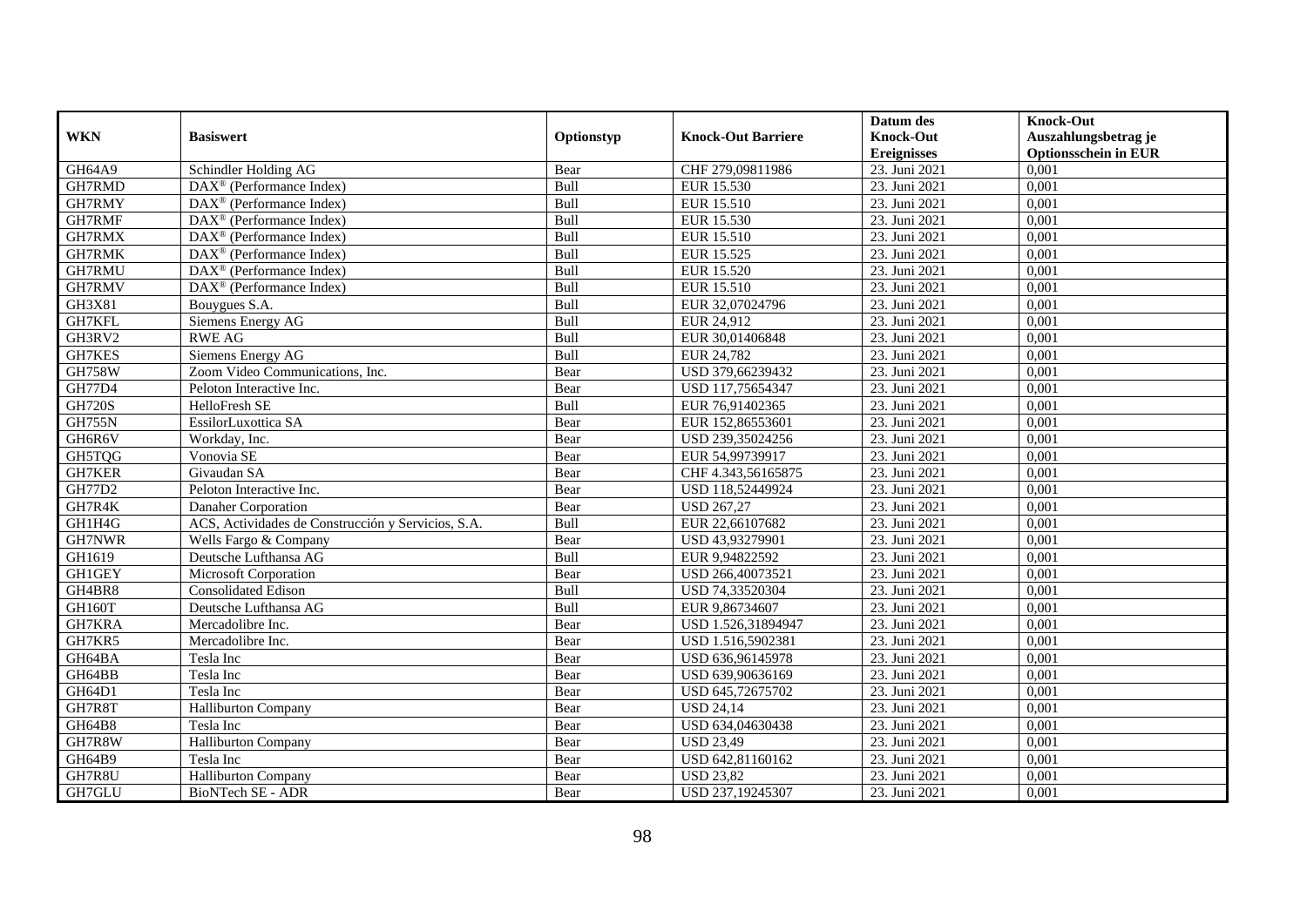| WKN | Basiswert | Optionstyp | Knock-Out Barriere | Datum des Knock-Out Ereignisses | Knock-Out Auszahlungsbetrag je Optionsschein in EUR |
|---|---|---|---|---|---|
| GH64A9 | Schindler Holding AG | Bear | CHF 279,09811986 | 23. Juni 2021 | 0,001 |
| GH7RMD | DAX® (Performance Index) | Bull | EUR 15.530 | 23. Juni 2021 | 0,001 |
| GH7RMY | DAX® (Performance Index) | Bull | EUR 15.510 | 23. Juni 2021 | 0,001 |
| GH7RMF | DAX® (Performance Index) | Bull | EUR 15.530 | 23. Juni 2021 | 0,001 |
| GH7RMX | DAX® (Performance Index) | Bull | EUR 15.510 | 23. Juni 2021 | 0,001 |
| GH7RMK | DAX® (Performance Index) | Bull | EUR 15.525 | 23. Juni 2021 | 0,001 |
| GH7RMU | DAX® (Performance Index) | Bull | EUR 15.520 | 23. Juni 2021 | 0,001 |
| GH7RMV | DAX® (Performance Index) | Bull | EUR 15.510 | 23. Juni 2021 | 0,001 |
| GH3X81 | Bouygues S.A. | Bull | EUR 32,07024796 | 23. Juni 2021 | 0,001 |
| GH7KFL | Siemens Energy AG | Bull | EUR 24,912 | 23. Juni 2021 | 0,001 |
| GH3RV2 | RWE AG | Bull | EUR 30,01406848 | 23. Juni 2021 | 0,001 |
| GH7KES | Siemens Energy AG | Bull | EUR 24,782 | 23. Juni 2021 | 0,001 |
| GH758W | Zoom Video Communications, Inc. | Bear | USD 379,66239432 | 23. Juni 2021 | 0,001 |
| GH77D4 | Peloton Interactive Inc. | Bear | USD 117,75654347 | 23. Juni 2021 | 0,001 |
| GH720S | HelloFresh SE | Bull | EUR 76,91402365 | 23. Juni 2021 | 0,001 |
| GH755N | EssilorLuxottica SA | Bear | EUR 152,86553601 | 23. Juni 2021 | 0,001 |
| GH6R6V | Workday, Inc. | Bear | USD 239,35024256 | 23. Juni 2021 | 0,001 |
| GH5TQG | Vonovia SE | Bear | EUR 54,99739917 | 23. Juni 2021 | 0,001 |
| GH7KER | Givaudan SA | Bear | CHF 4.343,56165875 | 23. Juni 2021 | 0,001 |
| GH77D2 | Peloton Interactive Inc. | Bear | USD 118,52449924 | 23. Juni 2021 | 0,001 |
| GH7R4K | Danaher Corporation | Bear | USD 267,27 | 23. Juni 2021 | 0,001 |
| GH1H4G | ACS, Actividades de Construcción y Servicios, S.A. | Bull | EUR 22,66107682 | 23. Juni 2021 | 0,001 |
| GH7NWR | Wells Fargo & Company | Bear | USD 43,93279901 | 23. Juni 2021 | 0,001 |
| GH1619 | Deutsche Lufthansa AG | Bull | EUR 9,94822592 | 23. Juni 2021 | 0,001 |
| GH1GEY | Microsoft Corporation | Bear | USD 266,40073521 | 23. Juni 2021 | 0,001 |
| GH4BR8 | Consolidated Edison | Bull | USD 74,33520304 | 23. Juni 2021 | 0,001 |
| GH160T | Deutsche Lufthansa AG | Bull | EUR 9,86734607 | 23. Juni 2021 | 0,001 |
| GH7KRA | Mercadolibre Inc. | Bear | USD 1.526,31894947 | 23. Juni 2021 | 0,001 |
| GH7KR5 | Mercadolibre Inc. | Bear | USD 1.516,5902381 | 23. Juni 2021 | 0,001 |
| GH64BA | Tesla Inc | Bear | USD 636,96145978 | 23. Juni 2021 | 0,001 |
| GH64BB | Tesla Inc | Bear | USD 639,90636169 | 23. Juni 2021 | 0,001 |
| GH64D1 | Tesla Inc | Bear | USD 645,72675702 | 23. Juni 2021 | 0,001 |
| GH7R8T | Halliburton Company | Bear | USD 24,14 | 23. Juni 2021 | 0,001 |
| GH64B8 | Tesla Inc | Bear | USD 634,04630438 | 23. Juni 2021 | 0,001 |
| GH7R8W | Halliburton Company | Bear | USD 23,49 | 23. Juni 2021 | 0,001 |
| GH64B9 | Tesla Inc | Bear | USD 642,81160162 | 23. Juni 2021 | 0,001 |
| GH7R8U | Halliburton Company | Bear | USD 23,82 | 23. Juni 2021 | 0,001 |
| GH7GLU | BioNTech SE - ADR | Bear | USD 237,19245307 | 23. Juni 2021 | 0,001 |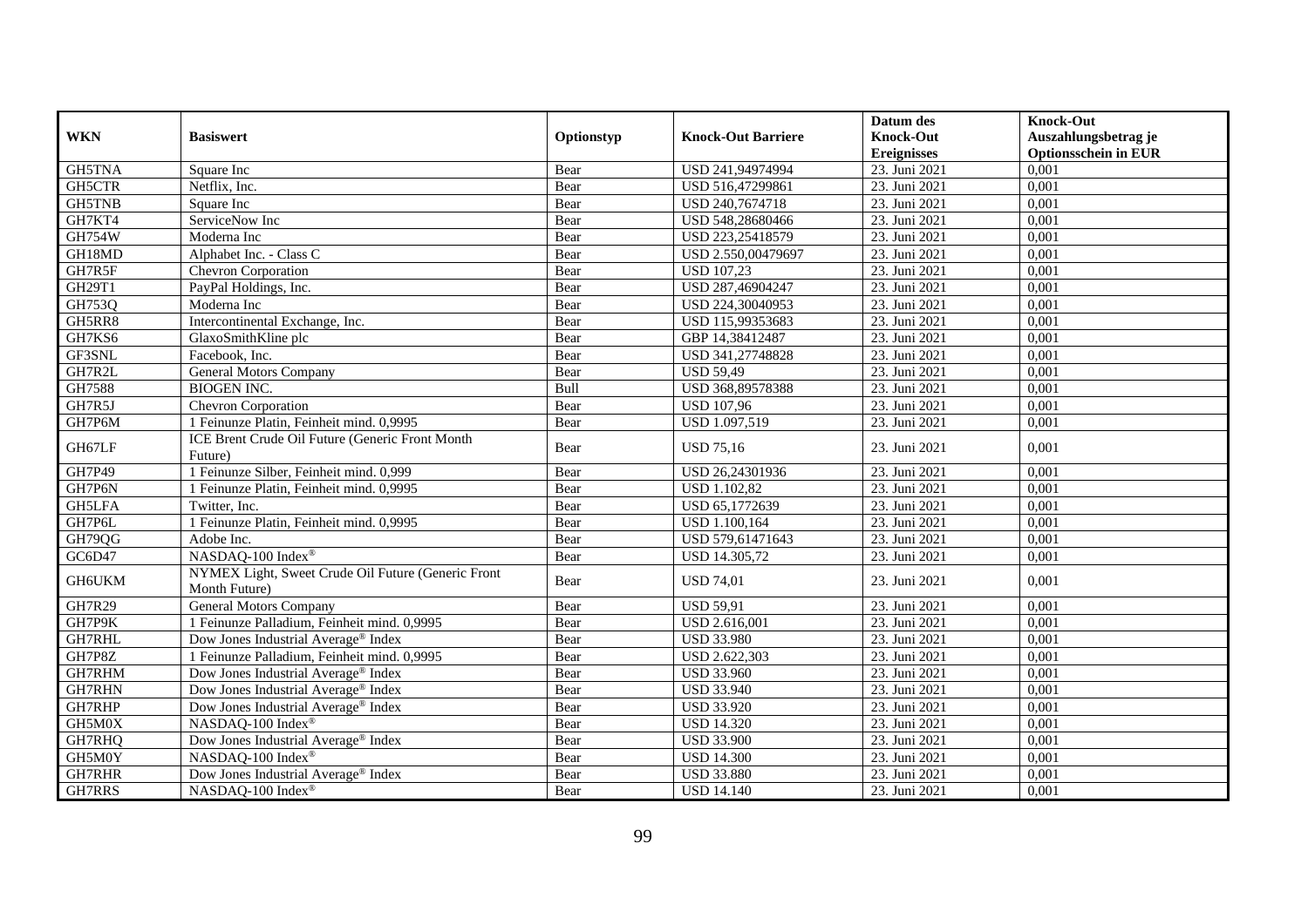| WKN | Basiswert | Optionstyp | Knock-Out Barriere | Datum des Knock-Out Ereignisses | Knock-Out Auszahlungsbetrag je Optionsschein in EUR |
|---|---|---|---|---|---|
| GH5TNA | Square Inc | Bear | USD 241,94974994 | 23. Juni 2021 | 0,001 |
| GH5CTR | Netflix, Inc. | Bear | USD 516,47299861 | 23. Juni 2021 | 0,001 |
| GH5TNB | Square Inc | Bear | USD 240,7674718 | 23. Juni 2021 | 0,001 |
| GH7KT4 | ServiceNow Inc | Bear | USD 548,28680466 | 23. Juni 2021 | 0,001 |
| GH754W | Moderna Inc | Bear | USD 223,25418579 | 23. Juni 2021 | 0,001 |
| GH18MD | Alphabet Inc. - Class C | Bear | USD 2.550,00479697 | 23. Juni 2021 | 0,001 |
| GH7R5F | Chevron Corporation | Bear | USD 107,23 | 23. Juni 2021 | 0,001 |
| GH29T1 | PayPal Holdings, Inc. | Bear | USD 287,46904247 | 23. Juni 2021 | 0,001 |
| GH753Q | Moderna Inc | Bear | USD 224,30040953 | 23. Juni 2021 | 0,001 |
| GH5RR8 | Intercontinental Exchange, Inc. | Bear | USD 115,99353683 | 23. Juni 2021 | 0,001 |
| GH7KS6 | GlaxoSmithKline plc | Bear | GBP 14,38412487 | 23. Juni 2021 | 0,001 |
| GF3SNL | Facebook, Inc. | Bear | USD 341,27748828 | 23. Juni 2021 | 0,001 |
| GH7R2L | General Motors Company | Bear | USD 59,49 | 23. Juni 2021 | 0,001 |
| GH7588 | BIOGEN INC. | Bull | USD 368,89578388 | 23. Juni 2021 | 0,001 |
| GH7R5J | Chevron Corporation | Bear | USD 107,96 | 23. Juni 2021 | 0,001 |
| GH7P6M | 1 Feinunze Platin, Feinheit mind. 0,9995 | Bear | USD 1.097,519 | 23. Juni 2021 | 0,001 |
| GH67LF | ICE Brent Crude Oil Future (Generic Front Month Future) | Bear | USD 75,16 | 23. Juni 2021 | 0,001 |
| GH7P49 | 1 Feinunze Silber, Feinheit mind. 0,999 | Bear | USD 26,24301936 | 23. Juni 2021 | 0,001 |
| GH7P6N | 1 Feinunze Platin, Feinheit mind. 0,9995 | Bear | USD 1.102,82 | 23. Juni 2021 | 0,001 |
| GH5LFA | Twitter, Inc. | Bear | USD 65,1772639 | 23. Juni 2021 | 0,001 |
| GH7P6L | 1 Feinunze Platin, Feinheit mind. 0,9995 | Bear | USD 1.100,164 | 23. Juni 2021 | 0,001 |
| GH79QG | Adobe Inc. | Bear | USD 579,61471643 | 23. Juni 2021 | 0,001 |
| GC6D47 | NASDAQ-100 Index® | Bear | USD 14.305,72 | 23. Juni 2021 | 0,001 |
| GH6UKM | NYMEX Light, Sweet Crude Oil Future (Generic Front Month Future) | Bear | USD 74,01 | 23. Juni 2021 | 0,001 |
| GH7R29 | General Motors Company | Bear | USD 59,91 | 23. Juni 2021 | 0,001 |
| GH7P9K | 1 Feinunze Palladium, Feinheit mind. 0,9995 | Bear | USD 2.616,001 | 23. Juni 2021 | 0,001 |
| GH7RHL | Dow Jones Industrial Average® Index | Bear | USD 33.980 | 23. Juni 2021 | 0,001 |
| GH7P8Z | 1 Feinunze Palladium, Feinheit mind. 0,9995 | Bear | USD 2.622,303 | 23. Juni 2021 | 0,001 |
| GH7RHM | Dow Jones Industrial Average® Index | Bear | USD 33.960 | 23. Juni 2021 | 0,001 |
| GH7RHN | Dow Jones Industrial Average® Index | Bear | USD 33.940 | 23. Juni 2021 | 0,001 |
| GH7RHP | Dow Jones Industrial Average® Index | Bear | USD 33.920 | 23. Juni 2021 | 0,001 |
| GH5M0X | NASDAQ-100 Index® | Bear | USD 14.320 | 23. Juni 2021 | 0,001 |
| GH7RHQ | Dow Jones Industrial Average® Index | Bear | USD 33.900 | 23. Juni 2021 | 0,001 |
| GH5M0Y | NASDAQ-100 Index® | Bear | USD 14.300 | 23. Juni 2021 | 0,001 |
| GH7RHR | Dow Jones Industrial Average® Index | Bear | USD 33.880 | 23. Juni 2021 | 0,001 |
| GH7RRS | NASDAQ-100 Index® | Bear | USD 14.140 | 23. Juni 2021 | 0,001 |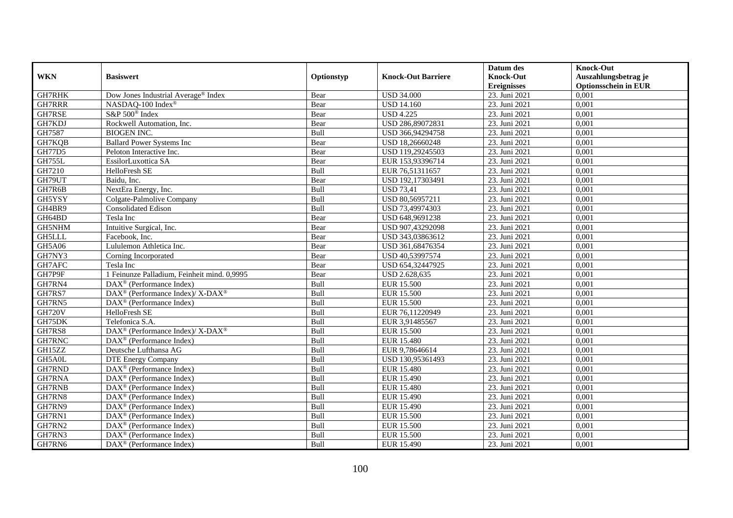| WKN | Basiswert | Optionstyp | Knock-Out Barriere | Datum des Knock-Out Ereignisses | Knock-Out Auszahlungsbetrag je Optionsschein in EUR |
|---|---|---|---|---|---|
| GH7RHK | Dow Jones Industrial Average® Index | Bear | USD 34.000 | 23. Juni 2021 | 0,001 |
| GH7RRR | NASDAQ-100 Index® | Bear | USD 14.160 | 23. Juni 2021 | 0,001 |
| GH7RSE | S&P 500® Index | Bear | USD 4.225 | 23. Juni 2021 | 0,001 |
| GH7KDJ | Rockwell Automation, Inc. | Bear | USD 286,89072831 | 23. Juni 2021 | 0,001 |
| GH7587 | BIOGEN INC. | Bull | USD 366,94294758 | 23. Juni 2021 | 0,001 |
| GH7KQB | Ballard Power Systems Inc | Bear | USD 18,26660248 | 23. Juni 2021 | 0,001 |
| GH77D5 | Peloton Interactive Inc. | Bear | USD 119,29245503 | 23. Juni 2021 | 0,001 |
| GH755L | EssilorLuxottica SA | Bear | EUR 153,93396714 | 23. Juni 2021 | 0,001 |
| GH7210 | HelloFresh SE | Bull | EUR 76,51311657 | 23. Juni 2021 | 0,001 |
| GH79UT | Baidu, Inc. | Bear | USD 192,17303491 | 23. Juni 2021 | 0,001 |
| GH7R6B | NextEra Energy, Inc. | Bull | USD 73,41 | 23. Juni 2021 | 0,001 |
| GH5YSY | Colgate-Palmolive Company | Bull | USD 80,56957211 | 23. Juni 2021 | 0,001 |
| GH4BR9 | Consolidated Edison | Bull | USD 73,49974303 | 23. Juni 2021 | 0,001 |
| GH64BD | Tesla Inc | Bear | USD 648,9691238 | 23. Juni 2021 | 0,001 |
| GH5NHM | Intuitive Surgical, Inc. | Bear | USD 907,43292098 | 23. Juni 2021 | 0,001 |
| GH5LLL | Facebook, Inc. | Bear | USD 343,03863612 | 23. Juni 2021 | 0,001 |
| GH5A06 | Lululemon Athletica Inc. | Bear | USD 361,68476354 | 23. Juni 2021 | 0,001 |
| GH7NY3 | Corning Incorporated | Bear | USD 40,53997574 | 23. Juni 2021 | 0,001 |
| GH7AFC | Tesla Inc | Bear | USD 654,32447925 | 23. Juni 2021 | 0,001 |
| GH7P9F | 1 Feinunze Palladium, Feinheit mind. 0,9995 | Bear | USD 2.628,635 | 23. Juni 2021 | 0,001 |
| GH7RN4 | DAX® (Performance Index) | Bull | EUR 15.500 | 23. Juni 2021 | 0,001 |
| GH7RS7 | DAX® (Performance Index)/ X-DAX® | Bull | EUR 15.500 | 23. Juni 2021 | 0,001 |
| GH7RN5 | DAX® (Performance Index) | Bull | EUR 15.500 | 23. Juni 2021 | 0,001 |
| GH720V | HelloFresh SE | Bull | EUR 76,11220949 | 23. Juni 2021 | 0,001 |
| GH75DK | Telefonica S.A. | Bull | EUR 3,91485567 | 23. Juni 2021 | 0,001 |
| GH7RS8 | DAX® (Performance Index)/ X-DAX® | Bull | EUR 15.500 | 23. Juni 2021 | 0,001 |
| GH7RNC | DAX® (Performance Index) | Bull | EUR 15.480 | 23. Juni 2021 | 0,001 |
| GH15ZZ | Deutsche Lufthansa AG | Bull | EUR 9,78646614 | 23. Juni 2021 | 0,001 |
| GH5A0L | DTE Energy Company | Bull | USD 130,95361493 | 23. Juni 2021 | 0,001 |
| GH7RND | DAX® (Performance Index) | Bull | EUR 15.480 | 23. Juni 2021 | 0,001 |
| GH7RNA | DAX® (Performance Index) | Bull | EUR 15.490 | 23. Juni 2021 | 0,001 |
| GH7RNB | DAX® (Performance Index) | Bull | EUR 15.480 | 23. Juni 2021 | 0,001 |
| GH7RN8 | DAX® (Performance Index) | Bull | EUR 15.490 | 23. Juni 2021 | 0,001 |
| GH7RN9 | DAX® (Performance Index) | Bull | EUR 15.490 | 23. Juni 2021 | 0,001 |
| GH7RN1 | DAX® (Performance Index) | Bull | EUR 15.500 | 23. Juni 2021 | 0,001 |
| GH7RN2 | DAX® (Performance Index) | Bull | EUR 15.500 | 23. Juni 2021 | 0,001 |
| GH7RN3 | DAX® (Performance Index) | Bull | EUR 15.500 | 23. Juni 2021 | 0,001 |
| GH7RN6 | DAX® (Performance Index) | Bull | EUR 15.490 | 23. Juni 2021 | 0,001 |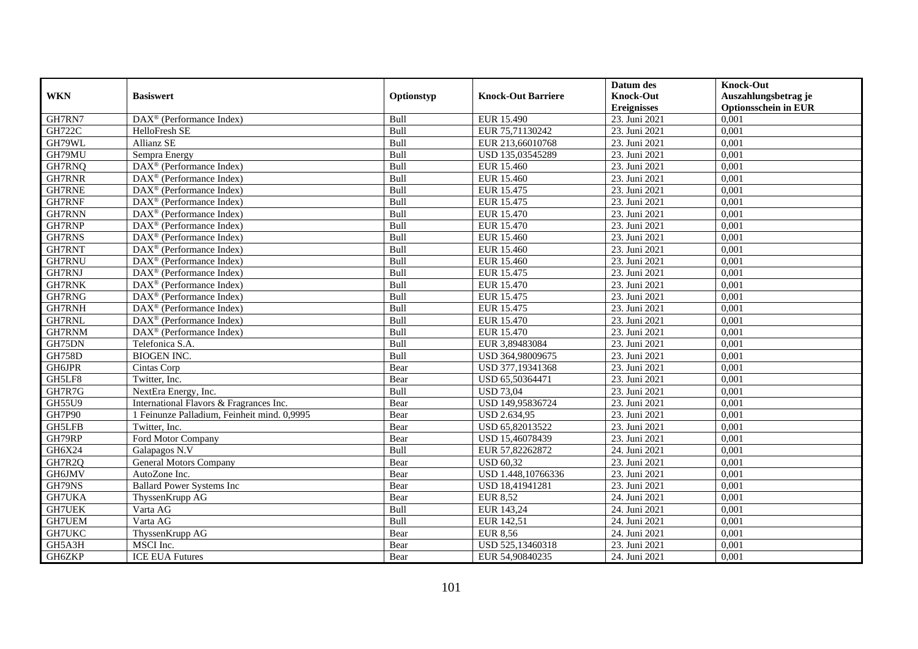| WKN | Basiswert | Optionstyp | Knock-Out Barriere | Datum des Knock-Out Ereignisses | Knock-Out Auszahlungsbetrag je Optionsschein in EUR |
|---|---|---|---|---|---|
| GH7RN7 | DAX® (Performance Index) | Bull | EUR 15.490 | 23. Juni 2021 | 0,001 |
| GH722C | HelloFresh SE | Bull | EUR 75,71130242 | 23. Juni 2021 | 0,001 |
| GH79WL | Allianz SE | Bull | EUR 213,66010768 | 23. Juni 2021 | 0,001 |
| GH79MU | Sempra Energy | Bull | USD 135,03545289 | 23. Juni 2021 | 0,001 |
| GH7RNQ | DAX® (Performance Index) | Bull | EUR 15.460 | 23. Juni 2021 | 0,001 |
| GH7RNR | DAX® (Performance Index) | Bull | EUR 15.460 | 23. Juni 2021 | 0,001 |
| GH7RNE | DAX® (Performance Index) | Bull | EUR 15.475 | 23. Juni 2021 | 0,001 |
| GH7RNF | DAX® (Performance Index) | Bull | EUR 15.475 | 23. Juni 2021 | 0,001 |
| GH7RNN | DAX® (Performance Index) | Bull | EUR 15.470 | 23. Juni 2021 | 0,001 |
| GH7RNP | DAX® (Performance Index) | Bull | EUR 15.470 | 23. Juni 2021 | 0,001 |
| GH7RNS | DAX® (Performance Index) | Bull | EUR 15.460 | 23. Juni 2021 | 0,001 |
| GH7RNT | DAX® (Performance Index) | Bull | EUR 15.460 | 23. Juni 2021 | 0,001 |
| GH7RNU | DAX® (Performance Index) | Bull | EUR 15.460 | 23. Juni 2021 | 0,001 |
| GH7RNJ | DAX® (Performance Index) | Bull | EUR 15.475 | 23. Juni 2021 | 0,001 |
| GH7RNK | DAX® (Performance Index) | Bull | EUR 15.470 | 23. Juni 2021 | 0,001 |
| GH7RNG | DAX® (Performance Index) | Bull | EUR 15.475 | 23. Juni 2021 | 0,001 |
| GH7RNH | DAX® (Performance Index) | Bull | EUR 15.475 | 23. Juni 2021 | 0,001 |
| GH7RNL | DAX® (Performance Index) | Bull | EUR 15.470 | 23. Juni 2021 | 0,001 |
| GH7RNM | DAX® (Performance Index) | Bull | EUR 15.470 | 23. Juni 2021 | 0,001 |
| GH75DN | Telefonica S.A. | Bull | EUR 3,89483084 | 23. Juni 2021 | 0,001 |
| GH758D | BIOGEN INC. | Bull | USD 364,98009675 | 23. Juni 2021 | 0,001 |
| GH6JPR | Cintas Corp | Bear | USD 377,19341368 | 23. Juni 2021 | 0,001 |
| GH5LF8 | Twitter, Inc. | Bear | USD 65,50364471 | 23. Juni 2021 | 0,001 |
| GH7R7G | NextEra Energy, Inc. | Bull | USD 73,04 | 23. Juni 2021 | 0,001 |
| GH55U9 | International Flavors & Fragrances Inc. | Bear | USD 149,95836724 | 23. Juni 2021 | 0,001 |
| GH7P90 | 1 Feinunze Palladium, Feinheit mind. 0,9995 | Bear | USD 2.634,95 | 23. Juni 2021 | 0,001 |
| GH5LFB | Twitter, Inc. | Bear | USD 65,82013522 | 23. Juni 2021 | 0,001 |
| GH79RP | Ford Motor Company | Bear | USD 15,46078439 | 23. Juni 2021 | 0,001 |
| GH6X24 | Galapagos N.V | Bull | EUR 57,82262872 | 24. Juni 2021 | 0,001 |
| GH7R2Q | General Motors Company | Bear | USD 60,32 | 23. Juni 2021 | 0,001 |
| GH6JMV | AutoZone Inc. | Bear | USD 1.448,10766336 | 23. Juni 2021 | 0,001 |
| GH79NS | Ballard Power Systems Inc | Bear | USD 18,41941281 | 23. Juni 2021 | 0,001 |
| GH7UKA | ThyssenKrupp AG | Bear | EUR 8,52 | 24. Juni 2021 | 0,001 |
| GH7UEK | Varta AG | Bull | EUR 143,24 | 24. Juni 2021 | 0,001 |
| GH7UEM | Varta AG | Bull | EUR 142,51 | 24. Juni 2021 | 0,001 |
| GH7UKC | ThyssenKrupp AG | Bear | EUR 8,56 | 24. Juni 2021 | 0,001 |
| GH5A3H | MSCI Inc. | Bear | USD 525,13460318 | 23. Juni 2021 | 0,001 |
| GH6ZKP | ICE EUA Futures | Bear | EUR 54,90840235 | 24. Juni 2021 | 0,001 |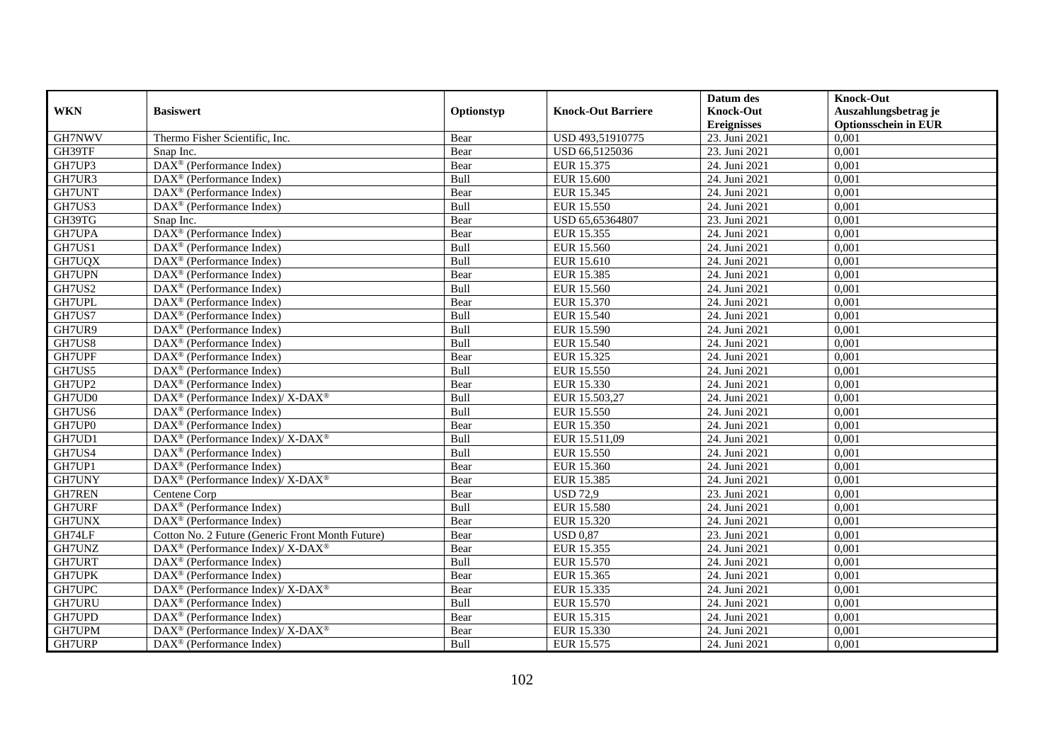| WKN | Basiswert | Optionstyp | Knock-Out Barriere | Datum des Knock-Out Ereignisses | Knock-Out Auszahlungsbetrag je Optionsschein in EUR |
|---|---|---|---|---|---|
| GH7NWV | Thermo Fisher Scientific, Inc. | Bear | USD 493,51910775 | 23. Juni 2021 | 0,001 |
| GH39TF | Snap Inc. | Bear | USD 66,5125036 | 23. Juni 2021 | 0,001 |
| GH7UP3 | DAX® (Performance Index) | Bear | EUR 15.375 | 24. Juni 2021 | 0,001 |
| GH7UR3 | DAX® (Performance Index) | Bull | EUR 15.600 | 24. Juni 2021 | 0,001 |
| GH7UNT | DAX® (Performance Index) | Bear | EUR 15.345 | 24. Juni 2021 | 0,001 |
| GH7US3 | DAX® (Performance Index) | Bull | EUR 15.550 | 24. Juni 2021 | 0,001 |
| GH39TG | Snap Inc. | Bear | USD 65,65364807 | 23. Juni 2021 | 0,001 |
| GH7UPA | DAX® (Performance Index) | Bear | EUR 15.355 | 24. Juni 2021 | 0,001 |
| GH7US1 | DAX® (Performance Index) | Bull | EUR 15.560 | 24. Juni 2021 | 0,001 |
| GH7UQX | DAX® (Performance Index) | Bull | EUR 15.610 | 24. Juni 2021 | 0,001 |
| GH7UPN | DAX® (Performance Index) | Bear | EUR 15.385 | 24. Juni 2021 | 0,001 |
| GH7US2 | DAX® (Performance Index) | Bull | EUR 15.560 | 24. Juni 2021 | 0,001 |
| GH7UPL | DAX® (Performance Index) | Bear | EUR 15.370 | 24. Juni 2021 | 0,001 |
| GH7US7 | DAX® (Performance Index) | Bull | EUR 15.540 | 24. Juni 2021 | 0,001 |
| GH7UR9 | DAX® (Performance Index) | Bull | EUR 15.590 | 24. Juni 2021 | 0,001 |
| GH7US8 | DAX® (Performance Index) | Bull | EUR 15.540 | 24. Juni 2021 | 0,001 |
| GH7UPF | DAX® (Performance Index) | Bear | EUR 15.325 | 24. Juni 2021 | 0,001 |
| GH7US5 | DAX® (Performance Index) | Bull | EUR 15.550 | 24. Juni 2021 | 0,001 |
| GH7UP2 | DAX® (Performance Index) | Bear | EUR 15.330 | 24. Juni 2021 | 0,001 |
| GH7UD0 | DAX® (Performance Index)/ X-DAX® | Bull | EUR 15.503,27 | 24. Juni 2021 | 0,001 |
| GH7US6 | DAX® (Performance Index) | Bull | EUR 15.550 | 24. Juni 2021 | 0,001 |
| GH7UP0 | DAX® (Performance Index) | Bear | EUR 15.350 | 24. Juni 2021 | 0,001 |
| GH7UD1 | DAX® (Performance Index)/ X-DAX® | Bull | EUR 15.511,09 | 24. Juni 2021 | 0,001 |
| GH7US4 | DAX® (Performance Index) | Bull | EUR 15.550 | 24. Juni 2021 | 0,001 |
| GH7UP1 | DAX® (Performance Index) | Bear | EUR 15.360 | 24. Juni 2021 | 0,001 |
| GH7UNY | DAX® (Performance Index)/ X-DAX® | Bear | EUR 15.385 | 24. Juni 2021 | 0,001 |
| GH7REN | Centene Corp | Bear | USD 72,9 | 23. Juni 2021 | 0,001 |
| GH7URF | DAX® (Performance Index) | Bull | EUR 15.580 | 24. Juni 2021 | 0,001 |
| GH7UNX | DAX® (Performance Index) | Bear | EUR 15.320 | 24. Juni 2021 | 0,001 |
| GH74LF | Cotton No. 2 Future (Generic Front Month Future) | Bear | USD 0,87 | 23. Juni 2021 | 0,001 |
| GH7UNZ | DAX® (Performance Index)/ X-DAX® | Bear | EUR 15.355 | 24. Juni 2021 | 0,001 |
| GH7URT | DAX® (Performance Index) | Bull | EUR 15.570 | 24. Juni 2021 | 0,001 |
| GH7UPK | DAX® (Performance Index) | Bear | EUR 15.365 | 24. Juni 2021 | 0,001 |
| GH7UPC | DAX® (Performance Index)/ X-DAX® | Bear | EUR 15.335 | 24. Juni 2021 | 0,001 |
| GH7URU | DAX® (Performance Index) | Bull | EUR 15.570 | 24. Juni 2021 | 0,001 |
| GH7UPD | DAX® (Performance Index) | Bear | EUR 15.315 | 24. Juni 2021 | 0,001 |
| GH7UPM | DAX® (Performance Index)/ X-DAX® | Bear | EUR 15.330 | 24. Juni 2021 | 0,001 |
| GH7URP | DAX® (Performance Index) | Bull | EUR 15.575 | 24. Juni 2021 | 0,001 |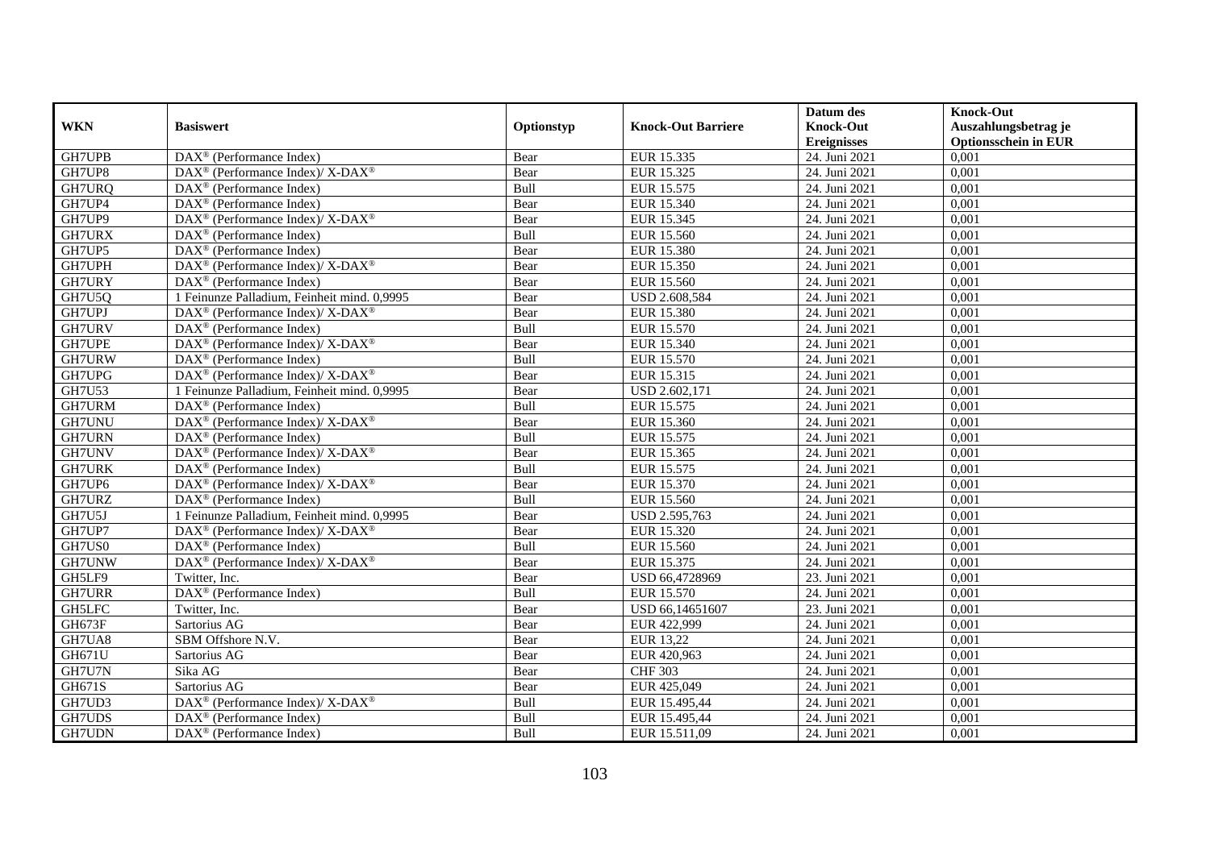| WKN | Basiswert | Optionstyp | Knock-Out Barriere | Datum des Knock-Out Ereignisses | Knock-Out Auszahlungsbetrag je Optionsschein in EUR |
|---|---|---|---|---|---|
| GH7UPB | DAX® (Performance Index) | Bear | EUR 15.335 | 24. Juni 2021 | 0,001 |
| GH7UP8 | DAX® (Performance Index)/ X-DAX® | Bear | EUR 15.325 | 24. Juni 2021 | 0,001 |
| GH7URQ | DAX® (Performance Index) | Bull | EUR 15.575 | 24. Juni 2021 | 0,001 |
| GH7UP4 | DAX® (Performance Index) | Bear | EUR 15.340 | 24. Juni 2021 | 0,001 |
| GH7UP9 | DAX® (Performance Index)/ X-DAX® | Bear | EUR 15.345 | 24. Juni 2021 | 0,001 |
| GH7URX | DAX® (Performance Index) | Bull | EUR 15.560 | 24. Juni 2021 | 0,001 |
| GH7UP5 | DAX® (Performance Index) | Bear | EUR 15.380 | 24. Juni 2021 | 0,001 |
| GH7UPH | DAX® (Performance Index)/ X-DAX® | Bear | EUR 15.350 | 24. Juni 2021 | 0,001 |
| GH7URY | DAX® (Performance Index) | Bear | EUR 15.560 | 24. Juni 2021 | 0,001 |
| GH7U5Q | 1 Feinunze Palladium, Feinheit mind. 0,9995 | Bear | USD 2.608,584 | 24. Juni 2021 | 0,001 |
| GH7UPJ | DAX® (Performance Index)/ X-DAX® | Bear | EUR 15.380 | 24. Juni 2021 | 0,001 |
| GH7URV | DAX® (Performance Index) | Bull | EUR 15.570 | 24. Juni 2021 | 0,001 |
| GH7UPE | DAX® (Performance Index)/ X-DAX® | Bear | EUR 15.340 | 24. Juni 2021 | 0,001 |
| GH7URW | DAX® (Performance Index) | Bull | EUR 15.570 | 24. Juni 2021 | 0,001 |
| GH7UPG | DAX® (Performance Index)/ X-DAX® | Bear | EUR 15.315 | 24. Juni 2021 | 0,001 |
| GH7U53 | 1 Feinunze Palladium, Feinheit mind. 0,9995 | Bear | USD 2.602,171 | 24. Juni 2021 | 0,001 |
| GH7URM | DAX® (Performance Index) | Bull | EUR 15.575 | 24. Juni 2021 | 0,001 |
| GH7UNU | DAX® (Performance Index)/ X-DAX® | Bear | EUR 15.360 | 24. Juni 2021 | 0,001 |
| GH7URN | DAX® (Performance Index) | Bull | EUR 15.575 | 24. Juni 2021 | 0,001 |
| GH7UNV | DAX® (Performance Index)/ X-DAX® | Bear | EUR 15.365 | 24. Juni 2021 | 0,001 |
| GH7URK | DAX® (Performance Index) | Bull | EUR 15.575 | 24. Juni 2021 | 0,001 |
| GH7UP6 | DAX® (Performance Index)/ X-DAX® | Bear | EUR 15.370 | 24. Juni 2021 | 0,001 |
| GH7URZ | DAX® (Performance Index) | Bull | EUR 15.560 | 24. Juni 2021 | 0,001 |
| GH7U5J | 1 Feinunze Palladium, Feinheit mind. 0,9995 | Bear | USD 2.595,763 | 24. Juni 2021 | 0,001 |
| GH7UP7 | DAX® (Performance Index)/ X-DAX® | Bear | EUR 15.320 | 24. Juni 2021 | 0,001 |
| GH7US0 | DAX® (Performance Index) | Bull | EUR 15.560 | 24. Juni 2021 | 0,001 |
| GH7UNW | DAX® (Performance Index)/ X-DAX® | Bear | EUR 15.375 | 24. Juni 2021 | 0,001 |
| GH5LF9 | Twitter, Inc. | Bear | USD 66,4728969 | 23. Juni 2021 | 0,001 |
| GH7URR | DAX® (Performance Index) | Bull | EUR 15.570 | 24. Juni 2021 | 0,001 |
| GH5LFC | Twitter, Inc. | Bear | USD 66,14651607 | 23. Juni 2021 | 0,001 |
| GH673F | Sartorius AG | Bear | EUR 422,999 | 24. Juni 2021 | 0,001 |
| GH7UA8 | SBM Offshore N.V. | Bear | EUR 13,22 | 24. Juni 2021 | 0,001 |
| GH671U | Sartorius AG | Bear | EUR 420,963 | 24. Juni 2021 | 0,001 |
| GH7U7N | Sika AG | Bear | CHF 303 | 24. Juni 2021 | 0,001 |
| GH671S | Sartorius AG | Bear | EUR 425,049 | 24. Juni 2021 | 0,001 |
| GH7UD3 | DAX® (Performance Index)/ X-DAX® | Bull | EUR 15.495,44 | 24. Juni 2021 | 0,001 |
| GH7UDS | DAX® (Performance Index) | Bull | EUR 15.495,44 | 24. Juni 2021 | 0,001 |
| GH7UDN | DAX® (Performance Index) | Bull | EUR 15.511,09 | 24. Juni 2021 | 0,001 |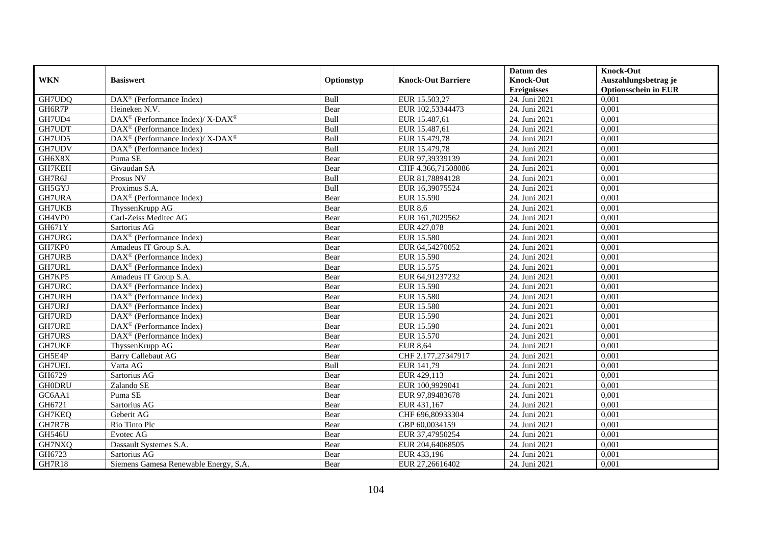| WKN | Basiswert | Optionstyp | Knock-Out Barriere | Datum des Knock-Out Ereignisses | Knock-Out Auszahlungsbetrag je Optionsschein in EUR |
|---|---|---|---|---|---|
| GH7UDQ | DAX® (Performance Index) | Bull | EUR 15.503,27 | 24. Juni 2021 | 0,001 |
| GH6R7P | Heineken N.V. | Bear | EUR 102,53344473 | 24. Juni 2021 | 0,001 |
| GH7UD4 | DAX® (Performance Index)/ X-DAX® | Bull | EUR 15.487,61 | 24. Juni 2021 | 0,001 |
| GH7UDT | DAX® (Performance Index) | Bull | EUR 15.487,61 | 24. Juni 2021 | 0,001 |
| GH7UD5 | DAX® (Performance Index)/ X-DAX® | Bull | EUR 15.479,78 | 24. Juni 2021 | 0,001 |
| GH7UDV | DAX® (Performance Index) | Bull | EUR 15.479,78 | 24. Juni 2021 | 0,001 |
| GH6X8X | Puma SE | Bear | EUR 97,39339139 | 24. Juni 2021 | 0,001 |
| GH7KEH | Givaudan SA | Bear | CHF 4.366,71508086 | 24. Juni 2021 | 0,001 |
| GH7R6J | Prosus NV | Bull | EUR 81,78894128 | 24. Juni 2021 | 0,001 |
| GH5GYJ | Proximus S.A. | Bull | EUR 16,39075524 | 24. Juni 2021 | 0,001 |
| GH7URA | DAX® (Performance Index) | Bear | EUR 15.590 | 24. Juni 2021 | 0,001 |
| GH7UKB | ThyssenKrupp AG | Bear | EUR 8,6 | 24. Juni 2021 | 0,001 |
| GH4VP0 | Carl-Zeiss Meditec AG | Bear | EUR 161,7029562 | 24. Juni 2021 | 0,001 |
| GH671Y | Sartorius AG | Bear | EUR 427,078 | 24. Juni 2021 | 0,001 |
| GH7URG | DAX® (Performance Index) | Bear | EUR 15.580 | 24. Juni 2021 | 0,001 |
| GH7KP0 | Amadeus IT Group S.A. | Bear | EUR 64,54270052 | 24. Juni 2021 | 0,001 |
| GH7URB | DAX® (Performance Index) | Bear | EUR 15.590 | 24. Juni 2021 | 0,001 |
| GH7URL | DAX® (Performance Index) | Bear | EUR 15.575 | 24. Juni 2021 | 0,001 |
| GH7KP5 | Amadeus IT Group S.A. | Bear | EUR 64,91237232 | 24. Juni 2021 | 0,001 |
| GH7URC | DAX® (Performance Index) | Bear | EUR 15.590 | 24. Juni 2021 | 0,001 |
| GH7URH | DAX® (Performance Index) | Bear | EUR 15.580 | 24. Juni 2021 | 0,001 |
| GH7URJ | DAX® (Performance Index) | Bear | EUR 15.580 | 24. Juni 2021 | 0,001 |
| GH7URD | DAX® (Performance Index) | Bear | EUR 15.590 | 24. Juni 2021 | 0,001 |
| GH7URE | DAX® (Performance Index) | Bear | EUR 15.590 | 24. Juni 2021 | 0,001 |
| GH7URS | DAX® (Performance Index) | Bear | EUR 15.570 | 24. Juni 2021 | 0,001 |
| GH7UKF | ThyssenKrupp AG | Bear | EUR 8,64 | 24. Juni 2021 | 0,001 |
| GH5E4P | Barry Callebaut AG | Bear | CHF 2.177,27347917 | 24. Juni 2021 | 0,001 |
| GH7UEL | Varta AG | Bull | EUR 141,79 | 24. Juni 2021 | 0,001 |
| GH6729 | Sartorius AG | Bear | EUR 429,113 | 24. Juni 2021 | 0,001 |
| GH0DRU | Zalando SE | Bear | EUR 100,9929041 | 24. Juni 2021 | 0,001 |
| GC6AA1 | Puma SE | Bear | EUR 97,89483678 | 24. Juni 2021 | 0,001 |
| GH6721 | Sartorius AG | Bear | EUR 431,167 | 24. Juni 2021 | 0,001 |
| GH7KEQ | Geberit AG | Bear | CHF 696,80933304 | 24. Juni 2021 | 0,001 |
| GH7R7B | Rio Tinto Plc | Bear | GBP 60,0034159 | 24. Juni 2021 | 0,001 |
| GH546U | Evotec AG | Bear | EUR 37,47950254 | 24. Juni 2021 | 0,001 |
| GH7NXQ | Dassault Systemes S.A. | Bear | EUR 204,64068505 | 24. Juni 2021 | 0,001 |
| GH6723 | Sartorius AG | Bear | EUR 433,196 | 24. Juni 2021 | 0,001 |
| GH7R18 | Siemens Gamesa Renewable Energy, S.A. | Bear | EUR 27,26616402 | 24. Juni 2021 | 0,001 |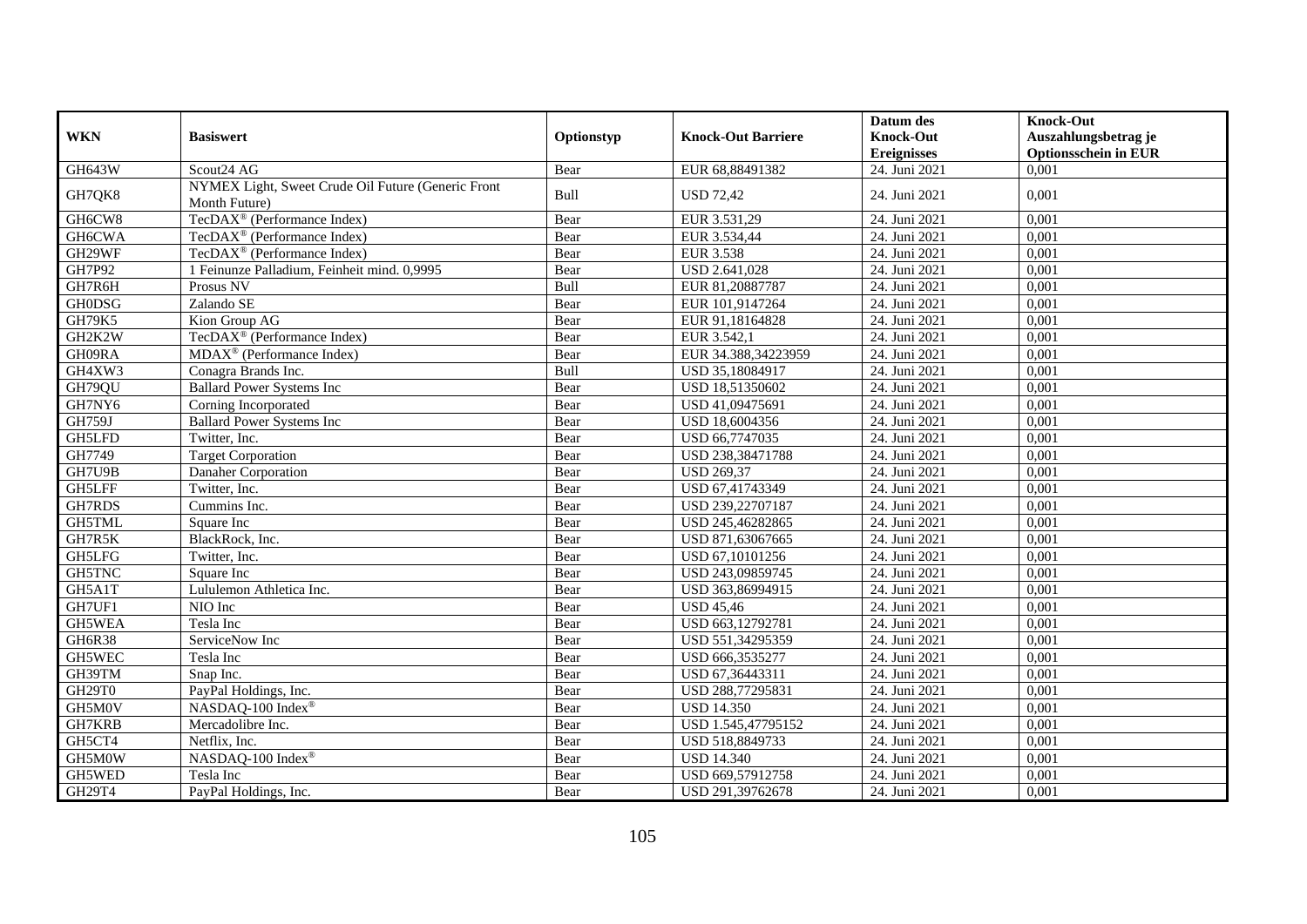| WKN | Basiswert | Optionstyp | Knock-Out Barriere | Datum des Knock-Out Ereignisses | Knock-Out Auszahlungsbetrag je Optionsschein in EUR |
|---|---|---|---|---|---|
| GH643W | Scout24 AG | Bear | EUR 68,88491382 | 24. Juni 2021 | 0,001 |
| GH7QK8 | NYMEX Light, Sweet Crude Oil Future (Generic Front Month Future) | Bull | USD 72,42 | 24. Juni 2021 | 0,001 |
| GH6CW8 | TecDAX® (Performance Index) | Bear | EUR 3.531,29 | 24. Juni 2021 | 0,001 |
| GH6CWA | TecDAX® (Performance Index) | Bear | EUR 3.534,44 | 24. Juni 2021 | 0,001 |
| GH29WF | TecDAX® (Performance Index) | Bear | EUR 3.538 | 24. Juni 2021 | 0,001 |
| GH7P92 | 1 Feinunze Palladium, Feinheit mind. 0,9995 | Bear | USD 2.641,028 | 24. Juni 2021 | 0,001 |
| GH7R6H | Prosus NV | Bull | EUR 81,20887787 | 24. Juni 2021 | 0,001 |
| GH0DSG | Zalando SE | Bear | EUR 101,9147264 | 24. Juni 2021 | 0,001 |
| GH79K5 | Kion Group AG | Bear | EUR 91,18164828 | 24. Juni 2021 | 0,001 |
| GH2K2W | TecDAX® (Performance Index) | Bear | EUR 3.542,1 | 24. Juni 2021 | 0,001 |
| GH09RA | MDAX® (Performance Index) | Bear | EUR 34.388,34223959 | 24. Juni 2021 | 0,001 |
| GH4XW3 | Conagra Brands Inc. | Bull | USD 35,18084917 | 24. Juni 2021 | 0,001 |
| GH79QU | Ballard Power Systems Inc | Bear | USD 18,51350602 | 24. Juni 2021 | 0,001 |
| GH7NY6 | Corning Incorporated | Bear | USD 41,09475691 | 24. Juni 2021 | 0,001 |
| GH759J | Ballard Power Systems Inc | Bear | USD 18,6004356 | 24. Juni 2021 | 0,001 |
| GH5LFD | Twitter, Inc. | Bear | USD 66,7747035 | 24. Juni 2021 | 0,001 |
| GH7749 | Target Corporation | Bear | USD 238,38471788 | 24. Juni 2021 | 0,001 |
| GH7U9B | Danaher Corporation | Bear | USD 269,37 | 24. Juni 2021 | 0,001 |
| GH5LFF | Twitter, Inc. | Bear | USD 67,41743349 | 24. Juni 2021 | 0,001 |
| GH7RDS | Cummins Inc. | Bear | USD 239,22707187 | 24. Juni 2021 | 0,001 |
| GH5TML | Square Inc | Bear | USD 245,46282865 | 24. Juni 2021 | 0,001 |
| GH7R5K | BlackRock, Inc. | Bear | USD 871,63067665 | 24. Juni 2021 | 0,001 |
| GH5LFG | Twitter, Inc. | Bear | USD 67,10101256 | 24. Juni 2021 | 0,001 |
| GH5TNC | Square Inc | Bear | USD 243,09859745 | 24. Juni 2021 | 0,001 |
| GH5A1T | Lululemon Athletica Inc. | Bear | USD 363,86994915 | 24. Juni 2021 | 0,001 |
| GH7UF1 | NIO Inc | Bear | USD 45,46 | 24. Juni 2021 | 0,001 |
| GH5WEA | Tesla Inc | Bear | USD 663,12792781 | 24. Juni 2021 | 0,001 |
| GH6R38 | ServiceNow Inc | Bear | USD 551,34295359 | 24. Juni 2021 | 0,001 |
| GH5WEC | Tesla Inc | Bear | USD 666,3535277 | 24. Juni 2021 | 0,001 |
| GH39TM | Snap Inc. | Bear | USD 67,36443311 | 24. Juni 2021 | 0,001 |
| GH29T0 | PayPal Holdings, Inc. | Bear | USD 288,77295831 | 24. Juni 2021 | 0,001 |
| GH5M0V | NASDAQ-100 Index® | Bear | USD 14.350 | 24. Juni 2021 | 0,001 |
| GH7KRB | Mercadolibre Inc. | Bear | USD 1.545,47795152 | 24. Juni 2021 | 0,001 |
| GH5CT4 | Netflix, Inc. | Bear | USD 518,8849733 | 24. Juni 2021 | 0,001 |
| GH5M0W | NASDAQ-100 Index® | Bear | USD 14.340 | 24. Juni 2021 | 0,001 |
| GH5WED | Tesla Inc | Bear | USD 669,57912758 | 24. Juni 2021 | 0,001 |
| GH29T4 | PayPal Holdings, Inc. | Bear | USD 291,39762678 | 24. Juni 2021 | 0,001 |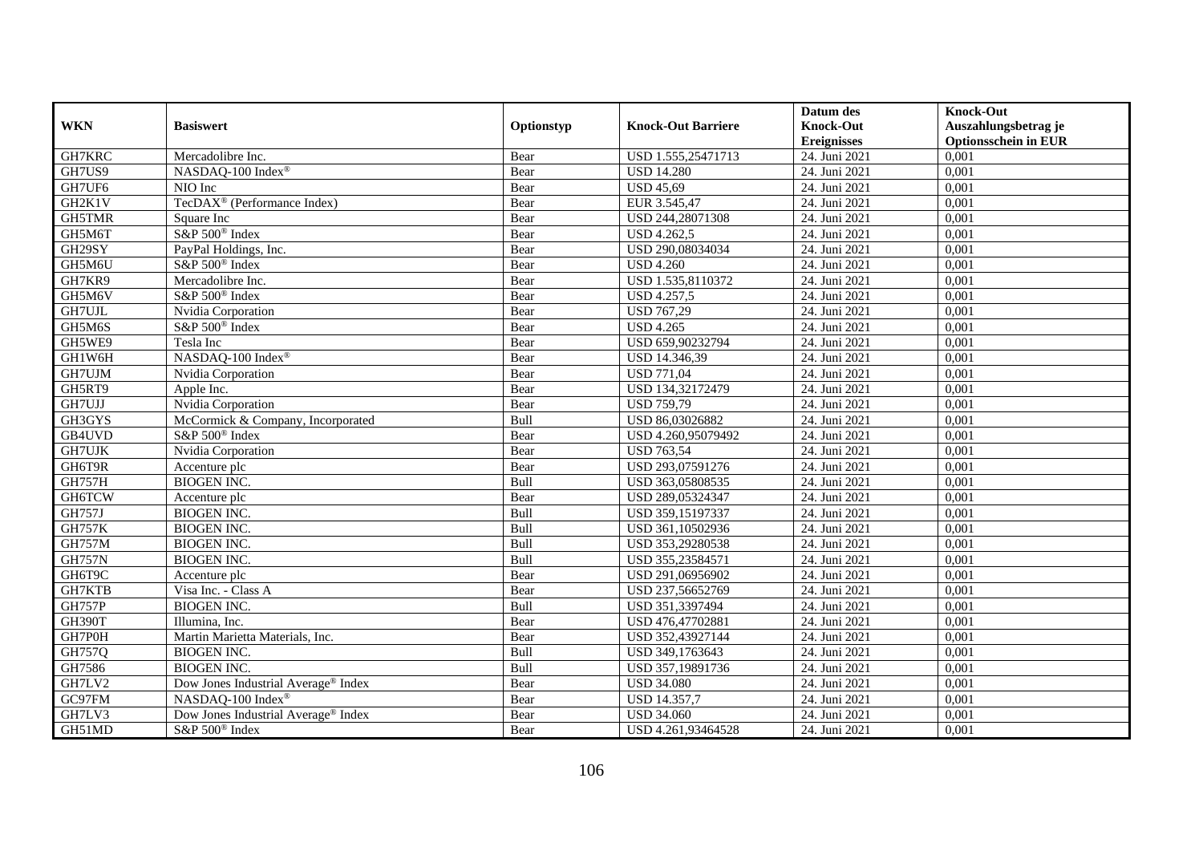| WKN | Basiswert | Optionstyp | Knock-Out Barriere | Datum des Knock-Out Ereignisses | Knock-Out Auszahlungsbetrag je Optionsschein in EUR |
|---|---|---|---|---|---|
| GH7KRC | Mercadolibre Inc. | Bear | USD 1.555,25471713 | 24. Juni 2021 | 0,001 |
| GH7US9 | NASDAQ-100 Index® | Bear | USD 14.280 | 24. Juni 2021 | 0,001 |
| GH7UF6 | NIO Inc | Bear | USD 45,69 | 24. Juni 2021 | 0,001 |
| GH2K1V | TecDAX® (Performance Index) | Bear | EUR 3.545,47 | 24. Juni 2021 | 0,001 |
| GH5TMR | Square Inc | Bear | USD 244,28071308 | 24. Juni 2021 | 0,001 |
| GH5M6T | S&P 500® Index | Bear | USD 4.262,5 | 24. Juni 2021 | 0,001 |
| GH29SY | PayPal Holdings, Inc. | Bear | USD 290,08034034 | 24. Juni 2021 | 0,001 |
| GH5M6U | S&P 500® Index | Bear | USD 4.260 | 24. Juni 2021 | 0,001 |
| GH7KR9 | Mercadolibre Inc. | Bear | USD 1.535,8110372 | 24. Juni 2021 | 0,001 |
| GH5M6V | S&P 500® Index | Bear | USD 4.257,5 | 24. Juni 2021 | 0,001 |
| GH7UJL | Nvidia Corporation | Bear | USD 767,29 | 24. Juni 2021 | 0,001 |
| GH5M6S | S&P 500® Index | Bear | USD 4.265 | 24. Juni 2021 | 0,001 |
| GH5WE9 | Tesla Inc | Bear | USD 659,90232794 | 24. Juni 2021 | 0,001 |
| GH1W6H | NASDAQ-100 Index® | Bear | USD 14.346,39 | 24. Juni 2021 | 0,001 |
| GH7UJM | Nvidia Corporation | Bear | USD 771,04 | 24. Juni 2021 | 0,001 |
| GH5RT9 | Apple Inc. | Bear | USD 134,32172479 | 24. Juni 2021 | 0,001 |
| GH7UJJ | Nvidia Corporation | Bear | USD 759,79 | 24. Juni 2021 | 0,001 |
| GH3GYS | McCormick & Company, Incorporated | Bull | USD 86,03026882 | 24. Juni 2021 | 0,001 |
| GB4UVD | S&P 500® Index | Bear | USD 4.260,95079492 | 24. Juni 2021 | 0,001 |
| GH7UJK | Nvidia Corporation | Bear | USD 763,54 | 24. Juni 2021 | 0,001 |
| GH6T9R | Accenture plc | Bear | USD 293,07591276 | 24. Juni 2021 | 0,001 |
| GH757H | BIOGEN INC. | Bull | USD 363,05808535 | 24. Juni 2021 | 0,001 |
| GH6TCW | Accenture plc | Bear | USD 289,05324347 | 24. Juni 2021 | 0,001 |
| GH757J | BIOGEN INC. | Bull | USD 359,15197337 | 24. Juni 2021 | 0,001 |
| GH757K | BIOGEN INC. | Bull | USD 361,10502936 | 24. Juni 2021 | 0,001 |
| GH757M | BIOGEN INC. | Bull | USD 353,29280538 | 24. Juni 2021 | 0,001 |
| GH757N | BIOGEN INC. | Bull | USD 355,23584571 | 24. Juni 2021 | 0,001 |
| GH6T9C | Accenture plc | Bear | USD 291,06956902 | 24. Juni 2021 | 0,001 |
| GH7KTB | Visa Inc. - Class A | Bear | USD 237,56652769 | 24. Juni 2021 | 0,001 |
| GH757P | BIOGEN INC. | Bull | USD 351,3397494 | 24. Juni 2021 | 0,001 |
| GH390T | Illumina, Inc. | Bear | USD 476,47702881 | 24. Juni 2021 | 0,001 |
| GH7P0H | Martin Marietta Materials, Inc. | Bear | USD 352,43927144 | 24. Juni 2021 | 0,001 |
| GH757Q | BIOGEN INC. | Bull | USD 349,1763643 | 24. Juni 2021 | 0,001 |
| GH7586 | BIOGEN INC. | Bull | USD 357,19891736 | 24. Juni 2021 | 0,001 |
| GH7LV2 | Dow Jones Industrial Average® Index | Bear | USD 34.080 | 24. Juni 2021 | 0,001 |
| GC97FM | NASDAQ-100 Index® | Bear | USD 14.357,7 | 24. Juni 2021 | 0,001 |
| GH7LV3 | Dow Jones Industrial Average® Index | Bear | USD 34.060 | 24. Juni 2021 | 0,001 |
| GH51MD | S&P 500® Index | Bear | USD 4.261,93464528 | 24. Juni 2021 | 0,001 |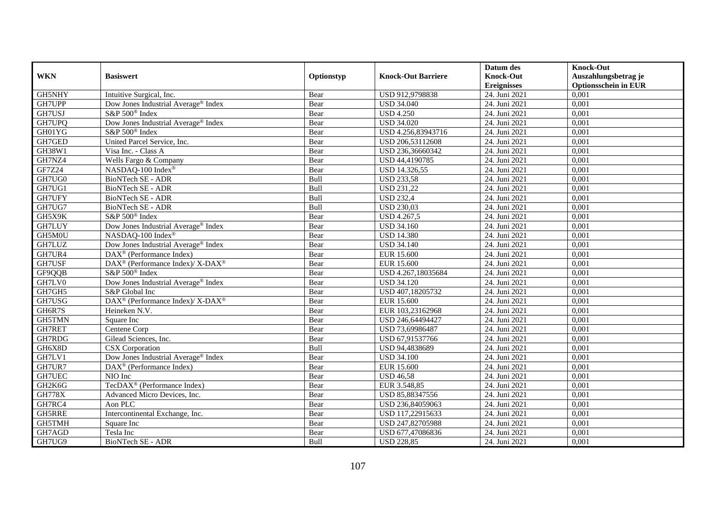| WKN | Basiswert | Optionstyp | Knock-Out Barriere | Datum des Knock-Out Ereignisses | Knock-Out Auszahlungsbetrag je Optionsschein in EUR |
|---|---|---|---|---|---|
| GH5NHY | Intuitive Surgical, Inc. | Bear | USD 912,9798838 | 24. Juni 2021 | 0,001 |
| GH7UPP | Dow Jones Industrial Average® Index | Bear | USD 34.040 | 24. Juni 2021 | 0,001 |
| GH7USJ | S&P 500® Index | Bear | USD 4.250 | 24. Juni 2021 | 0,001 |
| GH7UPQ | Dow Jones Industrial Average® Index | Bear | USD 34.020 | 24. Juni 2021 | 0,001 |
| GH01YG | S&P 500® Index | Bear | USD 4.256,83943716 | 24. Juni 2021 | 0,001 |
| GH7GED | United Parcel Service, Inc. | Bear | USD 206,53112608 | 24. Juni 2021 | 0,001 |
| GH38W1 | Visa Inc. - Class A | Bear | USD 236,36660342 | 24. Juni 2021 | 0,001 |
| GH7NZ4 | Wells Fargo & Company | Bear | USD 44,4190785 | 24. Juni 2021 | 0,001 |
| GF7Z24 | NASDAQ-100 Index® | Bear | USD 14.326,55 | 24. Juni 2021 | 0,001 |
| GH7UG0 | BioNTech SE - ADR | Bull | USD 233,58 | 24. Juni 2021 | 0,001 |
| GH7UG1 | BioNTech SE - ADR | Bull | USD 231,22 | 24. Juni 2021 | 0,001 |
| GH7UFY | BioNTech SE - ADR | Bull | USD 232,4 | 24. Juni 2021 | 0,001 |
| GH7UG7 | BioNTech SE - ADR | Bull | USD 230,03 | 24. Juni 2021 | 0,001 |
| GH5X9K | S&P 500® Index | Bear | USD 4.267,5 | 24. Juni 2021 | 0,001 |
| GH7LUY | Dow Jones Industrial Average® Index | Bear | USD 34.160 | 24. Juni 2021 | 0,001 |
| GH5M0U | NASDAQ-100 Index® | Bear | USD 14.380 | 24. Juni 2021 | 0,001 |
| GH7LUZ | Dow Jones Industrial Average® Index | Bear | USD 34.140 | 24. Juni 2021 | 0,001 |
| GH7UR4 | DAX® (Performance Index) | Bear | EUR 15.600 | 24. Juni 2021 | 0,001 |
| GH7USF | DAX® (Performance Index)/ X-DAX® | Bear | EUR 15.600 | 24. Juni 2021 | 0,001 |
| GF9QQB | S&P 500® Index | Bear | USD 4.267,18035684 | 24. Juni 2021 | 0,001 |
| GH7LV0 | Dow Jones Industrial Average® Index | Bear | USD 34.120 | 24. Juni 2021 | 0,001 |
| GH7GH5 | S&P Global Inc | Bear | USD 407,18205732 | 24. Juni 2021 | 0,001 |
| GH7USG | DAX® (Performance Index)/ X-DAX® | Bear | EUR 15.600 | 24. Juni 2021 | 0,001 |
| GH6R7S | Heineken N.V. | Bear | EUR 103,23162968 | 24. Juni 2021 | 0,001 |
| GH5TMN | Square Inc | Bear | USD 246,64494427 | 24. Juni 2021 | 0,001 |
| GH7RET | Centene Corp | Bear | USD 73,69986487 | 24. Juni 2021 | 0,001 |
| GH7RDG | Gilead Sciences, Inc. | Bear | USD 67,91537766 | 24. Juni 2021 | 0,001 |
| GH6X8D | CSX Corporation | Bull | USD 94,4838689 | 24. Juni 2021 | 0,001 |
| GH7LV1 | Dow Jones Industrial Average® Index | Bear | USD 34.100 | 24. Juni 2021 | 0,001 |
| GH7UR7 | DAX® (Performance Index) | Bear | EUR 15.600 | 24. Juni 2021 | 0,001 |
| GH7UEC | NIO Inc | Bear | USD 46,58 | 24. Juni 2021 | 0,001 |
| GH2K6G | TecDAX® (Performance Index) | Bear | EUR 3.548,85 | 24. Juni 2021 | 0,001 |
| GH778X | Advanced Micro Devices, Inc. | Bear | USD 85,88347556 | 24. Juni 2021 | 0,001 |
| GH7RC4 | Aon PLC | Bear | USD 236,84059063 | 24. Juni 2021 | 0,001 |
| GH5RRE | Intercontinental Exchange, Inc. | Bear | USD 117,22915633 | 24. Juni 2021 | 0,001 |
| GH5TMH | Square Inc | Bear | USD 247,82705988 | 24. Juni 2021 | 0,001 |
| GH7AGD | Tesla Inc | Bear | USD 677,47086836 | 24. Juni 2021 | 0,001 |
| GH7UG9 | BioNTech SE - ADR | Bull | USD 228,85 | 24. Juni 2021 | 0,001 |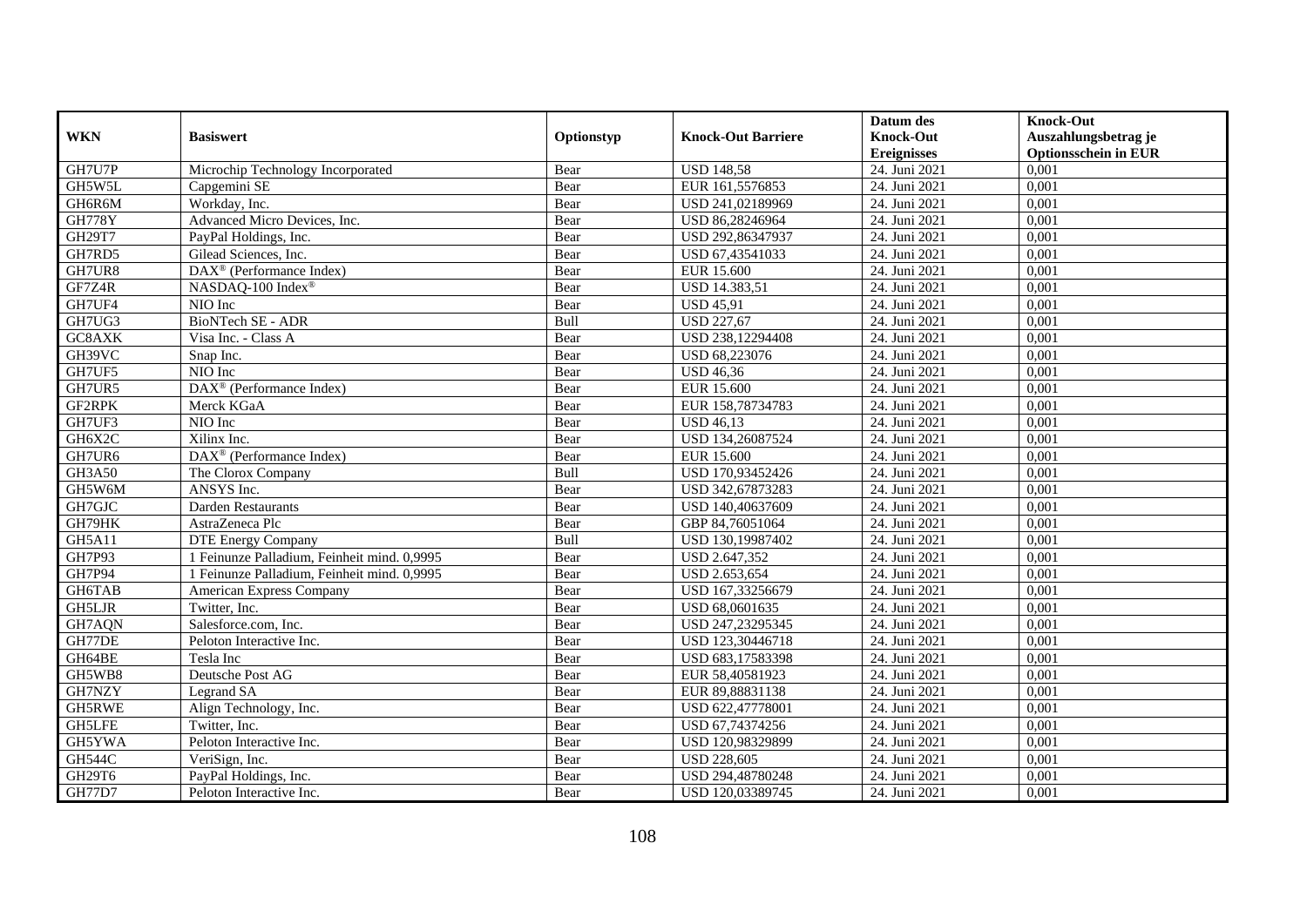| WKN | Basiswert | Optionstyp | Knock-Out Barriere | Datum des Knock-Out Ereignisses | Knock-Out Auszahlungsbetrag je Optionsschein in EUR |
|---|---|---|---|---|---|
| GH7U7P | Microchip Technology Incorporated | Bear | USD 148,58 | 24. Juni 2021 | 0,001 |
| GH5W5L | Capgemini SE | Bear | EUR 161,5576853 | 24. Juni 2021 | 0,001 |
| GH6R6M | Workday, Inc. | Bear | USD 241,02189969 | 24. Juni 2021 | 0,001 |
| GH778Y | Advanced Micro Devices, Inc. | Bear | USD 86,28246964 | 24. Juni 2021 | 0,001 |
| GH29T7 | PayPal Holdings, Inc. | Bear | USD 292,86347937 | 24. Juni 2021 | 0,001 |
| GH7RD5 | Gilead Sciences, Inc. | Bear | USD 67,43541033 | 24. Juni 2021 | 0,001 |
| GH7UR8 | DAX® (Performance Index) | Bear | EUR 15.600 | 24. Juni 2021 | 0,001 |
| GF7Z4R | NASDAQ-100 Index® | Bear | USD 14.383,51 | 24. Juni 2021 | 0,001 |
| GH7UF4 | NIO Inc | Bear | USD 45,91 | 24. Juni 2021 | 0,001 |
| GH7UG3 | BioNTech SE - ADR | Bull | USD 227,67 | 24. Juni 2021 | 0,001 |
| GC8AXK | Visa Inc. - Class A | Bear | USD 238,12294408 | 24. Juni 2021 | 0,001 |
| GH39VC | Snap Inc. | Bear | USD 68,223076 | 24. Juni 2021 | 0,001 |
| GH7UF5 | NIO Inc | Bear | USD 46,36 | 24. Juni 2021 | 0,001 |
| GH7UR5 | DAX® (Performance Index) | Bear | EUR 15.600 | 24. Juni 2021 | 0,001 |
| GF2RPK | Merck KGaA | Bear | EUR 158,78734783 | 24. Juni 2021 | 0,001 |
| GH7UF3 | NIO Inc | Bear | USD 46,13 | 24. Juni 2021 | 0,001 |
| GH6X2C | Xilinx Inc. | Bear | USD 134,26087524 | 24. Juni 2021 | 0,001 |
| GH7UR6 | DAX® (Performance Index) | Bear | EUR 15.600 | 24. Juni 2021 | 0,001 |
| GH3A50 | The Clorox Company | Bull | USD 170,93452426 | 24. Juni 2021 | 0,001 |
| GH5W6M | ANSYS Inc. | Bear | USD 342,67873283 | 24. Juni 2021 | 0,001 |
| GH7GJC | Darden Restaurants | Bear | USD 140,40637609 | 24. Juni 2021 | 0,001 |
| GH79HK | AstraZeneca Plc | Bear | GBP 84,76051064 | 24. Juni 2021 | 0,001 |
| GH5A11 | DTE Energy Company | Bull | USD 130,19987402 | 24. Juni 2021 | 0,001 |
| GH7P93 | 1 Feinunze Palladium, Feinheit mind. 0,9995 | Bear | USD 2.647,352 | 24. Juni 2021 | 0,001 |
| GH7P94 | 1 Feinunze Palladium, Feinheit mind. 0,9995 | Bear | USD 2.653,654 | 24. Juni 2021 | 0,001 |
| GH6TAB | American Express Company | Bear | USD 167,33256679 | 24. Juni 2021 | 0,001 |
| GH5LJR | Twitter, Inc. | Bear | USD 68,0601635 | 24. Juni 2021 | 0,001 |
| GH7AQN | Salesforce.com, Inc. | Bear | USD 247,23295345 | 24. Juni 2021 | 0,001 |
| GH77DE | Peloton Interactive Inc. | Bear | USD 123,30446718 | 24. Juni 2021 | 0,001 |
| GH64BE | Tesla Inc | Bear | USD 683,17583398 | 24. Juni 2021 | 0,001 |
| GH5WB8 | Deutsche Post AG | Bear | EUR 58,40581923 | 24. Juni 2021 | 0,001 |
| GH7NZY | Legrand SA | Bear | EUR 89,88831138 | 24. Juni 2021 | 0,001 |
| GH5RWE | Align Technology, Inc. | Bear | USD 622,47778001 | 24. Juni 2021 | 0,001 |
| GH5LFE | Twitter, Inc. | Bear | USD 67,74374256 | 24. Juni 2021 | 0,001 |
| GH5YWA | Peloton Interactive Inc. | Bear | USD 120,98329899 | 24. Juni 2021 | 0,001 |
| GH544C | VeriSign, Inc. | Bear | USD 228,605 | 24. Juni 2021 | 0,001 |
| GH29T6 | PayPal Holdings, Inc. | Bear | USD 294,48780248 | 24. Juni 2021 | 0,001 |
| GH77D7 | Peloton Interactive Inc. | Bear | USD 120,03389745 | 24. Juni 2021 | 0,001 |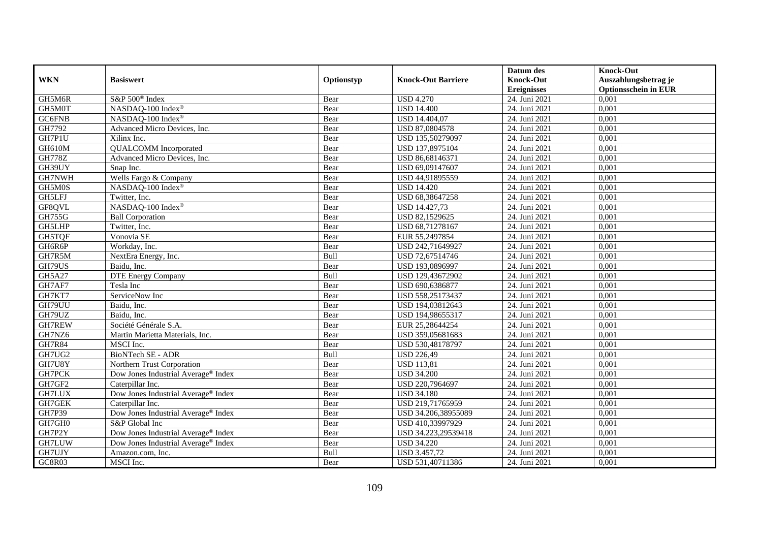| WKN | Basiswert | Optionstyp | Knock-Out Barriere | Datum des Knock-Out Ereignisses | Knock-Out Auszahlungsbetrag je Optionsschein in EUR |
|---|---|---|---|---|---|
| GH5M6R | S&P 500® Index | Bear | USD 4.270 | 24. Juni 2021 | 0,001 |
| GH5M0T | NASDAQ-100 Index® | Bear | USD 14.400 | 24. Juni 2021 | 0,001 |
| GC6FNB | NASDAQ-100 Index® | Bear | USD 14.404,07 | 24. Juni 2021 | 0,001 |
| GH7792 | Advanced Micro Devices, Inc. | Bear | USD 87,0804578 | 24. Juni 2021 | 0,001 |
| GH7P1U | Xilinx Inc. | Bear | USD 135,50279097 | 24. Juni 2021 | 0,001 |
| GH610M | QUALCOMM Incorporated | Bear | USD 137,8975104 | 24. Juni 2021 | 0,001 |
| GH778Z | Advanced Micro Devices, Inc. | Bear | USD 86,68146371 | 24. Juni 2021 | 0,001 |
| GH39UY | Snap Inc. | Bear | USD 69,09147607 | 24. Juni 2021 | 0,001 |
| GH7NWH | Wells Fargo & Company | Bear | USD 44,91895559 | 24. Juni 2021 | 0,001 |
| GH5M0S | NASDAQ-100 Index® | Bear | USD 14.420 | 24. Juni 2021 | 0,001 |
| GH5LFJ | Twitter, Inc. | Bear | USD 68,38647258 | 24. Juni 2021 | 0,001 |
| GF8QVL | NASDAQ-100 Index® | Bear | USD 14.427,73 | 24. Juni 2021 | 0,001 |
| GH755G | Ball Corporation | Bear | USD 82,1529625 | 24. Juni 2021 | 0,001 |
| GH5LHP | Twitter, Inc. | Bear | USD 68,71278167 | 24. Juni 2021 | 0,001 |
| GH5TQF | Vonovia SE | Bear | EUR 55,2497854 | 24. Juni 2021 | 0,001 |
| GH6R6P | Workday, Inc. | Bear | USD 242,71649927 | 24. Juni 2021 | 0,001 |
| GH7R5M | NextEra Energy, Inc. | Bull | USD 72,67514746 | 24. Juni 2021 | 0,001 |
| GH79US | Baidu, Inc. | Bear | USD 193,0896997 | 24. Juni 2021 | 0,001 |
| GH5A27 | DTE Energy Company | Bull | USD 129,43672902 | 24. Juni 2021 | 0,001 |
| GH7AF7 | Tesla Inc | Bear | USD 690,6386877 | 24. Juni 2021 | 0,001 |
| GH7KT7 | ServiceNow Inc | Bear | USD 558,25173437 | 24. Juni 2021 | 0,001 |
| GH79UU | Baidu, Inc. | Bear | USD 194,03812643 | 24. Juni 2021 | 0,001 |
| GH79UZ | Baidu, Inc. | Bear | USD 194,98655317 | 24. Juni 2021 | 0,001 |
| GH7REW | Société Générale S.A. | Bear | EUR 25,28644254 | 24. Juni 2021 | 0,001 |
| GH7NZ6 | Martin Marietta Materials, Inc. | Bear | USD 359,05681683 | 24. Juni 2021 | 0,001 |
| GH7R84 | MSCI Inc. | Bear | USD 530,48178797 | 24. Juni 2021 | 0,001 |
| GH7UG2 | BioNTech SE - ADR | Bull | USD 226,49 | 24. Juni 2021 | 0,001 |
| GH7U8Y | Northern Trust Corporation | Bear | USD 113,81 | 24. Juni 2021 | 0,001 |
| GH7PCK | Dow Jones Industrial Average® Index | Bear | USD 34.200 | 24. Juni 2021 | 0,001 |
| GH7GF2 | Caterpillar Inc. | Bear | USD 220,7964697 | 24. Juni 2021 | 0,001 |
| GH7LUX | Dow Jones Industrial Average® Index | Bear | USD 34.180 | 24. Juni 2021 | 0,001 |
| GH7GEK | Caterpillar Inc. | Bear | USD 219,71765959 | 24. Juni 2021 | 0,001 |
| GH7P39 | Dow Jones Industrial Average® Index | Bear | USD 34.206,38955089 | 24. Juni 2021 | 0,001 |
| GH7GH0 | S&P Global Inc | Bear | USD 410,33997929 | 24. Juni 2021 | 0,001 |
| GH7P2Y | Dow Jones Industrial Average® Index | Bear | USD 34.223,29539418 | 24. Juni 2021 | 0,001 |
| GH7LUW | Dow Jones Industrial Average® Index | Bear | USD 34.220 | 24. Juni 2021 | 0,001 |
| GH7UJY | Amazon.com, Inc. | Bull | USD 3.457,72 | 24. Juni 2021 | 0,001 |
| GC8R03 | MSCI Inc. | Bear | USD 531,40711386 | 24. Juni 2021 | 0,001 |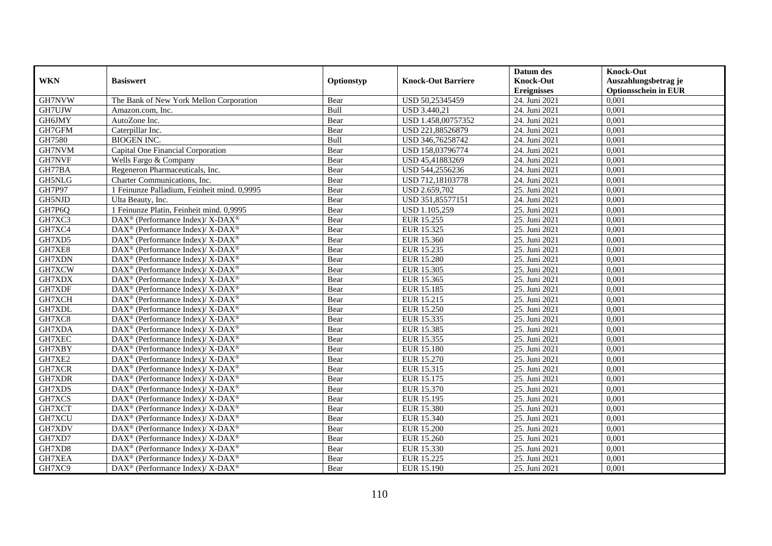| WKN | Basiswert | Optionstyp | Knock-Out Barriere | Datum des Knock-Out Ereignisses | Knock-Out Auszahlungsbetrag je Optionsschein in EUR |
|---|---|---|---|---|---|
| GH7NVW | The Bank of New York Mellon Corporation | Bear | USD 50,25345459 | 24. Juni 2021 | 0,001 |
| GH7UJW | Amazon.com, Inc. | Bull | USD 3.440,21 | 24. Juni 2021 | 0,001 |
| GH6JMY | AutoZone Inc. | Bear | USD 1.458,00757352 | 24. Juni 2021 | 0,001 |
| GH7GFM | Caterpillar Inc. | Bear | USD 221,88526879 | 24. Juni 2021 | 0,001 |
| GH7580 | BIOGEN INC. | Bull | USD 346,76258742 | 24. Juni 2021 | 0,001 |
| GH7NVM | Capital One Financial Corporation | Bear | USD 158,03796774 | 24. Juni 2021 | 0,001 |
| GH7NVF | Wells Fargo & Company | Bear | USD 45,41883269 | 24. Juni 2021 | 0,001 |
| GH77BA | Regeneron Pharmaceuticals, Inc. | Bear | USD 544,2556236 | 24. Juni 2021 | 0,001 |
| GH5NLG | Charter Communications, Inc. | Bear | USD 712,18103778 | 24. Juni 2021 | 0,001 |
| GH7P97 | 1 Feinunze Palladium, Feinheit mind. 0,9995 | Bear | USD 2.659,702 | 25. Juni 2021 | 0,001 |
| GH5NJD | Ulta Beauty, Inc. | Bear | USD 351,85577151 | 24. Juni 2021 | 0,001 |
| GH7P6Q | 1 Feinunze Platin, Feinheit mind. 0,9995 | Bear | USD 1.105,259 | 25. Juni 2021 | 0,001 |
| GH7XC3 | DAX® (Performance Index)/ X-DAX® | Bear | EUR 15.255 | 25. Juni 2021 | 0,001 |
| GH7XC4 | DAX® (Performance Index)/ X-DAX® | Bear | EUR 15.325 | 25. Juni 2021 | 0,001 |
| GH7XD5 | DAX® (Performance Index)/ X-DAX® | Bear | EUR 15.360 | 25. Juni 2021 | 0,001 |
| GH7XE8 | DAX® (Performance Index)/ X-DAX® | Bear | EUR 15.235 | 25. Juni 2021 | 0,001 |
| GH7XDN | DAX® (Performance Index)/ X-DAX® | Bear | EUR 15.280 | 25. Juni 2021 | 0,001 |
| GH7XCW | DAX® (Performance Index)/ X-DAX® | Bear | EUR 15.305 | 25. Juni 2021 | 0,001 |
| GH7XDX | DAX® (Performance Index)/ X-DAX® | Bear | EUR 15.365 | 25. Juni 2021 | 0,001 |
| GH7XDF | DAX® (Performance Index)/ X-DAX® | Bear | EUR 15.185 | 25. Juni 2021 | 0,001 |
| GH7XCH | DAX® (Performance Index)/ X-DAX® | Bear | EUR 15.215 | 25. Juni 2021 | 0,001 |
| GH7XDL | DAX® (Performance Index)/ X-DAX® | Bear | EUR 15.250 | 25. Juni 2021 | 0,001 |
| GH7XC8 | DAX® (Performance Index)/ X-DAX® | Bear | EUR 15.335 | 25. Juni 2021 | 0,001 |
| GH7XDA | DAX® (Performance Index)/ X-DAX® | Bear | EUR 15.385 | 25. Juni 2021 | 0,001 |
| GH7XEC | DAX® (Performance Index)/ X-DAX® | Bear | EUR 15.355 | 25. Juni 2021 | 0,001 |
| GH7XBY | DAX® (Performance Index)/ X-DAX® | Bear | EUR 15.180 | 25. Juni 2021 | 0,001 |
| GH7XE2 | DAX® (Performance Index)/ X-DAX® | Bear | EUR 15.270 | 25. Juni 2021 | 0,001 |
| GH7XCR | DAX® (Performance Index)/ X-DAX® | Bear | EUR 15.315 | 25. Juni 2021 | 0,001 |
| GH7XDR | DAX® (Performance Index)/ X-DAX® | Bear | EUR 15.175 | 25. Juni 2021 | 0,001 |
| GH7XDS | DAX® (Performance Index)/ X-DAX® | Bear | EUR 15.370 | 25. Juni 2021 | 0,001 |
| GH7XCS | DAX® (Performance Index)/ X-DAX® | Bear | EUR 15.195 | 25. Juni 2021 | 0,001 |
| GH7XCT | DAX® (Performance Index)/ X-DAX® | Bear | EUR 15.380 | 25. Juni 2021 | 0,001 |
| GH7XCU | DAX® (Performance Index)/ X-DAX® | Bear | EUR 15.340 | 25. Juni 2021 | 0,001 |
| GH7XDV | DAX® (Performance Index)/ X-DAX® | Bear | EUR 15.200 | 25. Juni 2021 | 0,001 |
| GH7XD7 | DAX® (Performance Index)/ X-DAX® | Bear | EUR 15.260 | 25. Juni 2021 | 0,001 |
| GH7XD8 | DAX® (Performance Index)/ X-DAX® | Bear | EUR 15.330 | 25. Juni 2021 | 0,001 |
| GH7XEA | DAX® (Performance Index)/ X-DAX® | Bear | EUR 15.225 | 25. Juni 2021 | 0,001 |
| GH7XC9 | DAX® (Performance Index)/ X-DAX® | Bear | EUR 15.190 | 25. Juni 2021 | 0,001 |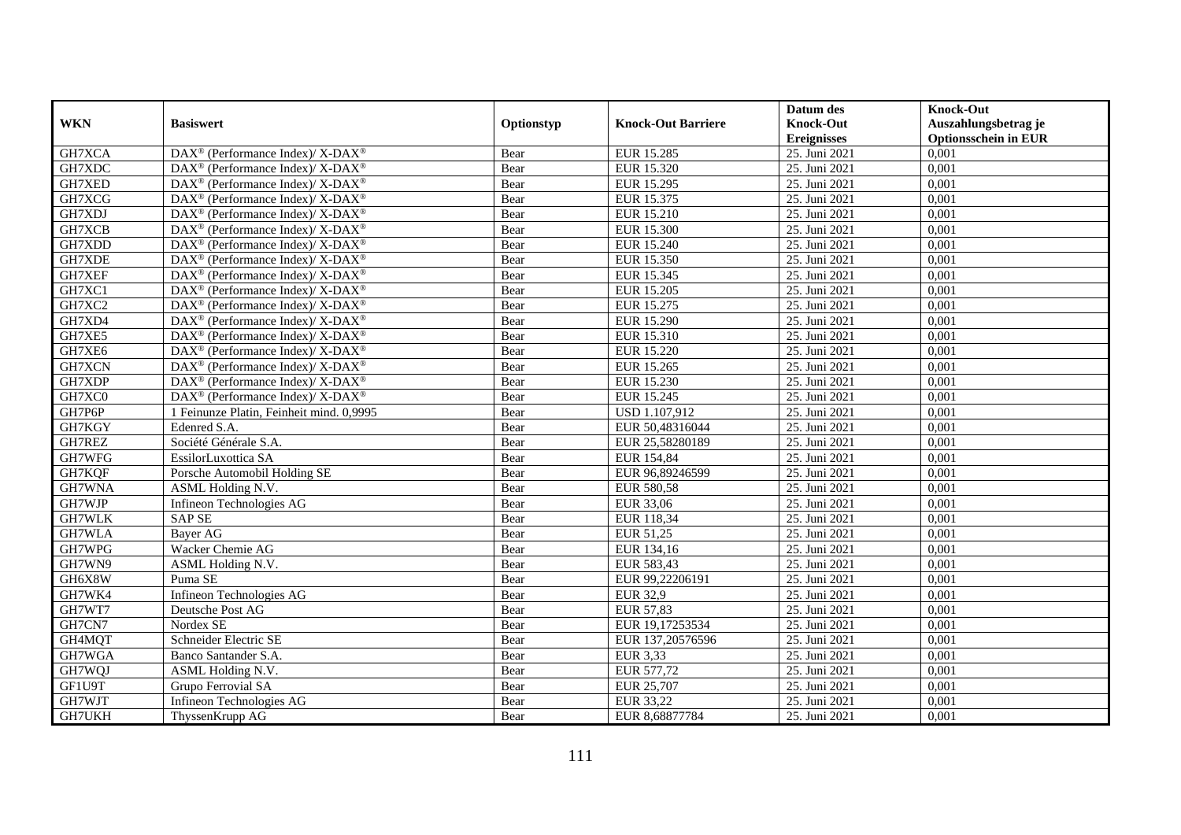| WKN | Basiswert | Optionstyp | Knock-Out Barriere | Datum des Knock-Out Ereignisses | Knock-Out Auszahlungsbetrag je Optionsschein in EUR |
|---|---|---|---|---|---|
| GH7XCA | DAX® (Performance Index)/ X-DAX® | Bear | EUR 15.285 | 25. Juni 2021 | 0,001 |
| GH7XDC | DAX® (Performance Index)/ X-DAX® | Bear | EUR 15.320 | 25. Juni 2021 | 0,001 |
| GH7XED | DAX® (Performance Index)/ X-DAX® | Bear | EUR 15.295 | 25. Juni 2021 | 0,001 |
| GH7XCG | DAX® (Performance Index)/ X-DAX® | Bear | EUR 15.375 | 25. Juni 2021 | 0,001 |
| GH7XDJ | DAX® (Performance Index)/ X-DAX® | Bear | EUR 15.210 | 25. Juni 2021 | 0,001 |
| GH7XCB | DAX® (Performance Index)/ X-DAX® | Bear | EUR 15.300 | 25. Juni 2021 | 0,001 |
| GH7XDD | DAX® (Performance Index)/ X-DAX® | Bear | EUR 15.240 | 25. Juni 2021 | 0,001 |
| GH7XDE | DAX® (Performance Index)/ X-DAX® | Bear | EUR 15.350 | 25. Juni 2021 | 0,001 |
| GH7XEF | DAX® (Performance Index)/ X-DAX® | Bear | EUR 15.345 | 25. Juni 2021 | 0,001 |
| GH7XC1 | DAX® (Performance Index)/ X-DAX® | Bear | EUR 15.205 | 25. Juni 2021 | 0,001 |
| GH7XC2 | DAX® (Performance Index)/ X-DAX® | Bear | EUR 15.275 | 25. Juni 2021 | 0,001 |
| GH7XD4 | DAX® (Performance Index)/ X-DAX® | Bear | EUR 15.290 | 25. Juni 2021 | 0,001 |
| GH7XE5 | DAX® (Performance Index)/ X-DAX® | Bear | EUR 15.310 | 25. Juni 2021 | 0,001 |
| GH7XE6 | DAX® (Performance Index)/ X-DAX® | Bear | EUR 15.220 | 25. Juni 2021 | 0,001 |
| GH7XCN | DAX® (Performance Index)/ X-DAX® | Bear | EUR 15.265 | 25. Juni 2021 | 0,001 |
| GH7XDP | DAX® (Performance Index)/ X-DAX® | Bear | EUR 15.230 | 25. Juni 2021 | 0,001 |
| GH7XC0 | DAX® (Performance Index)/ X-DAX® | Bear | EUR 15.245 | 25. Juni 2021 | 0,001 |
| GH7P6P | 1 Feinunze Platin, Feinheit mind. 0,9995 | Bear | USD 1.107,912 | 25. Juni 2021 | 0,001 |
| GH7KGY | Edenred S.A. | Bear | EUR 50,48316044 | 25. Juni 2021 | 0,001 |
| GH7REZ | Société Générale S.A. | Bear | EUR 25,58280189 | 25. Juni 2021 | 0,001 |
| GH7WFG | EssilorLuxottica SA | Bear | EUR 154,84 | 25. Juni 2021 | 0,001 |
| GH7KQF | Porsche Automobil Holding SE | Bear | EUR 96,89246599 | 25. Juni 2021 | 0,001 |
| GH7WNA | ASML Holding N.V. | Bear | EUR 580,58 | 25. Juni 2021 | 0,001 |
| GH7WJP | Infineon Technologies AG | Bear | EUR 33,06 | 25. Juni 2021 | 0,001 |
| GH7WLK | SAP SE | Bear | EUR 118,34 | 25. Juni 2021 | 0,001 |
| GH7WLA | Bayer AG | Bear | EUR 51,25 | 25. Juni 2021 | 0,001 |
| GH7WPG | Wacker Chemie AG | Bear | EUR 134,16 | 25. Juni 2021 | 0,001 |
| GH7WN9 | ASML Holding N.V. | Bear | EUR 583,43 | 25. Juni 2021 | 0,001 |
| GH6X8W | Puma SE | Bear | EUR 99,22206191 | 25. Juni 2021 | 0,001 |
| GH7WK4 | Infineon Technologies AG | Bear | EUR 32,9 | 25. Juni 2021 | 0,001 |
| GH7WT7 | Deutsche Post AG | Bear | EUR 57,83 | 25. Juni 2021 | 0,001 |
| GH7CN7 | Nordex SE | Bear | EUR 19,17253534 | 25. Juni 2021 | 0,001 |
| GH4MQT | Schneider Electric SE | Bear | EUR 137,20576596 | 25. Juni 2021 | 0,001 |
| GH7WGA | Banco Santander S.A. | Bear | EUR 3,33 | 25. Juni 2021 | 0,001 |
| GH7WQJ | ASML Holding N.V. | Bear | EUR 577,72 | 25. Juni 2021 | 0,001 |
| GF1U9T | Grupo Ferrovial SA | Bear | EUR 25,707 | 25. Juni 2021 | 0,001 |
| GH7WJT | Infineon Technologies AG | Bear | EUR 33,22 | 25. Juni 2021 | 0,001 |
| GH7UKH | ThyssenKrupp AG | Bear | EUR 8,68877784 | 25. Juni 2021 | 0,001 |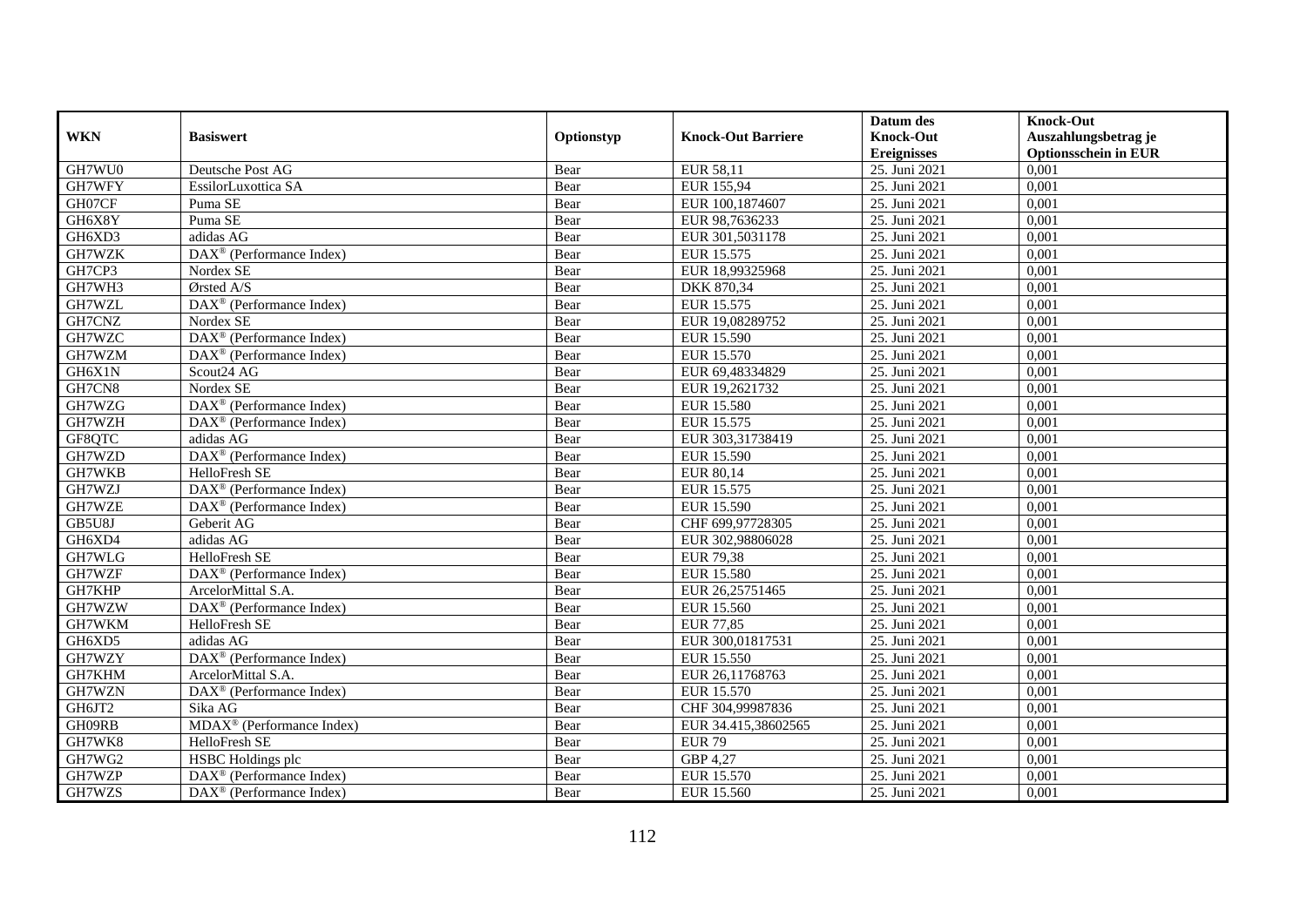| WKN | Basiswert | Optionstyp | Knock-Out Barriere | Datum des Knock-Out Ereignisses | Knock-Out Auszahlungsbetrag je Optionsschein in EUR |
|---|---|---|---|---|---|
| GH7WU0 | Deutsche Post AG | Bear | EUR 58,11 | 25. Juni 2021 | 0,001 |
| GH7WFY | EssilorLuxottica SA | Bear | EUR 155,94 | 25. Juni 2021 | 0,001 |
| GH07CF | Puma SE | Bear | EUR 100,1874607 | 25. Juni 2021 | 0,001 |
| GH6X8Y | Puma SE | Bear | EUR 98,7636233 | 25. Juni 2021 | 0,001 |
| GH6XD3 | adidas AG | Bear | EUR 301,5031178 | 25. Juni 2021 | 0,001 |
| GH7WZK | DAX® (Performance Index) | Bear | EUR 15.575 | 25. Juni 2021 | 0,001 |
| GH7CP3 | Nordex SE | Bear | EUR 18,99325968 | 25. Juni 2021 | 0,001 |
| GH7WH3 | Ørsted A/S | Bear | DKK 870,34 | 25. Juni 2021 | 0,001 |
| GH7WZL | DAX® (Performance Index) | Bear | EUR 15.575 | 25. Juni 2021 | 0,001 |
| GH7CNZ | Nordex SE | Bear | EUR 19,08289752 | 25. Juni 2021 | 0,001 |
| GH7WZC | DAX® (Performance Index) | Bear | EUR 15.590 | 25. Juni 2021 | 0,001 |
| GH7WZM | DAX® (Performance Index) | Bear | EUR 15.570 | 25. Juni 2021 | 0,001 |
| GH6X1N | Scout24 AG | Bear | EUR 69,48334829 | 25. Juni 2021 | 0,001 |
| GH7CN8 | Nordex SE | Bear | EUR 19,2621732 | 25. Juni 2021 | 0,001 |
| GH7WZG | DAX® (Performance Index) | Bear | EUR 15.580 | 25. Juni 2021 | 0,001 |
| GH7WZH | DAX® (Performance Index) | Bear | EUR 15.575 | 25. Juni 2021 | 0,001 |
| GF8QTC | adidas AG | Bear | EUR 303,31738419 | 25. Juni 2021 | 0,001 |
| GH7WZD | DAX® (Performance Index) | Bear | EUR 15.590 | 25. Juni 2021 | 0,001 |
| GH7WKB | HelloFresh SE | Bear | EUR 80,14 | 25. Juni 2021 | 0,001 |
| GH7WZJ | DAX® (Performance Index) | Bear | EUR 15.575 | 25. Juni 2021 | 0,001 |
| GH7WZE | DAX® (Performance Index) | Bear | EUR 15.590 | 25. Juni 2021 | 0,001 |
| GB5U8J | Geberit AG | Bear | CHF 699,97728305 | 25. Juni 2021 | 0,001 |
| GH6XD4 | adidas AG | Bear | EUR 302,98806028 | 25. Juni 2021 | 0,001 |
| GH7WLG | HelloFresh SE | Bear | EUR 79,38 | 25. Juni 2021 | 0,001 |
| GH7WZF | DAX® (Performance Index) | Bear | EUR 15.580 | 25. Juni 2021 | 0,001 |
| GH7KHP | ArcelorMittal S.A. | Bear | EUR 26,25751465 | 25. Juni 2021 | 0,001 |
| GH7WZW | DAX® (Performance Index) | Bear | EUR 15.560 | 25. Juni 2021 | 0,001 |
| GH7WKM | HelloFresh SE | Bear | EUR 77,85 | 25. Juni 2021 | 0,001 |
| GH6XD5 | adidas AG | Bear | EUR 300,01817531 | 25. Juni 2021 | 0,001 |
| GH7WZY | DAX® (Performance Index) | Bear | EUR 15.550 | 25. Juni 2021 | 0,001 |
| GH7KHM | ArcelorMittal S.A. | Bear | EUR 26,11768763 | 25. Juni 2021 | 0,001 |
| GH7WZN | DAX® (Performance Index) | Bear | EUR 15.570 | 25. Juni 2021 | 0,001 |
| GH6JT2 | Sika AG | Bear | CHF 304,99987836 | 25. Juni 2021 | 0,001 |
| GH09RB | MDAX® (Performance Index) | Bear | EUR 34.415,38602565 | 25. Juni 2021 | 0,001 |
| GH7WK8 | HelloFresh SE | Bear | EUR 79 | 25. Juni 2021 | 0,001 |
| GH7WG2 | HSBC Holdings plc | Bear | GBP 4,27 | 25. Juni 2021 | 0,001 |
| GH7WZP | DAX® (Performance Index) | Bear | EUR 15.570 | 25. Juni 2021 | 0,001 |
| GH7WZS | DAX® (Performance Index) | Bear | EUR 15.560 | 25. Juni 2021 | 0,001 |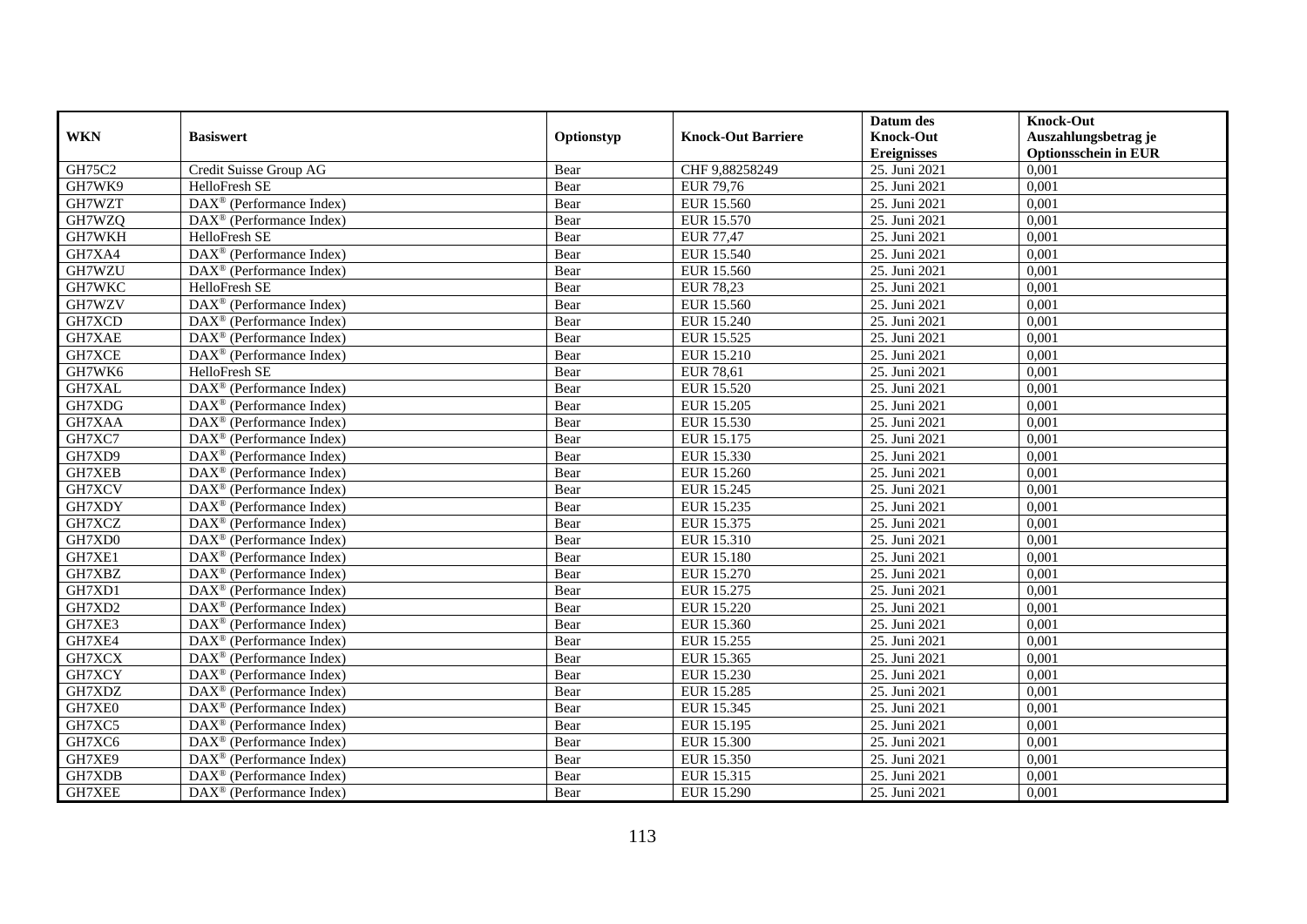| WKN | Basiswert | Optionstyp | Knock-Out Barriere | Datum des Knock-Out Ereignisses | Knock-Out Auszahlungsbetrag je Optionsschein in EUR |
|---|---|---|---|---|---|
| GH75C2 | Credit Suisse Group AG | Bear | CHF 9,88258249 | 25. Juni 2021 | 0,001 |
| GH7WK9 | HelloFresh SE | Bear | EUR 79,76 | 25. Juni 2021 | 0,001 |
| GH7WZT | DAX® (Performance Index) | Bear | EUR 15.560 | 25. Juni 2021 | 0,001 |
| GH7WZQ | DAX® (Performance Index) | Bear | EUR 15.570 | 25. Juni 2021 | 0,001 |
| GH7WKH | HelloFresh SE | Bear | EUR 77,47 | 25. Juni 2021 | 0,001 |
| GH7XA4 | DAX® (Performance Index) | Bear | EUR 15.540 | 25. Juni 2021 | 0,001 |
| GH7WZU | DAX® (Performance Index) | Bear | EUR 15.560 | 25. Juni 2021 | 0,001 |
| GH7WKC | HelloFresh SE | Bear | EUR 78,23 | 25. Juni 2021 | 0,001 |
| GH7WZV | DAX® (Performance Index) | Bear | EUR 15.560 | 25. Juni 2021 | 0,001 |
| GH7XCD | DAX® (Performance Index) | Bear | EUR 15.240 | 25. Juni 2021 | 0,001 |
| GH7XAE | DAX® (Performance Index) | Bear | EUR 15.525 | 25. Juni 2021 | 0,001 |
| GH7XCE | DAX® (Performance Index) | Bear | EUR 15.210 | 25. Juni 2021 | 0,001 |
| GH7WK6 | HelloFresh SE | Bear | EUR 78,61 | 25. Juni 2021 | 0,001 |
| GH7XAL | DAX® (Performance Index) | Bear | EUR 15.520 | 25. Juni 2021 | 0,001 |
| GH7XDG | DAX® (Performance Index) | Bear | EUR 15.205 | 25. Juni 2021 | 0,001 |
| GH7XAA | DAX® (Performance Index) | Bear | EUR 15.530 | 25. Juni 2021 | 0,001 |
| GH7XC7 | DAX® (Performance Index) | Bear | EUR 15.175 | 25. Juni 2021 | 0,001 |
| GH7XD9 | DAX® (Performance Index) | Bear | EUR 15.330 | 25. Juni 2021 | 0,001 |
| GH7XEB | DAX® (Performance Index) | Bear | EUR 15.260 | 25. Juni 2021 | 0,001 |
| GH7XCV | DAX® (Performance Index) | Bear | EUR 15.245 | 25. Juni 2021 | 0,001 |
| GH7XDY | DAX® (Performance Index) | Bear | EUR 15.235 | 25. Juni 2021 | 0,001 |
| GH7XCZ | DAX® (Performance Index) | Bear | EUR 15.375 | 25. Juni 2021 | 0,001 |
| GH7XD0 | DAX® (Performance Index) | Bear | EUR 15.310 | 25. Juni 2021 | 0,001 |
| GH7XE1 | DAX® (Performance Index) | Bear | EUR 15.180 | 25. Juni 2021 | 0,001 |
| GH7XBZ | DAX® (Performance Index) | Bear | EUR 15.270 | 25. Juni 2021 | 0,001 |
| GH7XD1 | DAX® (Performance Index) | Bear | EUR 15.275 | 25. Juni 2021 | 0,001 |
| GH7XD2 | DAX® (Performance Index) | Bear | EUR 15.220 | 25. Juni 2021 | 0,001 |
| GH7XE3 | DAX® (Performance Index) | Bear | EUR 15.360 | 25. Juni 2021 | 0,001 |
| GH7XE4 | DAX® (Performance Index) | Bear | EUR 15.255 | 25. Juni 2021 | 0,001 |
| GH7XCX | DAX® (Performance Index) | Bear | EUR 15.365 | 25. Juni 2021 | 0,001 |
| GH7XCY | DAX® (Performance Index) | Bear | EUR 15.230 | 25. Juni 2021 | 0,001 |
| GH7XDZ | DAX® (Performance Index) | Bear | EUR 15.285 | 25. Juni 2021 | 0,001 |
| GH7XE0 | DAX® (Performance Index) | Bear | EUR 15.345 | 25. Juni 2021 | 0,001 |
| GH7XC5 | DAX® (Performance Index) | Bear | EUR 15.195 | 25. Juni 2021 | 0,001 |
| GH7XC6 | DAX® (Performance Index) | Bear | EUR 15.300 | 25. Juni 2021 | 0,001 |
| GH7XE9 | DAX® (Performance Index) | Bear | EUR 15.350 | 25. Juni 2021 | 0,001 |
| GH7XDB | DAX® (Performance Index) | Bear | EUR 15.315 | 25. Juni 2021 | 0,001 |
| GH7XEE | DAX® (Performance Index) | Bear | EUR 15.290 | 25. Juni 2021 | 0,001 |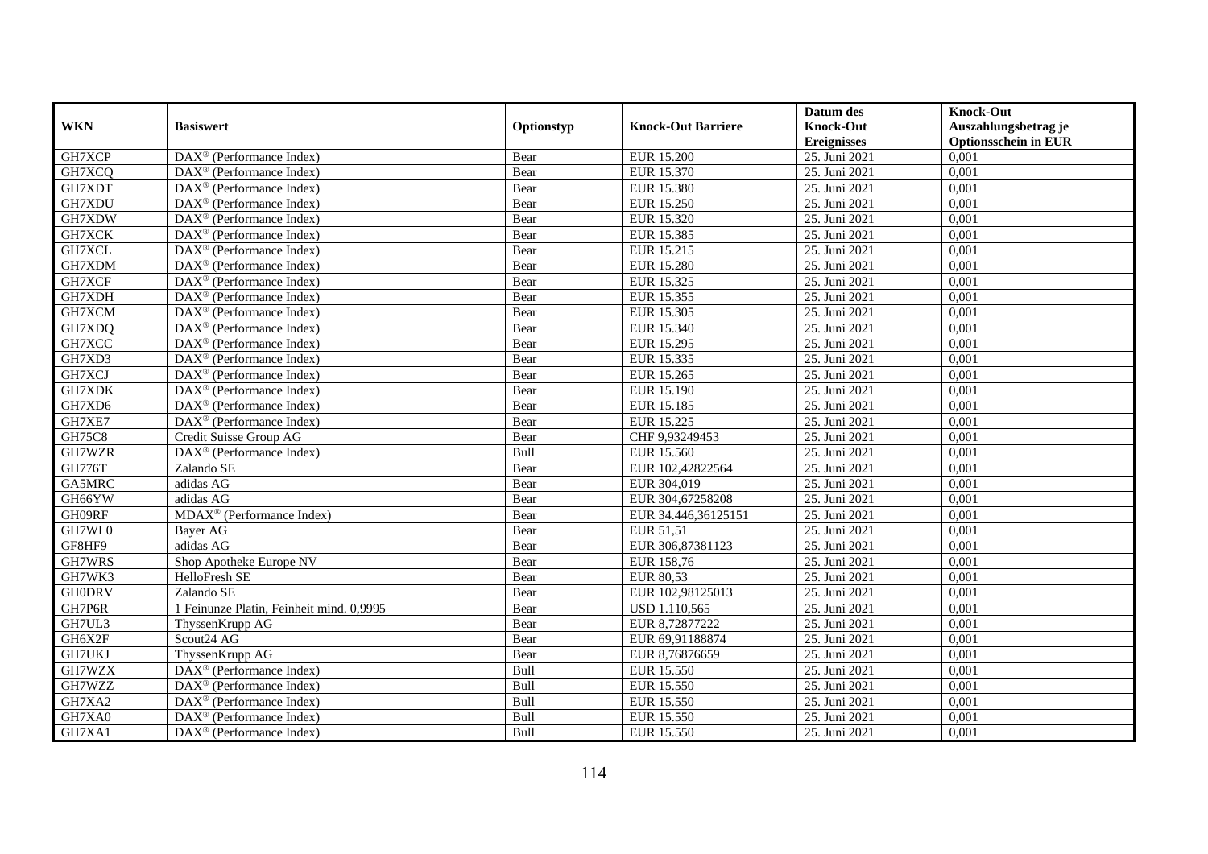| WKN | Basiswert | Optionstyp | Knock-Out Barriere | Datum des Knock-Out Ereignisses | Knock-Out Auszahlungsbetrag je Optionsschein in EUR |
|---|---|---|---|---|---|
| GH7XCP | DAX® (Performance Index) | Bear | EUR 15.200 | 25. Juni 2021 | 0,001 |
| GH7XCQ | DAX® (Performance Index) | Bear | EUR 15.370 | 25. Juni 2021 | 0,001 |
| GH7XDT | DAX® (Performance Index) | Bear | EUR 15.380 | 25. Juni 2021 | 0,001 |
| GH7XDU | DAX® (Performance Index) | Bear | EUR 15.250 | 25. Juni 2021 | 0,001 |
| GH7XDW | DAX® (Performance Index) | Bear | EUR 15.320 | 25. Juni 2021 | 0,001 |
| GH7XCK | DAX® (Performance Index) | Bear | EUR 15.385 | 25. Juni 2021 | 0,001 |
| GH7XCL | DAX® (Performance Index) | Bear | EUR 15.215 | 25. Juni 2021 | 0,001 |
| GH7XDM | DAX® (Performance Index) | Bear | EUR 15.280 | 25. Juni 2021 | 0,001 |
| GH7XCF | DAX® (Performance Index) | Bear | EUR 15.325 | 25. Juni 2021 | 0,001 |
| GH7XDH | DAX® (Performance Index) | Bear | EUR 15.355 | 25. Juni 2021 | 0,001 |
| GH7XCM | DAX® (Performance Index) | Bear | EUR 15.305 | 25. Juni 2021 | 0,001 |
| GH7XDQ | DAX® (Performance Index) | Bear | EUR 15.340 | 25. Juni 2021 | 0,001 |
| GH7XCC | DAX® (Performance Index) | Bear | EUR 15.295 | 25. Juni 2021 | 0,001 |
| GH7XD3 | DAX® (Performance Index) | Bear | EUR 15.335 | 25. Juni 2021 | 0,001 |
| GH7XCJ | DAX® (Performance Index) | Bear | EUR 15.265 | 25. Juni 2021 | 0,001 |
| GH7XDK | DAX® (Performance Index) | Bear | EUR 15.190 | 25. Juni 2021 | 0,001 |
| GH7XD6 | DAX® (Performance Index) | Bear | EUR 15.185 | 25. Juni 2021 | 0,001 |
| GH7XE7 | DAX® (Performance Index) | Bear | EUR 15.225 | 25. Juni 2021 | 0,001 |
| GH75C8 | Credit Suisse Group AG | Bear | CHF 9,93249453 | 25. Juni 2021 | 0,001 |
| GH7WZR | DAX® (Performance Index) | Bull | EUR 15.560 | 25. Juni 2021 | 0,001 |
| GH776T | Zalando SE | Bear | EUR 102,42822564 | 25. Juni 2021 | 0,001 |
| GA5MRC | adidas AG | Bear | EUR 304,019 | 25. Juni 2021 | 0,001 |
| GH66YW | adidas AG | Bear | EUR 304,67258208 | 25. Juni 2021 | 0,001 |
| GH09RF | MDAX® (Performance Index) | Bear | EUR 34.446,36125151 | 25. Juni 2021 | 0,001 |
| GH7WL0 | Bayer AG | Bear | EUR 51,51 | 25. Juni 2021 | 0,001 |
| GF8HF9 | adidas AG | Bear | EUR 306,87381123 | 25. Juni 2021 | 0,001 |
| GH7WRS | Shop Apotheke Europe NV | Bear | EUR 158,76 | 25. Juni 2021 | 0,001 |
| GH7WK3 | HelloFresh SE | Bear | EUR 80,53 | 25. Juni 2021 | 0,001 |
| GH0DRV | Zalando SE | Bear | EUR 102,98125013 | 25. Juni 2021 | 0,001 |
| GH7P6R | 1 Feinunze Platin, Feinheit mind. 0,9995 | Bear | USD 1.110,565 | 25. Juni 2021 | 0,001 |
| GH7UL3 | ThyssenKrupp AG | Bear | EUR 8,72877222 | 25. Juni 2021 | 0,001 |
| GH6X2F | Scout24 AG | Bear | EUR 69,91188874 | 25. Juni 2021 | 0,001 |
| GH7UKJ | ThyssenKrupp AG | Bear | EUR 8,76876659 | 25. Juni 2021 | 0,001 |
| GH7WZX | DAX® (Performance Index) | Bull | EUR 15.550 | 25. Juni 2021 | 0,001 |
| GH7WZZ | DAX® (Performance Index) | Bull | EUR 15.550 | 25. Juni 2021 | 0,001 |
| GH7XA2 | DAX® (Performance Index) | Bull | EUR 15.550 | 25. Juni 2021 | 0,001 |
| GH7XA0 | DAX® (Performance Index) | Bull | EUR 15.550 | 25. Juni 2021 | 0,001 |
| GH7XA1 | DAX® (Performance Index) | Bull | EUR 15.550 | 25. Juni 2021 | 0,001 |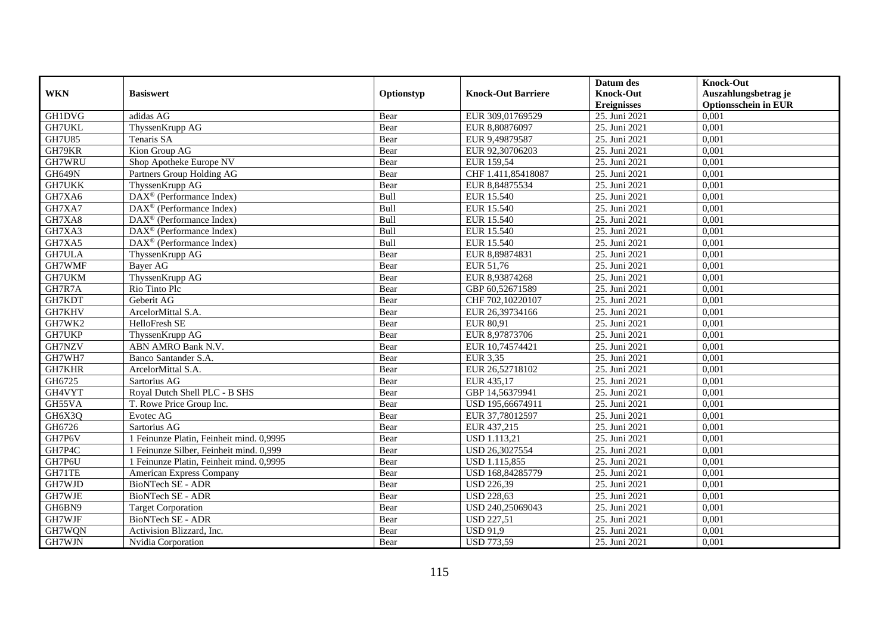| WKN | Basiswert | Optionstyp | Knock-Out Barriere | Datum des Knock-Out Ereignisses | Knock-Out Auszahlungsbetrag je Optionsschein in EUR |
|---|---|---|---|---|---|
| GH1DVG | adidas AG | Bear | EUR 309,01769529 | 25. Juni 2021 | 0,001 |
| GH7UKL | ThyssenKrupp AG | Bear | EUR 8,80876097 | 25. Juni 2021 | 0,001 |
| GH7U85 | Tenaris SA | Bear | EUR 9,49879587 | 25. Juni 2021 | 0,001 |
| GH79KR | Kion Group AG | Bear | EUR 92,30706203 | 25. Juni 2021 | 0,001 |
| GH7WRU | Shop Apotheke Europe NV | Bear | EUR 159,54 | 25. Juni 2021 | 0,001 |
| GH649N | Partners Group Holding AG | Bear | CHF 1.411,85418087 | 25. Juni 2021 | 0,001 |
| GH7UKK | ThyssenKrupp AG | Bear | EUR 8,84875534 | 25. Juni 2021 | 0,001 |
| GH7XA6 | DAX® (Performance Index) | Bull | EUR 15.540 | 25. Juni 2021 | 0,001 |
| GH7XA7 | DAX® (Performance Index) | Bull | EUR 15.540 | 25. Juni 2021 | 0,001 |
| GH7XA8 | DAX® (Performance Index) | Bull | EUR 15.540 | 25. Juni 2021 | 0,001 |
| GH7XA3 | DAX® (Performance Index) | Bull | EUR 15.540 | 25. Juni 2021 | 0,001 |
| GH7XA5 | DAX® (Performance Index) | Bull | EUR 15.540 | 25. Juni 2021 | 0,001 |
| GH7ULA | ThyssenKrupp AG | Bear | EUR 8,89874831 | 25. Juni 2021 | 0,001 |
| GH7WMF | Bayer AG | Bear | EUR 51,76 | 25. Juni 2021 | 0,001 |
| GH7UKM | ThyssenKrupp AG | Bear | EUR 8,93874268 | 25. Juni 2021 | 0,001 |
| GH7R7A | Rio Tinto Plc | Bear | GBP 60,52671589 | 25. Juni 2021 | 0,001 |
| GH7KDT | Geberit AG | Bear | CHF 702,10220107 | 25. Juni 2021 | 0,001 |
| GH7KHV | ArcelorMittal S.A. | Bear | EUR 26,39734166 | 25. Juni 2021 | 0,001 |
| GH7WK2 | HelloFresh SE | Bear | EUR 80,91 | 25. Juni 2021 | 0,001 |
| GH7UKP | ThyssenKrupp AG | Bear | EUR 8,97873706 | 25. Juni 2021 | 0,001 |
| GH7NZV | ABN AMRO Bank N.V. | Bear | EUR 10,74574421 | 25. Juni 2021 | 0,001 |
| GH7WH7 | Banco Santander S.A. | Bear | EUR 3,35 | 25. Juni 2021 | 0,001 |
| GH7KHR | ArcelorMittal S.A. | Bear | EUR 26,52718102 | 25. Juni 2021 | 0,001 |
| GH6725 | Sartorius AG | Bear | EUR 435,17 | 25. Juni 2021 | 0,001 |
| GH4VYT | Royal Dutch Shell PLC - B SHS | Bear | GBP 14,56379941 | 25. Juni 2021 | 0,001 |
| GH55VA | T. Rowe Price Group Inc. | Bear | USD 195,66674911 | 25. Juni 2021 | 0,001 |
| GH6X3Q | Evotec AG | Bear | EUR 37,78012597 | 25. Juni 2021 | 0,001 |
| GH6726 | Sartorius AG | Bear | EUR 437,215 | 25. Juni 2021 | 0,001 |
| GH7P6V | 1 Feinunze Platin, Feinheit mind. 0,9995 | Bear | USD 1.113,21 | 25. Juni 2021 | 0,001 |
| GH7P4C | 1 Feinunze Silber, Feinheit mind. 0,999 | Bear | USD 26,3027554 | 25. Juni 2021 | 0,001 |
| GH7P6U | 1 Feinunze Platin, Feinheit mind. 0,9995 | Bear | USD 1.115,855 | 25. Juni 2021 | 0,001 |
| GH71TE | American Express Company | Bear | USD 168,84285779 | 25. Juni 2021 | 0,001 |
| GH7WJD | BioNTech SE - ADR | Bear | USD 226,39 | 25. Juni 2021 | 0,001 |
| GH7WJE | BioNTech SE - ADR | Bear | USD 228,63 | 25. Juni 2021 | 0,001 |
| GH6BN9 | Target Corporation | Bear | USD 240,25069043 | 25. Juni 2021 | 0,001 |
| GH7WJF | BioNTech SE - ADR | Bear | USD 227,51 | 25. Juni 2021 | 0,001 |
| GH7WQN | Activision Blizzard, Inc. | Bear | USD 91,9 | 25. Juni 2021 | 0,001 |
| GH7WJN | Nvidia Corporation | Bear | USD 773,59 | 25. Juni 2021 | 0,001 |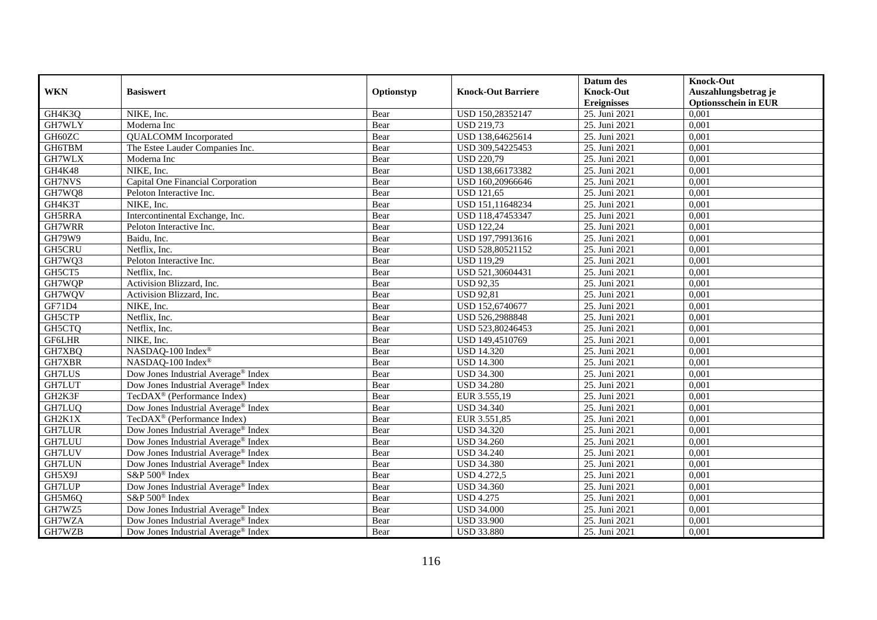| WKN | Basiswert | Optionstyp | Knock-Out Barriere | Datum des Knock-Out Ereignisses | Knock-Out Auszahlungsbetrag je Optionsschein in EUR |
|---|---|---|---|---|---|
| GH4K3Q | NIKE, Inc. | Bear | USD 150,28352147 | 25. Juni 2021 | 0,001 |
| GH7WLY | Moderna Inc | Bear | USD 219,73 | 25. Juni 2021 | 0,001 |
| GH60ZC | QUALCOMM Incorporated | Bear | USD 138,64625614 | 25. Juni 2021 | 0,001 |
| GH6TBM | The Estee Lauder Companies Inc. | Bear | USD 309,54225453 | 25. Juni 2021 | 0,001 |
| GH7WLX | Moderna Inc | Bear | USD 220,79 | 25. Juni 2021 | 0,001 |
| GH4K48 | NIKE, Inc. | Bear | USD 138,66173382 | 25. Juni 2021 | 0,001 |
| GH7NVS | Capital One Financial Corporation | Bear | USD 160,20966646 | 25. Juni 2021 | 0,001 |
| GH7WQ8 | Peloton Interactive Inc. | Bear | USD 121,65 | 25. Juni 2021 | 0,001 |
| GH4K3T | NIKE, Inc. | Bear | USD 151,11648234 | 25. Juni 2021 | 0,001 |
| GH5RRA | Intercontinental Exchange, Inc. | Bear | USD 118,47453347 | 25. Juni 2021 | 0,001 |
| GH7WRR | Peloton Interactive Inc. | Bear | USD 122,24 | 25. Juni 2021 | 0,001 |
| GH79W9 | Baidu, Inc. | Bear | USD 197,79913616 | 25. Juni 2021 | 0,001 |
| GH5CRU | Netflix, Inc. | Bear | USD 528,80521152 | 25. Juni 2021 | 0,001 |
| GH7WQ3 | Peloton Interactive Inc. | Bear | USD 119,29 | 25. Juni 2021 | 0,001 |
| GH5CT5 | Netflix, Inc. | Bear | USD 521,30604431 | 25. Juni 2021 | 0,001 |
| GH7WQP | Activision Blizzard, Inc. | Bear | USD 92,35 | 25. Juni 2021 | 0,001 |
| GH7WQV | Activision Blizzard, Inc. | Bear | USD 92,81 | 25. Juni 2021 | 0,001 |
| GF71D4 | NIKE, Inc. | Bear | USD 152,6740677 | 25. Juni 2021 | 0,001 |
| GH5CTP | Netflix, Inc. | Bear | USD 526,2988848 | 25. Juni 2021 | 0,001 |
| GH5CTQ | Netflix, Inc. | Bear | USD 523,80246453 | 25. Juni 2021 | 0,001 |
| GF6LHR | NIKE, Inc. | Bear | USD 149,4510769 | 25. Juni 2021 | 0,001 |
| GH7XBQ | NASDAQ-100 Index® | Bear | USD 14.320 | 25. Juni 2021 | 0,001 |
| GH7XBR | NASDAQ-100 Index® | Bear | USD 14.300 | 25. Juni 2021 | 0,001 |
| GH7LUS | Dow Jones Industrial Average® Index | Bear | USD 34.300 | 25. Juni 2021 | 0,001 |
| GH7LUT | Dow Jones Industrial Average® Index | Bear | USD 34.280 | 25. Juni 2021 | 0,001 |
| GH2K3F | TecDAX® (Performance Index) | Bear | EUR 3.555,19 | 25. Juni 2021 | 0,001 |
| GH7LUQ | Dow Jones Industrial Average® Index | Bear | USD 34.340 | 25. Juni 2021 | 0,001 |
| GH2K1X | TecDAX® (Performance Index) | Bear | EUR 3.551,85 | 25. Juni 2021 | 0,001 |
| GH7LUR | Dow Jones Industrial Average® Index | Bear | USD 34.320 | 25. Juni 2021 | 0,001 |
| GH7LUU | Dow Jones Industrial Average® Index | Bear | USD 34.260 | 25. Juni 2021 | 0,001 |
| GH7LUV | Dow Jones Industrial Average® Index | Bear | USD 34.240 | 25. Juni 2021 | 0,001 |
| GH7LUN | Dow Jones Industrial Average® Index | Bear | USD 34.380 | 25. Juni 2021 | 0,001 |
| GH5X9J | S&P 500® Index | Bear | USD 4.272,5 | 25. Juni 2021 | 0,001 |
| GH7LUP | Dow Jones Industrial Average® Index | Bear | USD 34.360 | 25. Juni 2021 | 0,001 |
| GH5M6Q | S&P 500® Index | Bear | USD 4.275 | 25. Juni 2021 | 0,001 |
| GH7WZ5 | Dow Jones Industrial Average® Index | Bear | USD 34.000 | 25. Juni 2021 | 0,001 |
| GH7WZA | Dow Jones Industrial Average® Index | Bear | USD 33.900 | 25. Juni 2021 | 0,001 |
| GH7WZB | Dow Jones Industrial Average® Index | Bear | USD 33.880 | 25. Juni 2021 | 0,001 |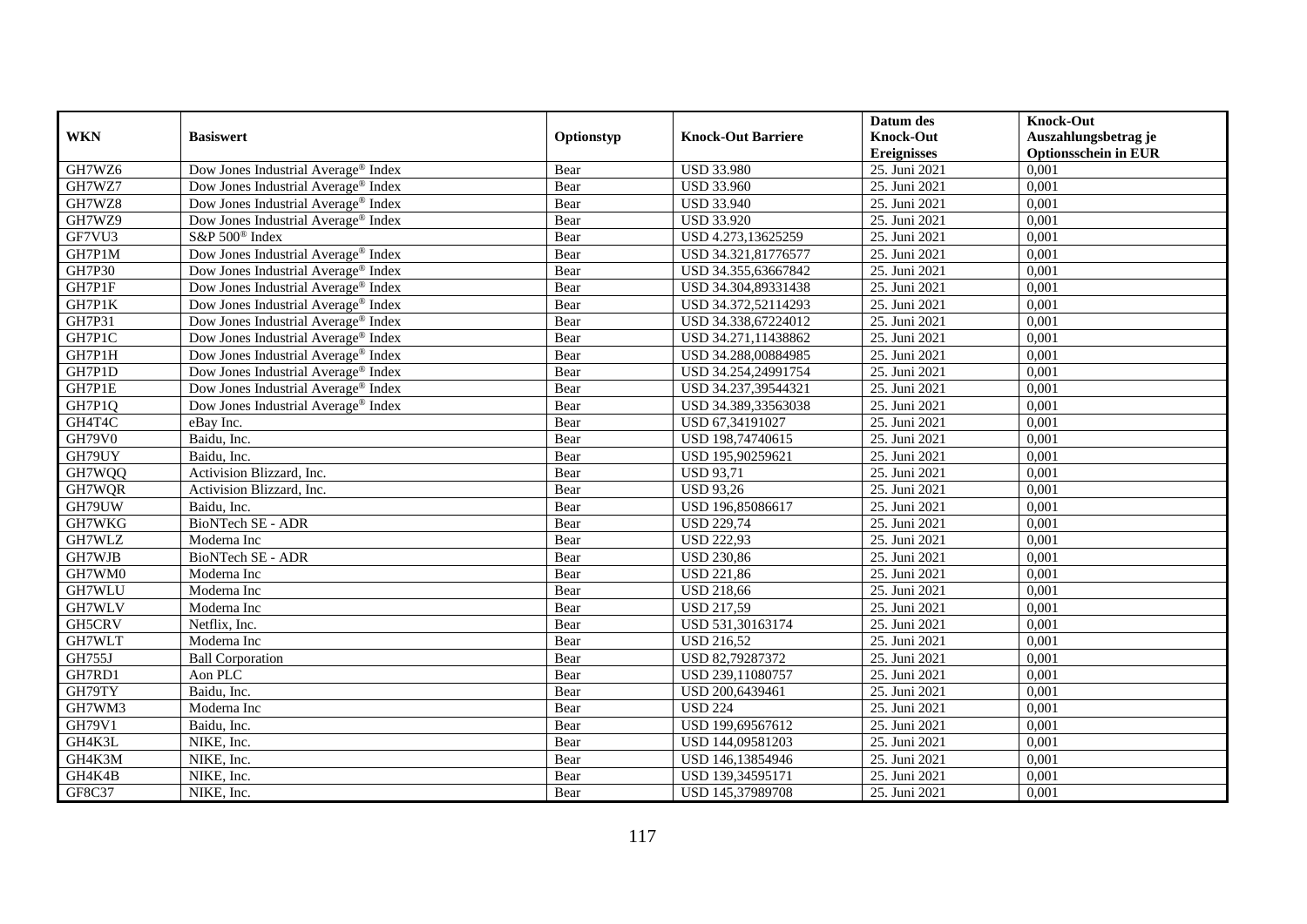| WKN | Basiswert | Optionstyp | Knock-Out Barriere | Datum des Knock-Out Ereignisses | Knock-Out Auszahlungsbetrag je Optionsschein in EUR |
|---|---|---|---|---|---|
| GH7WZ6 | Dow Jones Industrial Average® Index | Bear | USD 33.980 | 25. Juni 2021 | 0,001 |
| GH7WZ7 | Dow Jones Industrial Average® Index | Bear | USD 33.960 | 25. Juni 2021 | 0,001 |
| GH7WZ8 | Dow Jones Industrial Average® Index | Bear | USD 33.940 | 25. Juni 2021 | 0,001 |
| GH7WZ9 | Dow Jones Industrial Average® Index | Bear | USD 33.920 | 25. Juni 2021 | 0,001 |
| GF7VU3 | S&P 500® Index | Bear | USD 4.273,13625259 | 25. Juni 2021 | 0,001 |
| GH7P1M | Dow Jones Industrial Average® Index | Bear | USD 34.321,81776577 | 25. Juni 2021 | 0,001 |
| GH7P30 | Dow Jones Industrial Average® Index | Bear | USD 34.355,63667842 | 25. Juni 2021 | 0,001 |
| GH7P1F | Dow Jones Industrial Average® Index | Bear | USD 34.304,89331438 | 25. Juni 2021 | 0,001 |
| GH7P1K | Dow Jones Industrial Average® Index | Bear | USD 34.372,52114293 | 25. Juni 2021 | 0,001 |
| GH7P31 | Dow Jones Industrial Average® Index | Bear | USD 34.338,67224012 | 25. Juni 2021 | 0,001 |
| GH7P1C | Dow Jones Industrial Average® Index | Bear | USD 34.271,11438862 | 25. Juni 2021 | 0,001 |
| GH7P1H | Dow Jones Industrial Average® Index | Bear | USD 34.288,00884985 | 25. Juni 2021 | 0,001 |
| GH7P1D | Dow Jones Industrial Average® Index | Bear | USD 34.254,24991754 | 25. Juni 2021 | 0,001 |
| GH7P1E | Dow Jones Industrial Average® Index | Bear | USD 34.237,39544321 | 25. Juni 2021 | 0,001 |
| GH7P1Q | Dow Jones Industrial Average® Index | Bear | USD 34.389,33563038 | 25. Juni 2021 | 0,001 |
| GH4T4C | eBay Inc. | Bear | USD 67,34191027 | 25. Juni 2021 | 0,001 |
| GH79V0 | Baidu, Inc. | Bear | USD 198,74740615 | 25. Juni 2021 | 0,001 |
| GH79UY | Baidu, Inc. | Bear | USD 195,90259621 | 25. Juni 2021 | 0,001 |
| GH7WQQ | Activision Blizzard, Inc. | Bear | USD 93,71 | 25. Juni 2021 | 0,001 |
| GH7WQR | Activision Blizzard, Inc. | Bear | USD 93,26 | 25. Juni 2021 | 0,001 |
| GH79UW | Baidu, Inc. | Bear | USD 196,85086617 | 25. Juni 2021 | 0,001 |
| GH7WKG | BioNTech SE - ADR | Bear | USD 229,74 | 25. Juni 2021 | 0,001 |
| GH7WLZ | Moderna Inc | Bear | USD 222,93 | 25. Juni 2021 | 0,001 |
| GH7WJB | BioNTech SE - ADR | Bear | USD 230,86 | 25. Juni 2021 | 0,001 |
| GH7WM0 | Moderna Inc | Bear | USD 221,86 | 25. Juni 2021 | 0,001 |
| GH7WLU | Moderna Inc | Bear | USD 218,66 | 25. Juni 2021 | 0,001 |
| GH7WLV | Moderna Inc | Bear | USD 217,59 | 25. Juni 2021 | 0,001 |
| GH5CRV | Netflix, Inc. | Bear | USD 531,30163174 | 25. Juni 2021 | 0,001 |
| GH7WLT | Moderna Inc | Bear | USD 216,52 | 25. Juni 2021 | 0,001 |
| GH755J | Ball Corporation | Bear | USD 82,79287372 | 25. Juni 2021 | 0,001 |
| GH7RD1 | Aon PLC | Bear | USD 239,11080757 | 25. Juni 2021 | 0,001 |
| GH79TY | Baidu, Inc. | Bear | USD 200,6439461 | 25. Juni 2021 | 0,001 |
| GH7WM3 | Moderna Inc | Bear | USD 224 | 25. Juni 2021 | 0,001 |
| GH79V1 | Baidu, Inc. | Bear | USD 199,69567612 | 25. Juni 2021 | 0,001 |
| GH4K3L | NIKE, Inc. | Bear | USD 144,09581203 | 25. Juni 2021 | 0,001 |
| GH4K3M | NIKE, Inc. | Bear | USD 146,13854946 | 25. Juni 2021 | 0,001 |
| GH4K4B | NIKE, Inc. | Bear | USD 139,34595171 | 25. Juni 2021 | 0,001 |
| GF8C37 | NIKE, Inc. | Bear | USD 145,37989708 | 25. Juni 2021 | 0,001 |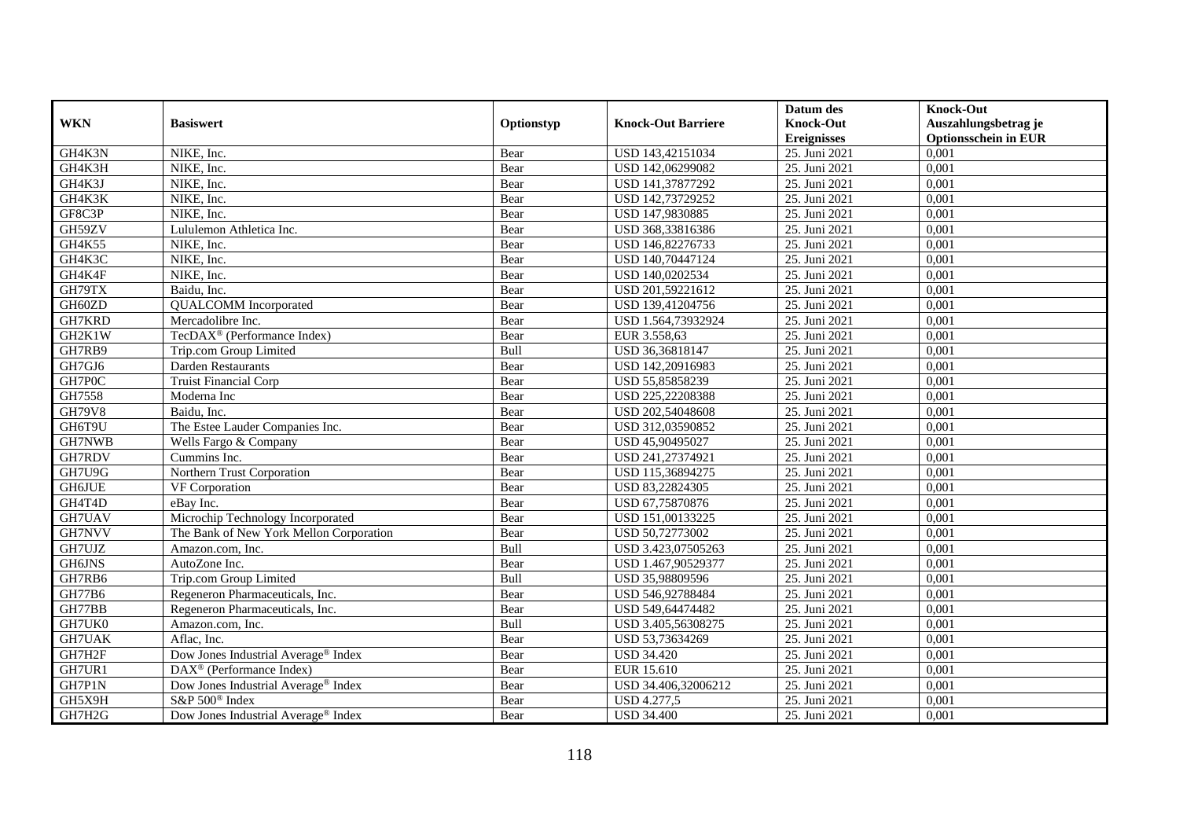| WKN | Basiswert | Optionstyp | Knock-Out Barriere | Datum des Knock-Out Ereignisses | Knock-Out Auszahlungsbetrag je Optionsschein in EUR |
|---|---|---|---|---|---|
| GH4K3N | NIKE, Inc. | Bear | USD 143,42151034 | 25. Juni 2021 | 0,001 |
| GH4K3H | NIKE, Inc. | Bear | USD 142,06299082 | 25. Juni 2021 | 0,001 |
| GH4K3J | NIKE, Inc. | Bear | USD 141,37877292 | 25. Juni 2021 | 0,001 |
| GH4K3K | NIKE, Inc. | Bear | USD 142,73729252 | 25. Juni 2021 | 0,001 |
| GF8C3P | NIKE, Inc. | Bear | USD 147,9830885 | 25. Juni 2021 | 0,001 |
| GH59ZV | Lululemon Athletica Inc. | Bear | USD 368,33816386 | 25. Juni 2021 | 0,001 |
| GH4K55 | NIKE, Inc. | Bear | USD 146,82276733 | 25. Juni 2021 | 0,001 |
| GH4K3C | NIKE, Inc. | Bear | USD 140,70447124 | 25. Juni 2021 | 0,001 |
| GH4K4F | NIKE, Inc. | Bear | USD 140,0202534 | 25. Juni 2021 | 0,001 |
| GH79TX | Baidu, Inc. | Bear | USD 201,59221612 | 25. Juni 2021 | 0,001 |
| GH60ZD | QUALCOMM Incorporated | Bear | USD 139,41204756 | 25. Juni 2021 | 0,001 |
| GH7KRD | Mercadolibre Inc. | Bear | USD 1.564,73932924 | 25. Juni 2021 | 0,001 |
| GH2K1W | TecDAX® (Performance Index) | Bear | EUR 3.558,63 | 25. Juni 2021 | 0,001 |
| GH7RB9 | Trip.com Group Limited | Bull | USD 36,36818147 | 25. Juni 2021 | 0,001 |
| GH7GJ6 | Darden Restaurants | Bear | USD 142,20916983 | 25. Juni 2021 | 0,001 |
| GH7P0C | Truist Financial Corp | Bear | USD 55,85858239 | 25. Juni 2021 | 0,001 |
| GH7558 | Moderna Inc | Bear | USD 225,22208388 | 25. Juni 2021 | 0,001 |
| GH79V8 | Baidu, Inc. | Bear | USD 202,54048608 | 25. Juni 2021 | 0,001 |
| GH6T9U | The Estee Lauder Companies Inc. | Bear | USD 312,03590852 | 25. Juni 2021 | 0,001 |
| GH7NWB | Wells Fargo & Company | Bear | USD 45,90495027 | 25. Juni 2021 | 0,001 |
| GH7RDV | Cummins Inc. | Bear | USD 241,27374921 | 25. Juni 2021 | 0,001 |
| GH7U9G | Northern Trust Corporation | Bear | USD 115,36894275 | 25. Juni 2021 | 0,001 |
| GH6JUE | VF Corporation | Bear | USD 83,22824305 | 25. Juni 2021 | 0,001 |
| GH4T4D | eBay Inc. | Bear | USD 67,75870876 | 25. Juni 2021 | 0,001 |
| GH7UAV | Microchip Technology Incorporated | Bear | USD 151,00133225 | 25. Juni 2021 | 0,001 |
| GH7NVV | The Bank of New York Mellon Corporation | Bear | USD 50,72773002 | 25. Juni 2021 | 0,001 |
| GH7UJZ | Amazon.com, Inc. | Bull | USD 3.423,07505263 | 25. Juni 2021 | 0,001 |
| GH6JNS | AutoZone Inc. | Bear | USD 1.467,90529377 | 25. Juni 2021 | 0,001 |
| GH7RB6 | Trip.com Group Limited | Bull | USD 35,98809596 | 25. Juni 2021 | 0,001 |
| GH77B6 | Regeneron Pharmaceuticals, Inc. | Bear | USD 546,92788484 | 25. Juni 2021 | 0,001 |
| GH77BB | Regeneron Pharmaceuticals, Inc. | Bear | USD 549,64474482 | 25. Juni 2021 | 0,001 |
| GH7UK0 | Amazon.com, Inc. | Bull | USD 3.405,56308275 | 25. Juni 2021 | 0,001 |
| GH7UAK | Aflac, Inc. | Bear | USD 53,73634269 | 25. Juni 2021 | 0,001 |
| GH7H2F | Dow Jones Industrial Average® Index | Bear | USD 34.420 | 25. Juni 2021 | 0,001 |
| GH7UR1 | DAX® (Performance Index) | Bear | EUR 15.610 | 25. Juni 2021 | 0,001 |
| GH7P1N | Dow Jones Industrial Average® Index | Bear | USD 34.406,32006212 | 25. Juni 2021 | 0,001 |
| GH5X9H | S&P 500® Index | Bear | USD 4.277,5 | 25. Juni 2021 | 0,001 |
| GH7H2G | Dow Jones Industrial Average® Index | Bear | USD 34.400 | 25. Juni 2021 | 0,001 |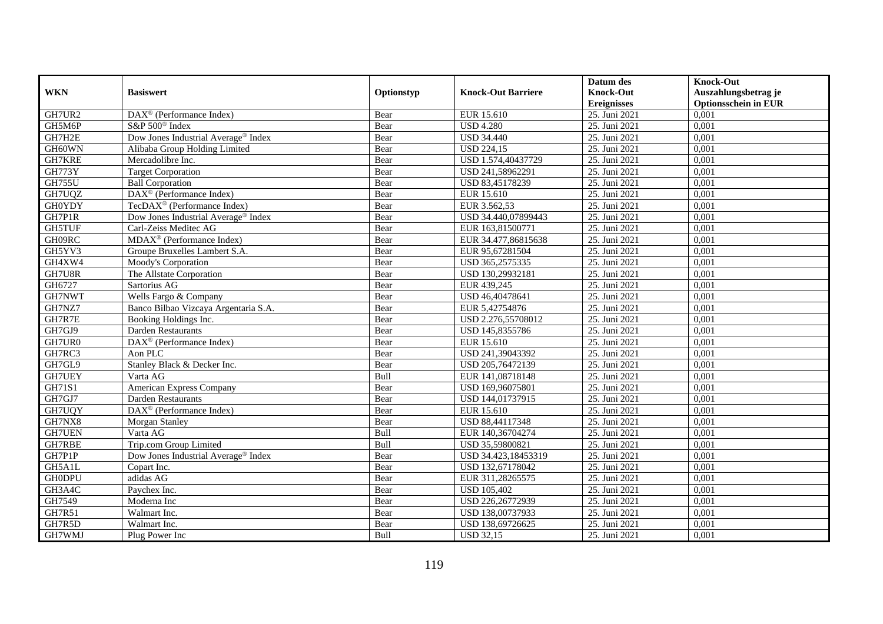| WKN | Basiswert | Optionstyp | Knock-Out Barriere | Datum des Knock-Out Ereignisses | Knock-Out Auszahlungsbetrag je Optionsschein in EUR |
|---|---|---|---|---|---|
| GH7UR2 | DAX® (Performance Index) | Bear | EUR 15.610 | 25. Juni 2021 | 0,001 |
| GH5M6P | S&P 500® Index | Bear | USD 4.280 | 25. Juni 2021 | 0,001 |
| GH7H2E | Dow Jones Industrial Average® Index | Bear | USD 34.440 | 25. Juni 2021 | 0,001 |
| GH60WN | Alibaba Group Holding Limited | Bear | USD 224,15 | 25. Juni 2021 | 0,001 |
| GH7KRE | Mercadolibre Inc. | Bear | USD 1.574,40437729 | 25. Juni 2021 | 0,001 |
| GH773Y | Target Corporation | Bear | USD 241,58962291 | 25. Juni 2021 | 0,001 |
| GH755U | Ball Corporation | Bear | USD 83,45178239 | 25. Juni 2021 | 0,001 |
| GH7UQZ | DAX® (Performance Index) | Bear | EUR 15.610 | 25. Juni 2021 | 0,001 |
| GH0YDY | TecDAX® (Performance Index) | Bear | EUR 3.562,53 | 25. Juni 2021 | 0,001 |
| GH7P1R | Dow Jones Industrial Average® Index | Bear | USD 34.440,07899443 | 25. Juni 2021 | 0,001 |
| GH5TUF | Carl-Zeiss Meditec AG | Bear | EUR 163,81500771 | 25. Juni 2021 | 0,001 |
| GH09RC | MDAX® (Performance Index) | Bear | EUR 34.477,86815638 | 25. Juni 2021 | 0,001 |
| GH5YV3 | Groupe Bruxelles Lambert S.A. | Bear | EUR 95,67281504 | 25. Juni 2021 | 0,001 |
| GH4XW4 | Moody's Corporation | Bear | USD 365,2575335 | 25. Juni 2021 | 0,001 |
| GH7U8R | The Allstate Corporation | Bear | USD 130,29932181 | 25. Juni 2021 | 0,001 |
| GH6727 | Sartorius AG | Bear | EUR 439,245 | 25. Juni 2021 | 0,001 |
| GH7NWT | Wells Fargo & Company | Bear | USD 46,40478641 | 25. Juni 2021 | 0,001 |
| GH7NZ7 | Banco Bilbao Vizcaya Argentaria S.A. | Bear | EUR 5,42754876 | 25. Juni 2021 | 0,001 |
| GH7R7E | Booking Holdings Inc. | Bear | USD 2.276,55708012 | 25. Juni 2021 | 0,001 |
| GH7GJ9 | Darden Restaurants | Bear | USD 145,8355786 | 25. Juni 2021 | 0,001 |
| GH7UR0 | DAX® (Performance Index) | Bear | EUR 15.610 | 25. Juni 2021 | 0,001 |
| GH7RC3 | Aon PLC | Bear | USD 241,39043392 | 25. Juni 2021 | 0,001 |
| GH7GL9 | Stanley Black & Decker Inc. | Bear | USD 205,76472139 | 25. Juni 2021 | 0,001 |
| GH7UEY | Varta AG | Bull | EUR 141,08718148 | 25. Juni 2021 | 0,001 |
| GH71S1 | American Express Company | Bear | USD 169,96075801 | 25. Juni 2021 | 0,001 |
| GH7GJ7 | Darden Restaurants | Bear | USD 144,01737915 | 25. Juni 2021 | 0,001 |
| GH7UQY | DAX® (Performance Index) | Bear | EUR 15.610 | 25. Juni 2021 | 0,001 |
| GH7NX8 | Morgan Stanley | Bear | USD 88,44117348 | 25. Juni 2021 | 0,001 |
| GH7UEN | Varta AG | Bull | EUR 140,36704274 | 25. Juni 2021 | 0,001 |
| GH7RBE | Trip.com Group Limited | Bull | USD 35,59800821 | 25. Juni 2021 | 0,001 |
| GH7P1P | Dow Jones Industrial Average® Index | Bear | USD 34.423,18453319 | 25. Juni 2021 | 0,001 |
| GH5A1L | Copart Inc. | Bear | USD 132,67178042 | 25. Juni 2021 | 0,001 |
| GH0DPU | adidas AG | Bear | EUR 311,28265575 | 25. Juni 2021 | 0,001 |
| GH3A4C | Paychex Inc. | Bear | USD 105,402 | 25. Juni 2021 | 0,001 |
| GH7549 | Moderna Inc | Bear | USD 226,26772939 | 25. Juni 2021 | 0,001 |
| GH7R51 | Walmart Inc. | Bear | USD 138,00737933 | 25. Juni 2021 | 0,001 |
| GH7R5D | Walmart Inc. | Bear | USD 138,69726625 | 25. Juni 2021 | 0,001 |
| GH7WMJ | Plug Power Inc | Bull | USD 32,15 | 25. Juni 2021 | 0,001 |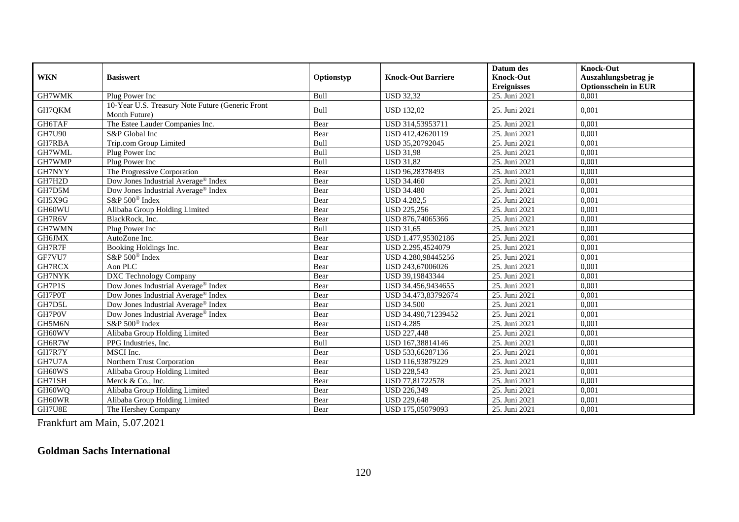| WKN | Basiswert | Optionstyp | Knock-Out Barriere | Datum des Knock-Out Ereignisses | Knock-Out Auszahlungsbetrag je Optionsschein in EUR |
|---|---|---|---|---|---|
| GH7WMK | Plug Power Inc | Bull | USD 32,32 | 25. Juni 2021 | 0,001 |
| GH7QKM | 10-Year U.S. Treasury Note Future (Generic Front Month Future) | Bull | USD 132,02 | 25. Juni 2021 | 0,001 |
| GH6TAF | The Estee Lauder Companies Inc. | Bear | USD 314,53953711 | 25. Juni 2021 | 0,001 |
| GH7U90 | S&P Global Inc | Bear | USD 412,42620119 | 25. Juni 2021 | 0,001 |
| GH7RBA | Trip.com Group Limited | Bull | USD 35,20792045 | 25. Juni 2021 | 0,001 |
| GH7WML | Plug Power Inc | Bull | USD 31,98 | 25. Juni 2021 | 0,001 |
| GH7WMP | Plug Power Inc | Bull | USD 31,82 | 25. Juni 2021 | 0,001 |
| GH7NYY | The Progressive Corporation | Bear | USD 96,28378493 | 25. Juni 2021 | 0,001 |
| GH7H2D | Dow Jones Industrial Average® Index | Bear | USD 34.460 | 25. Juni 2021 | 0,001 |
| GH7D5M | Dow Jones Industrial Average® Index | Bear | USD 34.480 | 25. Juni 2021 | 0,001 |
| GH5X9G | S&P 500® Index | Bear | USD 4.282,5 | 25. Juni 2021 | 0,001 |
| GH60WU | Alibaba Group Holding Limited | Bear | USD 225,256 | 25. Juni 2021 | 0,001 |
| GH7R6V | BlackRock, Inc. | Bear | USD 876,74065366 | 25. Juni 2021 | 0,001 |
| GH7WMN | Plug Power Inc | Bull | USD 31,65 | 25. Juni 2021 | 0,001 |
| GH6JMX | AutoZone Inc. | Bear | USD 1.477,95302186 | 25. Juni 2021 | 0,001 |
| GH7R7F | Booking Holdings Inc. | Bear | USD 2.295,4524079 | 25. Juni 2021 | 0,001 |
| GF7VU7 | S&P 500® Index | Bear | USD 4.280,98445256 | 25. Juni 2021 | 0,001 |
| GH7RCX | Aon PLC | Bear | USD 243,67006026 | 25. Juni 2021 | 0,001 |
| GH7NYK | DXC Technology Company | Bear | USD 39,19843344 | 25. Juni 2021 | 0,001 |
| GH7P1S | Dow Jones Industrial Average® Index | Bear | USD 34.456,9434655 | 25. Juni 2021 | 0,001 |
| GH7P0T | Dow Jones Industrial Average® Index | Bear | USD 34.473,83792674 | 25. Juni 2021 | 0,001 |
| GH7D5L | Dow Jones Industrial Average® Index | Bear | USD 34.500 | 25. Juni 2021 | 0,001 |
| GH7P0V | Dow Jones Industrial Average® Index | Bear | USD 34.490,71239452 | 25. Juni 2021 | 0,001 |
| GH5M6N | S&P 500® Index | Bear | USD 4.285 | 25. Juni 2021 | 0,001 |
| GH60WV | Alibaba Group Holding Limited | Bear | USD 227,448 | 25. Juni 2021 | 0,001 |
| GH6R7W | PPG Industries, Inc. | Bull | USD 167,38814146 | 25. Juni 2021 | 0,001 |
| GH7R7Y | MSCI Inc. | Bear | USD 533,66287136 | 25. Juni 2021 | 0,001 |
| GH7U7A | Northern Trust Corporation | Bear | USD 116,93879229 | 25. Juni 2021 | 0,001 |
| GH60WS | Alibaba Group Holding Limited | Bear | USD 228,543 | 25. Juni 2021 | 0,001 |
| GH71SH | Merck & Co., Inc. | Bear | USD 77,81722578 | 25. Juni 2021 | 0,001 |
| GH60WQ | Alibaba Group Holding Limited | Bear | USD 226,349 | 25. Juni 2021 | 0,001 |
| GH60WR | Alibaba Group Holding Limited | Bear | USD 229,648 | 25. Juni 2021 | 0,001 |
| GH7U8E | The Hershey Company | Bear | USD 175,05079093 | 25. Juni 2021 | 0,001 |

Frankfurt am Main, 5.07.2021

**Goldman Sachs International**